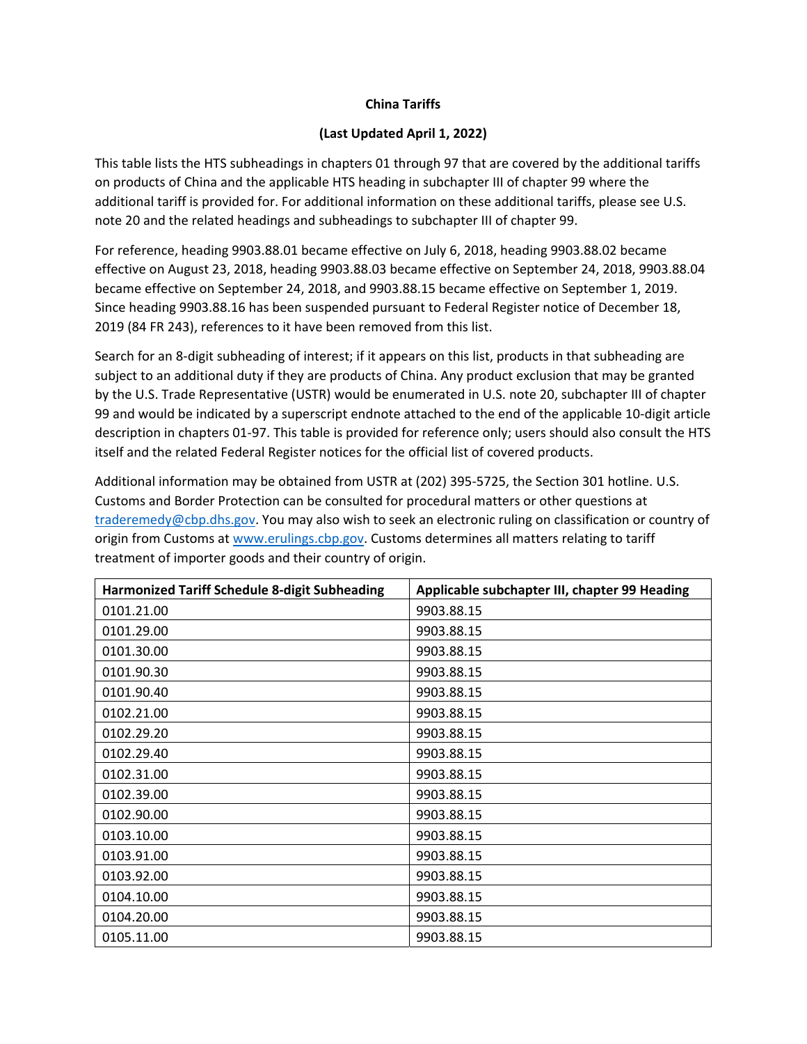# China Tariffs

**(Last Updated April 1, 2022)**

This table lists the HTS subheadings in chapters 01 through 97 that are covered by the additional tariffs on products of China and the applicable HTS heading in subchapter III of chapter 99 where the additional tariff is provided for. For additional information on these additional tariffs, please see U.S. note 20 and the related headings and subheadings to subchapter III of chapter 99.

For reference, heading 9903.88.01 became effective on July 6, 2018, heading 9903.88.02 became effective on August 23, 2018, heading 9903.88.03 became effective on September 24, 2018, 9903.88.04 became effective on September 24, 2018, and 9903.88.15 became effective on September 1, 2019. Since heading 9903.88.16 has been suspended pursuant to Federal Register notice of December 18, 2019 (84 FR 243), references to it have been removed from this list.

Search for an 8-digit subheading of interest; if it appears on this list, products in that subheading are subject to an additional duty if they are products of China. Any product exclusion that may be granted by the U.S. Trade Representative (USTR) would be enumerated in U.S. note 20, subchapter III of chapter 99 and would be indicated by a superscript endnote attached to the end of the applicable 10-digit article description in chapters 01-97. This table is provided for reference only; users should also consult the HTS itself and the related Federal Register notices for the official list of covered products.

Additional information may be obtained from USTR at (202) 395-5725, the Section 301 hotline. U.S. Customs and Border Protection can be consulted for procedural matters or other questions at traderemedy@cbp.dhs.gov. You may also wish to seek an electronic ruling on classification or country of origin from Customs at www.erulings.cbp.gov. Customs determines all matters relating to tariff treatment of importer goods and their country of origin.

| Harmonized Tariff Schedule 8-digit Subheading | Applicable subchapter III, chapter 99 Heading |
|---|---|
| 0101.21.00 | 9903.88.15 |
| 0101.29.00 | 9903.88.15 |
| 0101.30.00 | 9903.88.15 |
| 0101.90.30 | 9903.88.15 |
| 0101.90.40 | 9903.88.15 |
| 0102.21.00 | 9903.88.15 |
| 0102.29.20 | 9903.88.15 |
| 0102.29.40 | 9903.88.15 |
| 0102.31.00 | 9903.88.15 |
| 0102.39.00 | 9903.88.15 |
| 0102.90.00 | 9903.88.15 |
| 0103.10.00 | 9903.88.15 |
| 0103.91.00 | 9903.88.15 |
| 0103.92.00 | 9903.88.15 |
| 0104.10.00 | 9903.88.15 |
| 0104.20.00 | 9903.88.15 |
| 0105.11.00 | 9903.88.15 |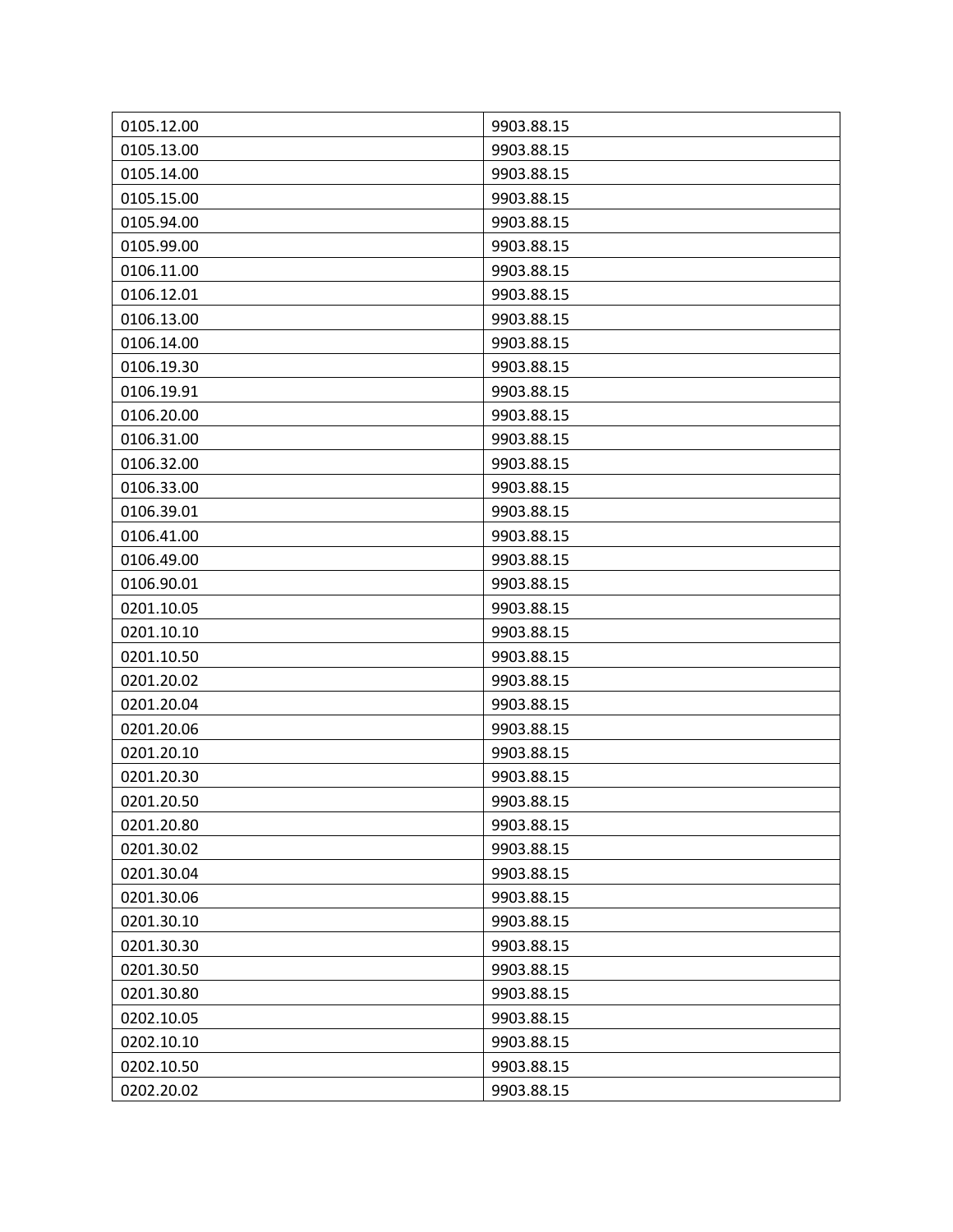| | |
|---|---|
| 0105.12.00 | 9903.88.15 |
| 0105.13.00 | 9903.88.15 |
| 0105.14.00 | 9903.88.15 |
| 0105.15.00 | 9903.88.15 |
| 0105.94.00 | 9903.88.15 |
| 0105.99.00 | 9903.88.15 |
| 0106.11.00 | 9903.88.15 |
| 0106.12.01 | 9903.88.15 |
| 0106.13.00 | 9903.88.15 |
| 0106.14.00 | 9903.88.15 |
| 0106.19.30 | 9903.88.15 |
| 0106.19.91 | 9903.88.15 |
| 0106.20.00 | 9903.88.15 |
| 0106.31.00 | 9903.88.15 |
| 0106.32.00 | 9903.88.15 |
| 0106.33.00 | 9903.88.15 |
| 0106.39.01 | 9903.88.15 |
| 0106.41.00 | 9903.88.15 |
| 0106.49.00 | 9903.88.15 |
| 0106.90.01 | 9903.88.15 |
| 0201.10.05 | 9903.88.15 |
| 0201.10.10 | 9903.88.15 |
| 0201.10.50 | 9903.88.15 |
| 0201.20.02 | 9903.88.15 |
| 0201.20.04 | 9903.88.15 |
| 0201.20.06 | 9903.88.15 |
| 0201.20.10 | 9903.88.15 |
| 0201.20.30 | 9903.88.15 |
| 0201.20.50 | 9903.88.15 |
| 0201.20.80 | 9903.88.15 |
| 0201.30.02 | 9903.88.15 |
| 0201.30.04 | 9903.88.15 |
| 0201.30.06 | 9903.88.15 |
| 0201.30.10 | 9903.88.15 |
| 0201.30.30 | 9903.88.15 |
| 0201.30.50 | 9903.88.15 |
| 0201.30.80 | 9903.88.15 |
| 0202.10.05 | 9903.88.15 |
| 0202.10.10 | 9903.88.15 |
| 0202.10.50 | 9903.88.15 |
| 0202.20.02 | 9903.88.15 |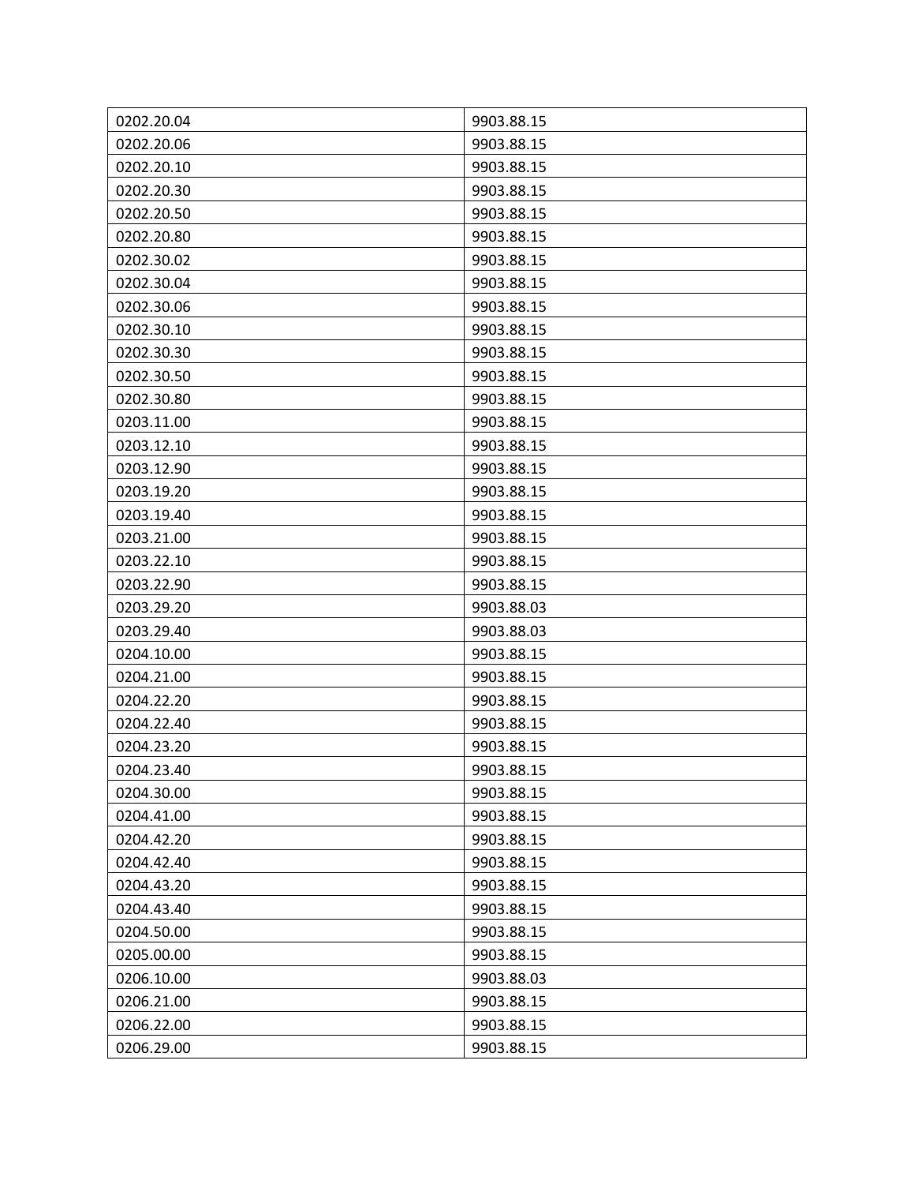| 0202.20.04 | 9903.88.15 |
|---|---|
| 0202.20.06 | 9903.88.15 |
| 0202.20.10 | 9903.88.15 |
| 0202.20.30 | 9903.88.15 |
| 0202.20.50 | 9903.88.15 |
| 0202.20.80 | 9903.88.15 |
| 0202.30.02 | 9903.88.15 |
| 0202.30.04 | 9903.88.15 |
| 0202.30.06 | 9903.88.15 |
| 0202.30.10 | 9903.88.15 |
| 0202.30.30 | 9903.88.15 |
| 0202.30.50 | 9903.88.15 |
| 0202.30.80 | 9903.88.15 |
| 0203.11.00 | 9903.88.15 |
| 0203.12.10 | 9903.88.15 |
| 0203.12.90 | 9903.88.15 |
| 0203.19.20 | 9903.88.15 |
| 0203.19.40 | 9903.88.15 |
| 0203.21.00 | 9903.88.15 |
| 0203.22.10 | 9903.88.15 |
| 0203.22.90 | 9903.88.15 |
| 0203.29.20 | 9903.88.03 |
| 0203.29.40 | 9903.88.03 |
| 0204.10.00 | 9903.88.15 |
| 0204.21.00 | 9903.88.15 |
| 0204.22.20 | 9903.88.15 |
| 0204.22.40 | 9903.88.15 |
| 0204.23.20 | 9903.88.15 |
| 0204.23.40 | 9903.88.15 |
| 0204.30.00 | 9903.88.15 |
| 0204.41.00 | 9903.88.15 |
| 0204.42.20 | 9903.88.15 |
| 0204.42.40 | 9903.88.15 |
| 0204.43.20 | 9903.88.15 |
| 0204.43.40 | 9903.88.15 |
| 0204.50.00 | 9903.88.15 |
| 0205.00.00 | 9903.88.15 |
| 0206.10.00 | 9903.88.03 |
| 0206.21.00 | 9903.88.15 |
| 0206.22.00 | 9903.88.15 |
| 0206.29.00 | 9903.88.15 |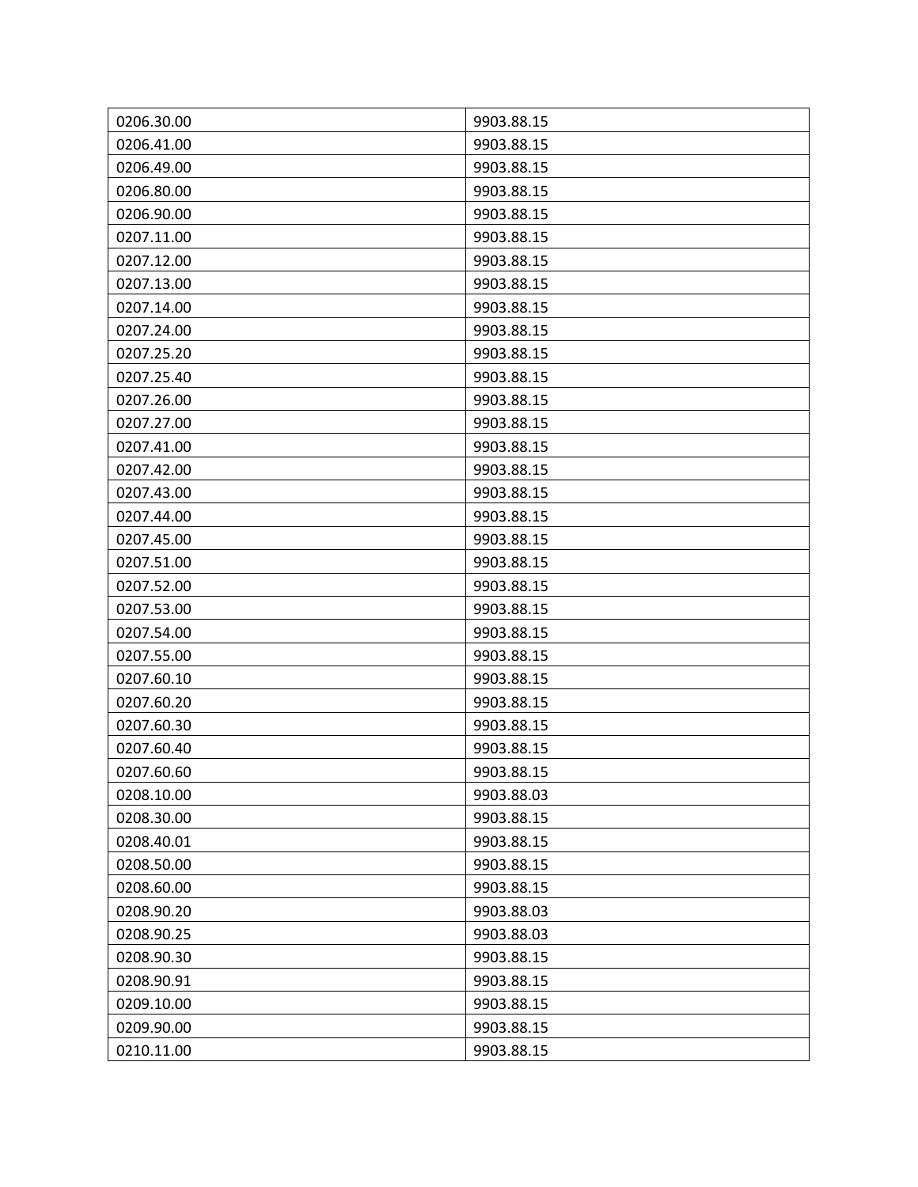| | |
|---|---|
| 0206.30.00 | 9903.88.15 |
| 0206.41.00 | 9903.88.15 |
| 0206.49.00 | 9903.88.15 |
| 0206.80.00 | 9903.88.15 |
| 0206.90.00 | 9903.88.15 |
| 0207.11.00 | 9903.88.15 |
| 0207.12.00 | 9903.88.15 |
| 0207.13.00 | 9903.88.15 |
| 0207.14.00 | 9903.88.15 |
| 0207.24.00 | 9903.88.15 |
| 0207.25.20 | 9903.88.15 |
| 0207.25.40 | 9903.88.15 |
| 0207.26.00 | 9903.88.15 |
| 0207.27.00 | 9903.88.15 |
| 0207.41.00 | 9903.88.15 |
| 0207.42.00 | 9903.88.15 |
| 0207.43.00 | 9903.88.15 |
| 0207.44.00 | 9903.88.15 |
| 0207.45.00 | 9903.88.15 |
| 0207.51.00 | 9903.88.15 |
| 0207.52.00 | 9903.88.15 |
| 0207.53.00 | 9903.88.15 |
| 0207.54.00 | 9903.88.15 |
| 0207.55.00 | 9903.88.15 |
| 0207.60.10 | 9903.88.15 |
| 0207.60.20 | 9903.88.15 |
| 0207.60.30 | 9903.88.15 |
| 0207.60.40 | 9903.88.15 |
| 0207.60.60 | 9903.88.15 |
| 0208.10.00 | 9903.88.03 |
| 0208.30.00 | 9903.88.15 |
| 0208.40.01 | 9903.88.15 |
| 0208.50.00 | 9903.88.15 |
| 0208.60.00 | 9903.88.15 |
| 0208.90.20 | 9903.88.03 |
| 0208.90.25 | 9903.88.03 |
| 0208.90.30 | 9903.88.15 |
| 0208.90.91 | 9903.88.15 |
| 0209.10.00 | 9903.88.15 |
| 0209.90.00 | 9903.88.15 |
| 0210.11.00 | 9903.88.15 |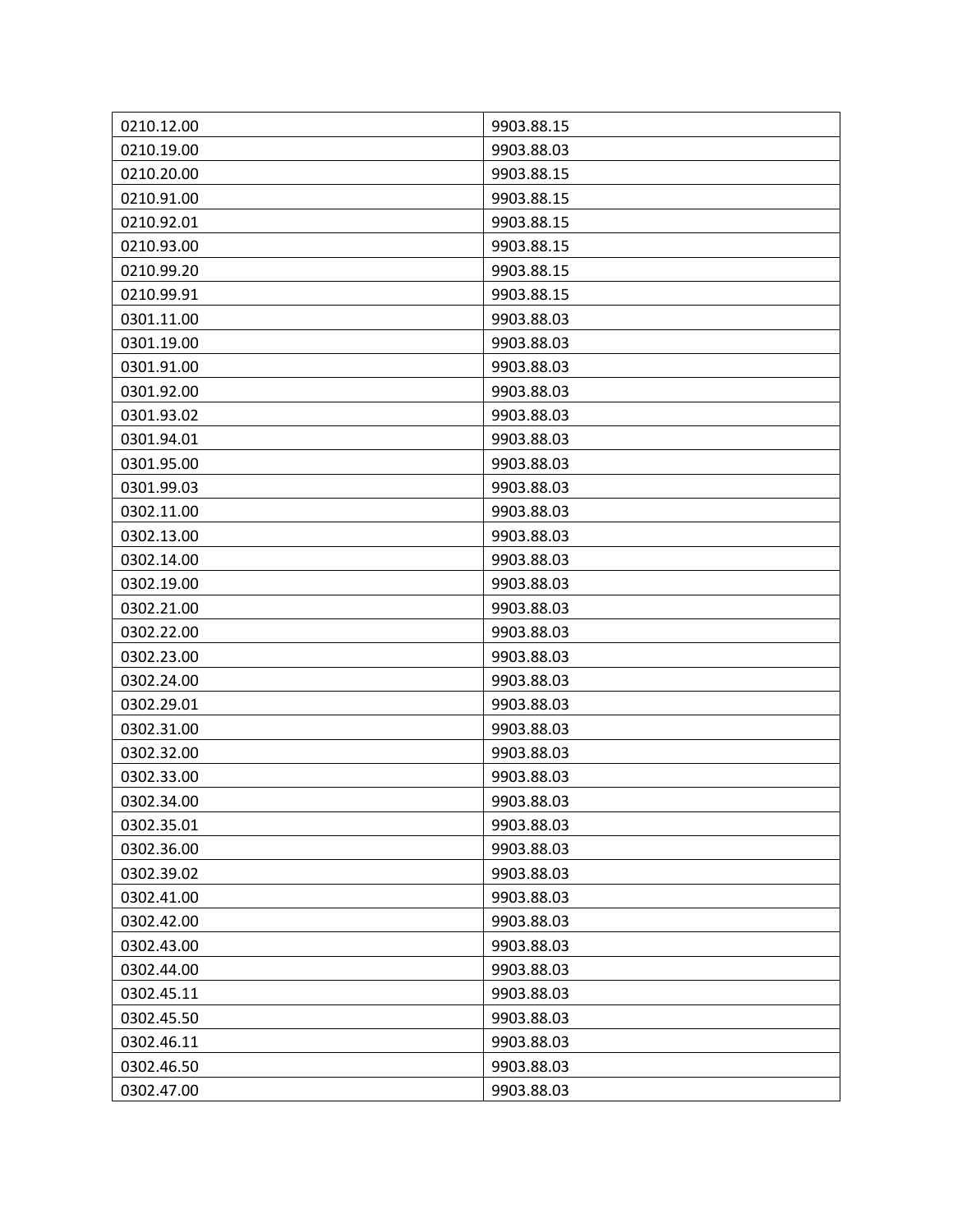| 0210.12.00 | 9903.88.15 |
| --- | --- |
| 0210.19.00 | 9903.88.03 |
| 0210.20.00 | 9903.88.15 |
| 0210.91.00 | 9903.88.15 |
| 0210.92.01 | 9903.88.15 |
| 0210.93.00 | 9903.88.15 |
| 0210.99.20 | 9903.88.15 |
| 0210.99.91 | 9903.88.15 |
| 0301.11.00 | 9903.88.03 |
| 0301.19.00 | 9903.88.03 |
| 0301.91.00 | 9903.88.03 |
| 0301.92.00 | 9903.88.03 |
| 0301.93.02 | 9903.88.03 |
| 0301.94.01 | 9903.88.03 |
| 0301.95.00 | 9903.88.03 |
| 0301.99.03 | 9903.88.03 |
| 0302.11.00 | 9903.88.03 |
| 0302.13.00 | 9903.88.03 |
| 0302.14.00 | 9903.88.03 |
| 0302.19.00 | 9903.88.03 |
| 0302.21.00 | 9903.88.03 |
| 0302.22.00 | 9903.88.03 |
| 0302.23.00 | 9903.88.03 |
| 0302.24.00 | 9903.88.03 |
| 0302.29.01 | 9903.88.03 |
| 0302.31.00 | 9903.88.03 |
| 0302.32.00 | 9903.88.03 |
| 0302.33.00 | 9903.88.03 |
| 0302.34.00 | 9903.88.03 |
| 0302.35.01 | 9903.88.03 |
| 0302.36.00 | 9903.88.03 |
| 0302.39.02 | 9903.88.03 |
| 0302.41.00 | 9903.88.03 |
| 0302.42.00 | 9903.88.03 |
| 0302.43.00 | 9903.88.03 |
| 0302.44.00 | 9903.88.03 |
| 0302.45.11 | 9903.88.03 |
| 0302.45.50 | 9903.88.03 |
| 0302.46.11 | 9903.88.03 |
| 0302.46.50 | 9903.88.03 |
| 0302.47.00 | 9903.88.03 |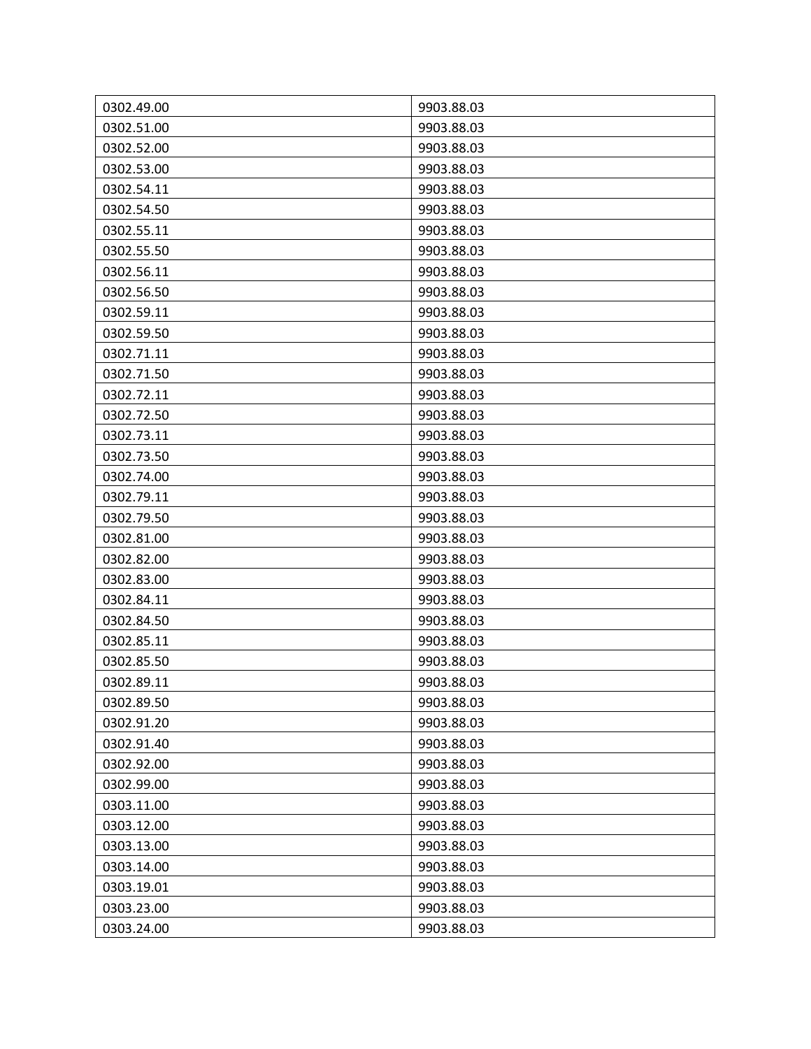| 0302.49.00 | 9903.88.03 |
| --- | --- |
| 0302.51.00 | 9903.88.03 |
| 0302.52.00 | 9903.88.03 |
| 0302.53.00 | 9903.88.03 |
| 0302.54.11 | 9903.88.03 |
| 0302.54.50 | 9903.88.03 |
| 0302.55.11 | 9903.88.03 |
| 0302.55.50 | 9903.88.03 |
| 0302.56.11 | 9903.88.03 |
| 0302.56.50 | 9903.88.03 |
| 0302.59.11 | 9903.88.03 |
| 0302.59.50 | 9903.88.03 |
| 0302.71.11 | 9903.88.03 |
| 0302.71.50 | 9903.88.03 |
| 0302.72.11 | 9903.88.03 |
| 0302.72.50 | 9903.88.03 |
| 0302.73.11 | 9903.88.03 |
| 0302.73.50 | 9903.88.03 |
| 0302.74.00 | 9903.88.03 |
| 0302.79.11 | 9903.88.03 |
| 0302.79.50 | 9903.88.03 |
| 0302.81.00 | 9903.88.03 |
| 0302.82.00 | 9903.88.03 |
| 0302.83.00 | 9903.88.03 |
| 0302.84.11 | 9903.88.03 |
| 0302.84.50 | 9903.88.03 |
| 0302.85.11 | 9903.88.03 |
| 0302.85.50 | 9903.88.03 |
| 0302.89.11 | 9903.88.03 |
| 0302.89.50 | 9903.88.03 |
| 0302.91.20 | 9903.88.03 |
| 0302.91.40 | 9903.88.03 |
| 0302.92.00 | 9903.88.03 |
| 0302.99.00 | 9903.88.03 |
| 0303.11.00 | 9903.88.03 |
| 0303.12.00 | 9903.88.03 |
| 0303.13.00 | 9903.88.03 |
| 0303.14.00 | 9903.88.03 |
| 0303.19.01 | 9903.88.03 |
| 0303.23.00 | 9903.88.03 |
| 0303.24.00 | 9903.88.03 |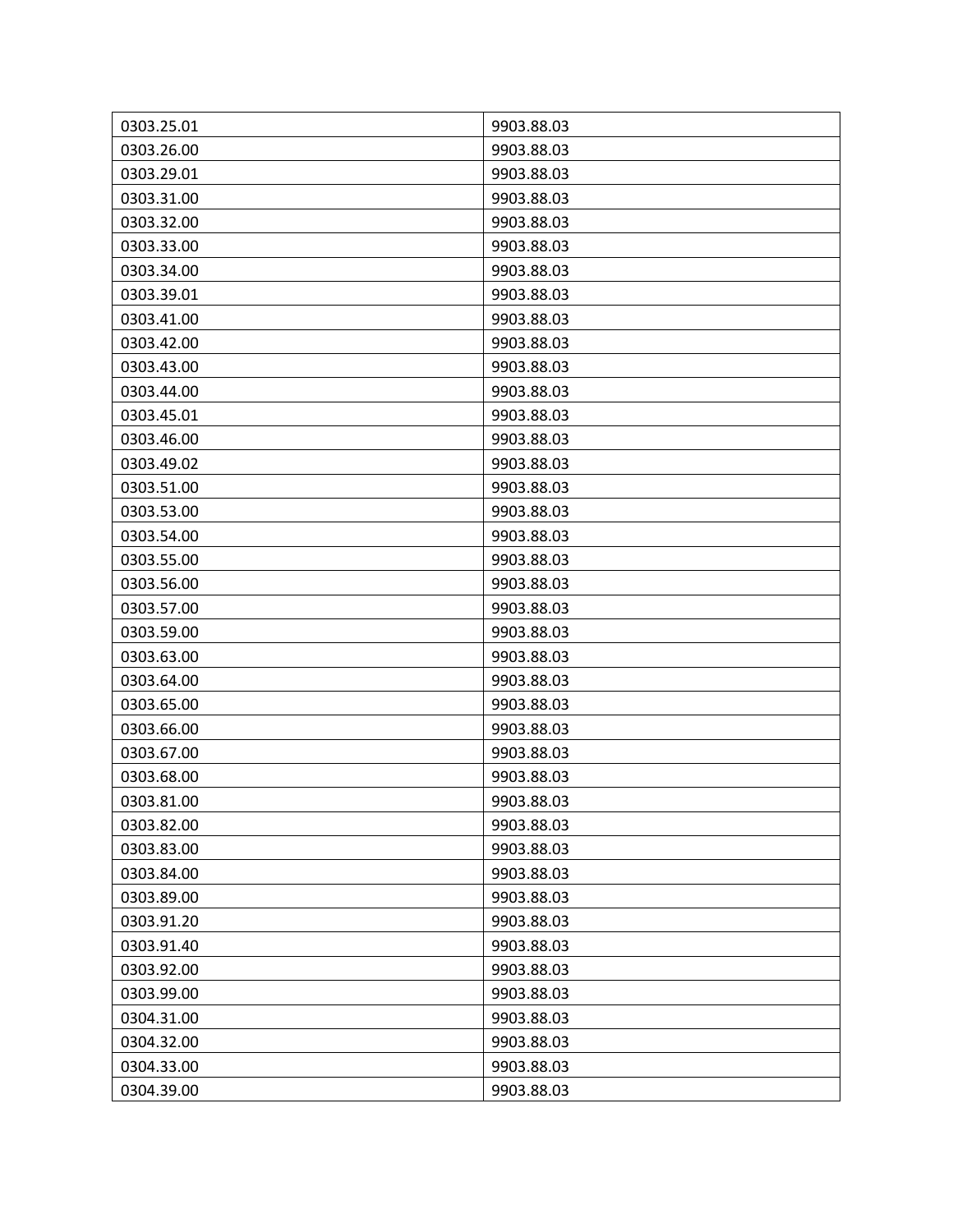| | |
|---|---|
| 0303.25.01 | 9903.88.03 |
| 0303.26.00 | 9903.88.03 |
| 0303.29.01 | 9903.88.03 |
| 0303.31.00 | 9903.88.03 |
| 0303.32.00 | 9903.88.03 |
| 0303.33.00 | 9903.88.03 |
| 0303.34.00 | 9903.88.03 |
| 0303.39.01 | 9903.88.03 |
| 0303.41.00 | 9903.88.03 |
| 0303.42.00 | 9903.88.03 |
| 0303.43.00 | 9903.88.03 |
| 0303.44.00 | 9903.88.03 |
| 0303.45.01 | 9903.88.03 |
| 0303.46.00 | 9903.88.03 |
| 0303.49.02 | 9903.88.03 |
| 0303.51.00 | 9903.88.03 |
| 0303.53.00 | 9903.88.03 |
| 0303.54.00 | 9903.88.03 |
| 0303.55.00 | 9903.88.03 |
| 0303.56.00 | 9903.88.03 |
| 0303.57.00 | 9903.88.03 |
| 0303.59.00 | 9903.88.03 |
| 0303.63.00 | 9903.88.03 |
| 0303.64.00 | 9903.88.03 |
| 0303.65.00 | 9903.88.03 |
| 0303.66.00 | 9903.88.03 |
| 0303.67.00 | 9903.88.03 |
| 0303.68.00 | 9903.88.03 |
| 0303.81.00 | 9903.88.03 |
| 0303.82.00 | 9903.88.03 |
| 0303.83.00 | 9903.88.03 |
| 0303.84.00 | 9903.88.03 |
| 0303.89.00 | 9903.88.03 |
| 0303.91.20 | 9903.88.03 |
| 0303.91.40 | 9903.88.03 |
| 0303.92.00 | 9903.88.03 |
| 0303.99.00 | 9903.88.03 |
| 0304.31.00 | 9903.88.03 |
| 0304.32.00 | 9903.88.03 |
| 0304.33.00 | 9903.88.03 |
| 0304.39.00 | 9903.88.03 |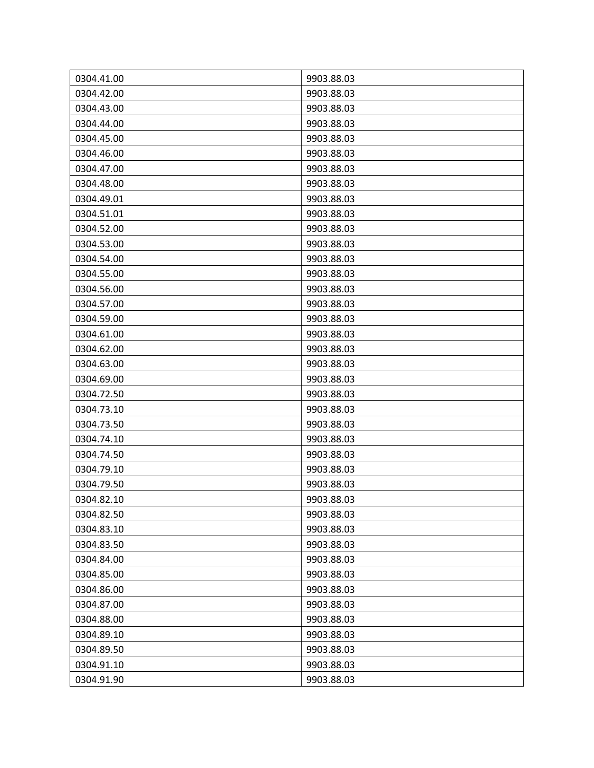| | |
|---|---|
| 0304.41.00 | 9903.88.03 |
| 0304.42.00 | 9903.88.03 |
| 0304.43.00 | 9903.88.03 |
| 0304.44.00 | 9903.88.03 |
| 0304.45.00 | 9903.88.03 |
| 0304.46.00 | 9903.88.03 |
| 0304.47.00 | 9903.88.03 |
| 0304.48.00 | 9903.88.03 |
| 0304.49.01 | 9903.88.03 |
| 0304.51.01 | 9903.88.03 |
| 0304.52.00 | 9903.88.03 |
| 0304.53.00 | 9903.88.03 |
| 0304.54.00 | 9903.88.03 |
| 0304.55.00 | 9903.88.03 |
| 0304.56.00 | 9903.88.03 |
| 0304.57.00 | 9903.88.03 |
| 0304.59.00 | 9903.88.03 |
| 0304.61.00 | 9903.88.03 |
| 0304.62.00 | 9903.88.03 |
| 0304.63.00 | 9903.88.03 |
| 0304.69.00 | 9903.88.03 |
| 0304.72.50 | 9903.88.03 |
| 0304.73.10 | 9903.88.03 |
| 0304.73.50 | 9903.88.03 |
| 0304.74.10 | 9903.88.03 |
| 0304.74.50 | 9903.88.03 |
| 0304.79.10 | 9903.88.03 |
| 0304.79.50 | 9903.88.03 |
| 0304.82.10 | 9903.88.03 |
| 0304.82.50 | 9903.88.03 |
| 0304.83.10 | 9903.88.03 |
| 0304.83.50 | 9903.88.03 |
| 0304.84.00 | 9903.88.03 |
| 0304.85.00 | 9903.88.03 |
| 0304.86.00 | 9903.88.03 |
| 0304.87.00 | 9903.88.03 |
| 0304.88.00 | 9903.88.03 |
| 0304.89.10 | 9903.88.03 |
| 0304.89.50 | 9903.88.03 |
| 0304.91.10 | 9903.88.03 |
| 0304.91.90 | 9903.88.03 |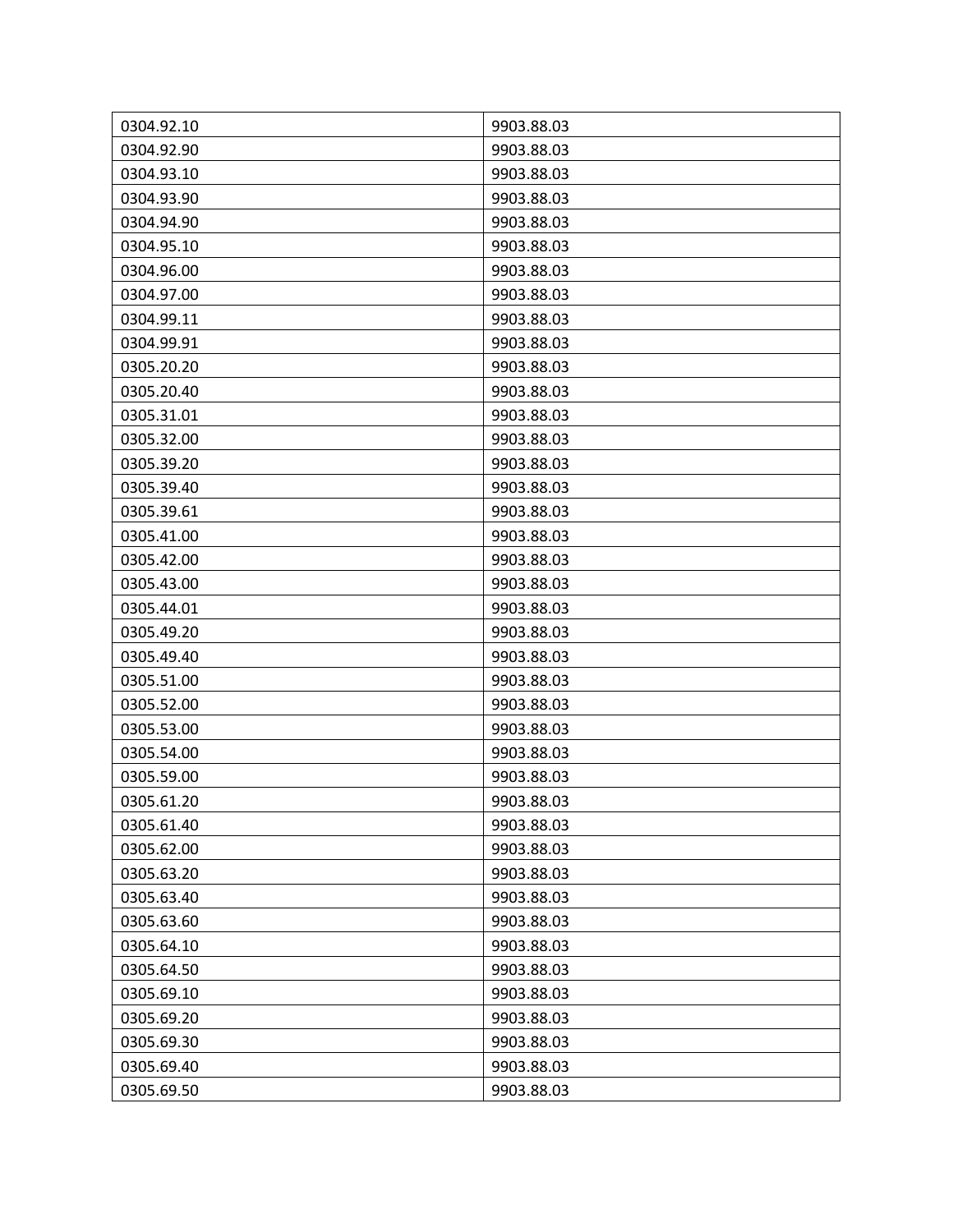| 0304.92.10 | 9903.88.03 |
|---|---|
| 0304.92.90 | 9903.88.03 |
| 0304.93.10 | 9903.88.03 |
| 0304.93.90 | 9903.88.03 |
| 0304.94.90 | 9903.88.03 |
| 0304.95.10 | 9903.88.03 |
| 0304.96.00 | 9903.88.03 |
| 0304.97.00 | 9903.88.03 |
| 0304.99.11 | 9903.88.03 |
| 0304.99.91 | 9903.88.03 |
| 0305.20.20 | 9903.88.03 |
| 0305.20.40 | 9903.88.03 |
| 0305.31.01 | 9903.88.03 |
| 0305.32.00 | 9903.88.03 |
| 0305.39.20 | 9903.88.03 |
| 0305.39.40 | 9903.88.03 |
| 0305.39.61 | 9903.88.03 |
| 0305.41.00 | 9903.88.03 |
| 0305.42.00 | 9903.88.03 |
| 0305.43.00 | 9903.88.03 |
| 0305.44.01 | 9903.88.03 |
| 0305.49.20 | 9903.88.03 |
| 0305.49.40 | 9903.88.03 |
| 0305.51.00 | 9903.88.03 |
| 0305.52.00 | 9903.88.03 |
| 0305.53.00 | 9903.88.03 |
| 0305.54.00 | 9903.88.03 |
| 0305.59.00 | 9903.88.03 |
| 0305.61.20 | 9903.88.03 |
| 0305.61.40 | 9903.88.03 |
| 0305.62.00 | 9903.88.03 |
| 0305.63.20 | 9903.88.03 |
| 0305.63.40 | 9903.88.03 |
| 0305.63.60 | 9903.88.03 |
| 0305.64.10 | 9903.88.03 |
| 0305.64.50 | 9903.88.03 |
| 0305.69.10 | 9903.88.03 |
| 0305.69.20 | 9903.88.03 |
| 0305.69.30 | 9903.88.03 |
| 0305.69.40 | 9903.88.03 |
| 0305.69.50 | 9903.88.03 |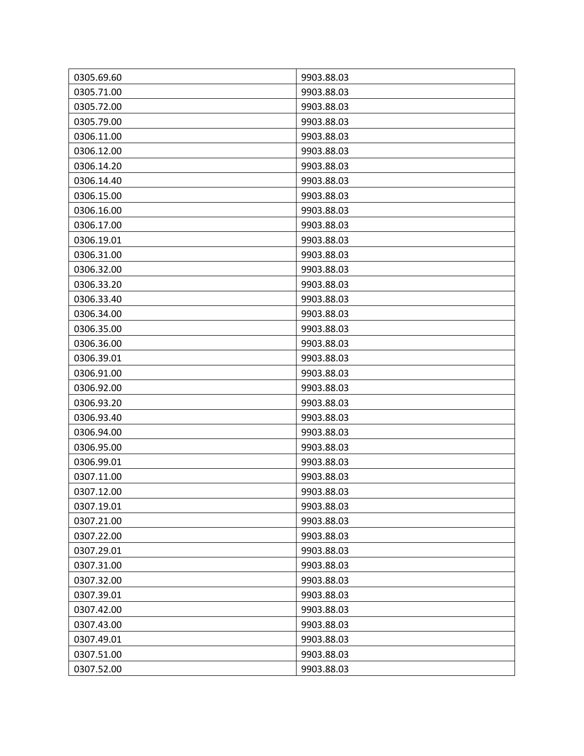| 0305.69.60 | 9903.88.03 |
| --- | --- |
| 0305.71.00 | 9903.88.03 |
| 0305.72.00 | 9903.88.03 |
| 0305.79.00 | 9903.88.03 |
| 0306.11.00 | 9903.88.03 |
| 0306.12.00 | 9903.88.03 |
| 0306.14.20 | 9903.88.03 |
| 0306.14.40 | 9903.88.03 |
| 0306.15.00 | 9903.88.03 |
| 0306.16.00 | 9903.88.03 |
| 0306.17.00 | 9903.88.03 |
| 0306.19.01 | 9903.88.03 |
| 0306.31.00 | 9903.88.03 |
| 0306.32.00 | 9903.88.03 |
| 0306.33.20 | 9903.88.03 |
| 0306.33.40 | 9903.88.03 |
| 0306.34.00 | 9903.88.03 |
| 0306.35.00 | 9903.88.03 |
| 0306.36.00 | 9903.88.03 |
| 0306.39.01 | 9903.88.03 |
| 0306.91.00 | 9903.88.03 |
| 0306.92.00 | 9903.88.03 |
| 0306.93.20 | 9903.88.03 |
| 0306.93.40 | 9903.88.03 |
| 0306.94.00 | 9903.88.03 |
| 0306.95.00 | 9903.88.03 |
| 0306.99.01 | 9903.88.03 |
| 0307.11.00 | 9903.88.03 |
| 0307.12.00 | 9903.88.03 |
| 0307.19.01 | 9903.88.03 |
| 0307.21.00 | 9903.88.03 |
| 0307.22.00 | 9903.88.03 |
| 0307.29.01 | 9903.88.03 |
| 0307.31.00 | 9903.88.03 |
| 0307.32.00 | 9903.88.03 |
| 0307.39.01 | 9903.88.03 |
| 0307.42.00 | 9903.88.03 |
| 0307.43.00 | 9903.88.03 |
| 0307.49.01 | 9903.88.03 |
| 0307.51.00 | 9903.88.03 |
| 0307.52.00 | 9903.88.03 |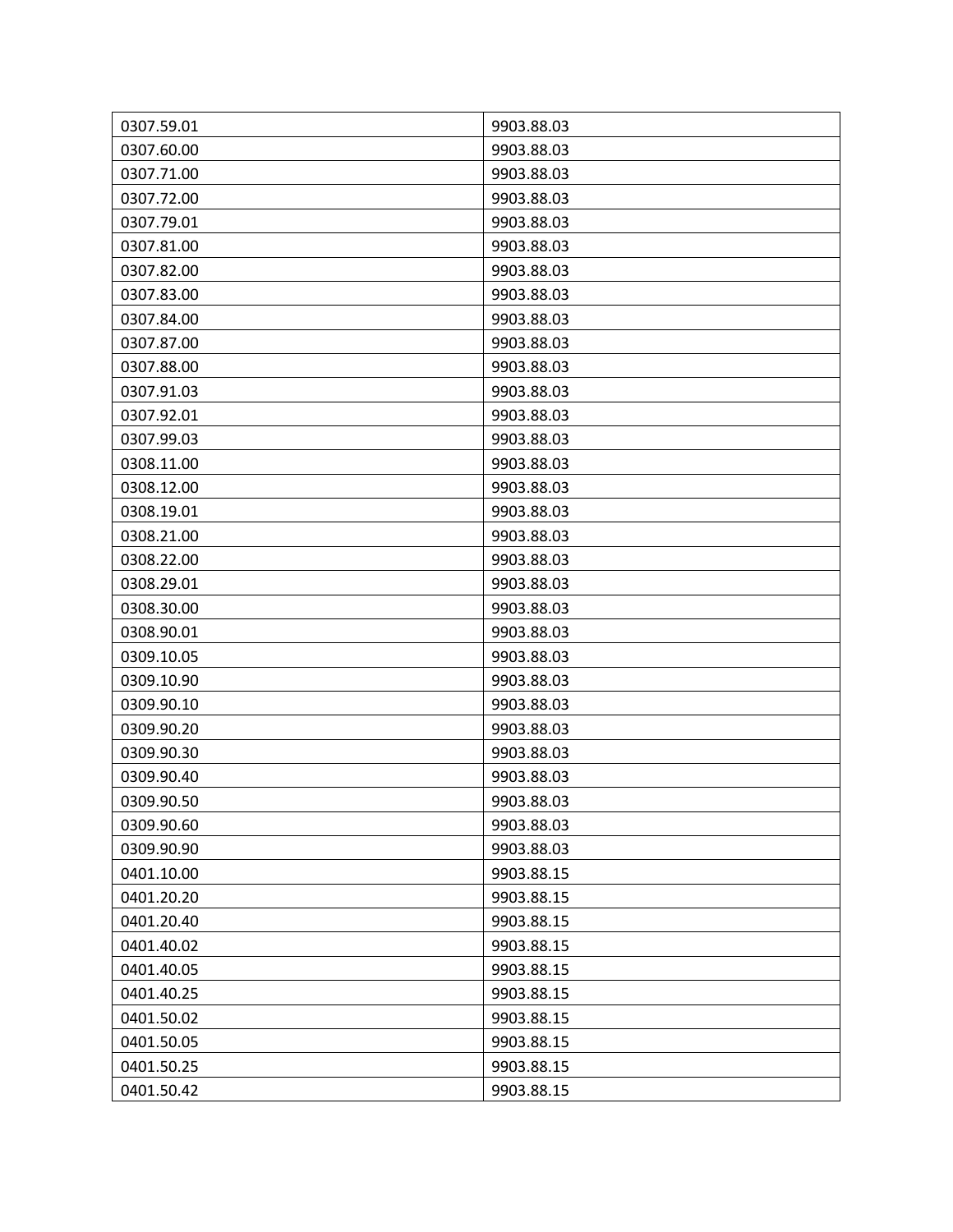| | |
|---|---|
| 0307.59.01 | 9903.88.03 |
| 0307.60.00 | 9903.88.03 |
| 0307.71.00 | 9903.88.03 |
| 0307.72.00 | 9903.88.03 |
| 0307.79.01 | 9903.88.03 |
| 0307.81.00 | 9903.88.03 |
| 0307.82.00 | 9903.88.03 |
| 0307.83.00 | 9903.88.03 |
| 0307.84.00 | 9903.88.03 |
| 0307.87.00 | 9903.88.03 |
| 0307.88.00 | 9903.88.03 |
| 0307.91.03 | 9903.88.03 |
| 0307.92.01 | 9903.88.03 |
| 0307.99.03 | 9903.88.03 |
| 0308.11.00 | 9903.88.03 |
| 0308.12.00 | 9903.88.03 |
| 0308.19.01 | 9903.88.03 |
| 0308.21.00 | 9903.88.03 |
| 0308.22.00 | 9903.88.03 |
| 0308.29.01 | 9903.88.03 |
| 0308.30.00 | 9903.88.03 |
| 0308.90.01 | 9903.88.03 |
| 0309.10.05 | 9903.88.03 |
| 0309.10.90 | 9903.88.03 |
| 0309.90.10 | 9903.88.03 |
| 0309.90.20 | 9903.88.03 |
| 0309.90.30 | 9903.88.03 |
| 0309.90.40 | 9903.88.03 |
| 0309.90.50 | 9903.88.03 |
| 0309.90.60 | 9903.88.03 |
| 0309.90.90 | 9903.88.03 |
| 0401.10.00 | 9903.88.15 |
| 0401.20.20 | 9903.88.15 |
| 0401.20.40 | 9903.88.15 |
| 0401.40.02 | 9903.88.15 |
| 0401.40.05 | 9903.88.15 |
| 0401.40.25 | 9903.88.15 |
| 0401.50.02 | 9903.88.15 |
| 0401.50.05 | 9903.88.15 |
| 0401.50.25 | 9903.88.15 |
| 0401.50.42 | 9903.88.15 |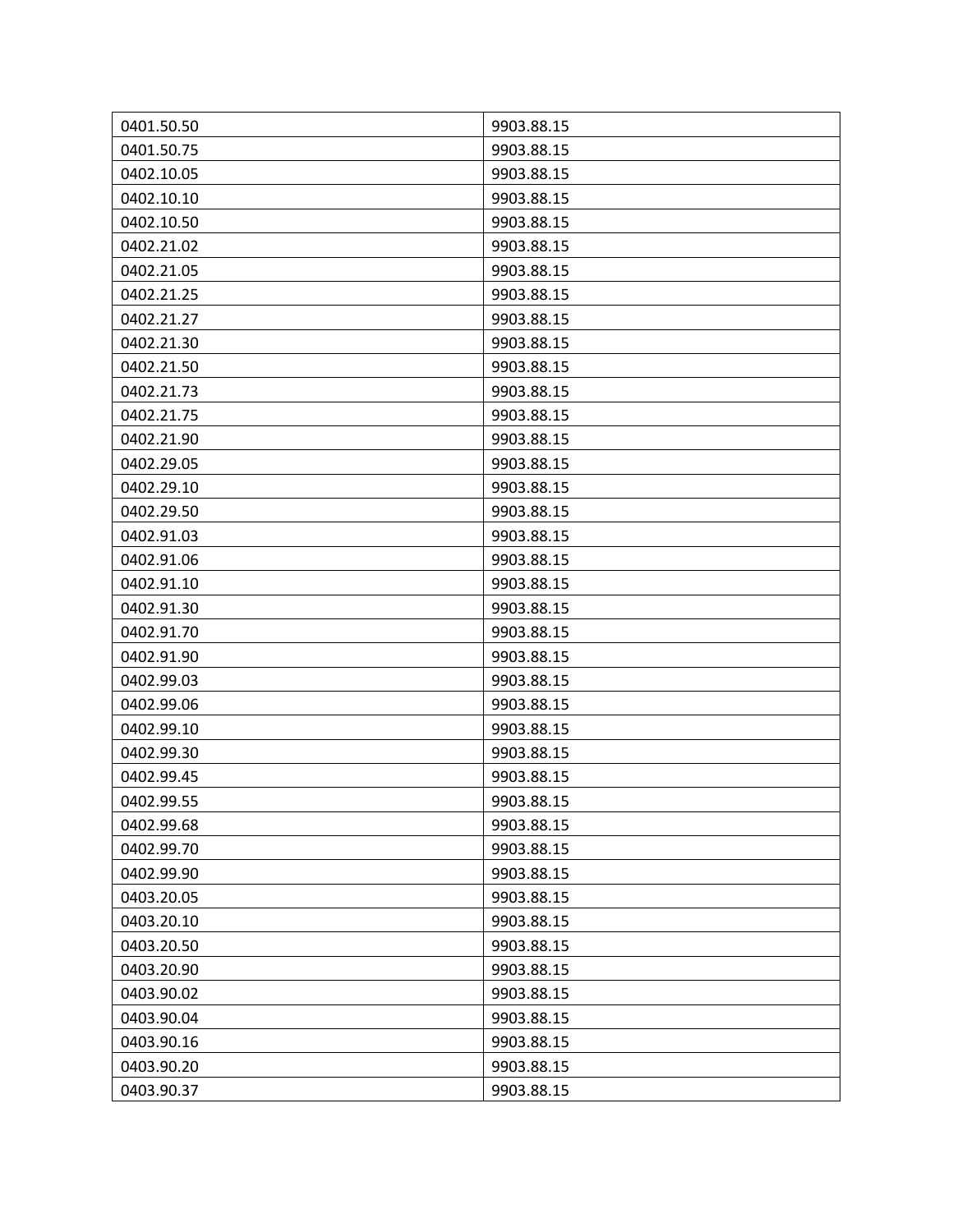| 0401.50.50 | 9903.88.15 |
| --- | --- |
| 0401.50.75 | 9903.88.15 |
| 0402.10.05 | 9903.88.15 |
| 0402.10.10 | 9903.88.15 |
| 0402.10.50 | 9903.88.15 |
| 0402.21.02 | 9903.88.15 |
| 0402.21.05 | 9903.88.15 |
| 0402.21.25 | 9903.88.15 |
| 0402.21.27 | 9903.88.15 |
| 0402.21.30 | 9903.88.15 |
| 0402.21.50 | 9903.88.15 |
| 0402.21.73 | 9903.88.15 |
| 0402.21.75 | 9903.88.15 |
| 0402.21.90 | 9903.88.15 |
| 0402.29.05 | 9903.88.15 |
| 0402.29.10 | 9903.88.15 |
| 0402.29.50 | 9903.88.15 |
| 0402.91.03 | 9903.88.15 |
| 0402.91.06 | 9903.88.15 |
| 0402.91.10 | 9903.88.15 |
| 0402.91.30 | 9903.88.15 |
| 0402.91.70 | 9903.88.15 |
| 0402.91.90 | 9903.88.15 |
| 0402.99.03 | 9903.88.15 |
| 0402.99.06 | 9903.88.15 |
| 0402.99.10 | 9903.88.15 |
| 0402.99.30 | 9903.88.15 |
| 0402.99.45 | 9903.88.15 |
| 0402.99.55 | 9903.88.15 |
| 0402.99.68 | 9903.88.15 |
| 0402.99.70 | 9903.88.15 |
| 0402.99.90 | 9903.88.15 |
| 0403.20.05 | 9903.88.15 |
| 0403.20.10 | 9903.88.15 |
| 0403.20.50 | 9903.88.15 |
| 0403.20.90 | 9903.88.15 |
| 0403.90.02 | 9903.88.15 |
| 0403.90.04 | 9903.88.15 |
| 0403.90.16 | 9903.88.15 |
| 0403.90.20 | 9903.88.15 |
| 0403.90.37 | 9903.88.15 |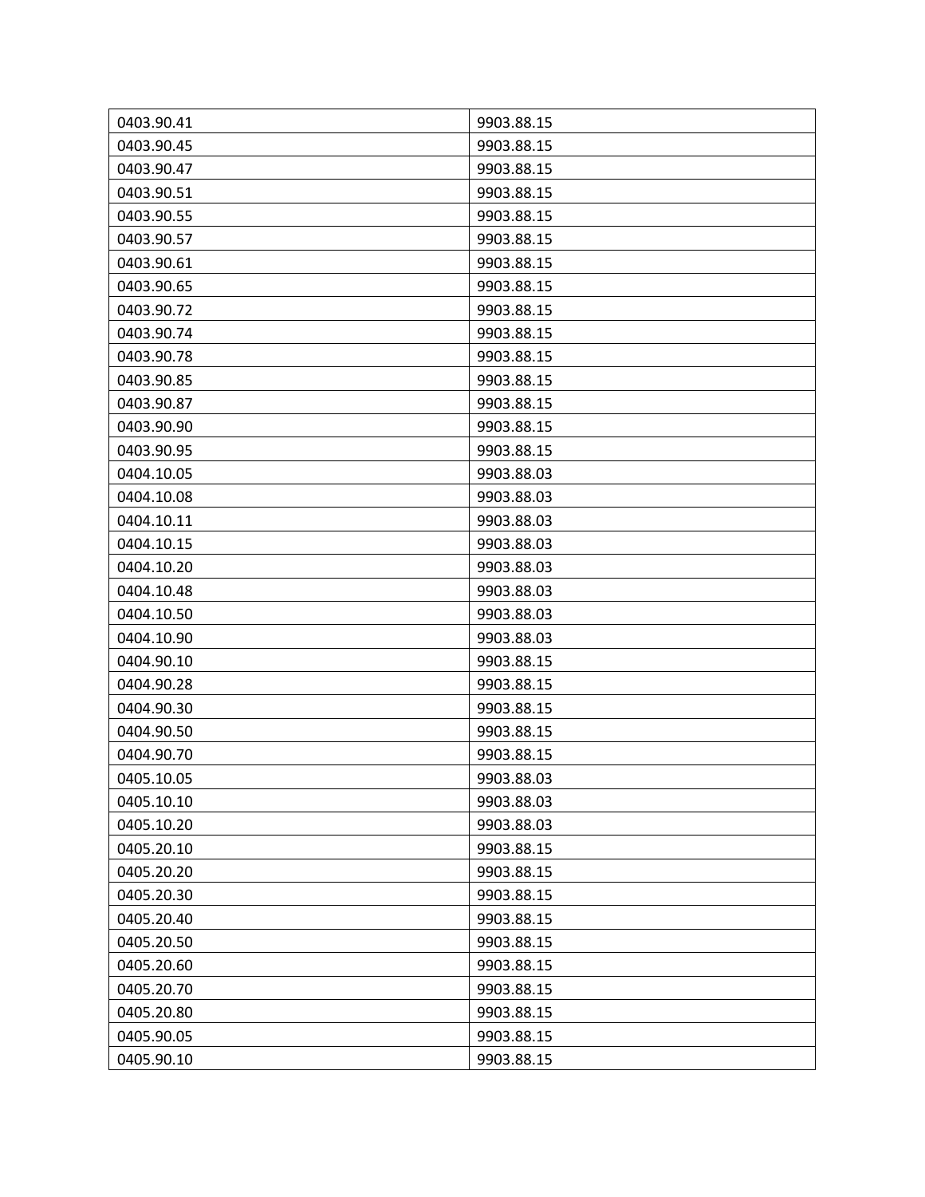| 0403.90.41 | 9903.88.15 |
| --- | --- |
| 0403.90.45 | 9903.88.15 |
| 0403.90.47 | 9903.88.15 |
| 0403.90.51 | 9903.88.15 |
| 0403.90.55 | 9903.88.15 |
| 0403.90.57 | 9903.88.15 |
| 0403.90.61 | 9903.88.15 |
| 0403.90.65 | 9903.88.15 |
| 0403.90.72 | 9903.88.15 |
| 0403.90.74 | 9903.88.15 |
| 0403.90.78 | 9903.88.15 |
| 0403.90.85 | 9903.88.15 |
| 0403.90.87 | 9903.88.15 |
| 0403.90.90 | 9903.88.15 |
| 0403.90.95 | 9903.88.15 |
| 0404.10.05 | 9903.88.03 |
| 0404.10.08 | 9903.88.03 |
| 0404.10.11 | 9903.88.03 |
| 0404.10.15 | 9903.88.03 |
| 0404.10.20 | 9903.88.03 |
| 0404.10.48 | 9903.88.03 |
| 0404.10.50 | 9903.88.03 |
| 0404.10.90 | 9903.88.03 |
| 0404.90.10 | 9903.88.15 |
| 0404.90.28 | 9903.88.15 |
| 0404.90.30 | 9903.88.15 |
| 0404.90.50 | 9903.88.15 |
| 0404.90.70 | 9903.88.15 |
| 0405.10.05 | 9903.88.03 |
| 0405.10.10 | 9903.88.03 |
| 0405.10.20 | 9903.88.03 |
| 0405.20.10 | 9903.88.15 |
| 0405.20.20 | 9903.88.15 |
| 0405.20.30 | 9903.88.15 |
| 0405.20.40 | 9903.88.15 |
| 0405.20.50 | 9903.88.15 |
| 0405.20.60 | 9903.88.15 |
| 0405.20.70 | 9903.88.15 |
| 0405.20.80 | 9903.88.15 |
| 0405.90.05 | 9903.88.15 |
| 0405.90.10 | 9903.88.15 |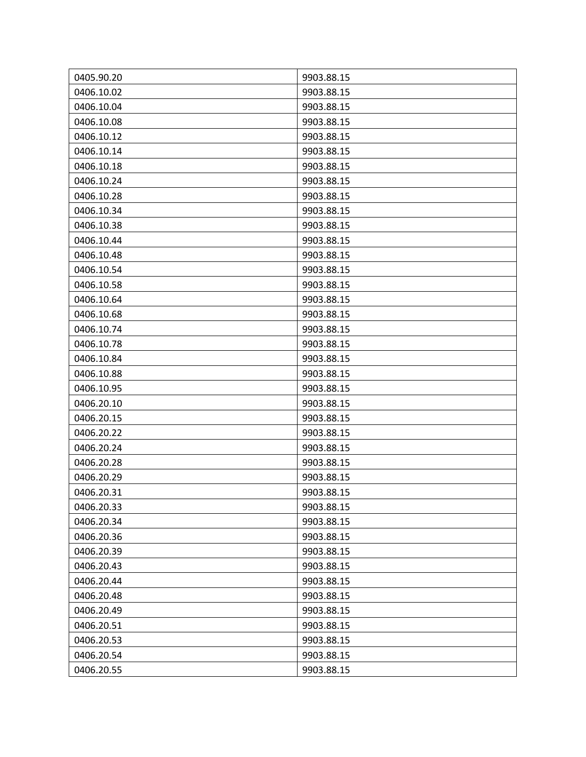| | |
|---|---|
| 0405.90.20 | 9903.88.15 |
| 0406.10.02 | 9903.88.15 |
| 0406.10.04 | 9903.88.15 |
| 0406.10.08 | 9903.88.15 |
| 0406.10.12 | 9903.88.15 |
| 0406.10.14 | 9903.88.15 |
| 0406.10.18 | 9903.88.15 |
| 0406.10.24 | 9903.88.15 |
| 0406.10.28 | 9903.88.15 |
| 0406.10.34 | 9903.88.15 |
| 0406.10.38 | 9903.88.15 |
| 0406.10.44 | 9903.88.15 |
| 0406.10.48 | 9903.88.15 |
| 0406.10.54 | 9903.88.15 |
| 0406.10.58 | 9903.88.15 |
| 0406.10.64 | 9903.88.15 |
| 0406.10.68 | 9903.88.15 |
| 0406.10.74 | 9903.88.15 |
| 0406.10.78 | 9903.88.15 |
| 0406.10.84 | 9903.88.15 |
| 0406.10.88 | 9903.88.15 |
| 0406.10.95 | 9903.88.15 |
| 0406.20.10 | 9903.88.15 |
| 0406.20.15 | 9903.88.15 |
| 0406.20.22 | 9903.88.15 |
| 0406.20.24 | 9903.88.15 |
| 0406.20.28 | 9903.88.15 |
| 0406.20.29 | 9903.88.15 |
| 0406.20.31 | 9903.88.15 |
| 0406.20.33 | 9903.88.15 |
| 0406.20.34 | 9903.88.15 |
| 0406.20.36 | 9903.88.15 |
| 0406.20.39 | 9903.88.15 |
| 0406.20.43 | 9903.88.15 |
| 0406.20.44 | 9903.88.15 |
| 0406.20.48 | 9903.88.15 |
| 0406.20.49 | 9903.88.15 |
| 0406.20.51 | 9903.88.15 |
| 0406.20.53 | 9903.88.15 |
| 0406.20.54 | 9903.88.15 |
| 0406.20.55 | 9903.88.15 |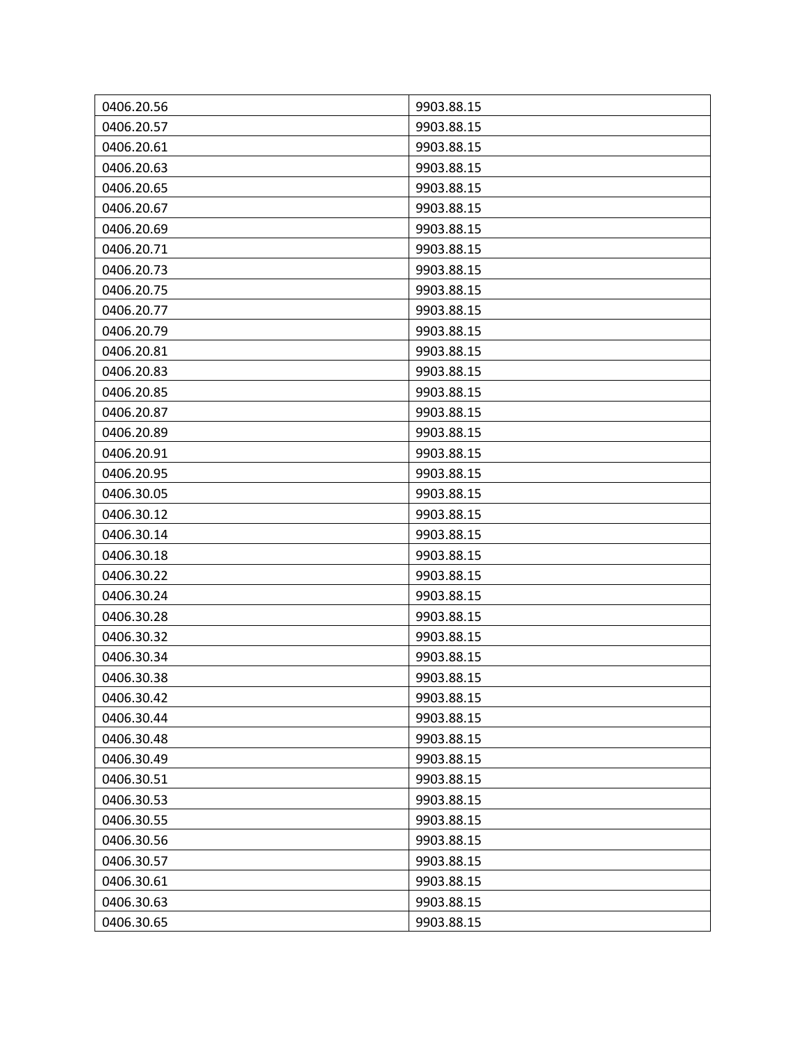| 0406.20.56 | 9903.88.15 |
|---|---|
| 0406.20.57 | 9903.88.15 |
| 0406.20.61 | 9903.88.15 |
| 0406.20.63 | 9903.88.15 |
| 0406.20.65 | 9903.88.15 |
| 0406.20.67 | 9903.88.15 |
| 0406.20.69 | 9903.88.15 |
| 0406.20.71 | 9903.88.15 |
| 0406.20.73 | 9903.88.15 |
| 0406.20.75 | 9903.88.15 |
| 0406.20.77 | 9903.88.15 |
| 0406.20.79 | 9903.88.15 |
| 0406.20.81 | 9903.88.15 |
| 0406.20.83 | 9903.88.15 |
| 0406.20.85 | 9903.88.15 |
| 0406.20.87 | 9903.88.15 |
| 0406.20.89 | 9903.88.15 |
| 0406.20.91 | 9903.88.15 |
| 0406.20.95 | 9903.88.15 |
| 0406.30.05 | 9903.88.15 |
| 0406.30.12 | 9903.88.15 |
| 0406.30.14 | 9903.88.15 |
| 0406.30.18 | 9903.88.15 |
| 0406.30.22 | 9903.88.15 |
| 0406.30.24 | 9903.88.15 |
| 0406.30.28 | 9903.88.15 |
| 0406.30.32 | 9903.88.15 |
| 0406.30.34 | 9903.88.15 |
| 0406.30.38 | 9903.88.15 |
| 0406.30.42 | 9903.88.15 |
| 0406.30.44 | 9903.88.15 |
| 0406.30.48 | 9903.88.15 |
| 0406.30.49 | 9903.88.15 |
| 0406.30.51 | 9903.88.15 |
| 0406.30.53 | 9903.88.15 |
| 0406.30.55 | 9903.88.15 |
| 0406.30.56 | 9903.88.15 |
| 0406.30.57 | 9903.88.15 |
| 0406.30.61 | 9903.88.15 |
| 0406.30.63 | 9903.88.15 |
| 0406.30.65 | 9903.88.15 |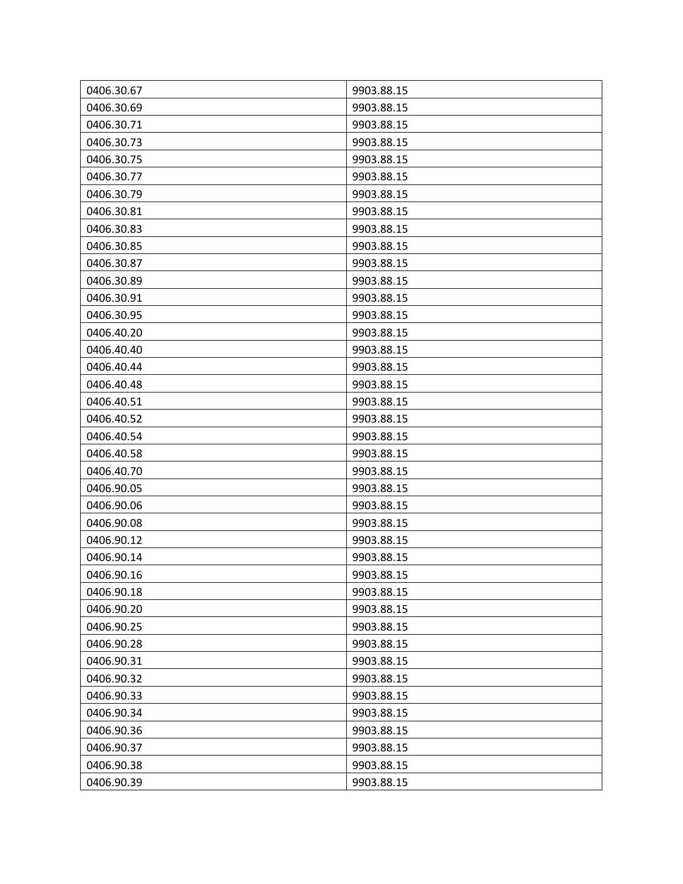| 0406.30.67 | 9903.88.15 |
| --- | --- |
| 0406.30.69 | 9903.88.15 |
| 0406.30.71 | 9903.88.15 |
| 0406.30.73 | 9903.88.15 |
| 0406.30.75 | 9903.88.15 |
| 0406.30.77 | 9903.88.15 |
| 0406.30.79 | 9903.88.15 |
| 0406.30.81 | 9903.88.15 |
| 0406.30.83 | 9903.88.15 |
| 0406.30.85 | 9903.88.15 |
| 0406.30.87 | 9903.88.15 |
| 0406.30.89 | 9903.88.15 |
| 0406.30.91 | 9903.88.15 |
| 0406.30.95 | 9903.88.15 |
| 0406.40.20 | 9903.88.15 |
| 0406.40.40 | 9903.88.15 |
| 0406.40.44 | 9903.88.15 |
| 0406.40.48 | 9903.88.15 |
| 0406.40.51 | 9903.88.15 |
| 0406.40.52 | 9903.88.15 |
| 0406.40.54 | 9903.88.15 |
| 0406.40.58 | 9903.88.15 |
| 0406.40.70 | 9903.88.15 |
| 0406.90.05 | 9903.88.15 |
| 0406.90.06 | 9903.88.15 |
| 0406.90.08 | 9903.88.15 |
| 0406.90.12 | 9903.88.15 |
| 0406.90.14 | 9903.88.15 |
| 0406.90.16 | 9903.88.15 |
| 0406.90.18 | 9903.88.15 |
| 0406.90.20 | 9903.88.15 |
| 0406.90.25 | 9903.88.15 |
| 0406.90.28 | 9903.88.15 |
| 0406.90.31 | 9903.88.15 |
| 0406.90.32 | 9903.88.15 |
| 0406.90.33 | 9903.88.15 |
| 0406.90.34 | 9903.88.15 |
| 0406.90.36 | 9903.88.15 |
| 0406.90.37 | 9903.88.15 |
| 0406.90.38 | 9903.88.15 |
| 0406.90.39 | 9903.88.15 |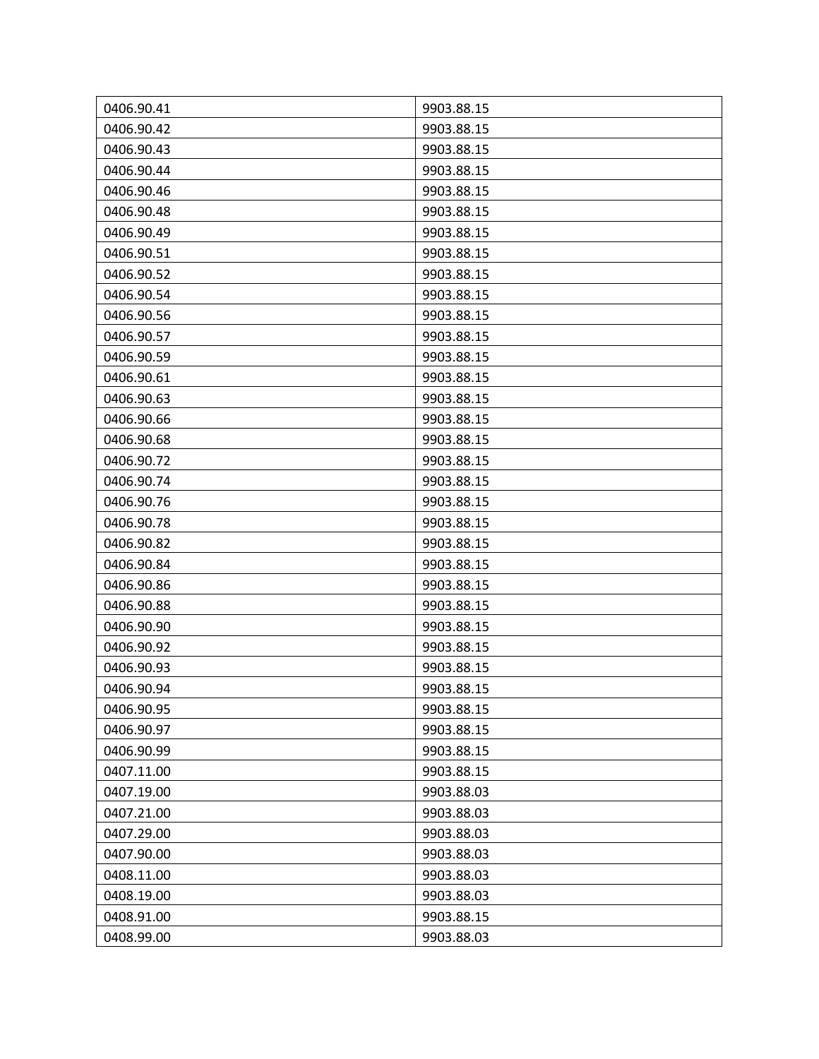| 0406.90.41 | 9903.88.15 |
|---|---|
| 0406.90.42 | 9903.88.15 |
| 0406.90.43 | 9903.88.15 |
| 0406.90.44 | 9903.88.15 |
| 0406.90.46 | 9903.88.15 |
| 0406.90.48 | 9903.88.15 |
| 0406.90.49 | 9903.88.15 |
| 0406.90.51 | 9903.88.15 |
| 0406.90.52 | 9903.88.15 |
| 0406.90.54 | 9903.88.15 |
| 0406.90.56 | 9903.88.15 |
| 0406.90.57 | 9903.88.15 |
| 0406.90.59 | 9903.88.15 |
| 0406.90.61 | 9903.88.15 |
| 0406.90.63 | 9903.88.15 |
| 0406.90.66 | 9903.88.15 |
| 0406.90.68 | 9903.88.15 |
| 0406.90.72 | 9903.88.15 |
| 0406.90.74 | 9903.88.15 |
| 0406.90.76 | 9903.88.15 |
| 0406.90.78 | 9903.88.15 |
| 0406.90.82 | 9903.88.15 |
| 0406.90.84 | 9903.88.15 |
| 0406.90.86 | 9903.88.15 |
| 0406.90.88 | 9903.88.15 |
| 0406.90.90 | 9903.88.15 |
| 0406.90.92 | 9903.88.15 |
| 0406.90.93 | 9903.88.15 |
| 0406.90.94 | 9903.88.15 |
| 0406.90.95 | 9903.88.15 |
| 0406.90.97 | 9903.88.15 |
| 0406.90.99 | 9903.88.15 |
| 0407.11.00 | 9903.88.15 |
| 0407.19.00 | 9903.88.03 |
| 0407.21.00 | 9903.88.03 |
| 0407.29.00 | 9903.88.03 |
| 0407.90.00 | 9903.88.03 |
| 0408.11.00 | 9903.88.03 |
| 0408.19.00 | 9903.88.03 |
| 0408.91.00 | 9903.88.15 |
| 0408.99.00 | 9903.88.03 |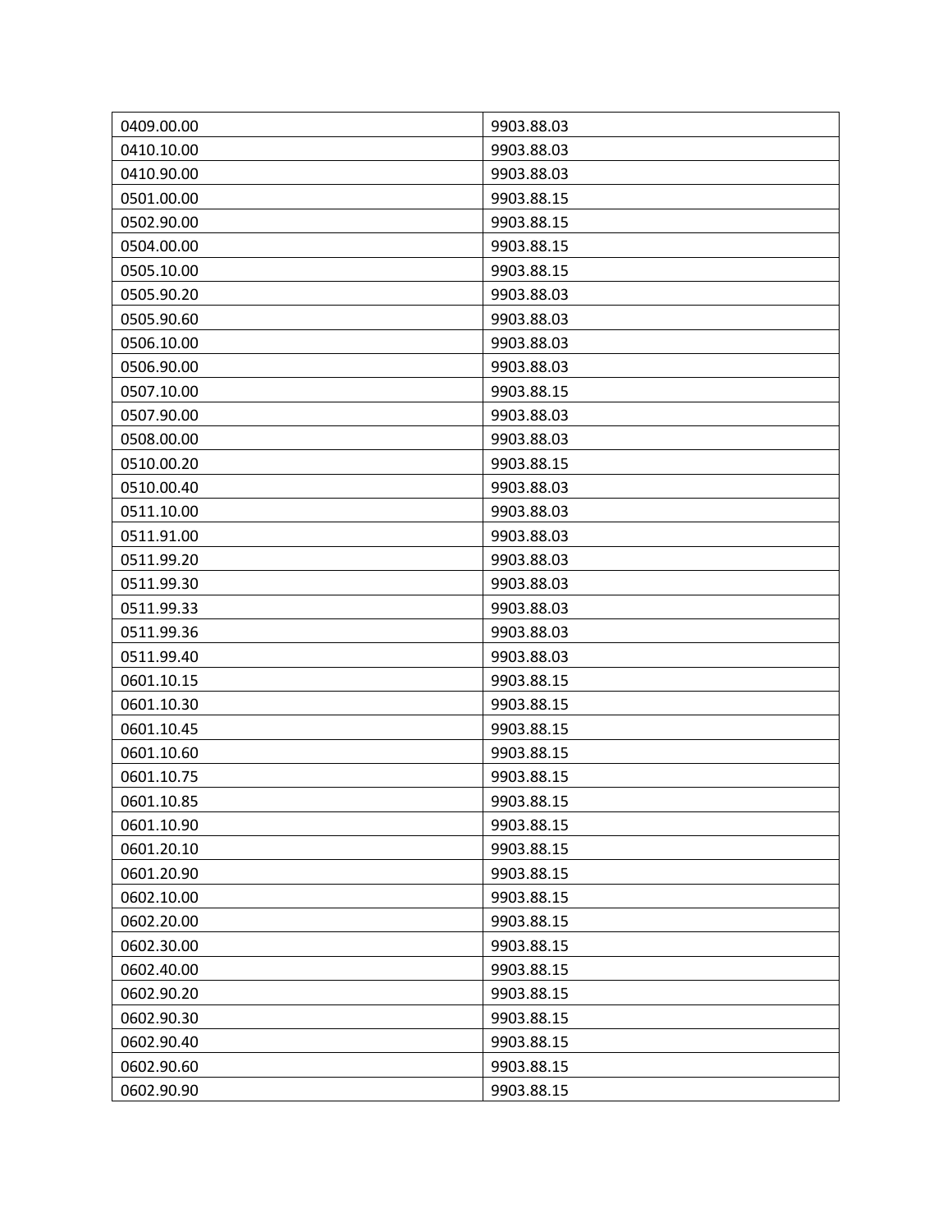| 0409.00.00 | 9903.88.03 |
|---|---|
| 0410.10.00 | 9903.88.03 |
| 0410.90.00 | 9903.88.03 |
| 0501.00.00 | 9903.88.15 |
| 0502.90.00 | 9903.88.15 |
| 0504.00.00 | 9903.88.15 |
| 0505.10.00 | 9903.88.15 |
| 0505.90.20 | 9903.88.03 |
| 0505.90.60 | 9903.88.03 |
| 0506.10.00 | 9903.88.03 |
| 0506.90.00 | 9903.88.03 |
| 0507.10.00 | 9903.88.15 |
| 0507.90.00 | 9903.88.03 |
| 0508.00.00 | 9903.88.03 |
| 0510.00.20 | 9903.88.15 |
| 0510.00.40 | 9903.88.03 |
| 0511.10.00 | 9903.88.03 |
| 0511.91.00 | 9903.88.03 |
| 0511.99.20 | 9903.88.03 |
| 0511.99.30 | 9903.88.03 |
| 0511.99.33 | 9903.88.03 |
| 0511.99.36 | 9903.88.03 |
| 0511.99.40 | 9903.88.03 |
| 0601.10.15 | 9903.88.15 |
| 0601.10.30 | 9903.88.15 |
| 0601.10.45 | 9903.88.15 |
| 0601.10.60 | 9903.88.15 |
| 0601.10.75 | 9903.88.15 |
| 0601.10.85 | 9903.88.15 |
| 0601.10.90 | 9903.88.15 |
| 0601.20.10 | 9903.88.15 |
| 0601.20.90 | 9903.88.15 |
| 0602.10.00 | 9903.88.15 |
| 0602.20.00 | 9903.88.15 |
| 0602.30.00 | 9903.88.15 |
| 0602.40.00 | 9903.88.15 |
| 0602.90.20 | 9903.88.15 |
| 0602.90.30 | 9903.88.15 |
| 0602.90.40 | 9903.88.15 |
| 0602.90.60 | 9903.88.15 |
| 0602.90.90 | 9903.88.15 |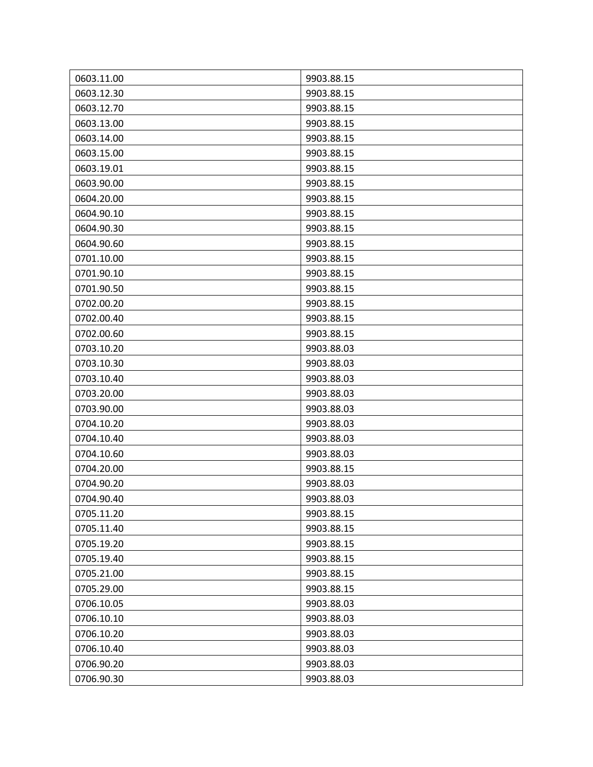| 0603.11.00 | 9903.88.15 |
|---|---|
| 0603.12.30 | 9903.88.15 |
| 0603.12.70 | 9903.88.15 |
| 0603.13.00 | 9903.88.15 |
| 0603.14.00 | 9903.88.15 |
| 0603.15.00 | 9903.88.15 |
| 0603.19.01 | 9903.88.15 |
| 0603.90.00 | 9903.88.15 |
| 0604.20.00 | 9903.88.15 |
| 0604.90.10 | 9903.88.15 |
| 0604.90.30 | 9903.88.15 |
| 0604.90.60 | 9903.88.15 |
| 0701.10.00 | 9903.88.15 |
| 0701.90.10 | 9903.88.15 |
| 0701.90.50 | 9903.88.15 |
| 0702.00.20 | 9903.88.15 |
| 0702.00.40 | 9903.88.15 |
| 0702.00.60 | 9903.88.15 |
| 0703.10.20 | 9903.88.03 |
| 0703.10.30 | 9903.88.03 |
| 0703.10.40 | 9903.88.03 |
| 0703.20.00 | 9903.88.03 |
| 0703.90.00 | 9903.88.03 |
| 0704.10.20 | 9903.88.03 |
| 0704.10.40 | 9903.88.03 |
| 0704.10.60 | 9903.88.03 |
| 0704.20.00 | 9903.88.15 |
| 0704.90.20 | 9903.88.03 |
| 0704.90.40 | 9903.88.03 |
| 0705.11.20 | 9903.88.15 |
| 0705.11.40 | 9903.88.15 |
| 0705.19.20 | 9903.88.15 |
| 0705.19.40 | 9903.88.15 |
| 0705.21.00 | 9903.88.15 |
| 0705.29.00 | 9903.88.15 |
| 0706.10.05 | 9903.88.03 |
| 0706.10.10 | 9903.88.03 |
| 0706.10.20 | 9903.88.03 |
| 0706.10.40 | 9903.88.03 |
| 0706.90.20 | 9903.88.03 |
| 0706.90.30 | 9903.88.03 |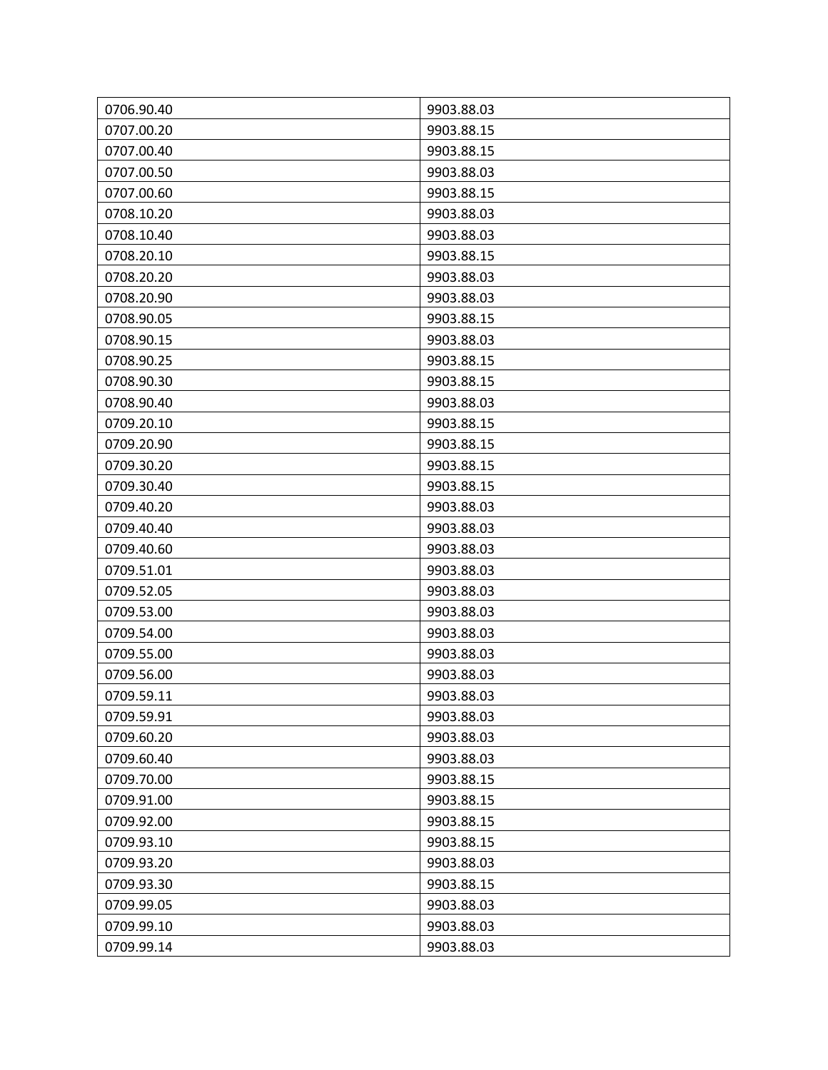| 0706.90.40 | 9903.88.03 |
| --- | --- |
| 0707.00.20 | 9903.88.15 |
| 0707.00.40 | 9903.88.15 |
| 0707.00.50 | 9903.88.03 |
| 0707.00.60 | 9903.88.15 |
| 0708.10.20 | 9903.88.03 |
| 0708.10.40 | 9903.88.03 |
| 0708.20.10 | 9903.88.15 |
| 0708.20.20 | 9903.88.03 |
| 0708.20.90 | 9903.88.03 |
| 0708.90.05 | 9903.88.15 |
| 0708.90.15 | 9903.88.03 |
| 0708.90.25 | 9903.88.15 |
| 0708.90.30 | 9903.88.15 |
| 0708.90.40 | 9903.88.03 |
| 0709.20.10 | 9903.88.15 |
| 0709.20.90 | 9903.88.15 |
| 0709.30.20 | 9903.88.15 |
| 0709.30.40 | 9903.88.15 |
| 0709.40.20 | 9903.88.03 |
| 0709.40.40 | 9903.88.03 |
| 0709.40.60 | 9903.88.03 |
| 0709.51.01 | 9903.88.03 |
| 0709.52.05 | 9903.88.03 |
| 0709.53.00 | 9903.88.03 |
| 0709.54.00 | 9903.88.03 |
| 0709.55.00 | 9903.88.03 |
| 0709.56.00 | 9903.88.03 |
| 0709.59.11 | 9903.88.03 |
| 0709.59.91 | 9903.88.03 |
| 0709.60.20 | 9903.88.03 |
| 0709.60.40 | 9903.88.03 |
| 0709.70.00 | 9903.88.15 |
| 0709.91.00 | 9903.88.15 |
| 0709.92.00 | 9903.88.15 |
| 0709.93.10 | 9903.88.15 |
| 0709.93.20 | 9903.88.03 |
| 0709.93.30 | 9903.88.15 |
| 0709.99.05 | 9903.88.03 |
| 0709.99.10 | 9903.88.03 |
| 0709.99.14 | 9903.88.03 |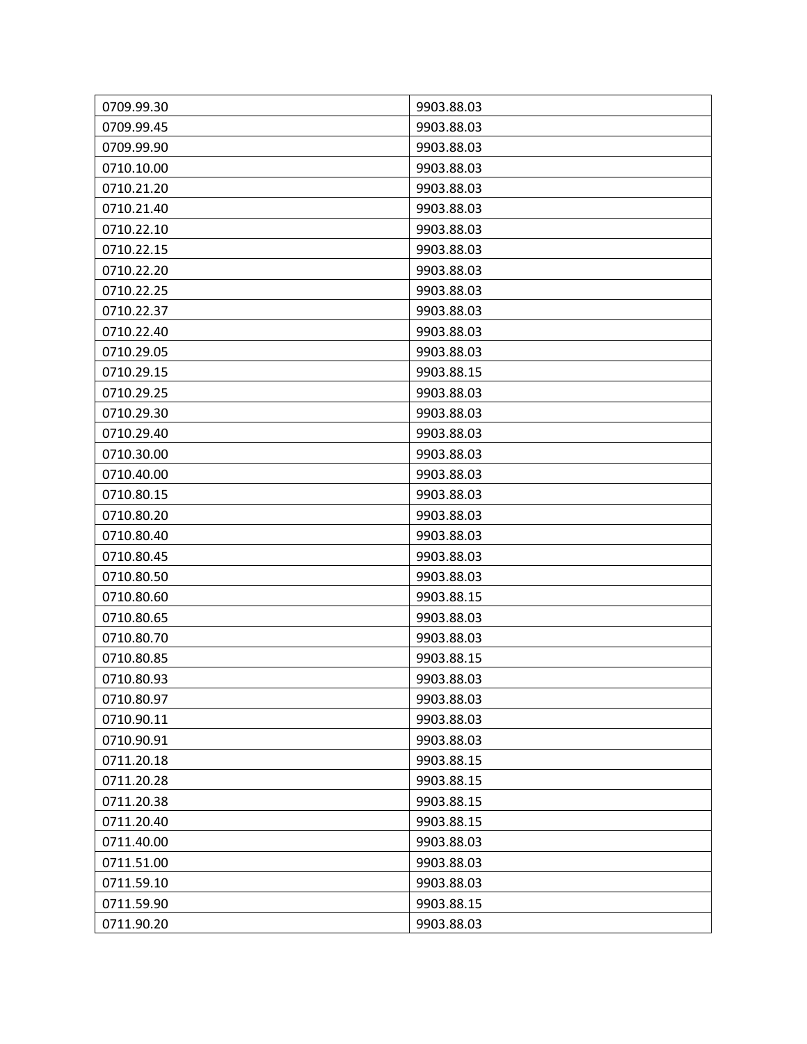| | |
|---|---|
| 0709.99.30 | 9903.88.03 |
| 0709.99.45 | 9903.88.03 |
| 0709.99.90 | 9903.88.03 |
| 0710.10.00 | 9903.88.03 |
| 0710.21.20 | 9903.88.03 |
| 0710.21.40 | 9903.88.03 |
| 0710.22.10 | 9903.88.03 |
| 0710.22.15 | 9903.88.03 |
| 0710.22.20 | 9903.88.03 |
| 0710.22.25 | 9903.88.03 |
| 0710.22.37 | 9903.88.03 |
| 0710.22.40 | 9903.88.03 |
| 0710.29.05 | 9903.88.03 |
| 0710.29.15 | 9903.88.15 |
| 0710.29.25 | 9903.88.03 |
| 0710.29.30 | 9903.88.03 |
| 0710.29.40 | 9903.88.03 |
| 0710.30.00 | 9903.88.03 |
| 0710.40.00 | 9903.88.03 |
| 0710.80.15 | 9903.88.03 |
| 0710.80.20 | 9903.88.03 |
| 0710.80.40 | 9903.88.03 |
| 0710.80.45 | 9903.88.03 |
| 0710.80.50 | 9903.88.03 |
| 0710.80.60 | 9903.88.15 |
| 0710.80.65 | 9903.88.03 |
| 0710.80.70 | 9903.88.03 |
| 0710.80.85 | 9903.88.15 |
| 0710.80.93 | 9903.88.03 |
| 0710.80.97 | 9903.88.03 |
| 0710.90.11 | 9903.88.03 |
| 0710.90.91 | 9903.88.03 |
| 0711.20.18 | 9903.88.15 |
| 0711.20.28 | 9903.88.15 |
| 0711.20.38 | 9903.88.15 |
| 0711.20.40 | 9903.88.15 |
| 0711.40.00 | 9903.88.03 |
| 0711.51.00 | 9903.88.03 |
| 0711.59.10 | 9903.88.03 |
| 0711.59.90 | 9903.88.15 |
| 0711.90.20 | 9903.88.03 |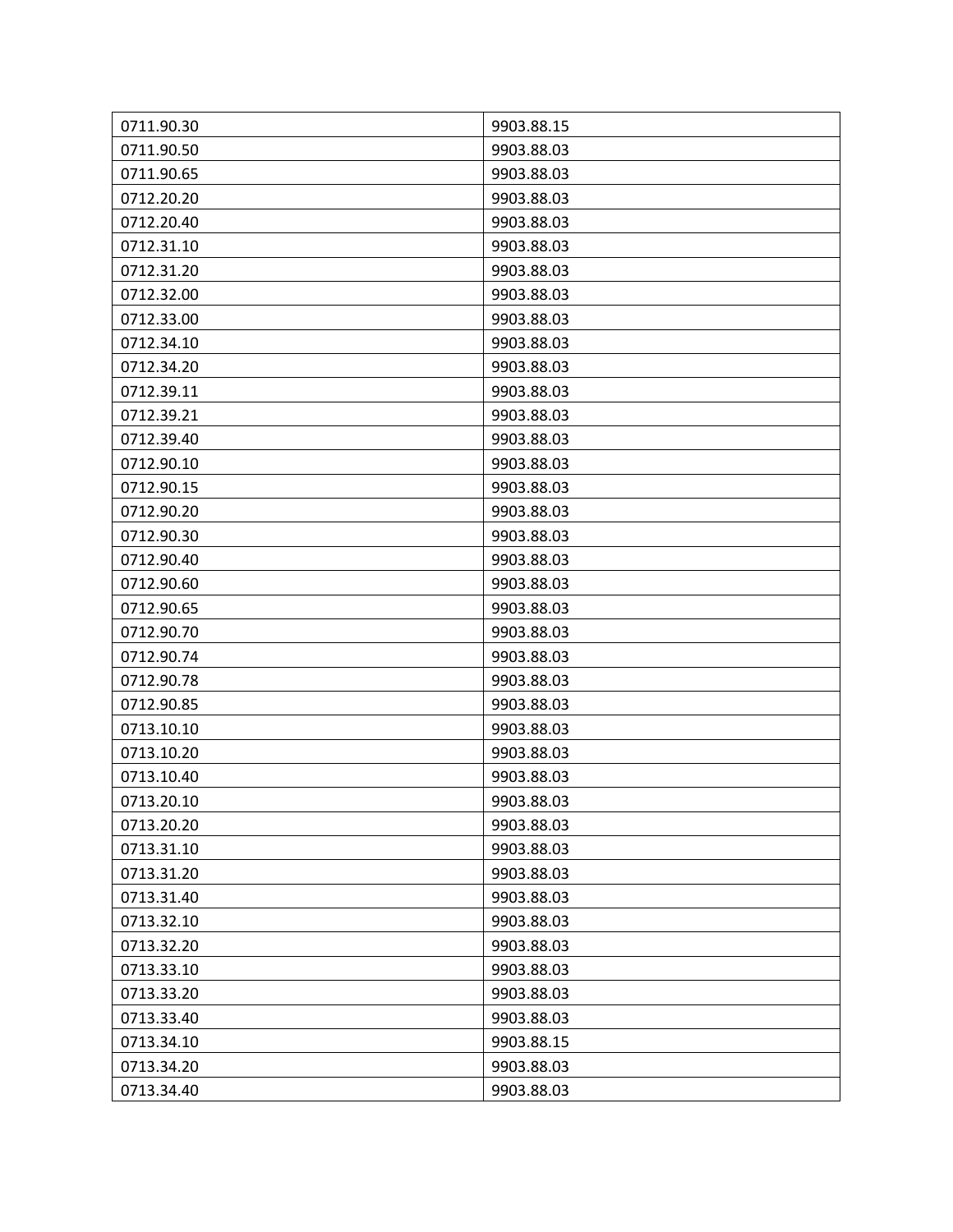| 0711.90.30 | 9903.88.15 |
|---|---|
| 0711.90.50 | 9903.88.03 |
| 0711.90.65 | 9903.88.03 |
| 0712.20.20 | 9903.88.03 |
| 0712.20.40 | 9903.88.03 |
| 0712.31.10 | 9903.88.03 |
| 0712.31.20 | 9903.88.03 |
| 0712.32.00 | 9903.88.03 |
| 0712.33.00 | 9903.88.03 |
| 0712.34.10 | 9903.88.03 |
| 0712.34.20 | 9903.88.03 |
| 0712.39.11 | 9903.88.03 |
| 0712.39.21 | 9903.88.03 |
| 0712.39.40 | 9903.88.03 |
| 0712.90.10 | 9903.88.03 |
| 0712.90.15 | 9903.88.03 |
| 0712.90.20 | 9903.88.03 |
| 0712.90.30 | 9903.88.03 |
| 0712.90.40 | 9903.88.03 |
| 0712.90.60 | 9903.88.03 |
| 0712.90.65 | 9903.88.03 |
| 0712.90.70 | 9903.88.03 |
| 0712.90.74 | 9903.88.03 |
| 0712.90.78 | 9903.88.03 |
| 0712.90.85 | 9903.88.03 |
| 0713.10.10 | 9903.88.03 |
| 0713.10.20 | 9903.88.03 |
| 0713.10.40 | 9903.88.03 |
| 0713.20.10 | 9903.88.03 |
| 0713.20.20 | 9903.88.03 |
| 0713.31.10 | 9903.88.03 |
| 0713.31.20 | 9903.88.03 |
| 0713.31.40 | 9903.88.03 |
| 0713.32.10 | 9903.88.03 |
| 0713.32.20 | 9903.88.03 |
| 0713.33.10 | 9903.88.03 |
| 0713.33.20 | 9903.88.03 |
| 0713.33.40 | 9903.88.03 |
| 0713.34.10 | 9903.88.15 |
| 0713.34.20 | 9903.88.03 |
| 0713.34.40 | 9903.88.03 |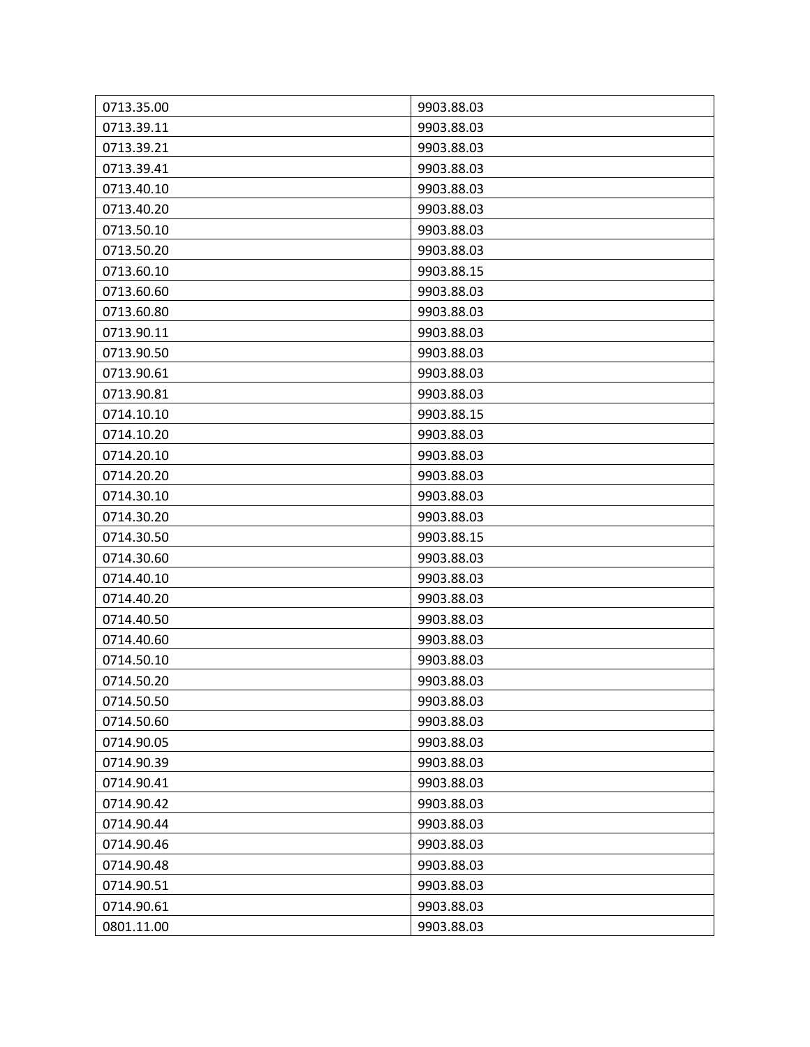| | |
|---|---|
| 0713.35.00 | 9903.88.03 |
| 0713.39.11 | 9903.88.03 |
| 0713.39.21 | 9903.88.03 |
| 0713.39.41 | 9903.88.03 |
| 0713.40.10 | 9903.88.03 |
| 0713.40.20 | 9903.88.03 |
| 0713.50.10 | 9903.88.03 |
| 0713.50.20 | 9903.88.03 |
| 0713.60.10 | 9903.88.15 |
| 0713.60.60 | 9903.88.03 |
| 0713.60.80 | 9903.88.03 |
| 0713.90.11 | 9903.88.03 |
| 0713.90.50 | 9903.88.03 |
| 0713.90.61 | 9903.88.03 |
| 0713.90.81 | 9903.88.03 |
| 0714.10.10 | 9903.88.15 |
| 0714.10.20 | 9903.88.03 |
| 0714.20.10 | 9903.88.03 |
| 0714.20.20 | 9903.88.03 |
| 0714.30.10 | 9903.88.03 |
| 0714.30.20 | 9903.88.03 |
| 0714.30.50 | 9903.88.15 |
| 0714.30.60 | 9903.88.03 |
| 0714.40.10 | 9903.88.03 |
| 0714.40.20 | 9903.88.03 |
| 0714.40.50 | 9903.88.03 |
| 0714.40.60 | 9903.88.03 |
| 0714.50.10 | 9903.88.03 |
| 0714.50.20 | 9903.88.03 |
| 0714.50.50 | 9903.88.03 |
| 0714.50.60 | 9903.88.03 |
| 0714.90.05 | 9903.88.03 |
| 0714.90.39 | 9903.88.03 |
| 0714.90.41 | 9903.88.03 |
| 0714.90.42 | 9903.88.03 |
| 0714.90.44 | 9903.88.03 |
| 0714.90.46 | 9903.88.03 |
| 0714.90.48 | 9903.88.03 |
| 0714.90.51 | 9903.88.03 |
| 0714.90.61 | 9903.88.03 |
| 0801.11.00 | 9903.88.03 |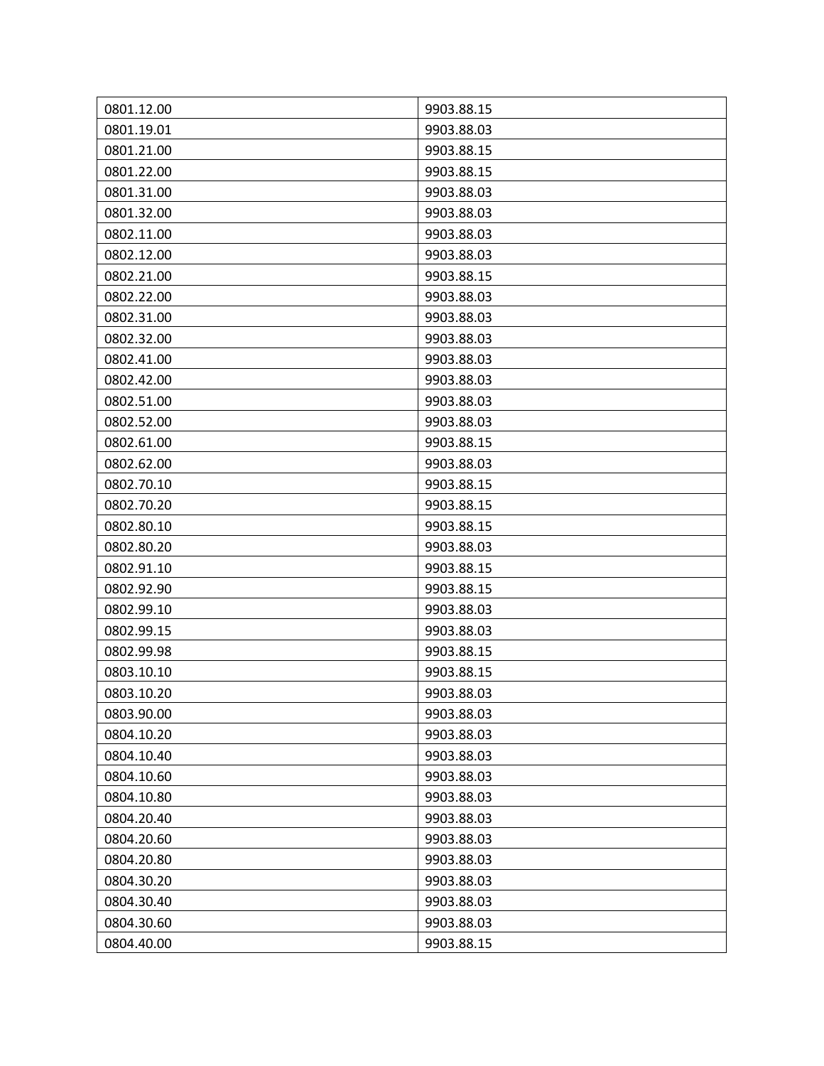| | |
|---|---|
| 0801.12.00 | 9903.88.15 |
| 0801.19.01 | 9903.88.03 |
| 0801.21.00 | 9903.88.15 |
| 0801.22.00 | 9903.88.15 |
| 0801.31.00 | 9903.88.03 |
| 0801.32.00 | 9903.88.03 |
| 0802.11.00 | 9903.88.03 |
| 0802.12.00 | 9903.88.03 |
| 0802.21.00 | 9903.88.15 |
| 0802.22.00 | 9903.88.03 |
| 0802.31.00 | 9903.88.03 |
| 0802.32.00 | 9903.88.03 |
| 0802.41.00 | 9903.88.03 |
| 0802.42.00 | 9903.88.03 |
| 0802.51.00 | 9903.88.03 |
| 0802.52.00 | 9903.88.03 |
| 0802.61.00 | 9903.88.15 |
| 0802.62.00 | 9903.88.03 |
| 0802.70.10 | 9903.88.15 |
| 0802.70.20 | 9903.88.15 |
| 0802.80.10 | 9903.88.15 |
| 0802.80.20 | 9903.88.03 |
| 0802.91.10 | 9903.88.15 |
| 0802.92.90 | 9903.88.15 |
| 0802.99.10 | 9903.88.03 |
| 0802.99.15 | 9903.88.03 |
| 0802.99.98 | 9903.88.15 |
| 0803.10.10 | 9903.88.15 |
| 0803.10.20 | 9903.88.03 |
| 0803.90.00 | 9903.88.03 |
| 0804.10.20 | 9903.88.03 |
| 0804.10.40 | 9903.88.03 |
| 0804.10.60 | 9903.88.03 |
| 0804.10.80 | 9903.88.03 |
| 0804.20.40 | 9903.88.03 |
| 0804.20.60 | 9903.88.03 |
| 0804.20.80 | 9903.88.03 |
| 0804.30.20 | 9903.88.03 |
| 0804.30.40 | 9903.88.03 |
| 0804.30.60 | 9903.88.03 |
| 0804.40.00 | 9903.88.15 |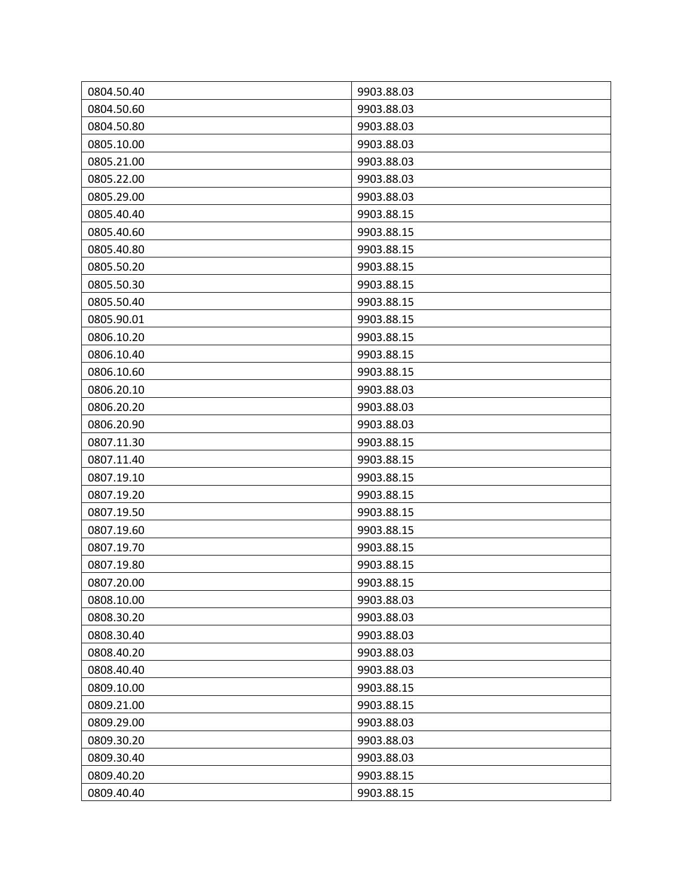| 0804.50.40 | 9903.88.03 |
|---|---|
| 0804.50.60 | 9903.88.03 |
| 0804.50.80 | 9903.88.03 |
| 0805.10.00 | 9903.88.03 |
| 0805.21.00 | 9903.88.03 |
| 0805.22.00 | 9903.88.03 |
| 0805.29.00 | 9903.88.03 |
| 0805.40.40 | 9903.88.15 |
| 0805.40.60 | 9903.88.15 |
| 0805.40.80 | 9903.88.15 |
| 0805.50.20 | 9903.88.15 |
| 0805.50.30 | 9903.88.15 |
| 0805.50.40 | 9903.88.15 |
| 0805.90.01 | 9903.88.15 |
| 0806.10.20 | 9903.88.15 |
| 0806.10.40 | 9903.88.15 |
| 0806.10.60 | 9903.88.15 |
| 0806.20.10 | 9903.88.03 |
| 0806.20.20 | 9903.88.03 |
| 0806.20.90 | 9903.88.03 |
| 0807.11.30 | 9903.88.15 |
| 0807.11.40 | 9903.88.15 |
| 0807.19.10 | 9903.88.15 |
| 0807.19.20 | 9903.88.15 |
| 0807.19.50 | 9903.88.15 |
| 0807.19.60 | 9903.88.15 |
| 0807.19.70 | 9903.88.15 |
| 0807.19.80 | 9903.88.15 |
| 0807.20.00 | 9903.88.15 |
| 0808.10.00 | 9903.88.03 |
| 0808.30.20 | 9903.88.03 |
| 0808.30.40 | 9903.88.03 |
| 0808.40.20 | 9903.88.03 |
| 0808.40.40 | 9903.88.03 |
| 0809.10.00 | 9903.88.15 |
| 0809.21.00 | 9903.88.15 |
| 0809.29.00 | 9903.88.03 |
| 0809.30.20 | 9903.88.03 |
| 0809.30.40 | 9903.88.03 |
| 0809.40.20 | 9903.88.15 |
| 0809.40.40 | 9903.88.15 |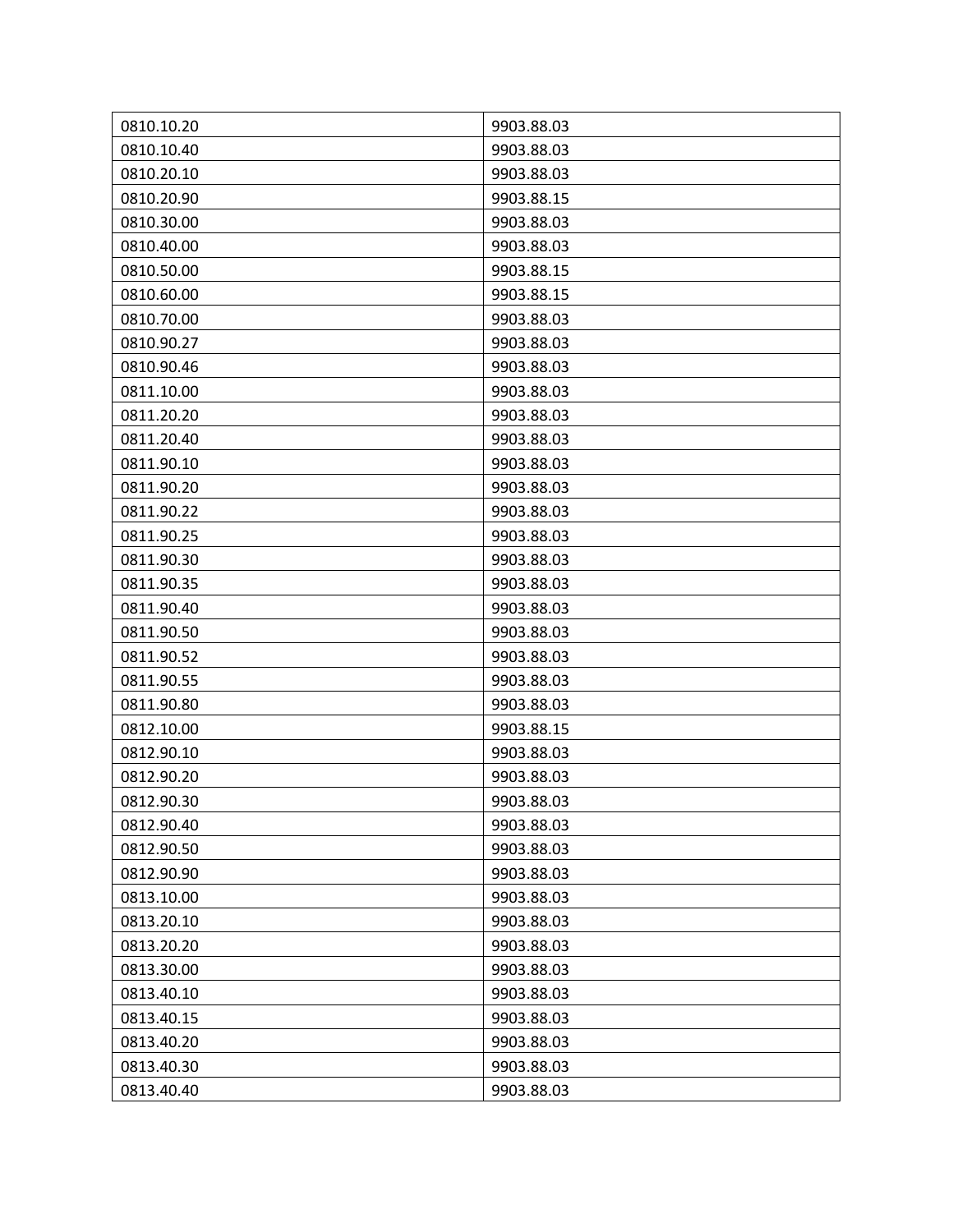| | |
|---|---|
| 0810.10.20 | 9903.88.03 |
| 0810.10.40 | 9903.88.03 |
| 0810.20.10 | 9903.88.03 |
| 0810.20.90 | 9903.88.15 |
| 0810.30.00 | 9903.88.03 |
| 0810.40.00 | 9903.88.03 |
| 0810.50.00 | 9903.88.15 |
| 0810.60.00 | 9903.88.15 |
| 0810.70.00 | 9903.88.03 |
| 0810.90.27 | 9903.88.03 |
| 0810.90.46 | 9903.88.03 |
| 0811.10.00 | 9903.88.03 |
| 0811.20.20 | 9903.88.03 |
| 0811.20.40 | 9903.88.03 |
| 0811.90.10 | 9903.88.03 |
| 0811.90.20 | 9903.88.03 |
| 0811.90.22 | 9903.88.03 |
| 0811.90.25 | 9903.88.03 |
| 0811.90.30 | 9903.88.03 |
| 0811.90.35 | 9903.88.03 |
| 0811.90.40 | 9903.88.03 |
| 0811.90.50 | 9903.88.03 |
| 0811.90.52 | 9903.88.03 |
| 0811.90.55 | 9903.88.03 |
| 0811.90.80 | 9903.88.03 |
| 0812.10.00 | 9903.88.15 |
| 0812.90.10 | 9903.88.03 |
| 0812.90.20 | 9903.88.03 |
| 0812.90.30 | 9903.88.03 |
| 0812.90.40 | 9903.88.03 |
| 0812.90.50 | 9903.88.03 |
| 0812.90.90 | 9903.88.03 |
| 0813.10.00 | 9903.88.03 |
| 0813.20.10 | 9903.88.03 |
| 0813.20.20 | 9903.88.03 |
| 0813.30.00 | 9903.88.03 |
| 0813.40.10 | 9903.88.03 |
| 0813.40.15 | 9903.88.03 |
| 0813.40.20 | 9903.88.03 |
| 0813.40.30 | 9903.88.03 |
| 0813.40.40 | 9903.88.03 |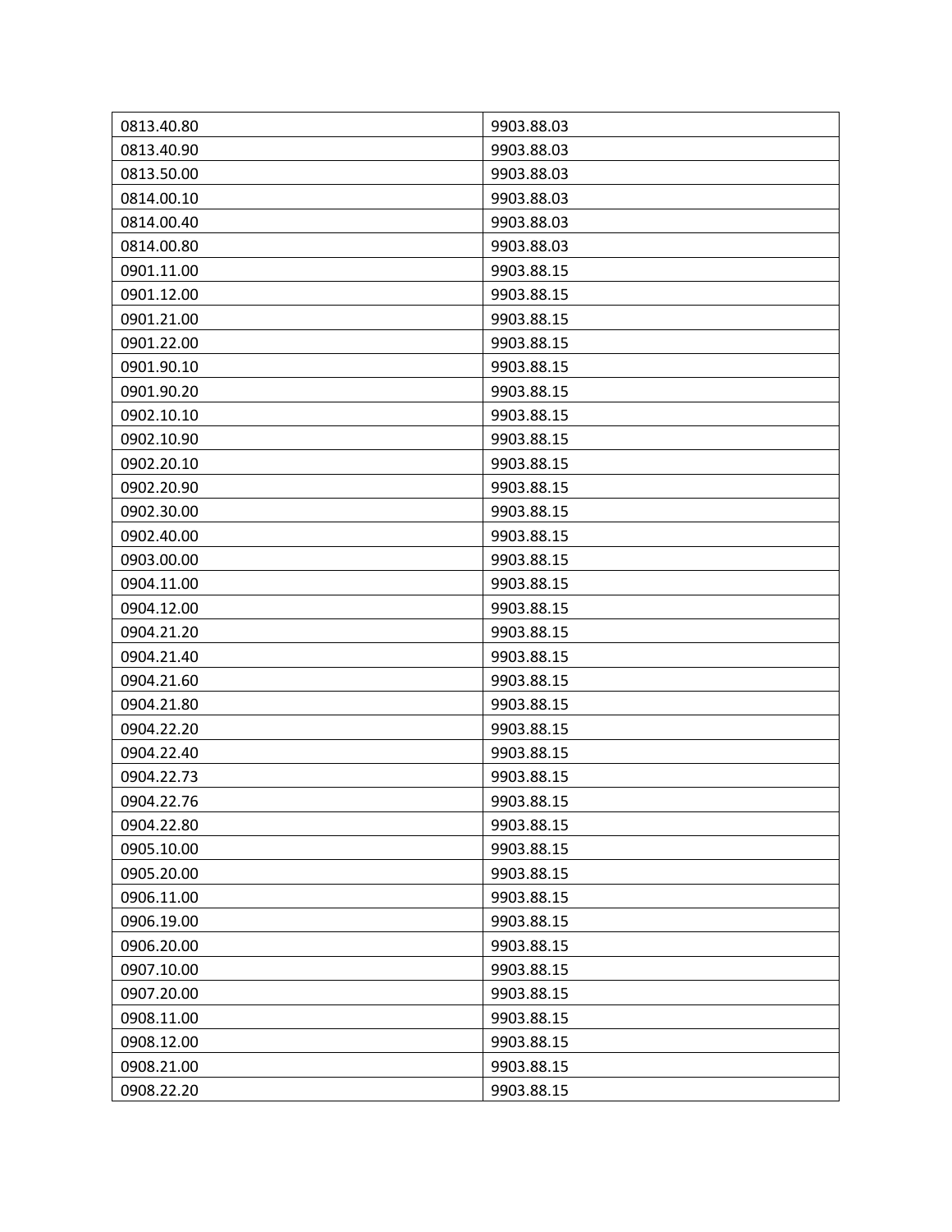| 0813.40.80 | 9903.88.03 |
|---|---|
| 0813.40.90 | 9903.88.03 |
| 0813.50.00 | 9903.88.03 |
| 0814.00.10 | 9903.88.03 |
| 0814.00.40 | 9903.88.03 |
| 0814.00.80 | 9903.88.03 |
| 0901.11.00 | 9903.88.15 |
| 0901.12.00 | 9903.88.15 |
| 0901.21.00 | 9903.88.15 |
| 0901.22.00 | 9903.88.15 |
| 0901.90.10 | 9903.88.15 |
| 0901.90.20 | 9903.88.15 |
| 0902.10.10 | 9903.88.15 |
| 0902.10.90 | 9903.88.15 |
| 0902.20.10 | 9903.88.15 |
| 0902.20.90 | 9903.88.15 |
| 0902.30.00 | 9903.88.15 |
| 0902.40.00 | 9903.88.15 |
| 0903.00.00 | 9903.88.15 |
| 0904.11.00 | 9903.88.15 |
| 0904.12.00 | 9903.88.15 |
| 0904.21.20 | 9903.88.15 |
| 0904.21.40 | 9903.88.15 |
| 0904.21.60 | 9903.88.15 |
| 0904.21.80 | 9903.88.15 |
| 0904.22.20 | 9903.88.15 |
| 0904.22.40 | 9903.88.15 |
| 0904.22.73 | 9903.88.15 |
| 0904.22.76 | 9903.88.15 |
| 0904.22.80 | 9903.88.15 |
| 0905.10.00 | 9903.88.15 |
| 0905.20.00 | 9903.88.15 |
| 0906.11.00 | 9903.88.15 |
| 0906.19.00 | 9903.88.15 |
| 0906.20.00 | 9903.88.15 |
| 0907.10.00 | 9903.88.15 |
| 0907.20.00 | 9903.88.15 |
| 0908.11.00 | 9903.88.15 |
| 0908.12.00 | 9903.88.15 |
| 0908.21.00 | 9903.88.15 |
| 0908.22.20 | 9903.88.15 |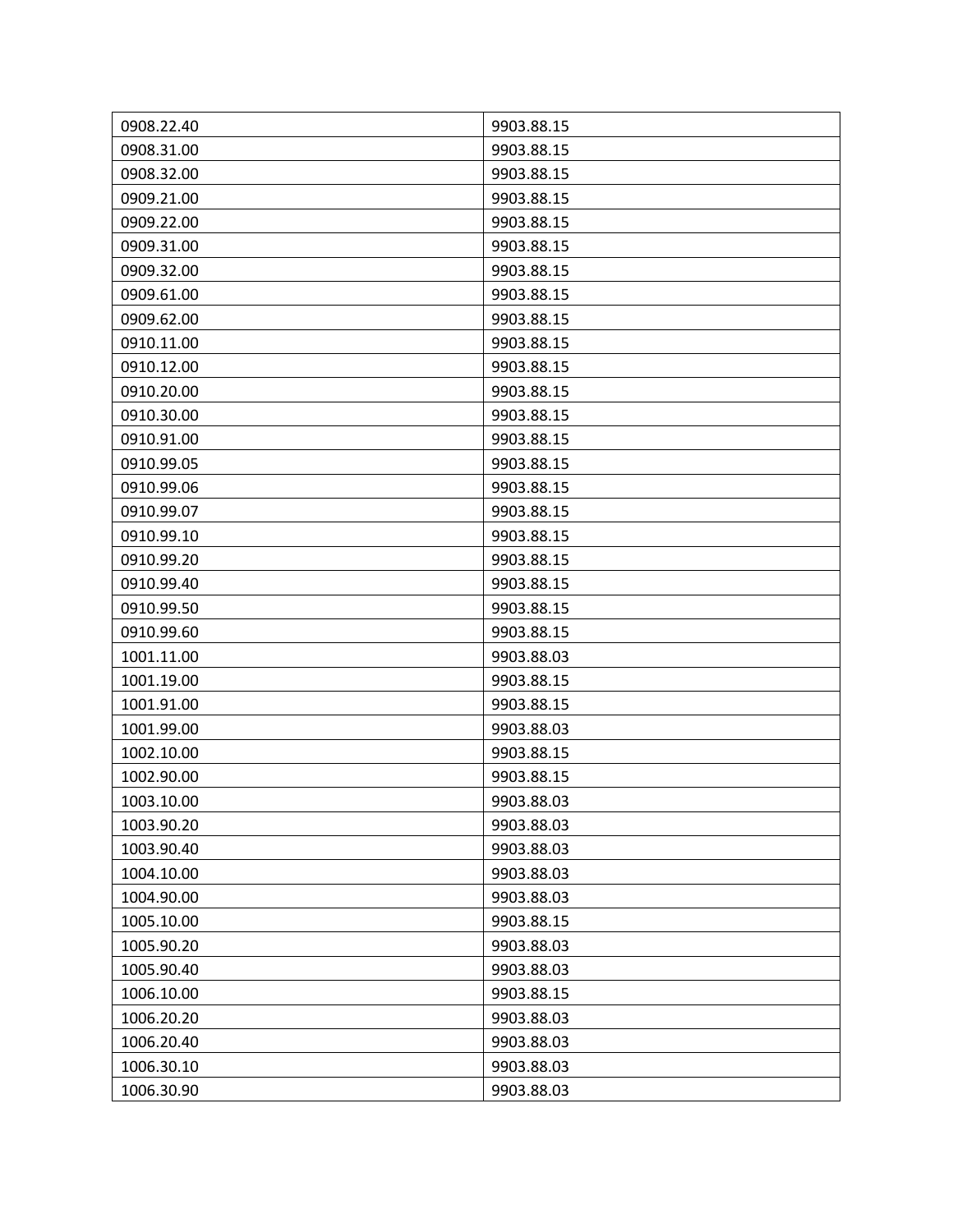| 0908.22.40 | 9903.88.15 |
|---|---|
| 0908.31.00 | 9903.88.15 |
| 0908.32.00 | 9903.88.15 |
| 0909.21.00 | 9903.88.15 |
| 0909.22.00 | 9903.88.15 |
| 0909.31.00 | 9903.88.15 |
| 0909.32.00 | 9903.88.15 |
| 0909.61.00 | 9903.88.15 |
| 0909.62.00 | 9903.88.15 |
| 0910.11.00 | 9903.88.15 |
| 0910.12.00 | 9903.88.15 |
| 0910.20.00 | 9903.88.15 |
| 0910.30.00 | 9903.88.15 |
| 0910.91.00 | 9903.88.15 |
| 0910.99.05 | 9903.88.15 |
| 0910.99.06 | 9903.88.15 |
| 0910.99.07 | 9903.88.15 |
| 0910.99.10 | 9903.88.15 |
| 0910.99.20 | 9903.88.15 |
| 0910.99.40 | 9903.88.15 |
| 0910.99.50 | 9903.88.15 |
| 0910.99.60 | 9903.88.15 |
| 1001.11.00 | 9903.88.03 |
| 1001.19.00 | 9903.88.15 |
| 1001.91.00 | 9903.88.15 |
| 1001.99.00 | 9903.88.03 |
| 1002.10.00 | 9903.88.15 |
| 1002.90.00 | 9903.88.15 |
| 1003.10.00 | 9903.88.03 |
| 1003.90.20 | 9903.88.03 |
| 1003.90.40 | 9903.88.03 |
| 1004.10.00 | 9903.88.03 |
| 1004.90.00 | 9903.88.03 |
| 1005.10.00 | 9903.88.15 |
| 1005.90.20 | 9903.88.03 |
| 1005.90.40 | 9903.88.03 |
| 1006.10.00 | 9903.88.15 |
| 1006.20.20 | 9903.88.03 |
| 1006.20.40 | 9903.88.03 |
| 1006.30.10 | 9903.88.03 |
| 1006.30.90 | 9903.88.03 |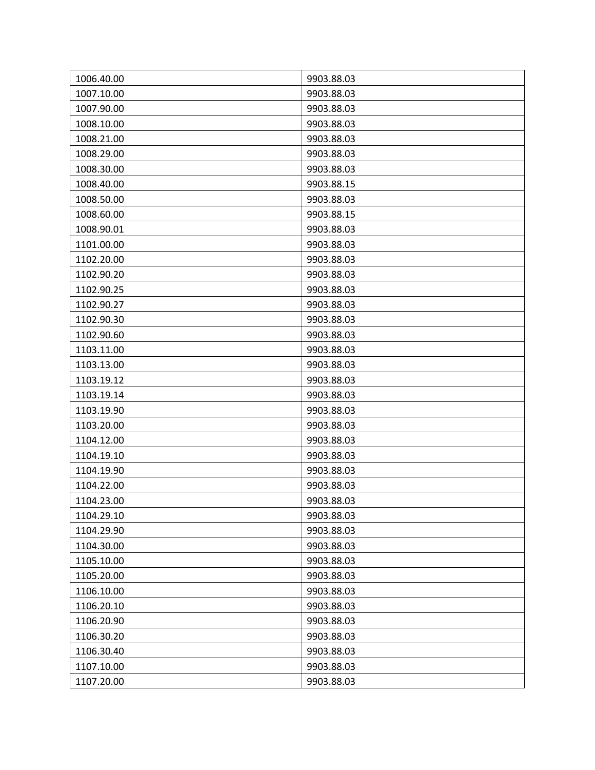| 1006.40.00 | 9903.88.03 |
|---|---|
| 1007.10.00 | 9903.88.03 |
| 1007.90.00 | 9903.88.03 |
| 1008.10.00 | 9903.88.03 |
| 1008.21.00 | 9903.88.03 |
| 1008.29.00 | 9903.88.03 |
| 1008.30.00 | 9903.88.03 |
| 1008.40.00 | 9903.88.15 |
| 1008.50.00 | 9903.88.03 |
| 1008.60.00 | 9903.88.15 |
| 1008.90.01 | 9903.88.03 |
| 1101.00.00 | 9903.88.03 |
| 1102.20.00 | 9903.88.03 |
| 1102.90.20 | 9903.88.03 |
| 1102.90.25 | 9903.88.03 |
| 1102.90.27 | 9903.88.03 |
| 1102.90.30 | 9903.88.03 |
| 1102.90.60 | 9903.88.03 |
| 1103.11.00 | 9903.88.03 |
| 1103.13.00 | 9903.88.03 |
| 1103.19.12 | 9903.88.03 |
| 1103.19.14 | 9903.88.03 |
| 1103.19.90 | 9903.88.03 |
| 1103.20.00 | 9903.88.03 |
| 1104.12.00 | 9903.88.03 |
| 1104.19.10 | 9903.88.03 |
| 1104.19.90 | 9903.88.03 |
| 1104.22.00 | 9903.88.03 |
| 1104.23.00 | 9903.88.03 |
| 1104.29.10 | 9903.88.03 |
| 1104.29.90 | 9903.88.03 |
| 1104.30.00 | 9903.88.03 |
| 1105.10.00 | 9903.88.03 |
| 1105.20.00 | 9903.88.03 |
| 1106.10.00 | 9903.88.03 |
| 1106.20.10 | 9903.88.03 |
| 1106.20.90 | 9903.88.03 |
| 1106.30.20 | 9903.88.03 |
| 1106.30.40 | 9903.88.03 |
| 1107.10.00 | 9903.88.03 |
| 1107.20.00 | 9903.88.03 |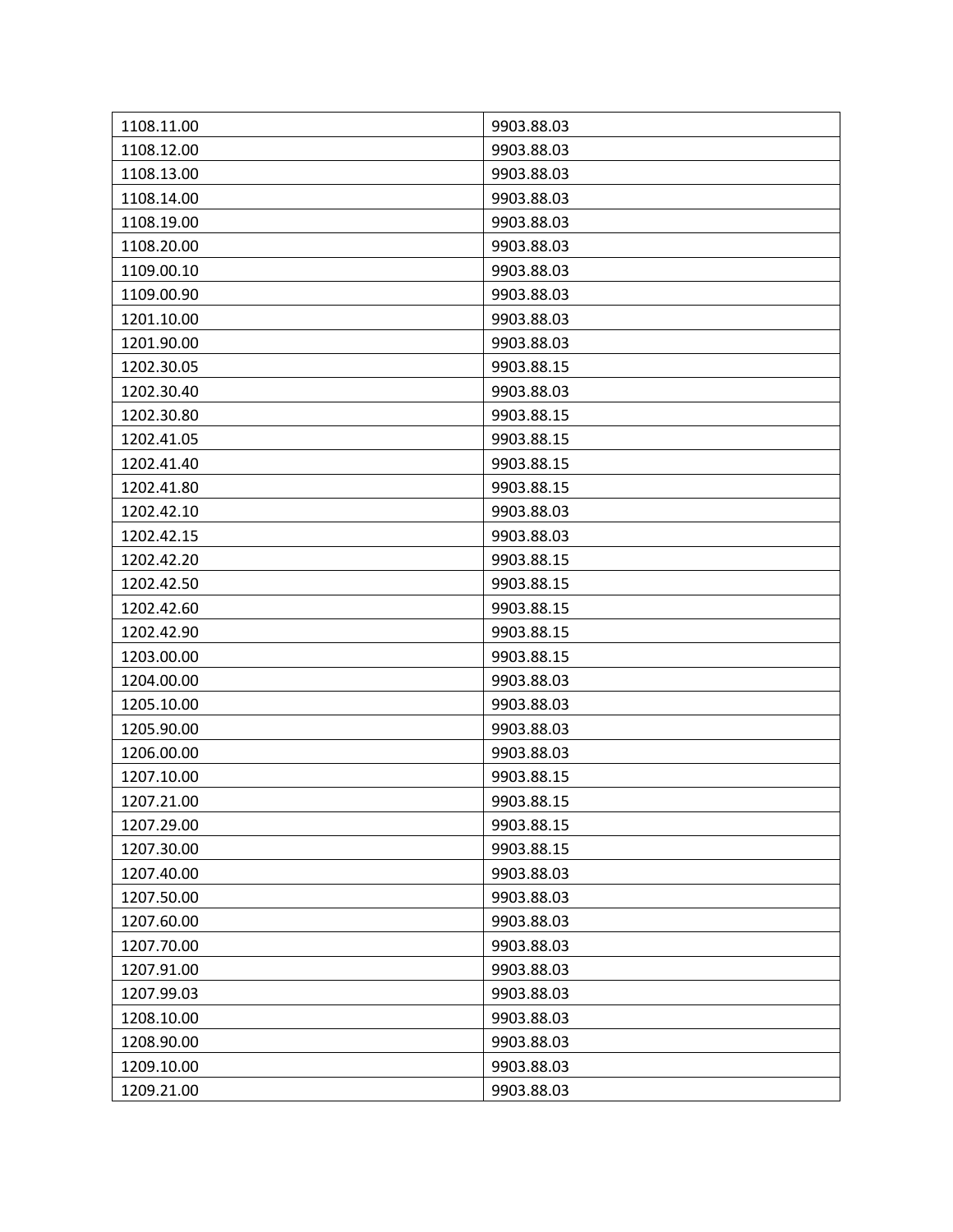| 1108.11.00 | 9903.88.03 |
|---|---|
| 1108.12.00 | 9903.88.03 |
| 1108.13.00 | 9903.88.03 |
| 1108.14.00 | 9903.88.03 |
| 1108.19.00 | 9903.88.03 |
| 1108.20.00 | 9903.88.03 |
| 1109.00.10 | 9903.88.03 |
| 1109.00.90 | 9903.88.03 |
| 1201.10.00 | 9903.88.03 |
| 1201.90.00 | 9903.88.03 |
| 1202.30.05 | 9903.88.15 |
| 1202.30.40 | 9903.88.03 |
| 1202.30.80 | 9903.88.15 |
| 1202.41.05 | 9903.88.15 |
| 1202.41.40 | 9903.88.15 |
| 1202.41.80 | 9903.88.15 |
| 1202.42.10 | 9903.88.03 |
| 1202.42.15 | 9903.88.03 |
| 1202.42.20 | 9903.88.15 |
| 1202.42.50 | 9903.88.15 |
| 1202.42.60 | 9903.88.15 |
| 1202.42.90 | 9903.88.15 |
| 1203.00.00 | 9903.88.15 |
| 1204.00.00 | 9903.88.03 |
| 1205.10.00 | 9903.88.03 |
| 1205.90.00 | 9903.88.03 |
| 1206.00.00 | 9903.88.03 |
| 1207.10.00 | 9903.88.15 |
| 1207.21.00 | 9903.88.15 |
| 1207.29.00 | 9903.88.15 |
| 1207.30.00 | 9903.88.15 |
| 1207.40.00 | 9903.88.03 |
| 1207.50.00 | 9903.88.03 |
| 1207.60.00 | 9903.88.03 |
| 1207.70.00 | 9903.88.03 |
| 1207.91.00 | 9903.88.03 |
| 1207.99.03 | 9903.88.03 |
| 1208.10.00 | 9903.88.03 |
| 1208.90.00 | 9903.88.03 |
| 1209.10.00 | 9903.88.03 |
| 1209.21.00 | 9903.88.03 |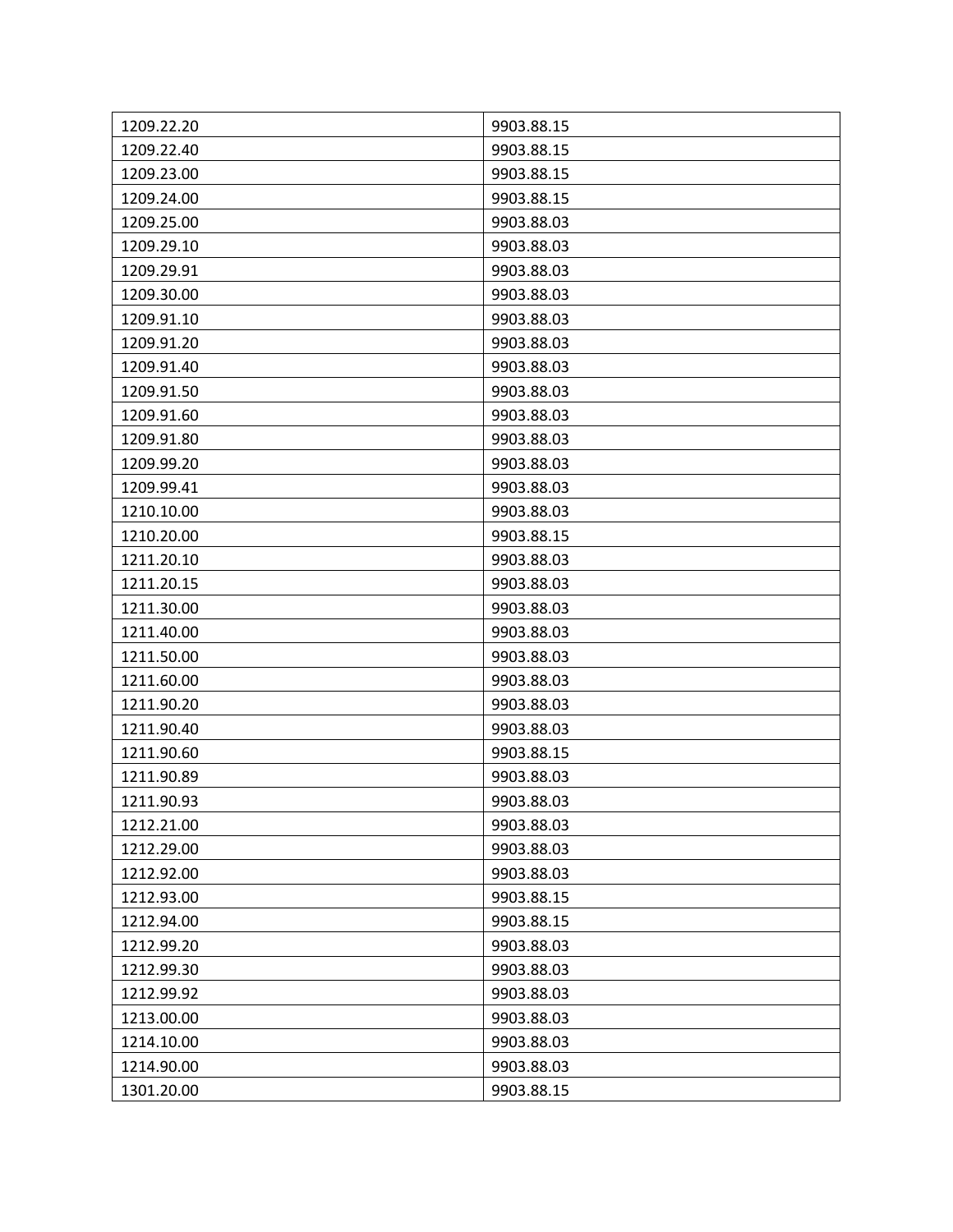| 1209.22.20 | 9903.88.15 |
|---|---|
| 1209.22.40 | 9903.88.15 |
| 1209.23.00 | 9903.88.15 |
| 1209.24.00 | 9903.88.15 |
| 1209.25.00 | 9903.88.03 |
| 1209.29.10 | 9903.88.03 |
| 1209.29.91 | 9903.88.03 |
| 1209.30.00 | 9903.88.03 |
| 1209.91.10 | 9903.88.03 |
| 1209.91.20 | 9903.88.03 |
| 1209.91.40 | 9903.88.03 |
| 1209.91.50 | 9903.88.03 |
| 1209.91.60 | 9903.88.03 |
| 1209.91.80 | 9903.88.03 |
| 1209.99.20 | 9903.88.03 |
| 1209.99.41 | 9903.88.03 |
| 1210.10.00 | 9903.88.03 |
| 1210.20.00 | 9903.88.15 |
| 1211.20.10 | 9903.88.03 |
| 1211.20.15 | 9903.88.03 |
| 1211.30.00 | 9903.88.03 |
| 1211.40.00 | 9903.88.03 |
| 1211.50.00 | 9903.88.03 |
| 1211.60.00 | 9903.88.03 |
| 1211.90.20 | 9903.88.03 |
| 1211.90.40 | 9903.88.03 |
| 1211.90.60 | 9903.88.15 |
| 1211.90.89 | 9903.88.03 |
| 1211.90.93 | 9903.88.03 |
| 1212.21.00 | 9903.88.03 |
| 1212.29.00 | 9903.88.03 |
| 1212.92.00 | 9903.88.03 |
| 1212.93.00 | 9903.88.15 |
| 1212.94.00 | 9903.88.15 |
| 1212.99.20 | 9903.88.03 |
| 1212.99.30 | 9903.88.03 |
| 1212.99.92 | 9903.88.03 |
| 1213.00.00 | 9903.88.03 |
| 1214.10.00 | 9903.88.03 |
| 1214.90.00 | 9903.88.03 |
| 1301.20.00 | 9903.88.15 |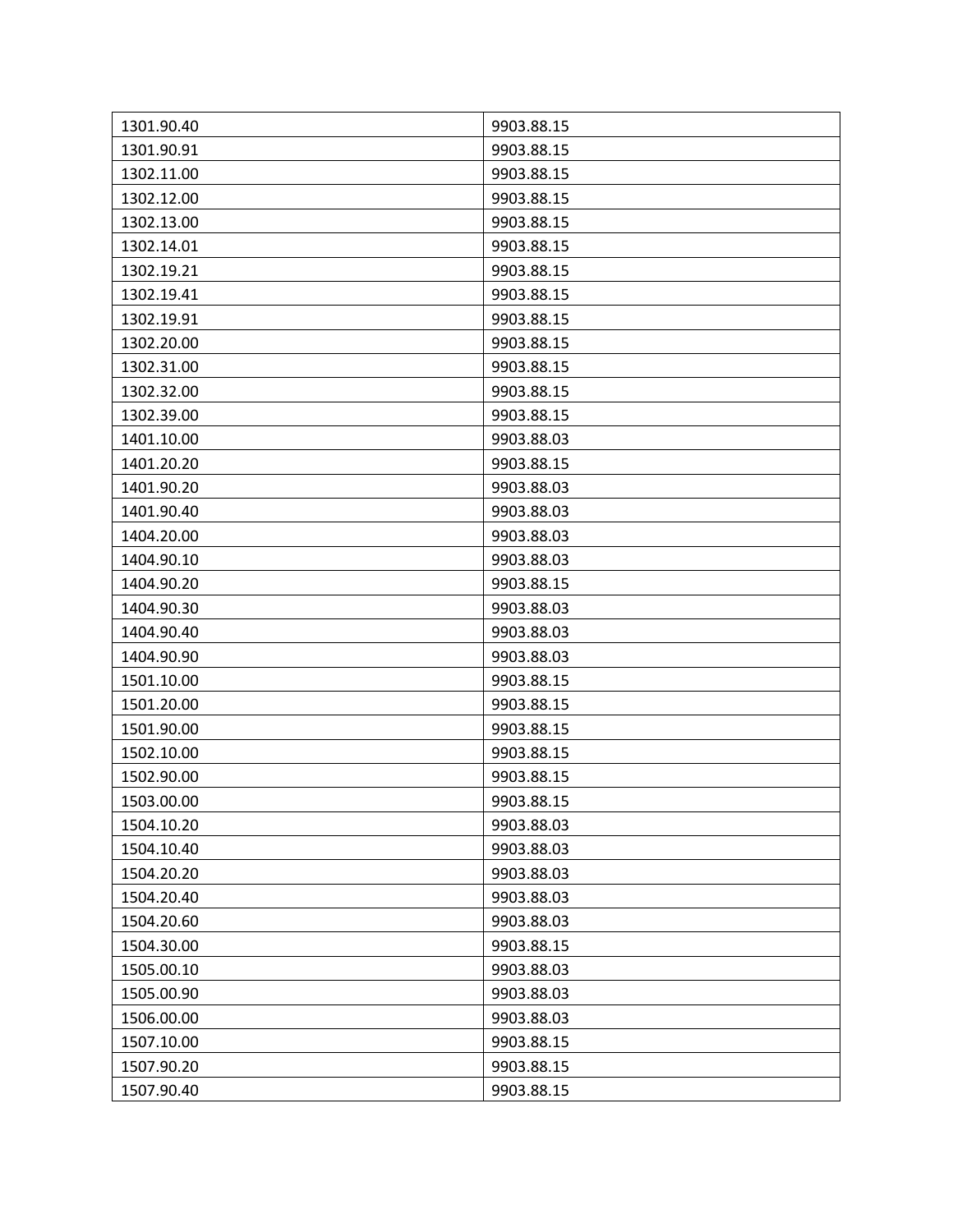| | |
|---|---|
| 1301.90.40 | 9903.88.15 |
| 1301.90.91 | 9903.88.15 |
| 1302.11.00 | 9903.88.15 |
| 1302.12.00 | 9903.88.15 |
| 1302.13.00 | 9903.88.15 |
| 1302.14.01 | 9903.88.15 |
| 1302.19.21 | 9903.88.15 |
| 1302.19.41 | 9903.88.15 |
| 1302.19.91 | 9903.88.15 |
| 1302.20.00 | 9903.88.15 |
| 1302.31.00 | 9903.88.15 |
| 1302.32.00 | 9903.88.15 |
| 1302.39.00 | 9903.88.15 |
| 1401.10.00 | 9903.88.03 |
| 1401.20.20 | 9903.88.15 |
| 1401.90.20 | 9903.88.03 |
| 1401.90.40 | 9903.88.03 |
| 1404.20.00 | 9903.88.03 |
| 1404.90.10 | 9903.88.03 |
| 1404.90.20 | 9903.88.15 |
| 1404.90.30 | 9903.88.03 |
| 1404.90.40 | 9903.88.03 |
| 1404.90.90 | 9903.88.03 |
| 1501.10.00 | 9903.88.15 |
| 1501.20.00 | 9903.88.15 |
| 1501.90.00 | 9903.88.15 |
| 1502.10.00 | 9903.88.15 |
| 1502.90.00 | 9903.88.15 |
| 1503.00.00 | 9903.88.15 |
| 1504.10.20 | 9903.88.03 |
| 1504.10.40 | 9903.88.03 |
| 1504.20.20 | 9903.88.03 |
| 1504.20.40 | 9903.88.03 |
| 1504.20.60 | 9903.88.03 |
| 1504.30.00 | 9903.88.15 |
| 1505.00.10 | 9903.88.03 |
| 1505.00.90 | 9903.88.03 |
| 1506.00.00 | 9903.88.03 |
| 1507.10.00 | 9903.88.15 |
| 1507.90.20 | 9903.88.15 |
| 1507.90.40 | 9903.88.15 |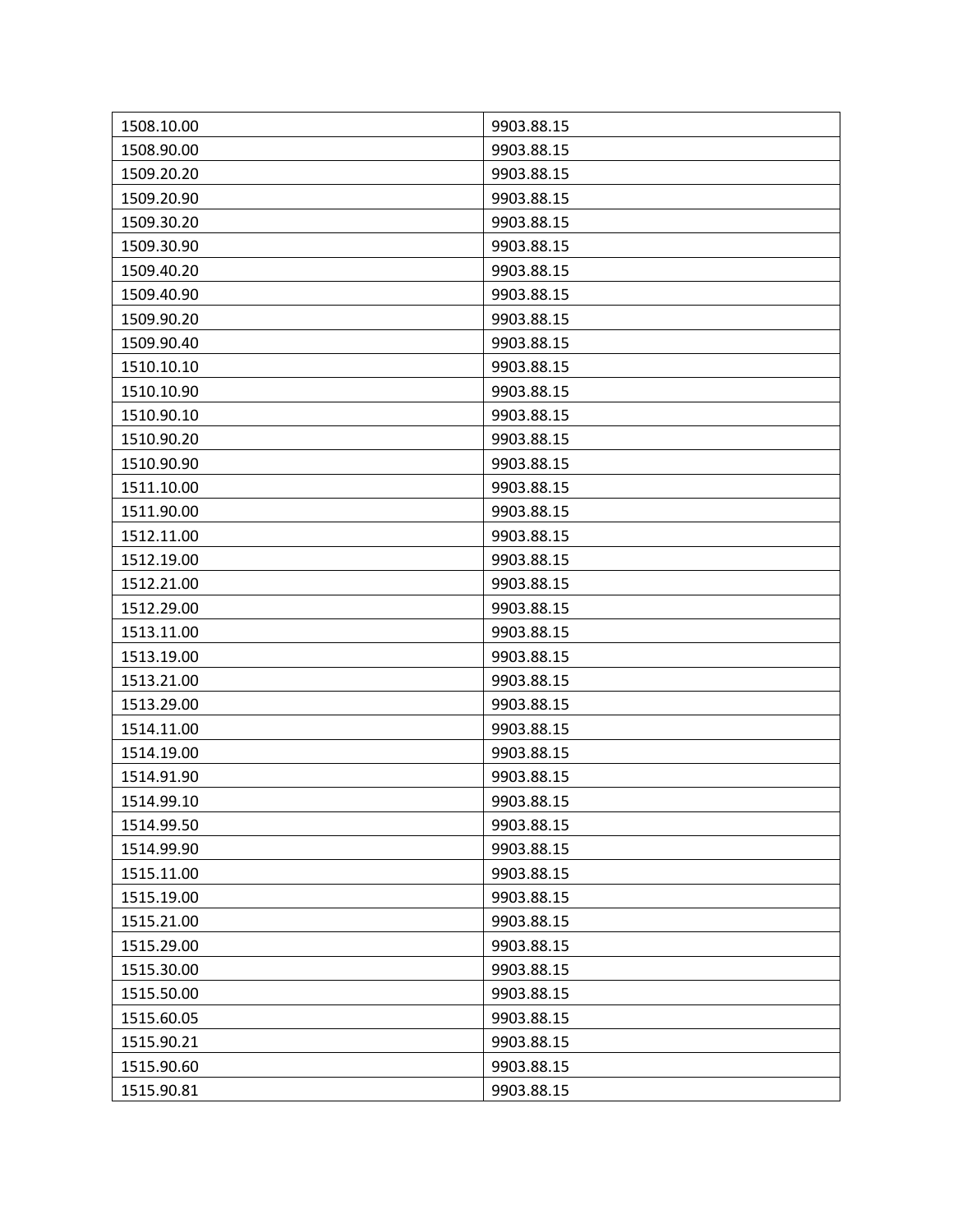| 1508.10.00 | 9903.88.15 |
| --- | --- |
| 1508.90.00 | 9903.88.15 |
| 1509.20.20 | 9903.88.15 |
| 1509.20.90 | 9903.88.15 |
| 1509.30.20 | 9903.88.15 |
| 1509.30.90 | 9903.88.15 |
| 1509.40.20 | 9903.88.15 |
| 1509.40.90 | 9903.88.15 |
| 1509.90.20 | 9903.88.15 |
| 1509.90.40 | 9903.88.15 |
| 1510.10.10 | 9903.88.15 |
| 1510.10.90 | 9903.88.15 |
| 1510.90.10 | 9903.88.15 |
| 1510.90.20 | 9903.88.15 |
| 1510.90.90 | 9903.88.15 |
| 1511.10.00 | 9903.88.15 |
| 1511.90.00 | 9903.88.15 |
| 1512.11.00 | 9903.88.15 |
| 1512.19.00 | 9903.88.15 |
| 1512.21.00 | 9903.88.15 |
| 1512.29.00 | 9903.88.15 |
| 1513.11.00 | 9903.88.15 |
| 1513.19.00 | 9903.88.15 |
| 1513.21.00 | 9903.88.15 |
| 1513.29.00 | 9903.88.15 |
| 1514.11.00 | 9903.88.15 |
| 1514.19.00 | 9903.88.15 |
| 1514.91.90 | 9903.88.15 |
| 1514.99.10 | 9903.88.15 |
| 1514.99.50 | 9903.88.15 |
| 1514.99.90 | 9903.88.15 |
| 1515.11.00 | 9903.88.15 |
| 1515.19.00 | 9903.88.15 |
| 1515.21.00 | 9903.88.15 |
| 1515.29.00 | 9903.88.15 |
| 1515.30.00 | 9903.88.15 |
| 1515.50.00 | 9903.88.15 |
| 1515.60.05 | 9903.88.15 |
| 1515.90.21 | 9903.88.15 |
| 1515.90.60 | 9903.88.15 |
| 1515.90.81 | 9903.88.15 |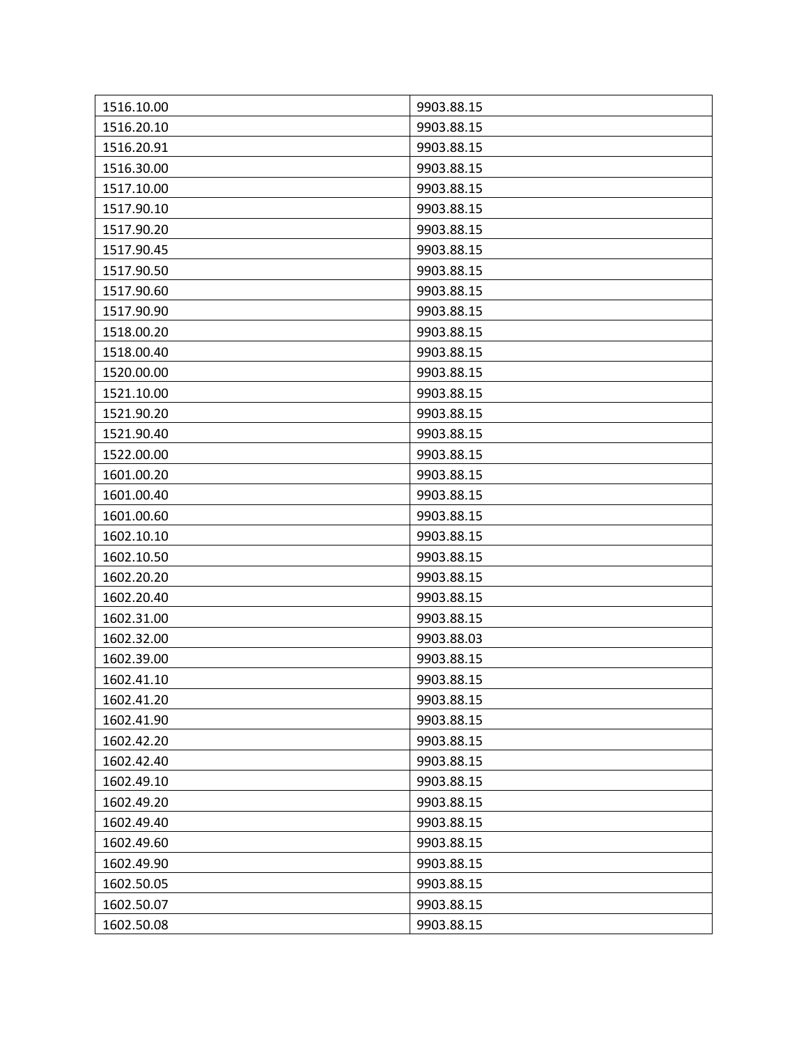| 1516.10.00 | 9903.88.15 |
|---|---|
| 1516.20.10 | 9903.88.15 |
| 1516.20.91 | 9903.88.15 |
| 1516.30.00 | 9903.88.15 |
| 1517.10.00 | 9903.88.15 |
| 1517.90.10 | 9903.88.15 |
| 1517.90.20 | 9903.88.15 |
| 1517.90.45 | 9903.88.15 |
| 1517.90.50 | 9903.88.15 |
| 1517.90.60 | 9903.88.15 |
| 1517.90.90 | 9903.88.15 |
| 1518.00.20 | 9903.88.15 |
| 1518.00.40 | 9903.88.15 |
| 1520.00.00 | 9903.88.15 |
| 1521.10.00 | 9903.88.15 |
| 1521.90.20 | 9903.88.15 |
| 1521.90.40 | 9903.88.15 |
| 1522.00.00 | 9903.88.15 |
| 1601.00.20 | 9903.88.15 |
| 1601.00.40 | 9903.88.15 |
| 1601.00.60 | 9903.88.15 |
| 1602.10.10 | 9903.88.15 |
| 1602.10.50 | 9903.88.15 |
| 1602.20.20 | 9903.88.15 |
| 1602.20.40 | 9903.88.15 |
| 1602.31.00 | 9903.88.15 |
| 1602.32.00 | 9903.88.03 |
| 1602.39.00 | 9903.88.15 |
| 1602.41.10 | 9903.88.15 |
| 1602.41.20 | 9903.88.15 |
| 1602.41.90 | 9903.88.15 |
| 1602.42.20 | 9903.88.15 |
| 1602.42.40 | 9903.88.15 |
| 1602.49.10 | 9903.88.15 |
| 1602.49.20 | 9903.88.15 |
| 1602.49.40 | 9903.88.15 |
| 1602.49.60 | 9903.88.15 |
| 1602.49.90 | 9903.88.15 |
| 1602.50.05 | 9903.88.15 |
| 1602.50.07 | 9903.88.15 |
| 1602.50.08 | 9903.88.15 |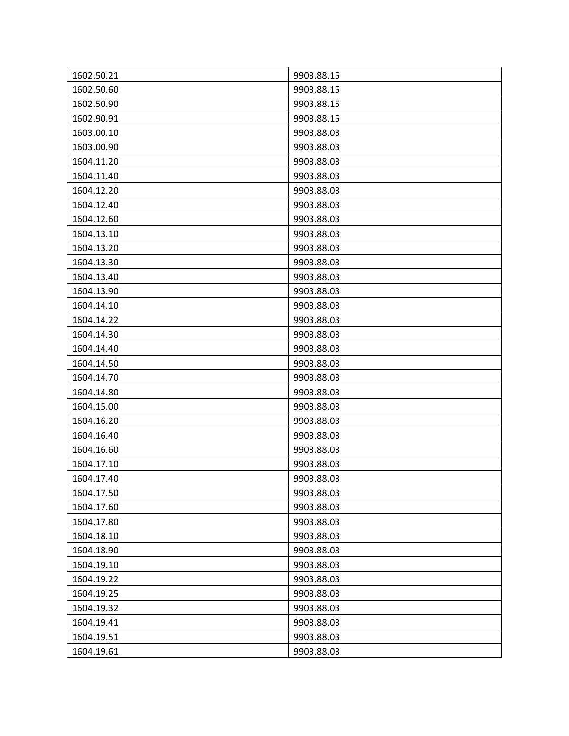| 1602.50.21 | 9903.88.15 |
| --- | --- |
| 1602.50.60 | 9903.88.15 |
| 1602.50.90 | 9903.88.15 |
| 1602.90.91 | 9903.88.15 |
| 1603.00.10 | 9903.88.03 |
| 1603.00.90 | 9903.88.03 |
| 1604.11.20 | 9903.88.03 |
| 1604.11.40 | 9903.88.03 |
| 1604.12.20 | 9903.88.03 |
| 1604.12.40 | 9903.88.03 |
| 1604.12.60 | 9903.88.03 |
| 1604.13.10 | 9903.88.03 |
| 1604.13.20 | 9903.88.03 |
| 1604.13.30 | 9903.88.03 |
| 1604.13.40 | 9903.88.03 |
| 1604.13.90 | 9903.88.03 |
| 1604.14.10 | 9903.88.03 |
| 1604.14.22 | 9903.88.03 |
| 1604.14.30 | 9903.88.03 |
| 1604.14.40 | 9903.88.03 |
| 1604.14.50 | 9903.88.03 |
| 1604.14.70 | 9903.88.03 |
| 1604.14.80 | 9903.88.03 |
| 1604.15.00 | 9903.88.03 |
| 1604.16.20 | 9903.88.03 |
| 1604.16.40 | 9903.88.03 |
| 1604.16.60 | 9903.88.03 |
| 1604.17.10 | 9903.88.03 |
| 1604.17.40 | 9903.88.03 |
| 1604.17.50 | 9903.88.03 |
| 1604.17.60 | 9903.88.03 |
| 1604.17.80 | 9903.88.03 |
| 1604.18.10 | 9903.88.03 |
| 1604.18.90 | 9903.88.03 |
| 1604.19.10 | 9903.88.03 |
| 1604.19.22 | 9903.88.03 |
| 1604.19.25 | 9903.88.03 |
| 1604.19.32 | 9903.88.03 |
| 1604.19.41 | 9903.88.03 |
| 1604.19.51 | 9903.88.03 |
| 1604.19.61 | 9903.88.03 |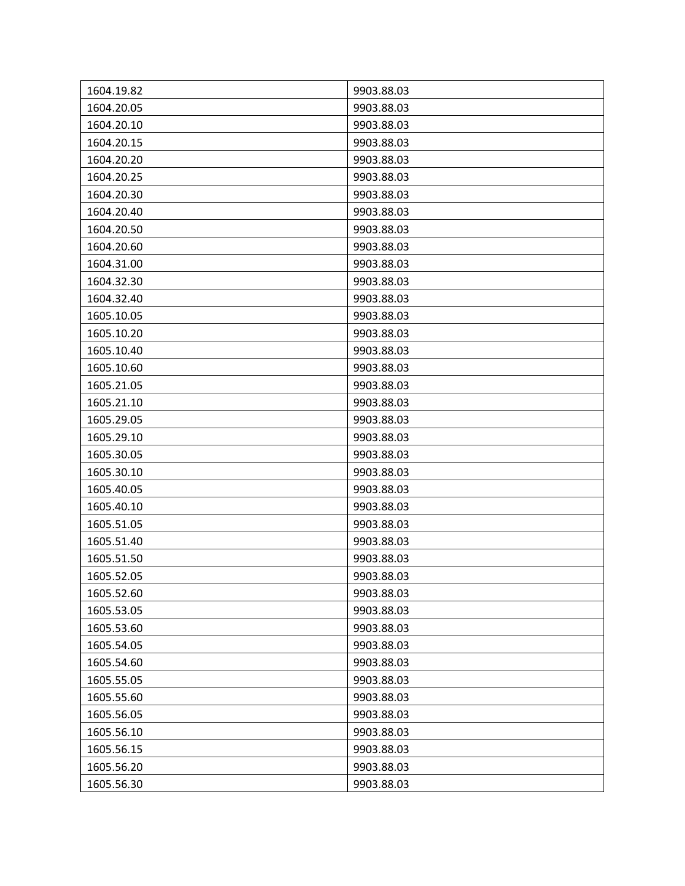| | |
|---|---|
| 1604.19.82 | 9903.88.03 |
| 1604.20.05 | 9903.88.03 |
| 1604.20.10 | 9903.88.03 |
| 1604.20.15 | 9903.88.03 |
| 1604.20.20 | 9903.88.03 |
| 1604.20.25 | 9903.88.03 |
| 1604.20.30 | 9903.88.03 |
| 1604.20.40 | 9903.88.03 |
| 1604.20.50 | 9903.88.03 |
| 1604.20.60 | 9903.88.03 |
| 1604.31.00 | 9903.88.03 |
| 1604.32.30 | 9903.88.03 |
| 1604.32.40 | 9903.88.03 |
| 1605.10.05 | 9903.88.03 |
| 1605.10.20 | 9903.88.03 |
| 1605.10.40 | 9903.88.03 |
| 1605.10.60 | 9903.88.03 |
| 1605.21.05 | 9903.88.03 |
| 1605.21.10 | 9903.88.03 |
| 1605.29.05 | 9903.88.03 |
| 1605.29.10 | 9903.88.03 |
| 1605.30.05 | 9903.88.03 |
| 1605.30.10 | 9903.88.03 |
| 1605.40.05 | 9903.88.03 |
| 1605.40.10 | 9903.88.03 |
| 1605.51.05 | 9903.88.03 |
| 1605.51.40 | 9903.88.03 |
| 1605.51.50 | 9903.88.03 |
| 1605.52.05 | 9903.88.03 |
| 1605.52.60 | 9903.88.03 |
| 1605.53.05 | 9903.88.03 |
| 1605.53.60 | 9903.88.03 |
| 1605.54.05 | 9903.88.03 |
| 1605.54.60 | 9903.88.03 |
| 1605.55.05 | 9903.88.03 |
| 1605.55.60 | 9903.88.03 |
| 1605.56.05 | 9903.88.03 |
| 1605.56.10 | 9903.88.03 |
| 1605.56.15 | 9903.88.03 |
| 1605.56.20 | 9903.88.03 |
| 1605.56.30 | 9903.88.03 |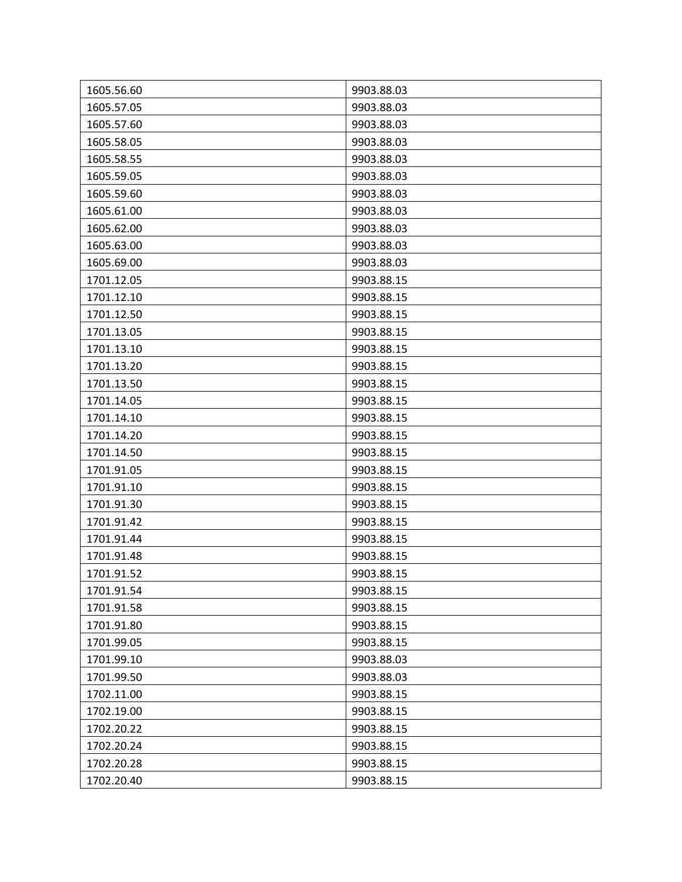| 1605.56.60 | 9903.88.03 |
|---|---|
| 1605.57.05 | 9903.88.03 |
| 1605.57.60 | 9903.88.03 |
| 1605.58.05 | 9903.88.03 |
| 1605.58.55 | 9903.88.03 |
| 1605.59.05 | 9903.88.03 |
| 1605.59.60 | 9903.88.03 |
| 1605.61.00 | 9903.88.03 |
| 1605.62.00 | 9903.88.03 |
| 1605.63.00 | 9903.88.03 |
| 1605.69.00 | 9903.88.03 |
| 1701.12.05 | 9903.88.15 |
| 1701.12.10 | 9903.88.15 |
| 1701.12.50 | 9903.88.15 |
| 1701.13.05 | 9903.88.15 |
| 1701.13.10 | 9903.88.15 |
| 1701.13.20 | 9903.88.15 |
| 1701.13.50 | 9903.88.15 |
| 1701.14.05 | 9903.88.15 |
| 1701.14.10 | 9903.88.15 |
| 1701.14.20 | 9903.88.15 |
| 1701.14.50 | 9903.88.15 |
| 1701.91.05 | 9903.88.15 |
| 1701.91.10 | 9903.88.15 |
| 1701.91.30 | 9903.88.15 |
| 1701.91.42 | 9903.88.15 |
| 1701.91.44 | 9903.88.15 |
| 1701.91.48 | 9903.88.15 |
| 1701.91.52 | 9903.88.15 |
| 1701.91.54 | 9903.88.15 |
| 1701.91.58 | 9903.88.15 |
| 1701.91.80 | 9903.88.15 |
| 1701.99.05 | 9903.88.15 |
| 1701.99.10 | 9903.88.03 |
| 1701.99.50 | 9903.88.03 |
| 1702.11.00 | 9903.88.15 |
| 1702.19.00 | 9903.88.15 |
| 1702.20.22 | 9903.88.15 |
| 1702.20.24 | 9903.88.15 |
| 1702.20.28 | 9903.88.15 |
| 1702.20.40 | 9903.88.15 |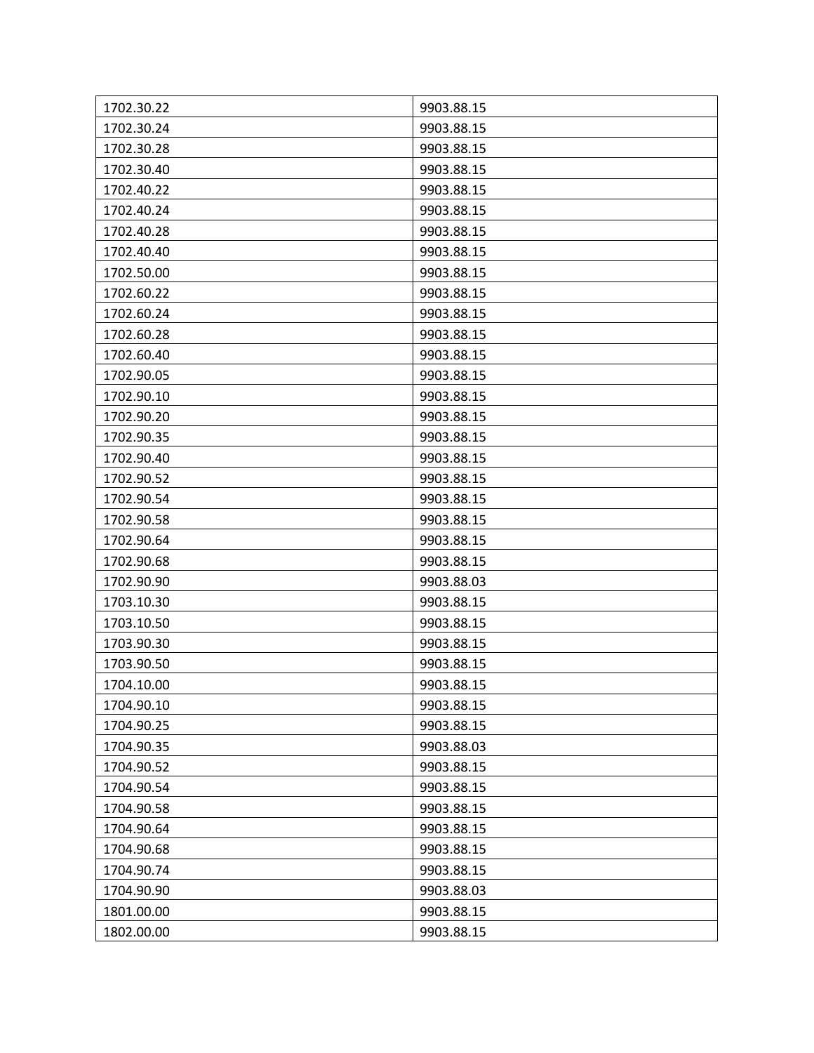| 1702.30.22 | 9903.88.15 |
| --- | --- |
| 1702.30.24 | 9903.88.15 |
| 1702.30.28 | 9903.88.15 |
| 1702.30.40 | 9903.88.15 |
| 1702.40.22 | 9903.88.15 |
| 1702.40.24 | 9903.88.15 |
| 1702.40.28 | 9903.88.15 |
| 1702.40.40 | 9903.88.15 |
| 1702.50.00 | 9903.88.15 |
| 1702.60.22 | 9903.88.15 |
| 1702.60.24 | 9903.88.15 |
| 1702.60.28 | 9903.88.15 |
| 1702.60.40 | 9903.88.15 |
| 1702.90.05 | 9903.88.15 |
| 1702.90.10 | 9903.88.15 |
| 1702.90.20 | 9903.88.15 |
| 1702.90.35 | 9903.88.15 |
| 1702.90.40 | 9903.88.15 |
| 1702.90.52 | 9903.88.15 |
| 1702.90.54 | 9903.88.15 |
| 1702.90.58 | 9903.88.15 |
| 1702.90.64 | 9903.88.15 |
| 1702.90.68 | 9903.88.15 |
| 1702.90.90 | 9903.88.03 |
| 1703.10.30 | 9903.88.15 |
| 1703.10.50 | 9903.88.15 |
| 1703.90.30 | 9903.88.15 |
| 1703.90.50 | 9903.88.15 |
| 1704.10.00 | 9903.88.15 |
| 1704.90.10 | 9903.88.15 |
| 1704.90.25 | 9903.88.15 |
| 1704.90.35 | 9903.88.03 |
| 1704.90.52 | 9903.88.15 |
| 1704.90.54 | 9903.88.15 |
| 1704.90.58 | 9903.88.15 |
| 1704.90.64 | 9903.88.15 |
| 1704.90.68 | 9903.88.15 |
| 1704.90.74 | 9903.88.15 |
| 1704.90.90 | 9903.88.03 |
| 1801.00.00 | 9903.88.15 |
| 1802.00.00 | 9903.88.15 |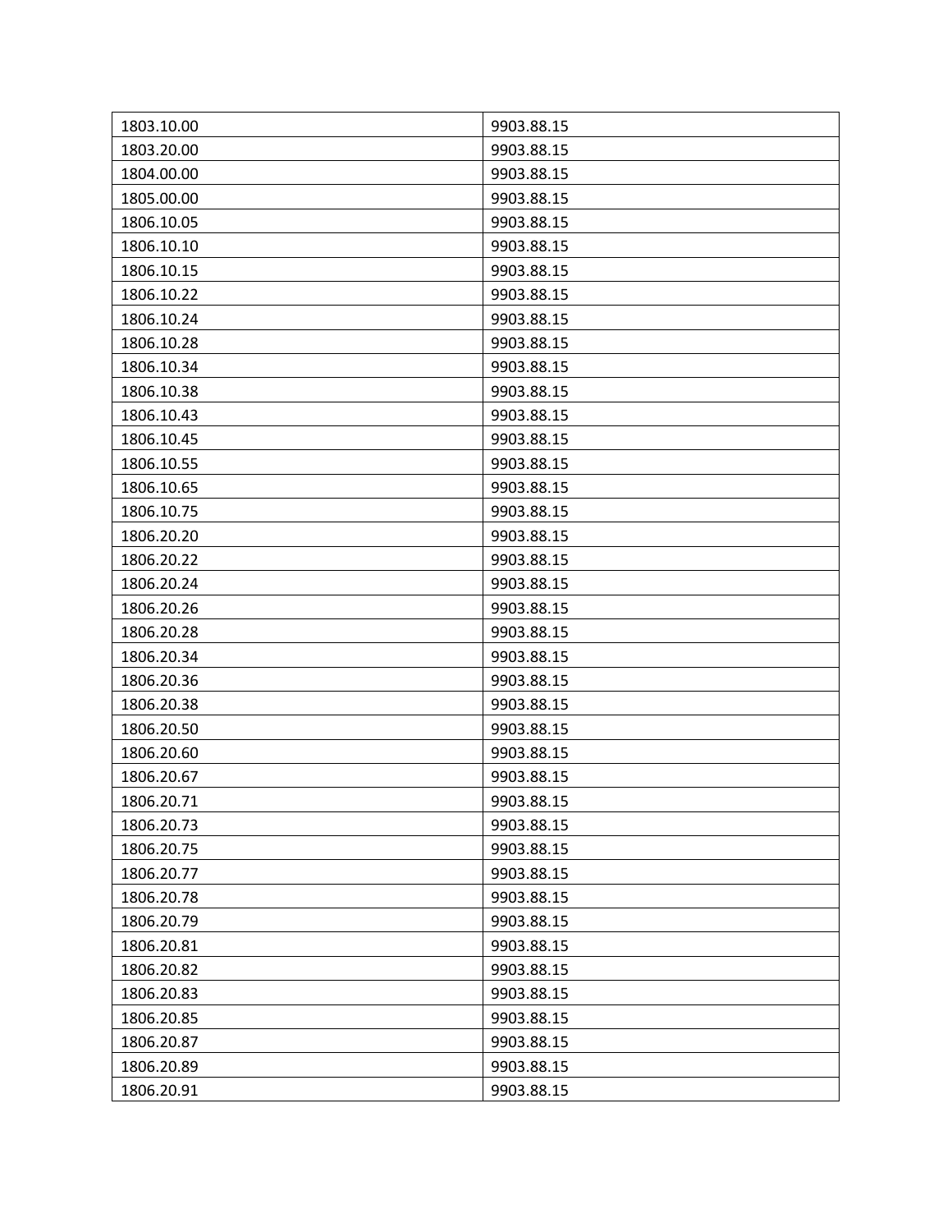| 1803.10.00 | 9903.88.15 |
|---|---|
| 1803.20.00 | 9903.88.15 |
| 1804.00.00 | 9903.88.15 |
| 1805.00.00 | 9903.88.15 |
| 1806.10.05 | 9903.88.15 |
| 1806.10.10 | 9903.88.15 |
| 1806.10.15 | 9903.88.15 |
| 1806.10.22 | 9903.88.15 |
| 1806.10.24 | 9903.88.15 |
| 1806.10.28 | 9903.88.15 |
| 1806.10.34 | 9903.88.15 |
| 1806.10.38 | 9903.88.15 |
| 1806.10.43 | 9903.88.15 |
| 1806.10.45 | 9903.88.15 |
| 1806.10.55 | 9903.88.15 |
| 1806.10.65 | 9903.88.15 |
| 1806.10.75 | 9903.88.15 |
| 1806.20.20 | 9903.88.15 |
| 1806.20.22 | 9903.88.15 |
| 1806.20.24 | 9903.88.15 |
| 1806.20.26 | 9903.88.15 |
| 1806.20.28 | 9903.88.15 |
| 1806.20.34 | 9903.88.15 |
| 1806.20.36 | 9903.88.15 |
| 1806.20.38 | 9903.88.15 |
| 1806.20.50 | 9903.88.15 |
| 1806.20.60 | 9903.88.15 |
| 1806.20.67 | 9903.88.15 |
| 1806.20.71 | 9903.88.15 |
| 1806.20.73 | 9903.88.15 |
| 1806.20.75 | 9903.88.15 |
| 1806.20.77 | 9903.88.15 |
| 1806.20.78 | 9903.88.15 |
| 1806.20.79 | 9903.88.15 |
| 1806.20.81 | 9903.88.15 |
| 1806.20.82 | 9903.88.15 |
| 1806.20.83 | 9903.88.15 |
| 1806.20.85 | 9903.88.15 |
| 1806.20.87 | 9903.88.15 |
| 1806.20.89 | 9903.88.15 |
| 1806.20.91 | 9903.88.15 |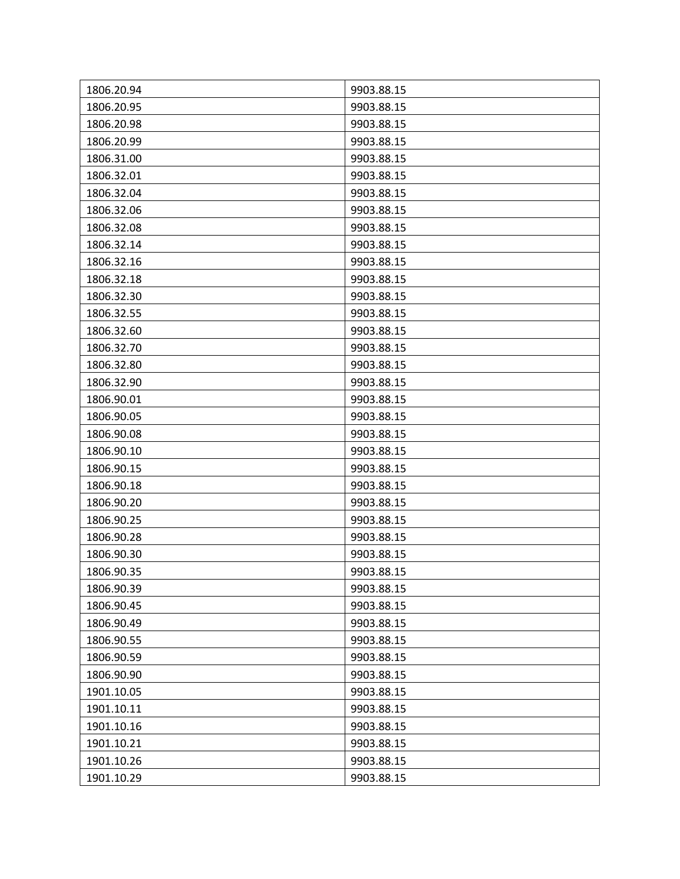| 1806.20.94 | 9903.88.15 |
|---|---|
| 1806.20.95 | 9903.88.15 |
| 1806.20.98 | 9903.88.15 |
| 1806.20.99 | 9903.88.15 |
| 1806.31.00 | 9903.88.15 |
| 1806.32.01 | 9903.88.15 |
| 1806.32.04 | 9903.88.15 |
| 1806.32.06 | 9903.88.15 |
| 1806.32.08 | 9903.88.15 |
| 1806.32.14 | 9903.88.15 |
| 1806.32.16 | 9903.88.15 |
| 1806.32.18 | 9903.88.15 |
| 1806.32.30 | 9903.88.15 |
| 1806.32.55 | 9903.88.15 |
| 1806.32.60 | 9903.88.15 |
| 1806.32.70 | 9903.88.15 |
| 1806.32.80 | 9903.88.15 |
| 1806.32.90 | 9903.88.15 |
| 1806.90.01 | 9903.88.15 |
| 1806.90.05 | 9903.88.15 |
| 1806.90.08 | 9903.88.15 |
| 1806.90.10 | 9903.88.15 |
| 1806.90.15 | 9903.88.15 |
| 1806.90.18 | 9903.88.15 |
| 1806.90.20 | 9903.88.15 |
| 1806.90.25 | 9903.88.15 |
| 1806.90.28 | 9903.88.15 |
| 1806.90.30 | 9903.88.15 |
| 1806.90.35 | 9903.88.15 |
| 1806.90.39 | 9903.88.15 |
| 1806.90.45 | 9903.88.15 |
| 1806.90.49 | 9903.88.15 |
| 1806.90.55 | 9903.88.15 |
| 1806.90.59 | 9903.88.15 |
| 1806.90.90 | 9903.88.15 |
| 1901.10.05 | 9903.88.15 |
| 1901.10.11 | 9903.88.15 |
| 1901.10.16 | 9903.88.15 |
| 1901.10.21 | 9903.88.15 |
| 1901.10.26 | 9903.88.15 |
| 1901.10.29 | 9903.88.15 |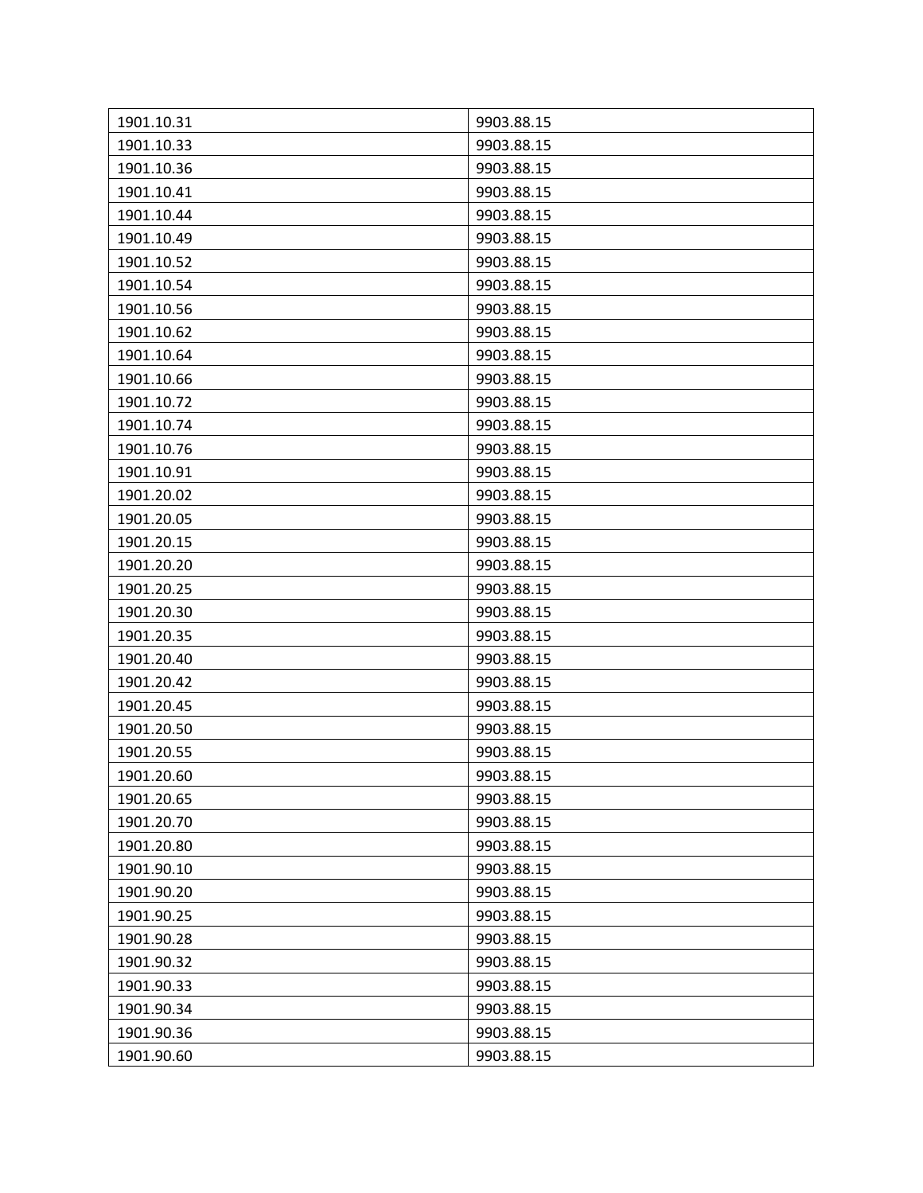| 1901.10.31 | 9903.88.15 |
|---|---|
| 1901.10.33 | 9903.88.15 |
| 1901.10.36 | 9903.88.15 |
| 1901.10.41 | 9903.88.15 |
| 1901.10.44 | 9903.88.15 |
| 1901.10.49 | 9903.88.15 |
| 1901.10.52 | 9903.88.15 |
| 1901.10.54 | 9903.88.15 |
| 1901.10.56 | 9903.88.15 |
| 1901.10.62 | 9903.88.15 |
| 1901.10.64 | 9903.88.15 |
| 1901.10.66 | 9903.88.15 |
| 1901.10.72 | 9903.88.15 |
| 1901.10.74 | 9903.88.15 |
| 1901.10.76 | 9903.88.15 |
| 1901.10.91 | 9903.88.15 |
| 1901.20.02 | 9903.88.15 |
| 1901.20.05 | 9903.88.15 |
| 1901.20.15 | 9903.88.15 |
| 1901.20.20 | 9903.88.15 |
| 1901.20.25 | 9903.88.15 |
| 1901.20.30 | 9903.88.15 |
| 1901.20.35 | 9903.88.15 |
| 1901.20.40 | 9903.88.15 |
| 1901.20.42 | 9903.88.15 |
| 1901.20.45 | 9903.88.15 |
| 1901.20.50 | 9903.88.15 |
| 1901.20.55 | 9903.88.15 |
| 1901.20.60 | 9903.88.15 |
| 1901.20.65 | 9903.88.15 |
| 1901.20.70 | 9903.88.15 |
| 1901.20.80 | 9903.88.15 |
| 1901.90.10 | 9903.88.15 |
| 1901.90.20 | 9903.88.15 |
| 1901.90.25 | 9903.88.15 |
| 1901.90.28 | 9903.88.15 |
| 1901.90.32 | 9903.88.15 |
| 1901.90.33 | 9903.88.15 |
| 1901.90.34 | 9903.88.15 |
| 1901.90.36 | 9903.88.15 |
| 1901.90.60 | 9903.88.15 |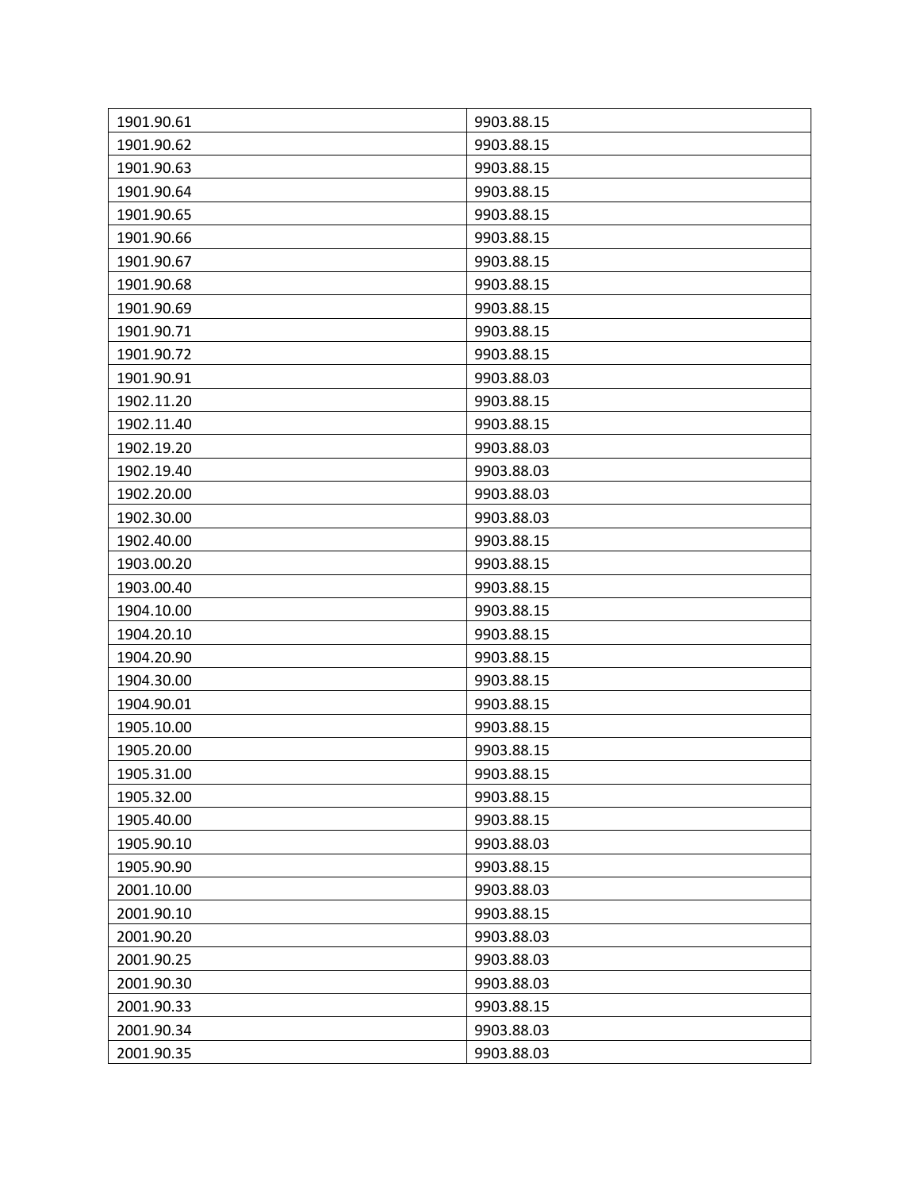| 1901.90.61 | 9903.88.15 |
|---|---|
| 1901.90.62 | 9903.88.15 |
| 1901.90.63 | 9903.88.15 |
| 1901.90.64 | 9903.88.15 |
| 1901.90.65 | 9903.88.15 |
| 1901.90.66 | 9903.88.15 |
| 1901.90.67 | 9903.88.15 |
| 1901.90.68 | 9903.88.15 |
| 1901.90.69 | 9903.88.15 |
| 1901.90.71 | 9903.88.15 |
| 1901.90.72 | 9903.88.15 |
| 1901.90.91 | 9903.88.03 |
| 1902.11.20 | 9903.88.15 |
| 1902.11.40 | 9903.88.15 |
| 1902.19.20 | 9903.88.03 |
| 1902.19.40 | 9903.88.03 |
| 1902.20.00 | 9903.88.03 |
| 1902.30.00 | 9903.88.03 |
| 1902.40.00 | 9903.88.15 |
| 1903.00.20 | 9903.88.15 |
| 1903.00.40 | 9903.88.15 |
| 1904.10.00 | 9903.88.15 |
| 1904.20.10 | 9903.88.15 |
| 1904.20.90 | 9903.88.15 |
| 1904.30.00 | 9903.88.15 |
| 1904.90.01 | 9903.88.15 |
| 1905.10.00 | 9903.88.15 |
| 1905.20.00 | 9903.88.15 |
| 1905.31.00 | 9903.88.15 |
| 1905.32.00 | 9903.88.15 |
| 1905.40.00 | 9903.88.15 |
| 1905.90.10 | 9903.88.03 |
| 1905.90.90 | 9903.88.15 |
| 2001.10.00 | 9903.88.03 |
| 2001.90.10 | 9903.88.15 |
| 2001.90.20 | 9903.88.03 |
| 2001.90.25 | 9903.88.03 |
| 2001.90.30 | 9903.88.03 |
| 2001.90.33 | 9903.88.15 |
| 2001.90.34 | 9903.88.03 |
| 2001.90.35 | 9903.88.03 |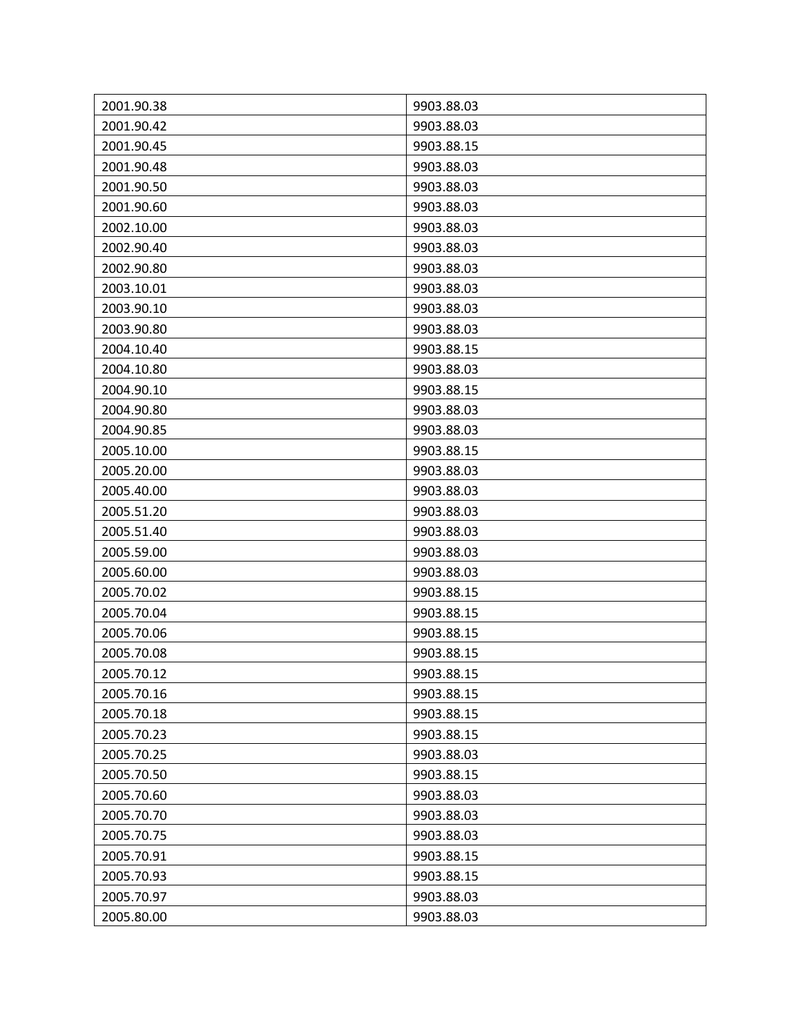| 2001.90.38 | 9903.88.03 |
|---|---|
| 2001.90.42 | 9903.88.03 |
| 2001.90.45 | 9903.88.15 |
| 2001.90.48 | 9903.88.03 |
| 2001.90.50 | 9903.88.03 |
| 2001.90.60 | 9903.88.03 |
| 2002.10.00 | 9903.88.03 |
| 2002.90.40 | 9903.88.03 |
| 2002.90.80 | 9903.88.03 |
| 2003.10.01 | 9903.88.03 |
| 2003.90.10 | 9903.88.03 |
| 2003.90.80 | 9903.88.03 |
| 2004.10.40 | 9903.88.15 |
| 2004.10.80 | 9903.88.03 |
| 2004.90.10 | 9903.88.15 |
| 2004.90.80 | 9903.88.03 |
| 2004.90.85 | 9903.88.03 |
| 2005.10.00 | 9903.88.15 |
| 2005.20.00 | 9903.88.03 |
| 2005.40.00 | 9903.88.03 |
| 2005.51.20 | 9903.88.03 |
| 2005.51.40 | 9903.88.03 |
| 2005.59.00 | 9903.88.03 |
| 2005.60.00 | 9903.88.03 |
| 2005.70.02 | 9903.88.15 |
| 2005.70.04 | 9903.88.15 |
| 2005.70.06 | 9903.88.15 |
| 2005.70.08 | 9903.88.15 |
| 2005.70.12 | 9903.88.15 |
| 2005.70.16 | 9903.88.15 |
| 2005.70.18 | 9903.88.15 |
| 2005.70.23 | 9903.88.15 |
| 2005.70.25 | 9903.88.03 |
| 2005.70.50 | 9903.88.15 |
| 2005.70.60 | 9903.88.03 |
| 2005.70.70 | 9903.88.03 |
| 2005.70.75 | 9903.88.03 |
| 2005.70.91 | 9903.88.15 |
| 2005.70.93 | 9903.88.15 |
| 2005.70.97 | 9903.88.03 |
| 2005.80.00 | 9903.88.03 |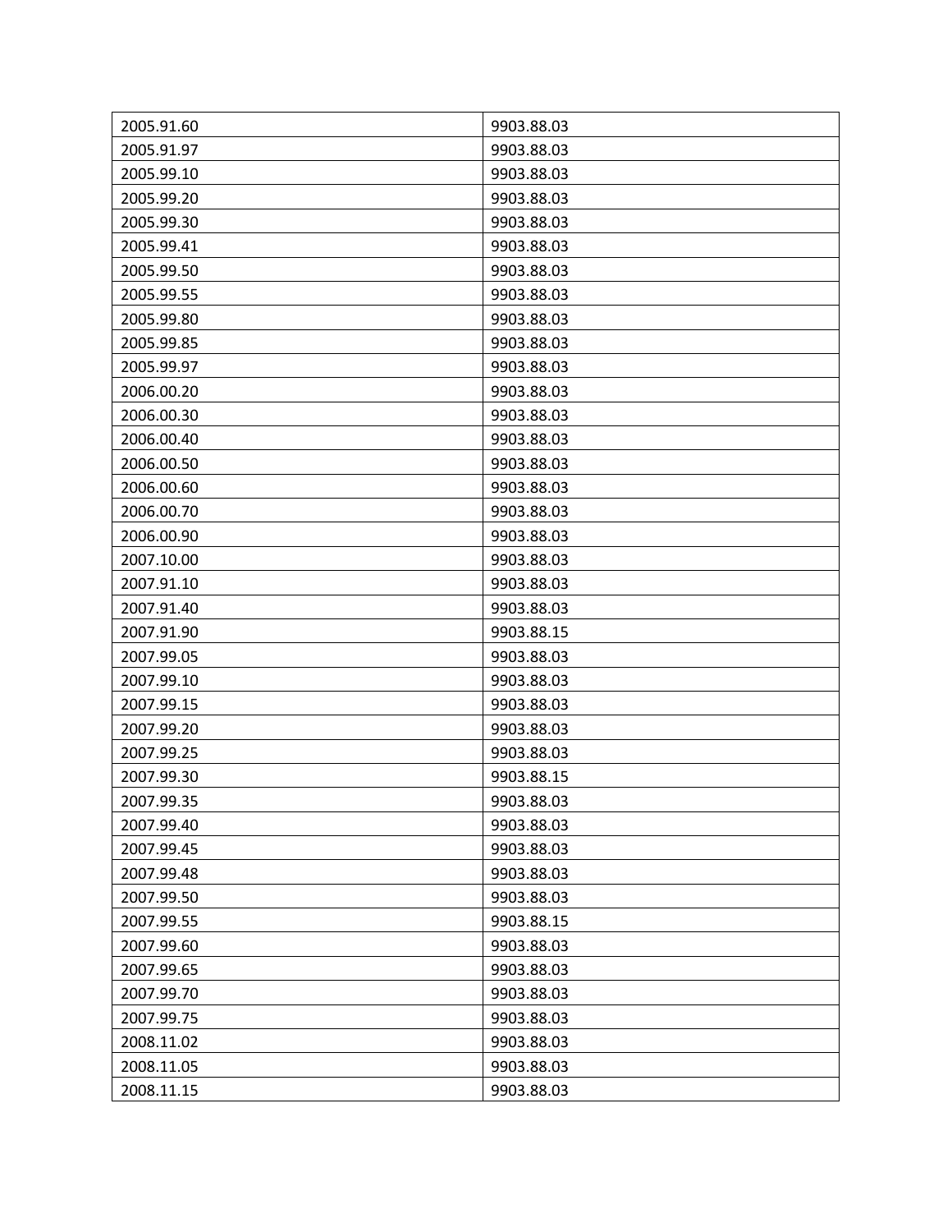| 2005.91.60 | 9903.88.03 |
|---|---|
| 2005.91.97 | 9903.88.03 |
| 2005.99.10 | 9903.88.03 |
| 2005.99.20 | 9903.88.03 |
| 2005.99.30 | 9903.88.03 |
| 2005.99.41 | 9903.88.03 |
| 2005.99.50 | 9903.88.03 |
| 2005.99.55 | 9903.88.03 |
| 2005.99.80 | 9903.88.03 |
| 2005.99.85 | 9903.88.03 |
| 2005.99.97 | 9903.88.03 |
| 2006.00.20 | 9903.88.03 |
| 2006.00.30 | 9903.88.03 |
| 2006.00.40 | 9903.88.03 |
| 2006.00.50 | 9903.88.03 |
| 2006.00.60 | 9903.88.03 |
| 2006.00.70 | 9903.88.03 |
| 2006.00.90 | 9903.88.03 |
| 2007.10.00 | 9903.88.03 |
| 2007.91.10 | 9903.88.03 |
| 2007.91.40 | 9903.88.03 |
| 2007.91.90 | 9903.88.15 |
| 2007.99.05 | 9903.88.03 |
| 2007.99.10 | 9903.88.03 |
| 2007.99.15 | 9903.88.03 |
| 2007.99.20 | 9903.88.03 |
| 2007.99.25 | 9903.88.03 |
| 2007.99.30 | 9903.88.15 |
| 2007.99.35 | 9903.88.03 |
| 2007.99.40 | 9903.88.03 |
| 2007.99.45 | 9903.88.03 |
| 2007.99.48 | 9903.88.03 |
| 2007.99.50 | 9903.88.03 |
| 2007.99.55 | 9903.88.15 |
| 2007.99.60 | 9903.88.03 |
| 2007.99.65 | 9903.88.03 |
| 2007.99.70 | 9903.88.03 |
| 2007.99.75 | 9903.88.03 |
| 2008.11.02 | 9903.88.03 |
| 2008.11.05 | 9903.88.03 |
| 2008.11.15 | 9903.88.03 |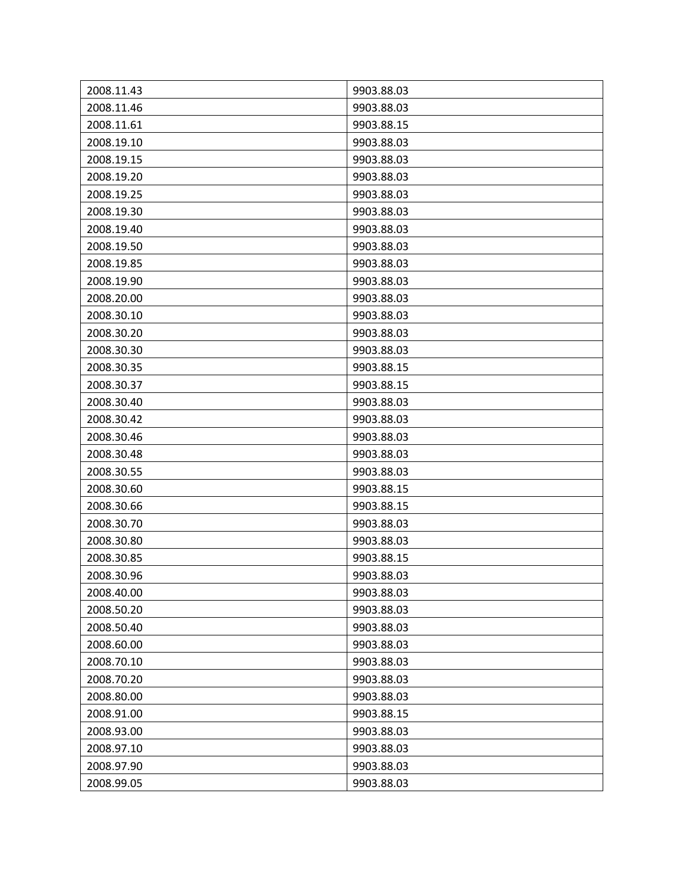| 2008.11.43 | 9903.88.03 |
|---|---|
| 2008.11.46 | 9903.88.03 |
| 2008.11.61 | 9903.88.15 |
| 2008.19.10 | 9903.88.03 |
| 2008.19.15 | 9903.88.03 |
| 2008.19.20 | 9903.88.03 |
| 2008.19.25 | 9903.88.03 |
| 2008.19.30 | 9903.88.03 |
| 2008.19.40 | 9903.88.03 |
| 2008.19.50 | 9903.88.03 |
| 2008.19.85 | 9903.88.03 |
| 2008.19.90 | 9903.88.03 |
| 2008.20.00 | 9903.88.03 |
| 2008.30.10 | 9903.88.03 |
| 2008.30.20 | 9903.88.03 |
| 2008.30.30 | 9903.88.03 |
| 2008.30.35 | 9903.88.15 |
| 2008.30.37 | 9903.88.15 |
| 2008.30.40 | 9903.88.03 |
| 2008.30.42 | 9903.88.03 |
| 2008.30.46 | 9903.88.03 |
| 2008.30.48 | 9903.88.03 |
| 2008.30.55 | 9903.88.03 |
| 2008.30.60 | 9903.88.15 |
| 2008.30.66 | 9903.88.15 |
| 2008.30.70 | 9903.88.03 |
| 2008.30.80 | 9903.88.03 |
| 2008.30.85 | 9903.88.15 |
| 2008.30.96 | 9903.88.03 |
| 2008.40.00 | 9903.88.03 |
| 2008.50.20 | 9903.88.03 |
| 2008.50.40 | 9903.88.03 |
| 2008.60.00 | 9903.88.03 |
| 2008.70.10 | 9903.88.03 |
| 2008.70.20 | 9903.88.03 |
| 2008.80.00 | 9903.88.03 |
| 2008.91.00 | 9903.88.15 |
| 2008.93.00 | 9903.88.03 |
| 2008.97.10 | 9903.88.03 |
| 2008.97.90 | 9903.88.03 |
| 2008.99.05 | 9903.88.03 |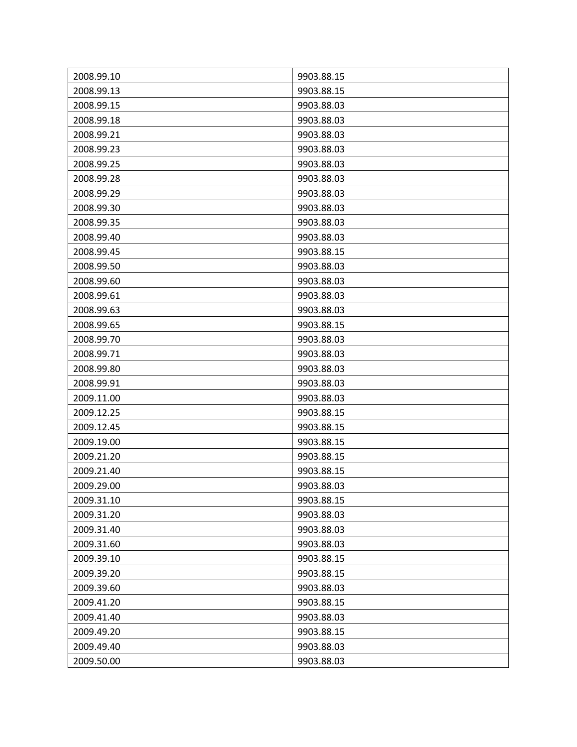| 2008.99.10 | 9903.88.15 |
|---|---|
| 2008.99.13 | 9903.88.15 |
| 2008.99.15 | 9903.88.03 |
| 2008.99.18 | 9903.88.03 |
| 2008.99.21 | 9903.88.03 |
| 2008.99.23 | 9903.88.03 |
| 2008.99.25 | 9903.88.03 |
| 2008.99.28 | 9903.88.03 |
| 2008.99.29 | 9903.88.03 |
| 2008.99.30 | 9903.88.03 |
| 2008.99.35 | 9903.88.03 |
| 2008.99.40 | 9903.88.03 |
| 2008.99.45 | 9903.88.15 |
| 2008.99.50 | 9903.88.03 |
| 2008.99.60 | 9903.88.03 |
| 2008.99.61 | 9903.88.03 |
| 2008.99.63 | 9903.88.03 |
| 2008.99.65 | 9903.88.15 |
| 2008.99.70 | 9903.88.03 |
| 2008.99.71 | 9903.88.03 |
| 2008.99.80 | 9903.88.03 |
| 2008.99.91 | 9903.88.03 |
| 2009.11.00 | 9903.88.03 |
| 2009.12.25 | 9903.88.15 |
| 2009.12.45 | 9903.88.15 |
| 2009.19.00 | 9903.88.15 |
| 2009.21.20 | 9903.88.15 |
| 2009.21.40 | 9903.88.15 |
| 2009.29.00 | 9903.88.03 |
| 2009.31.10 | 9903.88.15 |
| 2009.31.20 | 9903.88.03 |
| 2009.31.40 | 9903.88.03 |
| 2009.31.60 | 9903.88.03 |
| 2009.39.10 | 9903.88.15 |
| 2009.39.20 | 9903.88.15 |
| 2009.39.60 | 9903.88.03 |
| 2009.41.20 | 9903.88.15 |
| 2009.41.40 | 9903.88.03 |
| 2009.49.20 | 9903.88.15 |
| 2009.49.40 | 9903.88.03 |
| 2009.50.00 | 9903.88.03 |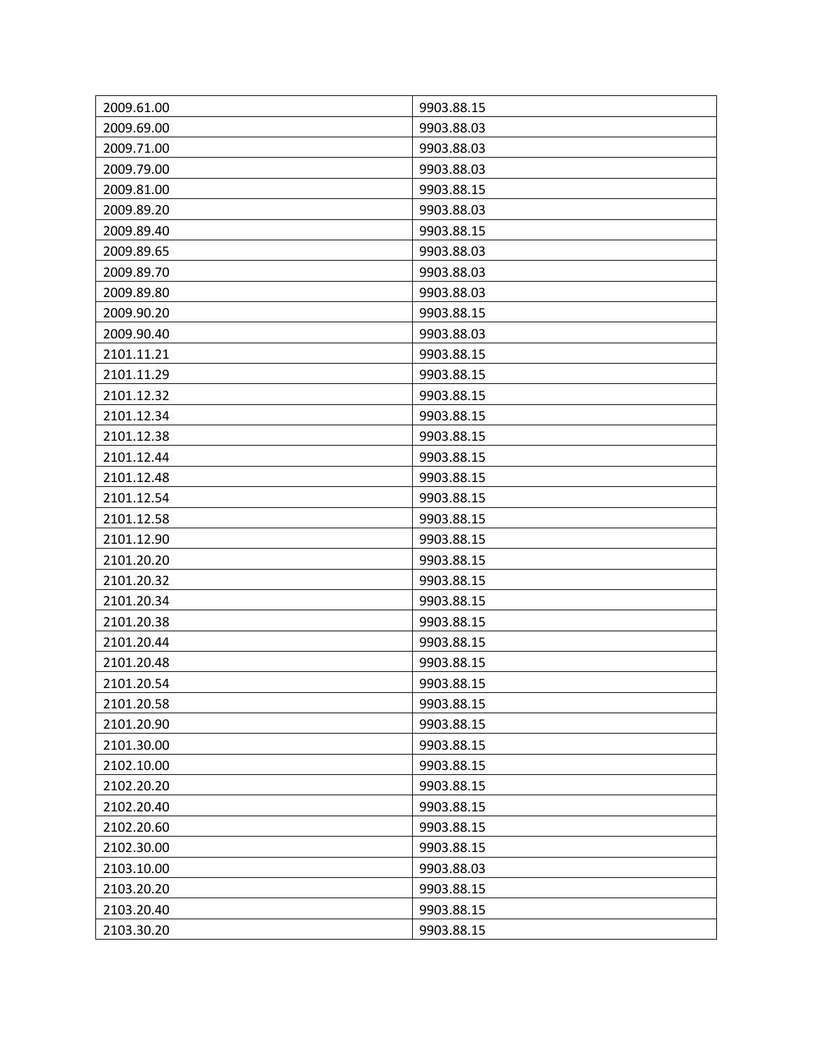| 2009.61.00 | 9903.88.15 |
| --- | --- |
| 2009.69.00 | 9903.88.03 |
| 2009.71.00 | 9903.88.03 |
| 2009.79.00 | 9903.88.03 |
| 2009.81.00 | 9903.88.15 |
| 2009.89.20 | 9903.88.03 |
| 2009.89.40 | 9903.88.15 |
| 2009.89.65 | 9903.88.03 |
| 2009.89.70 | 9903.88.03 |
| 2009.89.80 | 9903.88.03 |
| 2009.90.20 | 9903.88.15 |
| 2009.90.40 | 9903.88.03 |
| 2101.11.21 | 9903.88.15 |
| 2101.11.29 | 9903.88.15 |
| 2101.12.32 | 9903.88.15 |
| 2101.12.34 | 9903.88.15 |
| 2101.12.38 | 9903.88.15 |
| 2101.12.44 | 9903.88.15 |
| 2101.12.48 | 9903.88.15 |
| 2101.12.54 | 9903.88.15 |
| 2101.12.58 | 9903.88.15 |
| 2101.12.90 | 9903.88.15 |
| 2101.20.20 | 9903.88.15 |
| 2101.20.32 | 9903.88.15 |
| 2101.20.34 | 9903.88.15 |
| 2101.20.38 | 9903.88.15 |
| 2101.20.44 | 9903.88.15 |
| 2101.20.48 | 9903.88.15 |
| 2101.20.54 | 9903.88.15 |
| 2101.20.58 | 9903.88.15 |
| 2101.20.90 | 9903.88.15 |
| 2101.30.00 | 9903.88.15 |
| 2102.10.00 | 9903.88.15 |
| 2102.20.20 | 9903.88.15 |
| 2102.20.40 | 9903.88.15 |
| 2102.20.60 | 9903.88.15 |
| 2102.30.00 | 9903.88.15 |
| 2103.10.00 | 9903.88.03 |
| 2103.20.20 | 9903.88.15 |
| 2103.20.40 | 9903.88.15 |
| 2103.30.20 | 9903.88.15 |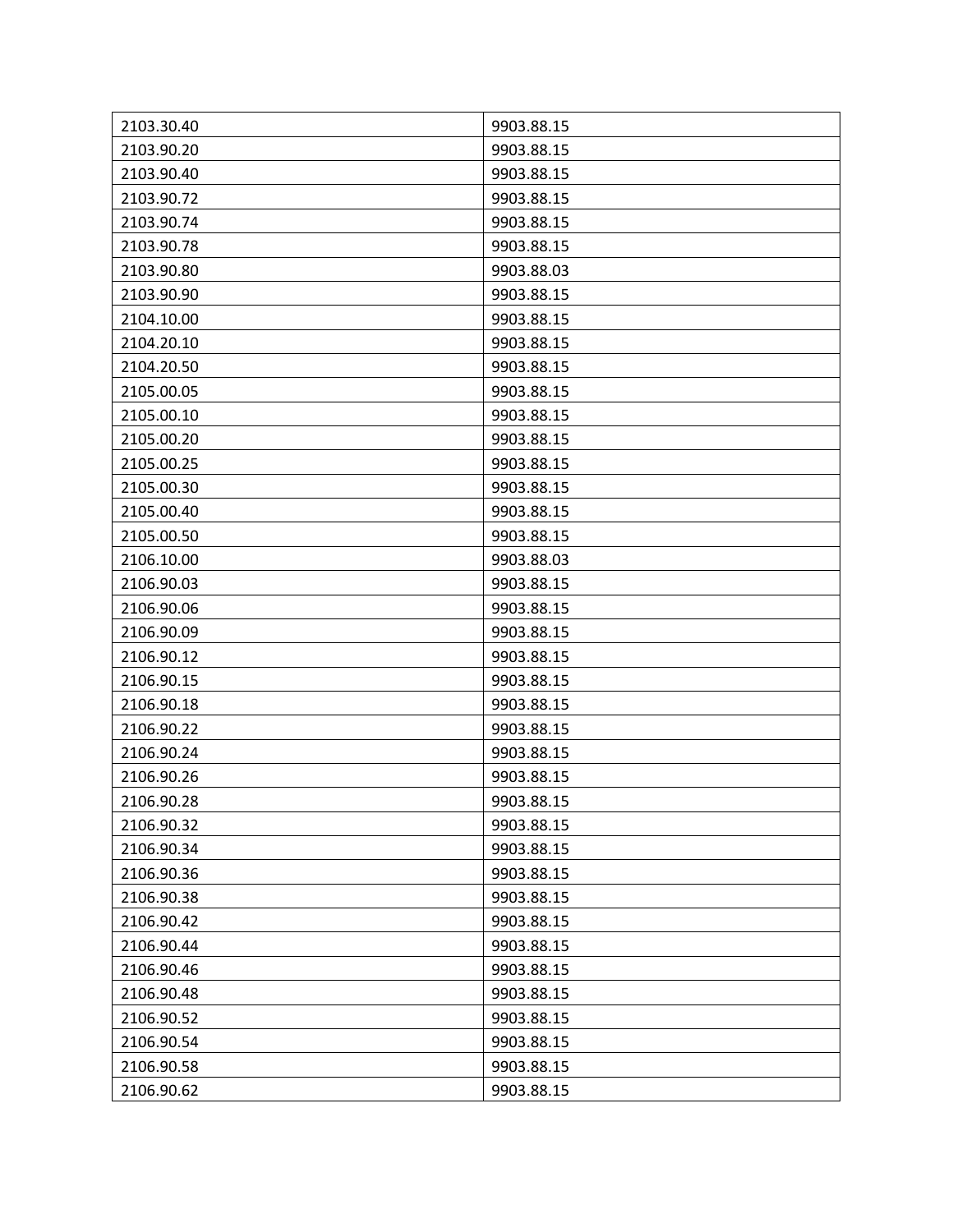| | |
|---|---|
| 2103.30.40 | 9903.88.15 |
| 2103.90.20 | 9903.88.15 |
| 2103.90.40 | 9903.88.15 |
| 2103.90.72 | 9903.88.15 |
| 2103.90.74 | 9903.88.15 |
| 2103.90.78 | 9903.88.15 |
| 2103.90.80 | 9903.88.03 |
| 2103.90.90 | 9903.88.15 |
| 2104.10.00 | 9903.88.15 |
| 2104.20.10 | 9903.88.15 |
| 2104.20.50 | 9903.88.15 |
| 2105.00.05 | 9903.88.15 |
| 2105.00.10 | 9903.88.15 |
| 2105.00.20 | 9903.88.15 |
| 2105.00.25 | 9903.88.15 |
| 2105.00.30 | 9903.88.15 |
| 2105.00.40 | 9903.88.15 |
| 2105.00.50 | 9903.88.15 |
| 2106.10.00 | 9903.88.03 |
| 2106.90.03 | 9903.88.15 |
| 2106.90.06 | 9903.88.15 |
| 2106.90.09 | 9903.88.15 |
| 2106.90.12 | 9903.88.15 |
| 2106.90.15 | 9903.88.15 |
| 2106.90.18 | 9903.88.15 |
| 2106.90.22 | 9903.88.15 |
| 2106.90.24 | 9903.88.15 |
| 2106.90.26 | 9903.88.15 |
| 2106.90.28 | 9903.88.15 |
| 2106.90.32 | 9903.88.15 |
| 2106.90.34 | 9903.88.15 |
| 2106.90.36 | 9903.88.15 |
| 2106.90.38 | 9903.88.15 |
| 2106.90.42 | 9903.88.15 |
| 2106.90.44 | 9903.88.15 |
| 2106.90.46 | 9903.88.15 |
| 2106.90.48 | 9903.88.15 |
| 2106.90.52 | 9903.88.15 |
| 2106.90.54 | 9903.88.15 |
| 2106.90.58 | 9903.88.15 |
| 2106.90.62 | 9903.88.15 |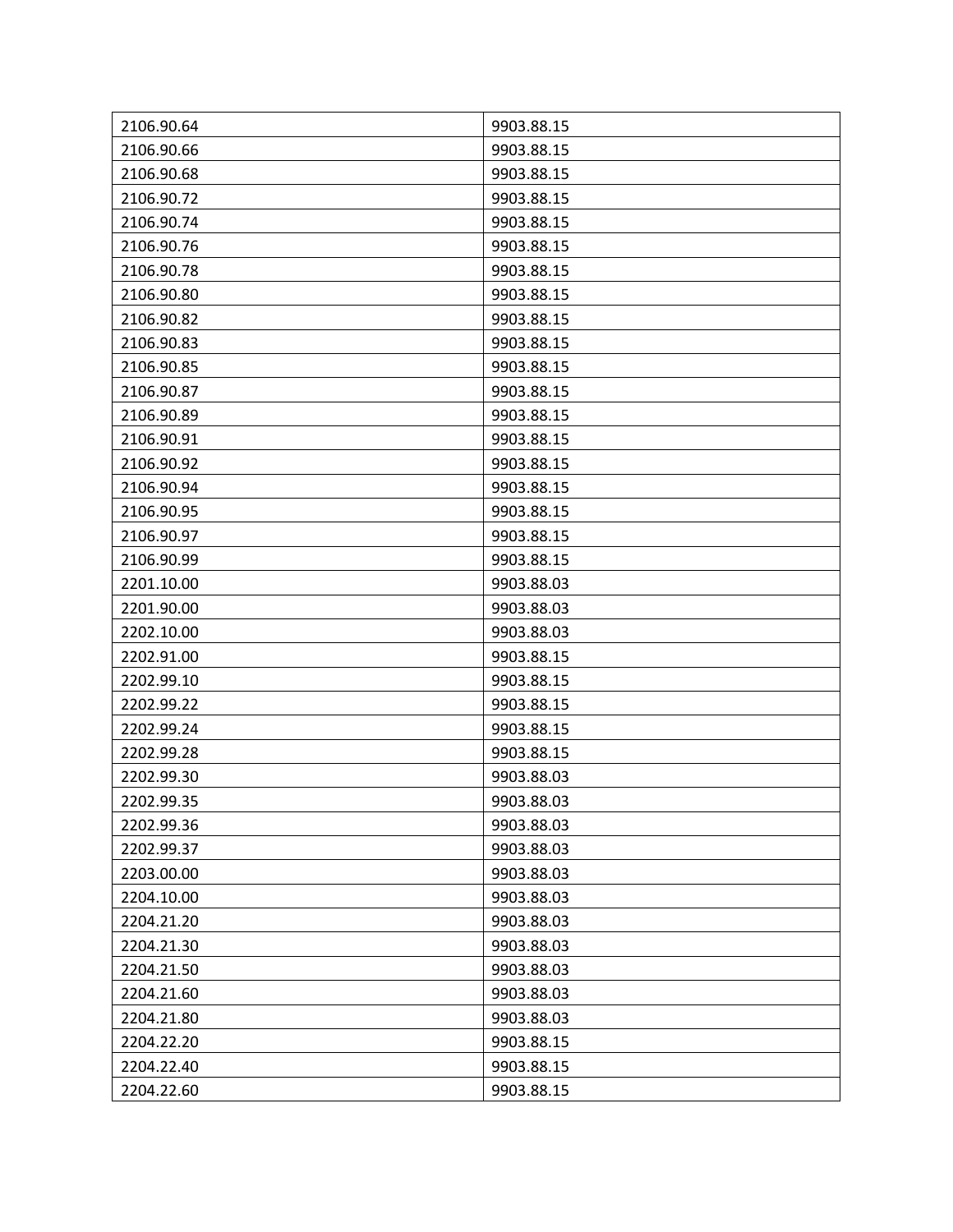| 2106.90.64 | 9903.88.15 |
|---|---|
| 2106.90.66 | 9903.88.15 |
| 2106.90.68 | 9903.88.15 |
| 2106.90.72 | 9903.88.15 |
| 2106.90.74 | 9903.88.15 |
| 2106.90.76 | 9903.88.15 |
| 2106.90.78 | 9903.88.15 |
| 2106.90.80 | 9903.88.15 |
| 2106.90.82 | 9903.88.15 |
| 2106.90.83 | 9903.88.15 |
| 2106.90.85 | 9903.88.15 |
| 2106.90.87 | 9903.88.15 |
| 2106.90.89 | 9903.88.15 |
| 2106.90.91 | 9903.88.15 |
| 2106.90.92 | 9903.88.15 |
| 2106.90.94 | 9903.88.15 |
| 2106.90.95 | 9903.88.15 |
| 2106.90.97 | 9903.88.15 |
| 2106.90.99 | 9903.88.15 |
| 2201.10.00 | 9903.88.03 |
| 2201.90.00 | 9903.88.03 |
| 2202.10.00 | 9903.88.03 |
| 2202.91.00 | 9903.88.15 |
| 2202.99.10 | 9903.88.15 |
| 2202.99.22 | 9903.88.15 |
| 2202.99.24 | 9903.88.15 |
| 2202.99.28 | 9903.88.15 |
| 2202.99.30 | 9903.88.03 |
| 2202.99.35 | 9903.88.03 |
| 2202.99.36 | 9903.88.03 |
| 2202.99.37 | 9903.88.03 |
| 2203.00.00 | 9903.88.03 |
| 2204.10.00 | 9903.88.03 |
| 2204.21.20 | 9903.88.03 |
| 2204.21.30 | 9903.88.03 |
| 2204.21.50 | 9903.88.03 |
| 2204.21.60 | 9903.88.03 |
| 2204.21.80 | 9903.88.03 |
| 2204.22.20 | 9903.88.15 |
| 2204.22.40 | 9903.88.15 |
| 2204.22.60 | 9903.88.15 |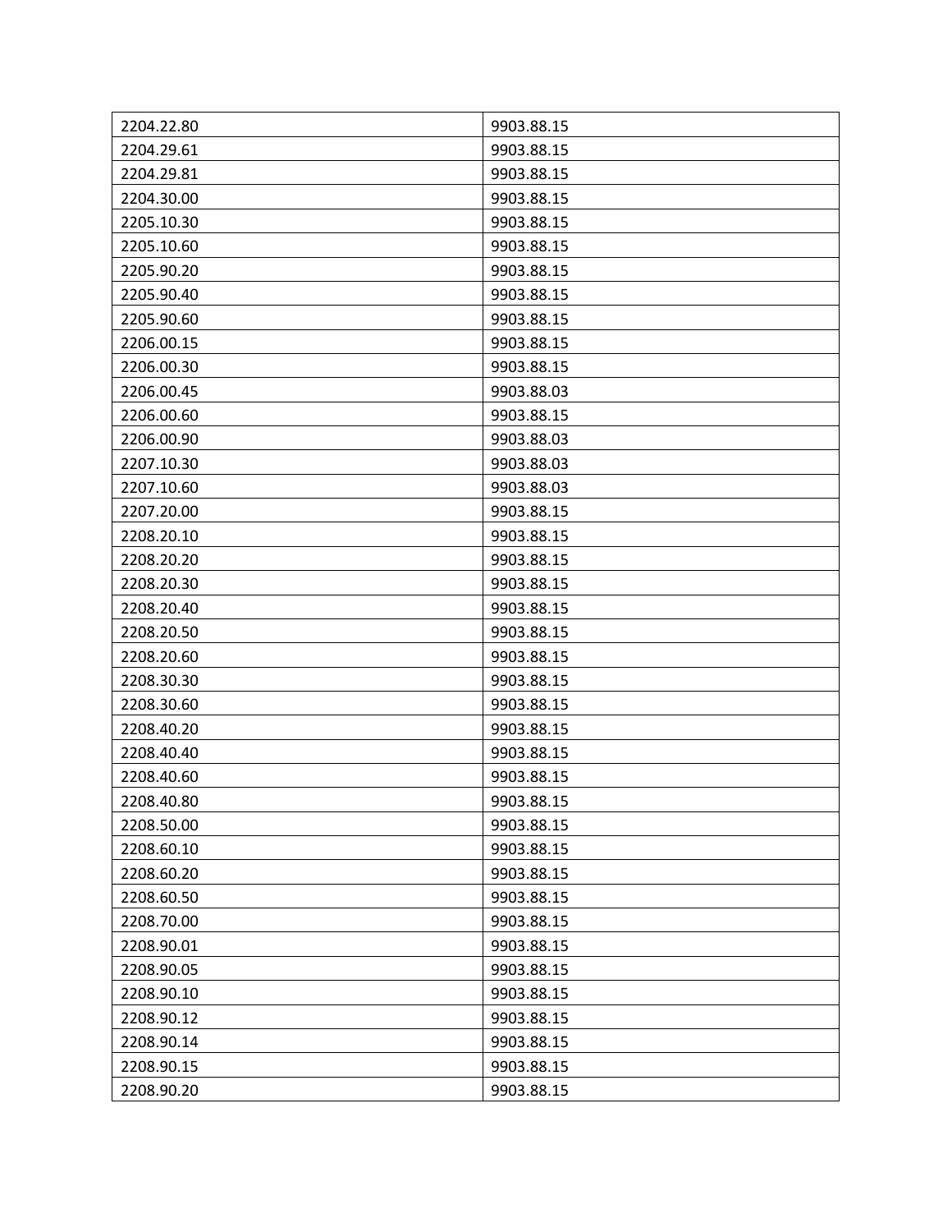| | |
|---|---|
| 2204.22.80 | 9903.88.15 |
| 2204.29.61 | 9903.88.15 |
| 2204.29.81 | 9903.88.15 |
| 2204.30.00 | 9903.88.15 |
| 2205.10.30 | 9903.88.15 |
| 2205.10.60 | 9903.88.15 |
| 2205.90.20 | 9903.88.15 |
| 2205.90.40 | 9903.88.15 |
| 2205.90.60 | 9903.88.15 |
| 2206.00.15 | 9903.88.15 |
| 2206.00.30 | 9903.88.15 |
| 2206.00.45 | 9903.88.03 |
| 2206.00.60 | 9903.88.15 |
| 2206.00.90 | 9903.88.03 |
| 2207.10.30 | 9903.88.03 |
| 2207.10.60 | 9903.88.03 |
| 2207.20.00 | 9903.88.15 |
| 2208.20.10 | 9903.88.15 |
| 2208.20.20 | 9903.88.15 |
| 2208.20.30 | 9903.88.15 |
| 2208.20.40 | 9903.88.15 |
| 2208.20.50 | 9903.88.15 |
| 2208.20.60 | 9903.88.15 |
| 2208.30.30 | 9903.88.15 |
| 2208.30.60 | 9903.88.15 |
| 2208.40.20 | 9903.88.15 |
| 2208.40.40 | 9903.88.15 |
| 2208.40.60 | 9903.88.15 |
| 2208.40.80 | 9903.88.15 |
| 2208.50.00 | 9903.88.15 |
| 2208.60.10 | 9903.88.15 |
| 2208.60.20 | 9903.88.15 |
| 2208.60.50 | 9903.88.15 |
| 2208.70.00 | 9903.88.15 |
| 2208.90.01 | 9903.88.15 |
| 2208.90.05 | 9903.88.15 |
| 2208.90.10 | 9903.88.15 |
| 2208.90.12 | 9903.88.15 |
| 2208.90.14 | 9903.88.15 |
| 2208.90.15 | 9903.88.15 |
| 2208.90.20 | 9903.88.15 |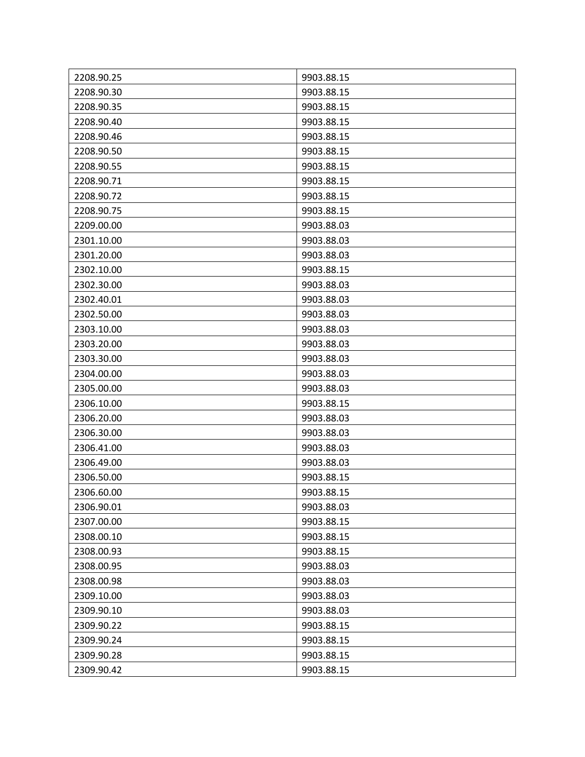| 2208.90.25 | 9903.88.15 |
| --- | --- |
| 2208.90.30 | 9903.88.15 |
| 2208.90.35 | 9903.88.15 |
| 2208.90.40 | 9903.88.15 |
| 2208.90.46 | 9903.88.15 |
| 2208.90.50 | 9903.88.15 |
| 2208.90.55 | 9903.88.15 |
| 2208.90.71 | 9903.88.15 |
| 2208.90.72 | 9903.88.15 |
| 2208.90.75 | 9903.88.15 |
| 2209.00.00 | 9903.88.03 |
| 2301.10.00 | 9903.88.03 |
| 2301.20.00 | 9903.88.03 |
| 2302.10.00 | 9903.88.15 |
| 2302.30.00 | 9903.88.03 |
| 2302.40.01 | 9903.88.03 |
| 2302.50.00 | 9903.88.03 |
| 2303.10.00 | 9903.88.03 |
| 2303.20.00 | 9903.88.03 |
| 2303.30.00 | 9903.88.03 |
| 2304.00.00 | 9903.88.03 |
| 2305.00.00 | 9903.88.03 |
| 2306.10.00 | 9903.88.15 |
| 2306.20.00 | 9903.88.03 |
| 2306.30.00 | 9903.88.03 |
| 2306.41.00 | 9903.88.03 |
| 2306.49.00 | 9903.88.03 |
| 2306.50.00 | 9903.88.15 |
| 2306.60.00 | 9903.88.15 |
| 2306.90.01 | 9903.88.03 |
| 2307.00.00 | 9903.88.15 |
| 2308.00.10 | 9903.88.15 |
| 2308.00.93 | 9903.88.15 |
| 2308.00.95 | 9903.88.03 |
| 2308.00.98 | 9903.88.03 |
| 2309.10.00 | 9903.88.03 |
| 2309.90.10 | 9903.88.03 |
| 2309.90.22 | 9903.88.15 |
| 2309.90.24 | 9903.88.15 |
| 2309.90.28 | 9903.88.15 |
| 2309.90.42 | 9903.88.15 |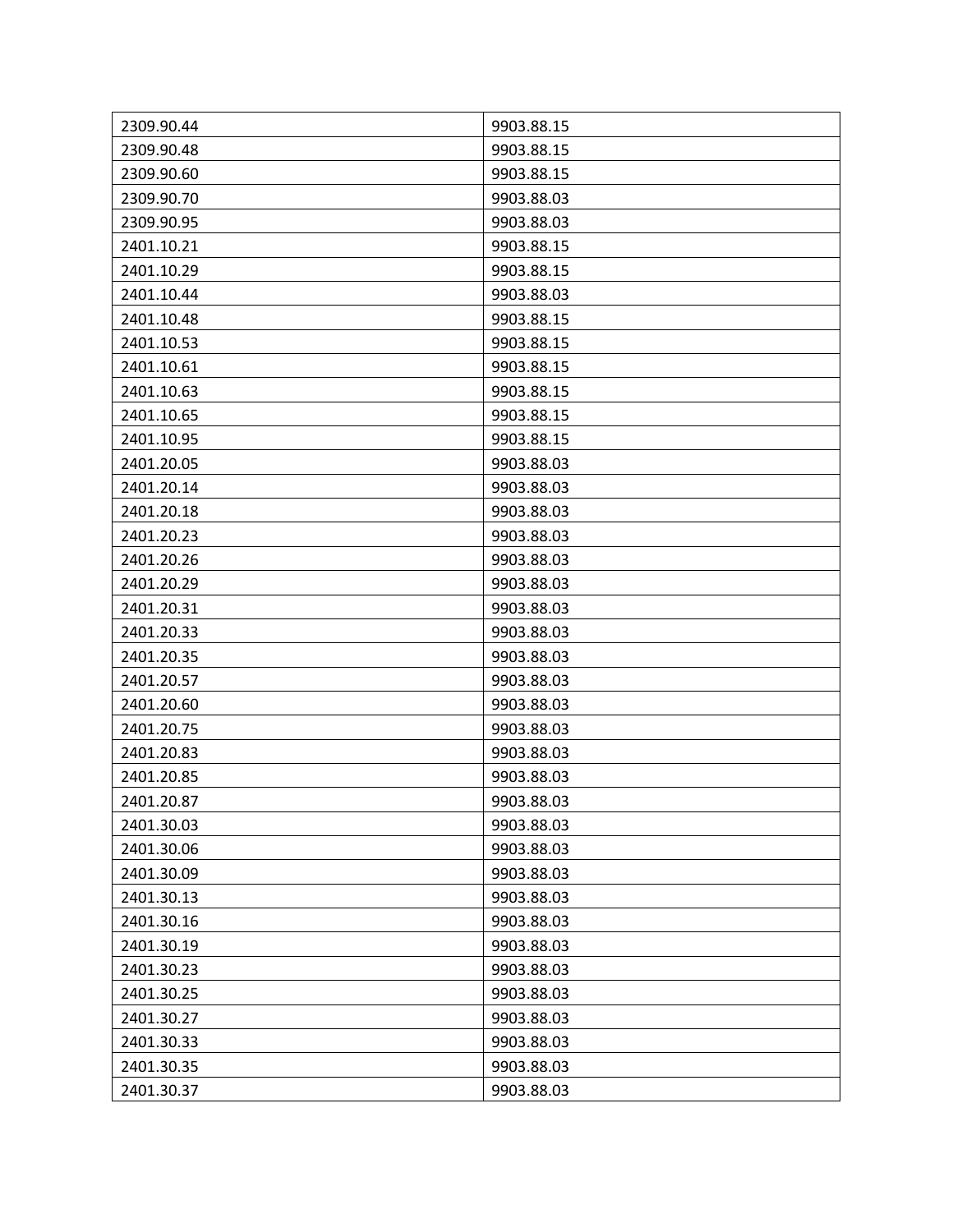| 2309.90.44 | 9903.88.15 |
| --- | --- |
| 2309.90.48 | 9903.88.15 |
| 2309.90.60 | 9903.88.15 |
| 2309.90.70 | 9903.88.03 |
| 2309.90.95 | 9903.88.03 |
| 2401.10.21 | 9903.88.15 |
| 2401.10.29 | 9903.88.15 |
| 2401.10.44 | 9903.88.03 |
| 2401.10.48 | 9903.88.15 |
| 2401.10.53 | 9903.88.15 |
| 2401.10.61 | 9903.88.15 |
| 2401.10.63 | 9903.88.15 |
| 2401.10.65 | 9903.88.15 |
| 2401.10.95 | 9903.88.15 |
| 2401.20.05 | 9903.88.03 |
| 2401.20.14 | 9903.88.03 |
| 2401.20.18 | 9903.88.03 |
| 2401.20.23 | 9903.88.03 |
| 2401.20.26 | 9903.88.03 |
| 2401.20.29 | 9903.88.03 |
| 2401.20.31 | 9903.88.03 |
| 2401.20.33 | 9903.88.03 |
| 2401.20.35 | 9903.88.03 |
| 2401.20.57 | 9903.88.03 |
| 2401.20.60 | 9903.88.03 |
| 2401.20.75 | 9903.88.03 |
| 2401.20.83 | 9903.88.03 |
| 2401.20.85 | 9903.88.03 |
| 2401.20.87 | 9903.88.03 |
| 2401.30.03 | 9903.88.03 |
| 2401.30.06 | 9903.88.03 |
| 2401.30.09 | 9903.88.03 |
| 2401.30.13 | 9903.88.03 |
| 2401.30.16 | 9903.88.03 |
| 2401.30.19 | 9903.88.03 |
| 2401.30.23 | 9903.88.03 |
| 2401.30.25 | 9903.88.03 |
| 2401.30.27 | 9903.88.03 |
| 2401.30.33 | 9903.88.03 |
| 2401.30.35 | 9903.88.03 |
| 2401.30.37 | 9903.88.03 |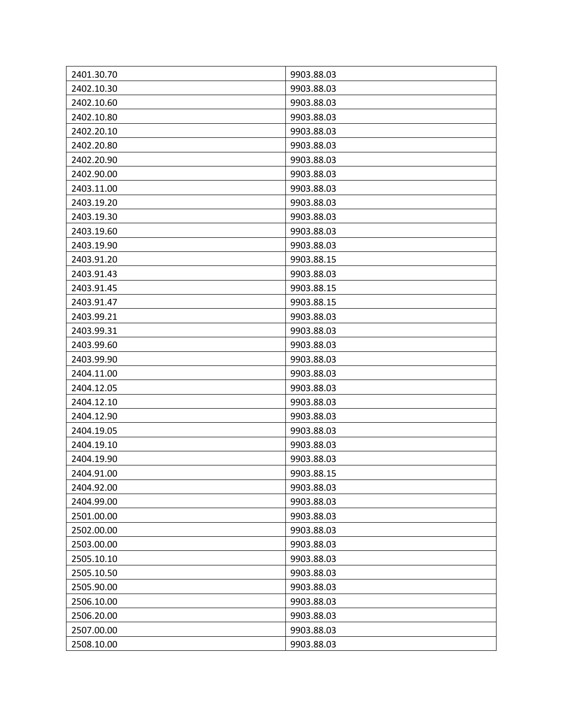| 2401.30.70 | 9903.88.03 |
|---|---|
| 2402.10.30 | 9903.88.03 |
| 2402.10.60 | 9903.88.03 |
| 2402.10.80 | 9903.88.03 |
| 2402.20.10 | 9903.88.03 |
| 2402.20.80 | 9903.88.03 |
| 2402.20.90 | 9903.88.03 |
| 2402.90.00 | 9903.88.03 |
| 2403.11.00 | 9903.88.03 |
| 2403.19.20 | 9903.88.03 |
| 2403.19.30 | 9903.88.03 |
| 2403.19.60 | 9903.88.03 |
| 2403.19.90 | 9903.88.03 |
| 2403.91.20 | 9903.88.15 |
| 2403.91.43 | 9903.88.03 |
| 2403.91.45 | 9903.88.15 |
| 2403.91.47 | 9903.88.15 |
| 2403.99.21 | 9903.88.03 |
| 2403.99.31 | 9903.88.03 |
| 2403.99.60 | 9903.88.03 |
| 2403.99.90 | 9903.88.03 |
| 2404.11.00 | 9903.88.03 |
| 2404.12.05 | 9903.88.03 |
| 2404.12.10 | 9903.88.03 |
| 2404.12.90 | 9903.88.03 |
| 2404.19.05 | 9903.88.03 |
| 2404.19.10 | 9903.88.03 |
| 2404.19.90 | 9903.88.03 |
| 2404.91.00 | 9903.88.15 |
| 2404.92.00 | 9903.88.03 |
| 2404.99.00 | 9903.88.03 |
| 2501.00.00 | 9903.88.03 |
| 2502.00.00 | 9903.88.03 |
| 2503.00.00 | 9903.88.03 |
| 2505.10.10 | 9903.88.03 |
| 2505.10.50 | 9903.88.03 |
| 2505.90.00 | 9903.88.03 |
| 2506.10.00 | 9903.88.03 |
| 2506.20.00 | 9903.88.03 |
| 2507.00.00 | 9903.88.03 |
| 2508.10.00 | 9903.88.03 |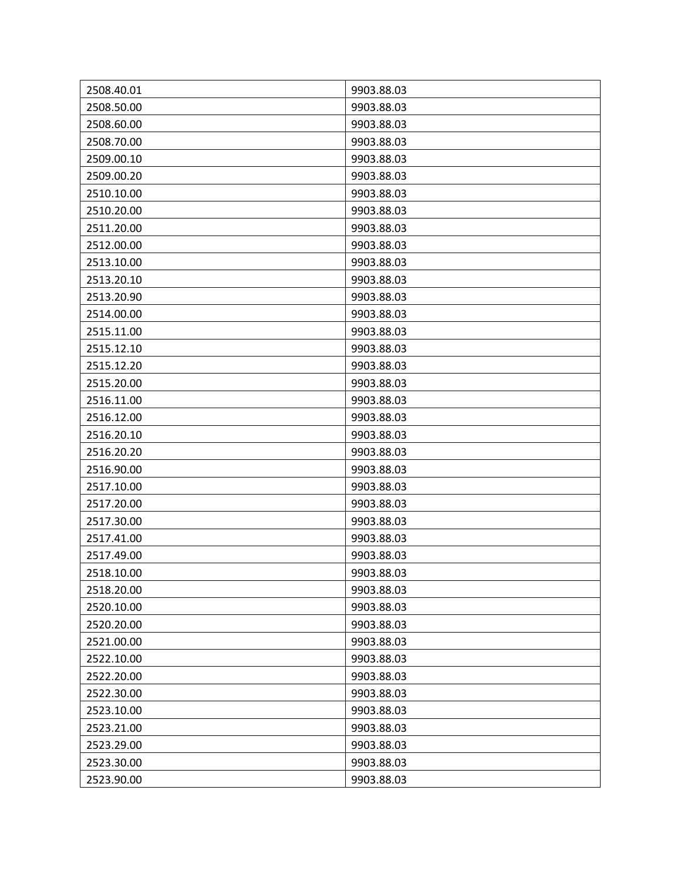| 2508.40.01 | 9903.88.03 |
|---|---|
| 2508.50.00 | 9903.88.03 |
| 2508.60.00 | 9903.88.03 |
| 2508.70.00 | 9903.88.03 |
| 2509.00.10 | 9903.88.03 |
| 2509.00.20 | 9903.88.03 |
| 2510.10.00 | 9903.88.03 |
| 2510.20.00 | 9903.88.03 |
| 2511.20.00 | 9903.88.03 |
| 2512.00.00 | 9903.88.03 |
| 2513.10.00 | 9903.88.03 |
| 2513.20.10 | 9903.88.03 |
| 2513.20.90 | 9903.88.03 |
| 2514.00.00 | 9903.88.03 |
| 2515.11.00 | 9903.88.03 |
| 2515.12.10 | 9903.88.03 |
| 2515.12.20 | 9903.88.03 |
| 2515.20.00 | 9903.88.03 |
| 2516.11.00 | 9903.88.03 |
| 2516.12.00 | 9903.88.03 |
| 2516.20.10 | 9903.88.03 |
| 2516.20.20 | 9903.88.03 |
| 2516.90.00 | 9903.88.03 |
| 2517.10.00 | 9903.88.03 |
| 2517.20.00 | 9903.88.03 |
| 2517.30.00 | 9903.88.03 |
| 2517.41.00 | 9903.88.03 |
| 2517.49.00 | 9903.88.03 |
| 2518.10.00 | 9903.88.03 |
| 2518.20.00 | 9903.88.03 |
| 2520.10.00 | 9903.88.03 |
| 2520.20.00 | 9903.88.03 |
| 2521.00.00 | 9903.88.03 |
| 2522.10.00 | 9903.88.03 |
| 2522.20.00 | 9903.88.03 |
| 2522.30.00 | 9903.88.03 |
| 2523.10.00 | 9903.88.03 |
| 2523.21.00 | 9903.88.03 |
| 2523.29.00 | 9903.88.03 |
| 2523.30.00 | 9903.88.03 |
| 2523.90.00 | 9903.88.03 |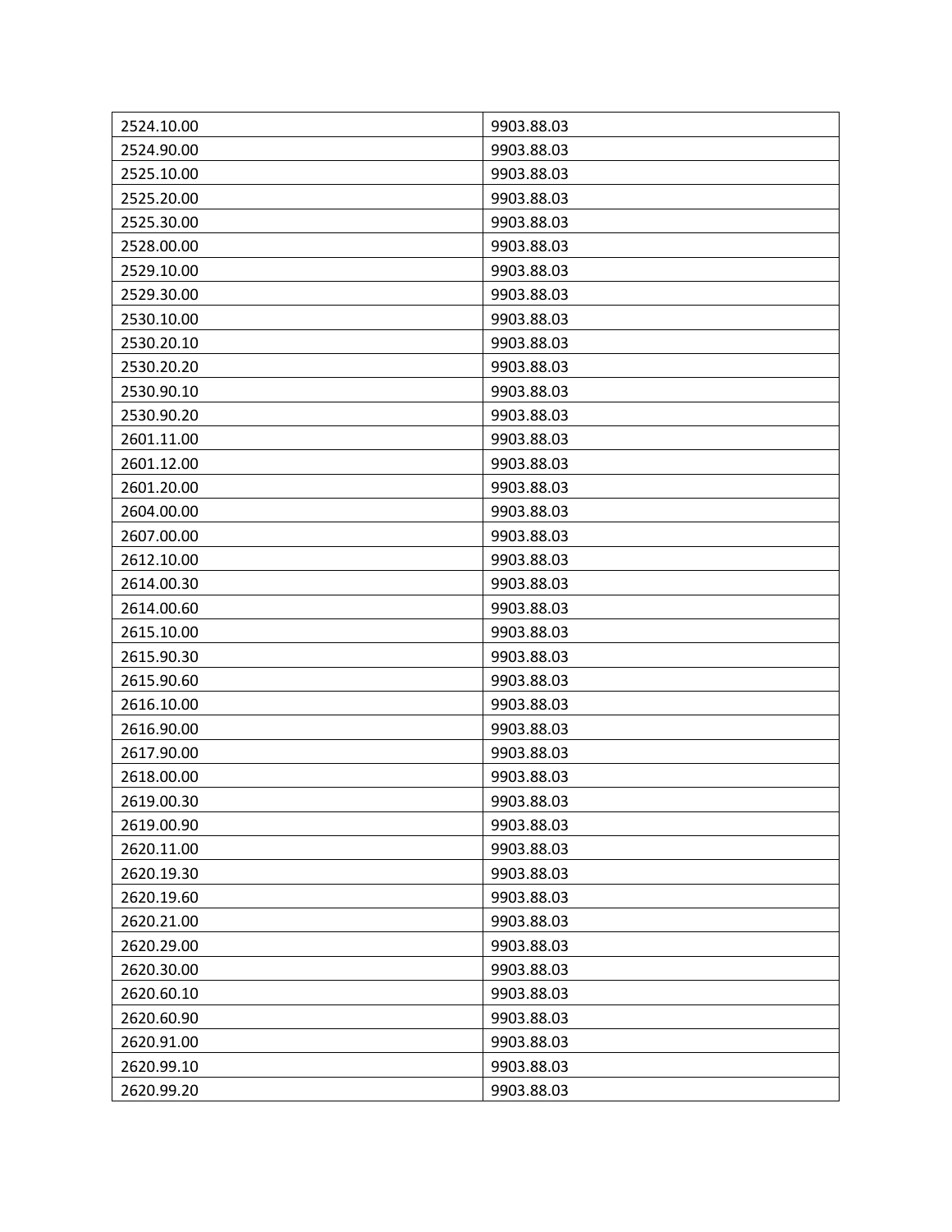| | |
|---|---|
| 2524.10.00 | 9903.88.03 |
| 2524.90.00 | 9903.88.03 |
| 2525.10.00 | 9903.88.03 |
| 2525.20.00 | 9903.88.03 |
| 2525.30.00 | 9903.88.03 |
| 2528.00.00 | 9903.88.03 |
| 2529.10.00 | 9903.88.03 |
| 2529.30.00 | 9903.88.03 |
| 2530.10.00 | 9903.88.03 |
| 2530.20.10 | 9903.88.03 |
| 2530.20.20 | 9903.88.03 |
| 2530.90.10 | 9903.88.03 |
| 2530.90.20 | 9903.88.03 |
| 2601.11.00 | 9903.88.03 |
| 2601.12.00 | 9903.88.03 |
| 2601.20.00 | 9903.88.03 |
| 2604.00.00 | 9903.88.03 |
| 2607.00.00 | 9903.88.03 |
| 2612.10.00 | 9903.88.03 |
| 2614.00.30 | 9903.88.03 |
| 2614.00.60 | 9903.88.03 |
| 2615.10.00 | 9903.88.03 |
| 2615.90.30 | 9903.88.03 |
| 2615.90.60 | 9903.88.03 |
| 2616.10.00 | 9903.88.03 |
| 2616.90.00 | 9903.88.03 |
| 2617.90.00 | 9903.88.03 |
| 2618.00.00 | 9903.88.03 |
| 2619.00.30 | 9903.88.03 |
| 2619.00.90 | 9903.88.03 |
| 2620.11.00 | 9903.88.03 |
| 2620.19.30 | 9903.88.03 |
| 2620.19.60 | 9903.88.03 |
| 2620.21.00 | 9903.88.03 |
| 2620.29.00 | 9903.88.03 |
| 2620.30.00 | 9903.88.03 |
| 2620.60.10 | 9903.88.03 |
| 2620.60.90 | 9903.88.03 |
| 2620.91.00 | 9903.88.03 |
| 2620.99.10 | 9903.88.03 |
| 2620.99.20 | 9903.88.03 |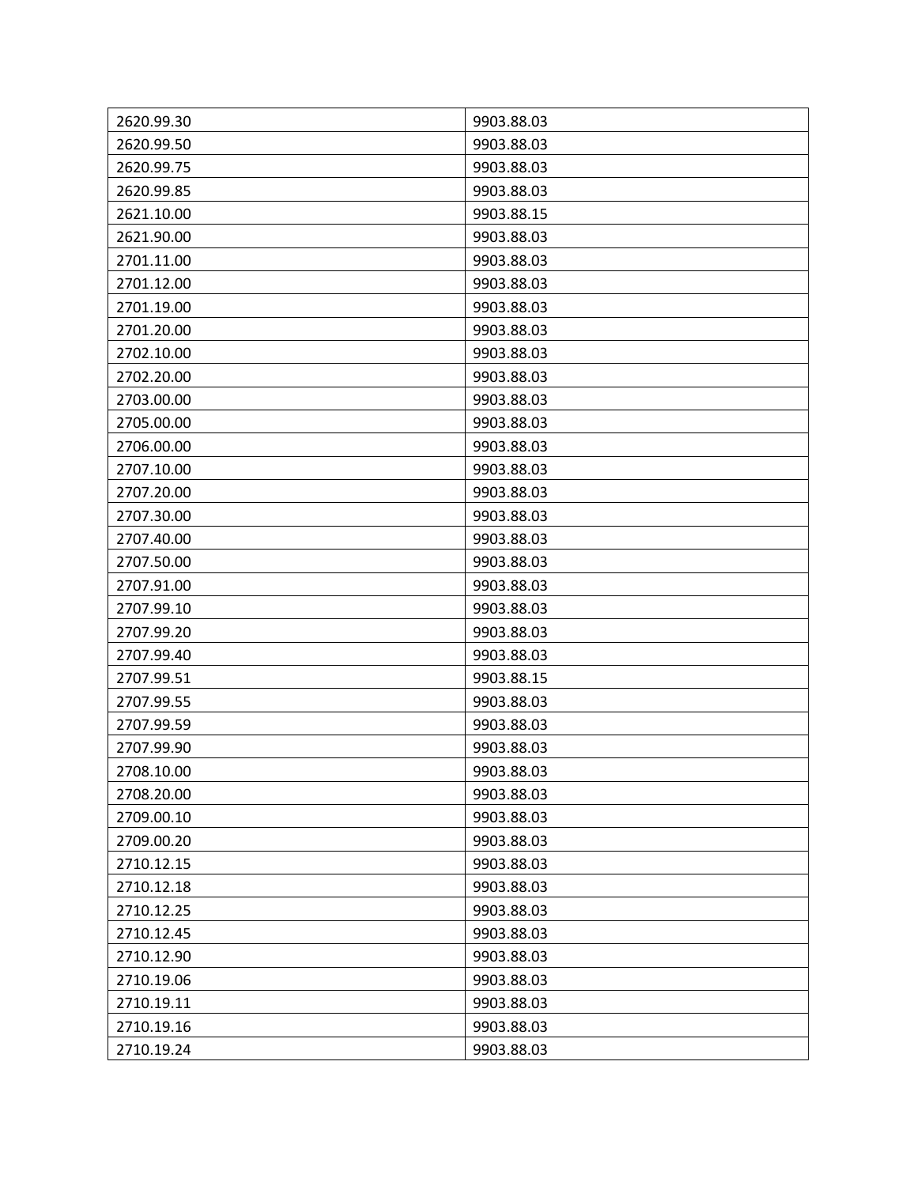| 2620.99.30 | 9903.88.03 |
| --- | --- |
| 2620.99.50 | 9903.88.03 |
| 2620.99.75 | 9903.88.03 |
| 2620.99.85 | 9903.88.03 |
| 2621.10.00 | 9903.88.15 |
| 2621.90.00 | 9903.88.03 |
| 2701.11.00 | 9903.88.03 |
| 2701.12.00 | 9903.88.03 |
| 2701.19.00 | 9903.88.03 |
| 2701.20.00 | 9903.88.03 |
| 2702.10.00 | 9903.88.03 |
| 2702.20.00 | 9903.88.03 |
| 2703.00.00 | 9903.88.03 |
| 2705.00.00 | 9903.88.03 |
| 2706.00.00 | 9903.88.03 |
| 2707.10.00 | 9903.88.03 |
| 2707.20.00 | 9903.88.03 |
| 2707.30.00 | 9903.88.03 |
| 2707.40.00 | 9903.88.03 |
| 2707.50.00 | 9903.88.03 |
| 2707.91.00 | 9903.88.03 |
| 2707.99.10 | 9903.88.03 |
| 2707.99.20 | 9903.88.03 |
| 2707.99.40 | 9903.88.03 |
| 2707.99.51 | 9903.88.15 |
| 2707.99.55 | 9903.88.03 |
| 2707.99.59 | 9903.88.03 |
| 2707.99.90 | 9903.88.03 |
| 2708.10.00 | 9903.88.03 |
| 2708.20.00 | 9903.88.03 |
| 2709.00.10 | 9903.88.03 |
| 2709.00.20 | 9903.88.03 |
| 2710.12.15 | 9903.88.03 |
| 2710.12.18 | 9903.88.03 |
| 2710.12.25 | 9903.88.03 |
| 2710.12.45 | 9903.88.03 |
| 2710.12.90 | 9903.88.03 |
| 2710.19.06 | 9903.88.03 |
| 2710.19.11 | 9903.88.03 |
| 2710.19.16 | 9903.88.03 |
| 2710.19.24 | 9903.88.03 |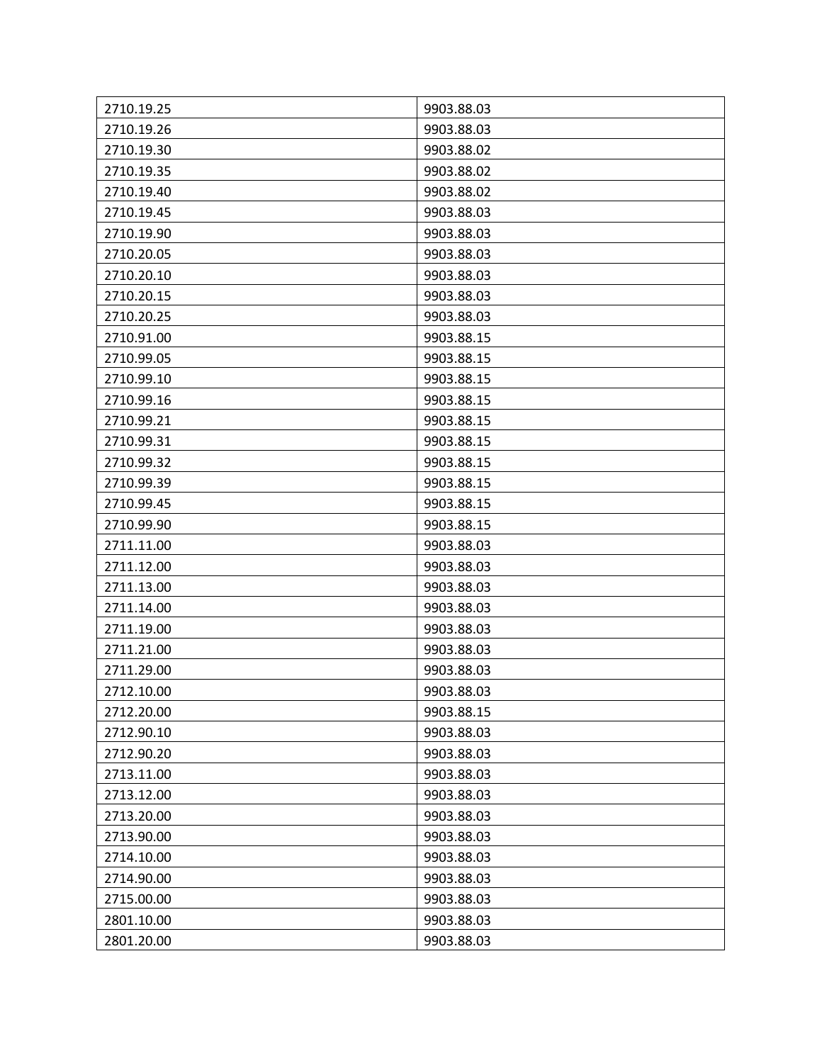| | |
|---|---|
| 2710.19.25 | 9903.88.03 |
| 2710.19.26 | 9903.88.03 |
| 2710.19.30 | 9903.88.02 |
| 2710.19.35 | 9903.88.02 |
| 2710.19.40 | 9903.88.02 |
| 2710.19.45 | 9903.88.03 |
| 2710.19.90 | 9903.88.03 |
| 2710.20.05 | 9903.88.03 |
| 2710.20.10 | 9903.88.03 |
| 2710.20.15 | 9903.88.03 |
| 2710.20.25 | 9903.88.03 |
| 2710.91.00 | 9903.88.15 |
| 2710.99.05 | 9903.88.15 |
| 2710.99.10 | 9903.88.15 |
| 2710.99.16 | 9903.88.15 |
| 2710.99.21 | 9903.88.15 |
| 2710.99.31 | 9903.88.15 |
| 2710.99.32 | 9903.88.15 |
| 2710.99.39 | 9903.88.15 |
| 2710.99.45 | 9903.88.15 |
| 2710.99.90 | 9903.88.15 |
| 2711.11.00 | 9903.88.03 |
| 2711.12.00 | 9903.88.03 |
| 2711.13.00 | 9903.88.03 |
| 2711.14.00 | 9903.88.03 |
| 2711.19.00 | 9903.88.03 |
| 2711.21.00 | 9903.88.03 |
| 2711.29.00 | 9903.88.03 |
| 2712.10.00 | 9903.88.03 |
| 2712.20.00 | 9903.88.15 |
| 2712.90.10 | 9903.88.03 |
| 2712.90.20 | 9903.88.03 |
| 2713.11.00 | 9903.88.03 |
| 2713.12.00 | 9903.88.03 |
| 2713.20.00 | 9903.88.03 |
| 2713.90.00 | 9903.88.03 |
| 2714.10.00 | 9903.88.03 |
| 2714.90.00 | 9903.88.03 |
| 2715.00.00 | 9903.88.03 |
| 2801.10.00 | 9903.88.03 |
| 2801.20.00 | 9903.88.03 |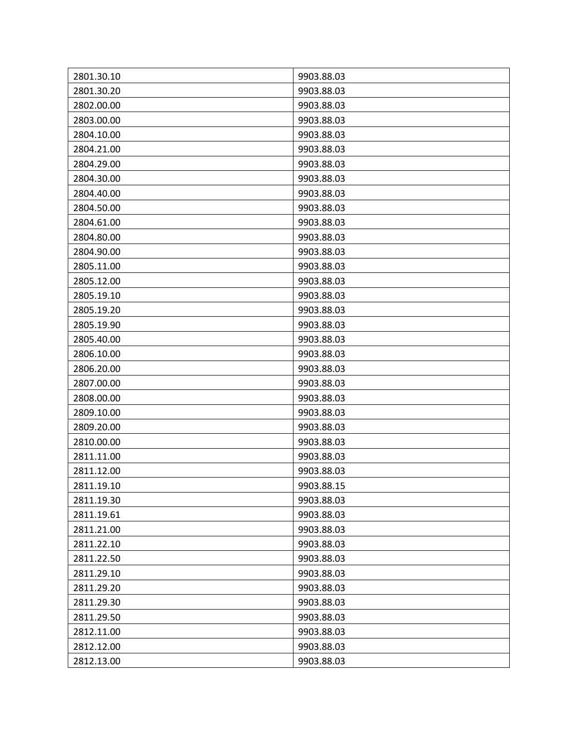| 2801.30.10 | 9903.88.03 |
|---|---|
| 2801.30.20 | 9903.88.03 |
| 2802.00.00 | 9903.88.03 |
| 2803.00.00 | 9903.88.03 |
| 2804.10.00 | 9903.88.03 |
| 2804.21.00 | 9903.88.03 |
| 2804.29.00 | 9903.88.03 |
| 2804.30.00 | 9903.88.03 |
| 2804.40.00 | 9903.88.03 |
| 2804.50.00 | 9903.88.03 |
| 2804.61.00 | 9903.88.03 |
| 2804.80.00 | 9903.88.03 |
| 2804.90.00 | 9903.88.03 |
| 2805.11.00 | 9903.88.03 |
| 2805.12.00 | 9903.88.03 |
| 2805.19.10 | 9903.88.03 |
| 2805.19.20 | 9903.88.03 |
| 2805.19.90 | 9903.88.03 |
| 2805.40.00 | 9903.88.03 |
| 2806.10.00 | 9903.88.03 |
| 2806.20.00 | 9903.88.03 |
| 2807.00.00 | 9903.88.03 |
| 2808.00.00 | 9903.88.03 |
| 2809.10.00 | 9903.88.03 |
| 2809.20.00 | 9903.88.03 |
| 2810.00.00 | 9903.88.03 |
| 2811.11.00 | 9903.88.03 |
| 2811.12.00 | 9903.88.03 |
| 2811.19.10 | 9903.88.15 |
| 2811.19.30 | 9903.88.03 |
| 2811.19.61 | 9903.88.03 |
| 2811.21.00 | 9903.88.03 |
| 2811.22.10 | 9903.88.03 |
| 2811.22.50 | 9903.88.03 |
| 2811.29.10 | 9903.88.03 |
| 2811.29.20 | 9903.88.03 |
| 2811.29.30 | 9903.88.03 |
| 2811.29.50 | 9903.88.03 |
| 2812.11.00 | 9903.88.03 |
| 2812.12.00 | 9903.88.03 |
| 2812.13.00 | 9903.88.03 |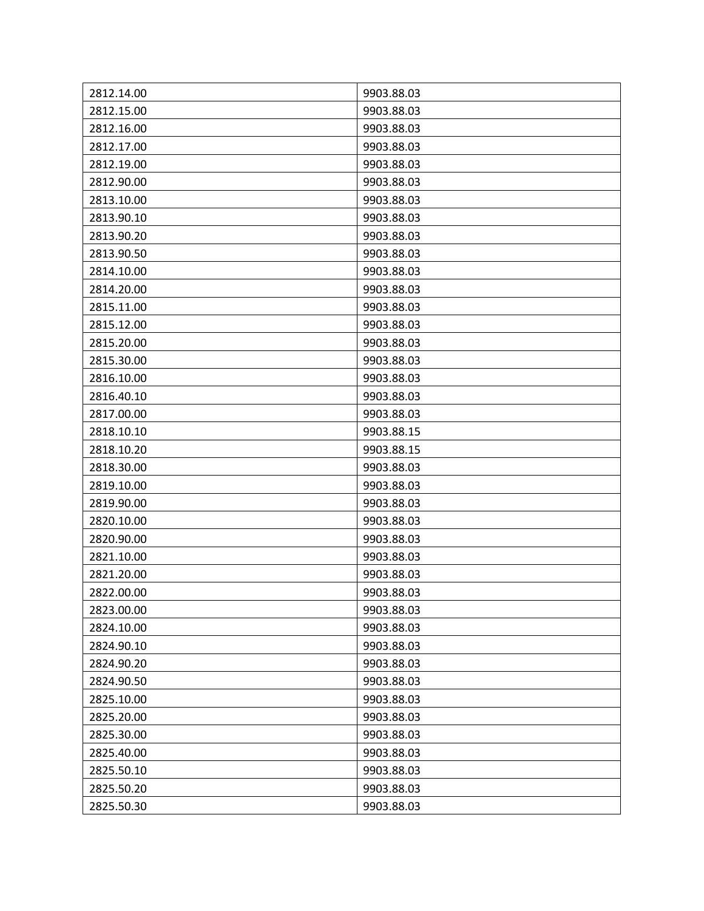| 2812.14.00 | 9903.88.03 |
|---|---|
| 2812.15.00 | 9903.88.03 |
| 2812.16.00 | 9903.88.03 |
| 2812.17.00 | 9903.88.03 |
| 2812.19.00 | 9903.88.03 |
| 2812.90.00 | 9903.88.03 |
| 2813.10.00 | 9903.88.03 |
| 2813.90.10 | 9903.88.03 |
| 2813.90.20 | 9903.88.03 |
| 2813.90.50 | 9903.88.03 |
| 2814.10.00 | 9903.88.03 |
| 2814.20.00 | 9903.88.03 |
| 2815.11.00 | 9903.88.03 |
| 2815.12.00 | 9903.88.03 |
| 2815.20.00 | 9903.88.03 |
| 2815.30.00 | 9903.88.03 |
| 2816.10.00 | 9903.88.03 |
| 2816.40.10 | 9903.88.03 |
| 2817.00.00 | 9903.88.03 |
| 2818.10.10 | 9903.88.15 |
| 2818.10.20 | 9903.88.15 |
| 2818.30.00 | 9903.88.03 |
| 2819.10.00 | 9903.88.03 |
| 2819.90.00 | 9903.88.03 |
| 2820.10.00 | 9903.88.03 |
| 2820.90.00 | 9903.88.03 |
| 2821.10.00 | 9903.88.03 |
| 2821.20.00 | 9903.88.03 |
| 2822.00.00 | 9903.88.03 |
| 2823.00.00 | 9903.88.03 |
| 2824.10.00 | 9903.88.03 |
| 2824.90.10 | 9903.88.03 |
| 2824.90.20 | 9903.88.03 |
| 2824.90.50 | 9903.88.03 |
| 2825.10.00 | 9903.88.03 |
| 2825.20.00 | 9903.88.03 |
| 2825.30.00 | 9903.88.03 |
| 2825.40.00 | 9903.88.03 |
| 2825.50.10 | 9903.88.03 |
| 2825.50.20 | 9903.88.03 |
| 2825.50.30 | 9903.88.03 |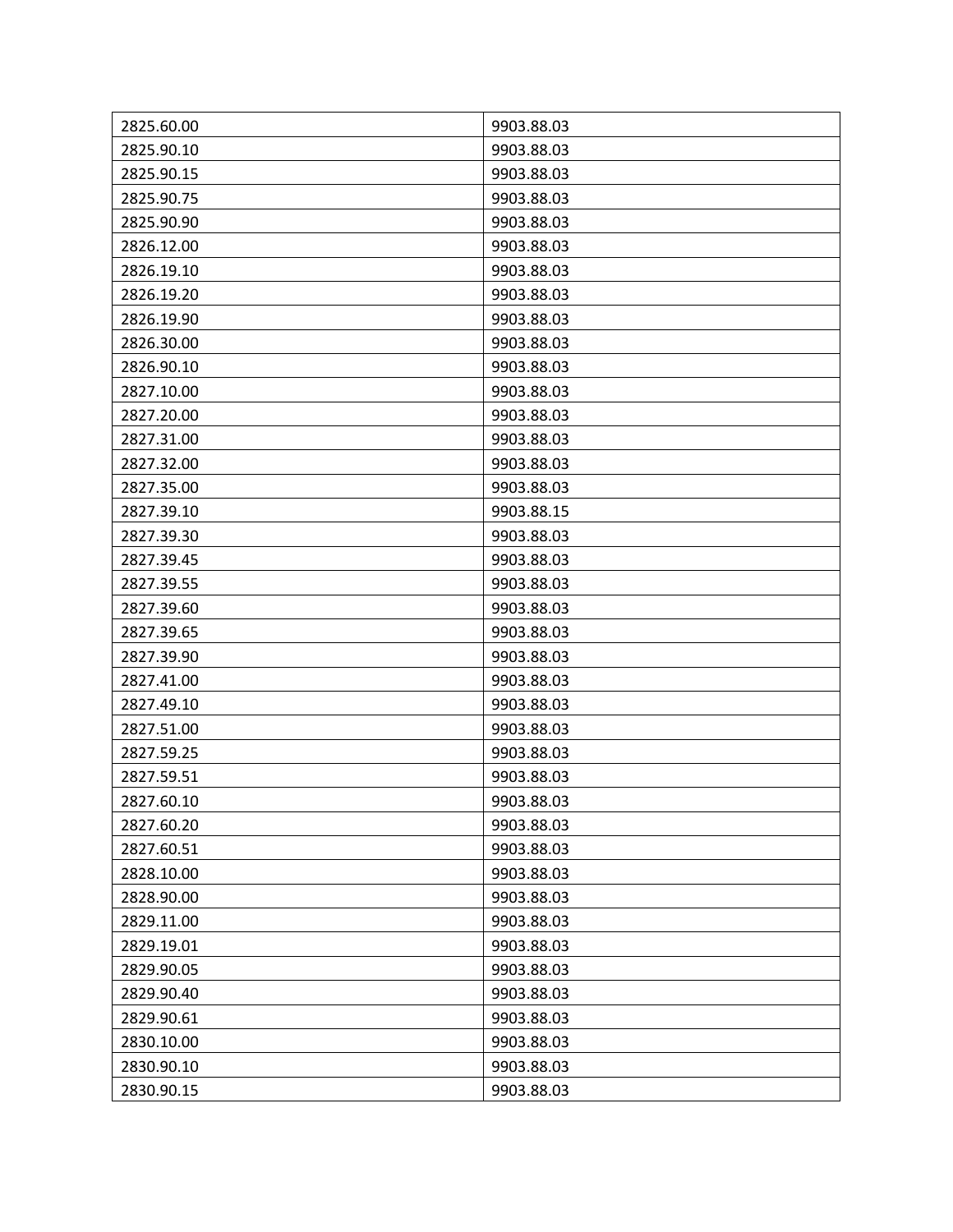| | |
|---|---|
| 2825.60.00 | 9903.88.03 |
| 2825.90.10 | 9903.88.03 |
| 2825.90.15 | 9903.88.03 |
| 2825.90.75 | 9903.88.03 |
| 2825.90.90 | 9903.88.03 |
| 2826.12.00 | 9903.88.03 |
| 2826.19.10 | 9903.88.03 |
| 2826.19.20 | 9903.88.03 |
| 2826.19.90 | 9903.88.03 |
| 2826.30.00 | 9903.88.03 |
| 2826.90.10 | 9903.88.03 |
| 2827.10.00 | 9903.88.03 |
| 2827.20.00 | 9903.88.03 |
| 2827.31.00 | 9903.88.03 |
| 2827.32.00 | 9903.88.03 |
| 2827.35.00 | 9903.88.03 |
| 2827.39.10 | 9903.88.15 |
| 2827.39.30 | 9903.88.03 |
| 2827.39.45 | 9903.88.03 |
| 2827.39.55 | 9903.88.03 |
| 2827.39.60 | 9903.88.03 |
| 2827.39.65 | 9903.88.03 |
| 2827.39.90 | 9903.88.03 |
| 2827.41.00 | 9903.88.03 |
| 2827.49.10 | 9903.88.03 |
| 2827.51.00 | 9903.88.03 |
| 2827.59.25 | 9903.88.03 |
| 2827.59.51 | 9903.88.03 |
| 2827.60.10 | 9903.88.03 |
| 2827.60.20 | 9903.88.03 |
| 2827.60.51 | 9903.88.03 |
| 2828.10.00 | 9903.88.03 |
| 2828.90.00 | 9903.88.03 |
| 2829.11.00 | 9903.88.03 |
| 2829.19.01 | 9903.88.03 |
| 2829.90.05 | 9903.88.03 |
| 2829.90.40 | 9903.88.03 |
| 2829.90.61 | 9903.88.03 |
| 2830.10.00 | 9903.88.03 |
| 2830.90.10 | 9903.88.03 |
| 2830.90.15 | 9903.88.03 |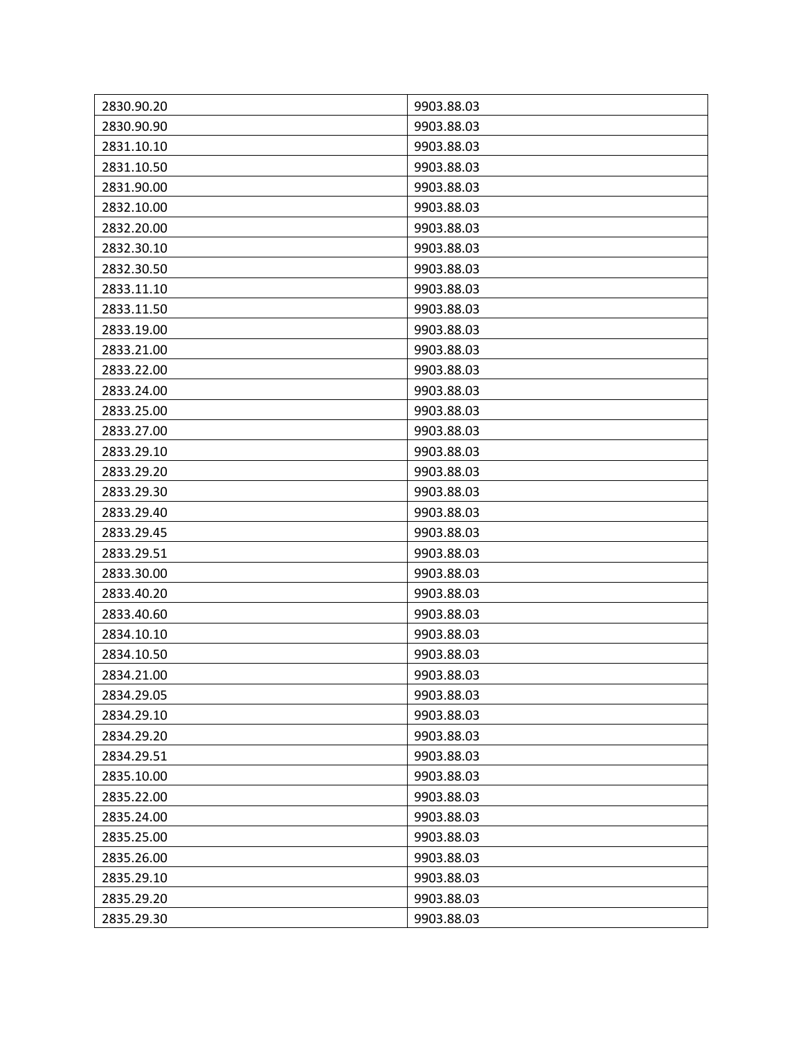| 2830.90.20 | 9903.88.03 |
|---|---|
| 2830.90.90 | 9903.88.03 |
| 2831.10.10 | 9903.88.03 |
| 2831.10.50 | 9903.88.03 |
| 2831.90.00 | 9903.88.03 |
| 2832.10.00 | 9903.88.03 |
| 2832.20.00 | 9903.88.03 |
| 2832.30.10 | 9903.88.03 |
| 2832.30.50 | 9903.88.03 |
| 2833.11.10 | 9903.88.03 |
| 2833.11.50 | 9903.88.03 |
| 2833.19.00 | 9903.88.03 |
| 2833.21.00 | 9903.88.03 |
| 2833.22.00 | 9903.88.03 |
| 2833.24.00 | 9903.88.03 |
| 2833.25.00 | 9903.88.03 |
| 2833.27.00 | 9903.88.03 |
| 2833.29.10 | 9903.88.03 |
| 2833.29.20 | 9903.88.03 |
| 2833.29.30 | 9903.88.03 |
| 2833.29.40 | 9903.88.03 |
| 2833.29.45 | 9903.88.03 |
| 2833.29.51 | 9903.88.03 |
| 2833.30.00 | 9903.88.03 |
| 2833.40.20 | 9903.88.03 |
| 2833.40.60 | 9903.88.03 |
| 2834.10.10 | 9903.88.03 |
| 2834.10.50 | 9903.88.03 |
| 2834.21.00 | 9903.88.03 |
| 2834.29.05 | 9903.88.03 |
| 2834.29.10 | 9903.88.03 |
| 2834.29.20 | 9903.88.03 |
| 2834.29.51 | 9903.88.03 |
| 2835.10.00 | 9903.88.03 |
| 2835.22.00 | 9903.88.03 |
| 2835.24.00 | 9903.88.03 |
| 2835.25.00 | 9903.88.03 |
| 2835.26.00 | 9903.88.03 |
| 2835.29.10 | 9903.88.03 |
| 2835.29.20 | 9903.88.03 |
| 2835.29.30 | 9903.88.03 |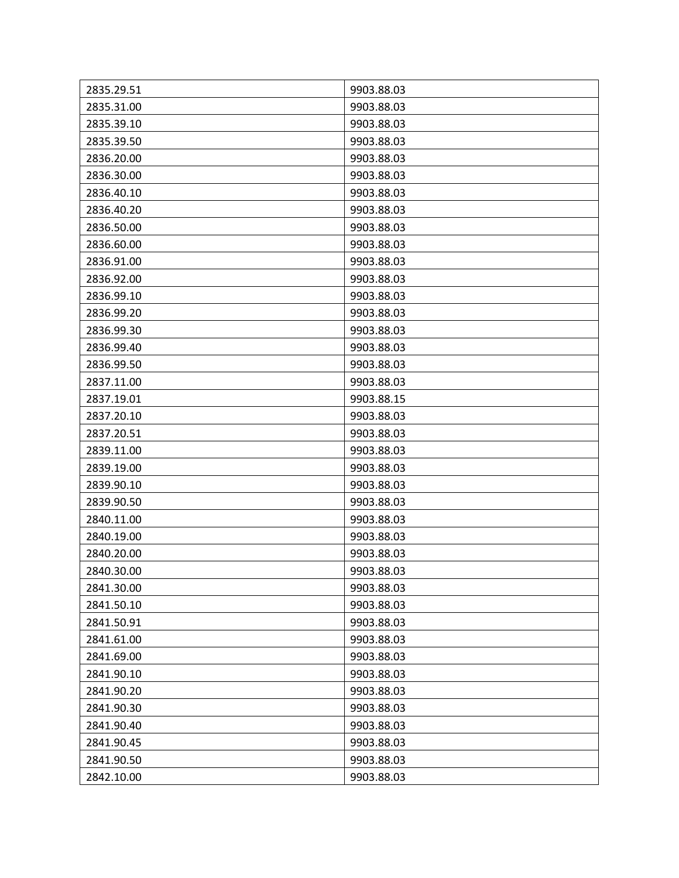| 2835.29.51 | 9903.88.03 |
|---|---|
| 2835.31.00 | 9903.88.03 |
| 2835.39.10 | 9903.88.03 |
| 2835.39.50 | 9903.88.03 |
| 2836.20.00 | 9903.88.03 |
| 2836.30.00 | 9903.88.03 |
| 2836.40.10 | 9903.88.03 |
| 2836.40.20 | 9903.88.03 |
| 2836.50.00 | 9903.88.03 |
| 2836.60.00 | 9903.88.03 |
| 2836.91.00 | 9903.88.03 |
| 2836.92.00 | 9903.88.03 |
| 2836.99.10 | 9903.88.03 |
| 2836.99.20 | 9903.88.03 |
| 2836.99.30 | 9903.88.03 |
| 2836.99.40 | 9903.88.03 |
| 2836.99.50 | 9903.88.03 |
| 2837.11.00 | 9903.88.03 |
| 2837.19.01 | 9903.88.15 |
| 2837.20.10 | 9903.88.03 |
| 2837.20.51 | 9903.88.03 |
| 2839.11.00 | 9903.88.03 |
| 2839.19.00 | 9903.88.03 |
| 2839.90.10 | 9903.88.03 |
| 2839.90.50 | 9903.88.03 |
| 2840.11.00 | 9903.88.03 |
| 2840.19.00 | 9903.88.03 |
| 2840.20.00 | 9903.88.03 |
| 2840.30.00 | 9903.88.03 |
| 2841.30.00 | 9903.88.03 |
| 2841.50.10 | 9903.88.03 |
| 2841.50.91 | 9903.88.03 |
| 2841.61.00 | 9903.88.03 |
| 2841.69.00 | 9903.88.03 |
| 2841.90.10 | 9903.88.03 |
| 2841.90.20 | 9903.88.03 |
| 2841.90.30 | 9903.88.03 |
| 2841.90.40 | 9903.88.03 |
| 2841.90.45 | 9903.88.03 |
| 2841.90.50 | 9903.88.03 |
| 2842.10.00 | 9903.88.03 |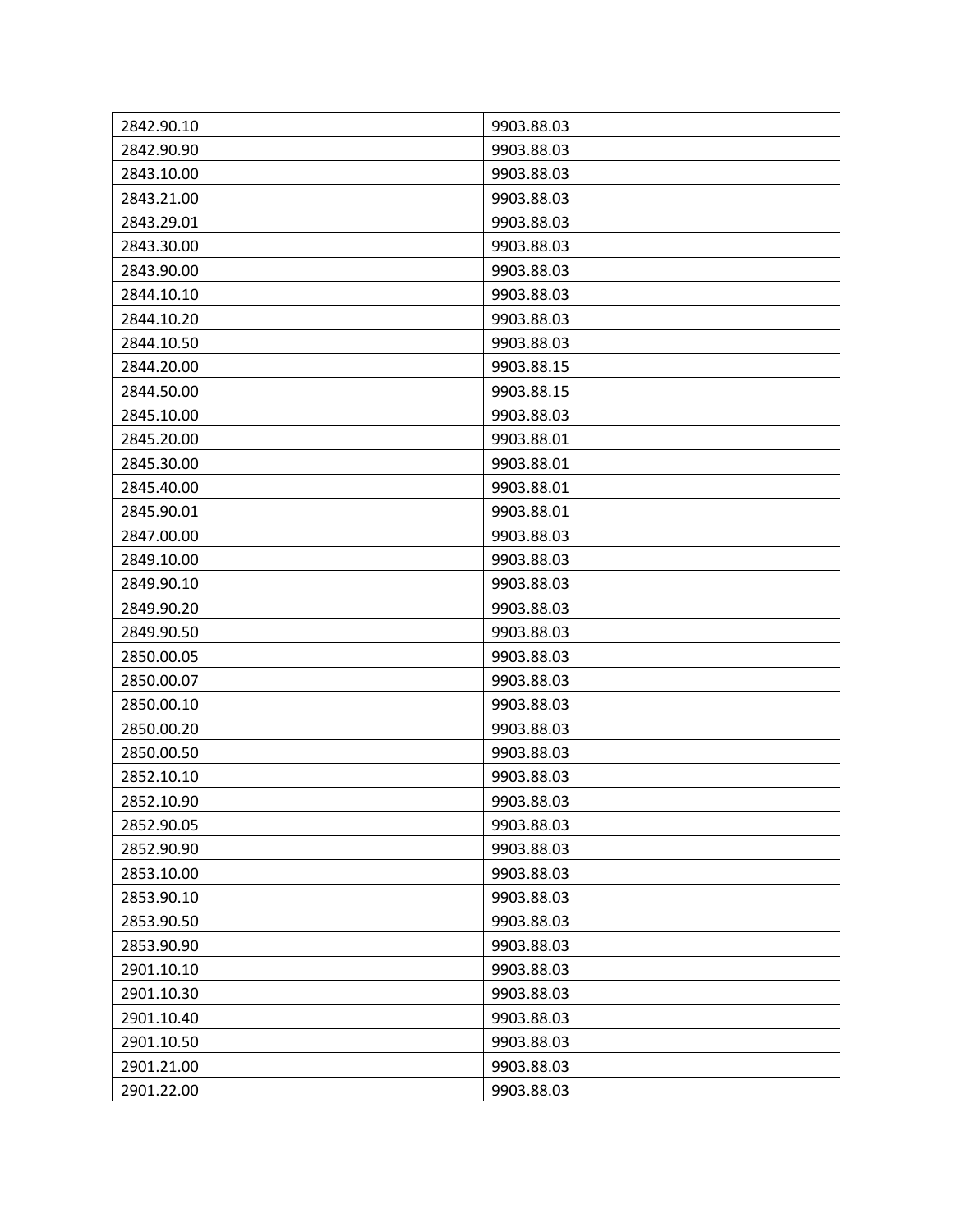| | |
|---|---|
| 2842.90.10 | 9903.88.03 |
| 2842.90.90 | 9903.88.03 |
| 2843.10.00 | 9903.88.03 |
| 2843.21.00 | 9903.88.03 |
| 2843.29.01 | 9903.88.03 |
| 2843.30.00 | 9903.88.03 |
| 2843.90.00 | 9903.88.03 |
| 2844.10.10 | 9903.88.03 |
| 2844.10.20 | 9903.88.03 |
| 2844.10.50 | 9903.88.03 |
| 2844.20.00 | 9903.88.15 |
| 2844.50.00 | 9903.88.15 |
| 2845.10.00 | 9903.88.03 |
| 2845.20.00 | 9903.88.01 |
| 2845.30.00 | 9903.88.01 |
| 2845.40.00 | 9903.88.01 |
| 2845.90.01 | 9903.88.01 |
| 2847.00.00 | 9903.88.03 |
| 2849.10.00 | 9903.88.03 |
| 2849.90.10 | 9903.88.03 |
| 2849.90.20 | 9903.88.03 |
| 2849.90.50 | 9903.88.03 |
| 2850.00.05 | 9903.88.03 |
| 2850.00.07 | 9903.88.03 |
| 2850.00.10 | 9903.88.03 |
| 2850.00.20 | 9903.88.03 |
| 2850.00.50 | 9903.88.03 |
| 2852.10.10 | 9903.88.03 |
| 2852.10.90 | 9903.88.03 |
| 2852.90.05 | 9903.88.03 |
| 2852.90.90 | 9903.88.03 |
| 2853.10.00 | 9903.88.03 |
| 2853.90.10 | 9903.88.03 |
| 2853.90.50 | 9903.88.03 |
| 2853.90.90 | 9903.88.03 |
| 2901.10.10 | 9903.88.03 |
| 2901.10.30 | 9903.88.03 |
| 2901.10.40 | 9903.88.03 |
| 2901.10.50 | 9903.88.03 |
| 2901.21.00 | 9903.88.03 |
| 2901.22.00 | 9903.88.03 |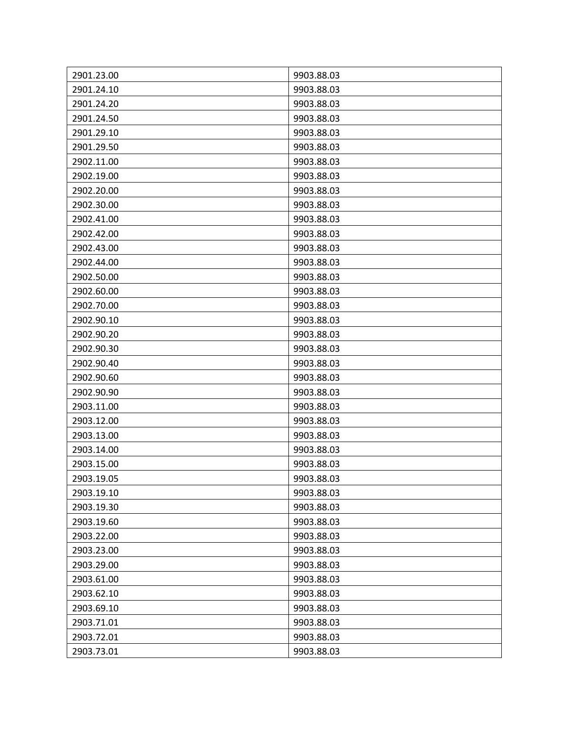| 2901.23.00 | 9903.88.03 |
|---|---|
| 2901.24.10 | 9903.88.03 |
| 2901.24.20 | 9903.88.03 |
| 2901.24.50 | 9903.88.03 |
| 2901.29.10 | 9903.88.03 |
| 2901.29.50 | 9903.88.03 |
| 2902.11.00 | 9903.88.03 |
| 2902.19.00 | 9903.88.03 |
| 2902.20.00 | 9903.88.03 |
| 2902.30.00 | 9903.88.03 |
| 2902.41.00 | 9903.88.03 |
| 2902.42.00 | 9903.88.03 |
| 2902.43.00 | 9903.88.03 |
| 2902.44.00 | 9903.88.03 |
| 2902.50.00 | 9903.88.03 |
| 2902.60.00 | 9903.88.03 |
| 2902.70.00 | 9903.88.03 |
| 2902.90.10 | 9903.88.03 |
| 2902.90.20 | 9903.88.03 |
| 2902.90.30 | 9903.88.03 |
| 2902.90.40 | 9903.88.03 |
| 2902.90.60 | 9903.88.03 |
| 2902.90.90 | 9903.88.03 |
| 2903.11.00 | 9903.88.03 |
| 2903.12.00 | 9903.88.03 |
| 2903.13.00 | 9903.88.03 |
| 2903.14.00 | 9903.88.03 |
| 2903.15.00 | 9903.88.03 |
| 2903.19.05 | 9903.88.03 |
| 2903.19.10 | 9903.88.03 |
| 2903.19.30 | 9903.88.03 |
| 2903.19.60 | 9903.88.03 |
| 2903.22.00 | 9903.88.03 |
| 2903.23.00 | 9903.88.03 |
| 2903.29.00 | 9903.88.03 |
| 2903.61.00 | 9903.88.03 |
| 2903.62.10 | 9903.88.03 |
| 2903.69.10 | 9903.88.03 |
| 2903.71.01 | 9903.88.03 |
| 2903.72.01 | 9903.88.03 |
| 2903.73.01 | 9903.88.03 |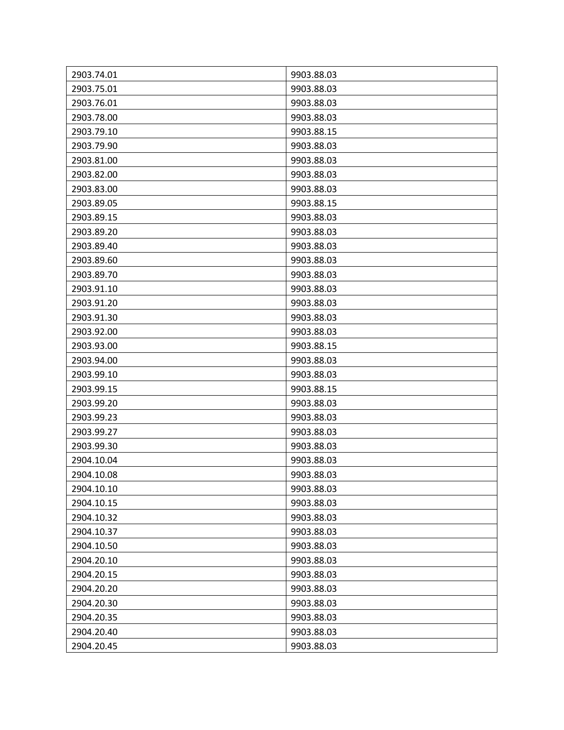| 2903.74.01 | 9903.88.03 |
|---|---|
| 2903.75.01 | 9903.88.03 |
| 2903.76.01 | 9903.88.03 |
| 2903.78.00 | 9903.88.03 |
| 2903.79.10 | 9903.88.15 |
| 2903.79.90 | 9903.88.03 |
| 2903.81.00 | 9903.88.03 |
| 2903.82.00 | 9903.88.03 |
| 2903.83.00 | 9903.88.03 |
| 2903.89.05 | 9903.88.15 |
| 2903.89.15 | 9903.88.03 |
| 2903.89.20 | 9903.88.03 |
| 2903.89.40 | 9903.88.03 |
| 2903.89.60 | 9903.88.03 |
| 2903.89.70 | 9903.88.03 |
| 2903.91.10 | 9903.88.03 |
| 2903.91.20 | 9903.88.03 |
| 2903.91.30 | 9903.88.03 |
| 2903.92.00 | 9903.88.03 |
| 2903.93.00 | 9903.88.15 |
| 2903.94.00 | 9903.88.03 |
| 2903.99.10 | 9903.88.03 |
| 2903.99.15 | 9903.88.15 |
| 2903.99.20 | 9903.88.03 |
| 2903.99.23 | 9903.88.03 |
| 2903.99.27 | 9903.88.03 |
| 2903.99.30 | 9903.88.03 |
| 2904.10.04 | 9903.88.03 |
| 2904.10.08 | 9903.88.03 |
| 2904.10.10 | 9903.88.03 |
| 2904.10.15 | 9903.88.03 |
| 2904.10.32 | 9903.88.03 |
| 2904.10.37 | 9903.88.03 |
| 2904.10.50 | 9903.88.03 |
| 2904.20.10 | 9903.88.03 |
| 2904.20.15 | 9903.88.03 |
| 2904.20.20 | 9903.88.03 |
| 2904.20.30 | 9903.88.03 |
| 2904.20.35 | 9903.88.03 |
| 2904.20.40 | 9903.88.03 |
| 2904.20.45 | 9903.88.03 |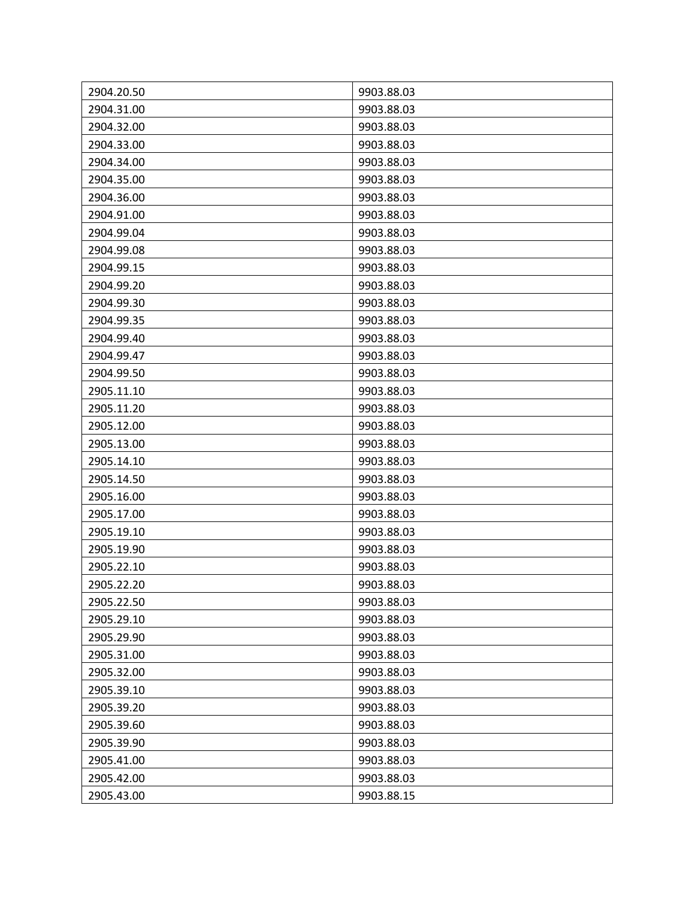| 2904.20.50 | 9903.88.03 |
|---|---|
| 2904.31.00 | 9903.88.03 |
| 2904.32.00 | 9903.88.03 |
| 2904.33.00 | 9903.88.03 |
| 2904.34.00 | 9903.88.03 |
| 2904.35.00 | 9903.88.03 |
| 2904.36.00 | 9903.88.03 |
| 2904.91.00 | 9903.88.03 |
| 2904.99.04 | 9903.88.03 |
| 2904.99.08 | 9903.88.03 |
| 2904.99.15 | 9903.88.03 |
| 2904.99.20 | 9903.88.03 |
| 2904.99.30 | 9903.88.03 |
| 2904.99.35 | 9903.88.03 |
| 2904.99.40 | 9903.88.03 |
| 2904.99.47 | 9903.88.03 |
| 2904.99.50 | 9903.88.03 |
| 2905.11.10 | 9903.88.03 |
| 2905.11.20 | 9903.88.03 |
| 2905.12.00 | 9903.88.03 |
| 2905.13.00 | 9903.88.03 |
| 2905.14.10 | 9903.88.03 |
| 2905.14.50 | 9903.88.03 |
| 2905.16.00 | 9903.88.03 |
| 2905.17.00 | 9903.88.03 |
| 2905.19.10 | 9903.88.03 |
| 2905.19.90 | 9903.88.03 |
| 2905.22.10 | 9903.88.03 |
| 2905.22.20 | 9903.88.03 |
| 2905.22.50 | 9903.88.03 |
| 2905.29.10 | 9903.88.03 |
| 2905.29.90 | 9903.88.03 |
| 2905.31.00 | 9903.88.03 |
| 2905.32.00 | 9903.88.03 |
| 2905.39.10 | 9903.88.03 |
| 2905.39.20 | 9903.88.03 |
| 2905.39.60 | 9903.88.03 |
| 2905.39.90 | 9903.88.03 |
| 2905.41.00 | 9903.88.03 |
| 2905.42.00 | 9903.88.03 |
| 2905.43.00 | 9903.88.15 |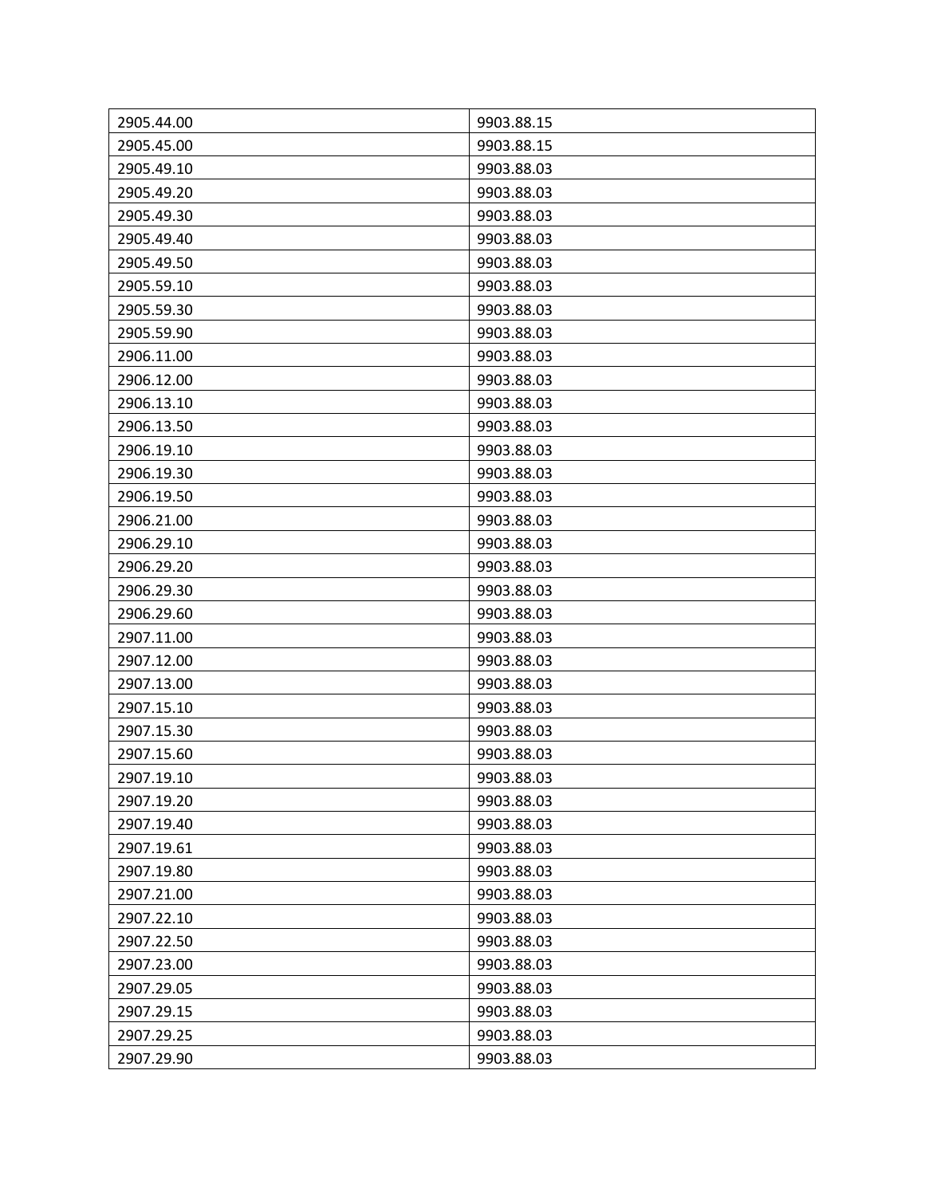| 2905.44.00 | 9903.88.15 |
|---|---|
| 2905.45.00 | 9903.88.15 |
| 2905.49.10 | 9903.88.03 |
| 2905.49.20 | 9903.88.03 |
| 2905.49.30 | 9903.88.03 |
| 2905.49.40 | 9903.88.03 |
| 2905.49.50 | 9903.88.03 |
| 2905.59.10 | 9903.88.03 |
| 2905.59.30 | 9903.88.03 |
| 2905.59.90 | 9903.88.03 |
| 2906.11.00 | 9903.88.03 |
| 2906.12.00 | 9903.88.03 |
| 2906.13.10 | 9903.88.03 |
| 2906.13.50 | 9903.88.03 |
| 2906.19.10 | 9903.88.03 |
| 2906.19.30 | 9903.88.03 |
| 2906.19.50 | 9903.88.03 |
| 2906.21.00 | 9903.88.03 |
| 2906.29.10 | 9903.88.03 |
| 2906.29.20 | 9903.88.03 |
| 2906.29.30 | 9903.88.03 |
| 2906.29.60 | 9903.88.03 |
| 2907.11.00 | 9903.88.03 |
| 2907.12.00 | 9903.88.03 |
| 2907.13.00 | 9903.88.03 |
| 2907.15.10 | 9903.88.03 |
| 2907.15.30 | 9903.88.03 |
| 2907.15.60 | 9903.88.03 |
| 2907.19.10 | 9903.88.03 |
| 2907.19.20 | 9903.88.03 |
| 2907.19.40 | 9903.88.03 |
| 2907.19.61 | 9903.88.03 |
| 2907.19.80 | 9903.88.03 |
| 2907.21.00 | 9903.88.03 |
| 2907.22.10 | 9903.88.03 |
| 2907.22.50 | 9903.88.03 |
| 2907.23.00 | 9903.88.03 |
| 2907.29.05 | 9903.88.03 |
| 2907.29.15 | 9903.88.03 |
| 2907.29.25 | 9903.88.03 |
| 2907.29.90 | 9903.88.03 |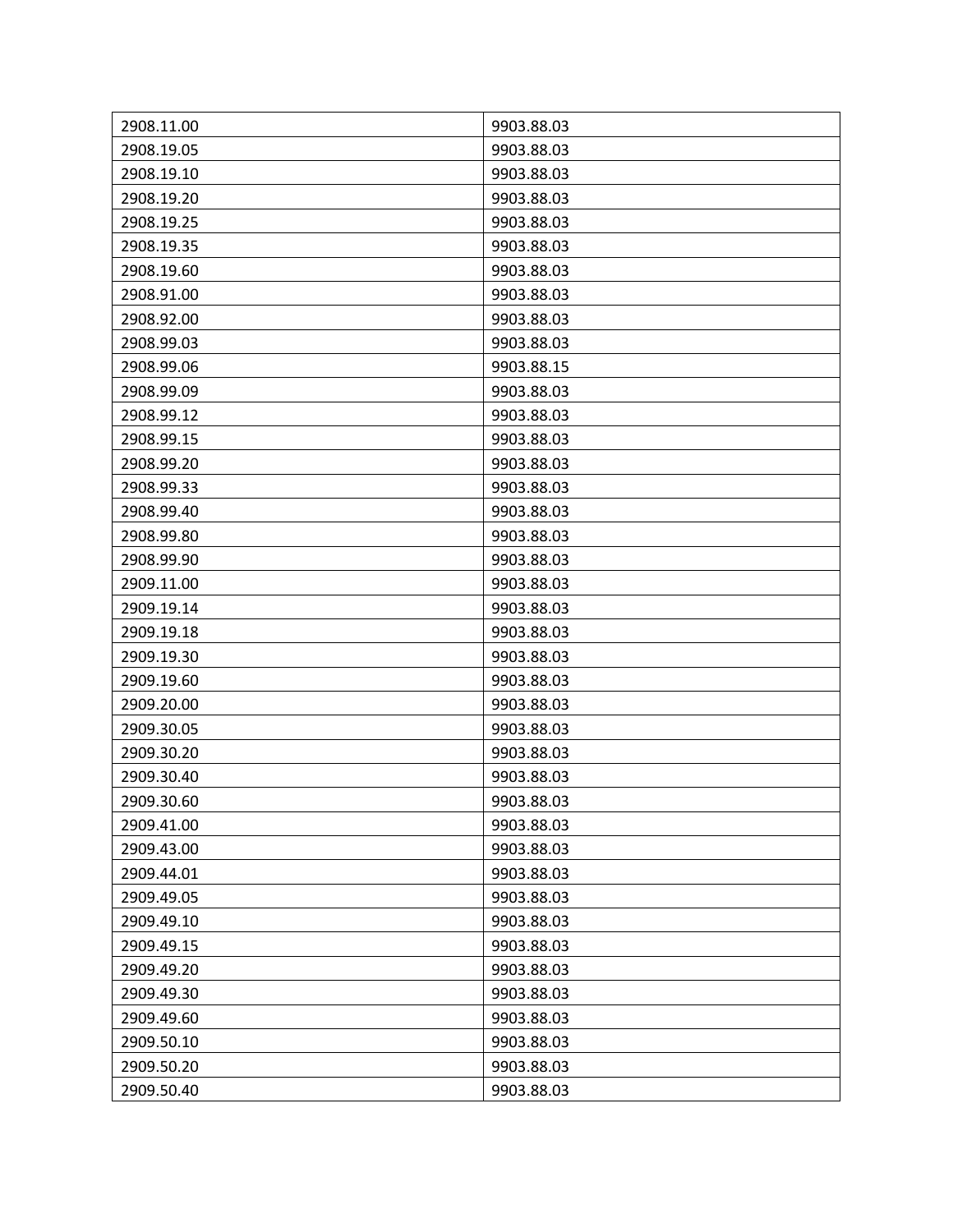| 2908.11.00 | 9903.88.03 |
| --- | --- |
| 2908.19.05 | 9903.88.03 |
| 2908.19.10 | 9903.88.03 |
| 2908.19.20 | 9903.88.03 |
| 2908.19.25 | 9903.88.03 |
| 2908.19.35 | 9903.88.03 |
| 2908.19.60 | 9903.88.03 |
| 2908.91.00 | 9903.88.03 |
| 2908.92.00 | 9903.88.03 |
| 2908.99.03 | 9903.88.03 |
| 2908.99.06 | 9903.88.15 |
| 2908.99.09 | 9903.88.03 |
| 2908.99.12 | 9903.88.03 |
| 2908.99.15 | 9903.88.03 |
| 2908.99.20 | 9903.88.03 |
| 2908.99.33 | 9903.88.03 |
| 2908.99.40 | 9903.88.03 |
| 2908.99.80 | 9903.88.03 |
| 2908.99.90 | 9903.88.03 |
| 2909.11.00 | 9903.88.03 |
| 2909.19.14 | 9903.88.03 |
| 2909.19.18 | 9903.88.03 |
| 2909.19.30 | 9903.88.03 |
| 2909.19.60 | 9903.88.03 |
| 2909.20.00 | 9903.88.03 |
| 2909.30.05 | 9903.88.03 |
| 2909.30.20 | 9903.88.03 |
| 2909.30.40 | 9903.88.03 |
| 2909.30.60 | 9903.88.03 |
| 2909.41.00 | 9903.88.03 |
| 2909.43.00 | 9903.88.03 |
| 2909.44.01 | 9903.88.03 |
| 2909.49.05 | 9903.88.03 |
| 2909.49.10 | 9903.88.03 |
| 2909.49.15 | 9903.88.03 |
| 2909.49.20 | 9903.88.03 |
| 2909.49.30 | 9903.88.03 |
| 2909.49.60 | 9903.88.03 |
| 2909.50.10 | 9903.88.03 |
| 2909.50.20 | 9903.88.03 |
| 2909.50.40 | 9903.88.03 |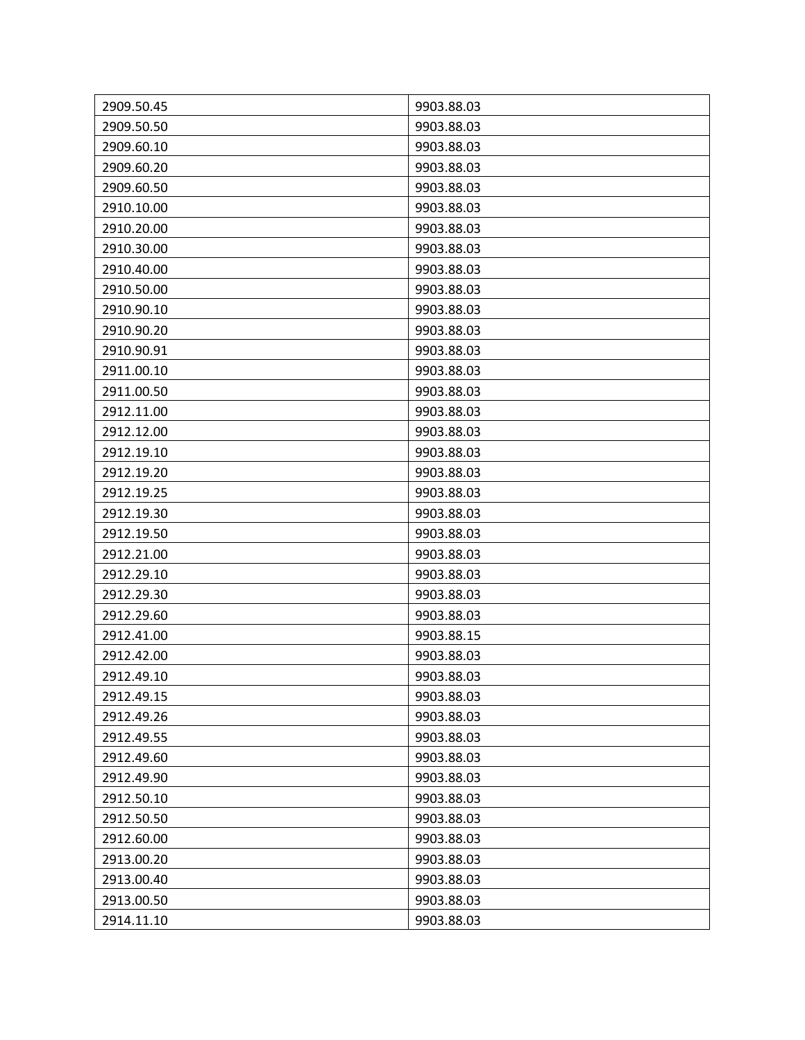| 2909.50.45 | 9903.88.03 |
|---|---|
| 2909.50.50 | 9903.88.03 |
| 2909.60.10 | 9903.88.03 |
| 2909.60.20 | 9903.88.03 |
| 2909.60.50 | 9903.88.03 |
| 2910.10.00 | 9903.88.03 |
| 2910.20.00 | 9903.88.03 |
| 2910.30.00 | 9903.88.03 |
| 2910.40.00 | 9903.88.03 |
| 2910.50.00 | 9903.88.03 |
| 2910.90.10 | 9903.88.03 |
| 2910.90.20 | 9903.88.03 |
| 2910.90.91 | 9903.88.03 |
| 2911.00.10 | 9903.88.03 |
| 2911.00.50 | 9903.88.03 |
| 2912.11.00 | 9903.88.03 |
| 2912.12.00 | 9903.88.03 |
| 2912.19.10 | 9903.88.03 |
| 2912.19.20 | 9903.88.03 |
| 2912.19.25 | 9903.88.03 |
| 2912.19.30 | 9903.88.03 |
| 2912.19.50 | 9903.88.03 |
| 2912.21.00 | 9903.88.03 |
| 2912.29.10 | 9903.88.03 |
| 2912.29.30 | 9903.88.03 |
| 2912.29.60 | 9903.88.03 |
| 2912.41.00 | 9903.88.15 |
| 2912.42.00 | 9903.88.03 |
| 2912.49.10 | 9903.88.03 |
| 2912.49.15 | 9903.88.03 |
| 2912.49.26 | 9903.88.03 |
| 2912.49.55 | 9903.88.03 |
| 2912.49.60 | 9903.88.03 |
| 2912.49.90 | 9903.88.03 |
| 2912.50.10 | 9903.88.03 |
| 2912.50.50 | 9903.88.03 |
| 2912.60.00 | 9903.88.03 |
| 2913.00.20 | 9903.88.03 |
| 2913.00.40 | 9903.88.03 |
| 2913.00.50 | 9903.88.03 |
| 2914.11.10 | 9903.88.03 |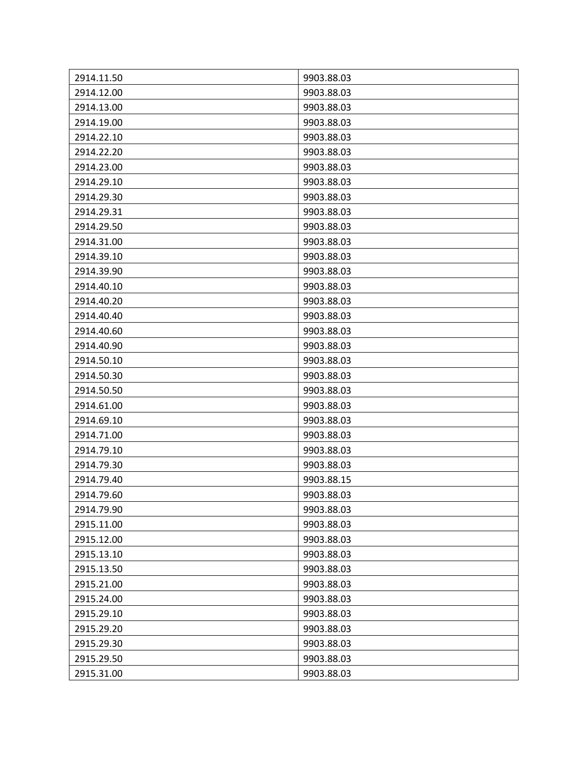| | |
|---|---|
| 2914.11.50 | 9903.88.03 |
| 2914.12.00 | 9903.88.03 |
| 2914.13.00 | 9903.88.03 |
| 2914.19.00 | 9903.88.03 |
| 2914.22.10 | 9903.88.03 |
| 2914.22.20 | 9903.88.03 |
| 2914.23.00 | 9903.88.03 |
| 2914.29.10 | 9903.88.03 |
| 2914.29.30 | 9903.88.03 |
| 2914.29.31 | 9903.88.03 |
| 2914.29.50 | 9903.88.03 |
| 2914.31.00 | 9903.88.03 |
| 2914.39.10 | 9903.88.03 |
| 2914.39.90 | 9903.88.03 |
| 2914.40.10 | 9903.88.03 |
| 2914.40.20 | 9903.88.03 |
| 2914.40.40 | 9903.88.03 |
| 2914.40.60 | 9903.88.03 |
| 2914.40.90 | 9903.88.03 |
| 2914.50.10 | 9903.88.03 |
| 2914.50.30 | 9903.88.03 |
| 2914.50.50 | 9903.88.03 |
| 2914.61.00 | 9903.88.03 |
| 2914.69.10 | 9903.88.03 |
| 2914.71.00 | 9903.88.03 |
| 2914.79.10 | 9903.88.03 |
| 2914.79.30 | 9903.88.03 |
| 2914.79.40 | 9903.88.15 |
| 2914.79.60 | 9903.88.03 |
| 2914.79.90 | 9903.88.03 |
| 2915.11.00 | 9903.88.03 |
| 2915.12.00 | 9903.88.03 |
| 2915.13.10 | 9903.88.03 |
| 2915.13.50 | 9903.88.03 |
| 2915.21.00 | 9903.88.03 |
| 2915.24.00 | 9903.88.03 |
| 2915.29.10 | 9903.88.03 |
| 2915.29.20 | 9903.88.03 |
| 2915.29.30 | 9903.88.03 |
| 2915.29.50 | 9903.88.03 |
| 2915.31.00 | 9903.88.03 |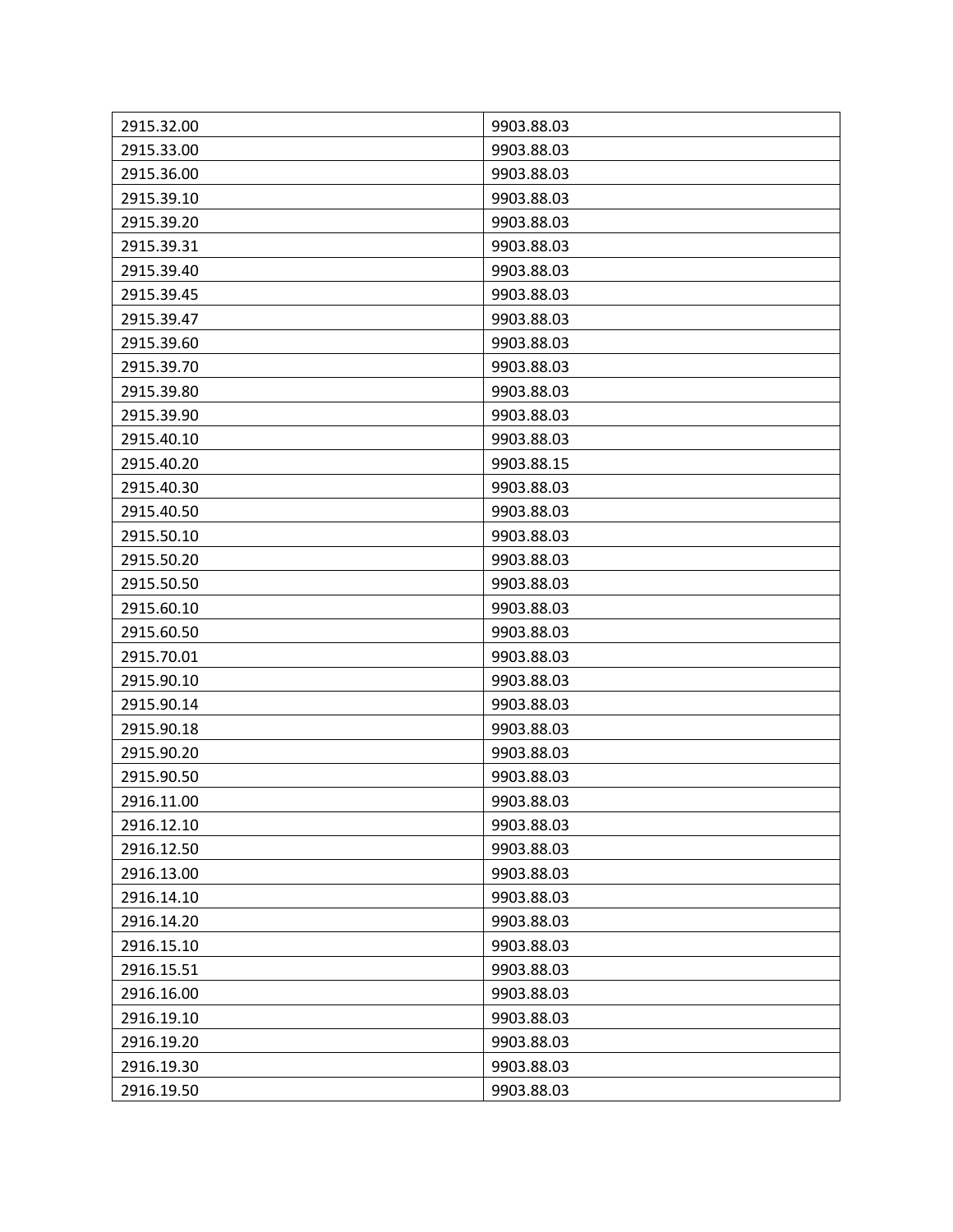| | |
|---|---|
| 2915.32.00 | 9903.88.03 |
| 2915.33.00 | 9903.88.03 |
| 2915.36.00 | 9903.88.03 |
| 2915.39.10 | 9903.88.03 |
| 2915.39.20 | 9903.88.03 |
| 2915.39.31 | 9903.88.03 |
| 2915.39.40 | 9903.88.03 |
| 2915.39.45 | 9903.88.03 |
| 2915.39.47 | 9903.88.03 |
| 2915.39.60 | 9903.88.03 |
| 2915.39.70 | 9903.88.03 |
| 2915.39.80 | 9903.88.03 |
| 2915.39.90 | 9903.88.03 |
| 2915.40.10 | 9903.88.03 |
| 2915.40.20 | 9903.88.15 |
| 2915.40.30 | 9903.88.03 |
| 2915.40.50 | 9903.88.03 |
| 2915.50.10 | 9903.88.03 |
| 2915.50.20 | 9903.88.03 |
| 2915.50.50 | 9903.88.03 |
| 2915.60.10 | 9903.88.03 |
| 2915.60.50 | 9903.88.03 |
| 2915.70.01 | 9903.88.03 |
| 2915.90.10 | 9903.88.03 |
| 2915.90.14 | 9903.88.03 |
| 2915.90.18 | 9903.88.03 |
| 2915.90.20 | 9903.88.03 |
| 2915.90.50 | 9903.88.03 |
| 2916.11.00 | 9903.88.03 |
| 2916.12.10 | 9903.88.03 |
| 2916.12.50 | 9903.88.03 |
| 2916.13.00 | 9903.88.03 |
| 2916.14.10 | 9903.88.03 |
| 2916.14.20 | 9903.88.03 |
| 2916.15.10 | 9903.88.03 |
| 2916.15.51 | 9903.88.03 |
| 2916.16.00 | 9903.88.03 |
| 2916.19.10 | 9903.88.03 |
| 2916.19.20 | 9903.88.03 |
| 2916.19.30 | 9903.88.03 |
| 2916.19.50 | 9903.88.03 |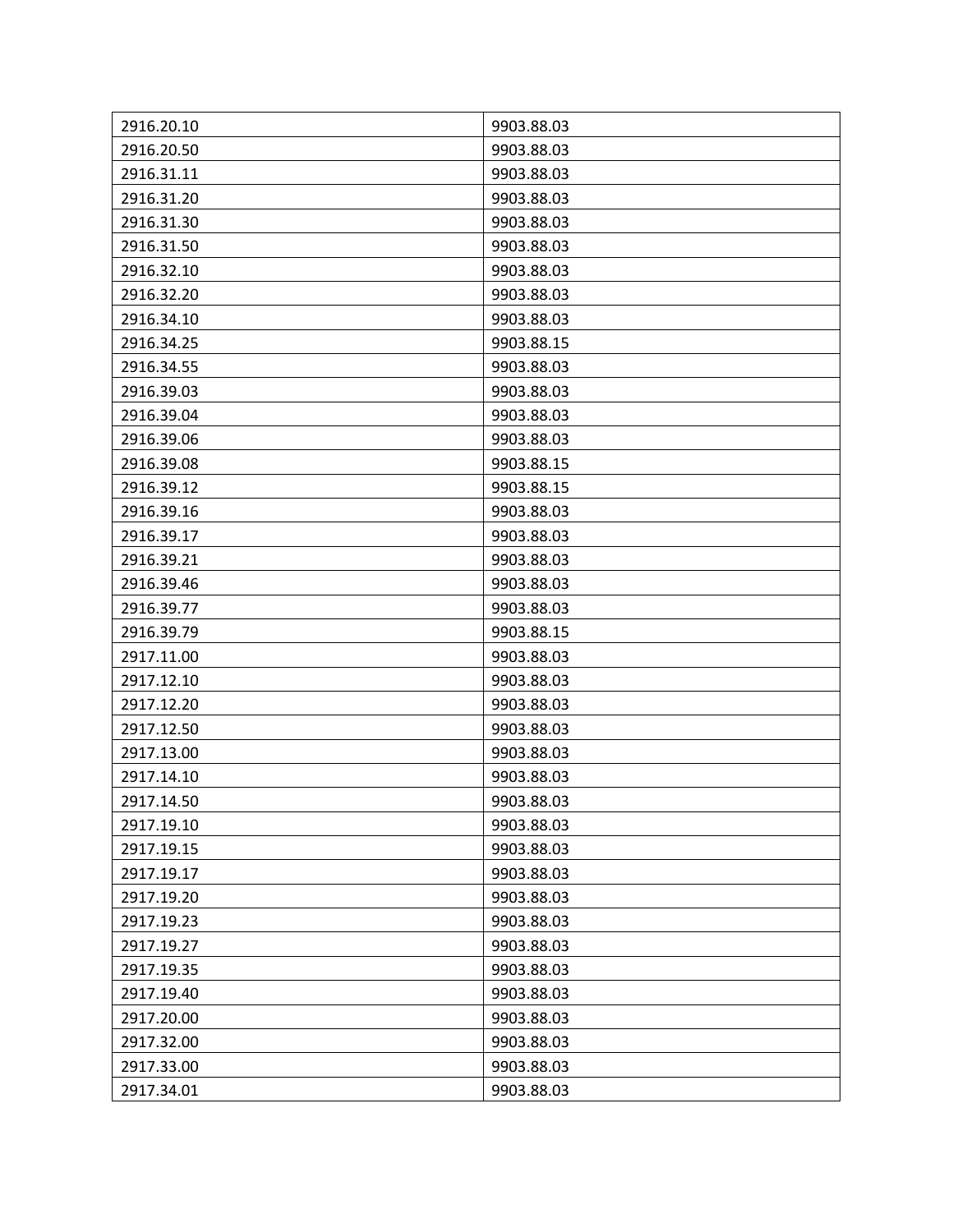| 2916.20.10 | 9903.88.03 |
|---|---|
| 2916.20.50 | 9903.88.03 |
| 2916.31.11 | 9903.88.03 |
| 2916.31.20 | 9903.88.03 |
| 2916.31.30 | 9903.88.03 |
| 2916.31.50 | 9903.88.03 |
| 2916.32.10 | 9903.88.03 |
| 2916.32.20 | 9903.88.03 |
| 2916.34.10 | 9903.88.03 |
| 2916.34.25 | 9903.88.15 |
| 2916.34.55 | 9903.88.03 |
| 2916.39.03 | 9903.88.03 |
| 2916.39.04 | 9903.88.03 |
| 2916.39.06 | 9903.88.03 |
| 2916.39.08 | 9903.88.15 |
| 2916.39.12 | 9903.88.15 |
| 2916.39.16 | 9903.88.03 |
| 2916.39.17 | 9903.88.03 |
| 2916.39.21 | 9903.88.03 |
| 2916.39.46 | 9903.88.03 |
| 2916.39.77 | 9903.88.03 |
| 2916.39.79 | 9903.88.15 |
| 2917.11.00 | 9903.88.03 |
| 2917.12.10 | 9903.88.03 |
| 2917.12.20 | 9903.88.03 |
| 2917.12.50 | 9903.88.03 |
| 2917.13.00 | 9903.88.03 |
| 2917.14.10 | 9903.88.03 |
| 2917.14.50 | 9903.88.03 |
| 2917.19.10 | 9903.88.03 |
| 2917.19.15 | 9903.88.03 |
| 2917.19.17 | 9903.88.03 |
| 2917.19.20 | 9903.88.03 |
| 2917.19.23 | 9903.88.03 |
| 2917.19.27 | 9903.88.03 |
| 2917.19.35 | 9903.88.03 |
| 2917.19.40 | 9903.88.03 |
| 2917.20.00 | 9903.88.03 |
| 2917.32.00 | 9903.88.03 |
| 2917.33.00 | 9903.88.03 |
| 2917.34.01 | 9903.88.03 |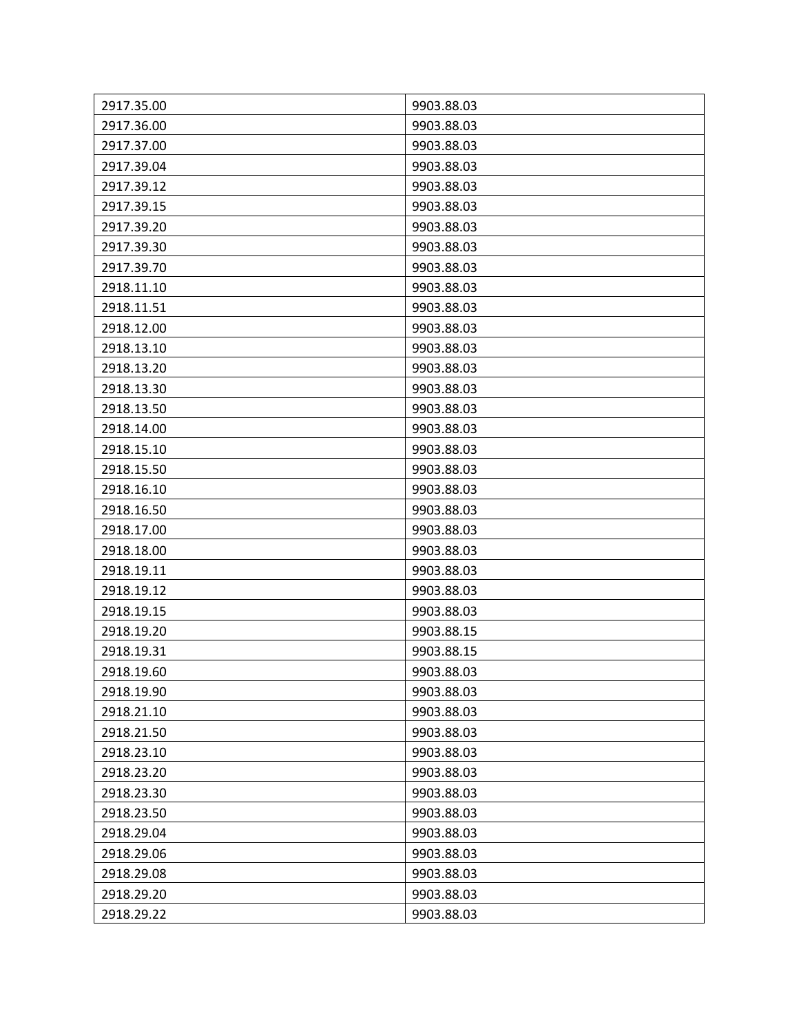| 2917.35.00 | 9903.88.03 |
|---|---|
| 2917.36.00 | 9903.88.03 |
| 2917.37.00 | 9903.88.03 |
| 2917.39.04 | 9903.88.03 |
| 2917.39.12 | 9903.88.03 |
| 2917.39.15 | 9903.88.03 |
| 2917.39.20 | 9903.88.03 |
| 2917.39.30 | 9903.88.03 |
| 2917.39.70 | 9903.88.03 |
| 2918.11.10 | 9903.88.03 |
| 2918.11.51 | 9903.88.03 |
| 2918.12.00 | 9903.88.03 |
| 2918.13.10 | 9903.88.03 |
| 2918.13.20 | 9903.88.03 |
| 2918.13.30 | 9903.88.03 |
| 2918.13.50 | 9903.88.03 |
| 2918.14.00 | 9903.88.03 |
| 2918.15.10 | 9903.88.03 |
| 2918.15.50 | 9903.88.03 |
| 2918.16.10 | 9903.88.03 |
| 2918.16.50 | 9903.88.03 |
| 2918.17.00 | 9903.88.03 |
| 2918.18.00 | 9903.88.03 |
| 2918.19.11 | 9903.88.03 |
| 2918.19.12 | 9903.88.03 |
| 2918.19.15 | 9903.88.03 |
| 2918.19.20 | 9903.88.15 |
| 2918.19.31 | 9903.88.15 |
| 2918.19.60 | 9903.88.03 |
| 2918.19.90 | 9903.88.03 |
| 2918.21.10 | 9903.88.03 |
| 2918.21.50 | 9903.88.03 |
| 2918.23.10 | 9903.88.03 |
| 2918.23.20 | 9903.88.03 |
| 2918.23.30 | 9903.88.03 |
| 2918.23.50 | 9903.88.03 |
| 2918.29.04 | 9903.88.03 |
| 2918.29.06 | 9903.88.03 |
| 2918.29.08 | 9903.88.03 |
| 2918.29.20 | 9903.88.03 |
| 2918.29.22 | 9903.88.03 |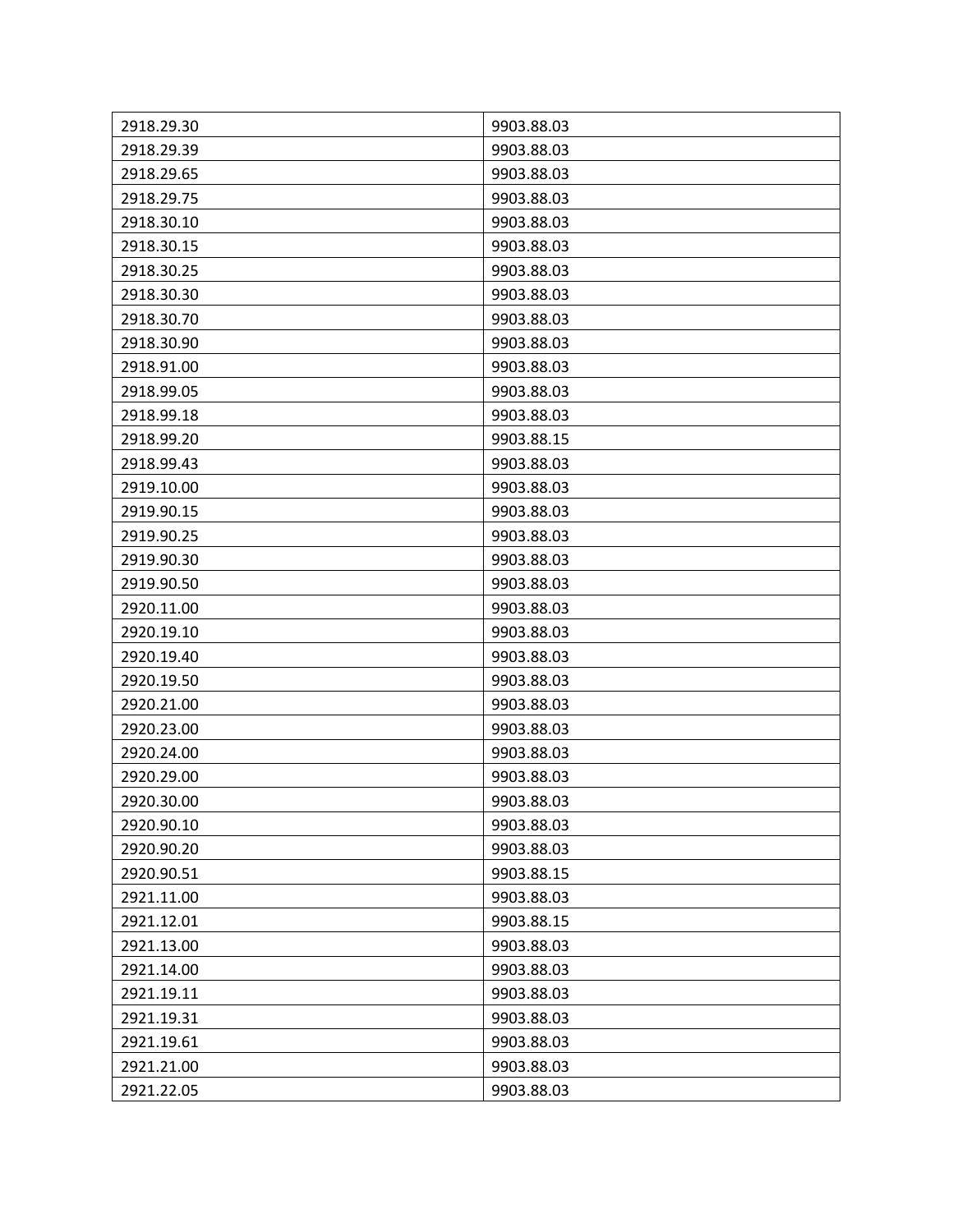| 2918.29.30 | 9903.88.03 |
|---|---|
| 2918.29.39 | 9903.88.03 |
| 2918.29.65 | 9903.88.03 |
| 2918.29.75 | 9903.88.03 |
| 2918.30.10 | 9903.88.03 |
| 2918.30.15 | 9903.88.03 |
| 2918.30.25 | 9903.88.03 |
| 2918.30.30 | 9903.88.03 |
| 2918.30.70 | 9903.88.03 |
| 2918.30.90 | 9903.88.03 |
| 2918.91.00 | 9903.88.03 |
| 2918.99.05 | 9903.88.03 |
| 2918.99.18 | 9903.88.03 |
| 2918.99.20 | 9903.88.15 |
| 2918.99.43 | 9903.88.03 |
| 2919.10.00 | 9903.88.03 |
| 2919.90.15 | 9903.88.03 |
| 2919.90.25 | 9903.88.03 |
| 2919.90.30 | 9903.88.03 |
| 2919.90.50 | 9903.88.03 |
| 2920.11.00 | 9903.88.03 |
| 2920.19.10 | 9903.88.03 |
| 2920.19.40 | 9903.88.03 |
| 2920.19.50 | 9903.88.03 |
| 2920.21.00 | 9903.88.03 |
| 2920.23.00 | 9903.88.03 |
| 2920.24.00 | 9903.88.03 |
| 2920.29.00 | 9903.88.03 |
| 2920.30.00 | 9903.88.03 |
| 2920.90.10 | 9903.88.03 |
| 2920.90.20 | 9903.88.03 |
| 2920.90.51 | 9903.88.15 |
| 2921.11.00 | 9903.88.03 |
| 2921.12.01 | 9903.88.15 |
| 2921.13.00 | 9903.88.03 |
| 2921.14.00 | 9903.88.03 |
| 2921.19.11 | 9903.88.03 |
| 2921.19.31 | 9903.88.03 |
| 2921.19.61 | 9903.88.03 |
| 2921.21.00 | 9903.88.03 |
| 2921.22.05 | 9903.88.03 |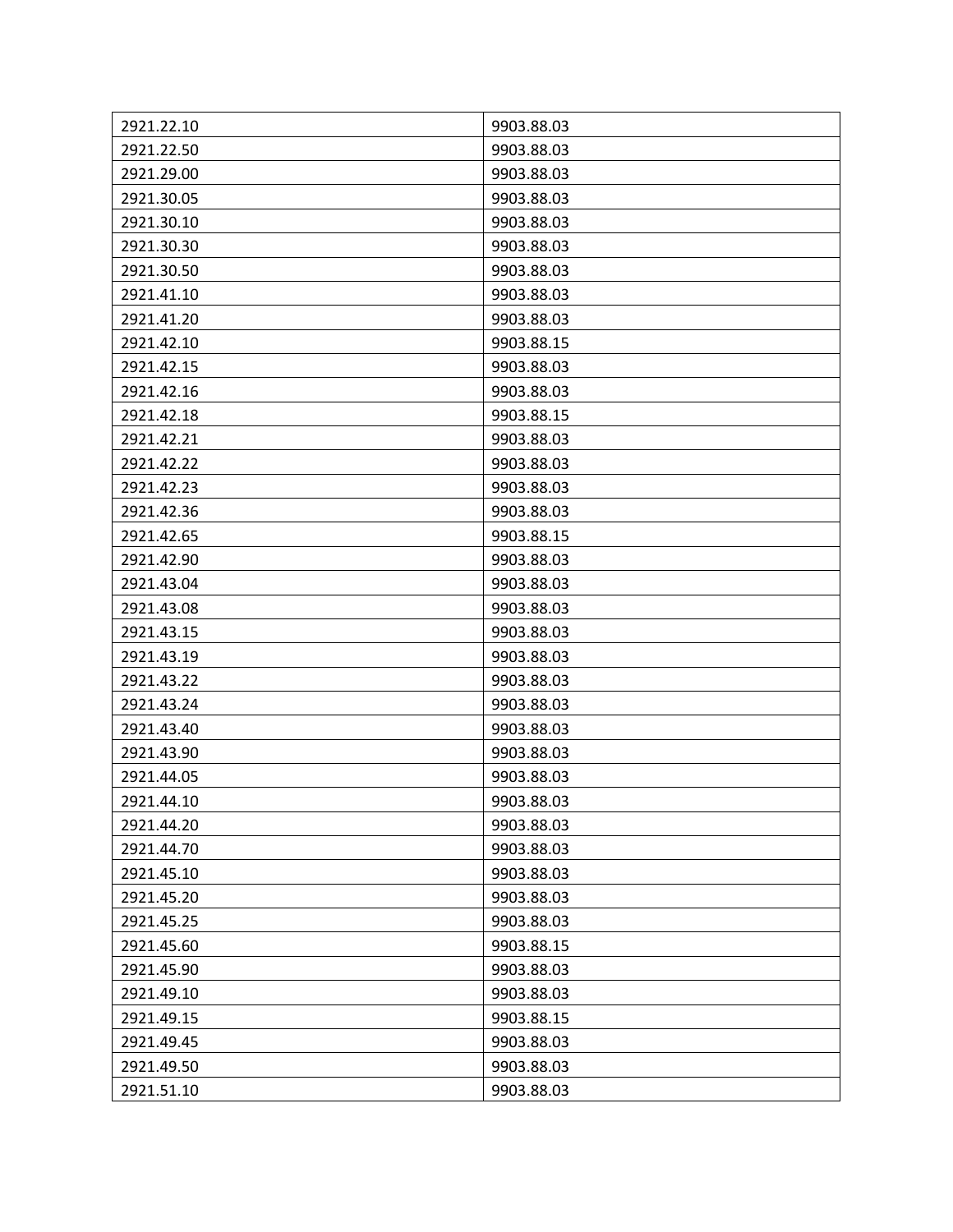| 2921.22.10 | 9903.88.03 |
|---|---|
| 2921.22.50 | 9903.88.03 |
| 2921.29.00 | 9903.88.03 |
| 2921.30.05 | 9903.88.03 |
| 2921.30.10 | 9903.88.03 |
| 2921.30.30 | 9903.88.03 |
| 2921.30.50 | 9903.88.03 |
| 2921.41.10 | 9903.88.03 |
| 2921.41.20 | 9903.88.03 |
| 2921.42.10 | 9903.88.15 |
| 2921.42.15 | 9903.88.03 |
| 2921.42.16 | 9903.88.03 |
| 2921.42.18 | 9903.88.15 |
| 2921.42.21 | 9903.88.03 |
| 2921.42.22 | 9903.88.03 |
| 2921.42.23 | 9903.88.03 |
| 2921.42.36 | 9903.88.03 |
| 2921.42.65 | 9903.88.15 |
| 2921.42.90 | 9903.88.03 |
| 2921.43.04 | 9903.88.03 |
| 2921.43.08 | 9903.88.03 |
| 2921.43.15 | 9903.88.03 |
| 2921.43.19 | 9903.88.03 |
| 2921.43.22 | 9903.88.03 |
| 2921.43.24 | 9903.88.03 |
| 2921.43.40 | 9903.88.03 |
| 2921.43.90 | 9903.88.03 |
| 2921.44.05 | 9903.88.03 |
| 2921.44.10 | 9903.88.03 |
| 2921.44.20 | 9903.88.03 |
| 2921.44.70 | 9903.88.03 |
| 2921.45.10 | 9903.88.03 |
| 2921.45.20 | 9903.88.03 |
| 2921.45.25 | 9903.88.03 |
| 2921.45.60 | 9903.88.15 |
| 2921.45.90 | 9903.88.03 |
| 2921.49.10 | 9903.88.03 |
| 2921.49.15 | 9903.88.15 |
| 2921.49.45 | 9903.88.03 |
| 2921.49.50 | 9903.88.03 |
| 2921.51.10 | 9903.88.03 |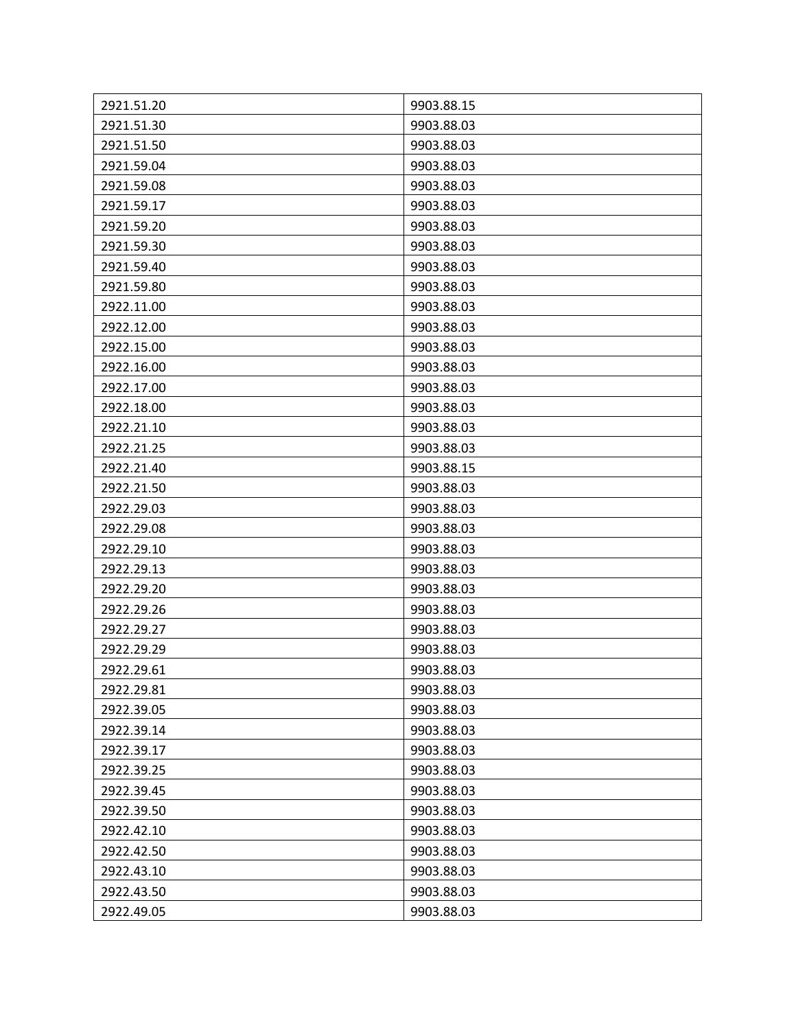| 2921.51.20 | 9903.88.15 |
|---|---|
| 2921.51.30 | 9903.88.03 |
| 2921.51.50 | 9903.88.03 |
| 2921.59.04 | 9903.88.03 |
| 2921.59.08 | 9903.88.03 |
| 2921.59.17 | 9903.88.03 |
| 2921.59.20 | 9903.88.03 |
| 2921.59.30 | 9903.88.03 |
| 2921.59.40 | 9903.88.03 |
| 2921.59.80 | 9903.88.03 |
| 2922.11.00 | 9903.88.03 |
| 2922.12.00 | 9903.88.03 |
| 2922.15.00 | 9903.88.03 |
| 2922.16.00 | 9903.88.03 |
| 2922.17.00 | 9903.88.03 |
| 2922.18.00 | 9903.88.03 |
| 2922.21.10 | 9903.88.03 |
| 2922.21.25 | 9903.88.03 |
| 2922.21.40 | 9903.88.15 |
| 2922.21.50 | 9903.88.03 |
| 2922.29.03 | 9903.88.03 |
| 2922.29.08 | 9903.88.03 |
| 2922.29.10 | 9903.88.03 |
| 2922.29.13 | 9903.88.03 |
| 2922.29.20 | 9903.88.03 |
| 2922.29.26 | 9903.88.03 |
| 2922.29.27 | 9903.88.03 |
| 2922.29.29 | 9903.88.03 |
| 2922.29.61 | 9903.88.03 |
| 2922.29.81 | 9903.88.03 |
| 2922.39.05 | 9903.88.03 |
| 2922.39.14 | 9903.88.03 |
| 2922.39.17 | 9903.88.03 |
| 2922.39.25 | 9903.88.03 |
| 2922.39.45 | 9903.88.03 |
| 2922.39.50 | 9903.88.03 |
| 2922.42.10 | 9903.88.03 |
| 2922.42.50 | 9903.88.03 |
| 2922.43.10 | 9903.88.03 |
| 2922.43.50 | 9903.88.03 |
| 2922.49.05 | 9903.88.03 |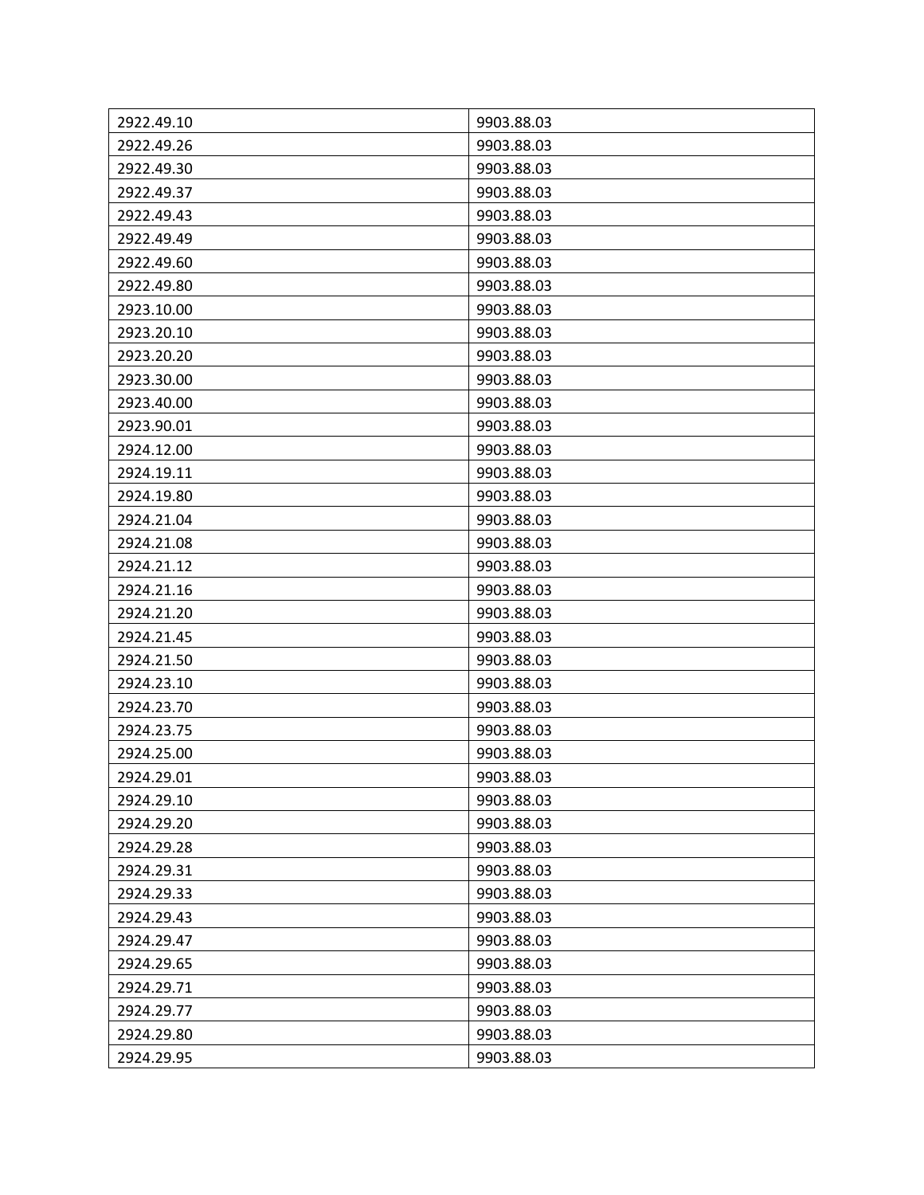| 2922.49.10 | 9903.88.03 |
|---|---|
| 2922.49.26 | 9903.88.03 |
| 2922.49.30 | 9903.88.03 |
| 2922.49.37 | 9903.88.03 |
| 2922.49.43 | 9903.88.03 |
| 2922.49.49 | 9903.88.03 |
| 2922.49.60 | 9903.88.03 |
| 2922.49.80 | 9903.88.03 |
| 2923.10.00 | 9903.88.03 |
| 2923.20.10 | 9903.88.03 |
| 2923.20.20 | 9903.88.03 |
| 2923.30.00 | 9903.88.03 |
| 2923.40.00 | 9903.88.03 |
| 2923.90.01 | 9903.88.03 |
| 2924.12.00 | 9903.88.03 |
| 2924.19.11 | 9903.88.03 |
| 2924.19.80 | 9903.88.03 |
| 2924.21.04 | 9903.88.03 |
| 2924.21.08 | 9903.88.03 |
| 2924.21.12 | 9903.88.03 |
| 2924.21.16 | 9903.88.03 |
| 2924.21.20 | 9903.88.03 |
| 2924.21.45 | 9903.88.03 |
| 2924.21.50 | 9903.88.03 |
| 2924.23.10 | 9903.88.03 |
| 2924.23.70 | 9903.88.03 |
| 2924.23.75 | 9903.88.03 |
| 2924.25.00 | 9903.88.03 |
| 2924.29.01 | 9903.88.03 |
| 2924.29.10 | 9903.88.03 |
| 2924.29.20 | 9903.88.03 |
| 2924.29.28 | 9903.88.03 |
| 2924.29.31 | 9903.88.03 |
| 2924.29.33 | 9903.88.03 |
| 2924.29.43 | 9903.88.03 |
| 2924.29.47 | 9903.88.03 |
| 2924.29.65 | 9903.88.03 |
| 2924.29.71 | 9903.88.03 |
| 2924.29.77 | 9903.88.03 |
| 2924.29.80 | 9903.88.03 |
| 2924.29.95 | 9903.88.03 |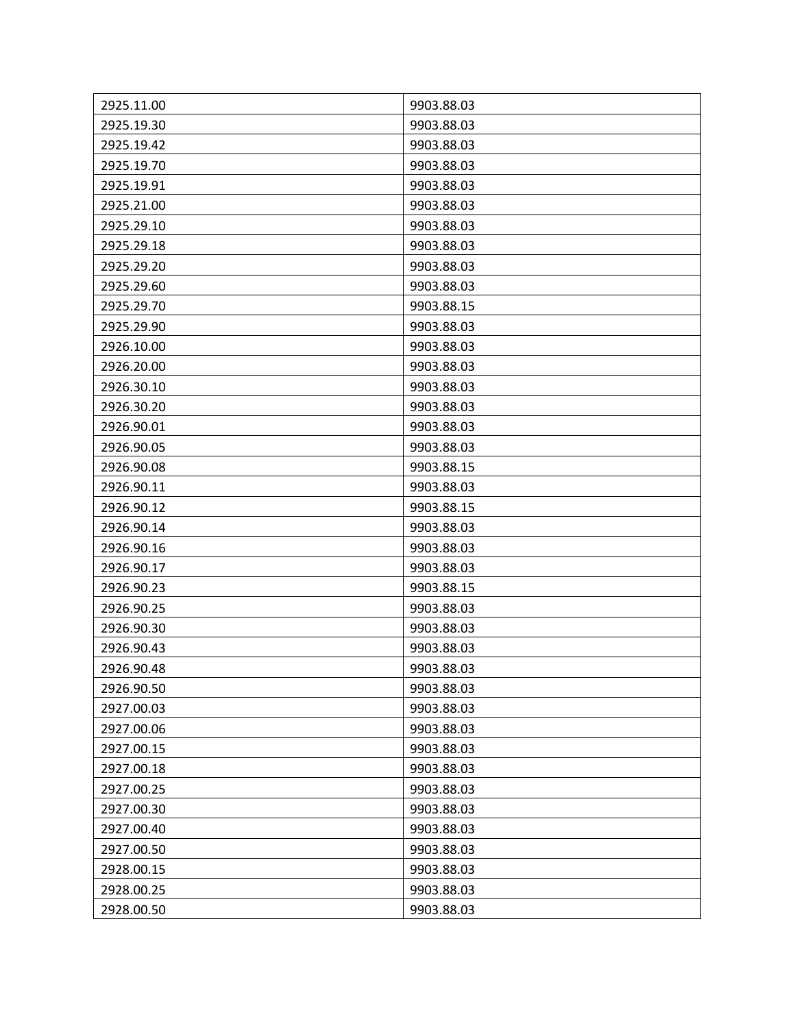| 2925.11.00 | 9903.88.03 |
|---|---|
| 2925.19.30 | 9903.88.03 |
| 2925.19.42 | 9903.88.03 |
| 2925.19.70 | 9903.88.03 |
| 2925.19.91 | 9903.88.03 |
| 2925.21.00 | 9903.88.03 |
| 2925.29.10 | 9903.88.03 |
| 2925.29.18 | 9903.88.03 |
| 2925.29.20 | 9903.88.03 |
| 2925.29.60 | 9903.88.03 |
| 2925.29.70 | 9903.88.15 |
| 2925.29.90 | 9903.88.03 |
| 2926.10.00 | 9903.88.03 |
| 2926.20.00 | 9903.88.03 |
| 2926.30.10 | 9903.88.03 |
| 2926.30.20 | 9903.88.03 |
| 2926.90.01 | 9903.88.03 |
| 2926.90.05 | 9903.88.03 |
| 2926.90.08 | 9903.88.15 |
| 2926.90.11 | 9903.88.03 |
| 2926.90.12 | 9903.88.15 |
| 2926.90.14 | 9903.88.03 |
| 2926.90.16 | 9903.88.03 |
| 2926.90.17 | 9903.88.03 |
| 2926.90.23 | 9903.88.15 |
| 2926.90.25 | 9903.88.03 |
| 2926.90.30 | 9903.88.03 |
| 2926.90.43 | 9903.88.03 |
| 2926.90.48 | 9903.88.03 |
| 2926.90.50 | 9903.88.03 |
| 2927.00.03 | 9903.88.03 |
| 2927.00.06 | 9903.88.03 |
| 2927.00.15 | 9903.88.03 |
| 2927.00.18 | 9903.88.03 |
| 2927.00.25 | 9903.88.03 |
| 2927.00.30 | 9903.88.03 |
| 2927.00.40 | 9903.88.03 |
| 2927.00.50 | 9903.88.03 |
| 2928.00.15 | 9903.88.03 |
| 2928.00.25 | 9903.88.03 |
| 2928.00.50 | 9903.88.03 |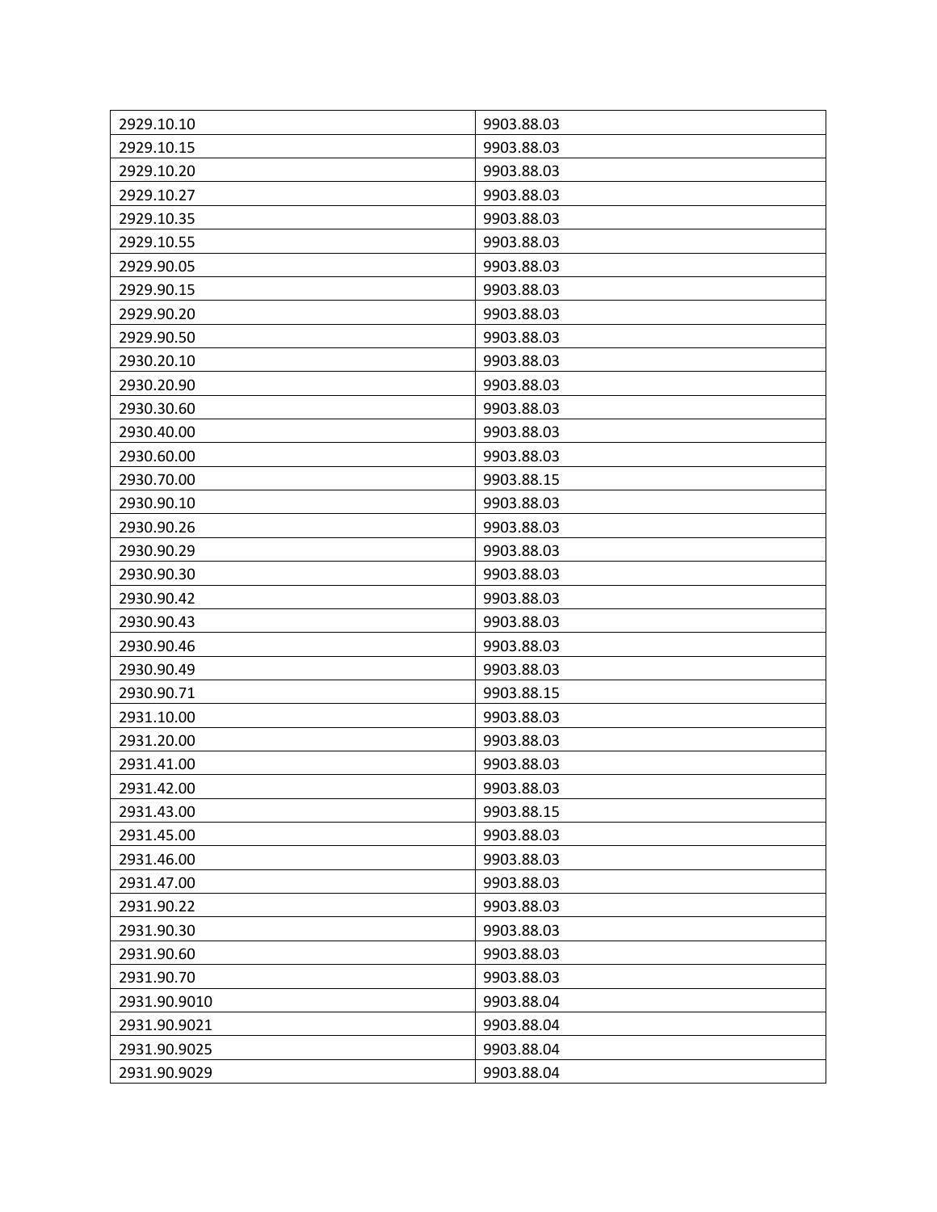| | |
|---|---|
| 2929.10.10 | 9903.88.03 |
| 2929.10.15 | 9903.88.03 |
| 2929.10.20 | 9903.88.03 |
| 2929.10.27 | 9903.88.03 |
| 2929.10.35 | 9903.88.03 |
| 2929.10.55 | 9903.88.03 |
| 2929.90.05 | 9903.88.03 |
| 2929.90.15 | 9903.88.03 |
| 2929.90.20 | 9903.88.03 |
| 2929.90.50 | 9903.88.03 |
| 2930.20.10 | 9903.88.03 |
| 2930.20.90 | 9903.88.03 |
| 2930.30.60 | 9903.88.03 |
| 2930.40.00 | 9903.88.03 |
| 2930.60.00 | 9903.88.03 |
| 2930.70.00 | 9903.88.15 |
| 2930.90.10 | 9903.88.03 |
| 2930.90.26 | 9903.88.03 |
| 2930.90.29 | 9903.88.03 |
| 2930.90.30 | 9903.88.03 |
| 2930.90.42 | 9903.88.03 |
| 2930.90.43 | 9903.88.03 |
| 2930.90.46 | 9903.88.03 |
| 2930.90.49 | 9903.88.03 |
| 2930.90.71 | 9903.88.15 |
| 2931.10.00 | 9903.88.03 |
| 2931.20.00 | 9903.88.03 |
| 2931.41.00 | 9903.88.03 |
| 2931.42.00 | 9903.88.03 |
| 2931.43.00 | 9903.88.15 |
| 2931.45.00 | 9903.88.03 |
| 2931.46.00 | 9903.88.03 |
| 2931.47.00 | 9903.88.03 |
| 2931.90.22 | 9903.88.03 |
| 2931.90.30 | 9903.88.03 |
| 2931.90.60 | 9903.88.03 |
| 2931.90.70 | 9903.88.03 |
| 2931.90.9010 | 9903.88.04 |
| 2931.90.9021 | 9903.88.04 |
| 2931.90.9025 | 9903.88.04 |
| 2931.90.9029 | 9903.88.04 |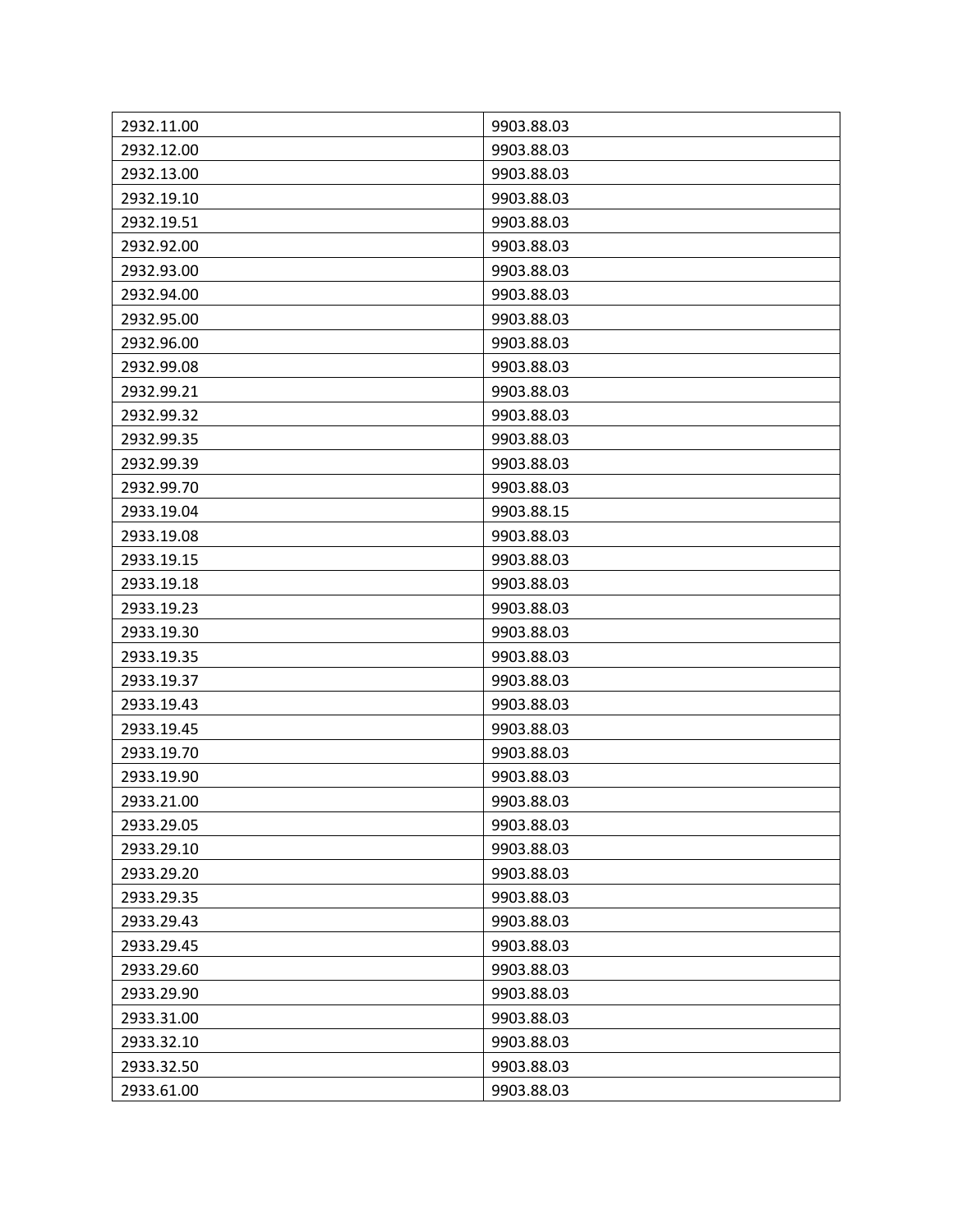| 2932.11.00 | 9903.88.03 |
|---|---|
| 2932.12.00 | 9903.88.03 |
| 2932.13.00 | 9903.88.03 |
| 2932.19.10 | 9903.88.03 |
| 2932.19.51 | 9903.88.03 |
| 2932.92.00 | 9903.88.03 |
| 2932.93.00 | 9903.88.03 |
| 2932.94.00 | 9903.88.03 |
| 2932.95.00 | 9903.88.03 |
| 2932.96.00 | 9903.88.03 |
| 2932.99.08 | 9903.88.03 |
| 2932.99.21 | 9903.88.03 |
| 2932.99.32 | 9903.88.03 |
| 2932.99.35 | 9903.88.03 |
| 2932.99.39 | 9903.88.03 |
| 2932.99.70 | 9903.88.03 |
| 2933.19.04 | 9903.88.15 |
| 2933.19.08 | 9903.88.03 |
| 2933.19.15 | 9903.88.03 |
| 2933.19.18 | 9903.88.03 |
| 2933.19.23 | 9903.88.03 |
| 2933.19.30 | 9903.88.03 |
| 2933.19.35 | 9903.88.03 |
| 2933.19.37 | 9903.88.03 |
| 2933.19.43 | 9903.88.03 |
| 2933.19.45 | 9903.88.03 |
| 2933.19.70 | 9903.88.03 |
| 2933.19.90 | 9903.88.03 |
| 2933.21.00 | 9903.88.03 |
| 2933.29.05 | 9903.88.03 |
| 2933.29.10 | 9903.88.03 |
| 2933.29.20 | 9903.88.03 |
| 2933.29.35 | 9903.88.03 |
| 2933.29.43 | 9903.88.03 |
| 2933.29.45 | 9903.88.03 |
| 2933.29.60 | 9903.88.03 |
| 2933.29.90 | 9903.88.03 |
| 2933.31.00 | 9903.88.03 |
| 2933.32.10 | 9903.88.03 |
| 2933.32.50 | 9903.88.03 |
| 2933.61.00 | 9903.88.03 |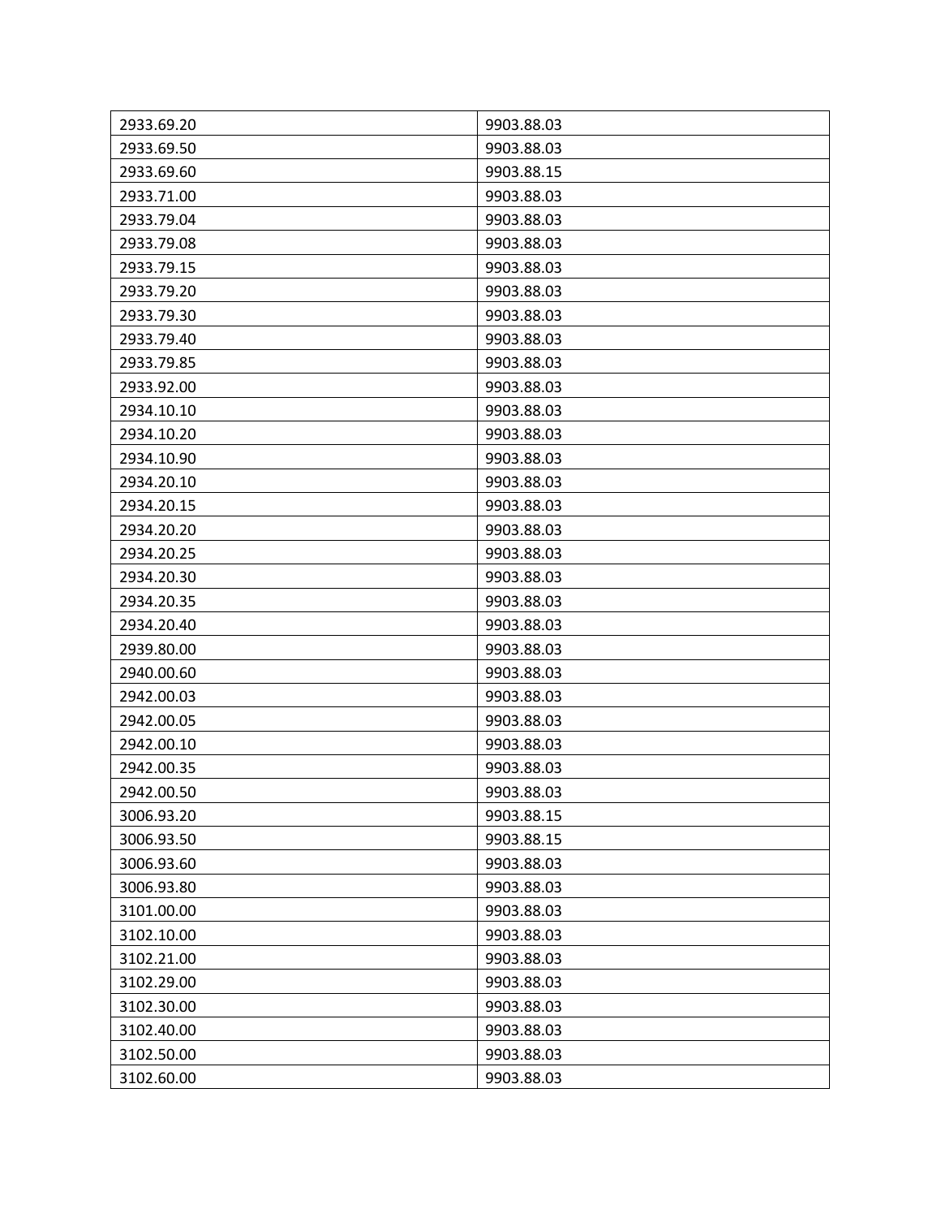| 2933.69.20 | 9903.88.03 |
|---|---|
| 2933.69.50 | 9903.88.03 |
| 2933.69.60 | 9903.88.15 |
| 2933.71.00 | 9903.88.03 |
| 2933.79.04 | 9903.88.03 |
| 2933.79.08 | 9903.88.03 |
| 2933.79.15 | 9903.88.03 |
| 2933.79.20 | 9903.88.03 |
| 2933.79.30 | 9903.88.03 |
| 2933.79.40 | 9903.88.03 |
| 2933.79.85 | 9903.88.03 |
| 2933.92.00 | 9903.88.03 |
| 2934.10.10 | 9903.88.03 |
| 2934.10.20 | 9903.88.03 |
| 2934.10.90 | 9903.88.03 |
| 2934.20.10 | 9903.88.03 |
| 2934.20.15 | 9903.88.03 |
| 2934.20.20 | 9903.88.03 |
| 2934.20.25 | 9903.88.03 |
| 2934.20.30 | 9903.88.03 |
| 2934.20.35 | 9903.88.03 |
| 2934.20.40 | 9903.88.03 |
| 2939.80.00 | 9903.88.03 |
| 2940.00.60 | 9903.88.03 |
| 2942.00.03 | 9903.88.03 |
| 2942.00.05 | 9903.88.03 |
| 2942.00.10 | 9903.88.03 |
| 2942.00.35 | 9903.88.03 |
| 2942.00.50 | 9903.88.03 |
| 3006.93.20 | 9903.88.15 |
| 3006.93.50 | 9903.88.15 |
| 3006.93.60 | 9903.88.03 |
| 3006.93.80 | 9903.88.03 |
| 3101.00.00 | 9903.88.03 |
| 3102.10.00 | 9903.88.03 |
| 3102.21.00 | 9903.88.03 |
| 3102.29.00 | 9903.88.03 |
| 3102.30.00 | 9903.88.03 |
| 3102.40.00 | 9903.88.03 |
| 3102.50.00 | 9903.88.03 |
| 3102.60.00 | 9903.88.03 |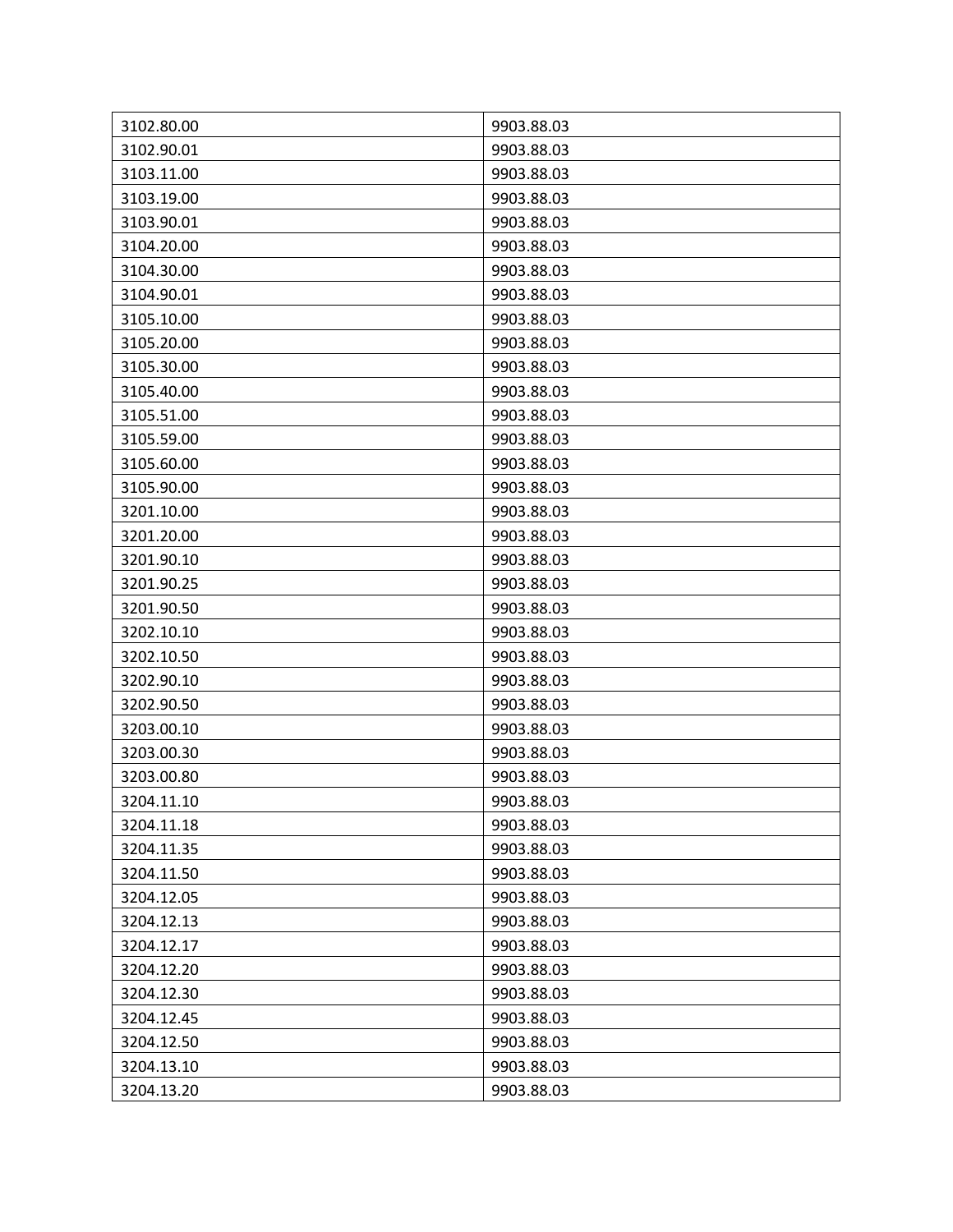| 3102.80.00 | 9903.88.03 |
|---|---|
| 3102.90.01 | 9903.88.03 |
| 3103.11.00 | 9903.88.03 |
| 3103.19.00 | 9903.88.03 |
| 3103.90.01 | 9903.88.03 |
| 3104.20.00 | 9903.88.03 |
| 3104.30.00 | 9903.88.03 |
| 3104.90.01 | 9903.88.03 |
| 3105.10.00 | 9903.88.03 |
| 3105.20.00 | 9903.88.03 |
| 3105.30.00 | 9903.88.03 |
| 3105.40.00 | 9903.88.03 |
| 3105.51.00 | 9903.88.03 |
| 3105.59.00 | 9903.88.03 |
| 3105.60.00 | 9903.88.03 |
| 3105.90.00 | 9903.88.03 |
| 3201.10.00 | 9903.88.03 |
| 3201.20.00 | 9903.88.03 |
| 3201.90.10 | 9903.88.03 |
| 3201.90.25 | 9903.88.03 |
| 3201.90.50 | 9903.88.03 |
| 3202.10.10 | 9903.88.03 |
| 3202.10.50 | 9903.88.03 |
| 3202.90.10 | 9903.88.03 |
| 3202.90.50 | 9903.88.03 |
| 3203.00.10 | 9903.88.03 |
| 3203.00.30 | 9903.88.03 |
| 3203.00.80 | 9903.88.03 |
| 3204.11.10 | 9903.88.03 |
| 3204.11.18 | 9903.88.03 |
| 3204.11.35 | 9903.88.03 |
| 3204.11.50 | 9903.88.03 |
| 3204.12.05 | 9903.88.03 |
| 3204.12.13 | 9903.88.03 |
| 3204.12.17 | 9903.88.03 |
| 3204.12.20 | 9903.88.03 |
| 3204.12.30 | 9903.88.03 |
| 3204.12.45 | 9903.88.03 |
| 3204.12.50 | 9903.88.03 |
| 3204.13.10 | 9903.88.03 |
| 3204.13.20 | 9903.88.03 |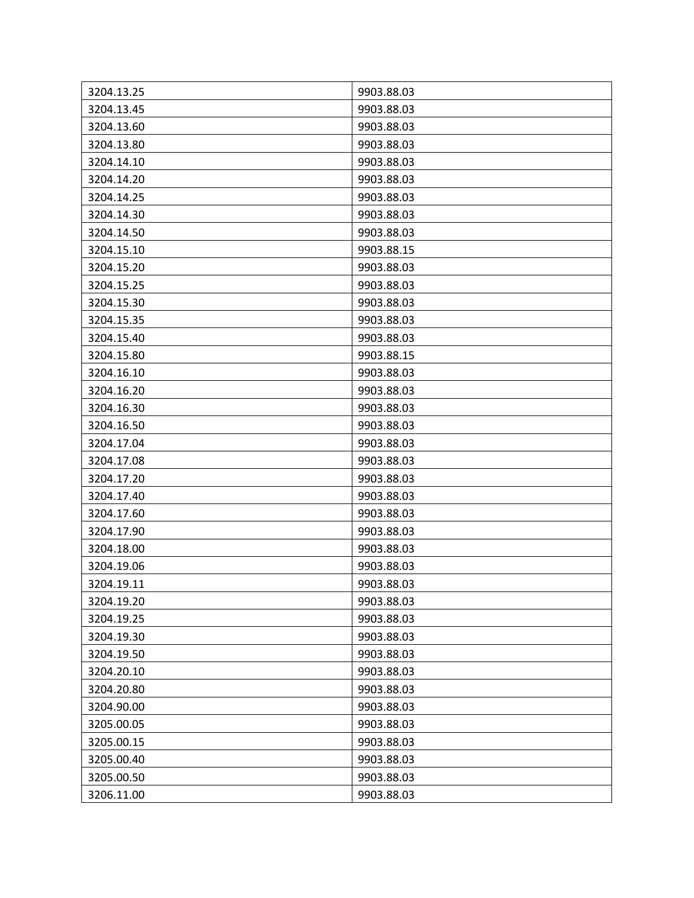| 3204.13.25 | 9903.88.03 |
|---|---|
| 3204.13.45 | 9903.88.03 |
| 3204.13.60 | 9903.88.03 |
| 3204.13.80 | 9903.88.03 |
| 3204.14.10 | 9903.88.03 |
| 3204.14.20 | 9903.88.03 |
| 3204.14.25 | 9903.88.03 |
| 3204.14.30 | 9903.88.03 |
| 3204.14.50 | 9903.88.03 |
| 3204.15.10 | 9903.88.15 |
| 3204.15.20 | 9903.88.03 |
| 3204.15.25 | 9903.88.03 |
| 3204.15.30 | 9903.88.03 |
| 3204.15.35 | 9903.88.03 |
| 3204.15.40 | 9903.88.03 |
| 3204.15.80 | 9903.88.15 |
| 3204.16.10 | 9903.88.03 |
| 3204.16.20 | 9903.88.03 |
| 3204.16.30 | 9903.88.03 |
| 3204.16.50 | 9903.88.03 |
| 3204.17.04 | 9903.88.03 |
| 3204.17.08 | 9903.88.03 |
| 3204.17.20 | 9903.88.03 |
| 3204.17.40 | 9903.88.03 |
| 3204.17.60 | 9903.88.03 |
| 3204.17.90 | 9903.88.03 |
| 3204.18.00 | 9903.88.03 |
| 3204.19.06 | 9903.88.03 |
| 3204.19.11 | 9903.88.03 |
| 3204.19.20 | 9903.88.03 |
| 3204.19.25 | 9903.88.03 |
| 3204.19.30 | 9903.88.03 |
| 3204.19.50 | 9903.88.03 |
| 3204.20.10 | 9903.88.03 |
| 3204.20.80 | 9903.88.03 |
| 3204.90.00 | 9903.88.03 |
| 3205.00.05 | 9903.88.03 |
| 3205.00.15 | 9903.88.03 |
| 3205.00.40 | 9903.88.03 |
| 3205.00.50 | 9903.88.03 |
| 3206.11.00 | 9903.88.03 |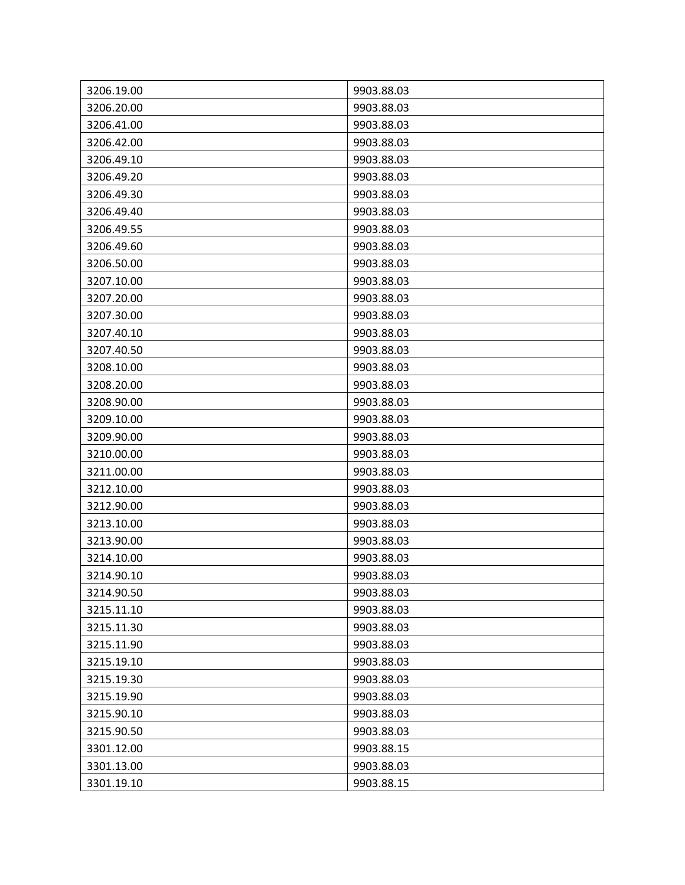| | |
|---|---|
| 3206.19.00 | 9903.88.03 |
| 3206.20.00 | 9903.88.03 |
| 3206.41.00 | 9903.88.03 |
| 3206.42.00 | 9903.88.03 |
| 3206.49.10 | 9903.88.03 |
| 3206.49.20 | 9903.88.03 |
| 3206.49.30 | 9903.88.03 |
| 3206.49.40 | 9903.88.03 |
| 3206.49.55 | 9903.88.03 |
| 3206.49.60 | 9903.88.03 |
| 3206.50.00 | 9903.88.03 |
| 3207.10.00 | 9903.88.03 |
| 3207.20.00 | 9903.88.03 |
| 3207.30.00 | 9903.88.03 |
| 3207.40.10 | 9903.88.03 |
| 3207.40.50 | 9903.88.03 |
| 3208.10.00 | 9903.88.03 |
| 3208.20.00 | 9903.88.03 |
| 3208.90.00 | 9903.88.03 |
| 3209.10.00 | 9903.88.03 |
| 3209.90.00 | 9903.88.03 |
| 3210.00.00 | 9903.88.03 |
| 3211.00.00 | 9903.88.03 |
| 3212.10.00 | 9903.88.03 |
| 3212.90.00 | 9903.88.03 |
| 3213.10.00 | 9903.88.03 |
| 3213.90.00 | 9903.88.03 |
| 3214.10.00 | 9903.88.03 |
| 3214.90.10 | 9903.88.03 |
| 3214.90.50 | 9903.88.03 |
| 3215.11.10 | 9903.88.03 |
| 3215.11.30 | 9903.88.03 |
| 3215.11.90 | 9903.88.03 |
| 3215.19.10 | 9903.88.03 |
| 3215.19.30 | 9903.88.03 |
| 3215.19.90 | 9903.88.03 |
| 3215.90.10 | 9903.88.03 |
| 3215.90.50 | 9903.88.03 |
| 3301.12.00 | 9903.88.15 |
| 3301.13.00 | 9903.88.03 |
| 3301.19.10 | 9903.88.15 |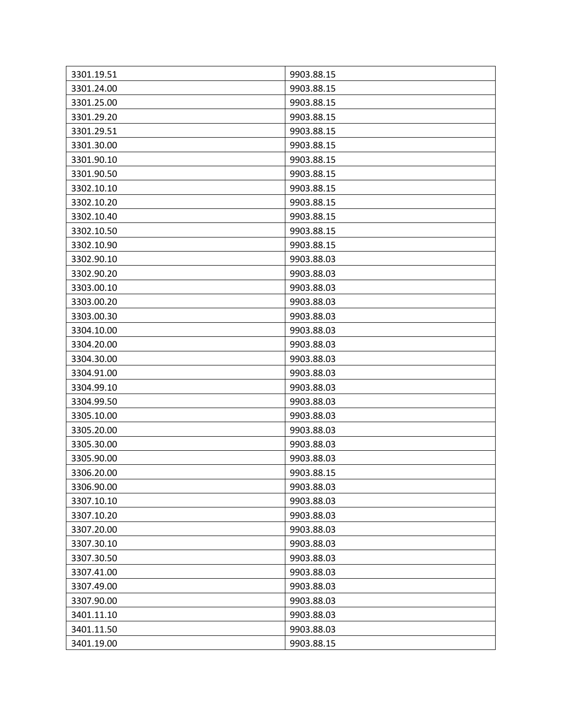| 3301.19.51 | 9903.88.15 |
|---|---|
| 3301.24.00 | 9903.88.15 |
| 3301.25.00 | 9903.88.15 |
| 3301.29.20 | 9903.88.15 |
| 3301.29.51 | 9903.88.15 |
| 3301.30.00 | 9903.88.15 |
| 3301.90.10 | 9903.88.15 |
| 3301.90.50 | 9903.88.15 |
| 3302.10.10 | 9903.88.15 |
| 3302.10.20 | 9903.88.15 |
| 3302.10.40 | 9903.88.15 |
| 3302.10.50 | 9903.88.15 |
| 3302.10.90 | 9903.88.15 |
| 3302.90.10 | 9903.88.03 |
| 3302.90.20 | 9903.88.03 |
| 3303.00.10 | 9903.88.03 |
| 3303.00.20 | 9903.88.03 |
| 3303.00.30 | 9903.88.03 |
| 3304.10.00 | 9903.88.03 |
| 3304.20.00 | 9903.88.03 |
| 3304.30.00 | 9903.88.03 |
| 3304.91.00 | 9903.88.03 |
| 3304.99.10 | 9903.88.03 |
| 3304.99.50 | 9903.88.03 |
| 3305.10.00 | 9903.88.03 |
| 3305.20.00 | 9903.88.03 |
| 3305.30.00 | 9903.88.03 |
| 3305.90.00 | 9903.88.03 |
| 3306.20.00 | 9903.88.15 |
| 3306.90.00 | 9903.88.03 |
| 3307.10.10 | 9903.88.03 |
| 3307.10.20 | 9903.88.03 |
| 3307.20.00 | 9903.88.03 |
| 3307.30.10 | 9903.88.03 |
| 3307.30.50 | 9903.88.03 |
| 3307.41.00 | 9903.88.03 |
| 3307.49.00 | 9903.88.03 |
| 3307.90.00 | 9903.88.03 |
| 3401.11.10 | 9903.88.03 |
| 3401.11.50 | 9903.88.03 |
| 3401.19.00 | 9903.88.15 |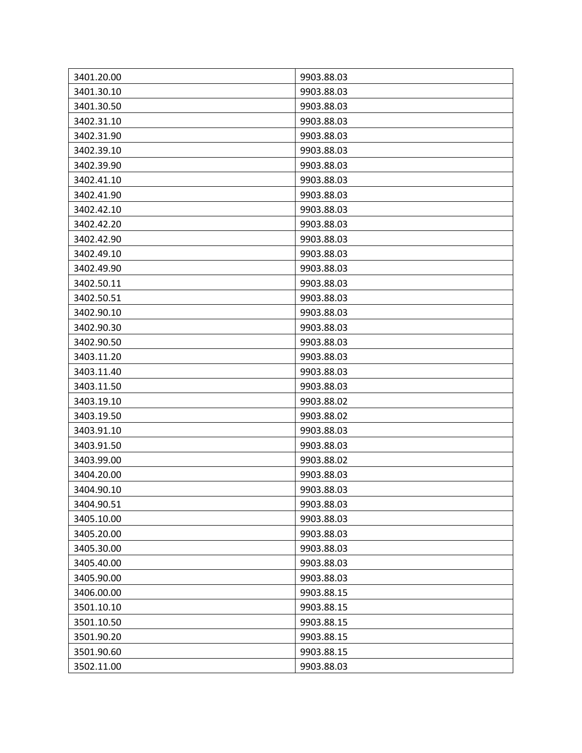| 3401.20.00 | 9903.88.03 |
|---|---|
| 3401.30.10 | 9903.88.03 |
| 3401.30.50 | 9903.88.03 |
| 3402.31.10 | 9903.88.03 |
| 3402.31.90 | 9903.88.03 |
| 3402.39.10 | 9903.88.03 |
| 3402.39.90 | 9903.88.03 |
| 3402.41.10 | 9903.88.03 |
| 3402.41.90 | 9903.88.03 |
| 3402.42.10 | 9903.88.03 |
| 3402.42.20 | 9903.88.03 |
| 3402.42.90 | 9903.88.03 |
| 3402.49.10 | 9903.88.03 |
| 3402.49.90 | 9903.88.03 |
| 3402.50.11 | 9903.88.03 |
| 3402.50.51 | 9903.88.03 |
| 3402.90.10 | 9903.88.03 |
| 3402.90.30 | 9903.88.03 |
| 3402.90.50 | 9903.88.03 |
| 3403.11.20 | 9903.88.03 |
| 3403.11.40 | 9903.88.03 |
| 3403.11.50 | 9903.88.03 |
| 3403.19.10 | 9903.88.02 |
| 3403.19.50 | 9903.88.02 |
| 3403.91.10 | 9903.88.03 |
| 3403.91.50 | 9903.88.03 |
| 3403.99.00 | 9903.88.02 |
| 3404.20.00 | 9903.88.03 |
| 3404.90.10 | 9903.88.03 |
| 3404.90.51 | 9903.88.03 |
| 3405.10.00 | 9903.88.03 |
| 3405.20.00 | 9903.88.03 |
| 3405.30.00 | 9903.88.03 |
| 3405.40.00 | 9903.88.03 |
| 3405.90.00 | 9903.88.03 |
| 3406.00.00 | 9903.88.15 |
| 3501.10.10 | 9903.88.15 |
| 3501.10.50 | 9903.88.15 |
| 3501.90.20 | 9903.88.15 |
| 3501.90.60 | 9903.88.15 |
| 3502.11.00 | 9903.88.03 |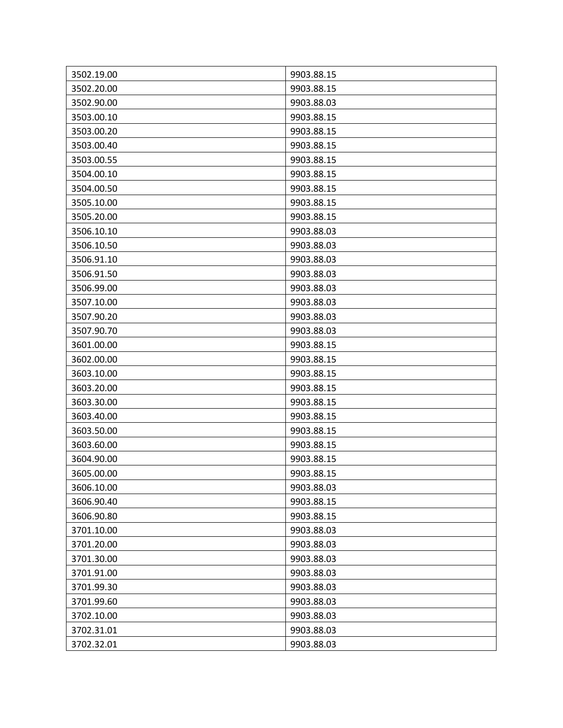| | |
|---|---|
| 3502.19.00 | 9903.88.15 |
| 3502.20.00 | 9903.88.15 |
| 3502.90.00 | 9903.88.03 |
| 3503.00.10 | 9903.88.15 |
| 3503.00.20 | 9903.88.15 |
| 3503.00.40 | 9903.88.15 |
| 3503.00.55 | 9903.88.15 |
| 3504.00.10 | 9903.88.15 |
| 3504.00.50 | 9903.88.15 |
| 3505.10.00 | 9903.88.15 |
| 3505.20.00 | 9903.88.15 |
| 3506.10.10 | 9903.88.03 |
| 3506.10.50 | 9903.88.03 |
| 3506.91.10 | 9903.88.03 |
| 3506.91.50 | 9903.88.03 |
| 3506.99.00 | 9903.88.03 |
| 3507.10.00 | 9903.88.03 |
| 3507.90.20 | 9903.88.03 |
| 3507.90.70 | 9903.88.03 |
| 3601.00.00 | 9903.88.15 |
| 3602.00.00 | 9903.88.15 |
| 3603.10.00 | 9903.88.15 |
| 3603.20.00 | 9903.88.15 |
| 3603.30.00 | 9903.88.15 |
| 3603.40.00 | 9903.88.15 |
| 3603.50.00 | 9903.88.15 |
| 3603.60.00 | 9903.88.15 |
| 3604.90.00 | 9903.88.15 |
| 3605.00.00 | 9903.88.15 |
| 3606.10.00 | 9903.88.03 |
| 3606.90.40 | 9903.88.15 |
| 3606.90.80 | 9903.88.15 |
| 3701.10.00 | 9903.88.03 |
| 3701.20.00 | 9903.88.03 |
| 3701.30.00 | 9903.88.03 |
| 3701.91.00 | 9903.88.03 |
| 3701.99.30 | 9903.88.03 |
| 3701.99.60 | 9903.88.03 |
| 3702.10.00 | 9903.88.03 |
| 3702.31.01 | 9903.88.03 |
| 3702.32.01 | 9903.88.03 |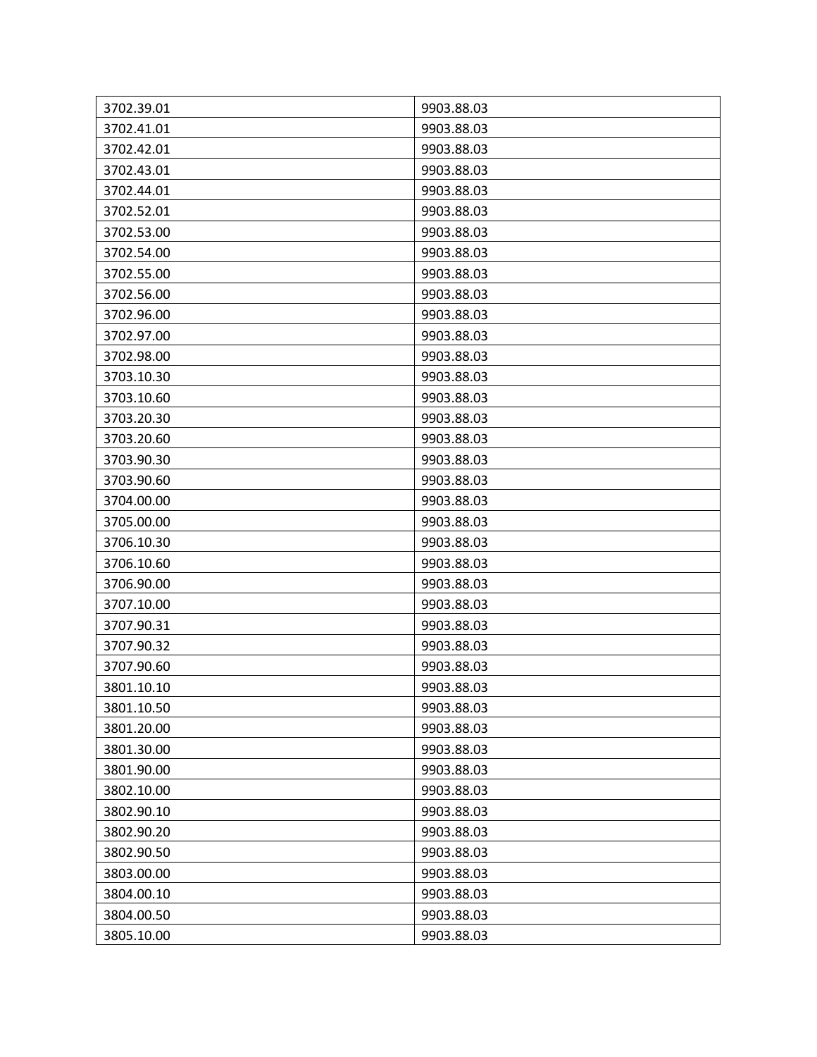| | |
|---|---|
| 3702.39.01 | 9903.88.03 |
| 3702.41.01 | 9903.88.03 |
| 3702.42.01 | 9903.88.03 |
| 3702.43.01 | 9903.88.03 |
| 3702.44.01 | 9903.88.03 |
| 3702.52.01 | 9903.88.03 |
| 3702.53.00 | 9903.88.03 |
| 3702.54.00 | 9903.88.03 |
| 3702.55.00 | 9903.88.03 |
| 3702.56.00 | 9903.88.03 |
| 3702.96.00 | 9903.88.03 |
| 3702.97.00 | 9903.88.03 |
| 3702.98.00 | 9903.88.03 |
| 3703.10.30 | 9903.88.03 |
| 3703.10.60 | 9903.88.03 |
| 3703.20.30 | 9903.88.03 |
| 3703.20.60 | 9903.88.03 |
| 3703.90.30 | 9903.88.03 |
| 3703.90.60 | 9903.88.03 |
| 3704.00.00 | 9903.88.03 |
| 3705.00.00 | 9903.88.03 |
| 3706.10.30 | 9903.88.03 |
| 3706.10.60 | 9903.88.03 |
| 3706.90.00 | 9903.88.03 |
| 3707.10.00 | 9903.88.03 |
| 3707.90.31 | 9903.88.03 |
| 3707.90.32 | 9903.88.03 |
| 3707.90.60 | 9903.88.03 |
| 3801.10.10 | 9903.88.03 |
| 3801.10.50 | 9903.88.03 |
| 3801.20.00 | 9903.88.03 |
| 3801.30.00 | 9903.88.03 |
| 3801.90.00 | 9903.88.03 |
| 3802.10.00 | 9903.88.03 |
| 3802.90.10 | 9903.88.03 |
| 3802.90.20 | 9903.88.03 |
| 3802.90.50 | 9903.88.03 |
| 3803.00.00 | 9903.88.03 |
| 3804.00.10 | 9903.88.03 |
| 3804.00.50 | 9903.88.03 |
| 3805.10.00 | 9903.88.03 |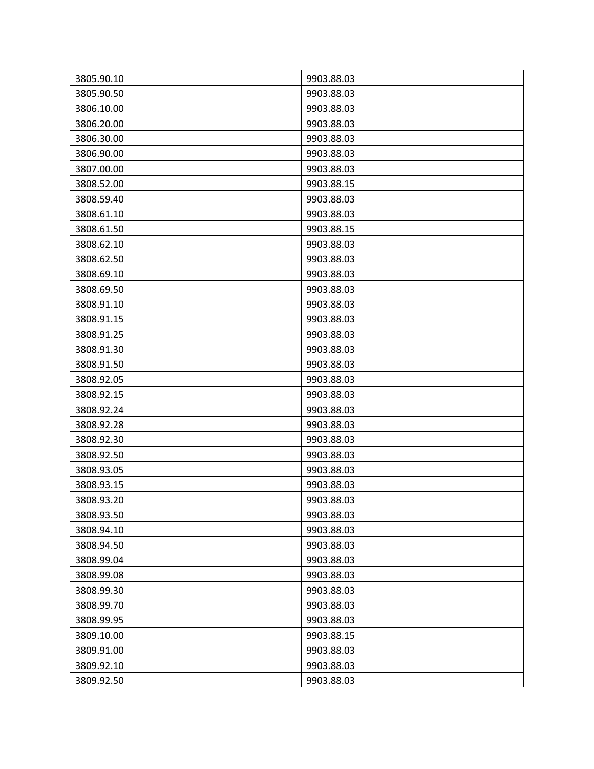| 3805.90.10 | 9903.88.03 |
| --- | --- |
| 3805.90.50 | 9903.88.03 |
| 3806.10.00 | 9903.88.03 |
| 3806.20.00 | 9903.88.03 |
| 3806.30.00 | 9903.88.03 |
| 3806.90.00 | 9903.88.03 |
| 3807.00.00 | 9903.88.03 |
| 3808.52.00 | 9903.88.15 |
| 3808.59.40 | 9903.88.03 |
| 3808.61.10 | 9903.88.03 |
| 3808.61.50 | 9903.88.15 |
| 3808.62.10 | 9903.88.03 |
| 3808.62.50 | 9903.88.03 |
| 3808.69.10 | 9903.88.03 |
| 3808.69.50 | 9903.88.03 |
| 3808.91.10 | 9903.88.03 |
| 3808.91.15 | 9903.88.03 |
| 3808.91.25 | 9903.88.03 |
| 3808.91.30 | 9903.88.03 |
| 3808.91.50 | 9903.88.03 |
| 3808.92.05 | 9903.88.03 |
| 3808.92.15 | 9903.88.03 |
| 3808.92.24 | 9903.88.03 |
| 3808.92.28 | 9903.88.03 |
| 3808.92.30 | 9903.88.03 |
| 3808.92.50 | 9903.88.03 |
| 3808.93.05 | 9903.88.03 |
| 3808.93.15 | 9903.88.03 |
| 3808.93.20 | 9903.88.03 |
| 3808.93.50 | 9903.88.03 |
| 3808.94.10 | 9903.88.03 |
| 3808.94.50 | 9903.88.03 |
| 3808.99.04 | 9903.88.03 |
| 3808.99.08 | 9903.88.03 |
| 3808.99.30 | 9903.88.03 |
| 3808.99.70 | 9903.88.03 |
| 3808.99.95 | 9903.88.03 |
| 3809.10.00 | 9903.88.15 |
| 3809.91.00 | 9903.88.03 |
| 3809.92.10 | 9903.88.03 |
| 3809.92.50 | 9903.88.03 |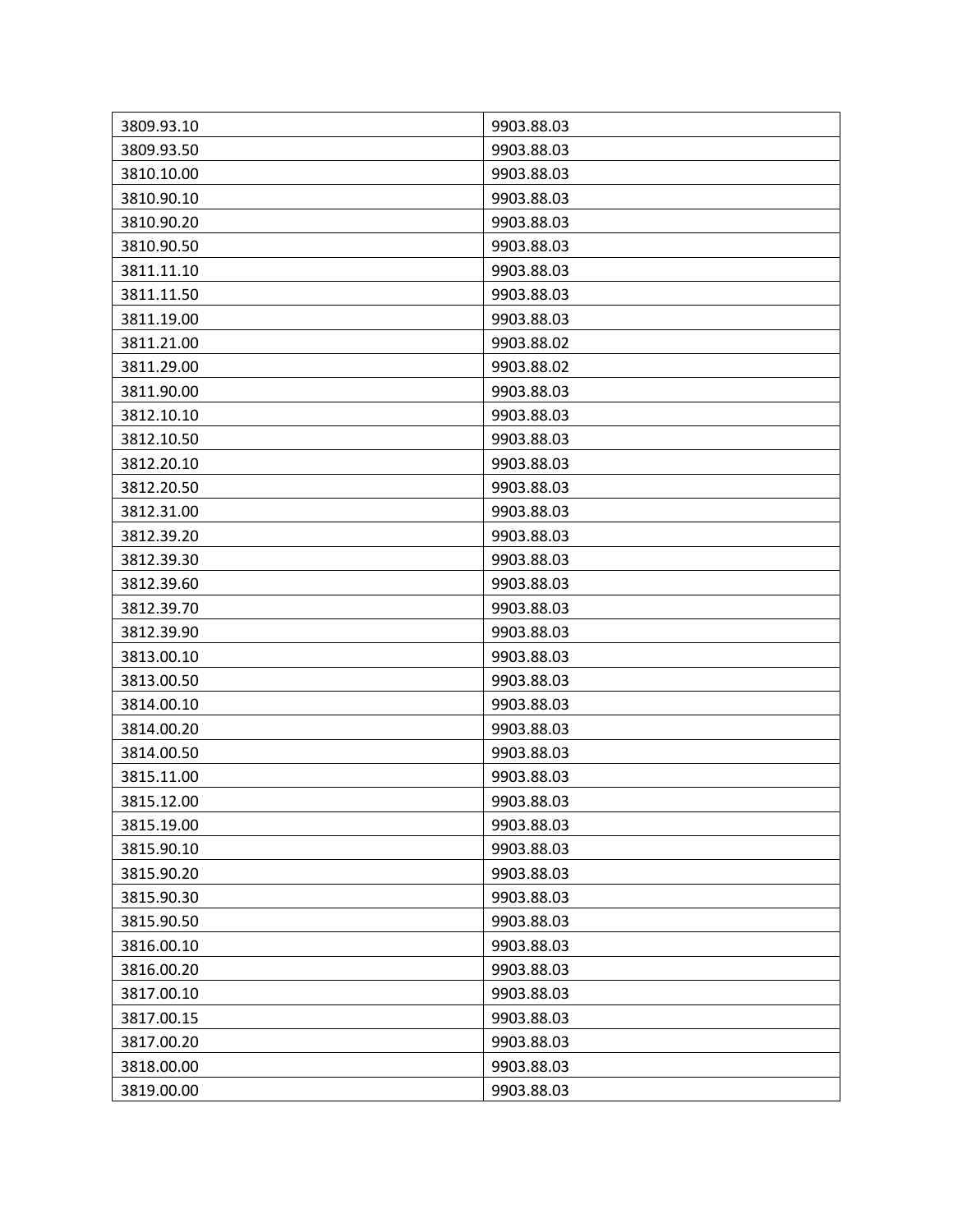| 3809.93.10 | 9903.88.03 |
|---|---|
| 3809.93.50 | 9903.88.03 |
| 3810.10.00 | 9903.88.03 |
| 3810.90.10 | 9903.88.03 |
| 3810.90.20 | 9903.88.03 |
| 3810.90.50 | 9903.88.03 |
| 3811.11.10 | 9903.88.03 |
| 3811.11.50 | 9903.88.03 |
| 3811.19.00 | 9903.88.03 |
| 3811.21.00 | 9903.88.02 |
| 3811.29.00 | 9903.88.02 |
| 3811.90.00 | 9903.88.03 |
| 3812.10.10 | 9903.88.03 |
| 3812.10.50 | 9903.88.03 |
| 3812.20.10 | 9903.88.03 |
| 3812.20.50 | 9903.88.03 |
| 3812.31.00 | 9903.88.03 |
| 3812.39.20 | 9903.88.03 |
| 3812.39.30 | 9903.88.03 |
| 3812.39.60 | 9903.88.03 |
| 3812.39.70 | 9903.88.03 |
| 3812.39.90 | 9903.88.03 |
| 3813.00.10 | 9903.88.03 |
| 3813.00.50 | 9903.88.03 |
| 3814.00.10 | 9903.88.03 |
| 3814.00.20 | 9903.88.03 |
| 3814.00.50 | 9903.88.03 |
| 3815.11.00 | 9903.88.03 |
| 3815.12.00 | 9903.88.03 |
| 3815.19.00 | 9903.88.03 |
| 3815.90.10 | 9903.88.03 |
| 3815.90.20 | 9903.88.03 |
| 3815.90.30 | 9903.88.03 |
| 3815.90.50 | 9903.88.03 |
| 3816.00.10 | 9903.88.03 |
| 3816.00.20 | 9903.88.03 |
| 3817.00.10 | 9903.88.03 |
| 3817.00.15 | 9903.88.03 |
| 3817.00.20 | 9903.88.03 |
| 3818.00.00 | 9903.88.03 |
| 3819.00.00 | 9903.88.03 |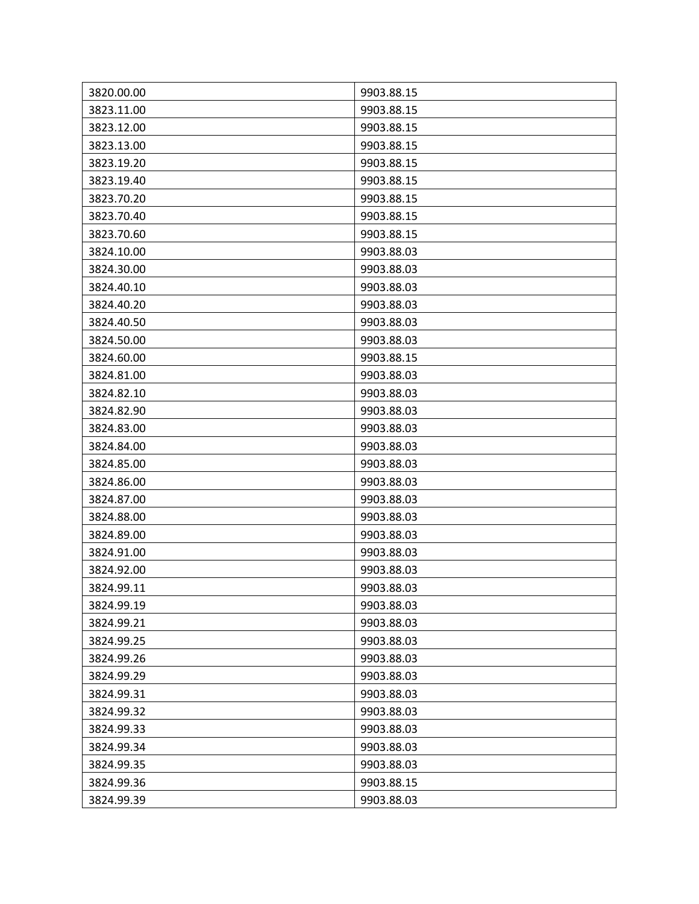| 3820.00.00 | 9903.88.15 |
|---|---|
| 3823.11.00 | 9903.88.15 |
| 3823.12.00 | 9903.88.15 |
| 3823.13.00 | 9903.88.15 |
| 3823.19.20 | 9903.88.15 |
| 3823.19.40 | 9903.88.15 |
| 3823.70.20 | 9903.88.15 |
| 3823.70.40 | 9903.88.15 |
| 3823.70.60 | 9903.88.15 |
| 3824.10.00 | 9903.88.03 |
| 3824.30.00 | 9903.88.03 |
| 3824.40.10 | 9903.88.03 |
| 3824.40.20 | 9903.88.03 |
| 3824.40.50 | 9903.88.03 |
| 3824.50.00 | 9903.88.03 |
| 3824.60.00 | 9903.88.15 |
| 3824.81.00 | 9903.88.03 |
| 3824.82.10 | 9903.88.03 |
| 3824.82.90 | 9903.88.03 |
| 3824.83.00 | 9903.88.03 |
| 3824.84.00 | 9903.88.03 |
| 3824.85.00 | 9903.88.03 |
| 3824.86.00 | 9903.88.03 |
| 3824.87.00 | 9903.88.03 |
| 3824.88.00 | 9903.88.03 |
| 3824.89.00 | 9903.88.03 |
| 3824.91.00 | 9903.88.03 |
| 3824.92.00 | 9903.88.03 |
| 3824.99.11 | 9903.88.03 |
| 3824.99.19 | 9903.88.03 |
| 3824.99.21 | 9903.88.03 |
| 3824.99.25 | 9903.88.03 |
| 3824.99.26 | 9903.88.03 |
| 3824.99.29 | 9903.88.03 |
| 3824.99.31 | 9903.88.03 |
| 3824.99.32 | 9903.88.03 |
| 3824.99.33 | 9903.88.03 |
| 3824.99.34 | 9903.88.03 |
| 3824.99.35 | 9903.88.03 |
| 3824.99.36 | 9903.88.15 |
| 3824.99.39 | 9903.88.03 |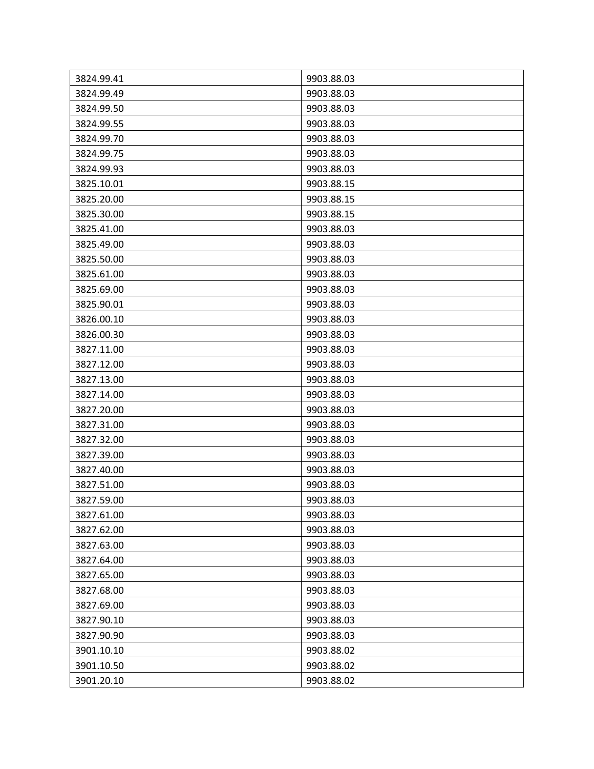| 3824.99.41 | 9903.88.03 |
|---|---|
| 3824.99.49 | 9903.88.03 |
| 3824.99.50 | 9903.88.03 |
| 3824.99.55 | 9903.88.03 |
| 3824.99.70 | 9903.88.03 |
| 3824.99.75 | 9903.88.03 |
| 3824.99.93 | 9903.88.03 |
| 3825.10.01 | 9903.88.15 |
| 3825.20.00 | 9903.88.15 |
| 3825.30.00 | 9903.88.15 |
| 3825.41.00 | 9903.88.03 |
| 3825.49.00 | 9903.88.03 |
| 3825.50.00 | 9903.88.03 |
| 3825.61.00 | 9903.88.03 |
| 3825.69.00 | 9903.88.03 |
| 3825.90.01 | 9903.88.03 |
| 3826.00.10 | 9903.88.03 |
| 3826.00.30 | 9903.88.03 |
| 3827.11.00 | 9903.88.03 |
| 3827.12.00 | 9903.88.03 |
| 3827.13.00 | 9903.88.03 |
| 3827.14.00 | 9903.88.03 |
| 3827.20.00 | 9903.88.03 |
| 3827.31.00 | 9903.88.03 |
| 3827.32.00 | 9903.88.03 |
| 3827.39.00 | 9903.88.03 |
| 3827.40.00 | 9903.88.03 |
| 3827.51.00 | 9903.88.03 |
| 3827.59.00 | 9903.88.03 |
| 3827.61.00 | 9903.88.03 |
| 3827.62.00 | 9903.88.03 |
| 3827.63.00 | 9903.88.03 |
| 3827.64.00 | 9903.88.03 |
| 3827.65.00 | 9903.88.03 |
| 3827.68.00 | 9903.88.03 |
| 3827.69.00 | 9903.88.03 |
| 3827.90.10 | 9903.88.03 |
| 3827.90.90 | 9903.88.03 |
| 3901.10.10 | 9903.88.02 |
| 3901.10.50 | 9903.88.02 |
| 3901.20.10 | 9903.88.02 |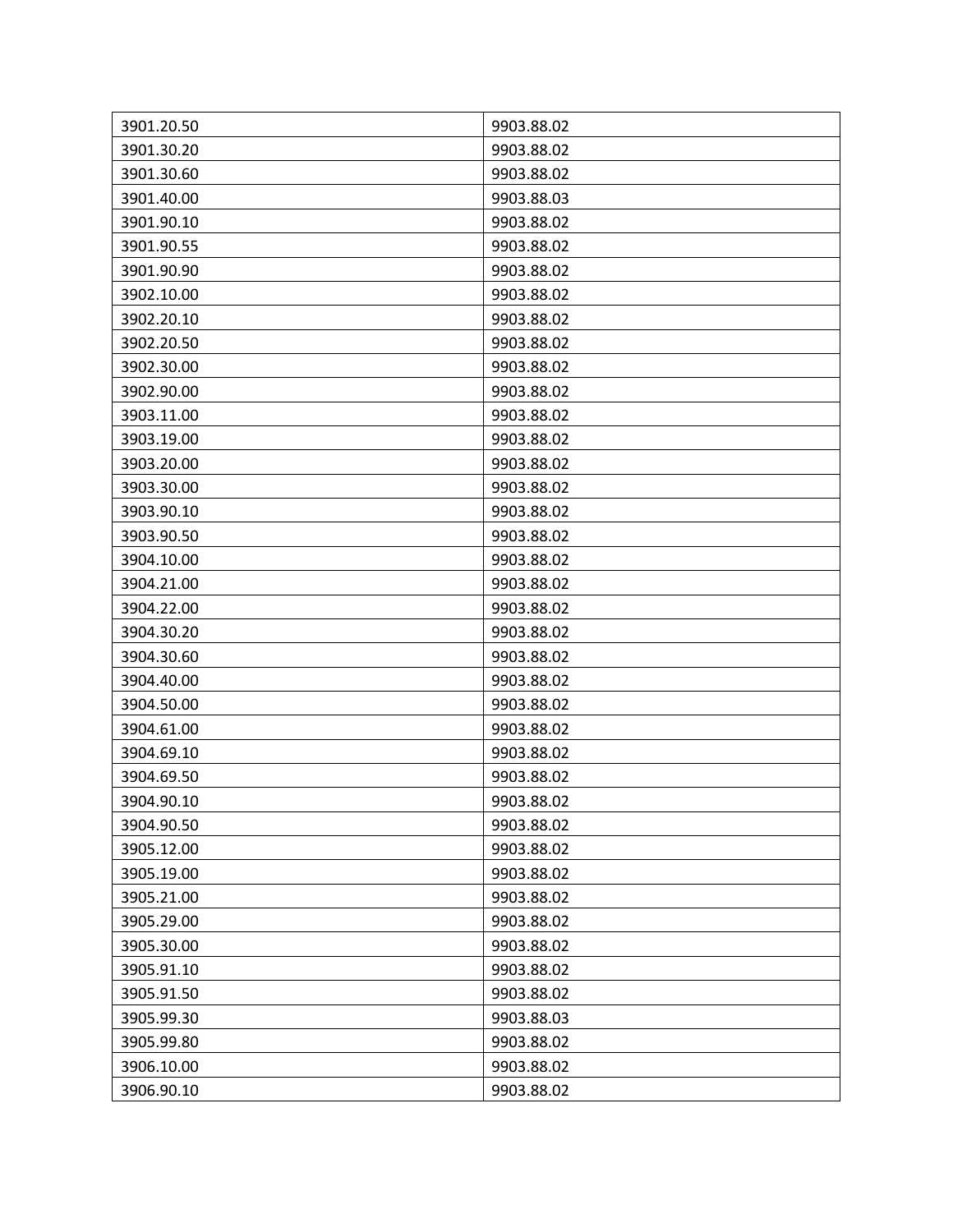| 3901.20.50 | 9903.88.02 |
|---|---|
| 3901.30.20 | 9903.88.02 |
| 3901.30.60 | 9903.88.02 |
| 3901.40.00 | 9903.88.03 |
| 3901.90.10 | 9903.88.02 |
| 3901.90.55 | 9903.88.02 |
| 3901.90.90 | 9903.88.02 |
| 3902.10.00 | 9903.88.02 |
| 3902.20.10 | 9903.88.02 |
| 3902.20.50 | 9903.88.02 |
| 3902.30.00 | 9903.88.02 |
| 3902.90.00 | 9903.88.02 |
| 3903.11.00 | 9903.88.02 |
| 3903.19.00 | 9903.88.02 |
| 3903.20.00 | 9903.88.02 |
| 3903.30.00 | 9903.88.02 |
| 3903.90.10 | 9903.88.02 |
| 3903.90.50 | 9903.88.02 |
| 3904.10.00 | 9903.88.02 |
| 3904.21.00 | 9903.88.02 |
| 3904.22.00 | 9903.88.02 |
| 3904.30.20 | 9903.88.02 |
| 3904.30.60 | 9903.88.02 |
| 3904.40.00 | 9903.88.02 |
| 3904.50.00 | 9903.88.02 |
| 3904.61.00 | 9903.88.02 |
| 3904.69.10 | 9903.88.02 |
| 3904.69.50 | 9903.88.02 |
| 3904.90.10 | 9903.88.02 |
| 3904.90.50 | 9903.88.02 |
| 3905.12.00 | 9903.88.02 |
| 3905.19.00 | 9903.88.02 |
| 3905.21.00 | 9903.88.02 |
| 3905.29.00 | 9903.88.02 |
| 3905.30.00 | 9903.88.02 |
| 3905.91.10 | 9903.88.02 |
| 3905.91.50 | 9903.88.02 |
| 3905.99.30 | 9903.88.03 |
| 3905.99.80 | 9903.88.02 |
| 3906.10.00 | 9903.88.02 |
| 3906.90.10 | 9903.88.02 |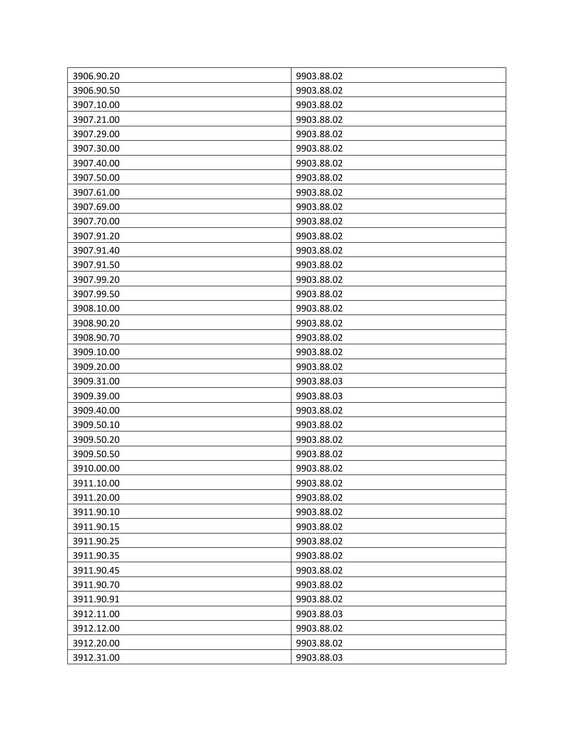| 3906.90.20 | 9903.88.02 |
|---|---|
| 3906.90.50 | 9903.88.02 |
| 3907.10.00 | 9903.88.02 |
| 3907.21.00 | 9903.88.02 |
| 3907.29.00 | 9903.88.02 |
| 3907.30.00 | 9903.88.02 |
| 3907.40.00 | 9903.88.02 |
| 3907.50.00 | 9903.88.02 |
| 3907.61.00 | 9903.88.02 |
| 3907.69.00 | 9903.88.02 |
| 3907.70.00 | 9903.88.02 |
| 3907.91.20 | 9903.88.02 |
| 3907.91.40 | 9903.88.02 |
| 3907.91.50 | 9903.88.02 |
| 3907.99.20 | 9903.88.02 |
| 3907.99.50 | 9903.88.02 |
| 3908.10.00 | 9903.88.02 |
| 3908.90.20 | 9903.88.02 |
| 3908.90.70 | 9903.88.02 |
| 3909.10.00 | 9903.88.02 |
| 3909.20.00 | 9903.88.02 |
| 3909.31.00 | 9903.88.03 |
| 3909.39.00 | 9903.88.03 |
| 3909.40.00 | 9903.88.02 |
| 3909.50.10 | 9903.88.02 |
| 3909.50.20 | 9903.88.02 |
| 3909.50.50 | 9903.88.02 |
| 3910.00.00 | 9903.88.02 |
| 3911.10.00 | 9903.88.02 |
| 3911.20.00 | 9903.88.02 |
| 3911.90.10 | 9903.88.02 |
| 3911.90.15 | 9903.88.02 |
| 3911.90.25 | 9903.88.02 |
| 3911.90.35 | 9903.88.02 |
| 3911.90.45 | 9903.88.02 |
| 3911.90.70 | 9903.88.02 |
| 3911.90.91 | 9903.88.02 |
| 3912.11.00 | 9903.88.03 |
| 3912.12.00 | 9903.88.02 |
| 3912.20.00 | 9903.88.02 |
| 3912.31.00 | 9903.88.03 |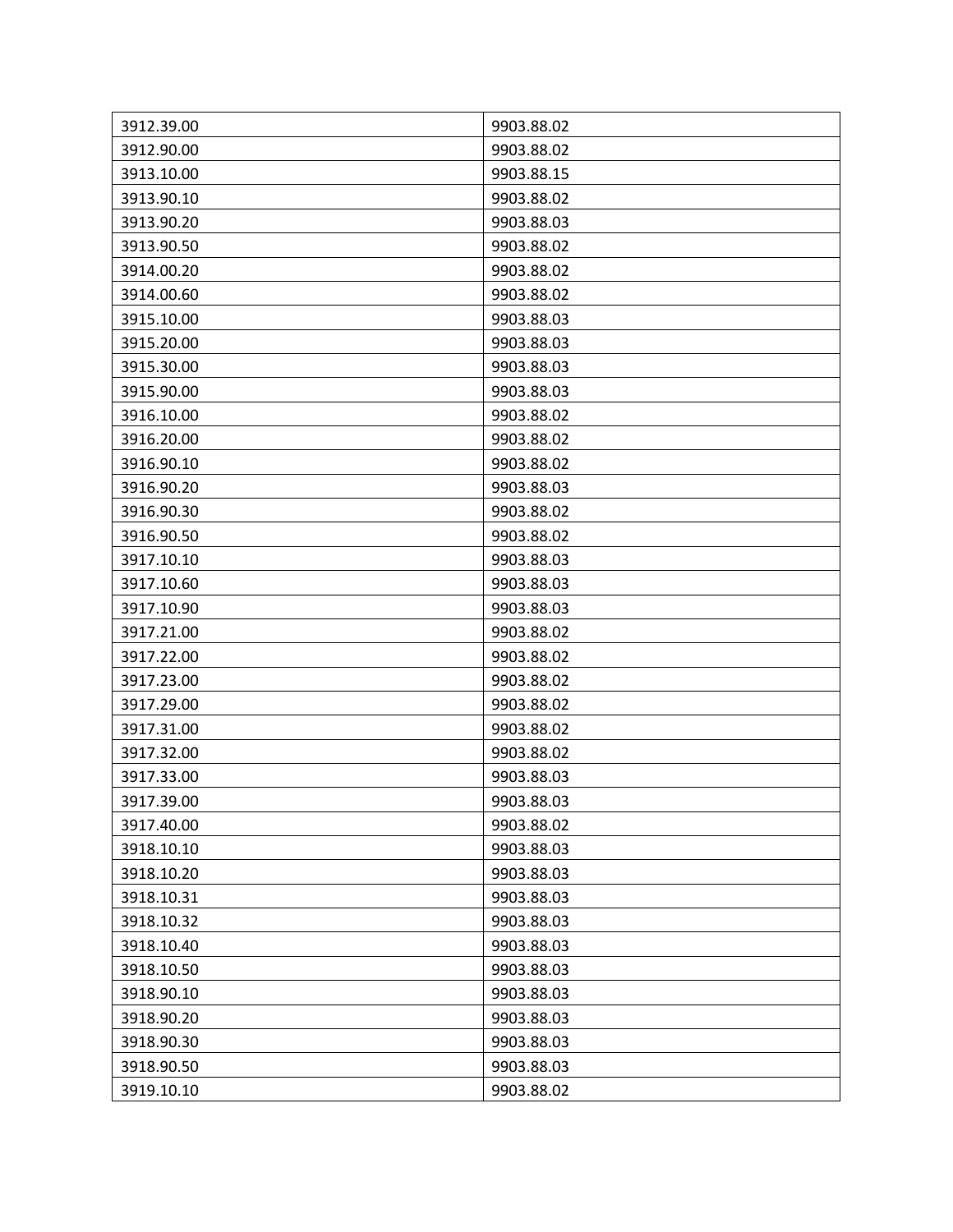| 3912.39.00 | 9903.88.02 |
|---|---|
| 3912.90.00 | 9903.88.02 |
| 3913.10.00 | 9903.88.15 |
| 3913.90.10 | 9903.88.02 |
| 3913.90.20 | 9903.88.03 |
| 3913.90.50 | 9903.88.02 |
| 3914.00.20 | 9903.88.02 |
| 3914.00.60 | 9903.88.02 |
| 3915.10.00 | 9903.88.03 |
| 3915.20.00 | 9903.88.03 |
| 3915.30.00 | 9903.88.03 |
| 3915.90.00 | 9903.88.03 |
| 3916.10.00 | 9903.88.02 |
| 3916.20.00 | 9903.88.02 |
| 3916.90.10 | 9903.88.02 |
| 3916.90.20 | 9903.88.03 |
| 3916.90.30 | 9903.88.02 |
| 3916.90.50 | 9903.88.02 |
| 3917.10.10 | 9903.88.03 |
| 3917.10.60 | 9903.88.03 |
| 3917.10.90 | 9903.88.03 |
| 3917.21.00 | 9903.88.02 |
| 3917.22.00 | 9903.88.02 |
| 3917.23.00 | 9903.88.02 |
| 3917.29.00 | 9903.88.02 |
| 3917.31.00 | 9903.88.02 |
| 3917.32.00 | 9903.88.02 |
| 3917.33.00 | 9903.88.03 |
| 3917.39.00 | 9903.88.03 |
| 3917.40.00 | 9903.88.02 |
| 3918.10.10 | 9903.88.03 |
| 3918.10.20 | 9903.88.03 |
| 3918.10.31 | 9903.88.03 |
| 3918.10.32 | 9903.88.03 |
| 3918.10.40 | 9903.88.03 |
| 3918.10.50 | 9903.88.03 |
| 3918.90.10 | 9903.88.03 |
| 3918.90.20 | 9903.88.03 |
| 3918.90.30 | 9903.88.03 |
| 3918.90.50 | 9903.88.03 |
| 3919.10.10 | 9903.88.02 |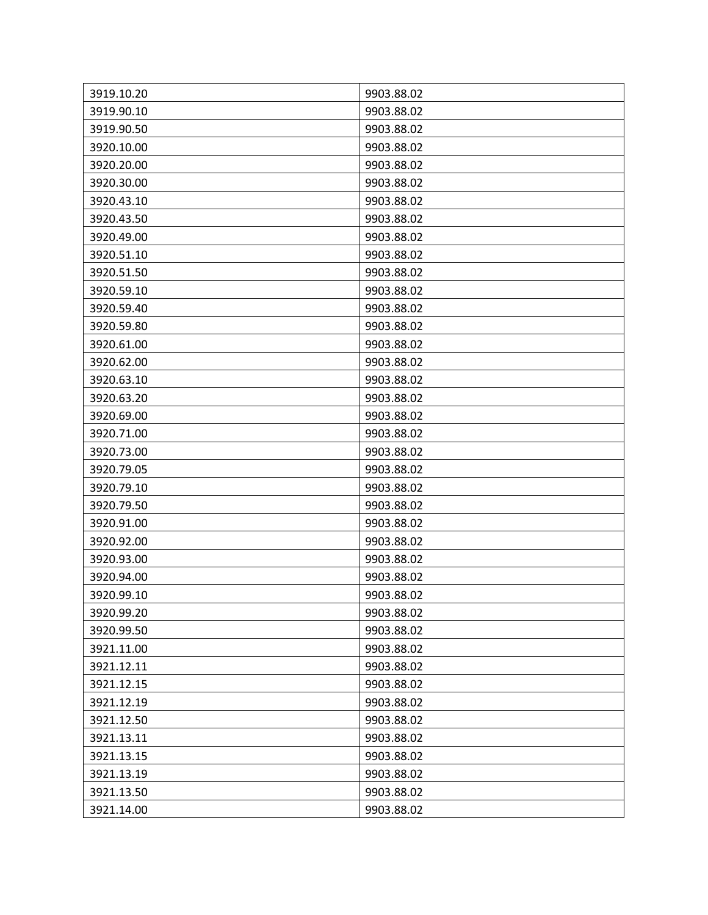| 3919.10.20 | 9903.88.02 |
|---|---|
| 3919.90.10 | 9903.88.02 |
| 3919.90.50 | 9903.88.02 |
| 3920.10.00 | 9903.88.02 |
| 3920.20.00 | 9903.88.02 |
| 3920.30.00 | 9903.88.02 |
| 3920.43.10 | 9903.88.02 |
| 3920.43.50 | 9903.88.02 |
| 3920.49.00 | 9903.88.02 |
| 3920.51.10 | 9903.88.02 |
| 3920.51.50 | 9903.88.02 |
| 3920.59.10 | 9903.88.02 |
| 3920.59.40 | 9903.88.02 |
| 3920.59.80 | 9903.88.02 |
| 3920.61.00 | 9903.88.02 |
| 3920.62.00 | 9903.88.02 |
| 3920.63.10 | 9903.88.02 |
| 3920.63.20 | 9903.88.02 |
| 3920.69.00 | 9903.88.02 |
| 3920.71.00 | 9903.88.02 |
| 3920.73.00 | 9903.88.02 |
| 3920.79.05 | 9903.88.02 |
| 3920.79.10 | 9903.88.02 |
| 3920.79.50 | 9903.88.02 |
| 3920.91.00 | 9903.88.02 |
| 3920.92.00 | 9903.88.02 |
| 3920.93.00 | 9903.88.02 |
| 3920.94.00 | 9903.88.02 |
| 3920.99.10 | 9903.88.02 |
| 3920.99.20 | 9903.88.02 |
| 3920.99.50 | 9903.88.02 |
| 3921.11.00 | 9903.88.02 |
| 3921.12.11 | 9903.88.02 |
| 3921.12.15 | 9903.88.02 |
| 3921.12.19 | 9903.88.02 |
| 3921.12.50 | 9903.88.02 |
| 3921.13.11 | 9903.88.02 |
| 3921.13.15 | 9903.88.02 |
| 3921.13.19 | 9903.88.02 |
| 3921.13.50 | 9903.88.02 |
| 3921.14.00 | 9903.88.02 |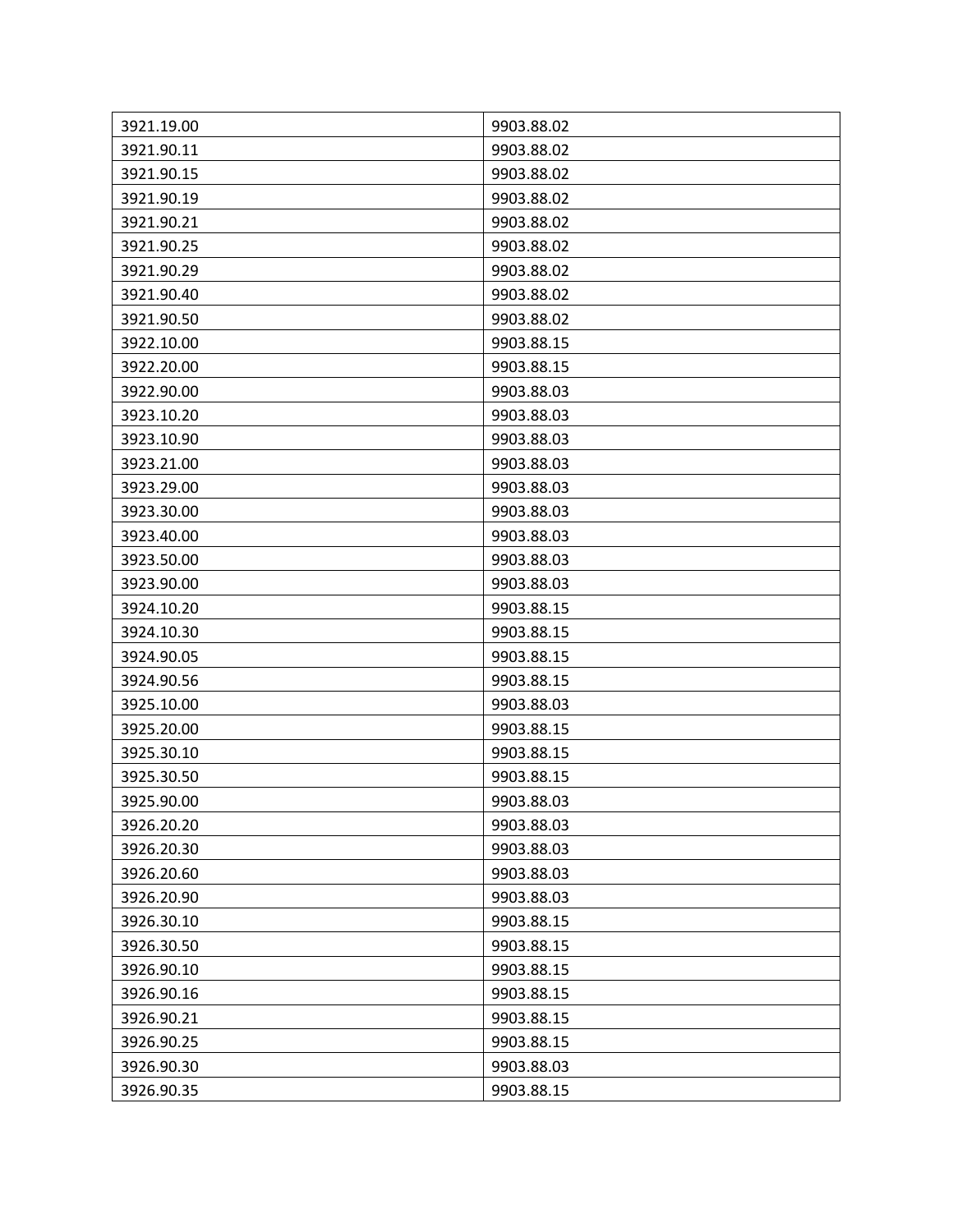| 3921.19.00 | 9903.88.02 |
|---|---|
| 3921.90.11 | 9903.88.02 |
| 3921.90.15 | 9903.88.02 |
| 3921.90.19 | 9903.88.02 |
| 3921.90.21 | 9903.88.02 |
| 3921.90.25 | 9903.88.02 |
| 3921.90.29 | 9903.88.02 |
| 3921.90.40 | 9903.88.02 |
| 3921.90.50 | 9903.88.02 |
| 3922.10.00 | 9903.88.15 |
| 3922.20.00 | 9903.88.15 |
| 3922.90.00 | 9903.88.03 |
| 3923.10.20 | 9903.88.03 |
| 3923.10.90 | 9903.88.03 |
| 3923.21.00 | 9903.88.03 |
| 3923.29.00 | 9903.88.03 |
| 3923.30.00 | 9903.88.03 |
| 3923.40.00 | 9903.88.03 |
| 3923.50.00 | 9903.88.03 |
| 3923.90.00 | 9903.88.03 |
| 3924.10.20 | 9903.88.15 |
| 3924.10.30 | 9903.88.15 |
| 3924.90.05 | 9903.88.15 |
| 3924.90.56 | 9903.88.15 |
| 3925.10.00 | 9903.88.03 |
| 3925.20.00 | 9903.88.15 |
| 3925.30.10 | 9903.88.15 |
| 3925.30.50 | 9903.88.15 |
| 3925.90.00 | 9903.88.03 |
| 3926.20.20 | 9903.88.03 |
| 3926.20.30 | 9903.88.03 |
| 3926.20.60 | 9903.88.03 |
| 3926.20.90 | 9903.88.03 |
| 3926.30.10 | 9903.88.15 |
| 3926.30.50 | 9903.88.15 |
| 3926.90.10 | 9903.88.15 |
| 3926.90.16 | 9903.88.15 |
| 3926.90.21 | 9903.88.15 |
| 3926.90.25 | 9903.88.15 |
| 3926.90.30 | 9903.88.03 |
| 3926.90.35 | 9903.88.15 |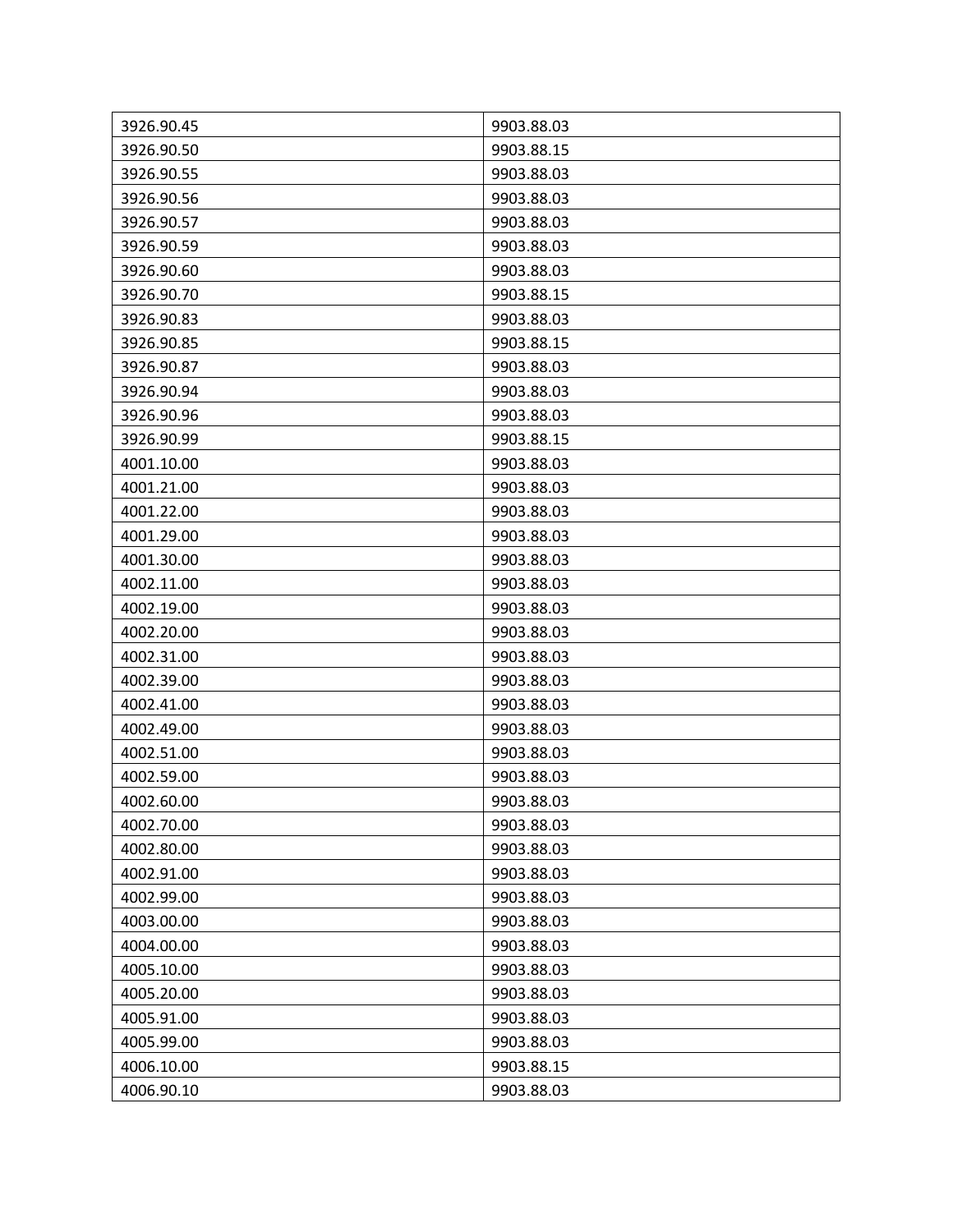| 3926.90.45 | 9903.88.03 |
|---|---|
| 3926.90.50 | 9903.88.15 |
| 3926.90.55 | 9903.88.03 |
| 3926.90.56 | 9903.88.03 |
| 3926.90.57 | 9903.88.03 |
| 3926.90.59 | 9903.88.03 |
| 3926.90.60 | 9903.88.03 |
| 3926.90.70 | 9903.88.15 |
| 3926.90.83 | 9903.88.03 |
| 3926.90.85 | 9903.88.15 |
| 3926.90.87 | 9903.88.03 |
| 3926.90.94 | 9903.88.03 |
| 3926.90.96 | 9903.88.03 |
| 3926.90.99 | 9903.88.15 |
| 4001.10.00 | 9903.88.03 |
| 4001.21.00 | 9903.88.03 |
| 4001.22.00 | 9903.88.03 |
| 4001.29.00 | 9903.88.03 |
| 4001.30.00 | 9903.88.03 |
| 4002.11.00 | 9903.88.03 |
| 4002.19.00 | 9903.88.03 |
| 4002.20.00 | 9903.88.03 |
| 4002.31.00 | 9903.88.03 |
| 4002.39.00 | 9903.88.03 |
| 4002.41.00 | 9903.88.03 |
| 4002.49.00 | 9903.88.03 |
| 4002.51.00 | 9903.88.03 |
| 4002.59.00 | 9903.88.03 |
| 4002.60.00 | 9903.88.03 |
| 4002.70.00 | 9903.88.03 |
| 4002.80.00 | 9903.88.03 |
| 4002.91.00 | 9903.88.03 |
| 4002.99.00 | 9903.88.03 |
| 4003.00.00 | 9903.88.03 |
| 4004.00.00 | 9903.88.03 |
| 4005.10.00 | 9903.88.03 |
| 4005.20.00 | 9903.88.03 |
| 4005.91.00 | 9903.88.03 |
| 4005.99.00 | 9903.88.03 |
| 4006.10.00 | 9903.88.15 |
| 4006.90.10 | 9903.88.03 |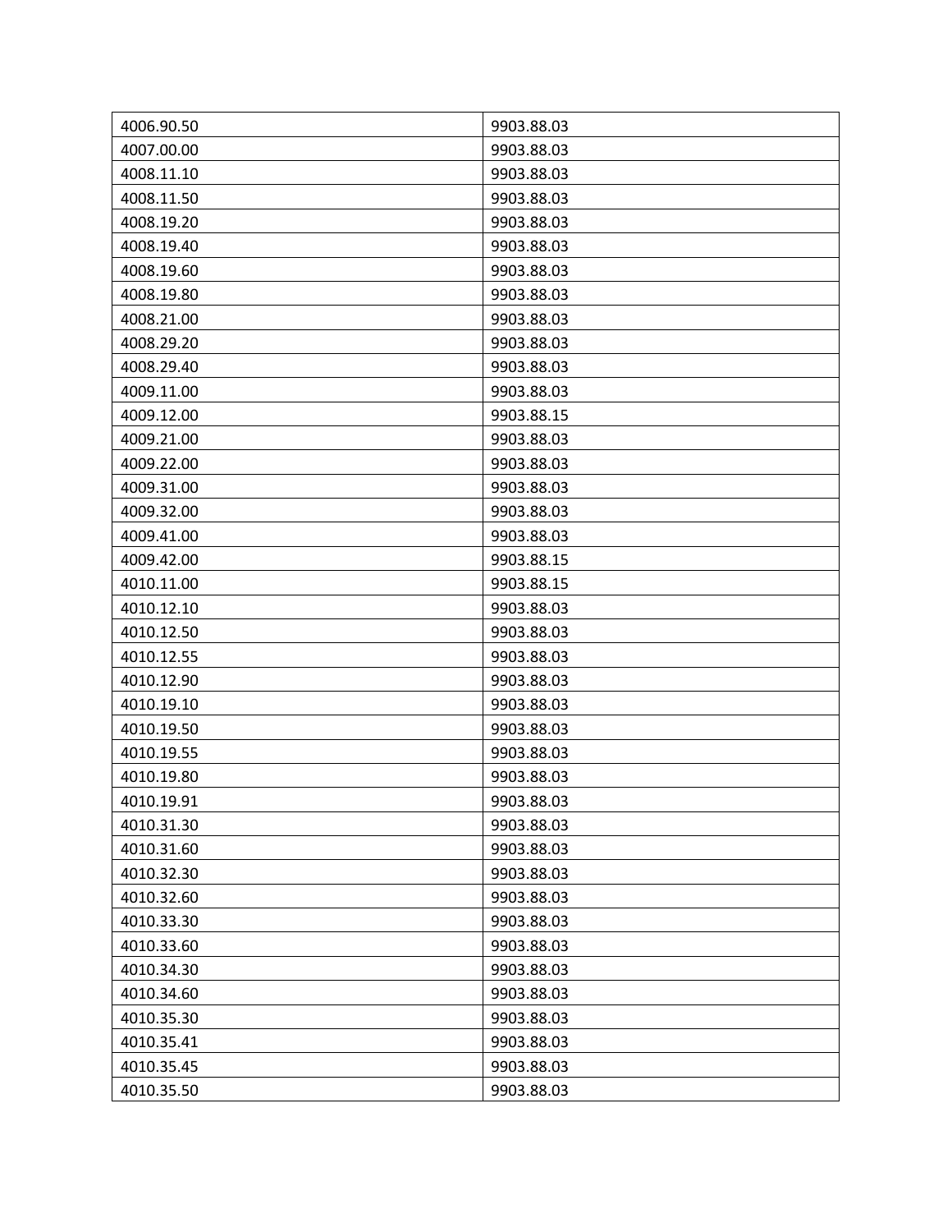| 4006.90.50 | 9903.88.03 |
|---|---|
| 4007.00.00 | 9903.88.03 |
| 4008.11.10 | 9903.88.03 |
| 4008.11.50 | 9903.88.03 |
| 4008.19.20 | 9903.88.03 |
| 4008.19.40 | 9903.88.03 |
| 4008.19.60 | 9903.88.03 |
| 4008.19.80 | 9903.88.03 |
| 4008.21.00 | 9903.88.03 |
| 4008.29.20 | 9903.88.03 |
| 4008.29.40 | 9903.88.03 |
| 4009.11.00 | 9903.88.03 |
| 4009.12.00 | 9903.88.15 |
| 4009.21.00 | 9903.88.03 |
| 4009.22.00 | 9903.88.03 |
| 4009.31.00 | 9903.88.03 |
| 4009.32.00 | 9903.88.03 |
| 4009.41.00 | 9903.88.03 |
| 4009.42.00 | 9903.88.15 |
| 4010.11.00 | 9903.88.15 |
| 4010.12.10 | 9903.88.03 |
| 4010.12.50 | 9903.88.03 |
| 4010.12.55 | 9903.88.03 |
| 4010.12.90 | 9903.88.03 |
| 4010.19.10 | 9903.88.03 |
| 4010.19.50 | 9903.88.03 |
| 4010.19.55 | 9903.88.03 |
| 4010.19.80 | 9903.88.03 |
| 4010.19.91 | 9903.88.03 |
| 4010.31.30 | 9903.88.03 |
| 4010.31.60 | 9903.88.03 |
| 4010.32.30 | 9903.88.03 |
| 4010.32.60 | 9903.88.03 |
| 4010.33.30 | 9903.88.03 |
| 4010.33.60 | 9903.88.03 |
| 4010.34.30 | 9903.88.03 |
| 4010.34.60 | 9903.88.03 |
| 4010.35.30 | 9903.88.03 |
| 4010.35.41 | 9903.88.03 |
| 4010.35.45 | 9903.88.03 |
| 4010.35.50 | 9903.88.03 |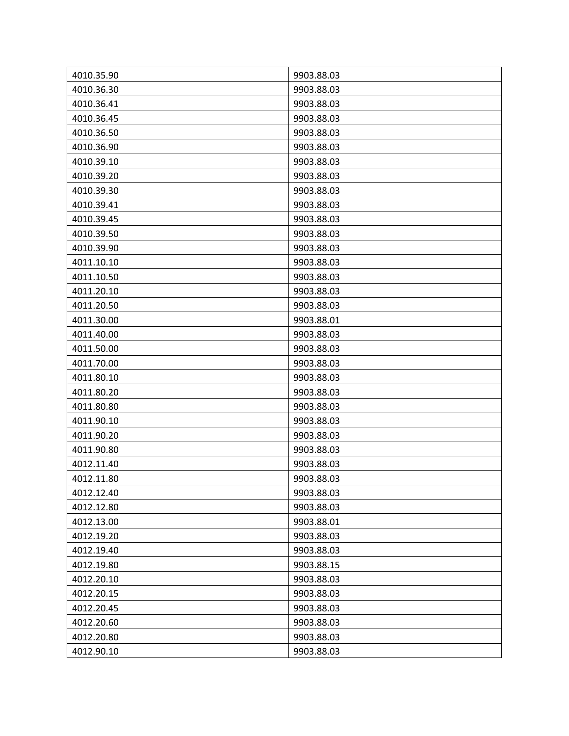| 4010.35.90 | 9903.88.03 |
|---|---|
| 4010.36.30 | 9903.88.03 |
| 4010.36.41 | 9903.88.03 |
| 4010.36.45 | 9903.88.03 |
| 4010.36.50 | 9903.88.03 |
| 4010.36.90 | 9903.88.03 |
| 4010.39.10 | 9903.88.03 |
| 4010.39.20 | 9903.88.03 |
| 4010.39.30 | 9903.88.03 |
| 4010.39.41 | 9903.88.03 |
| 4010.39.45 | 9903.88.03 |
| 4010.39.50 | 9903.88.03 |
| 4010.39.90 | 9903.88.03 |
| 4011.10.10 | 9903.88.03 |
| 4011.10.50 | 9903.88.03 |
| 4011.20.10 | 9903.88.03 |
| 4011.20.50 | 9903.88.03 |
| 4011.30.00 | 9903.88.01 |
| 4011.40.00 | 9903.88.03 |
| 4011.50.00 | 9903.88.03 |
| 4011.70.00 | 9903.88.03 |
| 4011.80.10 | 9903.88.03 |
| 4011.80.20 | 9903.88.03 |
| 4011.80.80 | 9903.88.03 |
| 4011.90.10 | 9903.88.03 |
| 4011.90.20 | 9903.88.03 |
| 4011.90.80 | 9903.88.03 |
| 4012.11.40 | 9903.88.03 |
| 4012.11.80 | 9903.88.03 |
| 4012.12.40 | 9903.88.03 |
| 4012.12.80 | 9903.88.03 |
| 4012.13.00 | 9903.88.01 |
| 4012.19.20 | 9903.88.03 |
| 4012.19.40 | 9903.88.03 |
| 4012.19.80 | 9903.88.15 |
| 4012.20.10 | 9903.88.03 |
| 4012.20.15 | 9903.88.03 |
| 4012.20.45 | 9903.88.03 |
| 4012.20.60 | 9903.88.03 |
| 4012.20.80 | 9903.88.03 |
| 4012.90.10 | 9903.88.03 |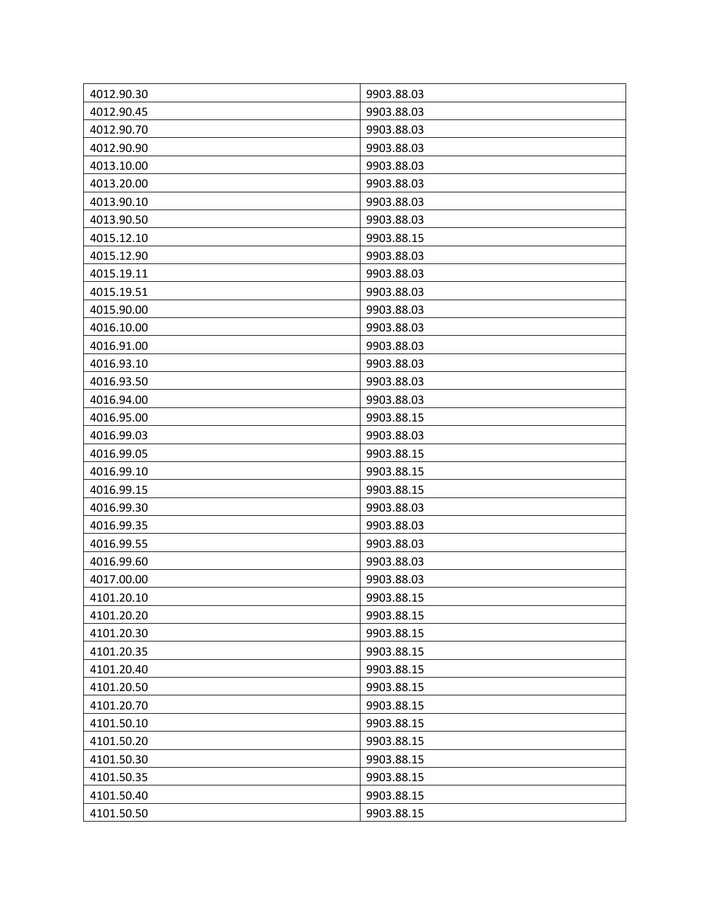| | |
|---|---|
| 4012.90.30 | 9903.88.03 |
| 4012.90.45 | 9903.88.03 |
| 4012.90.70 | 9903.88.03 |
| 4012.90.90 | 9903.88.03 |
| 4013.10.00 | 9903.88.03 |
| 4013.20.00 | 9903.88.03 |
| 4013.90.10 | 9903.88.03 |
| 4013.90.50 | 9903.88.03 |
| 4015.12.10 | 9903.88.15 |
| 4015.12.90 | 9903.88.03 |
| 4015.19.11 | 9903.88.03 |
| 4015.19.51 | 9903.88.03 |
| 4015.90.00 | 9903.88.03 |
| 4016.10.00 | 9903.88.03 |
| 4016.91.00 | 9903.88.03 |
| 4016.93.10 | 9903.88.03 |
| 4016.93.50 | 9903.88.03 |
| 4016.94.00 | 9903.88.03 |
| 4016.95.00 | 9903.88.15 |
| 4016.99.03 | 9903.88.03 |
| 4016.99.05 | 9903.88.15 |
| 4016.99.10 | 9903.88.15 |
| 4016.99.15 | 9903.88.15 |
| 4016.99.30 | 9903.88.03 |
| 4016.99.35 | 9903.88.03 |
| 4016.99.55 | 9903.88.03 |
| 4016.99.60 | 9903.88.03 |
| 4017.00.00 | 9903.88.03 |
| 4101.20.10 | 9903.88.15 |
| 4101.20.20 | 9903.88.15 |
| 4101.20.30 | 9903.88.15 |
| 4101.20.35 | 9903.88.15 |
| 4101.20.40 | 9903.88.15 |
| 4101.20.50 | 9903.88.15 |
| 4101.20.70 | 9903.88.15 |
| 4101.50.10 | 9903.88.15 |
| 4101.50.20 | 9903.88.15 |
| 4101.50.30 | 9903.88.15 |
| 4101.50.35 | 9903.88.15 |
| 4101.50.40 | 9903.88.15 |
| 4101.50.50 | 9903.88.15 |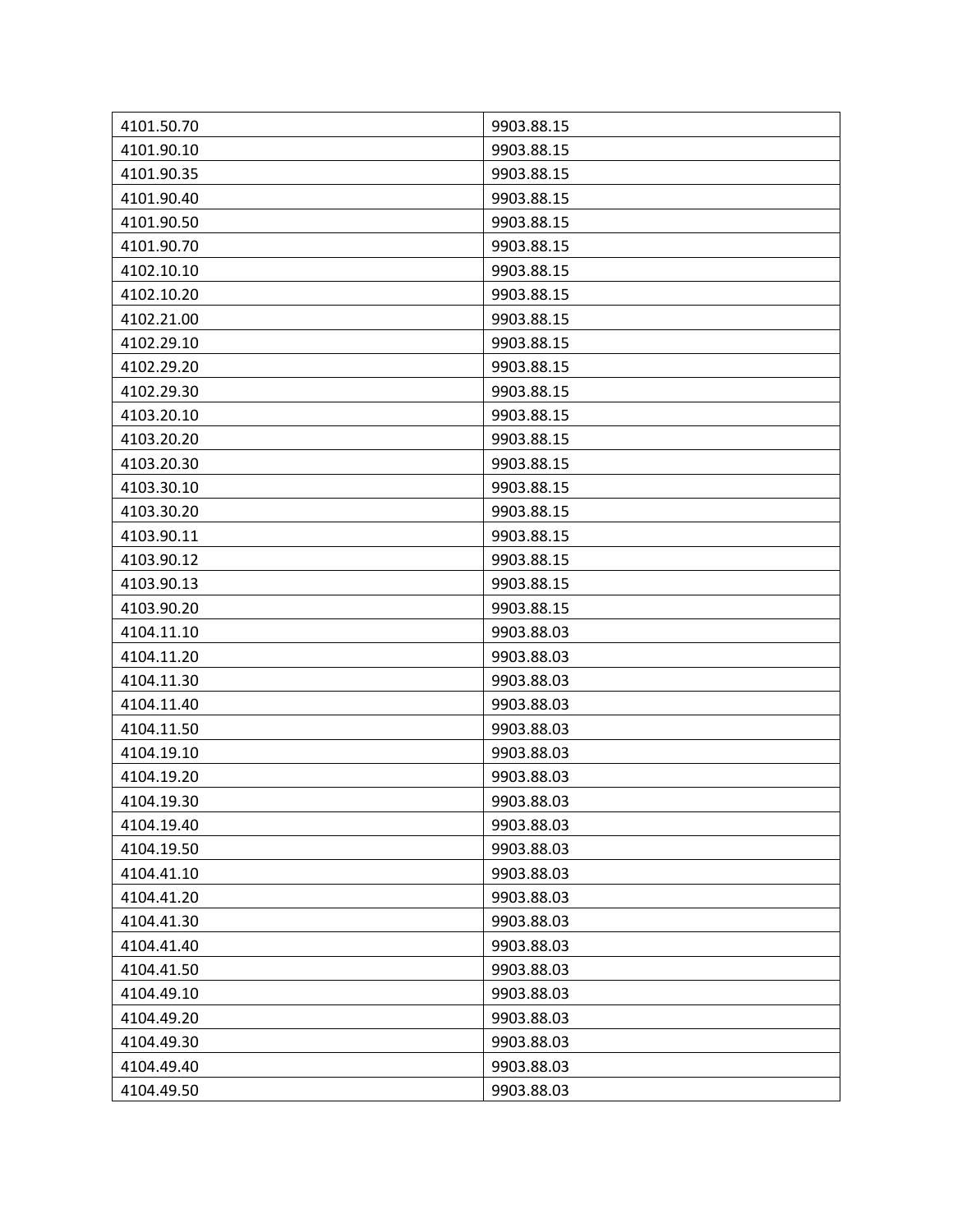| 4101.50.70 | 9903.88.15 |
|---|---|
| 4101.90.10 | 9903.88.15 |
| 4101.90.35 | 9903.88.15 |
| 4101.90.40 | 9903.88.15 |
| 4101.90.50 | 9903.88.15 |
| 4101.90.70 | 9903.88.15 |
| 4102.10.10 | 9903.88.15 |
| 4102.10.20 | 9903.88.15 |
| 4102.21.00 | 9903.88.15 |
| 4102.29.10 | 9903.88.15 |
| 4102.29.20 | 9903.88.15 |
| 4102.29.30 | 9903.88.15 |
| 4103.20.10 | 9903.88.15 |
| 4103.20.20 | 9903.88.15 |
| 4103.20.30 | 9903.88.15 |
| 4103.30.10 | 9903.88.15 |
| 4103.30.20 | 9903.88.15 |
| 4103.90.11 | 9903.88.15 |
| 4103.90.12 | 9903.88.15 |
| 4103.90.13 | 9903.88.15 |
| 4103.90.20 | 9903.88.15 |
| 4104.11.10 | 9903.88.03 |
| 4104.11.20 | 9903.88.03 |
| 4104.11.30 | 9903.88.03 |
| 4104.11.40 | 9903.88.03 |
| 4104.11.50 | 9903.88.03 |
| 4104.19.10 | 9903.88.03 |
| 4104.19.20 | 9903.88.03 |
| 4104.19.30 | 9903.88.03 |
| 4104.19.40 | 9903.88.03 |
| 4104.19.50 | 9903.88.03 |
| 4104.41.10 | 9903.88.03 |
| 4104.41.20 | 9903.88.03 |
| 4104.41.30 | 9903.88.03 |
| 4104.41.40 | 9903.88.03 |
| 4104.41.50 | 9903.88.03 |
| 4104.49.10 | 9903.88.03 |
| 4104.49.20 | 9903.88.03 |
| 4104.49.30 | 9903.88.03 |
| 4104.49.40 | 9903.88.03 |
| 4104.49.50 | 9903.88.03 |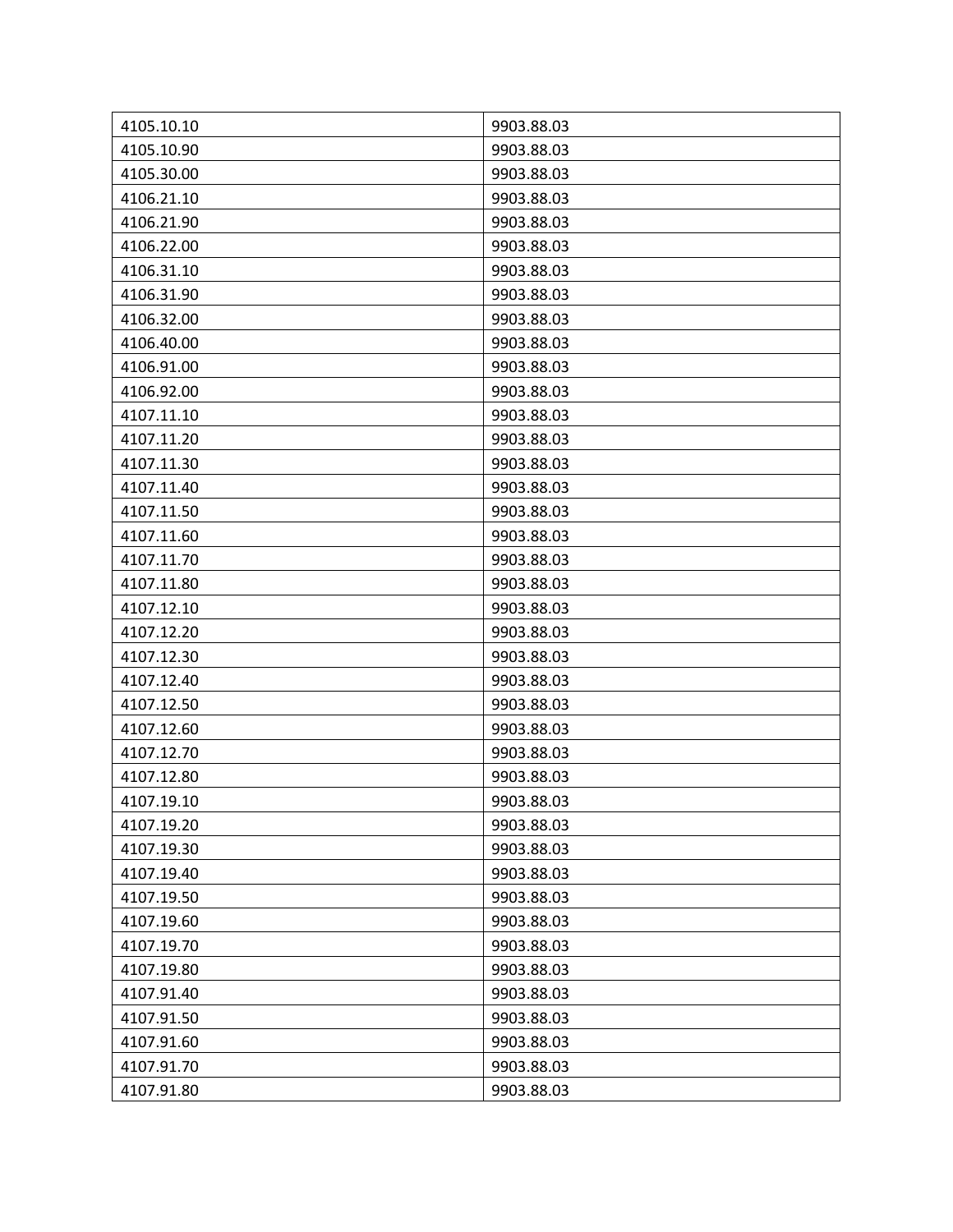| 4105.10.10 | 9903.88.03 |
|---|---|
| 4105.10.90 | 9903.88.03 |
| 4105.30.00 | 9903.88.03 |
| 4106.21.10 | 9903.88.03 |
| 4106.21.90 | 9903.88.03 |
| 4106.22.00 | 9903.88.03 |
| 4106.31.10 | 9903.88.03 |
| 4106.31.90 | 9903.88.03 |
| 4106.32.00 | 9903.88.03 |
| 4106.40.00 | 9903.88.03 |
| 4106.91.00 | 9903.88.03 |
| 4106.92.00 | 9903.88.03 |
| 4107.11.10 | 9903.88.03 |
| 4107.11.20 | 9903.88.03 |
| 4107.11.30 | 9903.88.03 |
| 4107.11.40 | 9903.88.03 |
| 4107.11.50 | 9903.88.03 |
| 4107.11.60 | 9903.88.03 |
| 4107.11.70 | 9903.88.03 |
| 4107.11.80 | 9903.88.03 |
| 4107.12.10 | 9903.88.03 |
| 4107.12.20 | 9903.88.03 |
| 4107.12.30 | 9903.88.03 |
| 4107.12.40 | 9903.88.03 |
| 4107.12.50 | 9903.88.03 |
| 4107.12.60 | 9903.88.03 |
| 4107.12.70 | 9903.88.03 |
| 4107.12.80 | 9903.88.03 |
| 4107.19.10 | 9903.88.03 |
| 4107.19.20 | 9903.88.03 |
| 4107.19.30 | 9903.88.03 |
| 4107.19.40 | 9903.88.03 |
| 4107.19.50 | 9903.88.03 |
| 4107.19.60 | 9903.88.03 |
| 4107.19.70 | 9903.88.03 |
| 4107.19.80 | 9903.88.03 |
| 4107.91.40 | 9903.88.03 |
| 4107.91.50 | 9903.88.03 |
| 4107.91.60 | 9903.88.03 |
| 4107.91.70 | 9903.88.03 |
| 4107.91.80 | 9903.88.03 |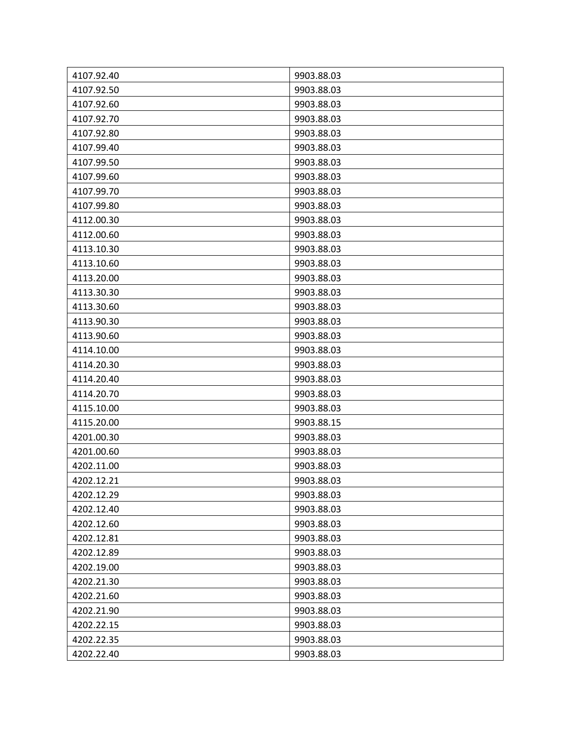| 4107.92.40 | 9903.88.03 |
| --- | --- |
| 4107.92.50 | 9903.88.03 |
| 4107.92.60 | 9903.88.03 |
| 4107.92.70 | 9903.88.03 |
| 4107.92.80 | 9903.88.03 |
| 4107.99.40 | 9903.88.03 |
| 4107.99.50 | 9903.88.03 |
| 4107.99.60 | 9903.88.03 |
| 4107.99.70 | 9903.88.03 |
| 4107.99.80 | 9903.88.03 |
| 4112.00.30 | 9903.88.03 |
| 4112.00.60 | 9903.88.03 |
| 4113.10.30 | 9903.88.03 |
| 4113.10.60 | 9903.88.03 |
| 4113.20.00 | 9903.88.03 |
| 4113.30.30 | 9903.88.03 |
| 4113.30.60 | 9903.88.03 |
| 4113.90.30 | 9903.88.03 |
| 4113.90.60 | 9903.88.03 |
| 4114.10.00 | 9903.88.03 |
| 4114.20.30 | 9903.88.03 |
| 4114.20.40 | 9903.88.03 |
| 4114.20.70 | 9903.88.03 |
| 4115.10.00 | 9903.88.03 |
| 4115.20.00 | 9903.88.15 |
| 4201.00.30 | 9903.88.03 |
| 4201.00.60 | 9903.88.03 |
| 4202.11.00 | 9903.88.03 |
| 4202.12.21 | 9903.88.03 |
| 4202.12.29 | 9903.88.03 |
| 4202.12.40 | 9903.88.03 |
| 4202.12.60 | 9903.88.03 |
| 4202.12.81 | 9903.88.03 |
| 4202.12.89 | 9903.88.03 |
| 4202.19.00 | 9903.88.03 |
| 4202.21.30 | 9903.88.03 |
| 4202.21.60 | 9903.88.03 |
| 4202.21.90 | 9903.88.03 |
| 4202.22.15 | 9903.88.03 |
| 4202.22.35 | 9903.88.03 |
| 4202.22.40 | 9903.88.03 |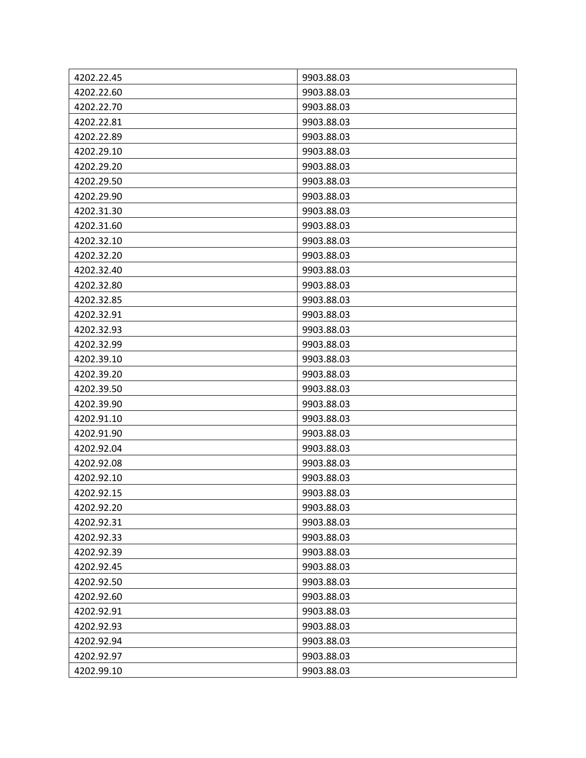| 4202.22.45 | 9903.88.03 |
| --- | --- |
| 4202.22.60 | 9903.88.03 |
| 4202.22.70 | 9903.88.03 |
| 4202.22.81 | 9903.88.03 |
| 4202.22.89 | 9903.88.03 |
| 4202.29.10 | 9903.88.03 |
| 4202.29.20 | 9903.88.03 |
| 4202.29.50 | 9903.88.03 |
| 4202.29.90 | 9903.88.03 |
| 4202.31.30 | 9903.88.03 |
| 4202.31.60 | 9903.88.03 |
| 4202.32.10 | 9903.88.03 |
| 4202.32.20 | 9903.88.03 |
| 4202.32.40 | 9903.88.03 |
| 4202.32.80 | 9903.88.03 |
| 4202.32.85 | 9903.88.03 |
| 4202.32.91 | 9903.88.03 |
| 4202.32.93 | 9903.88.03 |
| 4202.32.99 | 9903.88.03 |
| 4202.39.10 | 9903.88.03 |
| 4202.39.20 | 9903.88.03 |
| 4202.39.50 | 9903.88.03 |
| 4202.39.90 | 9903.88.03 |
| 4202.91.10 | 9903.88.03 |
| 4202.91.90 | 9903.88.03 |
| 4202.92.04 | 9903.88.03 |
| 4202.92.08 | 9903.88.03 |
| 4202.92.10 | 9903.88.03 |
| 4202.92.15 | 9903.88.03 |
| 4202.92.20 | 9903.88.03 |
| 4202.92.31 | 9903.88.03 |
| 4202.92.33 | 9903.88.03 |
| 4202.92.39 | 9903.88.03 |
| 4202.92.45 | 9903.88.03 |
| 4202.92.50 | 9903.88.03 |
| 4202.92.60 | 9903.88.03 |
| 4202.92.91 | 9903.88.03 |
| 4202.92.93 | 9903.88.03 |
| 4202.92.94 | 9903.88.03 |
| 4202.92.97 | 9903.88.03 |
| 4202.99.10 | 9903.88.03 |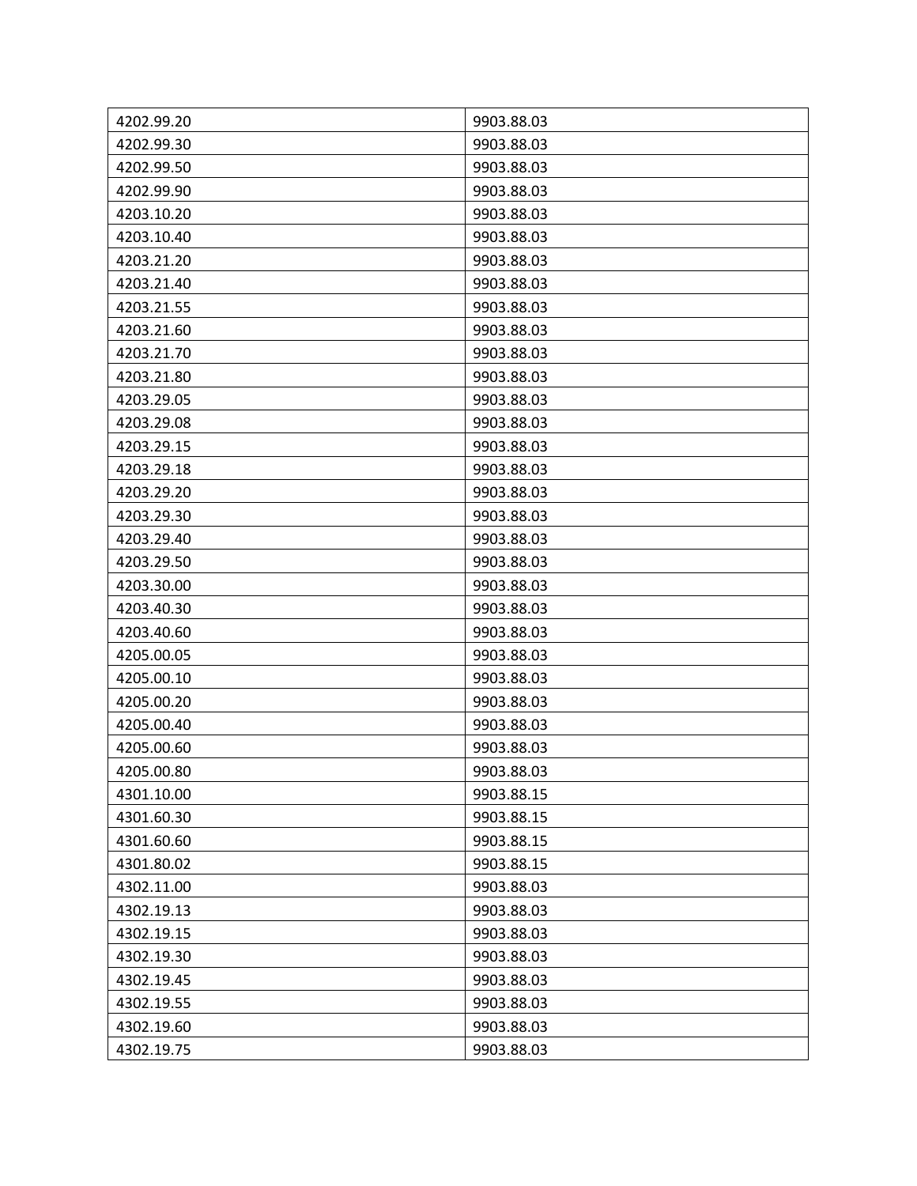| 4202.99.20 | 9903.88.03 |
|---|---|
| 4202.99.30 | 9903.88.03 |
| 4202.99.50 | 9903.88.03 |
| 4202.99.90 | 9903.88.03 |
| 4203.10.20 | 9903.88.03 |
| 4203.10.40 | 9903.88.03 |
| 4203.21.20 | 9903.88.03 |
| 4203.21.40 | 9903.88.03 |
| 4203.21.55 | 9903.88.03 |
| 4203.21.60 | 9903.88.03 |
| 4203.21.70 | 9903.88.03 |
| 4203.21.80 | 9903.88.03 |
| 4203.29.05 | 9903.88.03 |
| 4203.29.08 | 9903.88.03 |
| 4203.29.15 | 9903.88.03 |
| 4203.29.18 | 9903.88.03 |
| 4203.29.20 | 9903.88.03 |
| 4203.29.30 | 9903.88.03 |
| 4203.29.40 | 9903.88.03 |
| 4203.29.50 | 9903.88.03 |
| 4203.30.00 | 9903.88.03 |
| 4203.40.30 | 9903.88.03 |
| 4203.40.60 | 9903.88.03 |
| 4205.00.05 | 9903.88.03 |
| 4205.00.10 | 9903.88.03 |
| 4205.00.20 | 9903.88.03 |
| 4205.00.40 | 9903.88.03 |
| 4205.00.60 | 9903.88.03 |
| 4205.00.80 | 9903.88.03 |
| 4301.10.00 | 9903.88.15 |
| 4301.60.30 | 9903.88.15 |
| 4301.60.60 | 9903.88.15 |
| 4301.80.02 | 9903.88.15 |
| 4302.11.00 | 9903.88.03 |
| 4302.19.13 | 9903.88.03 |
| 4302.19.15 | 9903.88.03 |
| 4302.19.30 | 9903.88.03 |
| 4302.19.45 | 9903.88.03 |
| 4302.19.55 | 9903.88.03 |
| 4302.19.60 | 9903.88.03 |
| 4302.19.75 | 9903.88.03 |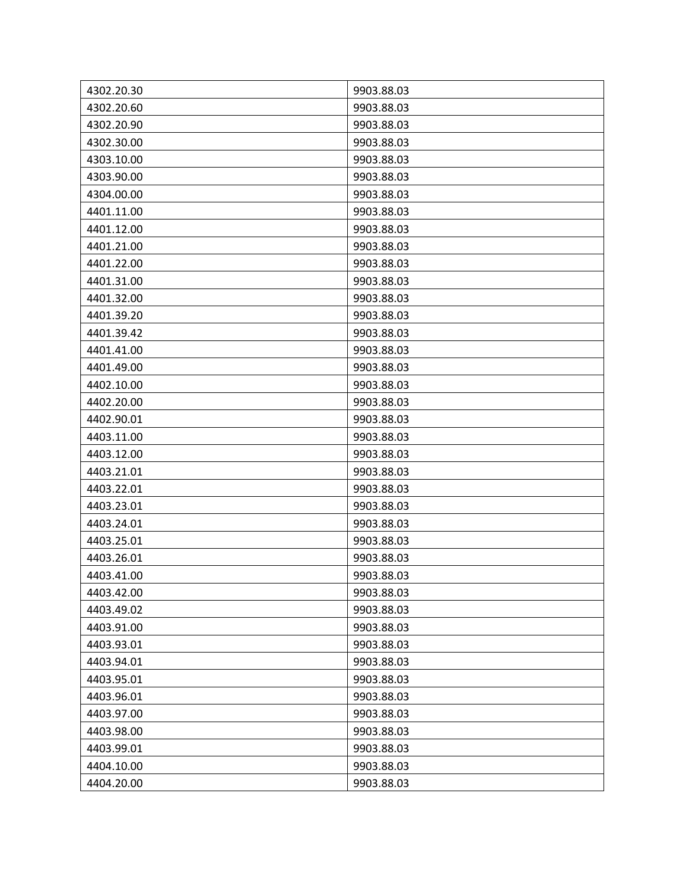| 4302.20.30 | 9903.88.03 |
|---|---|
| 4302.20.60 | 9903.88.03 |
| 4302.20.90 | 9903.88.03 |
| 4302.30.00 | 9903.88.03 |
| 4303.10.00 | 9903.88.03 |
| 4303.90.00 | 9903.88.03 |
| 4304.00.00 | 9903.88.03 |
| 4401.11.00 | 9903.88.03 |
| 4401.12.00 | 9903.88.03 |
| 4401.21.00 | 9903.88.03 |
| 4401.22.00 | 9903.88.03 |
| 4401.31.00 | 9903.88.03 |
| 4401.32.00 | 9903.88.03 |
| 4401.39.20 | 9903.88.03 |
| 4401.39.42 | 9903.88.03 |
| 4401.41.00 | 9903.88.03 |
| 4401.49.00 | 9903.88.03 |
| 4402.10.00 | 9903.88.03 |
| 4402.20.00 | 9903.88.03 |
| 4402.90.01 | 9903.88.03 |
| 4403.11.00 | 9903.88.03 |
| 4403.12.00 | 9903.88.03 |
| 4403.21.01 | 9903.88.03 |
| 4403.22.01 | 9903.88.03 |
| 4403.23.01 | 9903.88.03 |
| 4403.24.01 | 9903.88.03 |
| 4403.25.01 | 9903.88.03 |
| 4403.26.01 | 9903.88.03 |
| 4403.41.00 | 9903.88.03 |
| 4403.42.00 | 9903.88.03 |
| 4403.49.02 | 9903.88.03 |
| 4403.91.00 | 9903.88.03 |
| 4403.93.01 | 9903.88.03 |
| 4403.94.01 | 9903.88.03 |
| 4403.95.01 | 9903.88.03 |
| 4403.96.01 | 9903.88.03 |
| 4403.97.00 | 9903.88.03 |
| 4403.98.00 | 9903.88.03 |
| 4403.99.01 | 9903.88.03 |
| 4404.10.00 | 9903.88.03 |
| 4404.20.00 | 9903.88.03 |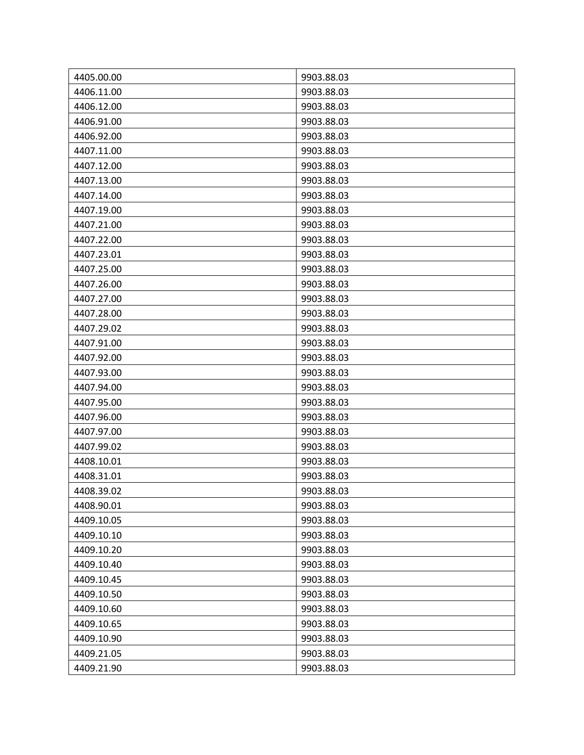| | |
|---|---|
| 4405.00.00 | 9903.88.03 |
| 4406.11.00 | 9903.88.03 |
| 4406.12.00 | 9903.88.03 |
| 4406.91.00 | 9903.88.03 |
| 4406.92.00 | 9903.88.03 |
| 4407.11.00 | 9903.88.03 |
| 4407.12.00 | 9903.88.03 |
| 4407.13.00 | 9903.88.03 |
| 4407.14.00 | 9903.88.03 |
| 4407.19.00 | 9903.88.03 |
| 4407.21.00 | 9903.88.03 |
| 4407.22.00 | 9903.88.03 |
| 4407.23.01 | 9903.88.03 |
| 4407.25.00 | 9903.88.03 |
| 4407.26.00 | 9903.88.03 |
| 4407.27.00 | 9903.88.03 |
| 4407.28.00 | 9903.88.03 |
| 4407.29.02 | 9903.88.03 |
| 4407.91.00 | 9903.88.03 |
| 4407.92.00 | 9903.88.03 |
| 4407.93.00 | 9903.88.03 |
| 4407.94.00 | 9903.88.03 |
| 4407.95.00 | 9903.88.03 |
| 4407.96.00 | 9903.88.03 |
| 4407.97.00 | 9903.88.03 |
| 4407.99.02 | 9903.88.03 |
| 4408.10.01 | 9903.88.03 |
| 4408.31.01 | 9903.88.03 |
| 4408.39.02 | 9903.88.03 |
| 4408.90.01 | 9903.88.03 |
| 4409.10.05 | 9903.88.03 |
| 4409.10.10 | 9903.88.03 |
| 4409.10.20 | 9903.88.03 |
| 4409.10.40 | 9903.88.03 |
| 4409.10.45 | 9903.88.03 |
| 4409.10.50 | 9903.88.03 |
| 4409.10.60 | 9903.88.03 |
| 4409.10.65 | 9903.88.03 |
| 4409.10.90 | 9903.88.03 |
| 4409.21.05 | 9903.88.03 |
| 4409.21.90 | 9903.88.03 |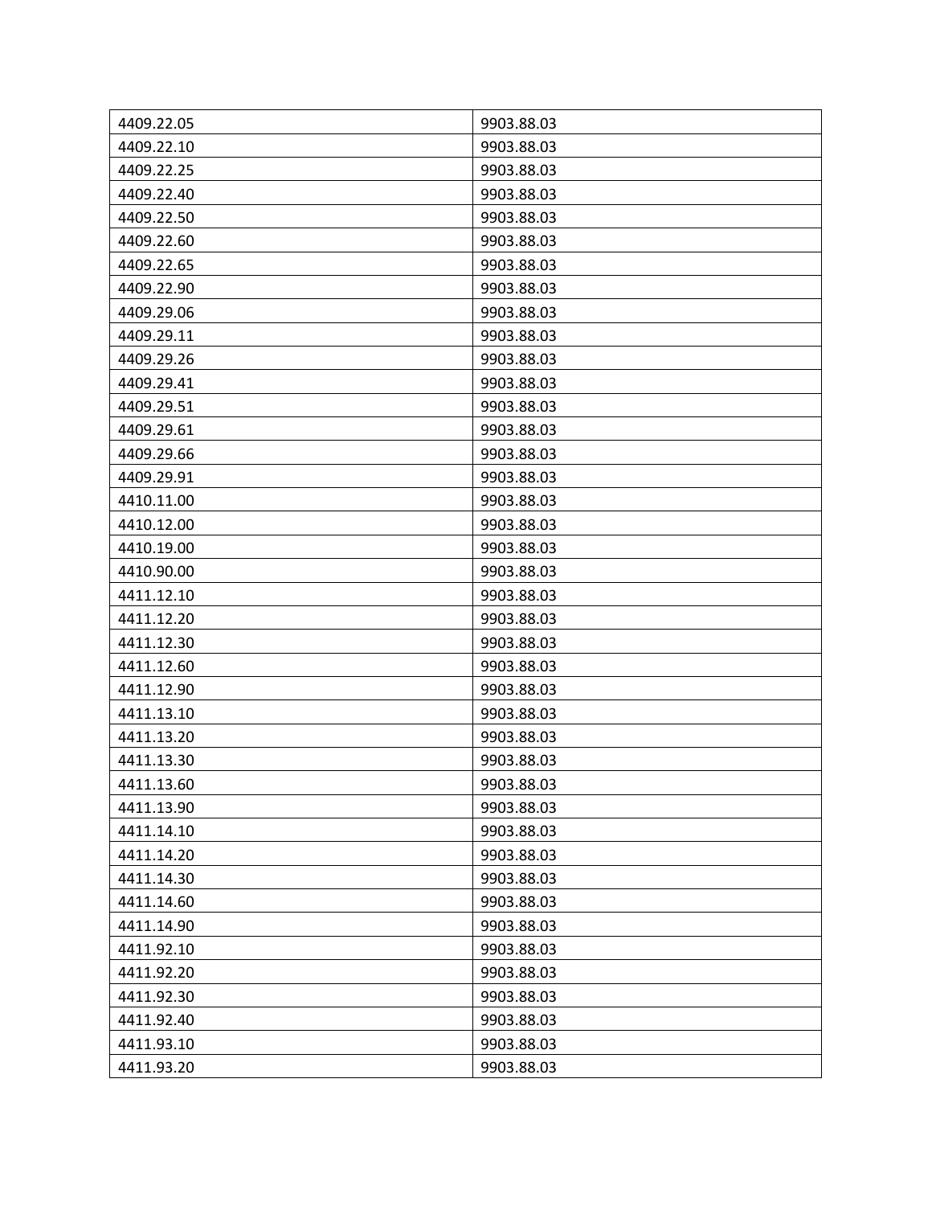| 4409.22.05 | 9903.88.03 |
|---|---|
| 4409.22.10 | 9903.88.03 |
| 4409.22.25 | 9903.88.03 |
| 4409.22.40 | 9903.88.03 |
| 4409.22.50 | 9903.88.03 |
| 4409.22.60 | 9903.88.03 |
| 4409.22.65 | 9903.88.03 |
| 4409.22.90 | 9903.88.03 |
| 4409.29.06 | 9903.88.03 |
| 4409.29.11 | 9903.88.03 |
| 4409.29.26 | 9903.88.03 |
| 4409.29.41 | 9903.88.03 |
| 4409.29.51 | 9903.88.03 |
| 4409.29.61 | 9903.88.03 |
| 4409.29.66 | 9903.88.03 |
| 4409.29.91 | 9903.88.03 |
| 4410.11.00 | 9903.88.03 |
| 4410.12.00 | 9903.88.03 |
| 4410.19.00 | 9903.88.03 |
| 4410.90.00 | 9903.88.03 |
| 4411.12.10 | 9903.88.03 |
| 4411.12.20 | 9903.88.03 |
| 4411.12.30 | 9903.88.03 |
| 4411.12.60 | 9903.88.03 |
| 4411.12.90 | 9903.88.03 |
| 4411.13.10 | 9903.88.03 |
| 4411.13.20 | 9903.88.03 |
| 4411.13.30 | 9903.88.03 |
| 4411.13.60 | 9903.88.03 |
| 4411.13.90 | 9903.88.03 |
| 4411.14.10 | 9903.88.03 |
| 4411.14.20 | 9903.88.03 |
| 4411.14.30 | 9903.88.03 |
| 4411.14.60 | 9903.88.03 |
| 4411.14.90 | 9903.88.03 |
| 4411.92.10 | 9903.88.03 |
| 4411.92.20 | 9903.88.03 |
| 4411.92.30 | 9903.88.03 |
| 4411.92.40 | 9903.88.03 |
| 4411.93.10 | 9903.88.03 |
| 4411.93.20 | 9903.88.03 |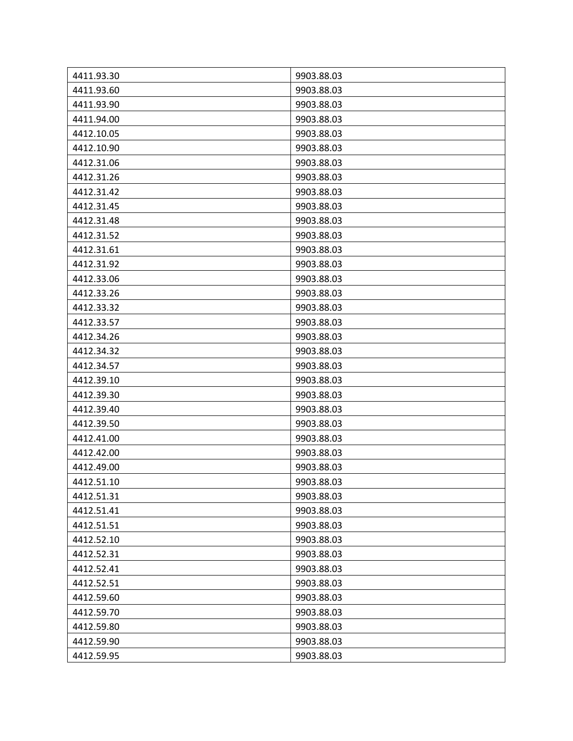| | |
|---|---|
| 4411.93.30 | 9903.88.03 |
| 4411.93.60 | 9903.88.03 |
| 4411.93.90 | 9903.88.03 |
| 4411.94.00 | 9903.88.03 |
| 4412.10.05 | 9903.88.03 |
| 4412.10.90 | 9903.88.03 |
| 4412.31.06 | 9903.88.03 |
| 4412.31.26 | 9903.88.03 |
| 4412.31.42 | 9903.88.03 |
| 4412.31.45 | 9903.88.03 |
| 4412.31.48 | 9903.88.03 |
| 4412.31.52 | 9903.88.03 |
| 4412.31.61 | 9903.88.03 |
| 4412.31.92 | 9903.88.03 |
| 4412.33.06 | 9903.88.03 |
| 4412.33.26 | 9903.88.03 |
| 4412.33.32 | 9903.88.03 |
| 4412.33.57 | 9903.88.03 |
| 4412.34.26 | 9903.88.03 |
| 4412.34.32 | 9903.88.03 |
| 4412.34.57 | 9903.88.03 |
| 4412.39.10 | 9903.88.03 |
| 4412.39.30 | 9903.88.03 |
| 4412.39.40 | 9903.88.03 |
| 4412.39.50 | 9903.88.03 |
| 4412.41.00 | 9903.88.03 |
| 4412.42.00 | 9903.88.03 |
| 4412.49.00 | 9903.88.03 |
| 4412.51.10 | 9903.88.03 |
| 4412.51.31 | 9903.88.03 |
| 4412.51.41 | 9903.88.03 |
| 4412.51.51 | 9903.88.03 |
| 4412.52.10 | 9903.88.03 |
| 4412.52.31 | 9903.88.03 |
| 4412.52.41 | 9903.88.03 |
| 4412.52.51 | 9903.88.03 |
| 4412.59.60 | 9903.88.03 |
| 4412.59.70 | 9903.88.03 |
| 4412.59.80 | 9903.88.03 |
| 4412.59.90 | 9903.88.03 |
| 4412.59.95 | 9903.88.03 |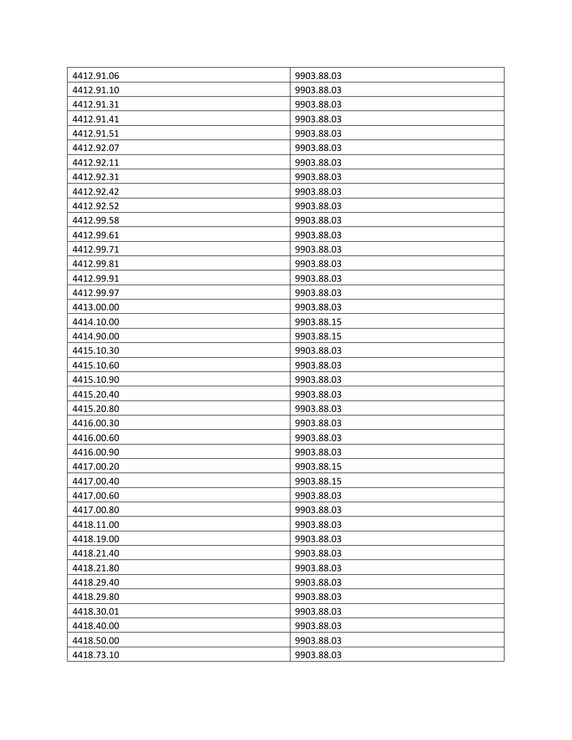| 4412.91.06 | 9903.88.03 |
|---|---|
| 4412.91.10 | 9903.88.03 |
| 4412.91.31 | 9903.88.03 |
| 4412.91.41 | 9903.88.03 |
| 4412.91.51 | 9903.88.03 |
| 4412.92.07 | 9903.88.03 |
| 4412.92.11 | 9903.88.03 |
| 4412.92.31 | 9903.88.03 |
| 4412.92.42 | 9903.88.03 |
| 4412.92.52 | 9903.88.03 |
| 4412.99.58 | 9903.88.03 |
| 4412.99.61 | 9903.88.03 |
| 4412.99.71 | 9903.88.03 |
| 4412.99.81 | 9903.88.03 |
| 4412.99.91 | 9903.88.03 |
| 4412.99.97 | 9903.88.03 |
| 4413.00.00 | 9903.88.03 |
| 4414.10.00 | 9903.88.15 |
| 4414.90.00 | 9903.88.15 |
| 4415.10.30 | 9903.88.03 |
| 4415.10.60 | 9903.88.03 |
| 4415.10.90 | 9903.88.03 |
| 4415.20.40 | 9903.88.03 |
| 4415.20.80 | 9903.88.03 |
| 4416.00.30 | 9903.88.03 |
| 4416.00.60 | 9903.88.03 |
| 4416.00.90 | 9903.88.03 |
| 4417.00.20 | 9903.88.15 |
| 4417.00.40 | 9903.88.15 |
| 4417.00.60 | 9903.88.03 |
| 4417.00.80 | 9903.88.03 |
| 4418.11.00 | 9903.88.03 |
| 4418.19.00 | 9903.88.03 |
| 4418.21.40 | 9903.88.03 |
| 4418.21.80 | 9903.88.03 |
| 4418.29.40 | 9903.88.03 |
| 4418.29.80 | 9903.88.03 |
| 4418.30.01 | 9903.88.03 |
| 4418.40.00 | 9903.88.03 |
| 4418.50.00 | 9903.88.03 |
| 4418.73.10 | 9903.88.03 |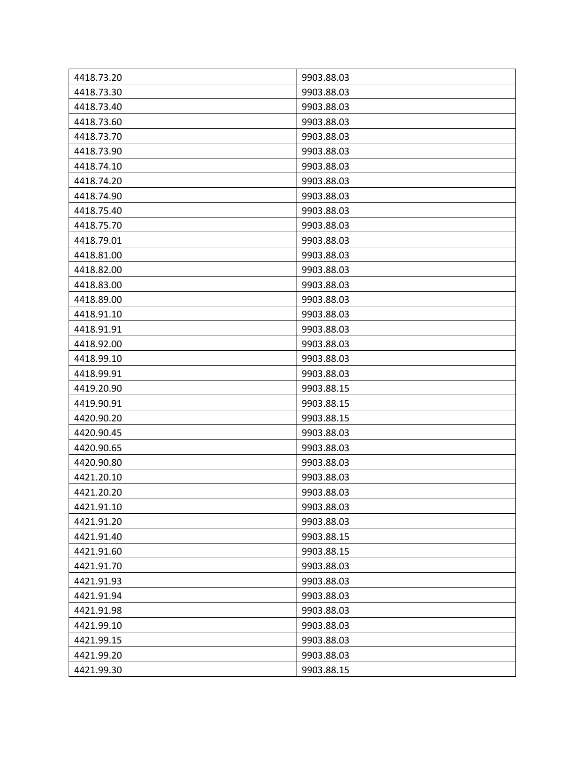| 4418.73.20 | 9903.88.03 |
|---|---|
| 4418.73.30 | 9903.88.03 |
| 4418.73.40 | 9903.88.03 |
| 4418.73.60 | 9903.88.03 |
| 4418.73.70 | 9903.88.03 |
| 4418.73.90 | 9903.88.03 |
| 4418.74.10 | 9903.88.03 |
| 4418.74.20 | 9903.88.03 |
| 4418.74.90 | 9903.88.03 |
| 4418.75.40 | 9903.88.03 |
| 4418.75.70 | 9903.88.03 |
| 4418.79.01 | 9903.88.03 |
| 4418.81.00 | 9903.88.03 |
| 4418.82.00 | 9903.88.03 |
| 4418.83.00 | 9903.88.03 |
| 4418.89.00 | 9903.88.03 |
| 4418.91.10 | 9903.88.03 |
| 4418.91.91 | 9903.88.03 |
| 4418.92.00 | 9903.88.03 |
| 4418.99.10 | 9903.88.03 |
| 4418.99.91 | 9903.88.03 |
| 4419.20.90 | 9903.88.15 |
| 4419.90.91 | 9903.88.15 |
| 4420.90.20 | 9903.88.15 |
| 4420.90.45 | 9903.88.03 |
| 4420.90.65 | 9903.88.03 |
| 4420.90.80 | 9903.88.03 |
| 4421.20.10 | 9903.88.03 |
| 4421.20.20 | 9903.88.03 |
| 4421.91.10 | 9903.88.03 |
| 4421.91.20 | 9903.88.03 |
| 4421.91.40 | 9903.88.15 |
| 4421.91.60 | 9903.88.15 |
| 4421.91.70 | 9903.88.03 |
| 4421.91.93 | 9903.88.03 |
| 4421.91.94 | 9903.88.03 |
| 4421.91.98 | 9903.88.03 |
| 4421.99.10 | 9903.88.03 |
| 4421.99.15 | 9903.88.03 |
| 4421.99.20 | 9903.88.03 |
| 4421.99.30 | 9903.88.15 |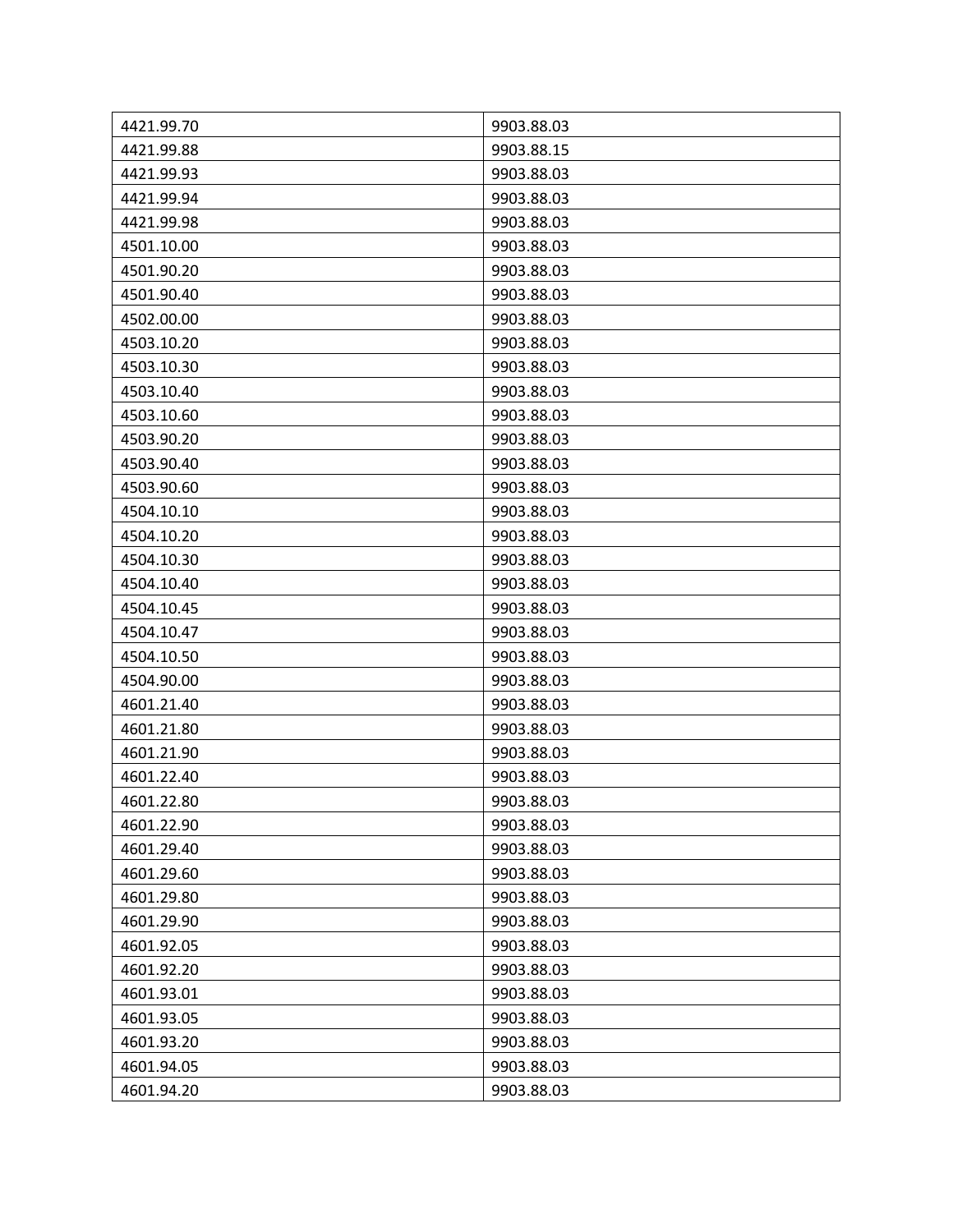| 4421.99.70 | 9903.88.03 |
|---|---|
| 4421.99.88 | 9903.88.15 |
| 4421.99.93 | 9903.88.03 |
| 4421.99.94 | 9903.88.03 |
| 4421.99.98 | 9903.88.03 |
| 4501.10.00 | 9903.88.03 |
| 4501.90.20 | 9903.88.03 |
| 4501.90.40 | 9903.88.03 |
| 4502.00.00 | 9903.88.03 |
| 4503.10.20 | 9903.88.03 |
| 4503.10.30 | 9903.88.03 |
| 4503.10.40 | 9903.88.03 |
| 4503.10.60 | 9903.88.03 |
| 4503.90.20 | 9903.88.03 |
| 4503.90.40 | 9903.88.03 |
| 4503.90.60 | 9903.88.03 |
| 4504.10.10 | 9903.88.03 |
| 4504.10.20 | 9903.88.03 |
| 4504.10.30 | 9903.88.03 |
| 4504.10.40 | 9903.88.03 |
| 4504.10.45 | 9903.88.03 |
| 4504.10.47 | 9903.88.03 |
| 4504.10.50 | 9903.88.03 |
| 4504.90.00 | 9903.88.03 |
| 4601.21.40 | 9903.88.03 |
| 4601.21.80 | 9903.88.03 |
| 4601.21.90 | 9903.88.03 |
| 4601.22.40 | 9903.88.03 |
| 4601.22.80 | 9903.88.03 |
| 4601.22.90 | 9903.88.03 |
| 4601.29.40 | 9903.88.03 |
| 4601.29.60 | 9903.88.03 |
| 4601.29.80 | 9903.88.03 |
| 4601.29.90 | 9903.88.03 |
| 4601.92.05 | 9903.88.03 |
| 4601.92.20 | 9903.88.03 |
| 4601.93.01 | 9903.88.03 |
| 4601.93.05 | 9903.88.03 |
| 4601.93.20 | 9903.88.03 |
| 4601.94.05 | 9903.88.03 |
| 4601.94.20 | 9903.88.03 |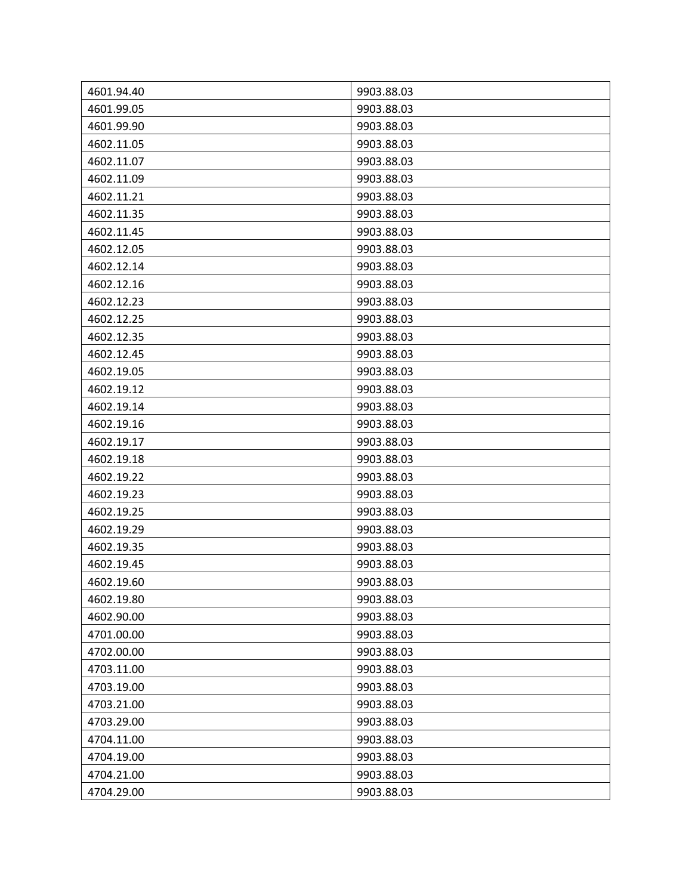| 4601.94.40 | 9903.88.03 |
|---|---|
| 4601.99.05 | 9903.88.03 |
| 4601.99.90 | 9903.88.03 |
| 4602.11.05 | 9903.88.03 |
| 4602.11.07 | 9903.88.03 |
| 4602.11.09 | 9903.88.03 |
| 4602.11.21 | 9903.88.03 |
| 4602.11.35 | 9903.88.03 |
| 4602.11.45 | 9903.88.03 |
| 4602.12.05 | 9903.88.03 |
| 4602.12.14 | 9903.88.03 |
| 4602.12.16 | 9903.88.03 |
| 4602.12.23 | 9903.88.03 |
| 4602.12.25 | 9903.88.03 |
| 4602.12.35 | 9903.88.03 |
| 4602.12.45 | 9903.88.03 |
| 4602.19.05 | 9903.88.03 |
| 4602.19.12 | 9903.88.03 |
| 4602.19.14 | 9903.88.03 |
| 4602.19.16 | 9903.88.03 |
| 4602.19.17 | 9903.88.03 |
| 4602.19.18 | 9903.88.03 |
| 4602.19.22 | 9903.88.03 |
| 4602.19.23 | 9903.88.03 |
| 4602.19.25 | 9903.88.03 |
| 4602.19.29 | 9903.88.03 |
| 4602.19.35 | 9903.88.03 |
| 4602.19.45 | 9903.88.03 |
| 4602.19.60 | 9903.88.03 |
| 4602.19.80 | 9903.88.03 |
| 4602.90.00 | 9903.88.03 |
| 4701.00.00 | 9903.88.03 |
| 4702.00.00 | 9903.88.03 |
| 4703.11.00 | 9903.88.03 |
| 4703.19.00 | 9903.88.03 |
| 4703.21.00 | 9903.88.03 |
| 4703.29.00 | 9903.88.03 |
| 4704.11.00 | 9903.88.03 |
| 4704.19.00 | 9903.88.03 |
| 4704.21.00 | 9903.88.03 |
| 4704.29.00 | 9903.88.03 |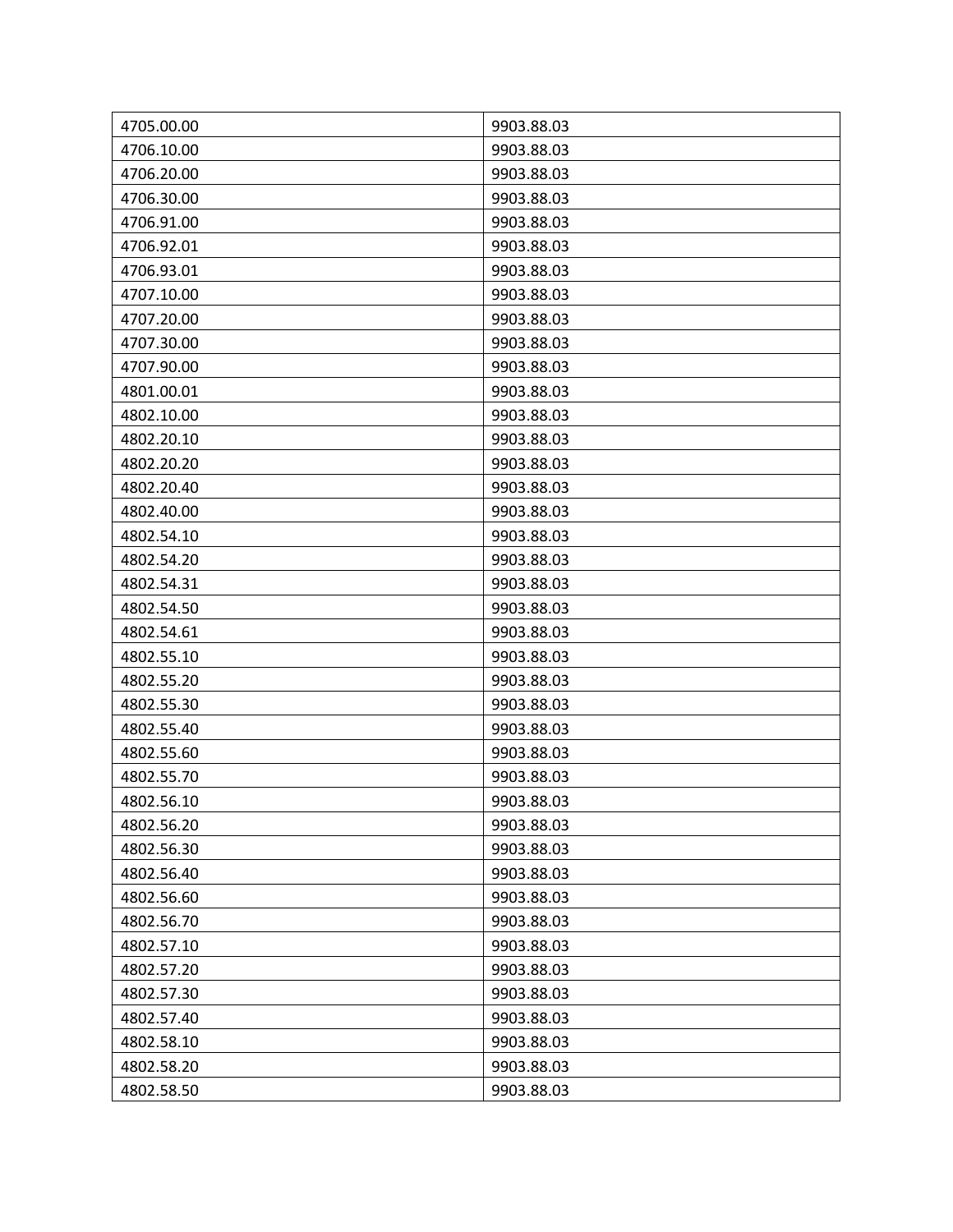| 4705.00.00 | 9903.88.03 |
| --- | --- |
| 4706.10.00 | 9903.88.03 |
| 4706.20.00 | 9903.88.03 |
| 4706.30.00 | 9903.88.03 |
| 4706.91.00 | 9903.88.03 |
| 4706.92.01 | 9903.88.03 |
| 4706.93.01 | 9903.88.03 |
| 4707.10.00 | 9903.88.03 |
| 4707.20.00 | 9903.88.03 |
| 4707.30.00 | 9903.88.03 |
| 4707.90.00 | 9903.88.03 |
| 4801.00.01 | 9903.88.03 |
| 4802.10.00 | 9903.88.03 |
| 4802.20.10 | 9903.88.03 |
| 4802.20.20 | 9903.88.03 |
| 4802.20.40 | 9903.88.03 |
| 4802.40.00 | 9903.88.03 |
| 4802.54.10 | 9903.88.03 |
| 4802.54.20 | 9903.88.03 |
| 4802.54.31 | 9903.88.03 |
| 4802.54.50 | 9903.88.03 |
| 4802.54.61 | 9903.88.03 |
| 4802.55.10 | 9903.88.03 |
| 4802.55.20 | 9903.88.03 |
| 4802.55.30 | 9903.88.03 |
| 4802.55.40 | 9903.88.03 |
| 4802.55.60 | 9903.88.03 |
| 4802.55.70 | 9903.88.03 |
| 4802.56.10 | 9903.88.03 |
| 4802.56.20 | 9903.88.03 |
| 4802.56.30 | 9903.88.03 |
| 4802.56.40 | 9903.88.03 |
| 4802.56.60 | 9903.88.03 |
| 4802.56.70 | 9903.88.03 |
| 4802.57.10 | 9903.88.03 |
| 4802.57.20 | 9903.88.03 |
| 4802.57.30 | 9903.88.03 |
| 4802.57.40 | 9903.88.03 |
| 4802.58.10 | 9903.88.03 |
| 4802.58.20 | 9903.88.03 |
| 4802.58.50 | 9903.88.03 |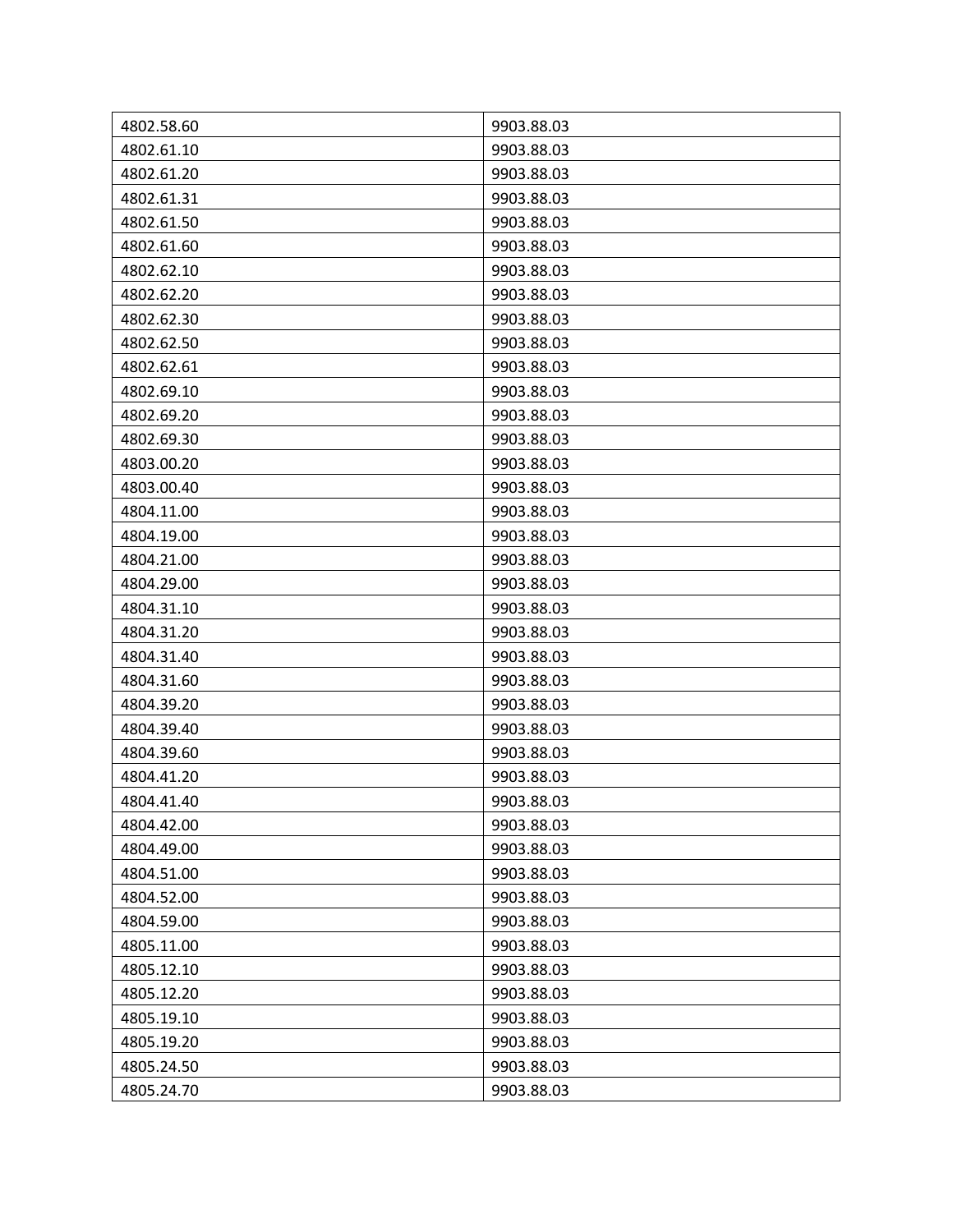| 4802.58.60 | 9903.88.03 |
|---|---|
| 4802.61.10 | 9903.88.03 |
| 4802.61.20 | 9903.88.03 |
| 4802.61.31 | 9903.88.03 |
| 4802.61.50 | 9903.88.03 |
| 4802.61.60 | 9903.88.03 |
| 4802.62.10 | 9903.88.03 |
| 4802.62.20 | 9903.88.03 |
| 4802.62.30 | 9903.88.03 |
| 4802.62.50 | 9903.88.03 |
| 4802.62.61 | 9903.88.03 |
| 4802.69.10 | 9903.88.03 |
| 4802.69.20 | 9903.88.03 |
| 4802.69.30 | 9903.88.03 |
| 4803.00.20 | 9903.88.03 |
| 4803.00.40 | 9903.88.03 |
| 4804.11.00 | 9903.88.03 |
| 4804.19.00 | 9903.88.03 |
| 4804.21.00 | 9903.88.03 |
| 4804.29.00 | 9903.88.03 |
| 4804.31.10 | 9903.88.03 |
| 4804.31.20 | 9903.88.03 |
| 4804.31.40 | 9903.88.03 |
| 4804.31.60 | 9903.88.03 |
| 4804.39.20 | 9903.88.03 |
| 4804.39.40 | 9903.88.03 |
| 4804.39.60 | 9903.88.03 |
| 4804.41.20 | 9903.88.03 |
| 4804.41.40 | 9903.88.03 |
| 4804.42.00 | 9903.88.03 |
| 4804.49.00 | 9903.88.03 |
| 4804.51.00 | 9903.88.03 |
| 4804.52.00 | 9903.88.03 |
| 4804.59.00 | 9903.88.03 |
| 4805.11.00 | 9903.88.03 |
| 4805.12.10 | 9903.88.03 |
| 4805.12.20 | 9903.88.03 |
| 4805.19.10 | 9903.88.03 |
| 4805.19.20 | 9903.88.03 |
| 4805.24.50 | 9903.88.03 |
| 4805.24.70 | 9903.88.03 |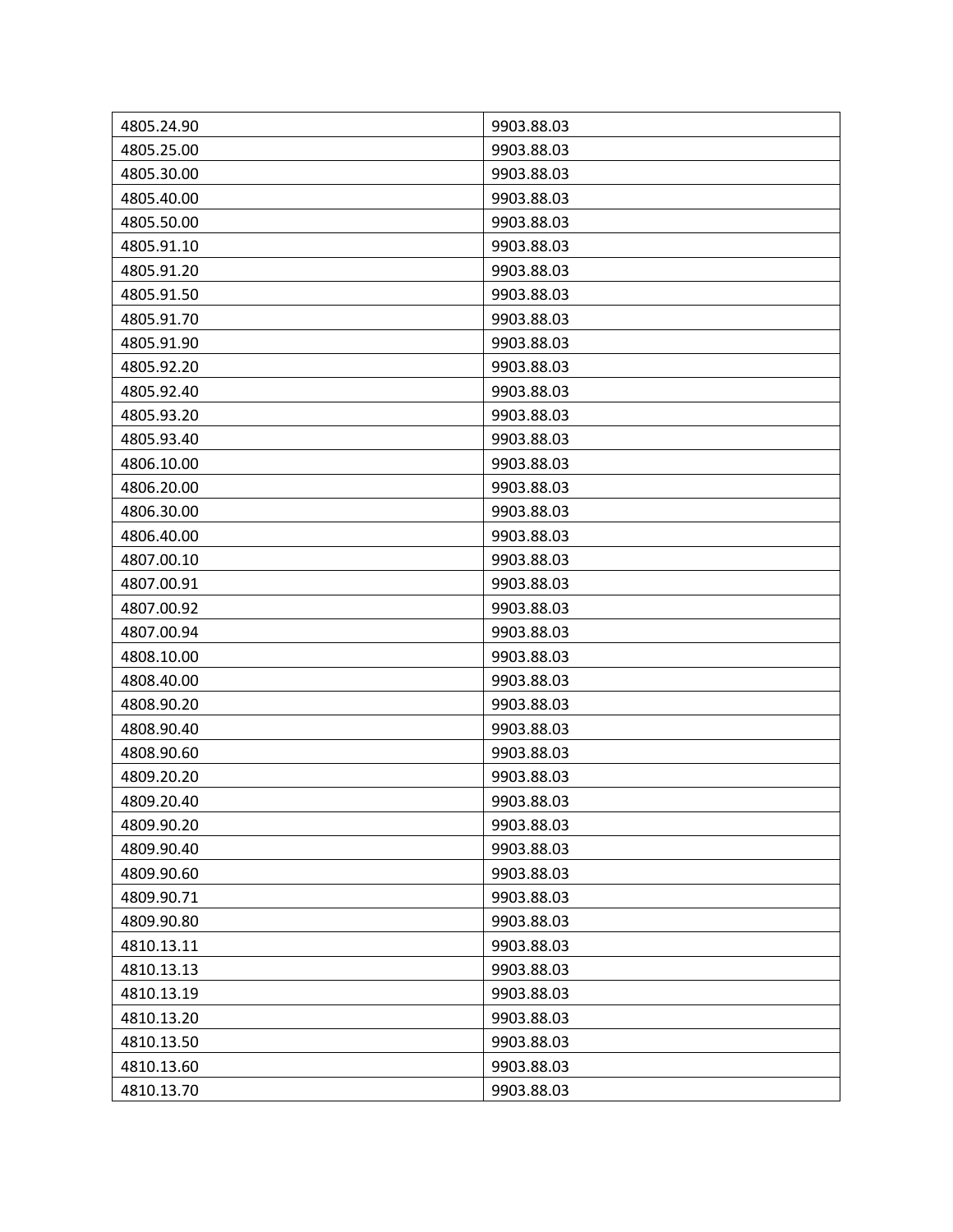| 4805.24.90 | 9903.88.03 |
|---|---|
| 4805.25.00 | 9903.88.03 |
| 4805.30.00 | 9903.88.03 |
| 4805.40.00 | 9903.88.03 |
| 4805.50.00 | 9903.88.03 |
| 4805.91.10 | 9903.88.03 |
| 4805.91.20 | 9903.88.03 |
| 4805.91.50 | 9903.88.03 |
| 4805.91.70 | 9903.88.03 |
| 4805.91.90 | 9903.88.03 |
| 4805.92.20 | 9903.88.03 |
| 4805.92.40 | 9903.88.03 |
| 4805.93.20 | 9903.88.03 |
| 4805.93.40 | 9903.88.03 |
| 4806.10.00 | 9903.88.03 |
| 4806.20.00 | 9903.88.03 |
| 4806.30.00 | 9903.88.03 |
| 4806.40.00 | 9903.88.03 |
| 4807.00.10 | 9903.88.03 |
| 4807.00.91 | 9903.88.03 |
| 4807.00.92 | 9903.88.03 |
| 4807.00.94 | 9903.88.03 |
| 4808.10.00 | 9903.88.03 |
| 4808.40.00 | 9903.88.03 |
| 4808.90.20 | 9903.88.03 |
| 4808.90.40 | 9903.88.03 |
| 4808.90.60 | 9903.88.03 |
| 4809.20.20 | 9903.88.03 |
| 4809.20.40 | 9903.88.03 |
| 4809.90.20 | 9903.88.03 |
| 4809.90.40 | 9903.88.03 |
| 4809.90.60 | 9903.88.03 |
| 4809.90.71 | 9903.88.03 |
| 4809.90.80 | 9903.88.03 |
| 4810.13.11 | 9903.88.03 |
| 4810.13.13 | 9903.88.03 |
| 4810.13.19 | 9903.88.03 |
| 4810.13.20 | 9903.88.03 |
| 4810.13.50 | 9903.88.03 |
| 4810.13.60 | 9903.88.03 |
| 4810.13.70 | 9903.88.03 |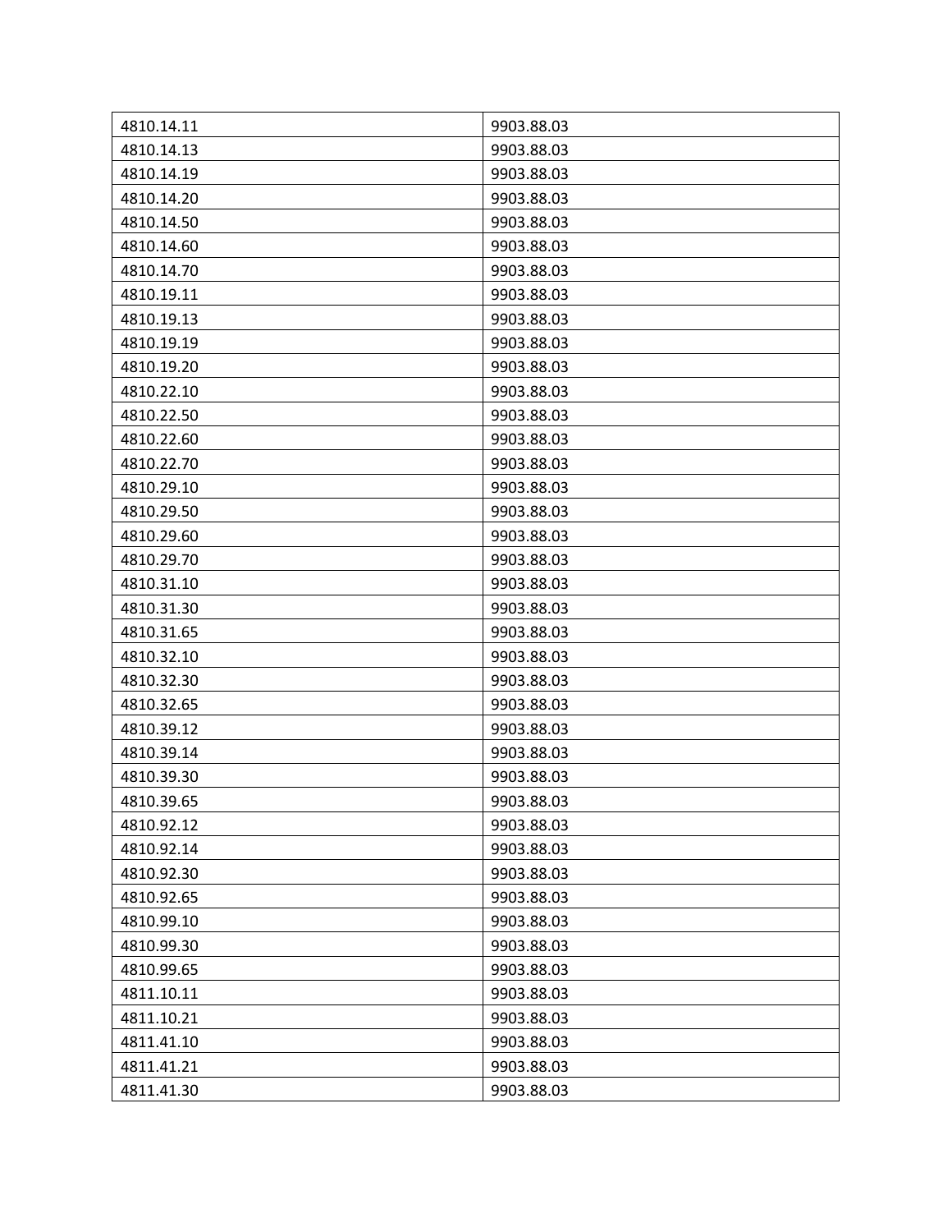| 4810.14.11 | 9903.88.03 |
|---|---|
| 4810.14.13 | 9903.88.03 |
| 4810.14.19 | 9903.88.03 |
| 4810.14.20 | 9903.88.03 |
| 4810.14.50 | 9903.88.03 |
| 4810.14.60 | 9903.88.03 |
| 4810.14.70 | 9903.88.03 |
| 4810.19.11 | 9903.88.03 |
| 4810.19.13 | 9903.88.03 |
| 4810.19.19 | 9903.88.03 |
| 4810.19.20 | 9903.88.03 |
| 4810.22.10 | 9903.88.03 |
| 4810.22.50 | 9903.88.03 |
| 4810.22.60 | 9903.88.03 |
| 4810.22.70 | 9903.88.03 |
| 4810.29.10 | 9903.88.03 |
| 4810.29.50 | 9903.88.03 |
| 4810.29.60 | 9903.88.03 |
| 4810.29.70 | 9903.88.03 |
| 4810.31.10 | 9903.88.03 |
| 4810.31.30 | 9903.88.03 |
| 4810.31.65 | 9903.88.03 |
| 4810.32.10 | 9903.88.03 |
| 4810.32.30 | 9903.88.03 |
| 4810.32.65 | 9903.88.03 |
| 4810.39.12 | 9903.88.03 |
| 4810.39.14 | 9903.88.03 |
| 4810.39.30 | 9903.88.03 |
| 4810.39.65 | 9903.88.03 |
| 4810.92.12 | 9903.88.03 |
| 4810.92.14 | 9903.88.03 |
| 4810.92.30 | 9903.88.03 |
| 4810.92.65 | 9903.88.03 |
| 4810.99.10 | 9903.88.03 |
| 4810.99.30 | 9903.88.03 |
| 4810.99.65 | 9903.88.03 |
| 4811.10.11 | 9903.88.03 |
| 4811.10.21 | 9903.88.03 |
| 4811.41.10 | 9903.88.03 |
| 4811.41.21 | 9903.88.03 |
| 4811.41.30 | 9903.88.03 |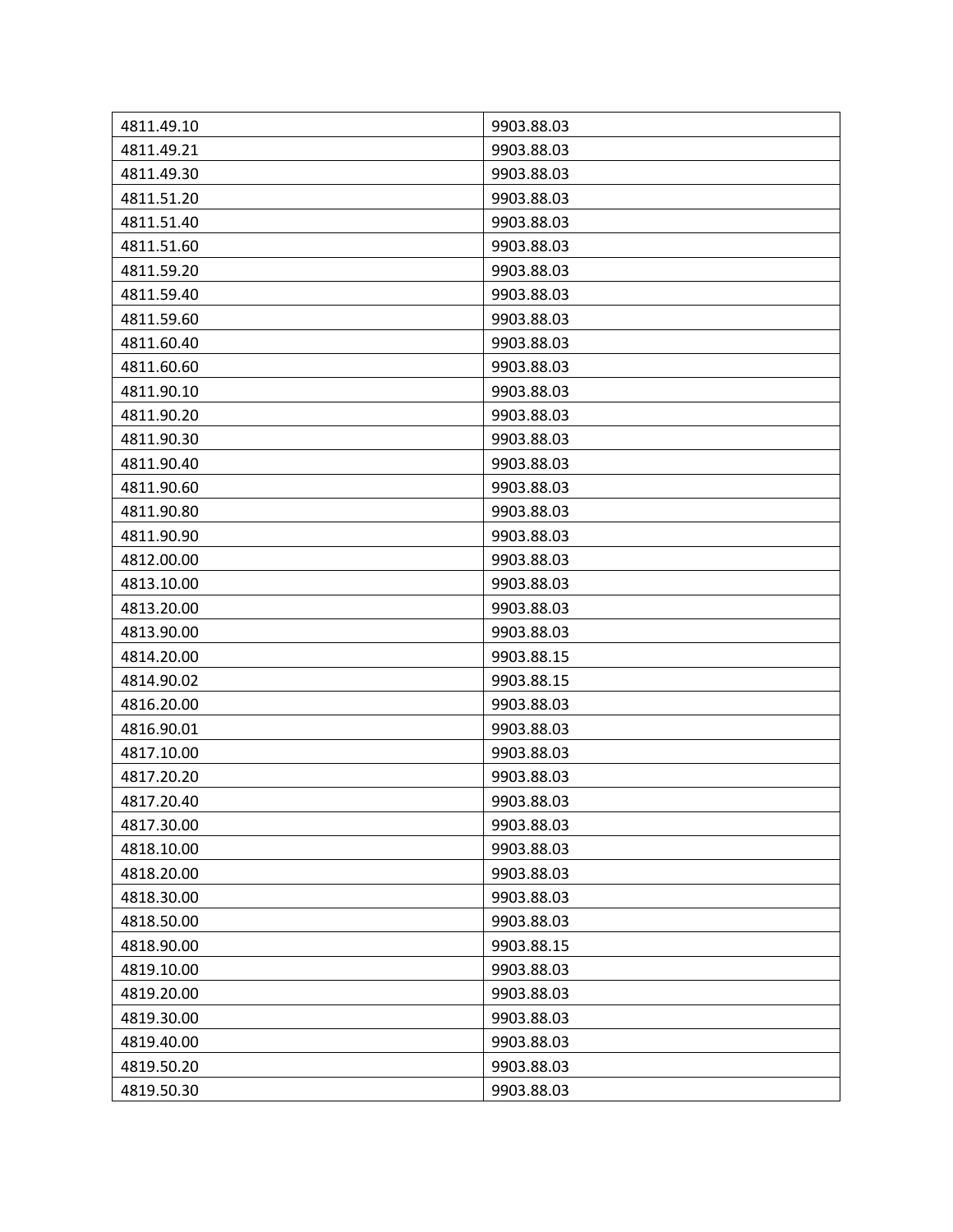| 4811.49.10 | 9903.88.03 |
|---|---|
| 4811.49.21 | 9903.88.03 |
| 4811.49.30 | 9903.88.03 |
| 4811.51.20 | 9903.88.03 |
| 4811.51.40 | 9903.88.03 |
| 4811.51.60 | 9903.88.03 |
| 4811.59.20 | 9903.88.03 |
| 4811.59.40 | 9903.88.03 |
| 4811.59.60 | 9903.88.03 |
| 4811.60.40 | 9903.88.03 |
| 4811.60.60 | 9903.88.03 |
| 4811.90.10 | 9903.88.03 |
| 4811.90.20 | 9903.88.03 |
| 4811.90.30 | 9903.88.03 |
| 4811.90.40 | 9903.88.03 |
| 4811.90.60 | 9903.88.03 |
| 4811.90.80 | 9903.88.03 |
| 4811.90.90 | 9903.88.03 |
| 4812.00.00 | 9903.88.03 |
| 4813.10.00 | 9903.88.03 |
| 4813.20.00 | 9903.88.03 |
| 4813.90.00 | 9903.88.03 |
| 4814.20.00 | 9903.88.15 |
| 4814.90.02 | 9903.88.15 |
| 4816.20.00 | 9903.88.03 |
| 4816.90.01 | 9903.88.03 |
| 4817.10.00 | 9903.88.03 |
| 4817.20.20 | 9903.88.03 |
| 4817.20.40 | 9903.88.03 |
| 4817.30.00 | 9903.88.03 |
| 4818.10.00 | 9903.88.03 |
| 4818.20.00 | 9903.88.03 |
| 4818.30.00 | 9903.88.03 |
| 4818.50.00 | 9903.88.03 |
| 4818.90.00 | 9903.88.15 |
| 4819.10.00 | 9903.88.03 |
| 4819.20.00 | 9903.88.03 |
| 4819.30.00 | 9903.88.03 |
| 4819.40.00 | 9903.88.03 |
| 4819.50.20 | 9903.88.03 |
| 4819.50.30 | 9903.88.03 |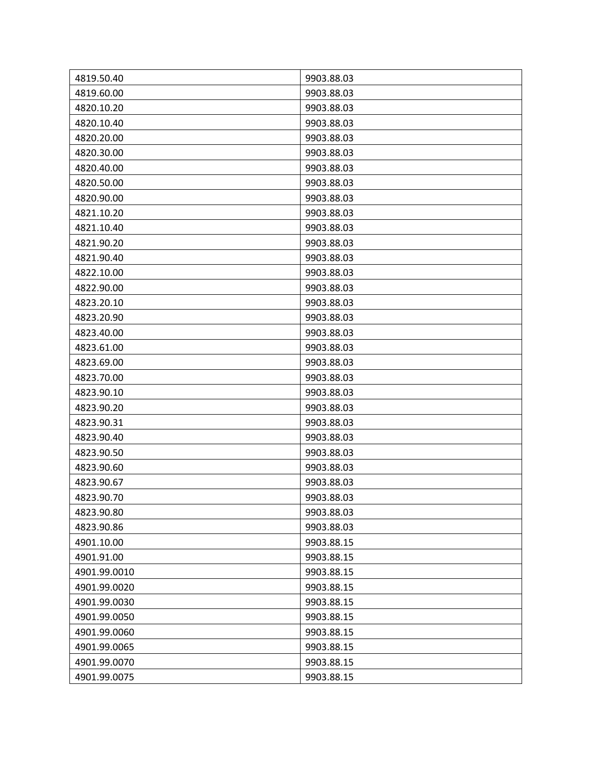| | |
|---|---|
| 4819.50.40 | 9903.88.03 |
| 4819.60.00 | 9903.88.03 |
| 4820.10.20 | 9903.88.03 |
| 4820.10.40 | 9903.88.03 |
| 4820.20.00 | 9903.88.03 |
| 4820.30.00 | 9903.88.03 |
| 4820.40.00 | 9903.88.03 |
| 4820.50.00 | 9903.88.03 |
| 4820.90.00 | 9903.88.03 |
| 4821.10.20 | 9903.88.03 |
| 4821.10.40 | 9903.88.03 |
| 4821.90.20 | 9903.88.03 |
| 4821.90.40 | 9903.88.03 |
| 4822.10.00 | 9903.88.03 |
| 4822.90.00 | 9903.88.03 |
| 4823.20.10 | 9903.88.03 |
| 4823.20.90 | 9903.88.03 |
| 4823.40.00 | 9903.88.03 |
| 4823.61.00 | 9903.88.03 |
| 4823.69.00 | 9903.88.03 |
| 4823.70.00 | 9903.88.03 |
| 4823.90.10 | 9903.88.03 |
| 4823.90.20 | 9903.88.03 |
| 4823.90.31 | 9903.88.03 |
| 4823.90.40 | 9903.88.03 |
| 4823.90.50 | 9903.88.03 |
| 4823.90.60 | 9903.88.03 |
| 4823.90.67 | 9903.88.03 |
| 4823.90.70 | 9903.88.03 |
| 4823.90.80 | 9903.88.03 |
| 4823.90.86 | 9903.88.03 |
| 4901.10.00 | 9903.88.15 |
| 4901.91.00 | 9903.88.15 |
| 4901.99.0010 | 9903.88.15 |
| 4901.99.0020 | 9903.88.15 |
| 4901.99.0030 | 9903.88.15 |
| 4901.99.0050 | 9903.88.15 |
| 4901.99.0060 | 9903.88.15 |
| 4901.99.0065 | 9903.88.15 |
| 4901.99.0070 | 9903.88.15 |
| 4901.99.0075 | 9903.88.15 |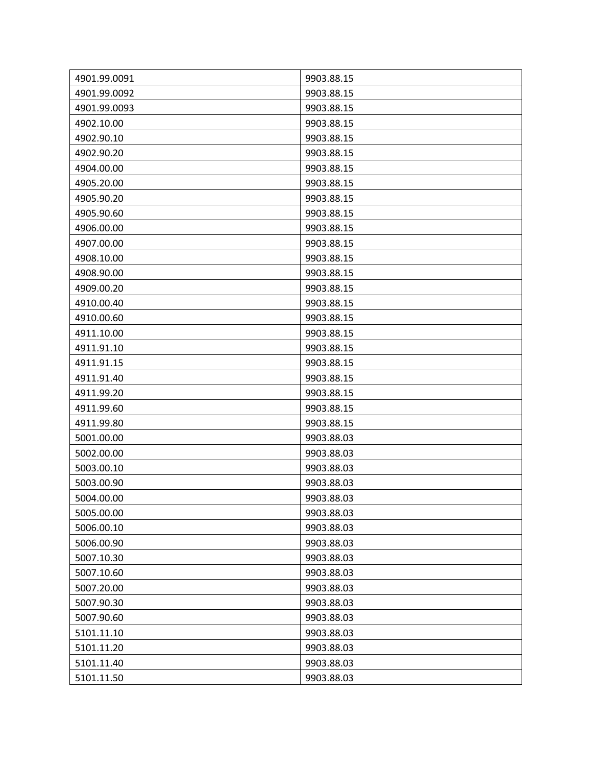| 4901.99.0091 | 9903.88.15 |
|---|---|
| 4901.99.0092 | 9903.88.15 |
| 4901.99.0093 | 9903.88.15 |
| 4902.10.00 | 9903.88.15 |
| 4902.90.10 | 9903.88.15 |
| 4902.90.20 | 9903.88.15 |
| 4904.00.00 | 9903.88.15 |
| 4905.20.00 | 9903.88.15 |
| 4905.90.20 | 9903.88.15 |
| 4905.90.60 | 9903.88.15 |
| 4906.00.00 | 9903.88.15 |
| 4907.00.00 | 9903.88.15 |
| 4908.10.00 | 9903.88.15 |
| 4908.90.00 | 9903.88.15 |
| 4909.00.20 | 9903.88.15 |
| 4910.00.40 | 9903.88.15 |
| 4910.00.60 | 9903.88.15 |
| 4911.10.00 | 9903.88.15 |
| 4911.91.10 | 9903.88.15 |
| 4911.91.15 | 9903.88.15 |
| 4911.91.40 | 9903.88.15 |
| 4911.99.20 | 9903.88.15 |
| 4911.99.60 | 9903.88.15 |
| 4911.99.80 | 9903.88.15 |
| 5001.00.00 | 9903.88.03 |
| 5002.00.00 | 9903.88.03 |
| 5003.00.10 | 9903.88.03 |
| 5003.00.90 | 9903.88.03 |
| 5004.00.00 | 9903.88.03 |
| 5005.00.00 | 9903.88.03 |
| 5006.00.10 | 9903.88.03 |
| 5006.00.90 | 9903.88.03 |
| 5007.10.30 | 9903.88.03 |
| 5007.10.60 | 9903.88.03 |
| 5007.20.00 | 9903.88.03 |
| 5007.90.30 | 9903.88.03 |
| 5007.90.60 | 9903.88.03 |
| 5101.11.10 | 9903.88.03 |
| 5101.11.20 | 9903.88.03 |
| 5101.11.40 | 9903.88.03 |
| 5101.11.50 | 9903.88.03 |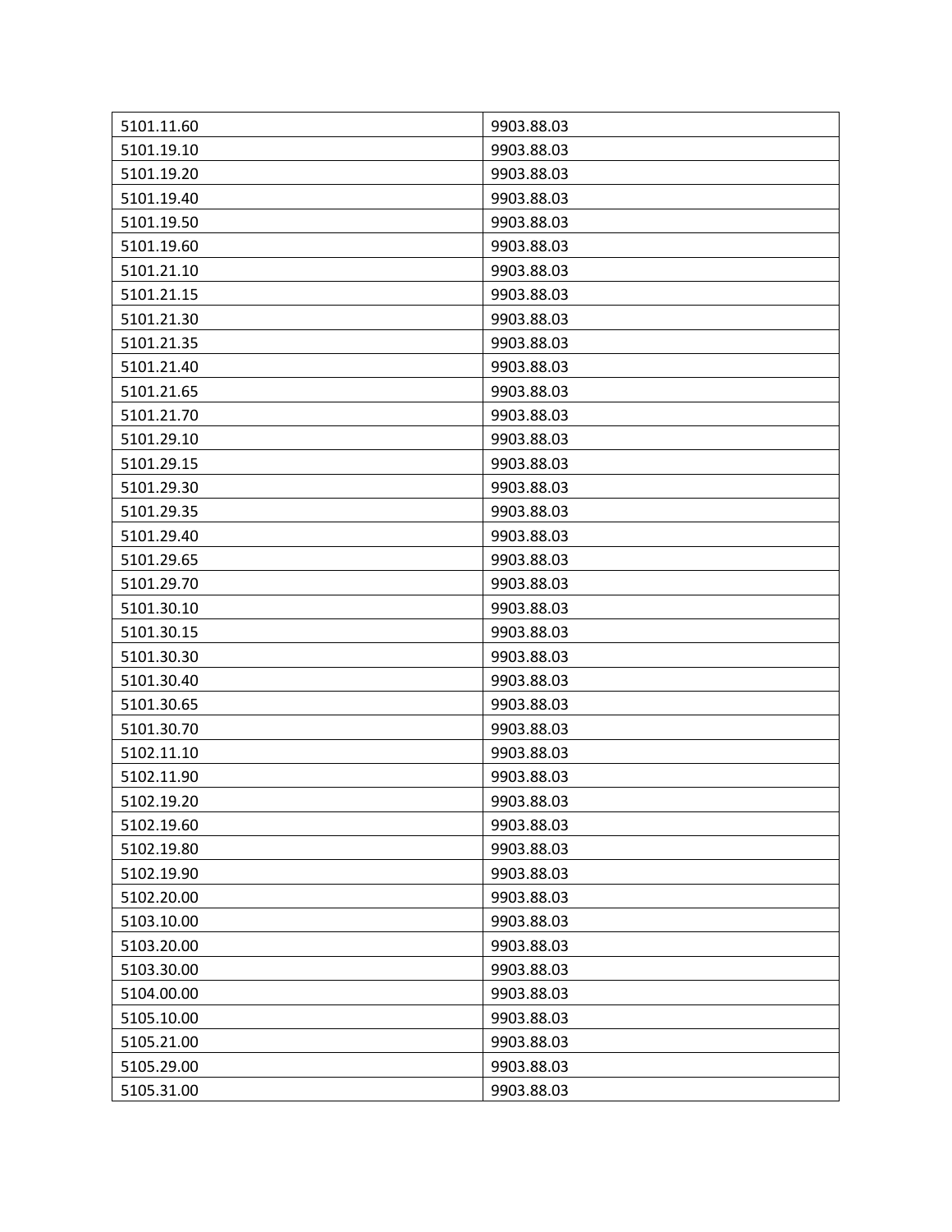| | |
|---|---|
| 5101.11.60 | 9903.88.03 |
| 5101.19.10 | 9903.88.03 |
| 5101.19.20 | 9903.88.03 |
| 5101.19.40 | 9903.88.03 |
| 5101.19.50 | 9903.88.03 |
| 5101.19.60 | 9903.88.03 |
| 5101.21.10 | 9903.88.03 |
| 5101.21.15 | 9903.88.03 |
| 5101.21.30 | 9903.88.03 |
| 5101.21.35 | 9903.88.03 |
| 5101.21.40 | 9903.88.03 |
| 5101.21.65 | 9903.88.03 |
| 5101.21.70 | 9903.88.03 |
| 5101.29.10 | 9903.88.03 |
| 5101.29.15 | 9903.88.03 |
| 5101.29.30 | 9903.88.03 |
| 5101.29.35 | 9903.88.03 |
| 5101.29.40 | 9903.88.03 |
| 5101.29.65 | 9903.88.03 |
| 5101.29.70 | 9903.88.03 |
| 5101.30.10 | 9903.88.03 |
| 5101.30.15 | 9903.88.03 |
| 5101.30.30 | 9903.88.03 |
| 5101.30.40 | 9903.88.03 |
| 5101.30.65 | 9903.88.03 |
| 5101.30.70 | 9903.88.03 |
| 5102.11.10 | 9903.88.03 |
| 5102.11.90 | 9903.88.03 |
| 5102.19.20 | 9903.88.03 |
| 5102.19.60 | 9903.88.03 |
| 5102.19.80 | 9903.88.03 |
| 5102.19.90 | 9903.88.03 |
| 5102.20.00 | 9903.88.03 |
| 5103.10.00 | 9903.88.03 |
| 5103.20.00 | 9903.88.03 |
| 5103.30.00 | 9903.88.03 |
| 5104.00.00 | 9903.88.03 |
| 5105.10.00 | 9903.88.03 |
| 5105.21.00 | 9903.88.03 |
| 5105.29.00 | 9903.88.03 |
| 5105.31.00 | 9903.88.03 |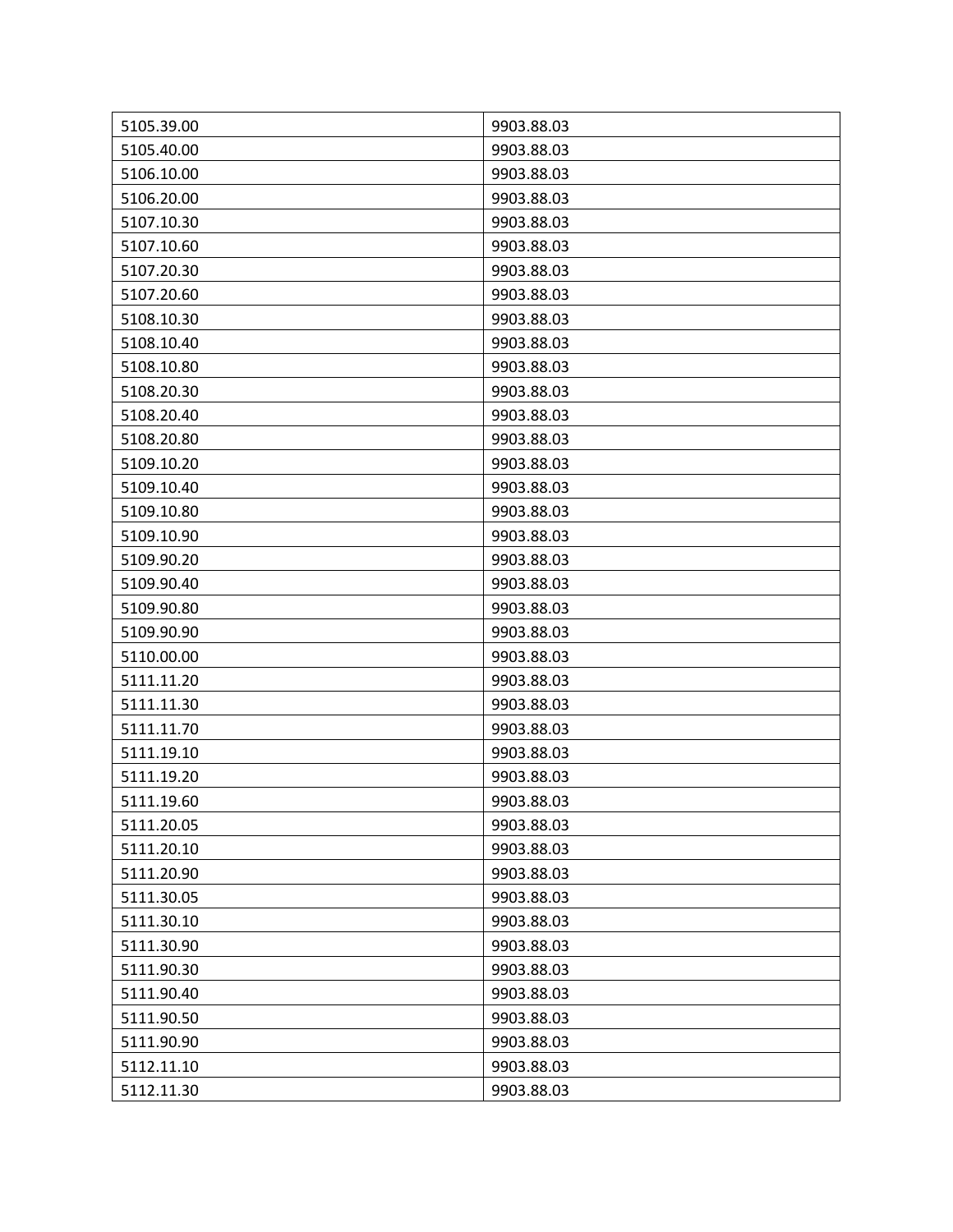| 5105.39.00 | 9903.88.03 |
|---|---|
| 5105.40.00 | 9903.88.03 |
| 5106.10.00 | 9903.88.03 |
| 5106.20.00 | 9903.88.03 |
| 5107.10.30 | 9903.88.03 |
| 5107.10.60 | 9903.88.03 |
| 5107.20.30 | 9903.88.03 |
| 5107.20.60 | 9903.88.03 |
| 5108.10.30 | 9903.88.03 |
| 5108.10.40 | 9903.88.03 |
| 5108.10.80 | 9903.88.03 |
| 5108.20.30 | 9903.88.03 |
| 5108.20.40 | 9903.88.03 |
| 5108.20.80 | 9903.88.03 |
| 5109.10.20 | 9903.88.03 |
| 5109.10.40 | 9903.88.03 |
| 5109.10.80 | 9903.88.03 |
| 5109.10.90 | 9903.88.03 |
| 5109.90.20 | 9903.88.03 |
| 5109.90.40 | 9903.88.03 |
| 5109.90.80 | 9903.88.03 |
| 5109.90.90 | 9903.88.03 |
| 5110.00.00 | 9903.88.03 |
| 5111.11.20 | 9903.88.03 |
| 5111.11.30 | 9903.88.03 |
| 5111.11.70 | 9903.88.03 |
| 5111.19.10 | 9903.88.03 |
| 5111.19.20 | 9903.88.03 |
| 5111.19.60 | 9903.88.03 |
| 5111.20.05 | 9903.88.03 |
| 5111.20.10 | 9903.88.03 |
| 5111.20.90 | 9903.88.03 |
| 5111.30.05 | 9903.88.03 |
| 5111.30.10 | 9903.88.03 |
| 5111.30.90 | 9903.88.03 |
| 5111.90.30 | 9903.88.03 |
| 5111.90.40 | 9903.88.03 |
| 5111.90.50 | 9903.88.03 |
| 5111.90.90 | 9903.88.03 |
| 5112.11.10 | 9903.88.03 |
| 5112.11.30 | 9903.88.03 |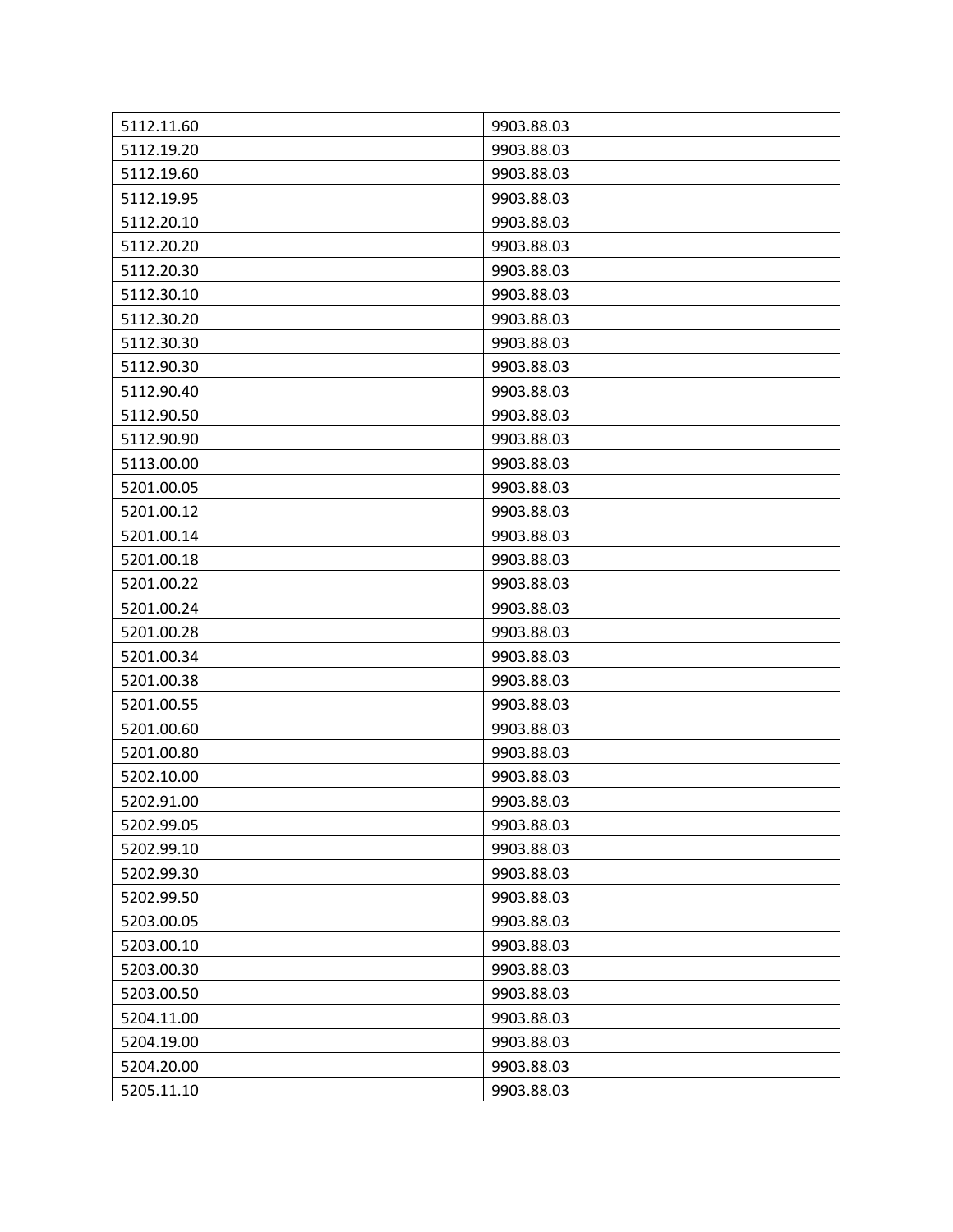| 5112.11.60 | 9903.88.03 |
|---|---|
| 5112.19.20 | 9903.88.03 |
| 5112.19.60 | 9903.88.03 |
| 5112.19.95 | 9903.88.03 |
| 5112.20.10 | 9903.88.03 |
| 5112.20.20 | 9903.88.03 |
| 5112.20.30 | 9903.88.03 |
| 5112.30.10 | 9903.88.03 |
| 5112.30.20 | 9903.88.03 |
| 5112.30.30 | 9903.88.03 |
| 5112.90.30 | 9903.88.03 |
| 5112.90.40 | 9903.88.03 |
| 5112.90.50 | 9903.88.03 |
| 5112.90.90 | 9903.88.03 |
| 5113.00.00 | 9903.88.03 |
| 5201.00.05 | 9903.88.03 |
| 5201.00.12 | 9903.88.03 |
| 5201.00.14 | 9903.88.03 |
| 5201.00.18 | 9903.88.03 |
| 5201.00.22 | 9903.88.03 |
| 5201.00.24 | 9903.88.03 |
| 5201.00.28 | 9903.88.03 |
| 5201.00.34 | 9903.88.03 |
| 5201.00.38 | 9903.88.03 |
| 5201.00.55 | 9903.88.03 |
| 5201.00.60 | 9903.88.03 |
| 5201.00.80 | 9903.88.03 |
| 5202.10.00 | 9903.88.03 |
| 5202.91.00 | 9903.88.03 |
| 5202.99.05 | 9903.88.03 |
| 5202.99.10 | 9903.88.03 |
| 5202.99.30 | 9903.88.03 |
| 5202.99.50 | 9903.88.03 |
| 5203.00.05 | 9903.88.03 |
| 5203.00.10 | 9903.88.03 |
| 5203.00.30 | 9903.88.03 |
| 5203.00.50 | 9903.88.03 |
| 5204.11.00 | 9903.88.03 |
| 5204.19.00 | 9903.88.03 |
| 5204.20.00 | 9903.88.03 |
| 5205.11.10 | 9903.88.03 |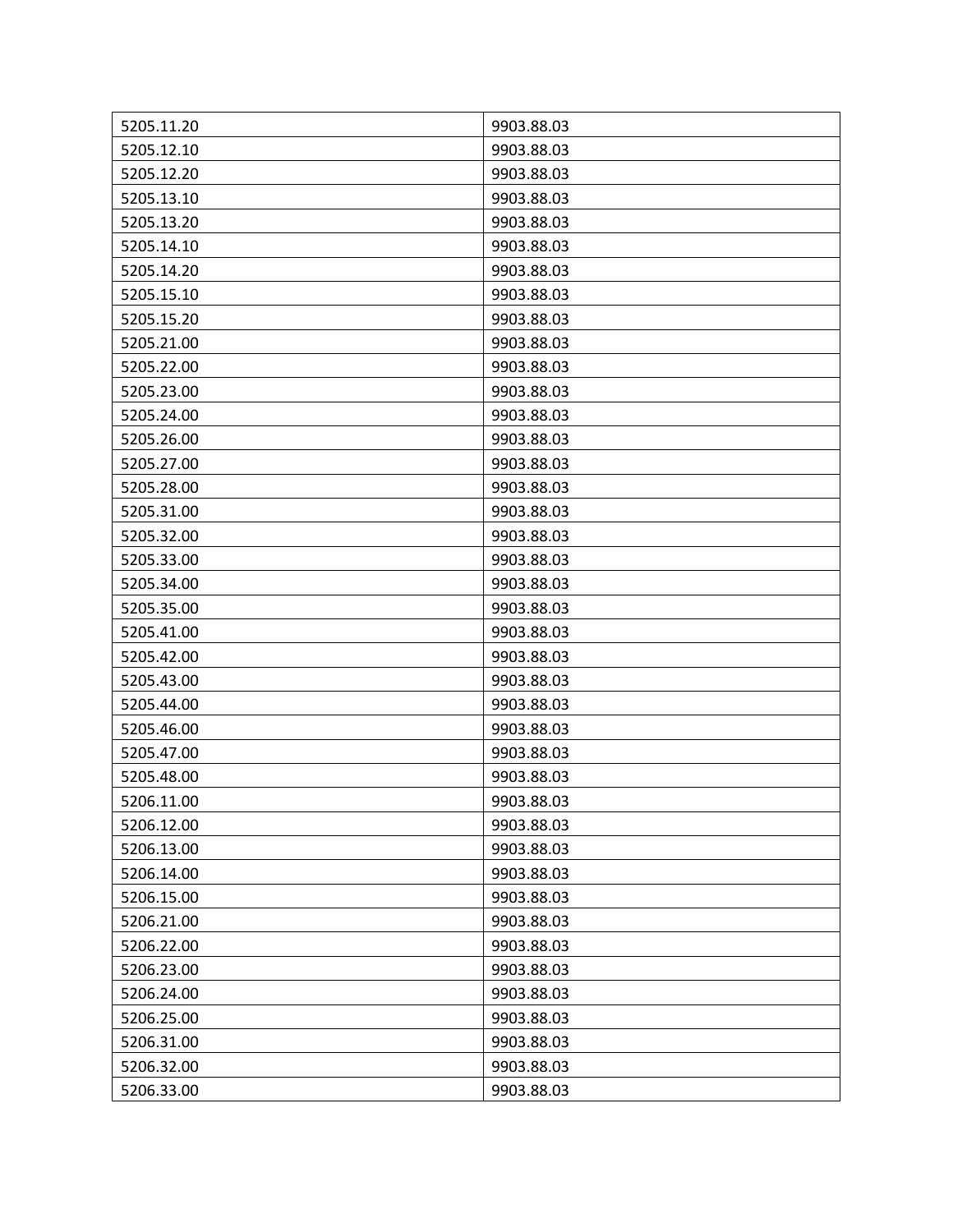| 5205.11.20 | 9903.88.03 |
|---|---|
| 5205.12.10 | 9903.88.03 |
| 5205.12.20 | 9903.88.03 |
| 5205.13.10 | 9903.88.03 |
| 5205.13.20 | 9903.88.03 |
| 5205.14.10 | 9903.88.03 |
| 5205.14.20 | 9903.88.03 |
| 5205.15.10 | 9903.88.03 |
| 5205.15.20 | 9903.88.03 |
| 5205.21.00 | 9903.88.03 |
| 5205.22.00 | 9903.88.03 |
| 5205.23.00 | 9903.88.03 |
| 5205.24.00 | 9903.88.03 |
| 5205.26.00 | 9903.88.03 |
| 5205.27.00 | 9903.88.03 |
| 5205.28.00 | 9903.88.03 |
| 5205.31.00 | 9903.88.03 |
| 5205.32.00 | 9903.88.03 |
| 5205.33.00 | 9903.88.03 |
| 5205.34.00 | 9903.88.03 |
| 5205.35.00 | 9903.88.03 |
| 5205.41.00 | 9903.88.03 |
| 5205.42.00 | 9903.88.03 |
| 5205.43.00 | 9903.88.03 |
| 5205.44.00 | 9903.88.03 |
| 5205.46.00 | 9903.88.03 |
| 5205.47.00 | 9903.88.03 |
| 5205.48.00 | 9903.88.03 |
| 5206.11.00 | 9903.88.03 |
| 5206.12.00 | 9903.88.03 |
| 5206.13.00 | 9903.88.03 |
| 5206.14.00 | 9903.88.03 |
| 5206.15.00 | 9903.88.03 |
| 5206.21.00 | 9903.88.03 |
| 5206.22.00 | 9903.88.03 |
| 5206.23.00 | 9903.88.03 |
| 5206.24.00 | 9903.88.03 |
| 5206.25.00 | 9903.88.03 |
| 5206.31.00 | 9903.88.03 |
| 5206.32.00 | 9903.88.03 |
| 5206.33.00 | 9903.88.03 |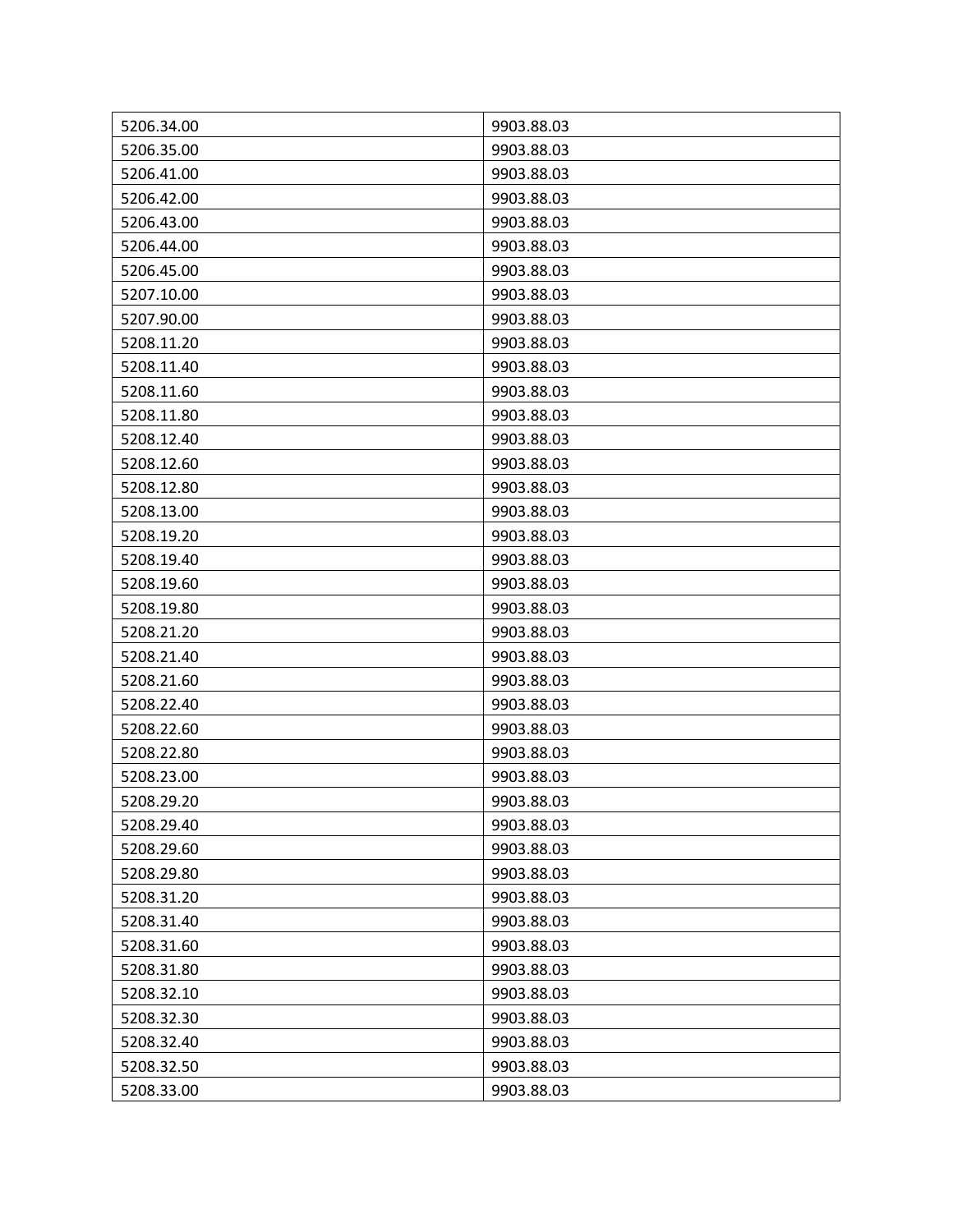| | |
|---|---|
| 5206.34.00 | 9903.88.03 |
| 5206.35.00 | 9903.88.03 |
| 5206.41.00 | 9903.88.03 |
| 5206.42.00 | 9903.88.03 |
| 5206.43.00 | 9903.88.03 |
| 5206.44.00 | 9903.88.03 |
| 5206.45.00 | 9903.88.03 |
| 5207.10.00 | 9903.88.03 |
| 5207.90.00 | 9903.88.03 |
| 5208.11.20 | 9903.88.03 |
| 5208.11.40 | 9903.88.03 |
| 5208.11.60 | 9903.88.03 |
| 5208.11.80 | 9903.88.03 |
| 5208.12.40 | 9903.88.03 |
| 5208.12.60 | 9903.88.03 |
| 5208.12.80 | 9903.88.03 |
| 5208.13.00 | 9903.88.03 |
| 5208.19.20 | 9903.88.03 |
| 5208.19.40 | 9903.88.03 |
| 5208.19.60 | 9903.88.03 |
| 5208.19.80 | 9903.88.03 |
| 5208.21.20 | 9903.88.03 |
| 5208.21.40 | 9903.88.03 |
| 5208.21.60 | 9903.88.03 |
| 5208.22.40 | 9903.88.03 |
| 5208.22.60 | 9903.88.03 |
| 5208.22.80 | 9903.88.03 |
| 5208.23.00 | 9903.88.03 |
| 5208.29.20 | 9903.88.03 |
| 5208.29.40 | 9903.88.03 |
| 5208.29.60 | 9903.88.03 |
| 5208.29.80 | 9903.88.03 |
| 5208.31.20 | 9903.88.03 |
| 5208.31.40 | 9903.88.03 |
| 5208.31.60 | 9903.88.03 |
| 5208.31.80 | 9903.88.03 |
| 5208.32.10 | 9903.88.03 |
| 5208.32.30 | 9903.88.03 |
| 5208.32.40 | 9903.88.03 |
| 5208.32.50 | 9903.88.03 |
| 5208.33.00 | 9903.88.03 |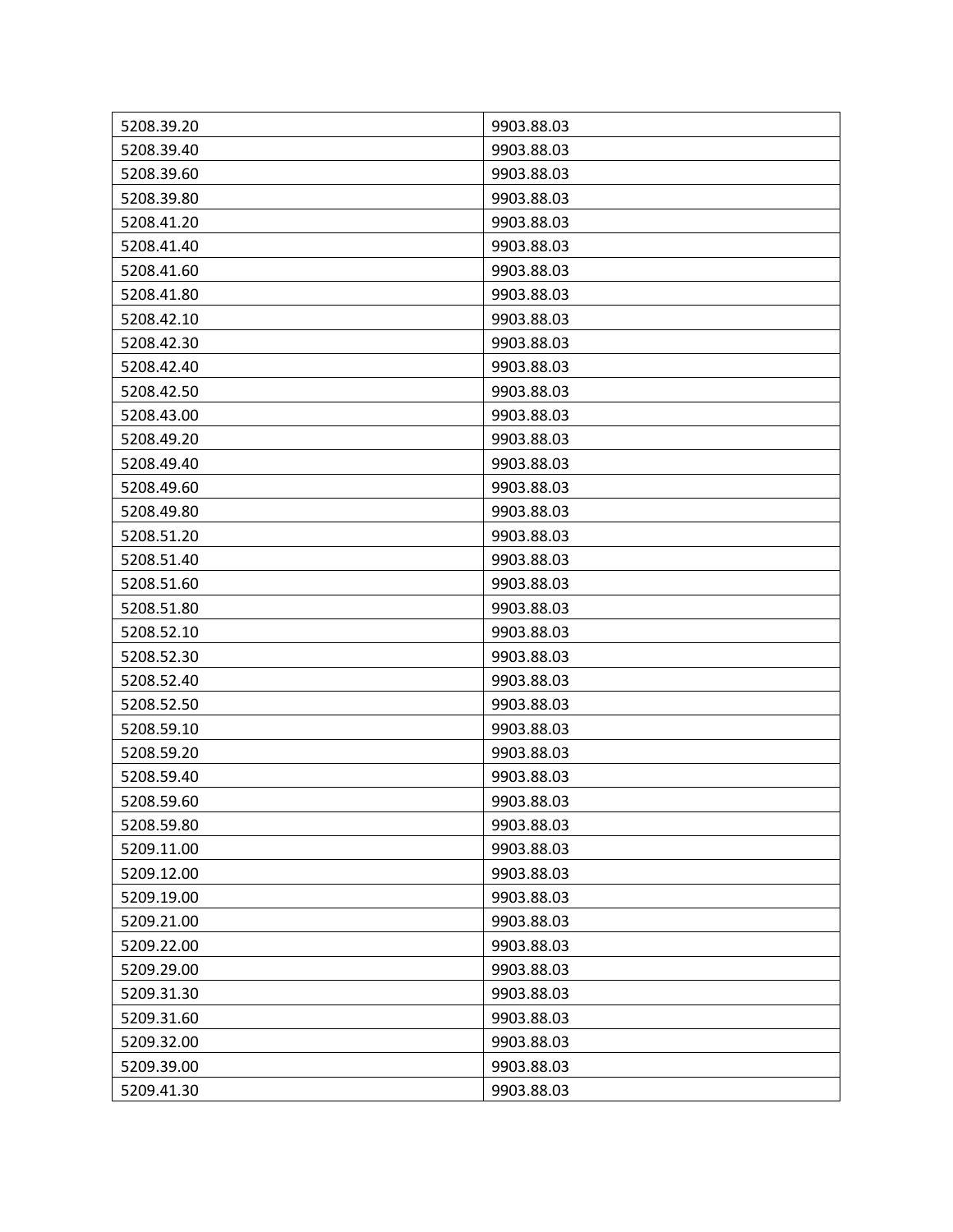| | |
|---|---|
| 5208.39.20 | 9903.88.03 |
| 5208.39.40 | 9903.88.03 |
| 5208.39.60 | 9903.88.03 |
| 5208.39.80 | 9903.88.03 |
| 5208.41.20 | 9903.88.03 |
| 5208.41.40 | 9903.88.03 |
| 5208.41.60 | 9903.88.03 |
| 5208.41.80 | 9903.88.03 |
| 5208.42.10 | 9903.88.03 |
| 5208.42.30 | 9903.88.03 |
| 5208.42.40 | 9903.88.03 |
| 5208.42.50 | 9903.88.03 |
| 5208.43.00 | 9903.88.03 |
| 5208.49.20 | 9903.88.03 |
| 5208.49.40 | 9903.88.03 |
| 5208.49.60 | 9903.88.03 |
| 5208.49.80 | 9903.88.03 |
| 5208.51.20 | 9903.88.03 |
| 5208.51.40 | 9903.88.03 |
| 5208.51.60 | 9903.88.03 |
| 5208.51.80 | 9903.88.03 |
| 5208.52.10 | 9903.88.03 |
| 5208.52.30 | 9903.88.03 |
| 5208.52.40 | 9903.88.03 |
| 5208.52.50 | 9903.88.03 |
| 5208.59.10 | 9903.88.03 |
| 5208.59.20 | 9903.88.03 |
| 5208.59.40 | 9903.88.03 |
| 5208.59.60 | 9903.88.03 |
| 5208.59.80 | 9903.88.03 |
| 5209.11.00 | 9903.88.03 |
| 5209.12.00 | 9903.88.03 |
| 5209.19.00 | 9903.88.03 |
| 5209.21.00 | 9903.88.03 |
| 5209.22.00 | 9903.88.03 |
| 5209.29.00 | 9903.88.03 |
| 5209.31.30 | 9903.88.03 |
| 5209.31.60 | 9903.88.03 |
| 5209.32.00 | 9903.88.03 |
| 5209.39.00 | 9903.88.03 |
| 5209.41.30 | 9903.88.03 |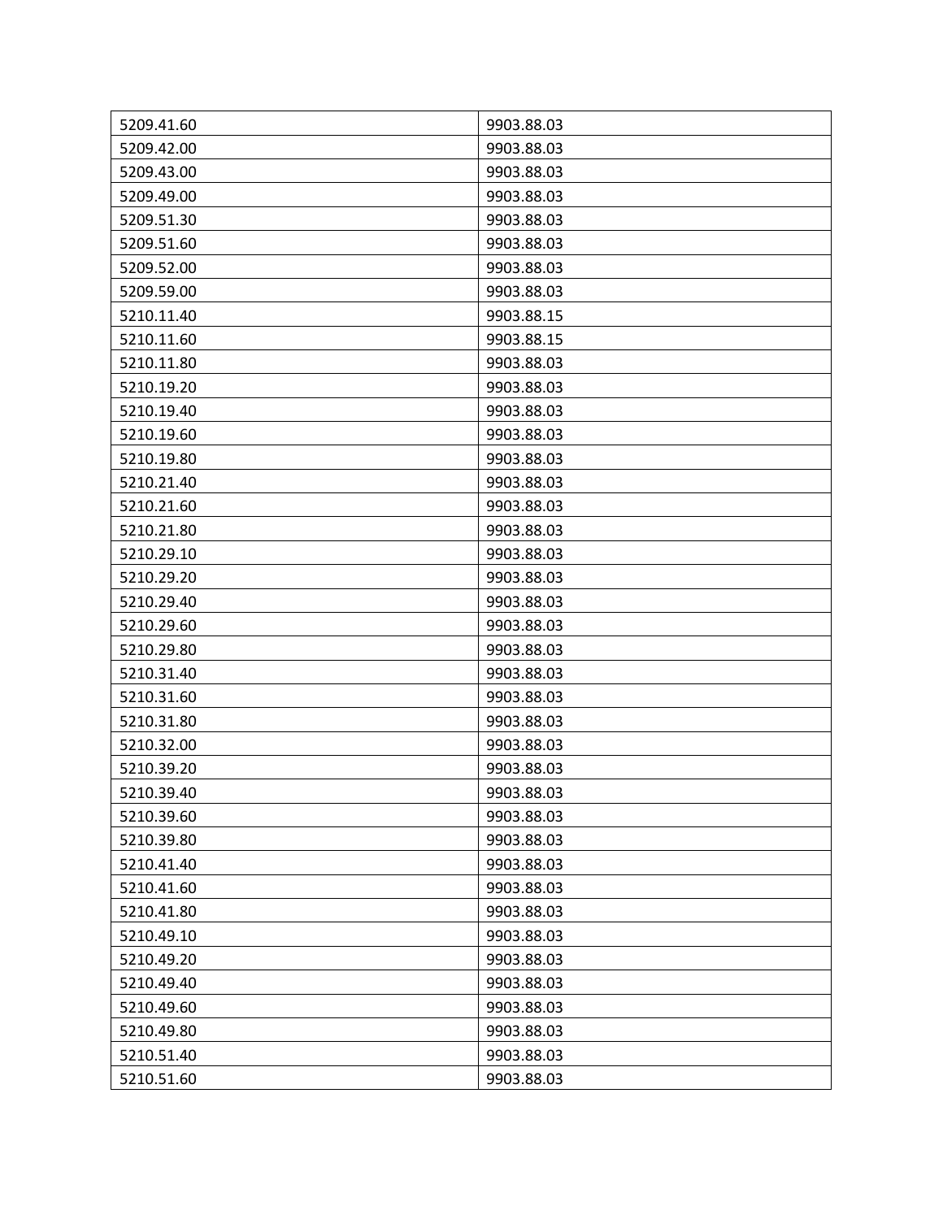| 5209.41.60 | 9903.88.03 |
|---|---|
| 5209.42.00 | 9903.88.03 |
| 5209.43.00 | 9903.88.03 |
| 5209.49.00 | 9903.88.03 |
| 5209.51.30 | 9903.88.03 |
| 5209.51.60 | 9903.88.03 |
| 5209.52.00 | 9903.88.03 |
| 5209.59.00 | 9903.88.03 |
| 5210.11.40 | 9903.88.15 |
| 5210.11.60 | 9903.88.15 |
| 5210.11.80 | 9903.88.03 |
| 5210.19.20 | 9903.88.03 |
| 5210.19.40 | 9903.88.03 |
| 5210.19.60 | 9903.88.03 |
| 5210.19.80 | 9903.88.03 |
| 5210.21.40 | 9903.88.03 |
| 5210.21.60 | 9903.88.03 |
| 5210.21.80 | 9903.88.03 |
| 5210.29.10 | 9903.88.03 |
| 5210.29.20 | 9903.88.03 |
| 5210.29.40 | 9903.88.03 |
| 5210.29.60 | 9903.88.03 |
| 5210.29.80 | 9903.88.03 |
| 5210.31.40 | 9903.88.03 |
| 5210.31.60 | 9903.88.03 |
| 5210.31.80 | 9903.88.03 |
| 5210.32.00 | 9903.88.03 |
| 5210.39.20 | 9903.88.03 |
| 5210.39.40 | 9903.88.03 |
| 5210.39.60 | 9903.88.03 |
| 5210.39.80 | 9903.88.03 |
| 5210.41.40 | 9903.88.03 |
| 5210.41.60 | 9903.88.03 |
| 5210.41.80 | 9903.88.03 |
| 5210.49.10 | 9903.88.03 |
| 5210.49.20 | 9903.88.03 |
| 5210.49.40 | 9903.88.03 |
| 5210.49.60 | 9903.88.03 |
| 5210.49.80 | 9903.88.03 |
| 5210.51.40 | 9903.88.03 |
| 5210.51.60 | 9903.88.03 |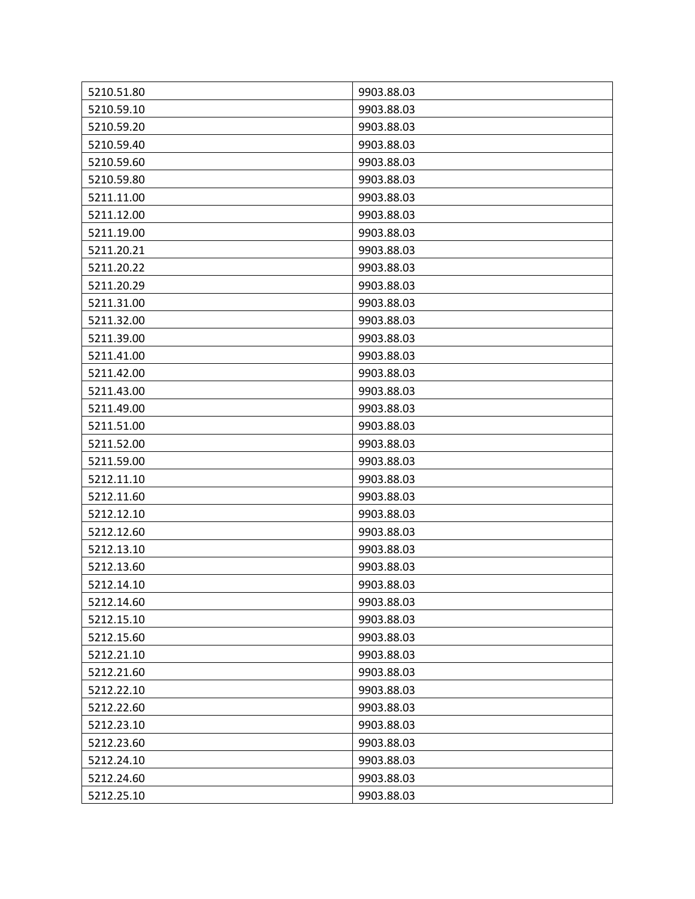| 5210.51.80 | 9903.88.03 |
|---|---|
| 5210.59.10 | 9903.88.03 |
| 5210.59.20 | 9903.88.03 |
| 5210.59.40 | 9903.88.03 |
| 5210.59.60 | 9903.88.03 |
| 5210.59.80 | 9903.88.03 |
| 5211.11.00 | 9903.88.03 |
| 5211.12.00 | 9903.88.03 |
| 5211.19.00 | 9903.88.03 |
| 5211.20.21 | 9903.88.03 |
| 5211.20.22 | 9903.88.03 |
| 5211.20.29 | 9903.88.03 |
| 5211.31.00 | 9903.88.03 |
| 5211.32.00 | 9903.88.03 |
| 5211.39.00 | 9903.88.03 |
| 5211.41.00 | 9903.88.03 |
| 5211.42.00 | 9903.88.03 |
| 5211.43.00 | 9903.88.03 |
| 5211.49.00 | 9903.88.03 |
| 5211.51.00 | 9903.88.03 |
| 5211.52.00 | 9903.88.03 |
| 5211.59.00 | 9903.88.03 |
| 5212.11.10 | 9903.88.03 |
| 5212.11.60 | 9903.88.03 |
| 5212.12.10 | 9903.88.03 |
| 5212.12.60 | 9903.88.03 |
| 5212.13.10 | 9903.88.03 |
| 5212.13.60 | 9903.88.03 |
| 5212.14.10 | 9903.88.03 |
| 5212.14.60 | 9903.88.03 |
| 5212.15.10 | 9903.88.03 |
| 5212.15.60 | 9903.88.03 |
| 5212.21.10 | 9903.88.03 |
| 5212.21.60 | 9903.88.03 |
| 5212.22.10 | 9903.88.03 |
| 5212.22.60 | 9903.88.03 |
| 5212.23.10 | 9903.88.03 |
| 5212.23.60 | 9903.88.03 |
| 5212.24.10 | 9903.88.03 |
| 5212.24.60 | 9903.88.03 |
| 5212.25.10 | 9903.88.03 |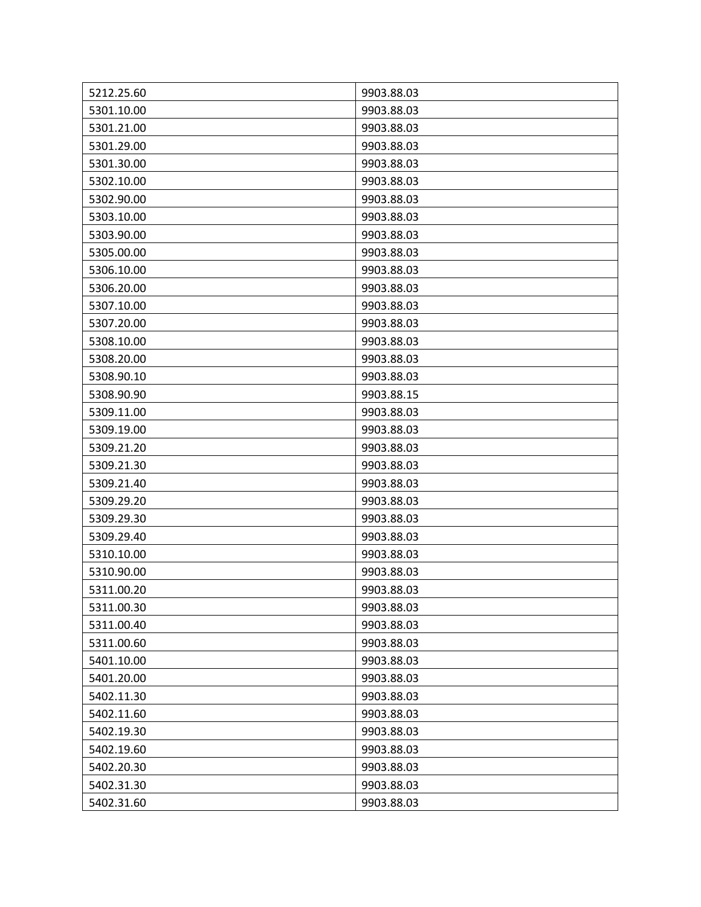| 5212.25.60 | 9903.88.03 |
|---|---|
| 5301.10.00 | 9903.88.03 |
| 5301.21.00 | 9903.88.03 |
| 5301.29.00 | 9903.88.03 |
| 5301.30.00 | 9903.88.03 |
| 5302.10.00 | 9903.88.03 |
| 5302.90.00 | 9903.88.03 |
| 5303.10.00 | 9903.88.03 |
| 5303.90.00 | 9903.88.03 |
| 5305.00.00 | 9903.88.03 |
| 5306.10.00 | 9903.88.03 |
| 5306.20.00 | 9903.88.03 |
| 5307.10.00 | 9903.88.03 |
| 5307.20.00 | 9903.88.03 |
| 5308.10.00 | 9903.88.03 |
| 5308.20.00 | 9903.88.03 |
| 5308.90.10 | 9903.88.03 |
| 5308.90.90 | 9903.88.15 |
| 5309.11.00 | 9903.88.03 |
| 5309.19.00 | 9903.88.03 |
| 5309.21.20 | 9903.88.03 |
| 5309.21.30 | 9903.88.03 |
| 5309.21.40 | 9903.88.03 |
| 5309.29.20 | 9903.88.03 |
| 5309.29.30 | 9903.88.03 |
| 5309.29.40 | 9903.88.03 |
| 5310.10.00 | 9903.88.03 |
| 5310.90.00 | 9903.88.03 |
| 5311.00.20 | 9903.88.03 |
| 5311.00.30 | 9903.88.03 |
| 5311.00.40 | 9903.88.03 |
| 5311.00.60 | 9903.88.03 |
| 5401.10.00 | 9903.88.03 |
| 5401.20.00 | 9903.88.03 |
| 5402.11.30 | 9903.88.03 |
| 5402.11.60 | 9903.88.03 |
| 5402.19.30 | 9903.88.03 |
| 5402.19.60 | 9903.88.03 |
| 5402.20.30 | 9903.88.03 |
| 5402.31.30 | 9903.88.03 |
| 5402.31.60 | 9903.88.03 |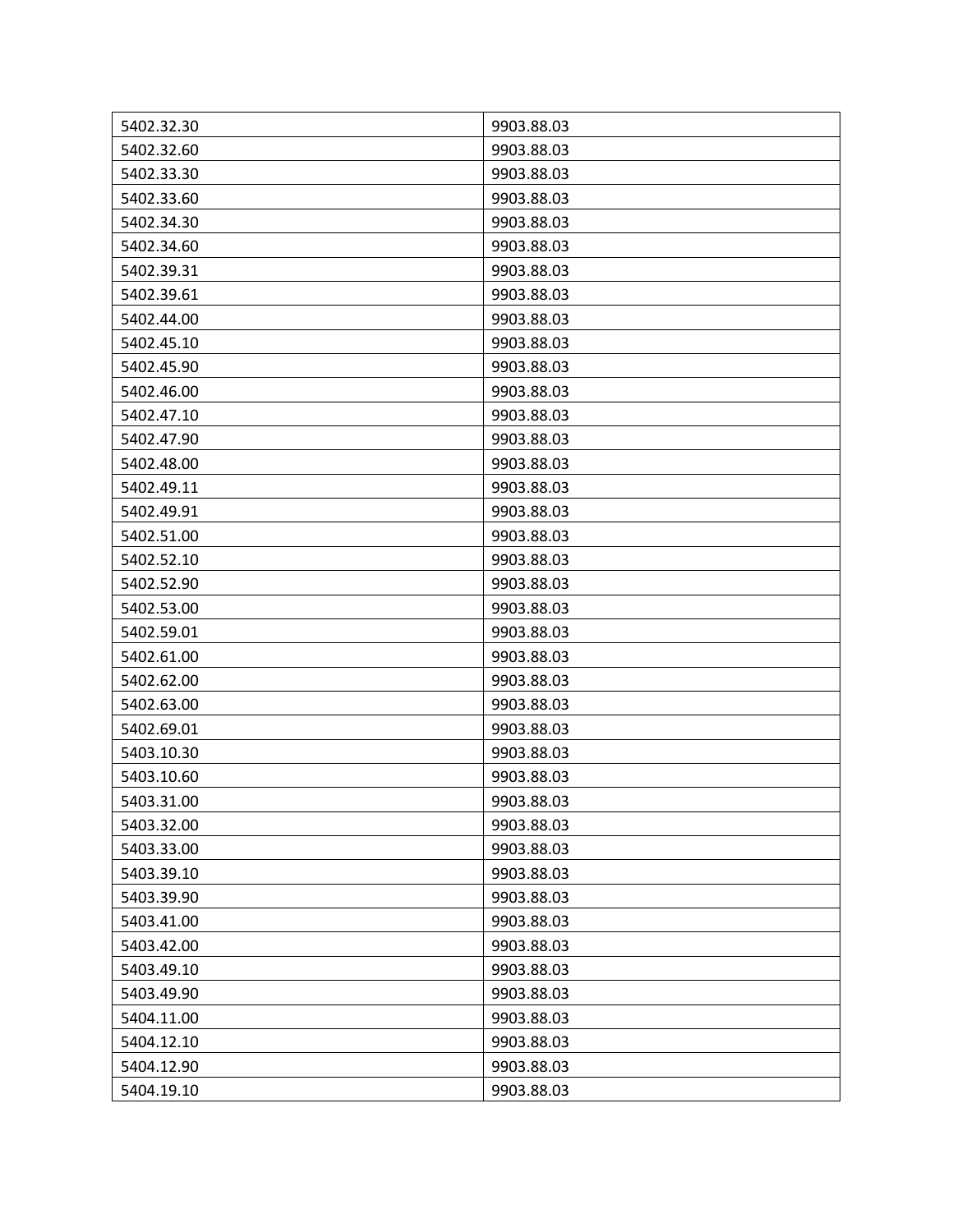| 5402.32.30 | 9903.88.03 |
|---|---|
| 5402.32.60 | 9903.88.03 |
| 5402.33.30 | 9903.88.03 |
| 5402.33.60 | 9903.88.03 |
| 5402.34.30 | 9903.88.03 |
| 5402.34.60 | 9903.88.03 |
| 5402.39.31 | 9903.88.03 |
| 5402.39.61 | 9903.88.03 |
| 5402.44.00 | 9903.88.03 |
| 5402.45.10 | 9903.88.03 |
| 5402.45.90 | 9903.88.03 |
| 5402.46.00 | 9903.88.03 |
| 5402.47.10 | 9903.88.03 |
| 5402.47.90 | 9903.88.03 |
| 5402.48.00 | 9903.88.03 |
| 5402.49.11 | 9903.88.03 |
| 5402.49.91 | 9903.88.03 |
| 5402.51.00 | 9903.88.03 |
| 5402.52.10 | 9903.88.03 |
| 5402.52.90 | 9903.88.03 |
| 5402.53.00 | 9903.88.03 |
| 5402.59.01 | 9903.88.03 |
| 5402.61.00 | 9903.88.03 |
| 5402.62.00 | 9903.88.03 |
| 5402.63.00 | 9903.88.03 |
| 5402.69.01 | 9903.88.03 |
| 5403.10.30 | 9903.88.03 |
| 5403.10.60 | 9903.88.03 |
| 5403.31.00 | 9903.88.03 |
| 5403.32.00 | 9903.88.03 |
| 5403.33.00 | 9903.88.03 |
| 5403.39.10 | 9903.88.03 |
| 5403.39.90 | 9903.88.03 |
| 5403.41.00 | 9903.88.03 |
| 5403.42.00 | 9903.88.03 |
| 5403.49.10 | 9903.88.03 |
| 5403.49.90 | 9903.88.03 |
| 5404.11.00 | 9903.88.03 |
| 5404.12.10 | 9903.88.03 |
| 5404.12.90 | 9903.88.03 |
| 5404.19.10 | 9903.88.03 |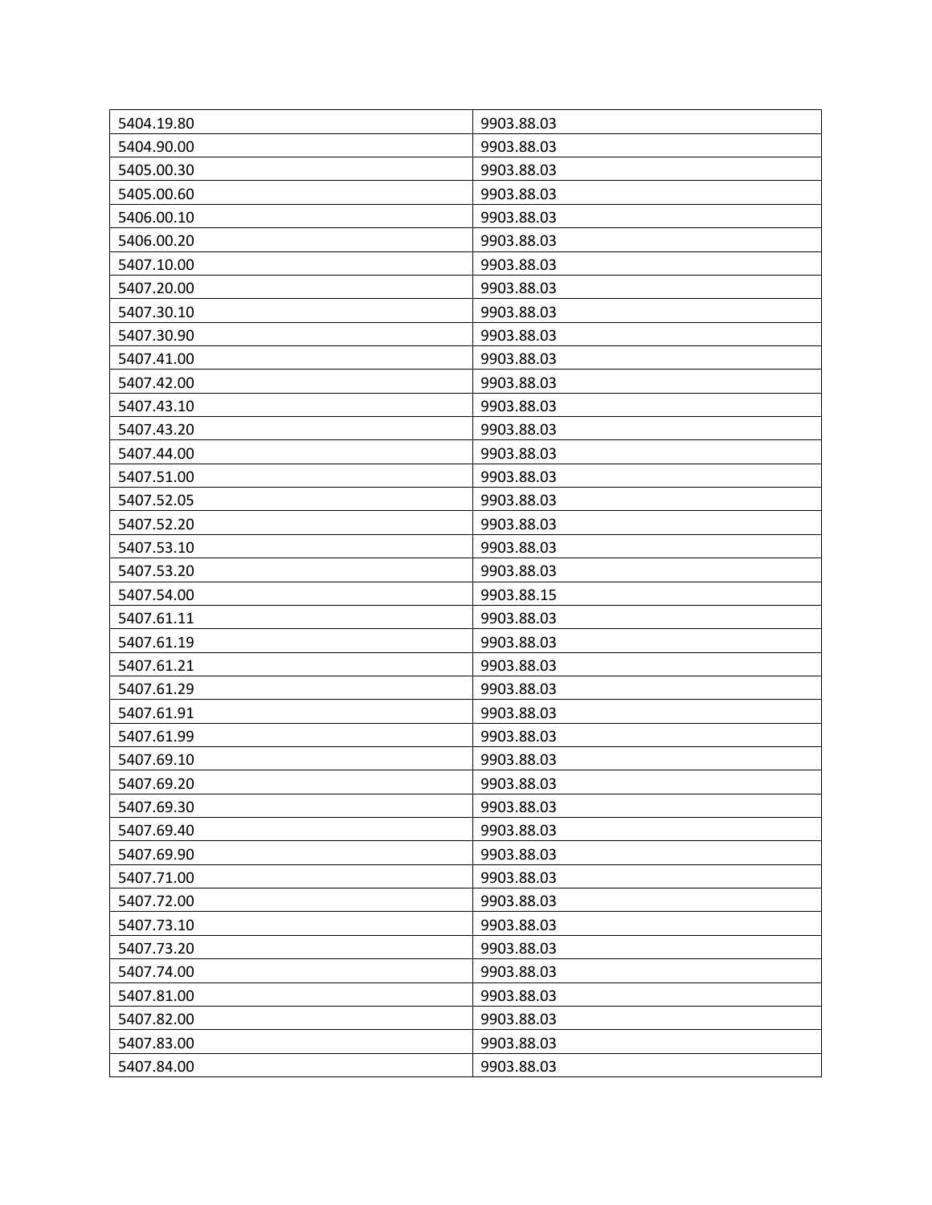| 5404.19.80 | 9903.88.03 |
|---|---|
| 5404.90.00 | 9903.88.03 |
| 5405.00.30 | 9903.88.03 |
| 5405.00.60 | 9903.88.03 |
| 5406.00.10 | 9903.88.03 |
| 5406.00.20 | 9903.88.03 |
| 5407.10.00 | 9903.88.03 |
| 5407.20.00 | 9903.88.03 |
| 5407.30.10 | 9903.88.03 |
| 5407.30.90 | 9903.88.03 |
| 5407.41.00 | 9903.88.03 |
| 5407.42.00 | 9903.88.03 |
| 5407.43.10 | 9903.88.03 |
| 5407.43.20 | 9903.88.03 |
| 5407.44.00 | 9903.88.03 |
| 5407.51.00 | 9903.88.03 |
| 5407.52.05 | 9903.88.03 |
| 5407.52.20 | 9903.88.03 |
| 5407.53.10 | 9903.88.03 |
| 5407.53.20 | 9903.88.03 |
| 5407.54.00 | 9903.88.15 |
| 5407.61.11 | 9903.88.03 |
| 5407.61.19 | 9903.88.03 |
| 5407.61.21 | 9903.88.03 |
| 5407.61.29 | 9903.88.03 |
| 5407.61.91 | 9903.88.03 |
| 5407.61.99 | 9903.88.03 |
| 5407.69.10 | 9903.88.03 |
| 5407.69.20 | 9903.88.03 |
| 5407.69.30 | 9903.88.03 |
| 5407.69.40 | 9903.88.03 |
| 5407.69.90 | 9903.88.03 |
| 5407.71.00 | 9903.88.03 |
| 5407.72.00 | 9903.88.03 |
| 5407.73.10 | 9903.88.03 |
| 5407.73.20 | 9903.88.03 |
| 5407.74.00 | 9903.88.03 |
| 5407.81.00 | 9903.88.03 |
| 5407.82.00 | 9903.88.03 |
| 5407.83.00 | 9903.88.03 |
| 5407.84.00 | 9903.88.03 |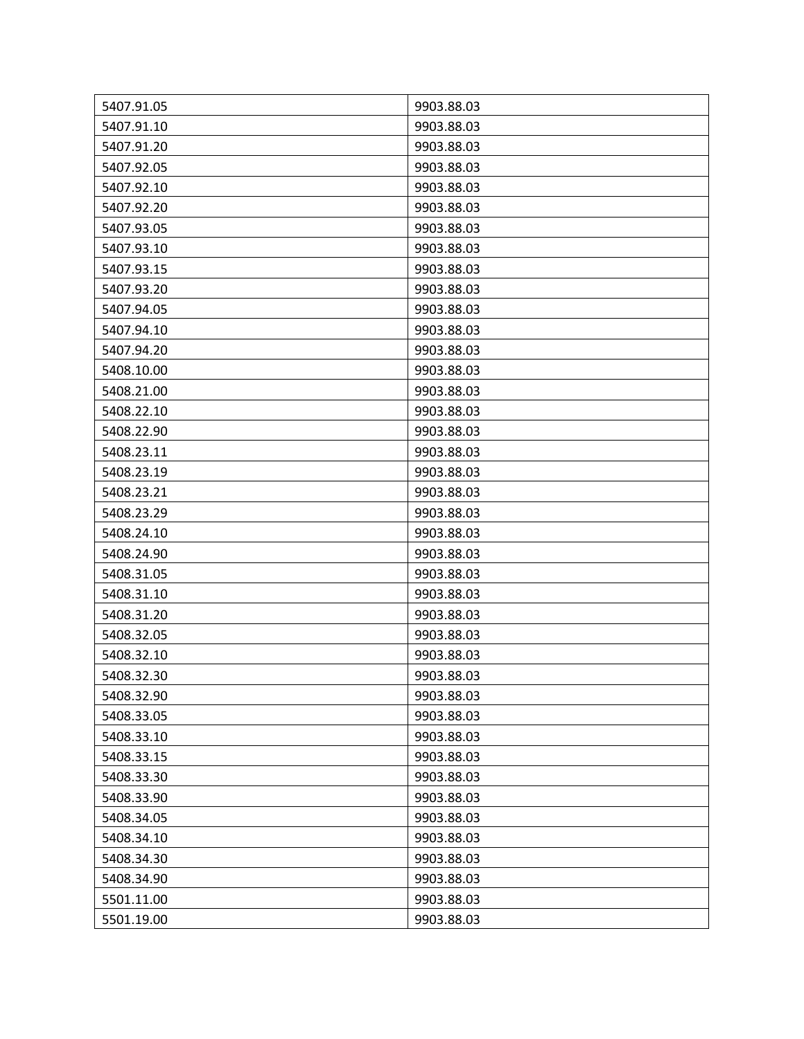| 5407.91.05 | 9903.88.03 |
|---|---|
| 5407.91.10 | 9903.88.03 |
| 5407.91.20 | 9903.88.03 |
| 5407.92.05 | 9903.88.03 |
| 5407.92.10 | 9903.88.03 |
| 5407.92.20 | 9903.88.03 |
| 5407.93.05 | 9903.88.03 |
| 5407.93.10 | 9903.88.03 |
| 5407.93.15 | 9903.88.03 |
| 5407.93.20 | 9903.88.03 |
| 5407.94.05 | 9903.88.03 |
| 5407.94.10 | 9903.88.03 |
| 5407.94.20 | 9903.88.03 |
| 5408.10.00 | 9903.88.03 |
| 5408.21.00 | 9903.88.03 |
| 5408.22.10 | 9903.88.03 |
| 5408.22.90 | 9903.88.03 |
| 5408.23.11 | 9903.88.03 |
| 5408.23.19 | 9903.88.03 |
| 5408.23.21 | 9903.88.03 |
| 5408.23.29 | 9903.88.03 |
| 5408.24.10 | 9903.88.03 |
| 5408.24.90 | 9903.88.03 |
| 5408.31.05 | 9903.88.03 |
| 5408.31.10 | 9903.88.03 |
| 5408.31.20 | 9903.88.03 |
| 5408.32.05 | 9903.88.03 |
| 5408.32.10 | 9903.88.03 |
| 5408.32.30 | 9903.88.03 |
| 5408.32.90 | 9903.88.03 |
| 5408.33.05 | 9903.88.03 |
| 5408.33.10 | 9903.88.03 |
| 5408.33.15 | 9903.88.03 |
| 5408.33.30 | 9903.88.03 |
| 5408.33.90 | 9903.88.03 |
| 5408.34.05 | 9903.88.03 |
| 5408.34.10 | 9903.88.03 |
| 5408.34.30 | 9903.88.03 |
| 5408.34.90 | 9903.88.03 |
| 5501.11.00 | 9903.88.03 |
| 5501.19.00 | 9903.88.03 |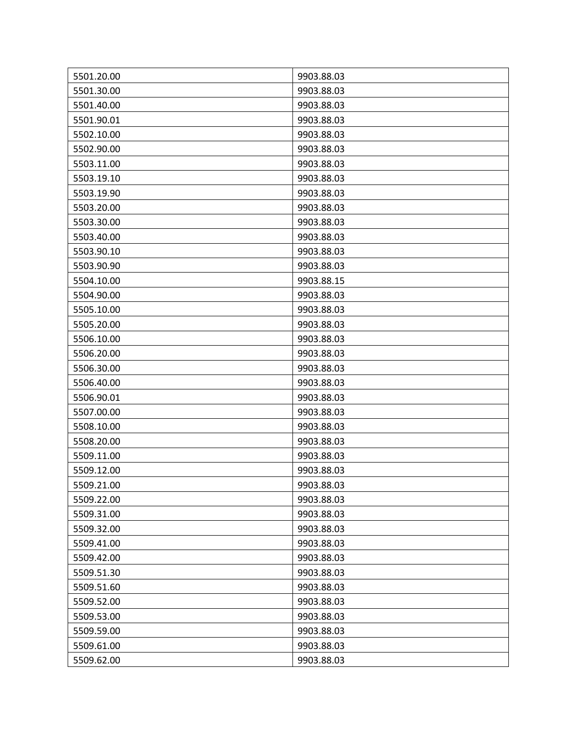| | |
|---|---|
| 5501.20.00 | 9903.88.03 |
| 5501.30.00 | 9903.88.03 |
| 5501.40.00 | 9903.88.03 |
| 5501.90.01 | 9903.88.03 |
| 5502.10.00 | 9903.88.03 |
| 5502.90.00 | 9903.88.03 |
| 5503.11.00 | 9903.88.03 |
| 5503.19.10 | 9903.88.03 |
| 5503.19.90 | 9903.88.03 |
| 5503.20.00 | 9903.88.03 |
| 5503.30.00 | 9903.88.03 |
| 5503.40.00 | 9903.88.03 |
| 5503.90.10 | 9903.88.03 |
| 5503.90.90 | 9903.88.03 |
| 5504.10.00 | 9903.88.15 |
| 5504.90.00 | 9903.88.03 |
| 5505.10.00 | 9903.88.03 |
| 5505.20.00 | 9903.88.03 |
| 5506.10.00 | 9903.88.03 |
| 5506.20.00 | 9903.88.03 |
| 5506.30.00 | 9903.88.03 |
| 5506.40.00 | 9903.88.03 |
| 5506.90.01 | 9903.88.03 |
| 5507.00.00 | 9903.88.03 |
| 5508.10.00 | 9903.88.03 |
| 5508.20.00 | 9903.88.03 |
| 5509.11.00 | 9903.88.03 |
| 5509.12.00 | 9903.88.03 |
| 5509.21.00 | 9903.88.03 |
| 5509.22.00 | 9903.88.03 |
| 5509.31.00 | 9903.88.03 |
| 5509.32.00 | 9903.88.03 |
| 5509.41.00 | 9903.88.03 |
| 5509.42.00 | 9903.88.03 |
| 5509.51.30 | 9903.88.03 |
| 5509.51.60 | 9903.88.03 |
| 5509.52.00 | 9903.88.03 |
| 5509.53.00 | 9903.88.03 |
| 5509.59.00 | 9903.88.03 |
| 5509.61.00 | 9903.88.03 |
| 5509.62.00 | 9903.88.03 |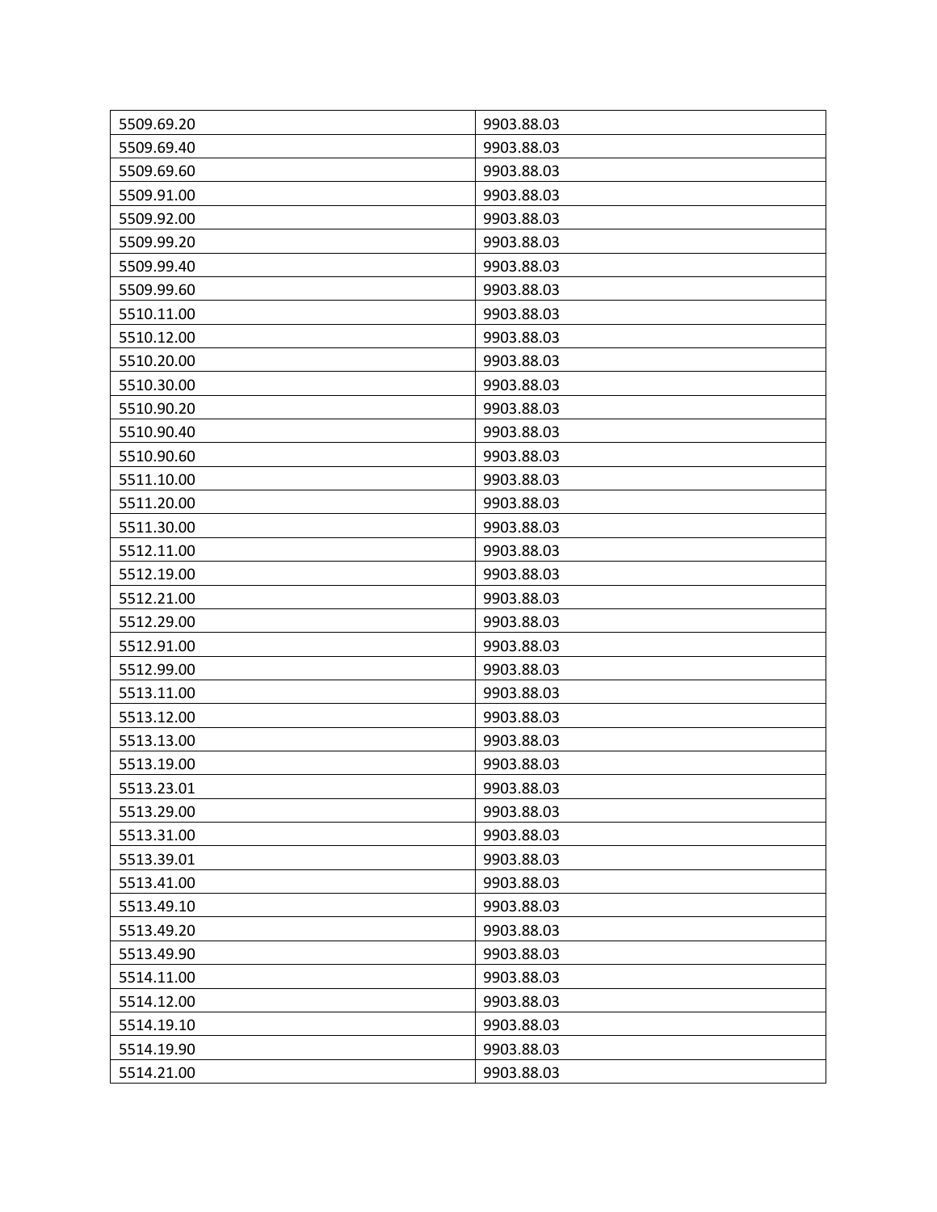| | |
|---|---|
| 5509.69.20 | 9903.88.03 |
| 5509.69.40 | 9903.88.03 |
| 5509.69.60 | 9903.88.03 |
| 5509.91.00 | 9903.88.03 |
| 5509.92.00 | 9903.88.03 |
| 5509.99.20 | 9903.88.03 |
| 5509.99.40 | 9903.88.03 |
| 5509.99.60 | 9903.88.03 |
| 5510.11.00 | 9903.88.03 |
| 5510.12.00 | 9903.88.03 |
| 5510.20.00 | 9903.88.03 |
| 5510.30.00 | 9903.88.03 |
| 5510.90.20 | 9903.88.03 |
| 5510.90.40 | 9903.88.03 |
| 5510.90.60 | 9903.88.03 |
| 5511.10.00 | 9903.88.03 |
| 5511.20.00 | 9903.88.03 |
| 5511.30.00 | 9903.88.03 |
| 5512.11.00 | 9903.88.03 |
| 5512.19.00 | 9903.88.03 |
| 5512.21.00 | 9903.88.03 |
| 5512.29.00 | 9903.88.03 |
| 5512.91.00 | 9903.88.03 |
| 5512.99.00 | 9903.88.03 |
| 5513.11.00 | 9903.88.03 |
| 5513.12.00 | 9903.88.03 |
| 5513.13.00 | 9903.88.03 |
| 5513.19.00 | 9903.88.03 |
| 5513.23.01 | 9903.88.03 |
| 5513.29.00 | 9903.88.03 |
| 5513.31.00 | 9903.88.03 |
| 5513.39.01 | 9903.88.03 |
| 5513.41.00 | 9903.88.03 |
| 5513.49.10 | 9903.88.03 |
| 5513.49.20 | 9903.88.03 |
| 5513.49.90 | 9903.88.03 |
| 5514.11.00 | 9903.88.03 |
| 5514.12.00 | 9903.88.03 |
| 5514.19.10 | 9903.88.03 |
| 5514.19.90 | 9903.88.03 |
| 5514.21.00 | 9903.88.03 |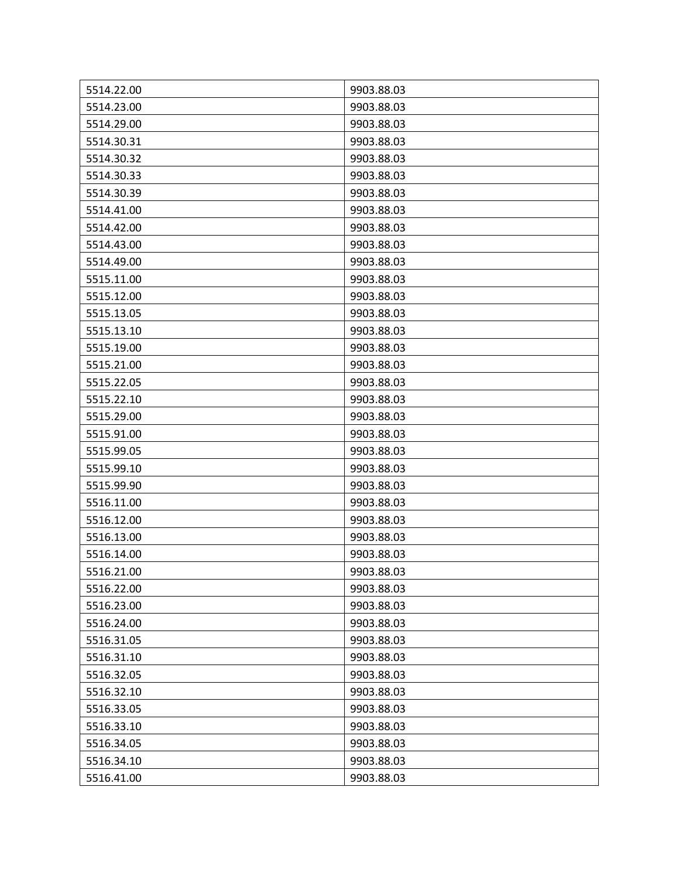| 5514.22.00 | 9903.88.03 |
|---|---|
| 5514.23.00 | 9903.88.03 |
| 5514.29.00 | 9903.88.03 |
| 5514.30.31 | 9903.88.03 |
| 5514.30.32 | 9903.88.03 |
| 5514.30.33 | 9903.88.03 |
| 5514.30.39 | 9903.88.03 |
| 5514.41.00 | 9903.88.03 |
| 5514.42.00 | 9903.88.03 |
| 5514.43.00 | 9903.88.03 |
| 5514.49.00 | 9903.88.03 |
| 5515.11.00 | 9903.88.03 |
| 5515.12.00 | 9903.88.03 |
| 5515.13.05 | 9903.88.03 |
| 5515.13.10 | 9903.88.03 |
| 5515.19.00 | 9903.88.03 |
| 5515.21.00 | 9903.88.03 |
| 5515.22.05 | 9903.88.03 |
| 5515.22.10 | 9903.88.03 |
| 5515.29.00 | 9903.88.03 |
| 5515.91.00 | 9903.88.03 |
| 5515.99.05 | 9903.88.03 |
| 5515.99.10 | 9903.88.03 |
| 5515.99.90 | 9903.88.03 |
| 5516.11.00 | 9903.88.03 |
| 5516.12.00 | 9903.88.03 |
| 5516.13.00 | 9903.88.03 |
| 5516.14.00 | 9903.88.03 |
| 5516.21.00 | 9903.88.03 |
| 5516.22.00 | 9903.88.03 |
| 5516.23.00 | 9903.88.03 |
| 5516.24.00 | 9903.88.03 |
| 5516.31.05 | 9903.88.03 |
| 5516.31.10 | 9903.88.03 |
| 5516.32.05 | 9903.88.03 |
| 5516.32.10 | 9903.88.03 |
| 5516.33.05 | 9903.88.03 |
| 5516.33.10 | 9903.88.03 |
| 5516.34.05 | 9903.88.03 |
| 5516.34.10 | 9903.88.03 |
| 5516.41.00 | 9903.88.03 |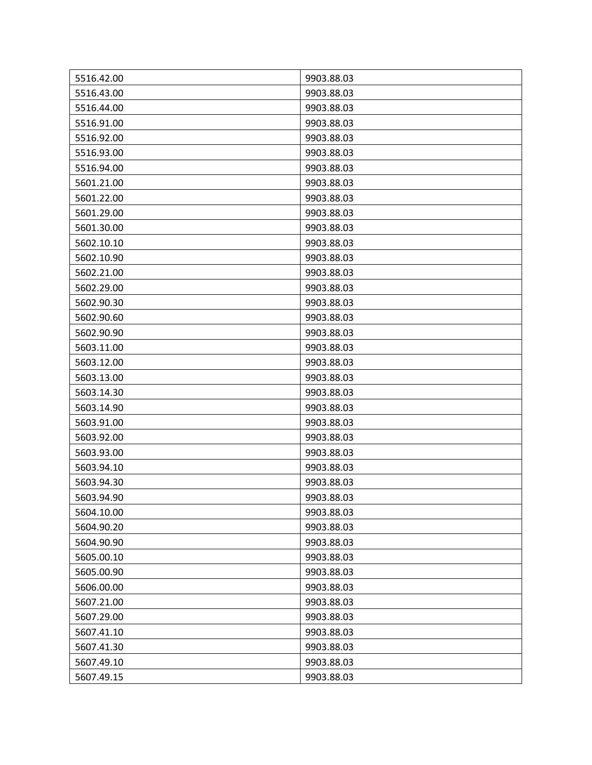| | |
|---|---|
| 5516.42.00 | 9903.88.03 |
| 5516.43.00 | 9903.88.03 |
| 5516.44.00 | 9903.88.03 |
| 5516.91.00 | 9903.88.03 |
| 5516.92.00 | 9903.88.03 |
| 5516.93.00 | 9903.88.03 |
| 5516.94.00 | 9903.88.03 |
| 5601.21.00 | 9903.88.03 |
| 5601.22.00 | 9903.88.03 |
| 5601.29.00 | 9903.88.03 |
| 5601.30.00 | 9903.88.03 |
| 5602.10.10 | 9903.88.03 |
| 5602.10.90 | 9903.88.03 |
| 5602.21.00 | 9903.88.03 |
| 5602.29.00 | 9903.88.03 |
| 5602.90.30 | 9903.88.03 |
| 5602.90.60 | 9903.88.03 |
| 5602.90.90 | 9903.88.03 |
| 5603.11.00 | 9903.88.03 |
| 5603.12.00 | 9903.88.03 |
| 5603.13.00 | 9903.88.03 |
| 5603.14.30 | 9903.88.03 |
| 5603.14.90 | 9903.88.03 |
| 5603.91.00 | 9903.88.03 |
| 5603.92.00 | 9903.88.03 |
| 5603.93.00 | 9903.88.03 |
| 5603.94.10 | 9903.88.03 |
| 5603.94.30 | 9903.88.03 |
| 5603.94.90 | 9903.88.03 |
| 5604.10.00 | 9903.88.03 |
| 5604.90.20 | 9903.88.03 |
| 5604.90.90 | 9903.88.03 |
| 5605.00.10 | 9903.88.03 |
| 5605.00.90 | 9903.88.03 |
| 5606.00.00 | 9903.88.03 |
| 5607.21.00 | 9903.88.03 |
| 5607.29.00 | 9903.88.03 |
| 5607.41.10 | 9903.88.03 |
| 5607.41.30 | 9903.88.03 |
| 5607.49.10 | 9903.88.03 |
| 5607.49.15 | 9903.88.03 |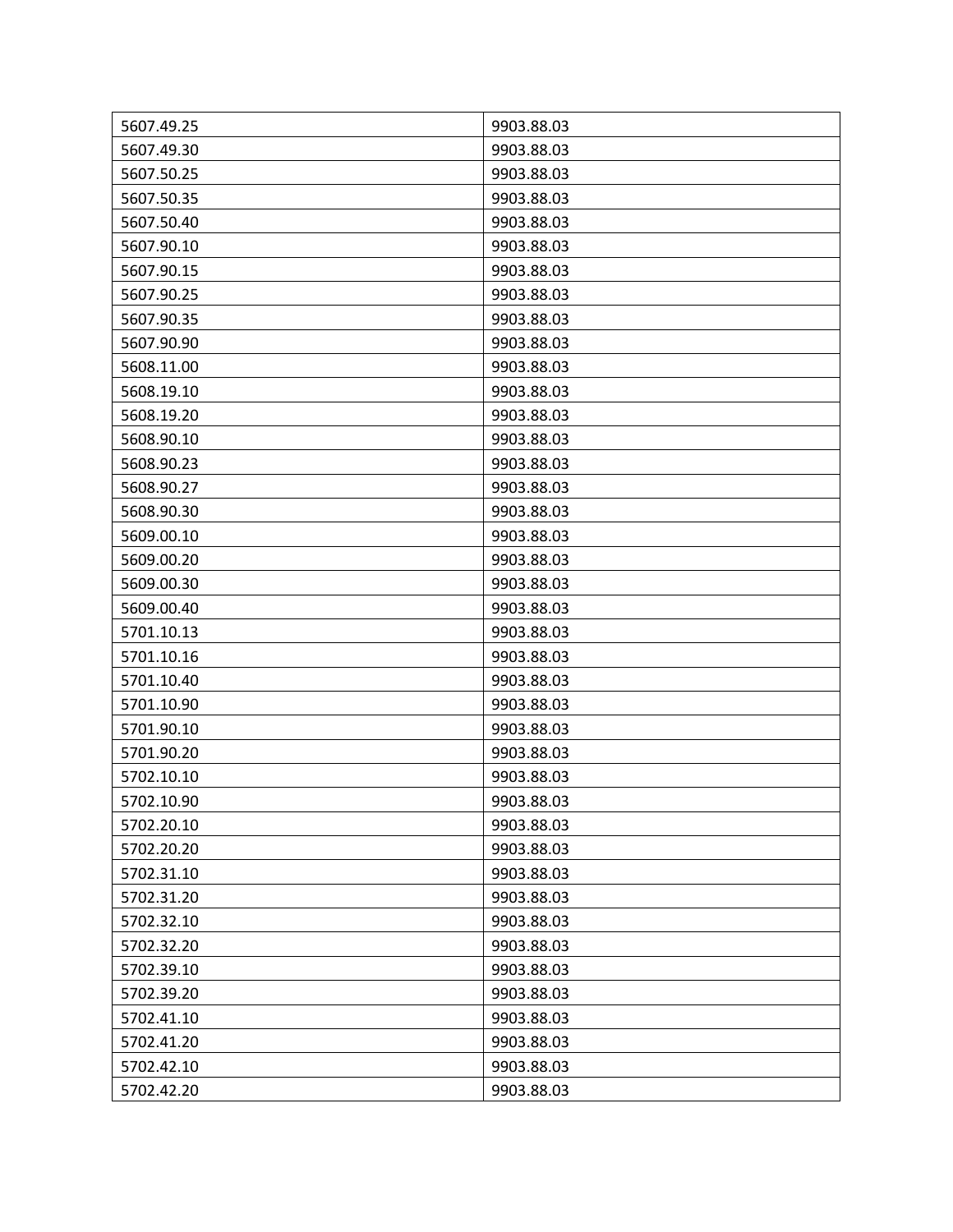| 5607.49.25 | 9903.88.03 |
|---|---|
| 5607.49.30 | 9903.88.03 |
| 5607.50.25 | 9903.88.03 |
| 5607.50.35 | 9903.88.03 |
| 5607.50.40 | 9903.88.03 |
| 5607.90.10 | 9903.88.03 |
| 5607.90.15 | 9903.88.03 |
| 5607.90.25 | 9903.88.03 |
| 5607.90.35 | 9903.88.03 |
| 5607.90.90 | 9903.88.03 |
| 5608.11.00 | 9903.88.03 |
| 5608.19.10 | 9903.88.03 |
| 5608.19.20 | 9903.88.03 |
| 5608.90.10 | 9903.88.03 |
| 5608.90.23 | 9903.88.03 |
| 5608.90.27 | 9903.88.03 |
| 5608.90.30 | 9903.88.03 |
| 5609.00.10 | 9903.88.03 |
| 5609.00.20 | 9903.88.03 |
| 5609.00.30 | 9903.88.03 |
| 5609.00.40 | 9903.88.03 |
| 5701.10.13 | 9903.88.03 |
| 5701.10.16 | 9903.88.03 |
| 5701.10.40 | 9903.88.03 |
| 5701.10.90 | 9903.88.03 |
| 5701.90.10 | 9903.88.03 |
| 5701.90.20 | 9903.88.03 |
| 5702.10.10 | 9903.88.03 |
| 5702.10.90 | 9903.88.03 |
| 5702.20.10 | 9903.88.03 |
| 5702.20.20 | 9903.88.03 |
| 5702.31.10 | 9903.88.03 |
| 5702.31.20 | 9903.88.03 |
| 5702.32.10 | 9903.88.03 |
| 5702.32.20 | 9903.88.03 |
| 5702.39.10 | 9903.88.03 |
| 5702.39.20 | 9903.88.03 |
| 5702.41.10 | 9903.88.03 |
| 5702.41.20 | 9903.88.03 |
| 5702.42.10 | 9903.88.03 |
| 5702.42.20 | 9903.88.03 |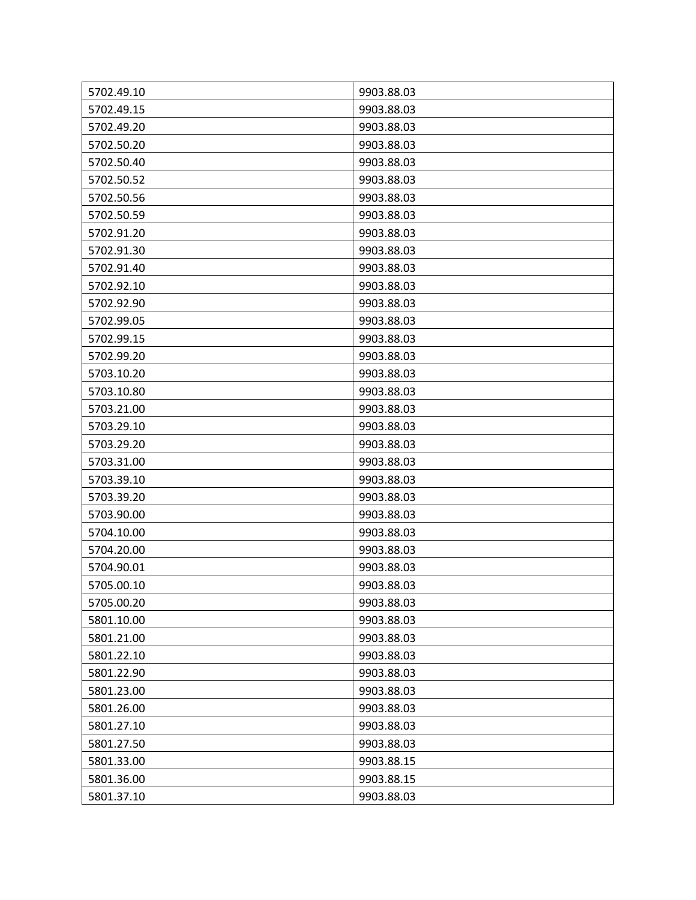| | |
|---|---|
| 5702.49.10 | 9903.88.03 |
| 5702.49.15 | 9903.88.03 |
| 5702.49.20 | 9903.88.03 |
| 5702.50.20 | 9903.88.03 |
| 5702.50.40 | 9903.88.03 |
| 5702.50.52 | 9903.88.03 |
| 5702.50.56 | 9903.88.03 |
| 5702.50.59 | 9903.88.03 |
| 5702.91.20 | 9903.88.03 |
| 5702.91.30 | 9903.88.03 |
| 5702.91.40 | 9903.88.03 |
| 5702.92.10 | 9903.88.03 |
| 5702.92.90 | 9903.88.03 |
| 5702.99.05 | 9903.88.03 |
| 5702.99.15 | 9903.88.03 |
| 5702.99.20 | 9903.88.03 |
| 5703.10.20 | 9903.88.03 |
| 5703.10.80 | 9903.88.03 |
| 5703.21.00 | 9903.88.03 |
| 5703.29.10 | 9903.88.03 |
| 5703.29.20 | 9903.88.03 |
| 5703.31.00 | 9903.88.03 |
| 5703.39.10 | 9903.88.03 |
| 5703.39.20 | 9903.88.03 |
| 5703.90.00 | 9903.88.03 |
| 5704.10.00 | 9903.88.03 |
| 5704.20.00 | 9903.88.03 |
| 5704.90.01 | 9903.88.03 |
| 5705.00.10 | 9903.88.03 |
| 5705.00.20 | 9903.88.03 |
| 5801.10.00 | 9903.88.03 |
| 5801.21.00 | 9903.88.03 |
| 5801.22.10 | 9903.88.03 |
| 5801.22.90 | 9903.88.03 |
| 5801.23.00 | 9903.88.03 |
| 5801.26.00 | 9903.88.03 |
| 5801.27.10 | 9903.88.03 |
| 5801.27.50 | 9903.88.03 |
| 5801.33.00 | 9903.88.15 |
| 5801.36.00 | 9903.88.15 |
| 5801.37.10 | 9903.88.03 |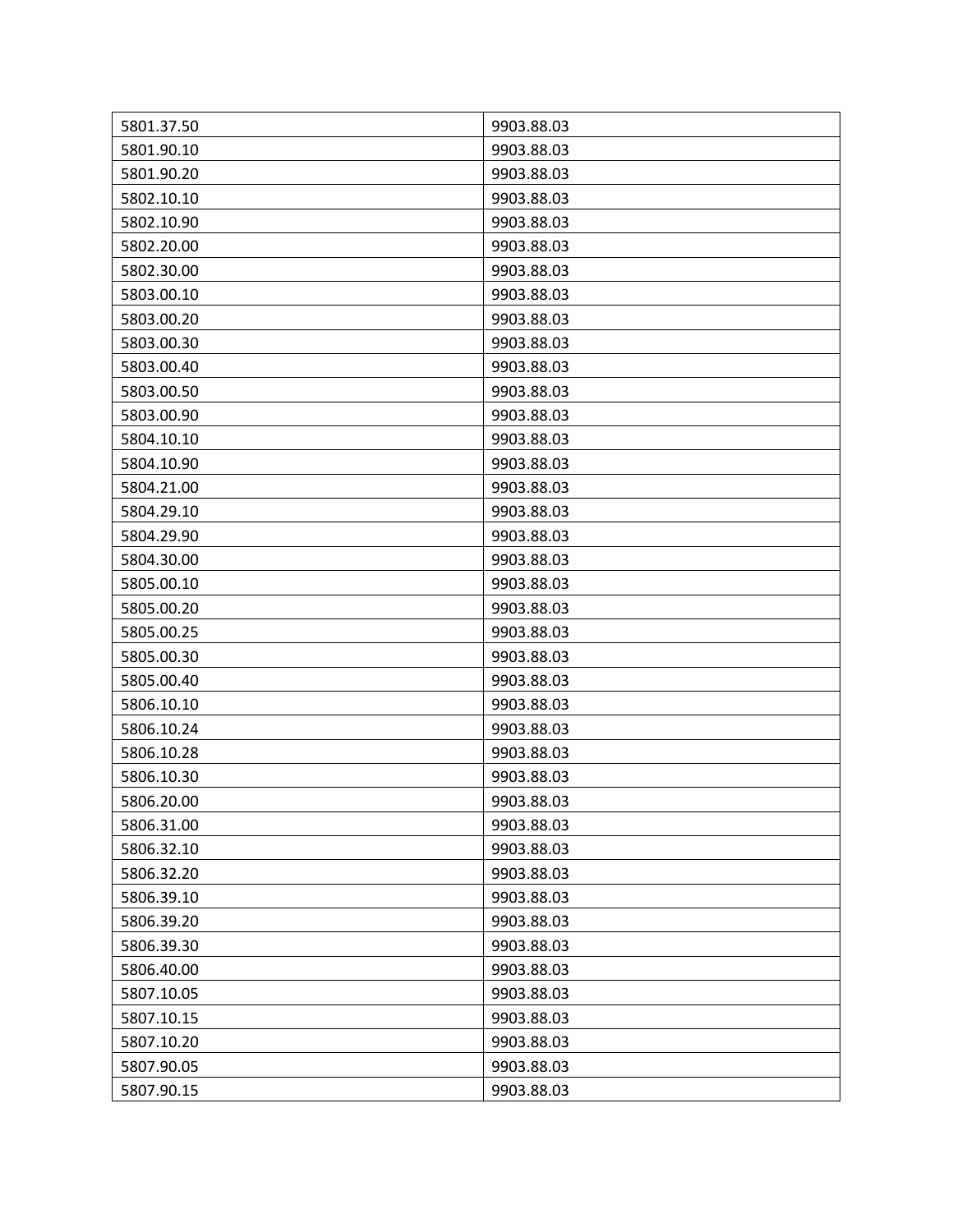| 5801.37.50 | 9903.88.03 |
|---|---|
| 5801.90.10 | 9903.88.03 |
| 5801.90.20 | 9903.88.03 |
| 5802.10.10 | 9903.88.03 |
| 5802.10.90 | 9903.88.03 |
| 5802.20.00 | 9903.88.03 |
| 5802.30.00 | 9903.88.03 |
| 5803.00.10 | 9903.88.03 |
| 5803.00.20 | 9903.88.03 |
| 5803.00.30 | 9903.88.03 |
| 5803.00.40 | 9903.88.03 |
| 5803.00.50 | 9903.88.03 |
| 5803.00.90 | 9903.88.03 |
| 5804.10.10 | 9903.88.03 |
| 5804.10.90 | 9903.88.03 |
| 5804.21.00 | 9903.88.03 |
| 5804.29.10 | 9903.88.03 |
| 5804.29.90 | 9903.88.03 |
| 5804.30.00 | 9903.88.03 |
| 5805.00.10 | 9903.88.03 |
| 5805.00.20 | 9903.88.03 |
| 5805.00.25 | 9903.88.03 |
| 5805.00.30 | 9903.88.03 |
| 5805.00.40 | 9903.88.03 |
| 5806.10.10 | 9903.88.03 |
| 5806.10.24 | 9903.88.03 |
| 5806.10.28 | 9903.88.03 |
| 5806.10.30 | 9903.88.03 |
| 5806.20.00 | 9903.88.03 |
| 5806.31.00 | 9903.88.03 |
| 5806.32.10 | 9903.88.03 |
| 5806.32.20 | 9903.88.03 |
| 5806.39.10 | 9903.88.03 |
| 5806.39.20 | 9903.88.03 |
| 5806.39.30 | 9903.88.03 |
| 5806.40.00 | 9903.88.03 |
| 5807.10.05 | 9903.88.03 |
| 5807.10.15 | 9903.88.03 |
| 5807.10.20 | 9903.88.03 |
| 5807.90.05 | 9903.88.03 |
| 5807.90.15 | 9903.88.03 |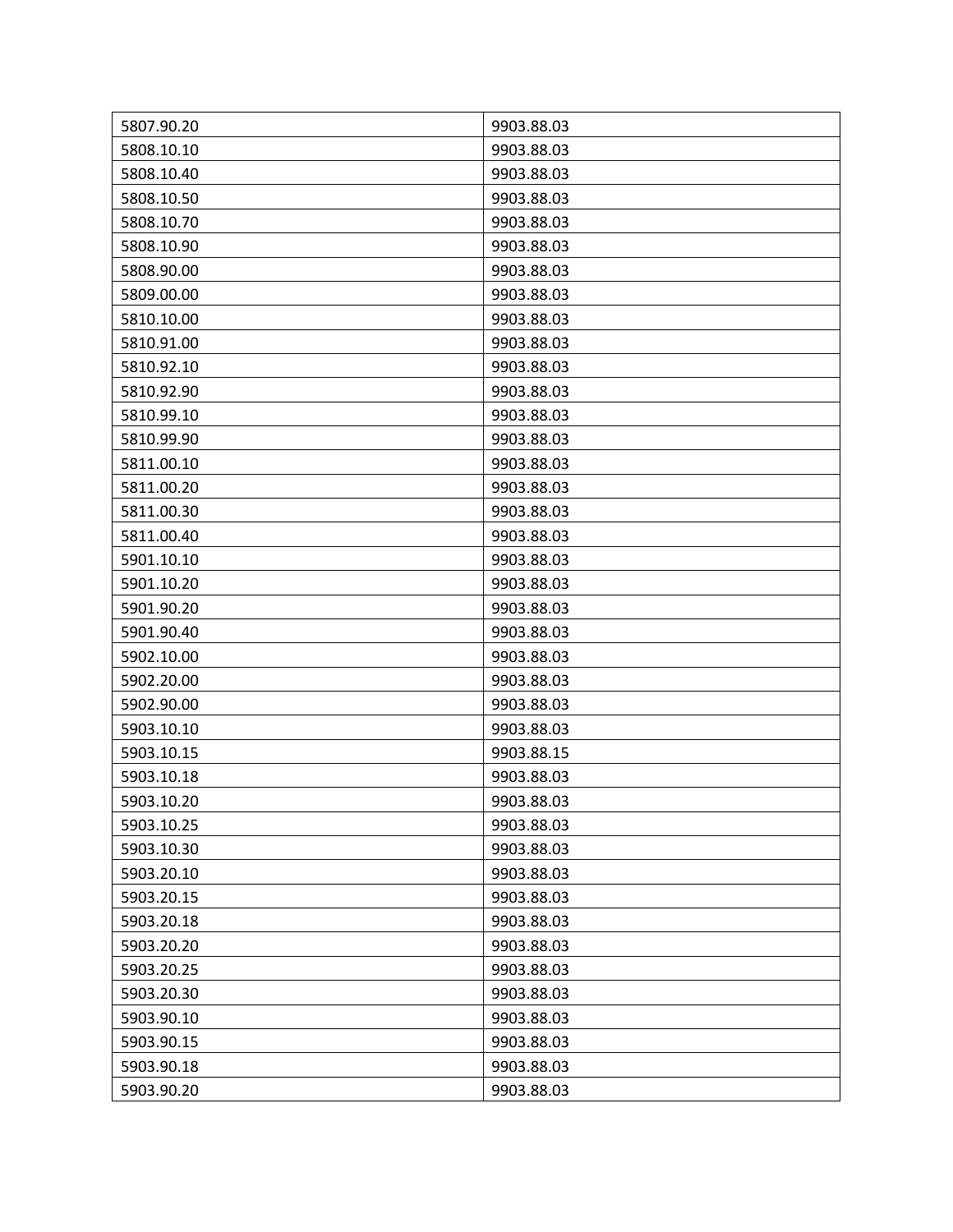| 5807.90.20 | 9903.88.03 |
|---|---|
| 5808.10.10 | 9903.88.03 |
| 5808.10.40 | 9903.88.03 |
| 5808.10.50 | 9903.88.03 |
| 5808.10.70 | 9903.88.03 |
| 5808.10.90 | 9903.88.03 |
| 5808.90.00 | 9903.88.03 |
| 5809.00.00 | 9903.88.03 |
| 5810.10.00 | 9903.88.03 |
| 5810.91.00 | 9903.88.03 |
| 5810.92.10 | 9903.88.03 |
| 5810.92.90 | 9903.88.03 |
| 5810.99.10 | 9903.88.03 |
| 5810.99.90 | 9903.88.03 |
| 5811.00.10 | 9903.88.03 |
| 5811.00.20 | 9903.88.03 |
| 5811.00.30 | 9903.88.03 |
| 5811.00.40 | 9903.88.03 |
| 5901.10.10 | 9903.88.03 |
| 5901.10.20 | 9903.88.03 |
| 5901.90.20 | 9903.88.03 |
| 5901.90.40 | 9903.88.03 |
| 5902.10.00 | 9903.88.03 |
| 5902.20.00 | 9903.88.03 |
| 5902.90.00 | 9903.88.03 |
| 5903.10.10 | 9903.88.03 |
| 5903.10.15 | 9903.88.15 |
| 5903.10.18 | 9903.88.03 |
| 5903.10.20 | 9903.88.03 |
| 5903.10.25 | 9903.88.03 |
| 5903.10.30 | 9903.88.03 |
| 5903.20.10 | 9903.88.03 |
| 5903.20.15 | 9903.88.03 |
| 5903.20.18 | 9903.88.03 |
| 5903.20.20 | 9903.88.03 |
| 5903.20.25 | 9903.88.03 |
| 5903.20.30 | 9903.88.03 |
| 5903.90.10 | 9903.88.03 |
| 5903.90.15 | 9903.88.03 |
| 5903.90.18 | 9903.88.03 |
| 5903.90.20 | 9903.88.03 |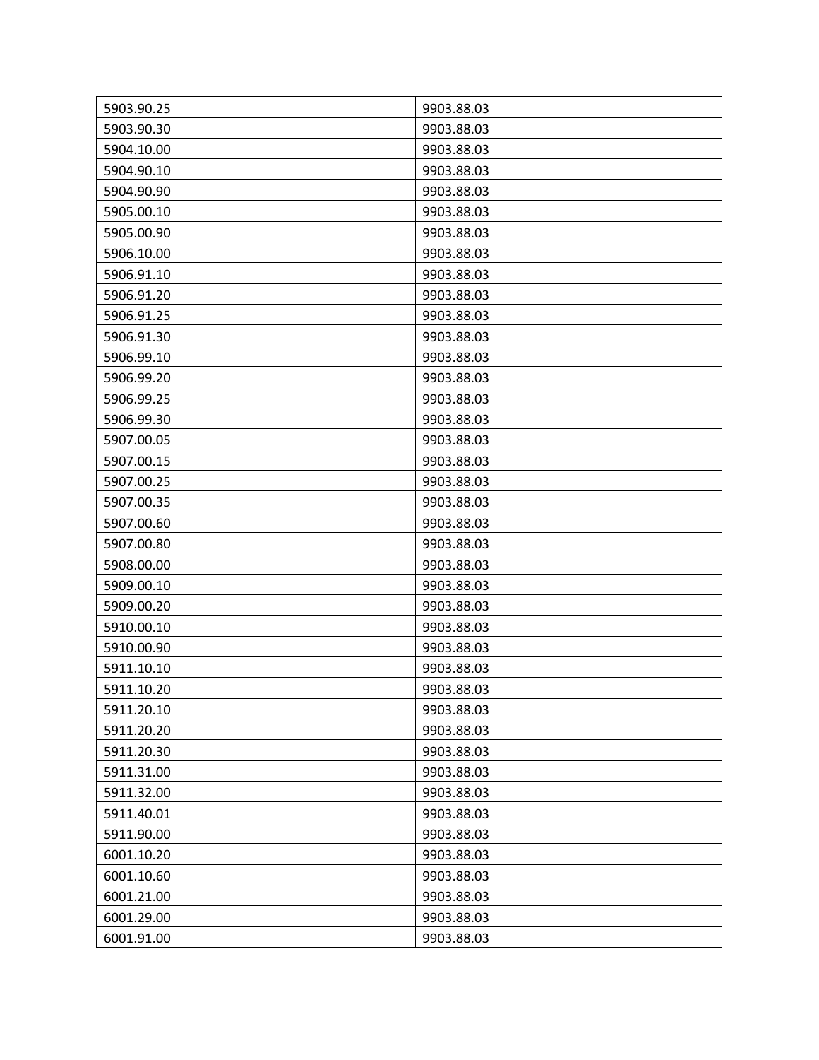| 5903.90.25 | 9903.88.03 |
|---|---|
| 5903.90.30 | 9903.88.03 |
| 5904.10.00 | 9903.88.03 |
| 5904.90.10 | 9903.88.03 |
| 5904.90.90 | 9903.88.03 |
| 5905.00.10 | 9903.88.03 |
| 5905.00.90 | 9903.88.03 |
| 5906.10.00 | 9903.88.03 |
| 5906.91.10 | 9903.88.03 |
| 5906.91.20 | 9903.88.03 |
| 5906.91.25 | 9903.88.03 |
| 5906.91.30 | 9903.88.03 |
| 5906.99.10 | 9903.88.03 |
| 5906.99.20 | 9903.88.03 |
| 5906.99.25 | 9903.88.03 |
| 5906.99.30 | 9903.88.03 |
| 5907.00.05 | 9903.88.03 |
| 5907.00.15 | 9903.88.03 |
| 5907.00.25 | 9903.88.03 |
| 5907.00.35 | 9903.88.03 |
| 5907.00.60 | 9903.88.03 |
| 5907.00.80 | 9903.88.03 |
| 5908.00.00 | 9903.88.03 |
| 5909.00.10 | 9903.88.03 |
| 5909.00.20 | 9903.88.03 |
| 5910.00.10 | 9903.88.03 |
| 5910.00.90 | 9903.88.03 |
| 5911.10.10 | 9903.88.03 |
| 5911.10.20 | 9903.88.03 |
| 5911.20.10 | 9903.88.03 |
| 5911.20.20 | 9903.88.03 |
| 5911.20.30 | 9903.88.03 |
| 5911.31.00 | 9903.88.03 |
| 5911.32.00 | 9903.88.03 |
| 5911.40.01 | 9903.88.03 |
| 5911.90.00 | 9903.88.03 |
| 6001.10.20 | 9903.88.03 |
| 6001.10.60 | 9903.88.03 |
| 6001.21.00 | 9903.88.03 |
| 6001.29.00 | 9903.88.03 |
| 6001.91.00 | 9903.88.03 |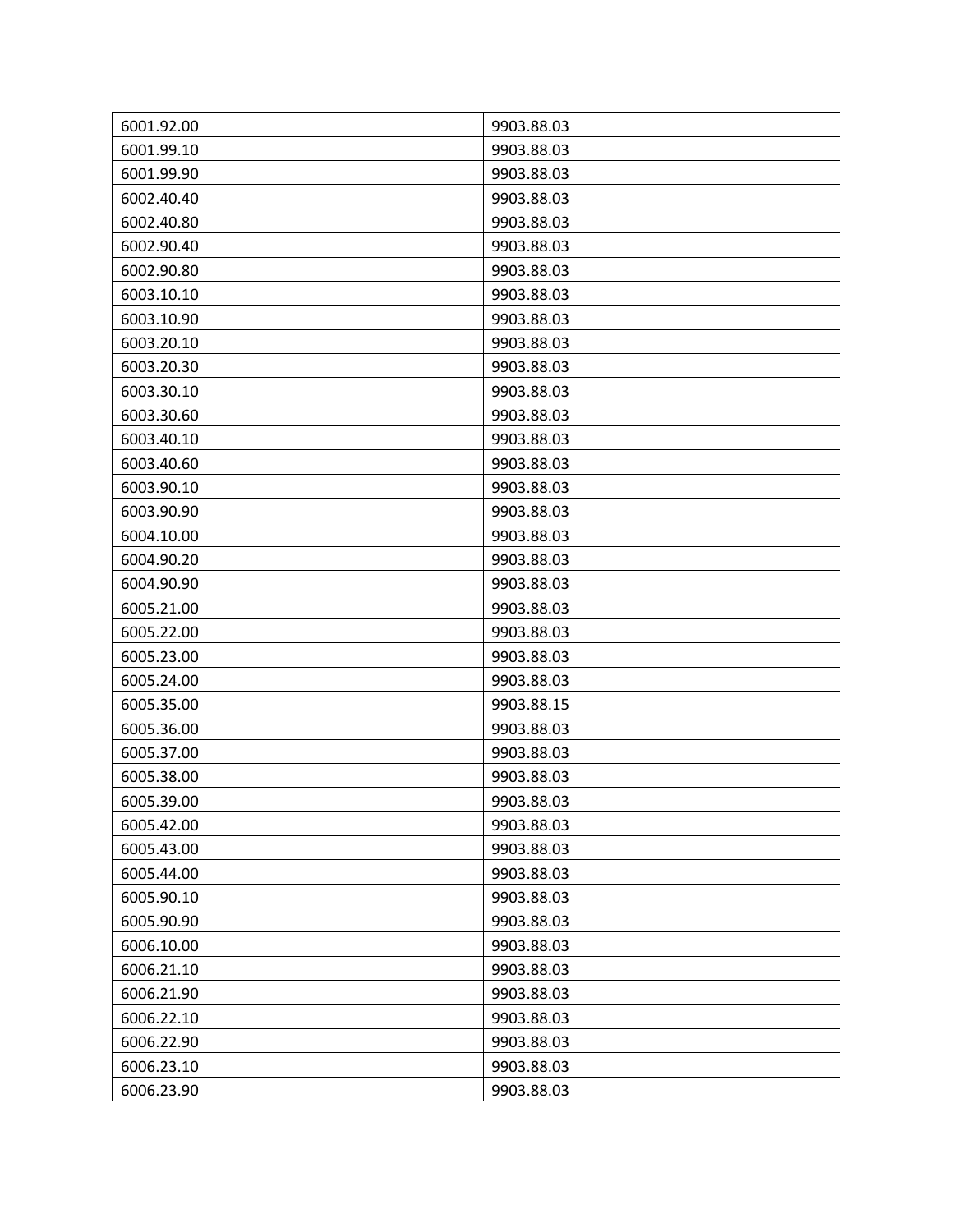| 6001.92.00 | 9903.88.03 |
|---|---|
| 6001.99.10 | 9903.88.03 |
| 6001.99.90 | 9903.88.03 |
| 6002.40.40 | 9903.88.03 |
| 6002.40.80 | 9903.88.03 |
| 6002.90.40 | 9903.88.03 |
| 6002.90.80 | 9903.88.03 |
| 6003.10.10 | 9903.88.03 |
| 6003.10.90 | 9903.88.03 |
| 6003.20.10 | 9903.88.03 |
| 6003.20.30 | 9903.88.03 |
| 6003.30.10 | 9903.88.03 |
| 6003.30.60 | 9903.88.03 |
| 6003.40.10 | 9903.88.03 |
| 6003.40.60 | 9903.88.03 |
| 6003.90.10 | 9903.88.03 |
| 6003.90.90 | 9903.88.03 |
| 6004.10.00 | 9903.88.03 |
| 6004.90.20 | 9903.88.03 |
| 6004.90.90 | 9903.88.03 |
| 6005.21.00 | 9903.88.03 |
| 6005.22.00 | 9903.88.03 |
| 6005.23.00 | 9903.88.03 |
| 6005.24.00 | 9903.88.03 |
| 6005.35.00 | 9903.88.15 |
| 6005.36.00 | 9903.88.03 |
| 6005.37.00 | 9903.88.03 |
| 6005.38.00 | 9903.88.03 |
| 6005.39.00 | 9903.88.03 |
| 6005.42.00 | 9903.88.03 |
| 6005.43.00 | 9903.88.03 |
| 6005.44.00 | 9903.88.03 |
| 6005.90.10 | 9903.88.03 |
| 6005.90.90 | 9903.88.03 |
| 6006.10.00 | 9903.88.03 |
| 6006.21.10 | 9903.88.03 |
| 6006.21.90 | 9903.88.03 |
| 6006.22.10 | 9903.88.03 |
| 6006.22.90 | 9903.88.03 |
| 6006.23.10 | 9903.88.03 |
| 6006.23.90 | 9903.88.03 |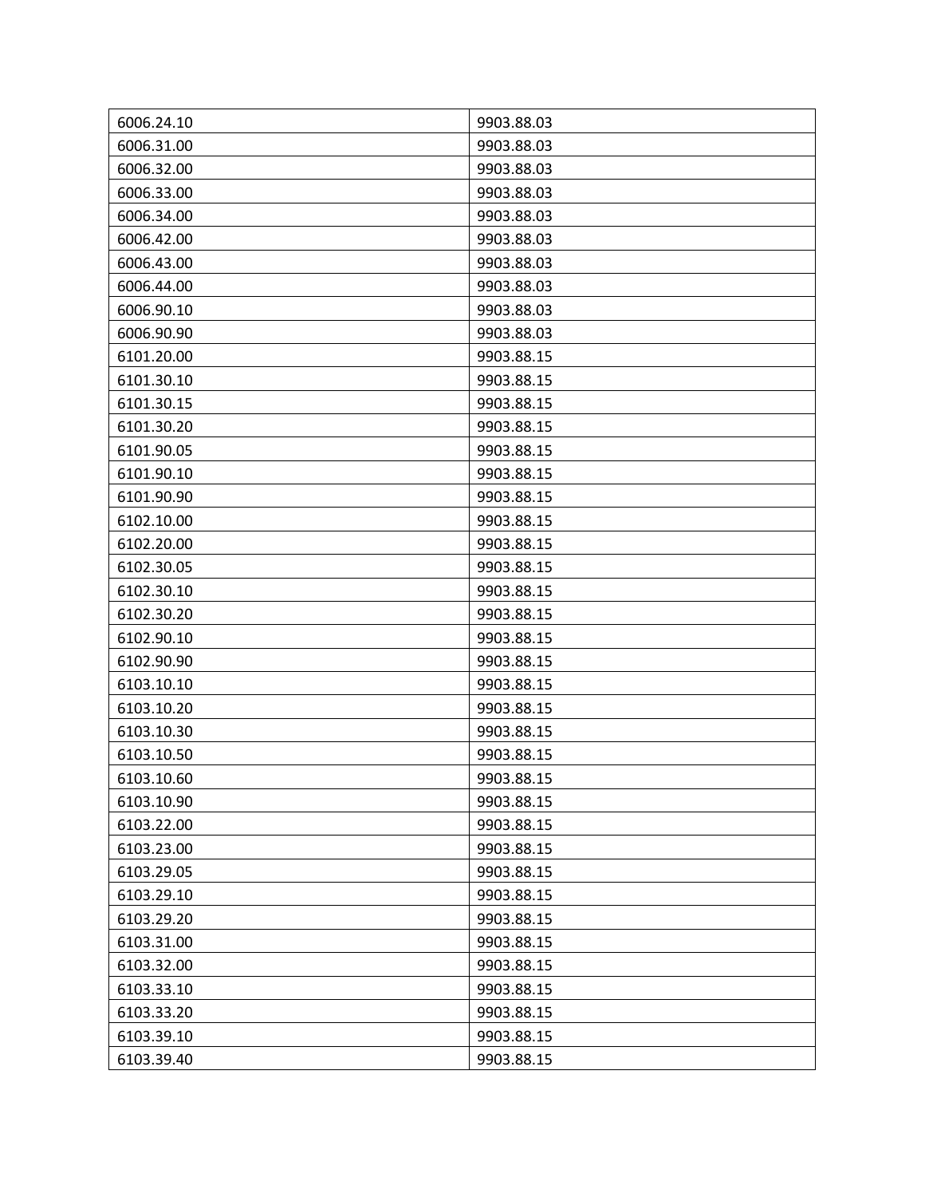| 6006.24.10 | 9903.88.03 |
|---|---|
| 6006.31.00 | 9903.88.03 |
| 6006.32.00 | 9903.88.03 |
| 6006.33.00 | 9903.88.03 |
| 6006.34.00 | 9903.88.03 |
| 6006.42.00 | 9903.88.03 |
| 6006.43.00 | 9903.88.03 |
| 6006.44.00 | 9903.88.03 |
| 6006.90.10 | 9903.88.03 |
| 6006.90.90 | 9903.88.03 |
| 6101.20.00 | 9903.88.15 |
| 6101.30.10 | 9903.88.15 |
| 6101.30.15 | 9903.88.15 |
| 6101.30.20 | 9903.88.15 |
| 6101.90.05 | 9903.88.15 |
| 6101.90.10 | 9903.88.15 |
| 6101.90.90 | 9903.88.15 |
| 6102.10.00 | 9903.88.15 |
| 6102.20.00 | 9903.88.15 |
| 6102.30.05 | 9903.88.15 |
| 6102.30.10 | 9903.88.15 |
| 6102.30.20 | 9903.88.15 |
| 6102.90.10 | 9903.88.15 |
| 6102.90.90 | 9903.88.15 |
| 6103.10.10 | 9903.88.15 |
| 6103.10.20 | 9903.88.15 |
| 6103.10.30 | 9903.88.15 |
| 6103.10.50 | 9903.88.15 |
| 6103.10.60 | 9903.88.15 |
| 6103.10.90 | 9903.88.15 |
| 6103.22.00 | 9903.88.15 |
| 6103.23.00 | 9903.88.15 |
| 6103.29.05 | 9903.88.15 |
| 6103.29.10 | 9903.88.15 |
| 6103.29.20 | 9903.88.15 |
| 6103.31.00 | 9903.88.15 |
| 6103.32.00 | 9903.88.15 |
| 6103.33.10 | 9903.88.15 |
| 6103.33.20 | 9903.88.15 |
| 6103.39.10 | 9903.88.15 |
| 6103.39.40 | 9903.88.15 |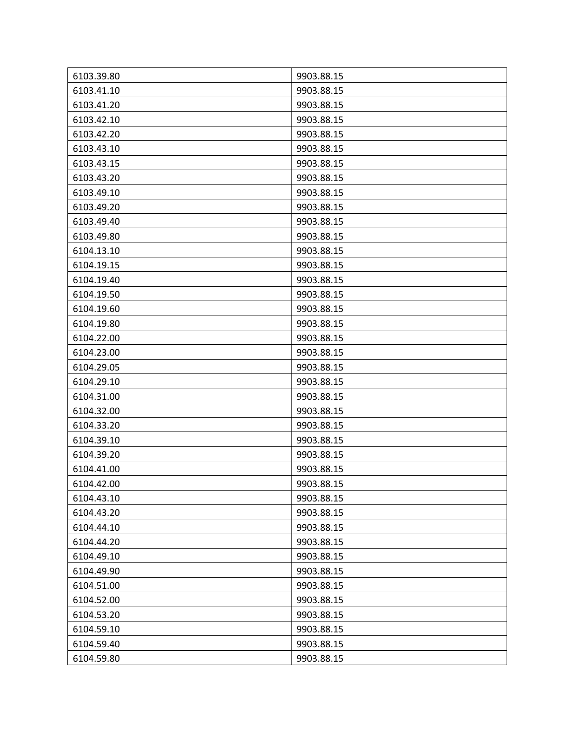| 6103.39.80 | 9903.88.15 |
|---|---|
| 6103.41.10 | 9903.88.15 |
| 6103.41.20 | 9903.88.15 |
| 6103.42.10 | 9903.88.15 |
| 6103.42.20 | 9903.88.15 |
| 6103.43.10 | 9903.88.15 |
| 6103.43.15 | 9903.88.15 |
| 6103.43.20 | 9903.88.15 |
| 6103.49.10 | 9903.88.15 |
| 6103.49.20 | 9903.88.15 |
| 6103.49.40 | 9903.88.15 |
| 6103.49.80 | 9903.88.15 |
| 6104.13.10 | 9903.88.15 |
| 6104.19.15 | 9903.88.15 |
| 6104.19.40 | 9903.88.15 |
| 6104.19.50 | 9903.88.15 |
| 6104.19.60 | 9903.88.15 |
| 6104.19.80 | 9903.88.15 |
| 6104.22.00 | 9903.88.15 |
| 6104.23.00 | 9903.88.15 |
| 6104.29.05 | 9903.88.15 |
| 6104.29.10 | 9903.88.15 |
| 6104.31.00 | 9903.88.15 |
| 6104.32.00 | 9903.88.15 |
| 6104.33.20 | 9903.88.15 |
| 6104.39.10 | 9903.88.15 |
| 6104.39.20 | 9903.88.15 |
| 6104.41.00 | 9903.88.15 |
| 6104.42.00 | 9903.88.15 |
| 6104.43.10 | 9903.88.15 |
| 6104.43.20 | 9903.88.15 |
| 6104.44.10 | 9903.88.15 |
| 6104.44.20 | 9903.88.15 |
| 6104.49.10 | 9903.88.15 |
| 6104.49.90 | 9903.88.15 |
| 6104.51.00 | 9903.88.15 |
| 6104.52.00 | 9903.88.15 |
| 6104.53.20 | 9903.88.15 |
| 6104.59.10 | 9903.88.15 |
| 6104.59.40 | 9903.88.15 |
| 6104.59.80 | 9903.88.15 |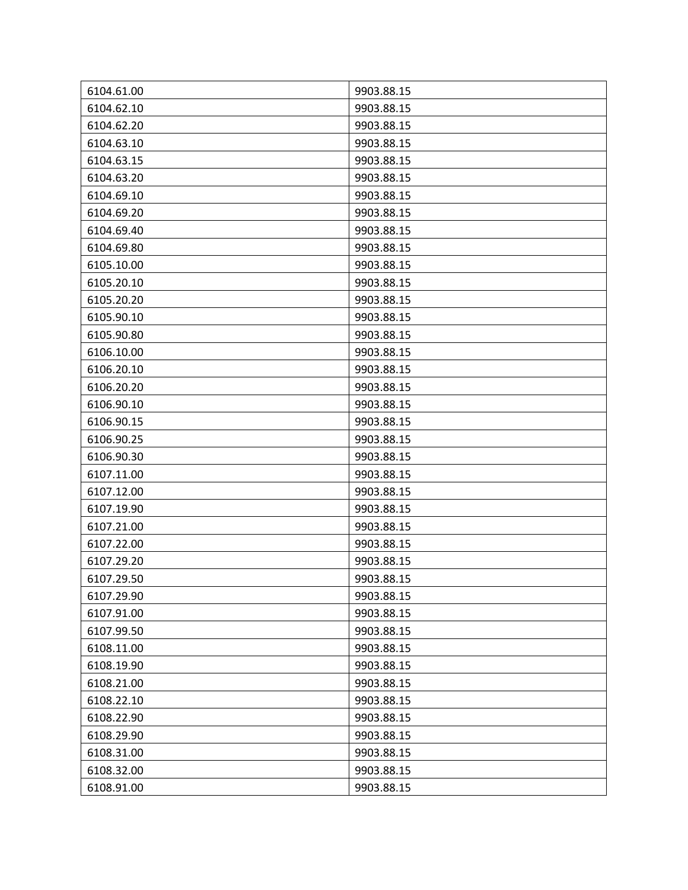| | |
|---|---|
| 6104.61.00 | 9903.88.15 |
| 6104.62.10 | 9903.88.15 |
| 6104.62.20 | 9903.88.15 |
| 6104.63.10 | 9903.88.15 |
| 6104.63.15 | 9903.88.15 |
| 6104.63.20 | 9903.88.15 |
| 6104.69.10 | 9903.88.15 |
| 6104.69.20 | 9903.88.15 |
| 6104.69.40 | 9903.88.15 |
| 6104.69.80 | 9903.88.15 |
| 6105.10.00 | 9903.88.15 |
| 6105.20.10 | 9903.88.15 |
| 6105.20.20 | 9903.88.15 |
| 6105.90.10 | 9903.88.15 |
| 6105.90.80 | 9903.88.15 |
| 6106.10.00 | 9903.88.15 |
| 6106.20.10 | 9903.88.15 |
| 6106.20.20 | 9903.88.15 |
| 6106.90.10 | 9903.88.15 |
| 6106.90.15 | 9903.88.15 |
| 6106.90.25 | 9903.88.15 |
| 6106.90.30 | 9903.88.15 |
| 6107.11.00 | 9903.88.15 |
| 6107.12.00 | 9903.88.15 |
| 6107.19.90 | 9903.88.15 |
| 6107.21.00 | 9903.88.15 |
| 6107.22.00 | 9903.88.15 |
| 6107.29.20 | 9903.88.15 |
| 6107.29.50 | 9903.88.15 |
| 6107.29.90 | 9903.88.15 |
| 6107.91.00 | 9903.88.15 |
| 6107.99.50 | 9903.88.15 |
| 6108.11.00 | 9903.88.15 |
| 6108.19.90 | 9903.88.15 |
| 6108.21.00 | 9903.88.15 |
| 6108.22.10 | 9903.88.15 |
| 6108.22.90 | 9903.88.15 |
| 6108.29.90 | 9903.88.15 |
| 6108.31.00 | 9903.88.15 |
| 6108.32.00 | 9903.88.15 |
| 6108.91.00 | 9903.88.15 |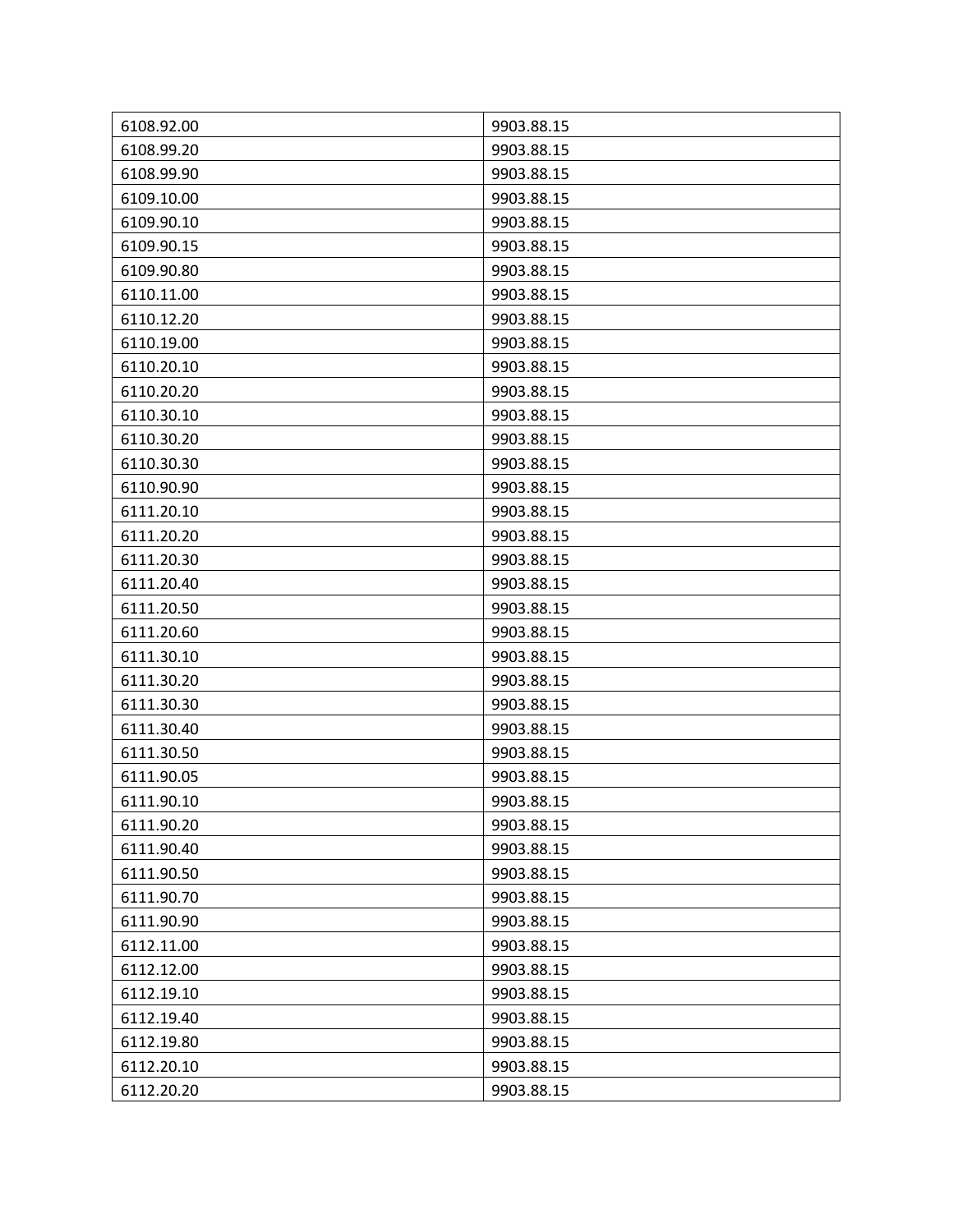| 6108.92.00 | 9903.88.15 |
|---|---|
| 6108.99.20 | 9903.88.15 |
| 6108.99.90 | 9903.88.15 |
| 6109.10.00 | 9903.88.15 |
| 6109.90.10 | 9903.88.15 |
| 6109.90.15 | 9903.88.15 |
| 6109.90.80 | 9903.88.15 |
| 6110.11.00 | 9903.88.15 |
| 6110.12.20 | 9903.88.15 |
| 6110.19.00 | 9903.88.15 |
| 6110.20.10 | 9903.88.15 |
| 6110.20.20 | 9903.88.15 |
| 6110.30.10 | 9903.88.15 |
| 6110.30.20 | 9903.88.15 |
| 6110.30.30 | 9903.88.15 |
| 6110.90.90 | 9903.88.15 |
| 6111.20.10 | 9903.88.15 |
| 6111.20.20 | 9903.88.15 |
| 6111.20.30 | 9903.88.15 |
| 6111.20.40 | 9903.88.15 |
| 6111.20.50 | 9903.88.15 |
| 6111.20.60 | 9903.88.15 |
| 6111.30.10 | 9903.88.15 |
| 6111.30.20 | 9903.88.15 |
| 6111.30.30 | 9903.88.15 |
| 6111.30.40 | 9903.88.15 |
| 6111.30.50 | 9903.88.15 |
| 6111.90.05 | 9903.88.15 |
| 6111.90.10 | 9903.88.15 |
| 6111.90.20 | 9903.88.15 |
| 6111.90.40 | 9903.88.15 |
| 6111.90.50 | 9903.88.15 |
| 6111.90.70 | 9903.88.15 |
| 6111.90.90 | 9903.88.15 |
| 6112.11.00 | 9903.88.15 |
| 6112.12.00 | 9903.88.15 |
| 6112.19.10 | 9903.88.15 |
| 6112.19.40 | 9903.88.15 |
| 6112.19.80 | 9903.88.15 |
| 6112.20.10 | 9903.88.15 |
| 6112.20.20 | 9903.88.15 |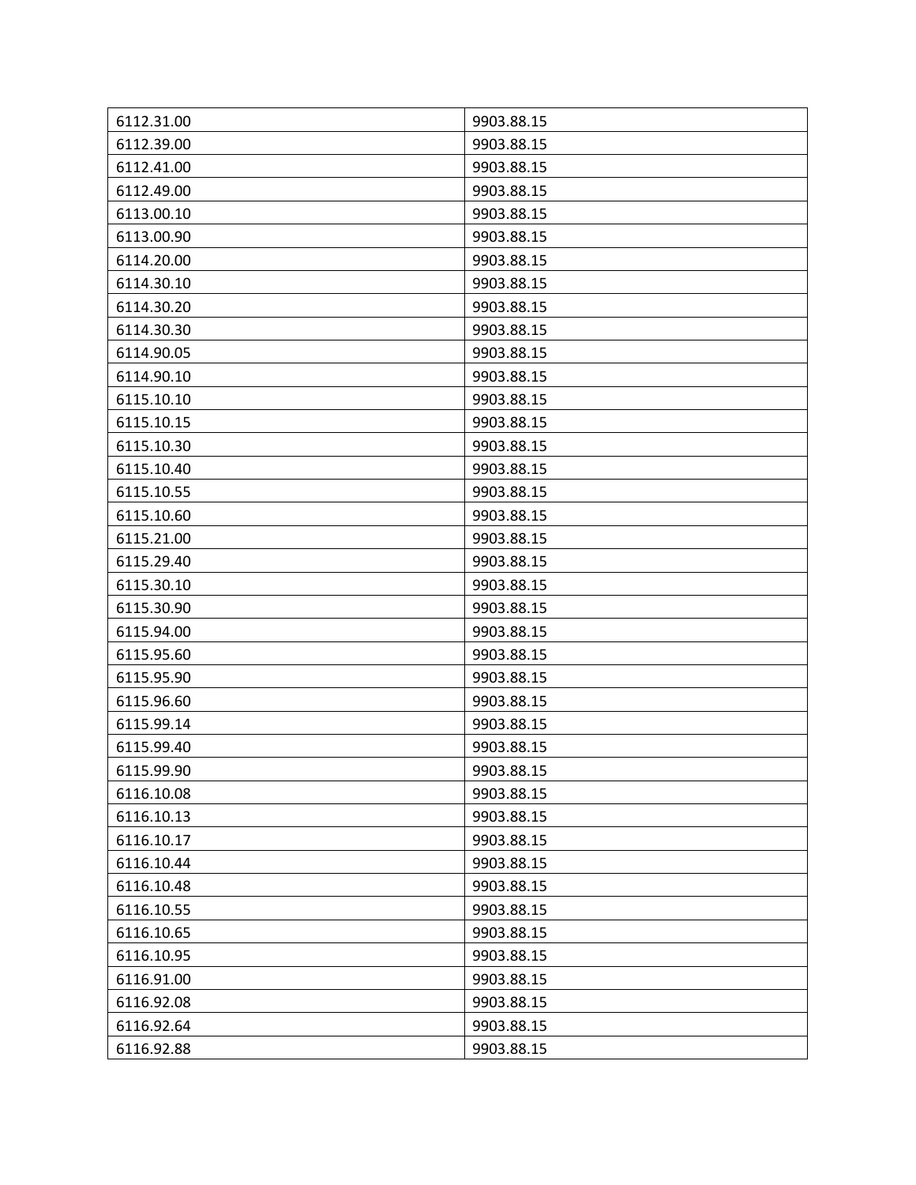| 6112.31.00 | 9903.88.15 |
|---|---|
| 6112.39.00 | 9903.88.15 |
| 6112.41.00 | 9903.88.15 |
| 6112.49.00 | 9903.88.15 |
| 6113.00.10 | 9903.88.15 |
| 6113.00.90 | 9903.88.15 |
| 6114.20.00 | 9903.88.15 |
| 6114.30.10 | 9903.88.15 |
| 6114.30.20 | 9903.88.15 |
| 6114.30.30 | 9903.88.15 |
| 6114.90.05 | 9903.88.15 |
| 6114.90.10 | 9903.88.15 |
| 6115.10.10 | 9903.88.15 |
| 6115.10.15 | 9903.88.15 |
| 6115.10.30 | 9903.88.15 |
| 6115.10.40 | 9903.88.15 |
| 6115.10.55 | 9903.88.15 |
| 6115.10.60 | 9903.88.15 |
| 6115.21.00 | 9903.88.15 |
| 6115.29.40 | 9903.88.15 |
| 6115.30.10 | 9903.88.15 |
| 6115.30.90 | 9903.88.15 |
| 6115.94.00 | 9903.88.15 |
| 6115.95.60 | 9903.88.15 |
| 6115.95.90 | 9903.88.15 |
| 6115.96.60 | 9903.88.15 |
| 6115.99.14 | 9903.88.15 |
| 6115.99.40 | 9903.88.15 |
| 6115.99.90 | 9903.88.15 |
| 6116.10.08 | 9903.88.15 |
| 6116.10.13 | 9903.88.15 |
| 6116.10.17 | 9903.88.15 |
| 6116.10.44 | 9903.88.15 |
| 6116.10.48 | 9903.88.15 |
| 6116.10.55 | 9903.88.15 |
| 6116.10.65 | 9903.88.15 |
| 6116.10.95 | 9903.88.15 |
| 6116.91.00 | 9903.88.15 |
| 6116.92.08 | 9903.88.15 |
| 6116.92.64 | 9903.88.15 |
| 6116.92.88 | 9903.88.15 |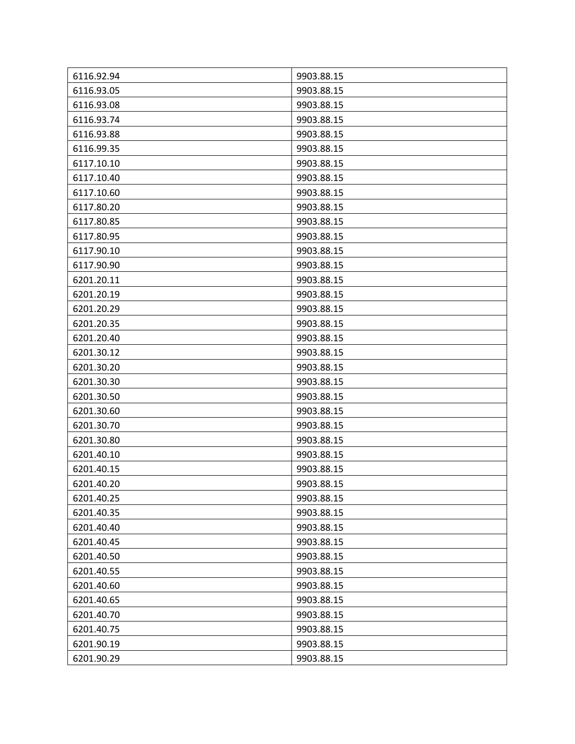| 6116.92.94 | 9903.88.15 |
|---|---|
| 6116.93.05 | 9903.88.15 |
| 6116.93.08 | 9903.88.15 |
| 6116.93.74 | 9903.88.15 |
| 6116.93.88 | 9903.88.15 |
| 6116.99.35 | 9903.88.15 |
| 6117.10.10 | 9903.88.15 |
| 6117.10.40 | 9903.88.15 |
| 6117.10.60 | 9903.88.15 |
| 6117.80.20 | 9903.88.15 |
| 6117.80.85 | 9903.88.15 |
| 6117.80.95 | 9903.88.15 |
| 6117.90.10 | 9903.88.15 |
| 6117.90.90 | 9903.88.15 |
| 6201.20.11 | 9903.88.15 |
| 6201.20.19 | 9903.88.15 |
| 6201.20.29 | 9903.88.15 |
| 6201.20.35 | 9903.88.15 |
| 6201.20.40 | 9903.88.15 |
| 6201.30.12 | 9903.88.15 |
| 6201.30.20 | 9903.88.15 |
| 6201.30.30 | 9903.88.15 |
| 6201.30.50 | 9903.88.15 |
| 6201.30.60 | 9903.88.15 |
| 6201.30.70 | 9903.88.15 |
| 6201.30.80 | 9903.88.15 |
| 6201.40.10 | 9903.88.15 |
| 6201.40.15 | 9903.88.15 |
| 6201.40.20 | 9903.88.15 |
| 6201.40.25 | 9903.88.15 |
| 6201.40.35 | 9903.88.15 |
| 6201.40.40 | 9903.88.15 |
| 6201.40.45 | 9903.88.15 |
| 6201.40.50 | 9903.88.15 |
| 6201.40.55 | 9903.88.15 |
| 6201.40.60 | 9903.88.15 |
| 6201.40.65 | 9903.88.15 |
| 6201.40.70 | 9903.88.15 |
| 6201.40.75 | 9903.88.15 |
| 6201.90.19 | 9903.88.15 |
| 6201.90.29 | 9903.88.15 |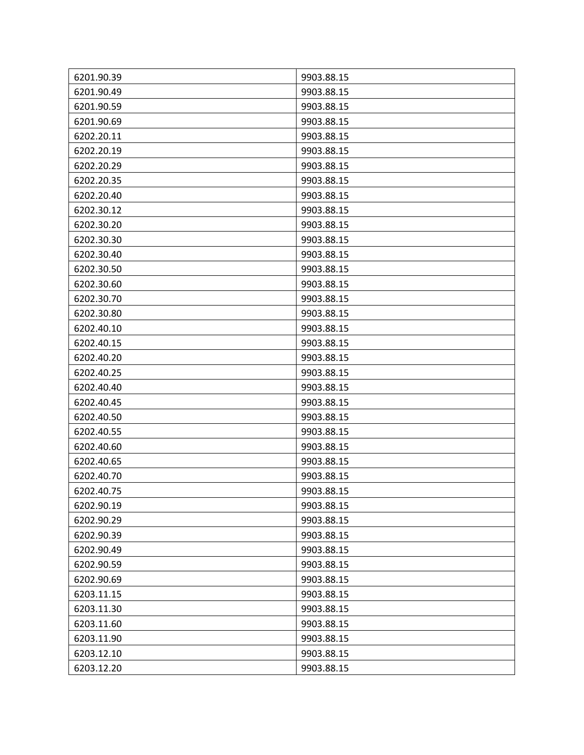| 6201.90.39 | 9903.88.15 |
| --- | --- |
| 6201.90.49 | 9903.88.15 |
| 6201.90.59 | 9903.88.15 |
| 6201.90.69 | 9903.88.15 |
| 6202.20.11 | 9903.88.15 |
| 6202.20.19 | 9903.88.15 |
| 6202.20.29 | 9903.88.15 |
| 6202.20.35 | 9903.88.15 |
| 6202.20.40 | 9903.88.15 |
| 6202.30.12 | 9903.88.15 |
| 6202.30.20 | 9903.88.15 |
| 6202.30.30 | 9903.88.15 |
| 6202.30.40 | 9903.88.15 |
| 6202.30.50 | 9903.88.15 |
| 6202.30.60 | 9903.88.15 |
| 6202.30.70 | 9903.88.15 |
| 6202.30.80 | 9903.88.15 |
| 6202.40.10 | 9903.88.15 |
| 6202.40.15 | 9903.88.15 |
| 6202.40.20 | 9903.88.15 |
| 6202.40.25 | 9903.88.15 |
| 6202.40.40 | 9903.88.15 |
| 6202.40.45 | 9903.88.15 |
| 6202.40.50 | 9903.88.15 |
| 6202.40.55 | 9903.88.15 |
| 6202.40.60 | 9903.88.15 |
| 6202.40.65 | 9903.88.15 |
| 6202.40.70 | 9903.88.15 |
| 6202.40.75 | 9903.88.15 |
| 6202.90.19 | 9903.88.15 |
| 6202.90.29 | 9903.88.15 |
| 6202.90.39 | 9903.88.15 |
| 6202.90.49 | 9903.88.15 |
| 6202.90.59 | 9903.88.15 |
| 6202.90.69 | 9903.88.15 |
| 6203.11.15 | 9903.88.15 |
| 6203.11.30 | 9903.88.15 |
| 6203.11.60 | 9903.88.15 |
| 6203.11.90 | 9903.88.15 |
| 6203.12.10 | 9903.88.15 |
| 6203.12.20 | 9903.88.15 |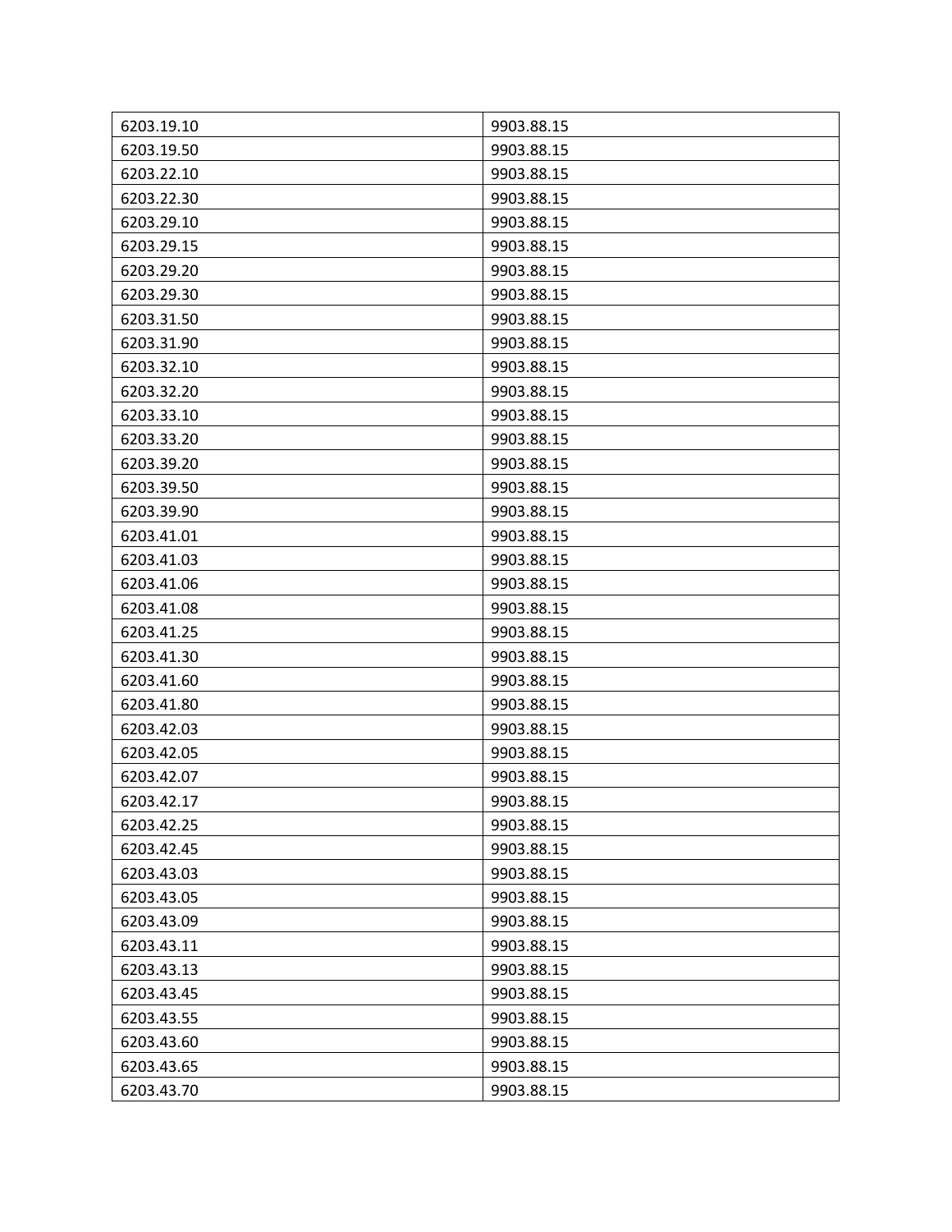| 6203.19.10 | 9903.88.15 |
|---|---|
| 6203.19.50 | 9903.88.15 |
| 6203.22.10 | 9903.88.15 |
| 6203.22.30 | 9903.88.15 |
| 6203.29.10 | 9903.88.15 |
| 6203.29.15 | 9903.88.15 |
| 6203.29.20 | 9903.88.15 |
| 6203.29.30 | 9903.88.15 |
| 6203.31.50 | 9903.88.15 |
| 6203.31.90 | 9903.88.15 |
| 6203.32.10 | 9903.88.15 |
| 6203.32.20 | 9903.88.15 |
| 6203.33.10 | 9903.88.15 |
| 6203.33.20 | 9903.88.15 |
| 6203.39.20 | 9903.88.15 |
| 6203.39.50 | 9903.88.15 |
| 6203.39.90 | 9903.88.15 |
| 6203.41.01 | 9903.88.15 |
| 6203.41.03 | 9903.88.15 |
| 6203.41.06 | 9903.88.15 |
| 6203.41.08 | 9903.88.15 |
| 6203.41.25 | 9903.88.15 |
| 6203.41.30 | 9903.88.15 |
| 6203.41.60 | 9903.88.15 |
| 6203.41.80 | 9903.88.15 |
| 6203.42.03 | 9903.88.15 |
| 6203.42.05 | 9903.88.15 |
| 6203.42.07 | 9903.88.15 |
| 6203.42.17 | 9903.88.15 |
| 6203.42.25 | 9903.88.15 |
| 6203.42.45 | 9903.88.15 |
| 6203.43.03 | 9903.88.15 |
| 6203.43.05 | 9903.88.15 |
| 6203.43.09 | 9903.88.15 |
| 6203.43.11 | 9903.88.15 |
| 6203.43.13 | 9903.88.15 |
| 6203.43.45 | 9903.88.15 |
| 6203.43.55 | 9903.88.15 |
| 6203.43.60 | 9903.88.15 |
| 6203.43.65 | 9903.88.15 |
| 6203.43.70 | 9903.88.15 |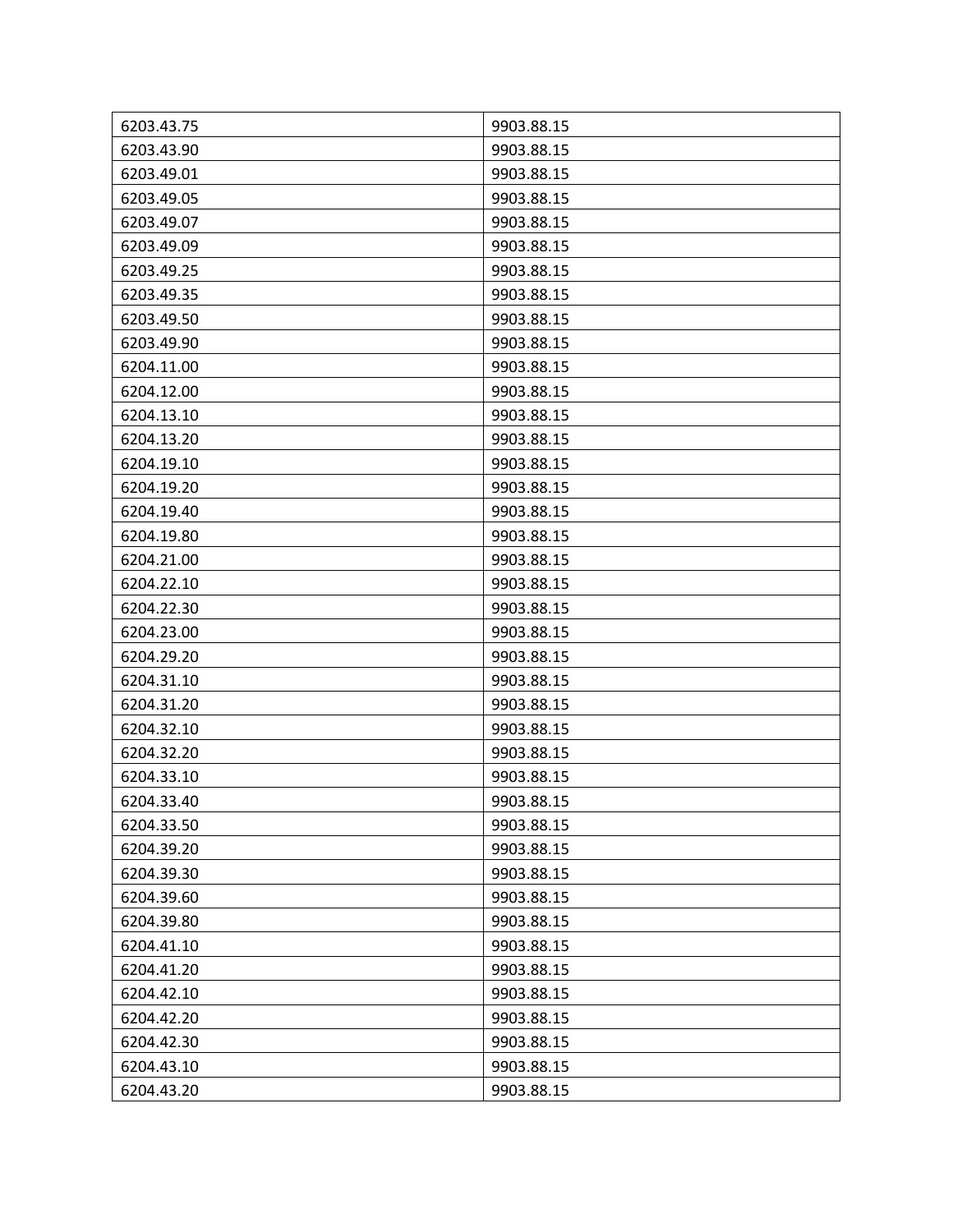| 6203.43.75 | 9903.88.15 |
| --- | --- |
| 6203.43.90 | 9903.88.15 |
| 6203.49.01 | 9903.88.15 |
| 6203.49.05 | 9903.88.15 |
| 6203.49.07 | 9903.88.15 |
| 6203.49.09 | 9903.88.15 |
| 6203.49.25 | 9903.88.15 |
| 6203.49.35 | 9903.88.15 |
| 6203.49.50 | 9903.88.15 |
| 6203.49.90 | 9903.88.15 |
| 6204.11.00 | 9903.88.15 |
| 6204.12.00 | 9903.88.15 |
| 6204.13.10 | 9903.88.15 |
| 6204.13.20 | 9903.88.15 |
| 6204.19.10 | 9903.88.15 |
| 6204.19.20 | 9903.88.15 |
| 6204.19.40 | 9903.88.15 |
| 6204.19.80 | 9903.88.15 |
| 6204.21.00 | 9903.88.15 |
| 6204.22.10 | 9903.88.15 |
| 6204.22.30 | 9903.88.15 |
| 6204.23.00 | 9903.88.15 |
| 6204.29.20 | 9903.88.15 |
| 6204.31.10 | 9903.88.15 |
| 6204.31.20 | 9903.88.15 |
| 6204.32.10 | 9903.88.15 |
| 6204.32.20 | 9903.88.15 |
| 6204.33.10 | 9903.88.15 |
| 6204.33.40 | 9903.88.15 |
| 6204.33.50 | 9903.88.15 |
| 6204.39.20 | 9903.88.15 |
| 6204.39.30 | 9903.88.15 |
| 6204.39.60 | 9903.88.15 |
| 6204.39.80 | 9903.88.15 |
| 6204.41.10 | 9903.88.15 |
| 6204.41.20 | 9903.88.15 |
| 6204.42.10 | 9903.88.15 |
| 6204.42.20 | 9903.88.15 |
| 6204.42.30 | 9903.88.15 |
| 6204.43.10 | 9903.88.15 |
| 6204.43.20 | 9903.88.15 |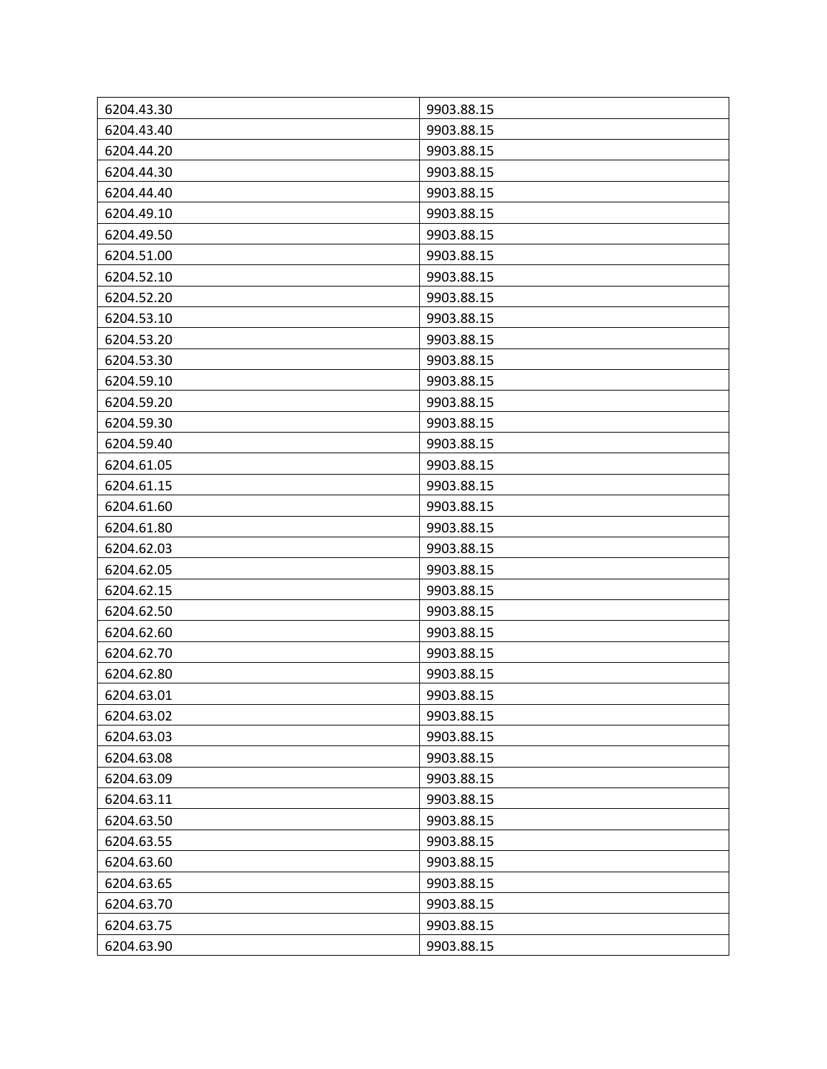| 6204.43.30 | 9903.88.15 |
|---|---|
| 6204.43.40 | 9903.88.15 |
| 6204.44.20 | 9903.88.15 |
| 6204.44.30 | 9903.88.15 |
| 6204.44.40 | 9903.88.15 |
| 6204.49.10 | 9903.88.15 |
| 6204.49.50 | 9903.88.15 |
| 6204.51.00 | 9903.88.15 |
| 6204.52.10 | 9903.88.15 |
| 6204.52.20 | 9903.88.15 |
| 6204.53.10 | 9903.88.15 |
| 6204.53.20 | 9903.88.15 |
| 6204.53.30 | 9903.88.15 |
| 6204.59.10 | 9903.88.15 |
| 6204.59.20 | 9903.88.15 |
| 6204.59.30 | 9903.88.15 |
| 6204.59.40 | 9903.88.15 |
| 6204.61.05 | 9903.88.15 |
| 6204.61.15 | 9903.88.15 |
| 6204.61.60 | 9903.88.15 |
| 6204.61.80 | 9903.88.15 |
| 6204.62.03 | 9903.88.15 |
| 6204.62.05 | 9903.88.15 |
| 6204.62.15 | 9903.88.15 |
| 6204.62.50 | 9903.88.15 |
| 6204.62.60 | 9903.88.15 |
| 6204.62.70 | 9903.88.15 |
| 6204.62.80 | 9903.88.15 |
| 6204.63.01 | 9903.88.15 |
| 6204.63.02 | 9903.88.15 |
| 6204.63.03 | 9903.88.15 |
| 6204.63.08 | 9903.88.15 |
| 6204.63.09 | 9903.88.15 |
| 6204.63.11 | 9903.88.15 |
| 6204.63.50 | 9903.88.15 |
| 6204.63.55 | 9903.88.15 |
| 6204.63.60 | 9903.88.15 |
| 6204.63.65 | 9903.88.15 |
| 6204.63.70 | 9903.88.15 |
| 6204.63.75 | 9903.88.15 |
| 6204.63.90 | 9903.88.15 |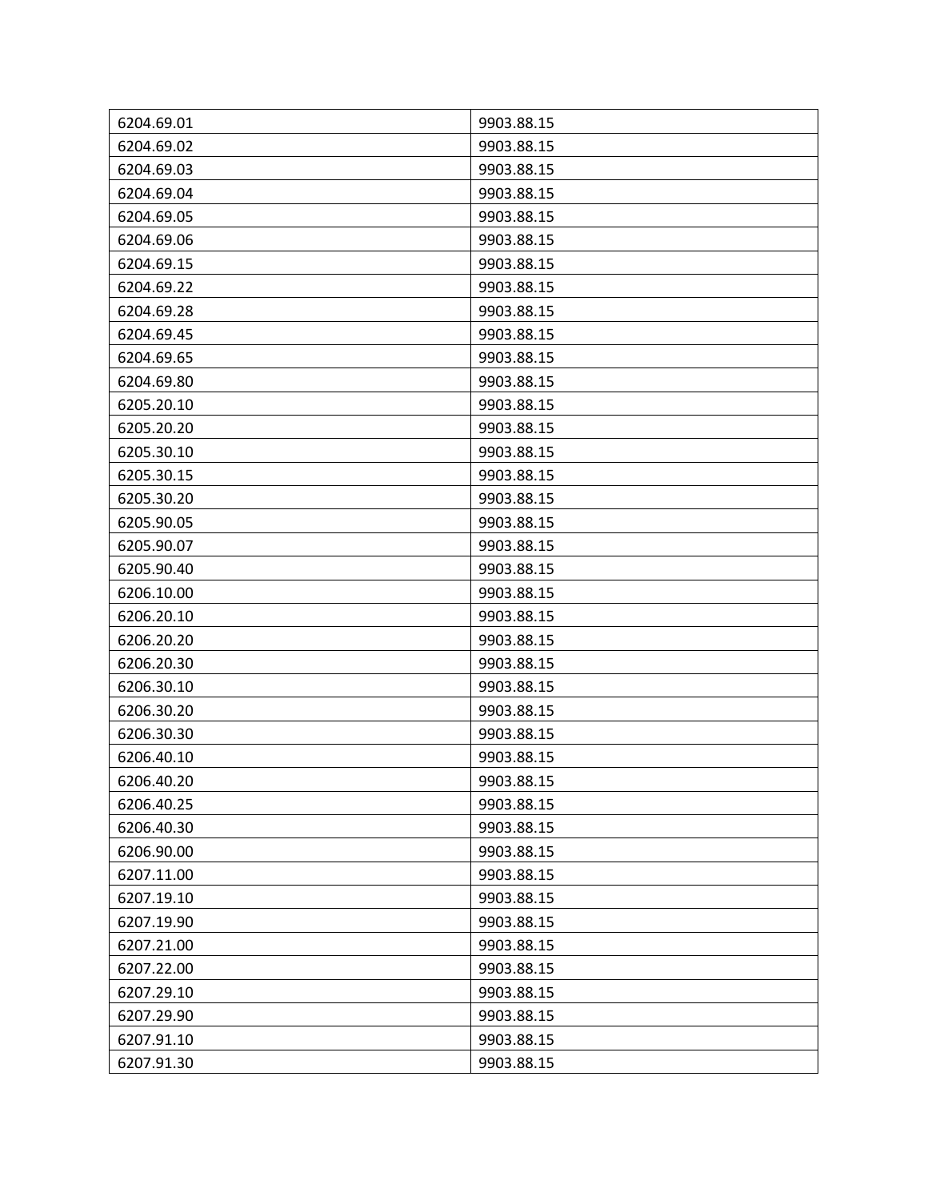| 6204.69.01 | 9903.88.15 |
|---|---|
| 6204.69.02 | 9903.88.15 |
| 6204.69.03 | 9903.88.15 |
| 6204.69.04 | 9903.88.15 |
| 6204.69.05 | 9903.88.15 |
| 6204.69.06 | 9903.88.15 |
| 6204.69.15 | 9903.88.15 |
| 6204.69.22 | 9903.88.15 |
| 6204.69.28 | 9903.88.15 |
| 6204.69.45 | 9903.88.15 |
| 6204.69.65 | 9903.88.15 |
| 6204.69.80 | 9903.88.15 |
| 6205.20.10 | 9903.88.15 |
| 6205.20.20 | 9903.88.15 |
| 6205.30.10 | 9903.88.15 |
| 6205.30.15 | 9903.88.15 |
| 6205.30.20 | 9903.88.15 |
| 6205.90.05 | 9903.88.15 |
| 6205.90.07 | 9903.88.15 |
| 6205.90.40 | 9903.88.15 |
| 6206.10.00 | 9903.88.15 |
| 6206.20.10 | 9903.88.15 |
| 6206.20.20 | 9903.88.15 |
| 6206.20.30 | 9903.88.15 |
| 6206.30.10 | 9903.88.15 |
| 6206.30.20 | 9903.88.15 |
| 6206.30.30 | 9903.88.15 |
| 6206.40.10 | 9903.88.15 |
| 6206.40.20 | 9903.88.15 |
| 6206.40.25 | 9903.88.15 |
| 6206.40.30 | 9903.88.15 |
| 6206.90.00 | 9903.88.15 |
| 6207.11.00 | 9903.88.15 |
| 6207.19.10 | 9903.88.15 |
| 6207.19.90 | 9903.88.15 |
| 6207.21.00 | 9903.88.15 |
| 6207.22.00 | 9903.88.15 |
| 6207.29.10 | 9903.88.15 |
| 6207.29.90 | 9903.88.15 |
| 6207.91.10 | 9903.88.15 |
| 6207.91.30 | 9903.88.15 |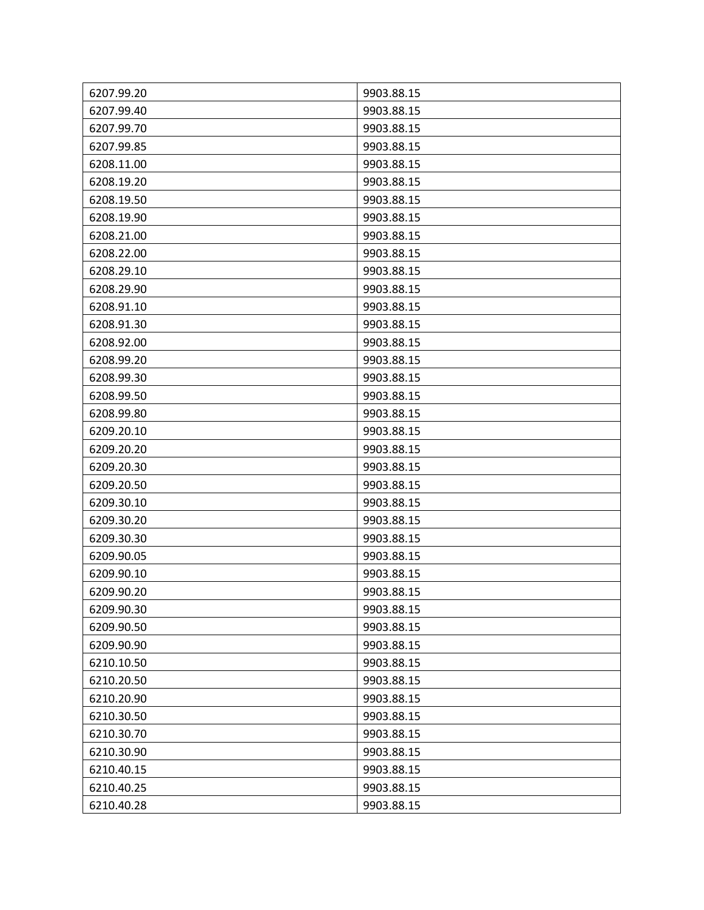| | |
|---|---|
| 6207.99.20 | 9903.88.15 |
| 6207.99.40 | 9903.88.15 |
| 6207.99.70 | 9903.88.15 |
| 6207.99.85 | 9903.88.15 |
| 6208.11.00 | 9903.88.15 |
| 6208.19.20 | 9903.88.15 |
| 6208.19.50 | 9903.88.15 |
| 6208.19.90 | 9903.88.15 |
| 6208.21.00 | 9903.88.15 |
| 6208.22.00 | 9903.88.15 |
| 6208.29.10 | 9903.88.15 |
| 6208.29.90 | 9903.88.15 |
| 6208.91.10 | 9903.88.15 |
| 6208.91.30 | 9903.88.15 |
| 6208.92.00 | 9903.88.15 |
| 6208.99.20 | 9903.88.15 |
| 6208.99.30 | 9903.88.15 |
| 6208.99.50 | 9903.88.15 |
| 6208.99.80 | 9903.88.15 |
| 6209.20.10 | 9903.88.15 |
| 6209.20.20 | 9903.88.15 |
| 6209.20.30 | 9903.88.15 |
| 6209.20.50 | 9903.88.15 |
| 6209.30.10 | 9903.88.15 |
| 6209.30.20 | 9903.88.15 |
| 6209.30.30 | 9903.88.15 |
| 6209.90.05 | 9903.88.15 |
| 6209.90.10 | 9903.88.15 |
| 6209.90.20 | 9903.88.15 |
| 6209.90.30 | 9903.88.15 |
| 6209.90.50 | 9903.88.15 |
| 6209.90.90 | 9903.88.15 |
| 6210.10.50 | 9903.88.15 |
| 6210.20.50 | 9903.88.15 |
| 6210.20.90 | 9903.88.15 |
| 6210.30.50 | 9903.88.15 |
| 6210.30.70 | 9903.88.15 |
| 6210.30.90 | 9903.88.15 |
| 6210.40.15 | 9903.88.15 |
| 6210.40.25 | 9903.88.15 |
| 6210.40.28 | 9903.88.15 |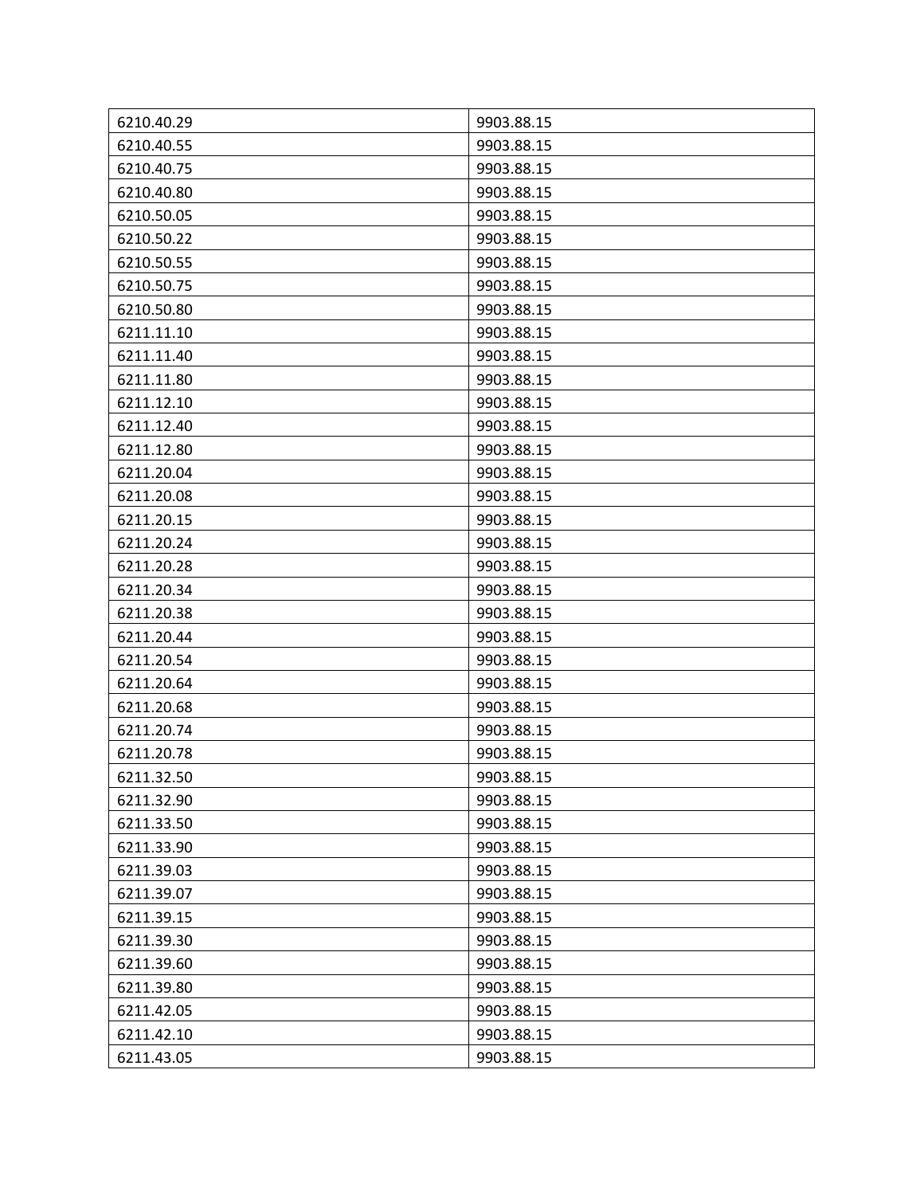| 6210.40.29 | 9903.88.15 |
|---|---|
| 6210.40.55 | 9903.88.15 |
| 6210.40.75 | 9903.88.15 |
| 6210.40.80 | 9903.88.15 |
| 6210.50.05 | 9903.88.15 |
| 6210.50.22 | 9903.88.15 |
| 6210.50.55 | 9903.88.15 |
| 6210.50.75 | 9903.88.15 |
| 6210.50.80 | 9903.88.15 |
| 6211.11.10 | 9903.88.15 |
| 6211.11.40 | 9903.88.15 |
| 6211.11.80 | 9903.88.15 |
| 6211.12.10 | 9903.88.15 |
| 6211.12.40 | 9903.88.15 |
| 6211.12.80 | 9903.88.15 |
| 6211.20.04 | 9903.88.15 |
| 6211.20.08 | 9903.88.15 |
| 6211.20.15 | 9903.88.15 |
| 6211.20.24 | 9903.88.15 |
| 6211.20.28 | 9903.88.15 |
| 6211.20.34 | 9903.88.15 |
| 6211.20.38 | 9903.88.15 |
| 6211.20.44 | 9903.88.15 |
| 6211.20.54 | 9903.88.15 |
| 6211.20.64 | 9903.88.15 |
| 6211.20.68 | 9903.88.15 |
| 6211.20.74 | 9903.88.15 |
| 6211.20.78 | 9903.88.15 |
| 6211.32.50 | 9903.88.15 |
| 6211.32.90 | 9903.88.15 |
| 6211.33.50 | 9903.88.15 |
| 6211.33.90 | 9903.88.15 |
| 6211.39.03 | 9903.88.15 |
| 6211.39.07 | 9903.88.15 |
| 6211.39.15 | 9903.88.15 |
| 6211.39.30 | 9903.88.15 |
| 6211.39.60 | 9903.88.15 |
| 6211.39.80 | 9903.88.15 |
| 6211.42.05 | 9903.88.15 |
| 6211.42.10 | 9903.88.15 |
| 6211.43.05 | 9903.88.15 |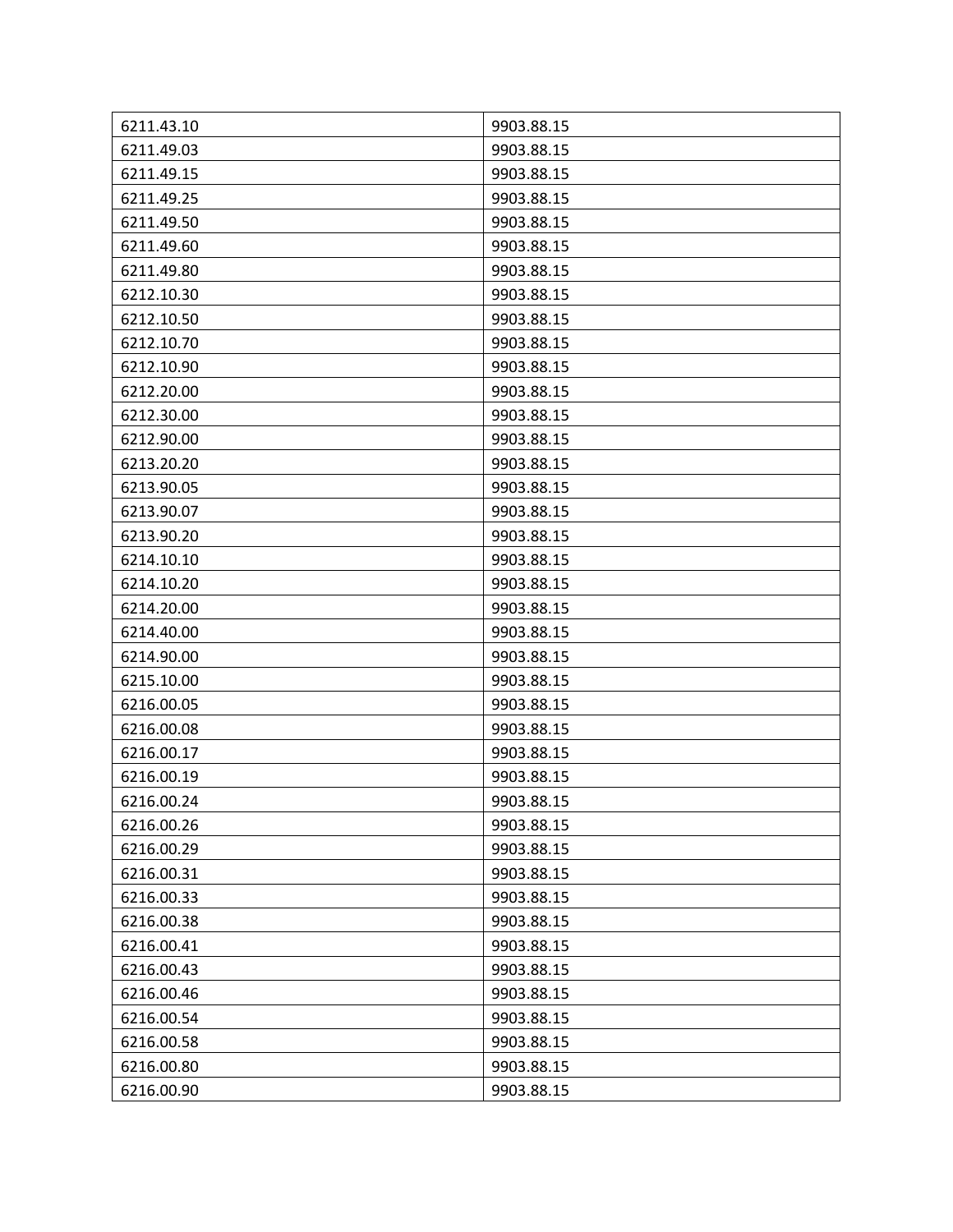| 6211.43.10 | 9903.88.15 |
|---|---|
| 6211.49.03 | 9903.88.15 |
| 6211.49.15 | 9903.88.15 |
| 6211.49.25 | 9903.88.15 |
| 6211.49.50 | 9903.88.15 |
| 6211.49.60 | 9903.88.15 |
| 6211.49.80 | 9903.88.15 |
| 6212.10.30 | 9903.88.15 |
| 6212.10.50 | 9903.88.15 |
| 6212.10.70 | 9903.88.15 |
| 6212.10.90 | 9903.88.15 |
| 6212.20.00 | 9903.88.15 |
| 6212.30.00 | 9903.88.15 |
| 6212.90.00 | 9903.88.15 |
| 6213.20.20 | 9903.88.15 |
| 6213.90.05 | 9903.88.15 |
| 6213.90.07 | 9903.88.15 |
| 6213.90.20 | 9903.88.15 |
| 6214.10.10 | 9903.88.15 |
| 6214.10.20 | 9903.88.15 |
| 6214.20.00 | 9903.88.15 |
| 6214.40.00 | 9903.88.15 |
| 6214.90.00 | 9903.88.15 |
| 6215.10.00 | 9903.88.15 |
| 6216.00.05 | 9903.88.15 |
| 6216.00.08 | 9903.88.15 |
| 6216.00.17 | 9903.88.15 |
| 6216.00.19 | 9903.88.15 |
| 6216.00.24 | 9903.88.15 |
| 6216.00.26 | 9903.88.15 |
| 6216.00.29 | 9903.88.15 |
| 6216.00.31 | 9903.88.15 |
| 6216.00.33 | 9903.88.15 |
| 6216.00.38 | 9903.88.15 |
| 6216.00.41 | 9903.88.15 |
| 6216.00.43 | 9903.88.15 |
| 6216.00.46 | 9903.88.15 |
| 6216.00.54 | 9903.88.15 |
| 6216.00.58 | 9903.88.15 |
| 6216.00.80 | 9903.88.15 |
| 6216.00.90 | 9903.88.15 |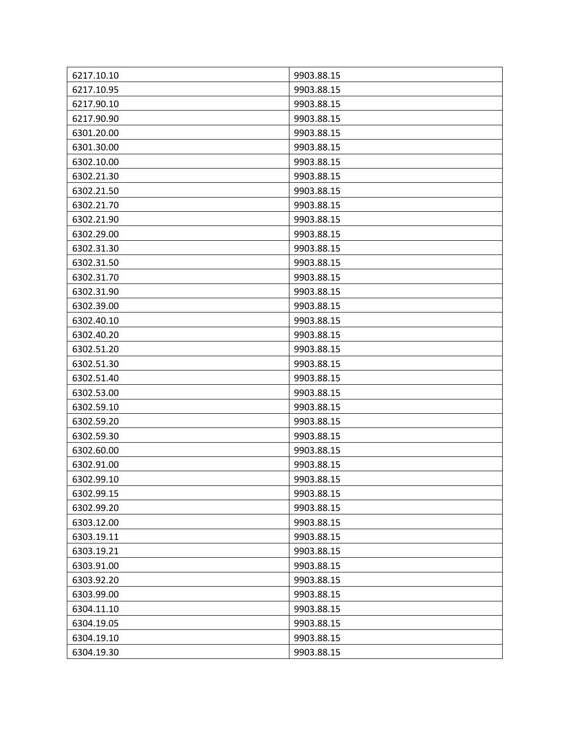| 6217.10.10 | 9903.88.15 |
|---|---|
| 6217.10.95 | 9903.88.15 |
| 6217.90.10 | 9903.88.15 |
| 6217.90.90 | 9903.88.15 |
| 6301.20.00 | 9903.88.15 |
| 6301.30.00 | 9903.88.15 |
| 6302.10.00 | 9903.88.15 |
| 6302.21.30 | 9903.88.15 |
| 6302.21.50 | 9903.88.15 |
| 6302.21.70 | 9903.88.15 |
| 6302.21.90 | 9903.88.15 |
| 6302.29.00 | 9903.88.15 |
| 6302.31.30 | 9903.88.15 |
| 6302.31.50 | 9903.88.15 |
| 6302.31.70 | 9903.88.15 |
| 6302.31.90 | 9903.88.15 |
| 6302.39.00 | 9903.88.15 |
| 6302.40.10 | 9903.88.15 |
| 6302.40.20 | 9903.88.15 |
| 6302.51.20 | 9903.88.15 |
| 6302.51.30 | 9903.88.15 |
| 6302.51.40 | 9903.88.15 |
| 6302.53.00 | 9903.88.15 |
| 6302.59.10 | 9903.88.15 |
| 6302.59.20 | 9903.88.15 |
| 6302.59.30 | 9903.88.15 |
| 6302.60.00 | 9903.88.15 |
| 6302.91.00 | 9903.88.15 |
| 6302.99.10 | 9903.88.15 |
| 6302.99.15 | 9903.88.15 |
| 6302.99.20 | 9903.88.15 |
| 6303.12.00 | 9903.88.15 |
| 6303.19.11 | 9903.88.15 |
| 6303.19.21 | 9903.88.15 |
| 6303.91.00 | 9903.88.15 |
| 6303.92.20 | 9903.88.15 |
| 6303.99.00 | 9903.88.15 |
| 6304.11.10 | 9903.88.15 |
| 6304.19.05 | 9903.88.15 |
| 6304.19.10 | 9903.88.15 |
| 6304.19.30 | 9903.88.15 |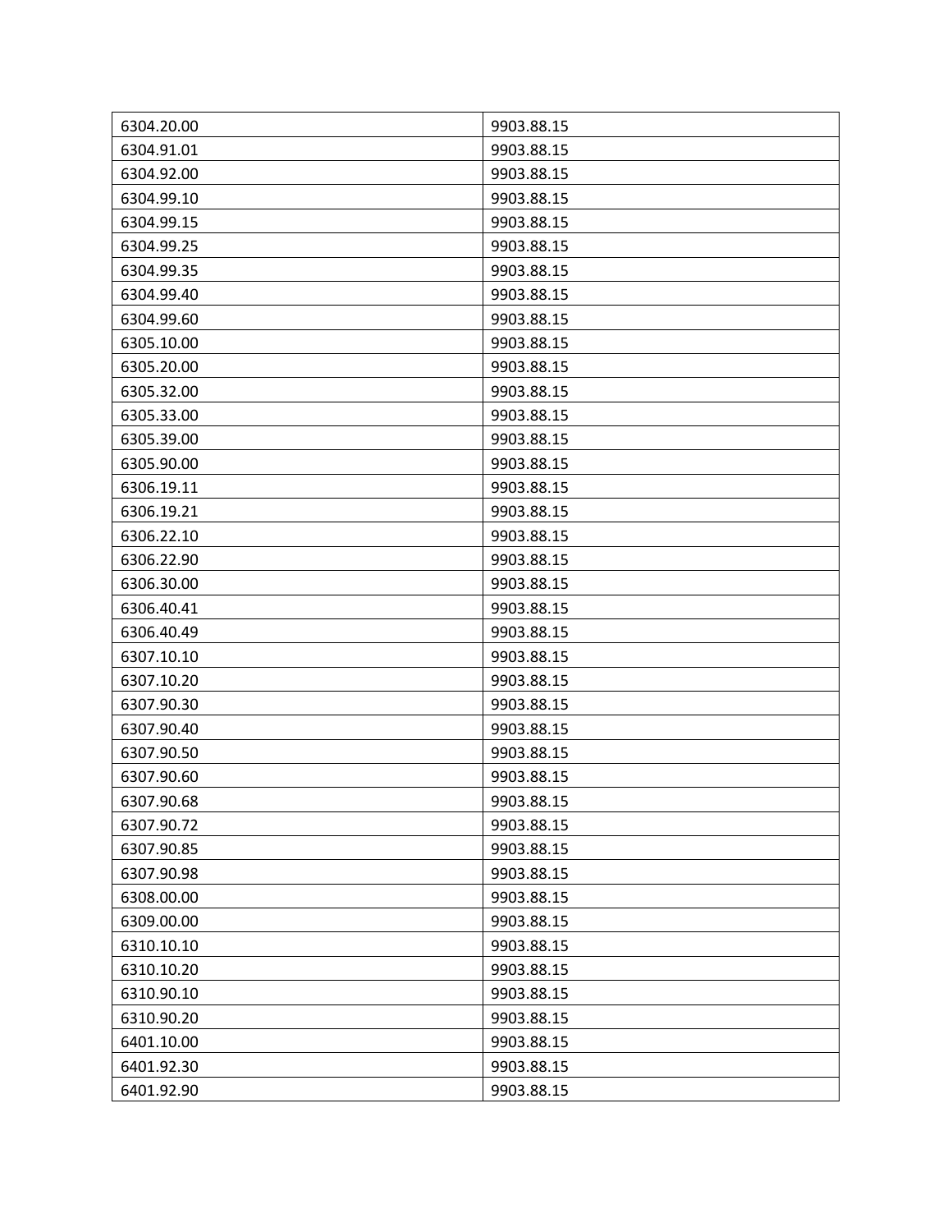| 6304.20.00 | 9903.88.15 |
|---|---|
| 6304.91.01 | 9903.88.15 |
| 6304.92.00 | 9903.88.15 |
| 6304.99.10 | 9903.88.15 |
| 6304.99.15 | 9903.88.15 |
| 6304.99.25 | 9903.88.15 |
| 6304.99.35 | 9903.88.15 |
| 6304.99.40 | 9903.88.15 |
| 6304.99.60 | 9903.88.15 |
| 6305.10.00 | 9903.88.15 |
| 6305.20.00 | 9903.88.15 |
| 6305.32.00 | 9903.88.15 |
| 6305.33.00 | 9903.88.15 |
| 6305.39.00 | 9903.88.15 |
| 6305.90.00 | 9903.88.15 |
| 6306.19.11 | 9903.88.15 |
| 6306.19.21 | 9903.88.15 |
| 6306.22.10 | 9903.88.15 |
| 6306.22.90 | 9903.88.15 |
| 6306.30.00 | 9903.88.15 |
| 6306.40.41 | 9903.88.15 |
| 6306.40.49 | 9903.88.15 |
| 6307.10.10 | 9903.88.15 |
| 6307.10.20 | 9903.88.15 |
| 6307.90.30 | 9903.88.15 |
| 6307.90.40 | 9903.88.15 |
| 6307.90.50 | 9903.88.15 |
| 6307.90.60 | 9903.88.15 |
| 6307.90.68 | 9903.88.15 |
| 6307.90.72 | 9903.88.15 |
| 6307.90.85 | 9903.88.15 |
| 6307.90.98 | 9903.88.15 |
| 6308.00.00 | 9903.88.15 |
| 6309.00.00 | 9903.88.15 |
| 6310.10.10 | 9903.88.15 |
| 6310.10.20 | 9903.88.15 |
| 6310.90.10 | 9903.88.15 |
| 6310.90.20 | 9903.88.15 |
| 6401.10.00 | 9903.88.15 |
| 6401.92.30 | 9903.88.15 |
| 6401.92.90 | 9903.88.15 |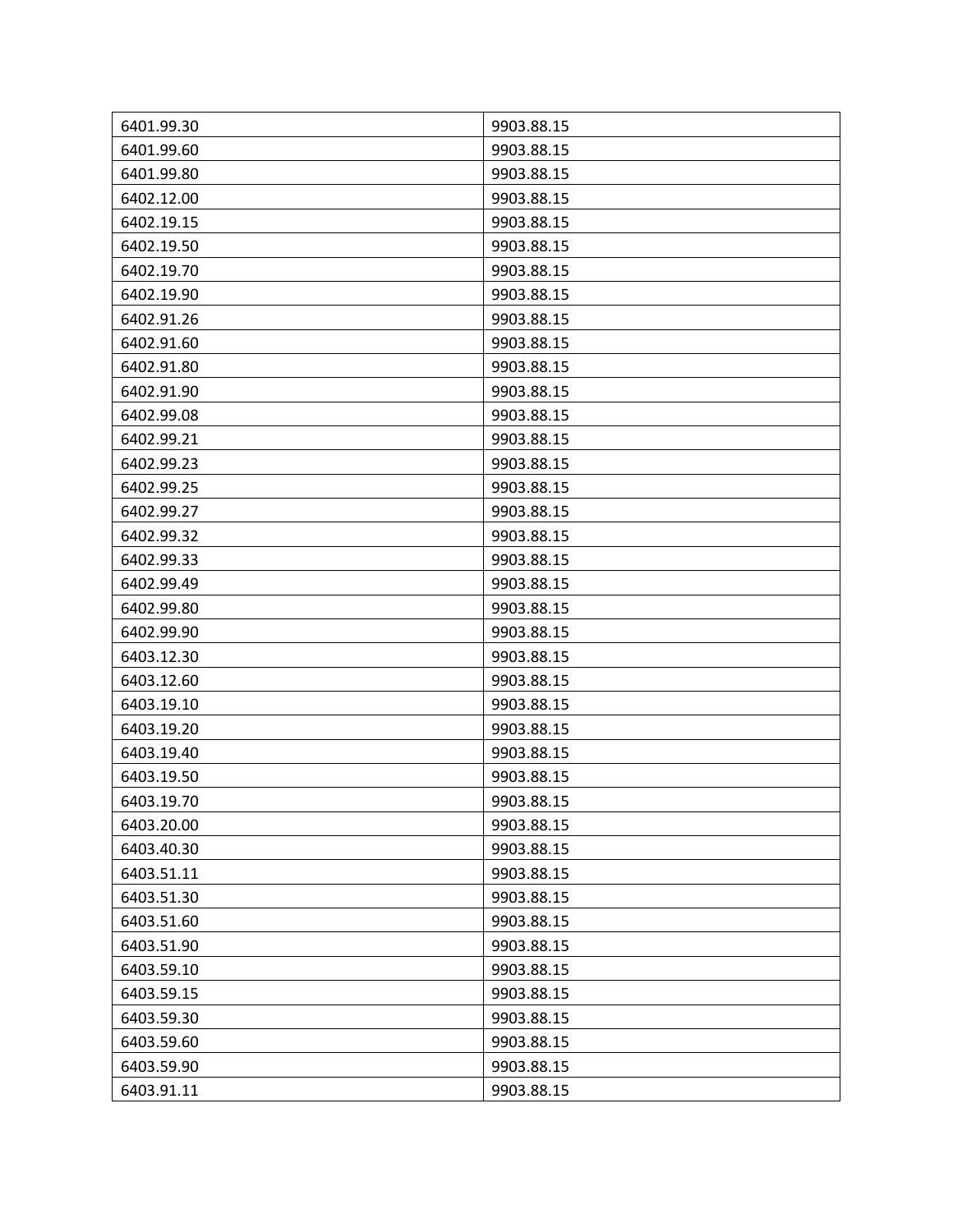| 6401.99.30 | 9903.88.15 |
|---|---|
| 6401.99.60 | 9903.88.15 |
| 6401.99.80 | 9903.88.15 |
| 6402.12.00 | 9903.88.15 |
| 6402.19.15 | 9903.88.15 |
| 6402.19.50 | 9903.88.15 |
| 6402.19.70 | 9903.88.15 |
| 6402.19.90 | 9903.88.15 |
| 6402.91.26 | 9903.88.15 |
| 6402.91.60 | 9903.88.15 |
| 6402.91.80 | 9903.88.15 |
| 6402.91.90 | 9903.88.15 |
| 6402.99.08 | 9903.88.15 |
| 6402.99.21 | 9903.88.15 |
| 6402.99.23 | 9903.88.15 |
| 6402.99.25 | 9903.88.15 |
| 6402.99.27 | 9903.88.15 |
| 6402.99.32 | 9903.88.15 |
| 6402.99.33 | 9903.88.15 |
| 6402.99.49 | 9903.88.15 |
| 6402.99.80 | 9903.88.15 |
| 6402.99.90 | 9903.88.15 |
| 6403.12.30 | 9903.88.15 |
| 6403.12.60 | 9903.88.15 |
| 6403.19.10 | 9903.88.15 |
| 6403.19.20 | 9903.88.15 |
| 6403.19.40 | 9903.88.15 |
| 6403.19.50 | 9903.88.15 |
| 6403.19.70 | 9903.88.15 |
| 6403.20.00 | 9903.88.15 |
| 6403.40.30 | 9903.88.15 |
| 6403.51.11 | 9903.88.15 |
| 6403.51.30 | 9903.88.15 |
| 6403.51.60 | 9903.88.15 |
| 6403.51.90 | 9903.88.15 |
| 6403.59.10 | 9903.88.15 |
| 6403.59.15 | 9903.88.15 |
| 6403.59.30 | 9903.88.15 |
| 6403.59.60 | 9903.88.15 |
| 6403.59.90 | 9903.88.15 |
| 6403.91.11 | 9903.88.15 |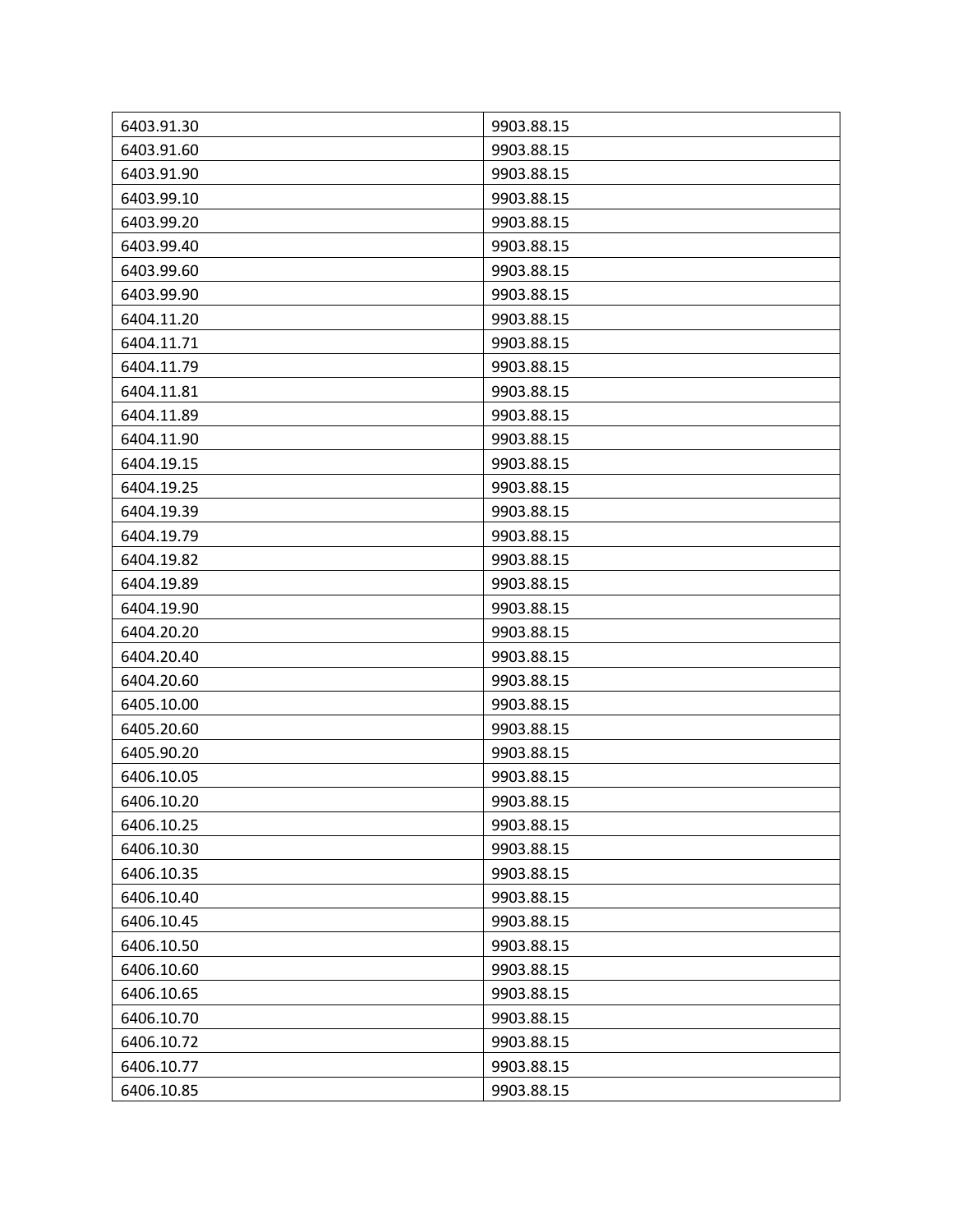| 6403.91.30 | 9903.88.15 |
| --- | --- |
| 6403.91.60 | 9903.88.15 |
| 6403.91.90 | 9903.88.15 |
| 6403.99.10 | 9903.88.15 |
| 6403.99.20 | 9903.88.15 |
| 6403.99.40 | 9903.88.15 |
| 6403.99.60 | 9903.88.15 |
| 6403.99.90 | 9903.88.15 |
| 6404.11.20 | 9903.88.15 |
| 6404.11.71 | 9903.88.15 |
| 6404.11.79 | 9903.88.15 |
| 6404.11.81 | 9903.88.15 |
| 6404.11.89 | 9903.88.15 |
| 6404.11.90 | 9903.88.15 |
| 6404.19.15 | 9903.88.15 |
| 6404.19.25 | 9903.88.15 |
| 6404.19.39 | 9903.88.15 |
| 6404.19.79 | 9903.88.15 |
| 6404.19.82 | 9903.88.15 |
| 6404.19.89 | 9903.88.15 |
| 6404.19.90 | 9903.88.15 |
| 6404.20.20 | 9903.88.15 |
| 6404.20.40 | 9903.88.15 |
| 6404.20.60 | 9903.88.15 |
| 6405.10.00 | 9903.88.15 |
| 6405.20.60 | 9903.88.15 |
| 6405.90.20 | 9903.88.15 |
| 6406.10.05 | 9903.88.15 |
| 6406.10.20 | 9903.88.15 |
| 6406.10.25 | 9903.88.15 |
| 6406.10.30 | 9903.88.15 |
| 6406.10.35 | 9903.88.15 |
| 6406.10.40 | 9903.88.15 |
| 6406.10.45 | 9903.88.15 |
| 6406.10.50 | 9903.88.15 |
| 6406.10.60 | 9903.88.15 |
| 6406.10.65 | 9903.88.15 |
| 6406.10.70 | 9903.88.15 |
| 6406.10.72 | 9903.88.15 |
| 6406.10.77 | 9903.88.15 |
| 6406.10.85 | 9903.88.15 |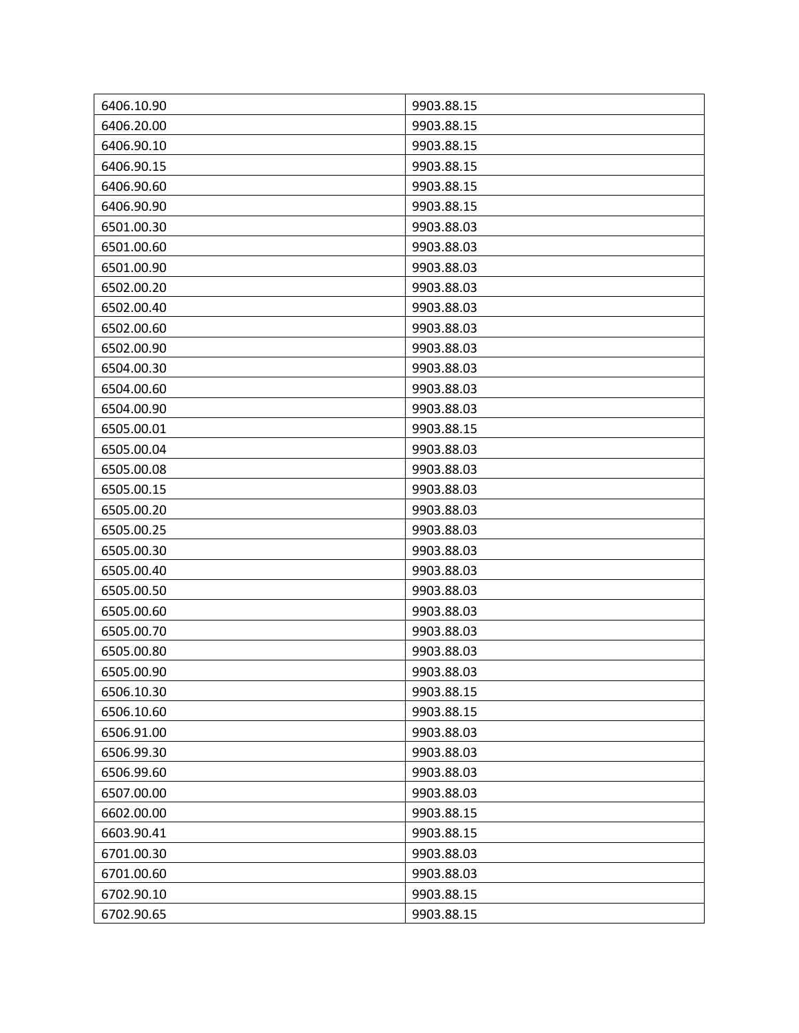| 6406.10.90 | 9903.88.15 |
| --- | --- |
| 6406.20.00 | 9903.88.15 |
| 6406.90.10 | 9903.88.15 |
| 6406.90.15 | 9903.88.15 |
| 6406.90.60 | 9903.88.15 |
| 6406.90.90 | 9903.88.15 |
| 6501.00.30 | 9903.88.03 |
| 6501.00.60 | 9903.88.03 |
| 6501.00.90 | 9903.88.03 |
| 6502.00.20 | 9903.88.03 |
| 6502.00.40 | 9903.88.03 |
| 6502.00.60 | 9903.88.03 |
| 6502.00.90 | 9903.88.03 |
| 6504.00.30 | 9903.88.03 |
| 6504.00.60 | 9903.88.03 |
| 6504.00.90 | 9903.88.03 |
| 6505.00.01 | 9903.88.15 |
| 6505.00.04 | 9903.88.03 |
| 6505.00.08 | 9903.88.03 |
| 6505.00.15 | 9903.88.03 |
| 6505.00.20 | 9903.88.03 |
| 6505.00.25 | 9903.88.03 |
| 6505.00.30 | 9903.88.03 |
| 6505.00.40 | 9903.88.03 |
| 6505.00.50 | 9903.88.03 |
| 6505.00.60 | 9903.88.03 |
| 6505.00.70 | 9903.88.03 |
| 6505.00.80 | 9903.88.03 |
| 6505.00.90 | 9903.88.03 |
| 6506.10.30 | 9903.88.15 |
| 6506.10.60 | 9903.88.15 |
| 6506.91.00 | 9903.88.03 |
| 6506.99.30 | 9903.88.03 |
| 6506.99.60 | 9903.88.03 |
| 6507.00.00 | 9903.88.03 |
| 6602.00.00 | 9903.88.15 |
| 6603.90.41 | 9903.88.15 |
| 6701.00.30 | 9903.88.03 |
| 6701.00.60 | 9903.88.03 |
| 6702.90.10 | 9903.88.15 |
| 6702.90.65 | 9903.88.15 |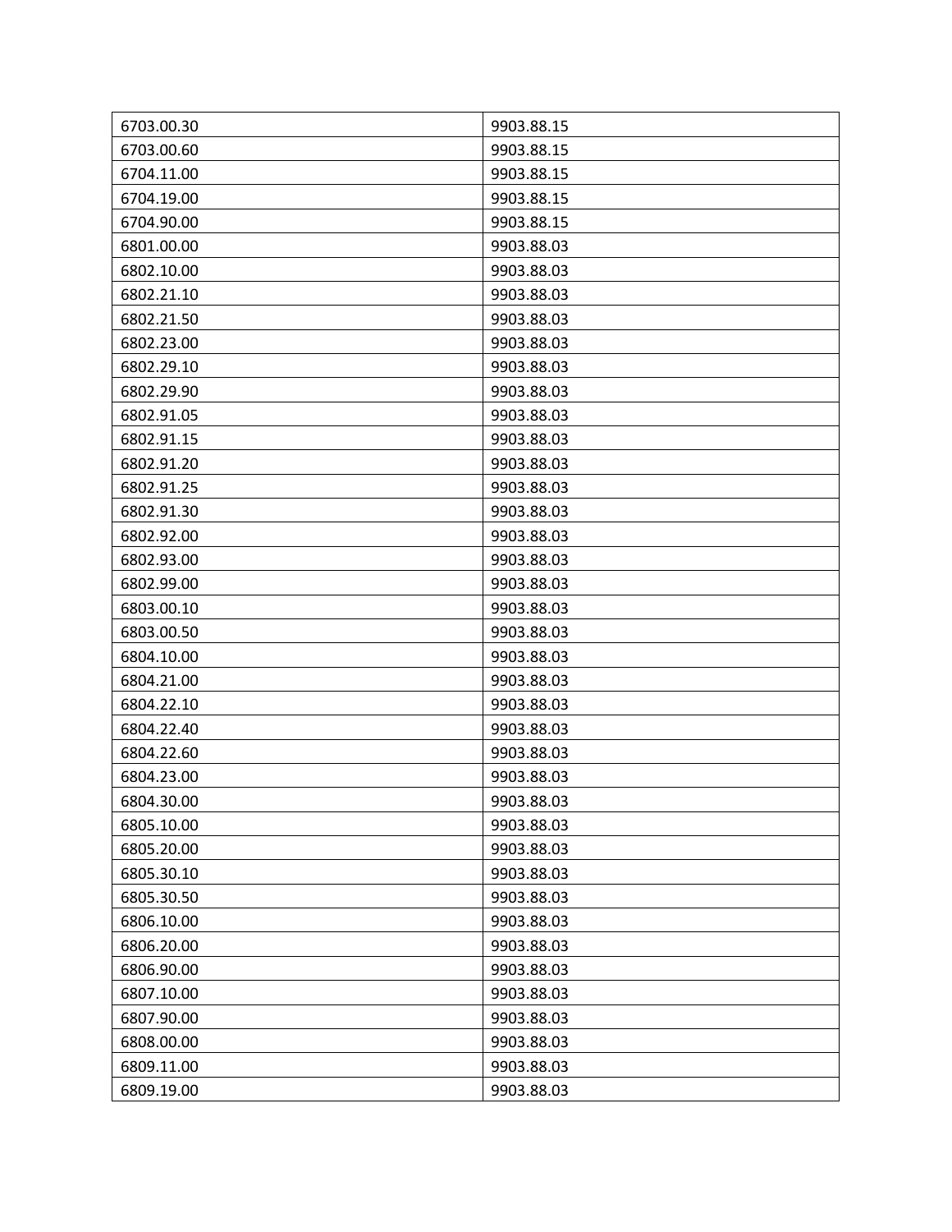| | |
|---|---|
| 6703.00.30 | 9903.88.15 |
| 6703.00.60 | 9903.88.15 |
| 6704.11.00 | 9903.88.15 |
| 6704.19.00 | 9903.88.15 |
| 6704.90.00 | 9903.88.15 |
| 6801.00.00 | 9903.88.03 |
| 6802.10.00 | 9903.88.03 |
| 6802.21.10 | 9903.88.03 |
| 6802.21.50 | 9903.88.03 |
| 6802.23.00 | 9903.88.03 |
| 6802.29.10 | 9903.88.03 |
| 6802.29.90 | 9903.88.03 |
| 6802.91.05 | 9903.88.03 |
| 6802.91.15 | 9903.88.03 |
| 6802.91.20 | 9903.88.03 |
| 6802.91.25 | 9903.88.03 |
| 6802.91.30 | 9903.88.03 |
| 6802.92.00 | 9903.88.03 |
| 6802.93.00 | 9903.88.03 |
| 6802.99.00 | 9903.88.03 |
| 6803.00.10 | 9903.88.03 |
| 6803.00.50 | 9903.88.03 |
| 6804.10.00 | 9903.88.03 |
| 6804.21.00 | 9903.88.03 |
| 6804.22.10 | 9903.88.03 |
| 6804.22.40 | 9903.88.03 |
| 6804.22.60 | 9903.88.03 |
| 6804.23.00 | 9903.88.03 |
| 6804.30.00 | 9903.88.03 |
| 6805.10.00 | 9903.88.03 |
| 6805.20.00 | 9903.88.03 |
| 6805.30.10 | 9903.88.03 |
| 6805.30.50 | 9903.88.03 |
| 6806.10.00 | 9903.88.03 |
| 6806.20.00 | 9903.88.03 |
| 6806.90.00 | 9903.88.03 |
| 6807.10.00 | 9903.88.03 |
| 6807.90.00 | 9903.88.03 |
| 6808.00.00 | 9903.88.03 |
| 6809.11.00 | 9903.88.03 |
| 6809.19.00 | 9903.88.03 |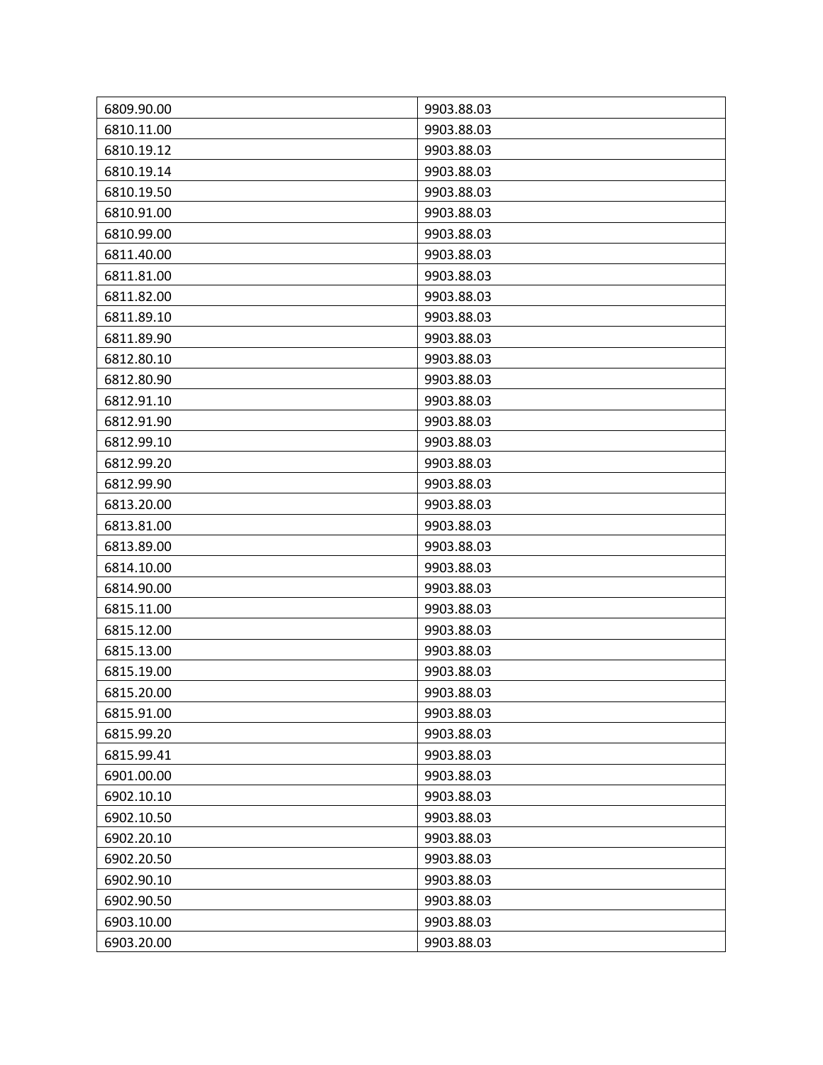| 6809.90.00 | 9903.88.03 |
|---|---|
| 6810.11.00 | 9903.88.03 |
| 6810.19.12 | 9903.88.03 |
| 6810.19.14 | 9903.88.03 |
| 6810.19.50 | 9903.88.03 |
| 6810.91.00 | 9903.88.03 |
| 6810.99.00 | 9903.88.03 |
| 6811.40.00 | 9903.88.03 |
| 6811.81.00 | 9903.88.03 |
| 6811.82.00 | 9903.88.03 |
| 6811.89.10 | 9903.88.03 |
| 6811.89.90 | 9903.88.03 |
| 6812.80.10 | 9903.88.03 |
| 6812.80.90 | 9903.88.03 |
| 6812.91.10 | 9903.88.03 |
| 6812.91.90 | 9903.88.03 |
| 6812.99.10 | 9903.88.03 |
| 6812.99.20 | 9903.88.03 |
| 6812.99.90 | 9903.88.03 |
| 6813.20.00 | 9903.88.03 |
| 6813.81.00 | 9903.88.03 |
| 6813.89.00 | 9903.88.03 |
| 6814.10.00 | 9903.88.03 |
| 6814.90.00 | 9903.88.03 |
| 6815.11.00 | 9903.88.03 |
| 6815.12.00 | 9903.88.03 |
| 6815.13.00 | 9903.88.03 |
| 6815.19.00 | 9903.88.03 |
| 6815.20.00 | 9903.88.03 |
| 6815.91.00 | 9903.88.03 |
| 6815.99.20 | 9903.88.03 |
| 6815.99.41 | 9903.88.03 |
| 6901.00.00 | 9903.88.03 |
| 6902.10.10 | 9903.88.03 |
| 6902.10.50 | 9903.88.03 |
| 6902.20.10 | 9903.88.03 |
| 6902.20.50 | 9903.88.03 |
| 6902.90.10 | 9903.88.03 |
| 6902.90.50 | 9903.88.03 |
| 6903.10.00 | 9903.88.03 |
| 6903.20.00 | 9903.88.03 |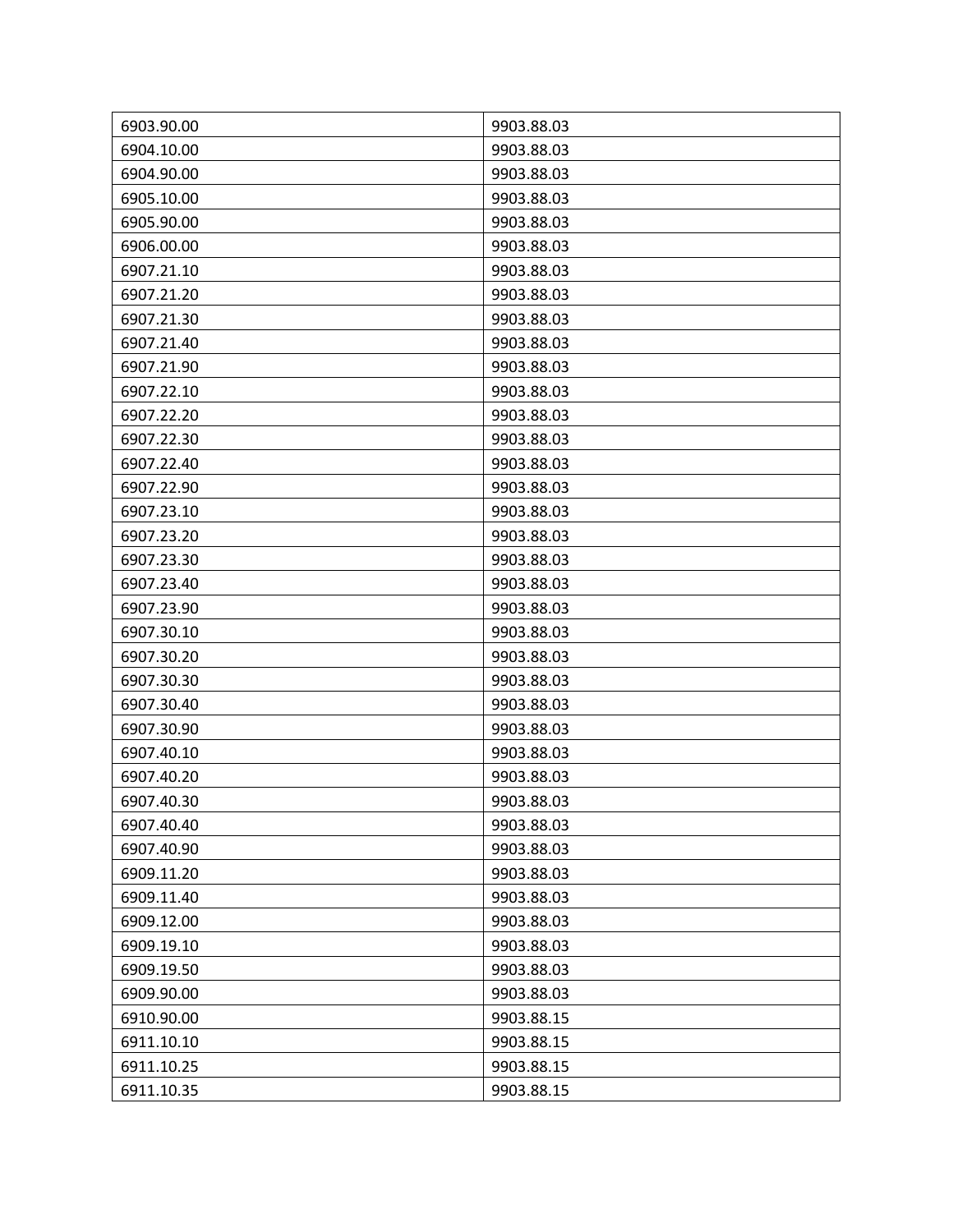| 6903.90.00 | 9903.88.03 |
|---|---|
| 6904.10.00 | 9903.88.03 |
| 6904.90.00 | 9903.88.03 |
| 6905.10.00 | 9903.88.03 |
| 6905.90.00 | 9903.88.03 |
| 6906.00.00 | 9903.88.03 |
| 6907.21.10 | 9903.88.03 |
| 6907.21.20 | 9903.88.03 |
| 6907.21.30 | 9903.88.03 |
| 6907.21.40 | 9903.88.03 |
| 6907.21.90 | 9903.88.03 |
| 6907.22.10 | 9903.88.03 |
| 6907.22.20 | 9903.88.03 |
| 6907.22.30 | 9903.88.03 |
| 6907.22.40 | 9903.88.03 |
| 6907.22.90 | 9903.88.03 |
| 6907.23.10 | 9903.88.03 |
| 6907.23.20 | 9903.88.03 |
| 6907.23.30 | 9903.88.03 |
| 6907.23.40 | 9903.88.03 |
| 6907.23.90 | 9903.88.03 |
| 6907.30.10 | 9903.88.03 |
| 6907.30.20 | 9903.88.03 |
| 6907.30.30 | 9903.88.03 |
| 6907.30.40 | 9903.88.03 |
| 6907.30.90 | 9903.88.03 |
| 6907.40.10 | 9903.88.03 |
| 6907.40.20 | 9903.88.03 |
| 6907.40.30 | 9903.88.03 |
| 6907.40.40 | 9903.88.03 |
| 6907.40.90 | 9903.88.03 |
| 6909.11.20 | 9903.88.03 |
| 6909.11.40 | 9903.88.03 |
| 6909.12.00 | 9903.88.03 |
| 6909.19.10 | 9903.88.03 |
| 6909.19.50 | 9903.88.03 |
| 6909.90.00 | 9903.88.03 |
| 6910.90.00 | 9903.88.15 |
| 6911.10.10 | 9903.88.15 |
| 6911.10.25 | 9903.88.15 |
| 6911.10.35 | 9903.88.15 |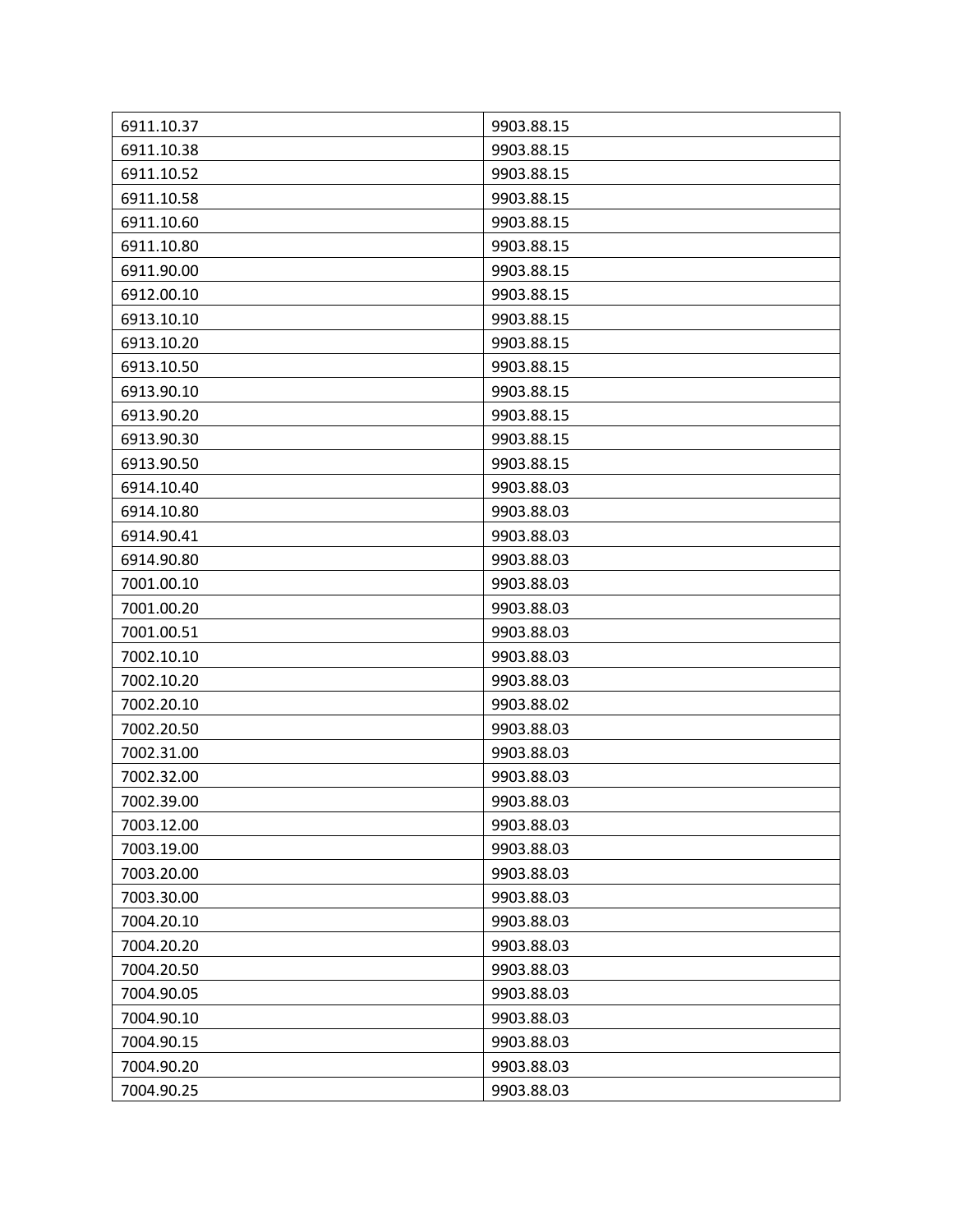| | |
|---|---|
| 6911.10.37 | 9903.88.15 |
| 6911.10.38 | 9903.88.15 |
| 6911.10.52 | 9903.88.15 |
| 6911.10.58 | 9903.88.15 |
| 6911.10.60 | 9903.88.15 |
| 6911.10.80 | 9903.88.15 |
| 6911.90.00 | 9903.88.15 |
| 6912.00.10 | 9903.88.15 |
| 6913.10.10 | 9903.88.15 |
| 6913.10.20 | 9903.88.15 |
| 6913.10.50 | 9903.88.15 |
| 6913.90.10 | 9903.88.15 |
| 6913.90.20 | 9903.88.15 |
| 6913.90.30 | 9903.88.15 |
| 6913.90.50 | 9903.88.15 |
| 6914.10.40 | 9903.88.03 |
| 6914.10.80 | 9903.88.03 |
| 6914.90.41 | 9903.88.03 |
| 6914.90.80 | 9903.88.03 |
| 7001.00.10 | 9903.88.03 |
| 7001.00.20 | 9903.88.03 |
| 7001.00.51 | 9903.88.03 |
| 7002.10.10 | 9903.88.03 |
| 7002.10.20 | 9903.88.03 |
| 7002.20.10 | 9903.88.02 |
| 7002.20.50 | 9903.88.03 |
| 7002.31.00 | 9903.88.03 |
| 7002.32.00 | 9903.88.03 |
| 7002.39.00 | 9903.88.03 |
| 7003.12.00 | 9903.88.03 |
| 7003.19.00 | 9903.88.03 |
| 7003.20.00 | 9903.88.03 |
| 7003.30.00 | 9903.88.03 |
| 7004.20.10 | 9903.88.03 |
| 7004.20.20 | 9903.88.03 |
| 7004.20.50 | 9903.88.03 |
| 7004.90.05 | 9903.88.03 |
| 7004.90.10 | 9903.88.03 |
| 7004.90.15 | 9903.88.03 |
| 7004.90.20 | 9903.88.03 |
| 7004.90.25 | 9903.88.03 |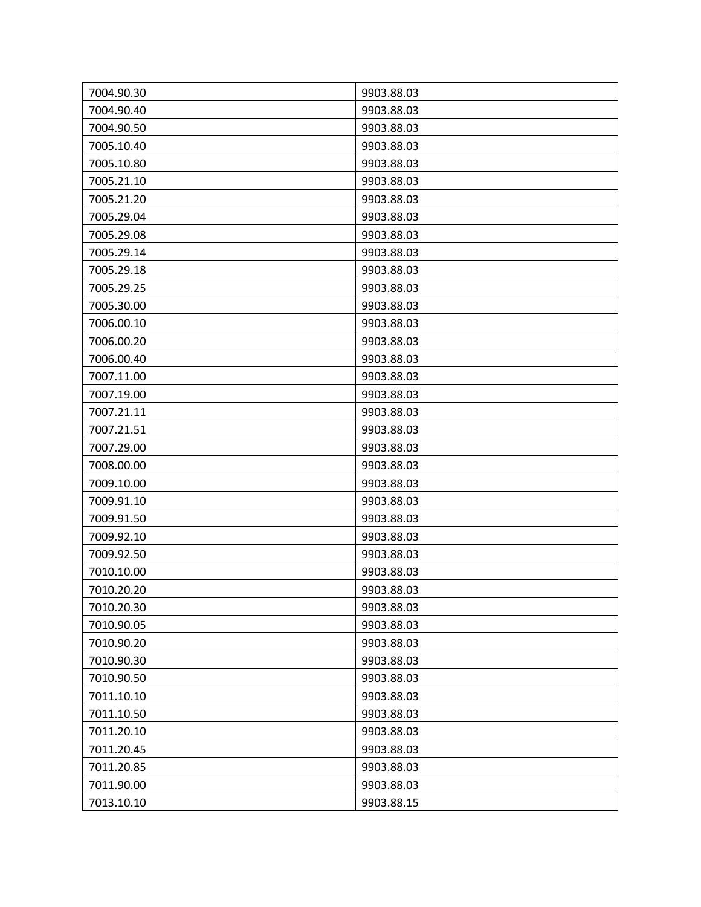| | |
|---|---|
| 7004.90.30 | 9903.88.03 |
| 7004.90.40 | 9903.88.03 |
| 7004.90.50 | 9903.88.03 |
| 7005.10.40 | 9903.88.03 |
| 7005.10.80 | 9903.88.03 |
| 7005.21.10 | 9903.88.03 |
| 7005.21.20 | 9903.88.03 |
| 7005.29.04 | 9903.88.03 |
| 7005.29.08 | 9903.88.03 |
| 7005.29.14 | 9903.88.03 |
| 7005.29.18 | 9903.88.03 |
| 7005.29.25 | 9903.88.03 |
| 7005.30.00 | 9903.88.03 |
| 7006.00.10 | 9903.88.03 |
| 7006.00.20 | 9903.88.03 |
| 7006.00.40 | 9903.88.03 |
| 7007.11.00 | 9903.88.03 |
| 7007.19.00 | 9903.88.03 |
| 7007.21.11 | 9903.88.03 |
| 7007.21.51 | 9903.88.03 |
| 7007.29.00 | 9903.88.03 |
| 7008.00.00 | 9903.88.03 |
| 7009.10.00 | 9903.88.03 |
| 7009.91.10 | 9903.88.03 |
| 7009.91.50 | 9903.88.03 |
| 7009.92.10 | 9903.88.03 |
| 7009.92.50 | 9903.88.03 |
| 7010.10.00 | 9903.88.03 |
| 7010.20.20 | 9903.88.03 |
| 7010.20.30 | 9903.88.03 |
| 7010.90.05 | 9903.88.03 |
| 7010.90.20 | 9903.88.03 |
| 7010.90.30 | 9903.88.03 |
| 7010.90.50 | 9903.88.03 |
| 7011.10.10 | 9903.88.03 |
| 7011.10.50 | 9903.88.03 |
| 7011.20.10 | 9903.88.03 |
| 7011.20.45 | 9903.88.03 |
| 7011.20.85 | 9903.88.03 |
| 7011.90.00 | 9903.88.03 |
| 7013.10.10 | 9903.88.15 |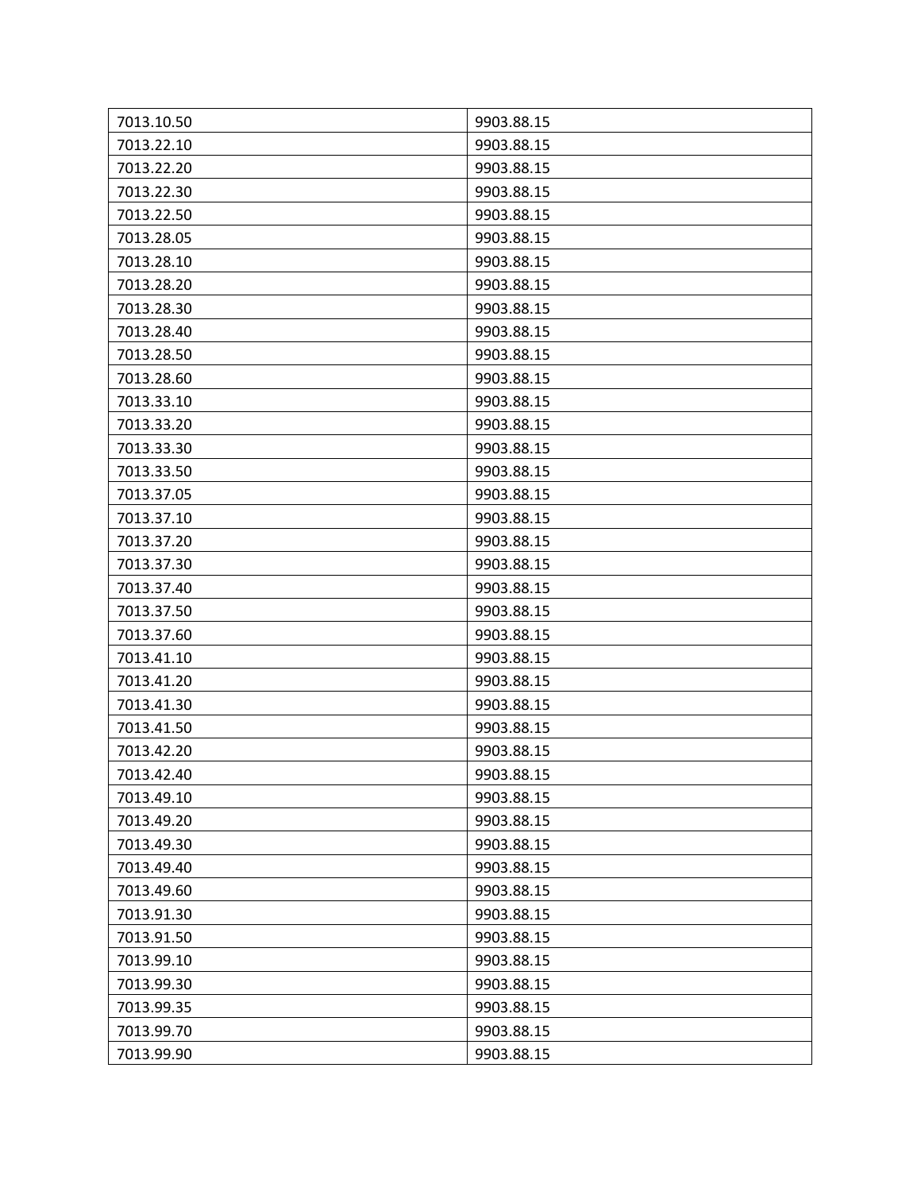| 7013.10.50 | 9903.88.15 |
|---|---|
| 7013.22.10 | 9903.88.15 |
| 7013.22.20 | 9903.88.15 |
| 7013.22.30 | 9903.88.15 |
| 7013.22.50 | 9903.88.15 |
| 7013.28.05 | 9903.88.15 |
| 7013.28.10 | 9903.88.15 |
| 7013.28.20 | 9903.88.15 |
| 7013.28.30 | 9903.88.15 |
| 7013.28.40 | 9903.88.15 |
| 7013.28.50 | 9903.88.15 |
| 7013.28.60 | 9903.88.15 |
| 7013.33.10 | 9903.88.15 |
| 7013.33.20 | 9903.88.15 |
| 7013.33.30 | 9903.88.15 |
| 7013.33.50 | 9903.88.15 |
| 7013.37.05 | 9903.88.15 |
| 7013.37.10 | 9903.88.15 |
| 7013.37.20 | 9903.88.15 |
| 7013.37.30 | 9903.88.15 |
| 7013.37.40 | 9903.88.15 |
| 7013.37.50 | 9903.88.15 |
| 7013.37.60 | 9903.88.15 |
| 7013.41.10 | 9903.88.15 |
| 7013.41.20 | 9903.88.15 |
| 7013.41.30 | 9903.88.15 |
| 7013.41.50 | 9903.88.15 |
| 7013.42.20 | 9903.88.15 |
| 7013.42.40 | 9903.88.15 |
| 7013.49.10 | 9903.88.15 |
| 7013.49.20 | 9903.88.15 |
| 7013.49.30 | 9903.88.15 |
| 7013.49.40 | 9903.88.15 |
| 7013.49.60 | 9903.88.15 |
| 7013.91.30 | 9903.88.15 |
| 7013.91.50 | 9903.88.15 |
| 7013.99.10 | 9903.88.15 |
| 7013.99.30 | 9903.88.15 |
| 7013.99.35 | 9903.88.15 |
| 7013.99.70 | 9903.88.15 |
| 7013.99.90 | 9903.88.15 |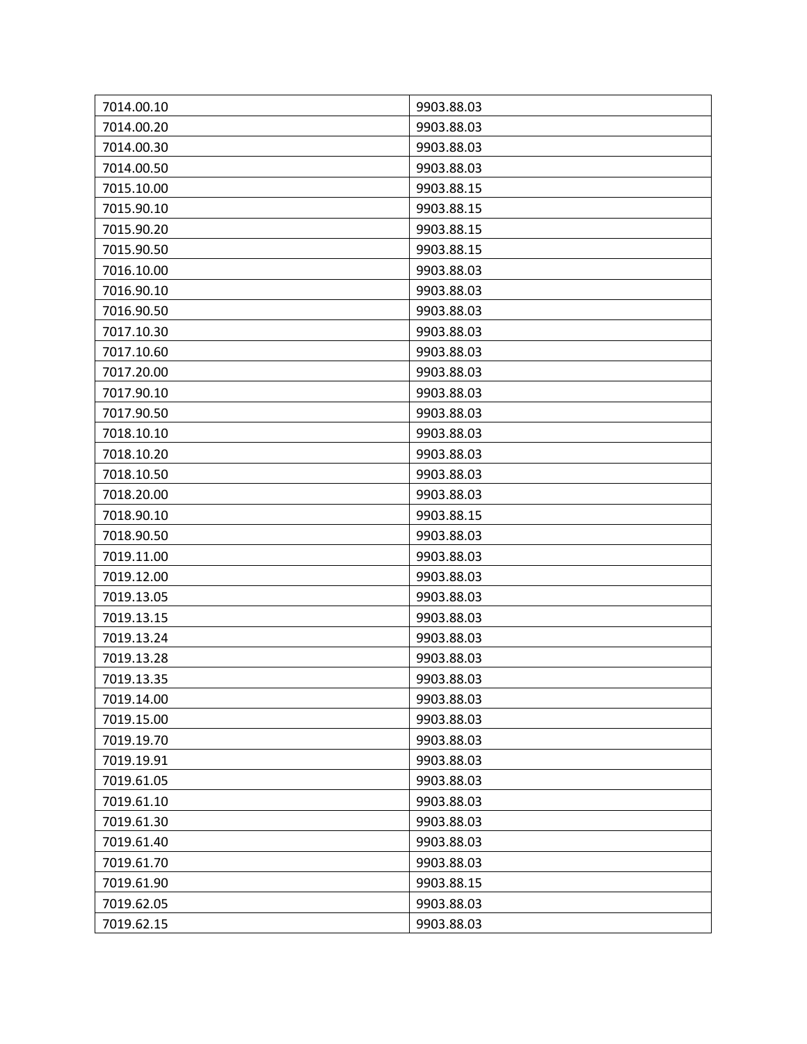| | |
|---|---|
| 7014.00.10 | 9903.88.03 |
| 7014.00.20 | 9903.88.03 |
| 7014.00.30 | 9903.88.03 |
| 7014.00.50 | 9903.88.03 |
| 7015.10.00 | 9903.88.15 |
| 7015.90.10 | 9903.88.15 |
| 7015.90.20 | 9903.88.15 |
| 7015.90.50 | 9903.88.15 |
| 7016.10.00 | 9903.88.03 |
| 7016.90.10 | 9903.88.03 |
| 7016.90.50 | 9903.88.03 |
| 7017.10.30 | 9903.88.03 |
| 7017.10.60 | 9903.88.03 |
| 7017.20.00 | 9903.88.03 |
| 7017.90.10 | 9903.88.03 |
| 7017.90.50 | 9903.88.03 |
| 7018.10.10 | 9903.88.03 |
| 7018.10.20 | 9903.88.03 |
| 7018.10.50 | 9903.88.03 |
| 7018.20.00 | 9903.88.03 |
| 7018.90.10 | 9903.88.15 |
| 7018.90.50 | 9903.88.03 |
| 7019.11.00 | 9903.88.03 |
| 7019.12.00 | 9903.88.03 |
| 7019.13.05 | 9903.88.03 |
| 7019.13.15 | 9903.88.03 |
| 7019.13.24 | 9903.88.03 |
| 7019.13.28 | 9903.88.03 |
| 7019.13.35 | 9903.88.03 |
| 7019.14.00 | 9903.88.03 |
| 7019.15.00 | 9903.88.03 |
| 7019.19.70 | 9903.88.03 |
| 7019.19.91 | 9903.88.03 |
| 7019.61.05 | 9903.88.03 |
| 7019.61.10 | 9903.88.03 |
| 7019.61.30 | 9903.88.03 |
| 7019.61.40 | 9903.88.03 |
| 7019.61.70 | 9903.88.03 |
| 7019.61.90 | 9903.88.15 |
| 7019.62.05 | 9903.88.03 |
| 7019.62.15 | 9903.88.03 |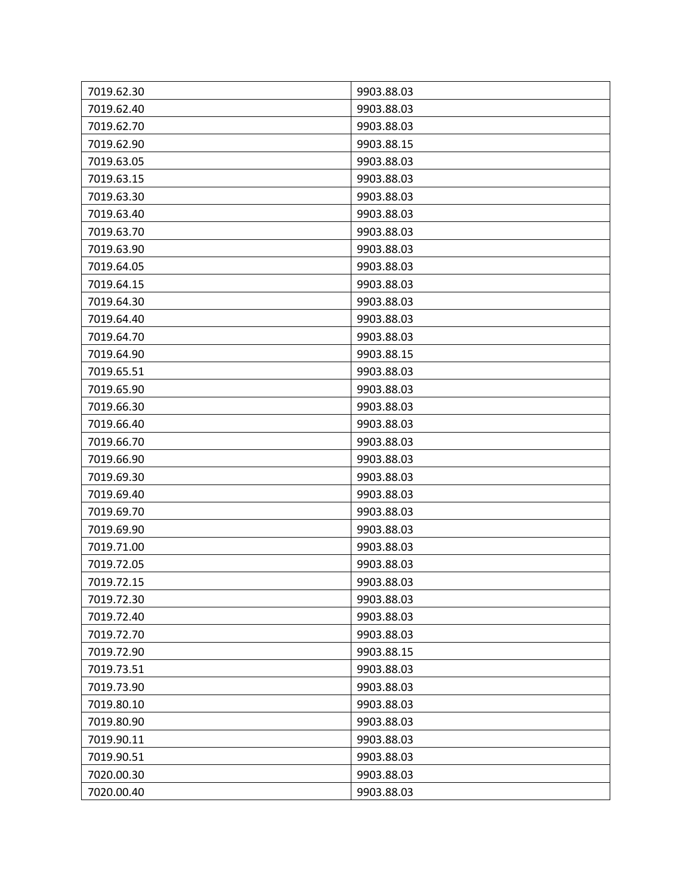| 7019.62.30 | 9903.88.03 |
| --- | --- |
| 7019.62.40 | 9903.88.03 |
| 7019.62.70 | 9903.88.03 |
| 7019.62.90 | 9903.88.15 |
| 7019.63.05 | 9903.88.03 |
| 7019.63.15 | 9903.88.03 |
| 7019.63.30 | 9903.88.03 |
| 7019.63.40 | 9903.88.03 |
| 7019.63.70 | 9903.88.03 |
| 7019.63.90 | 9903.88.03 |
| 7019.64.05 | 9903.88.03 |
| 7019.64.15 | 9903.88.03 |
| 7019.64.30 | 9903.88.03 |
| 7019.64.40 | 9903.88.03 |
| 7019.64.70 | 9903.88.03 |
| 7019.64.90 | 9903.88.15 |
| 7019.65.51 | 9903.88.03 |
| 7019.65.90 | 9903.88.03 |
| 7019.66.30 | 9903.88.03 |
| 7019.66.40 | 9903.88.03 |
| 7019.66.70 | 9903.88.03 |
| 7019.66.90 | 9903.88.03 |
| 7019.69.30 | 9903.88.03 |
| 7019.69.40 | 9903.88.03 |
| 7019.69.70 | 9903.88.03 |
| 7019.69.90 | 9903.88.03 |
| 7019.71.00 | 9903.88.03 |
| 7019.72.05 | 9903.88.03 |
| 7019.72.15 | 9903.88.03 |
| 7019.72.30 | 9903.88.03 |
| 7019.72.40 | 9903.88.03 |
| 7019.72.70 | 9903.88.03 |
| 7019.72.90 | 9903.88.15 |
| 7019.73.51 | 9903.88.03 |
| 7019.73.90 | 9903.88.03 |
| 7019.80.10 | 9903.88.03 |
| 7019.80.90 | 9903.88.03 |
| 7019.90.11 | 9903.88.03 |
| 7019.90.51 | 9903.88.03 |
| 7020.00.30 | 9903.88.03 |
| 7020.00.40 | 9903.88.03 |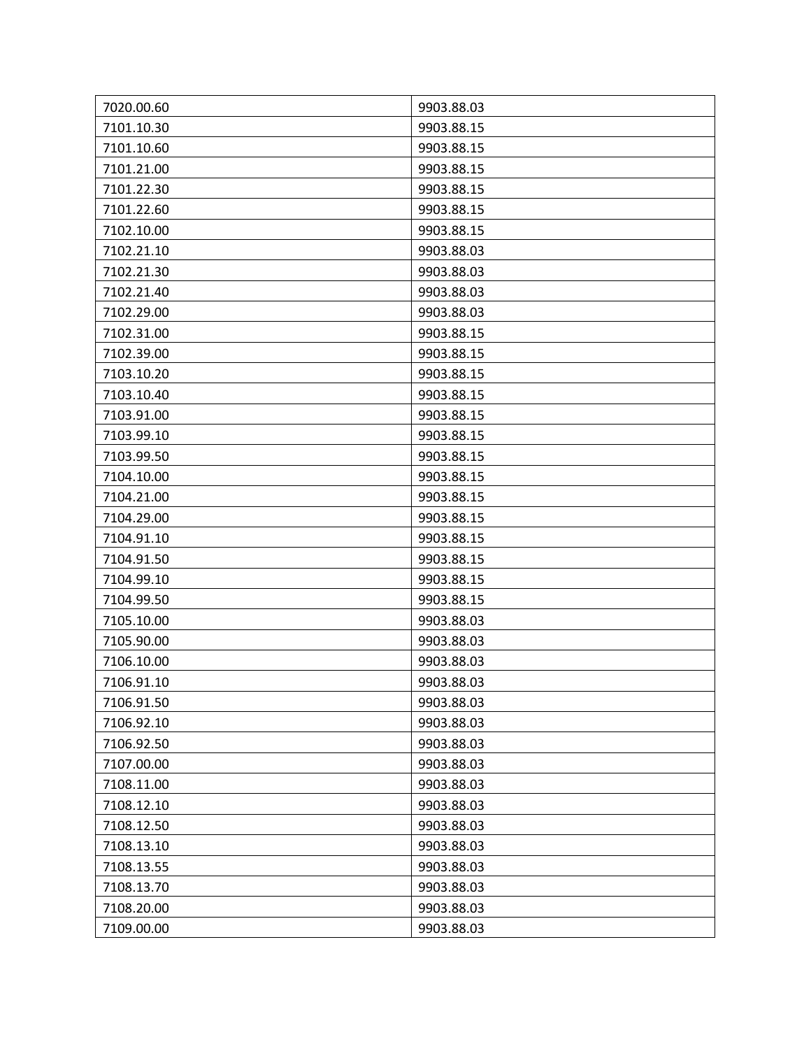| 7020.00.60 | 9903.88.03 |
|---|---|
| 7101.10.30 | 9903.88.15 |
| 7101.10.60 | 9903.88.15 |
| 7101.21.00 | 9903.88.15 |
| 7101.22.30 | 9903.88.15 |
| 7101.22.60 | 9903.88.15 |
| 7102.10.00 | 9903.88.15 |
| 7102.21.10 | 9903.88.03 |
| 7102.21.30 | 9903.88.03 |
| 7102.21.40 | 9903.88.03 |
| 7102.29.00 | 9903.88.03 |
| 7102.31.00 | 9903.88.15 |
| 7102.39.00 | 9903.88.15 |
| 7103.10.20 | 9903.88.15 |
| 7103.10.40 | 9903.88.15 |
| 7103.91.00 | 9903.88.15 |
| 7103.99.10 | 9903.88.15 |
| 7103.99.50 | 9903.88.15 |
| 7104.10.00 | 9903.88.15 |
| 7104.21.00 | 9903.88.15 |
| 7104.29.00 | 9903.88.15 |
| 7104.91.10 | 9903.88.15 |
| 7104.91.50 | 9903.88.15 |
| 7104.99.10 | 9903.88.15 |
| 7104.99.50 | 9903.88.15 |
| 7105.10.00 | 9903.88.03 |
| 7105.90.00 | 9903.88.03 |
| 7106.10.00 | 9903.88.03 |
| 7106.91.10 | 9903.88.03 |
| 7106.91.50 | 9903.88.03 |
| 7106.92.10 | 9903.88.03 |
| 7106.92.50 | 9903.88.03 |
| 7107.00.00 | 9903.88.03 |
| 7108.11.00 | 9903.88.03 |
| 7108.12.10 | 9903.88.03 |
| 7108.12.50 | 9903.88.03 |
| 7108.13.10 | 9903.88.03 |
| 7108.13.55 | 9903.88.03 |
| 7108.13.70 | 9903.88.03 |
| 7108.20.00 | 9903.88.03 |
| 7109.00.00 | 9903.88.03 |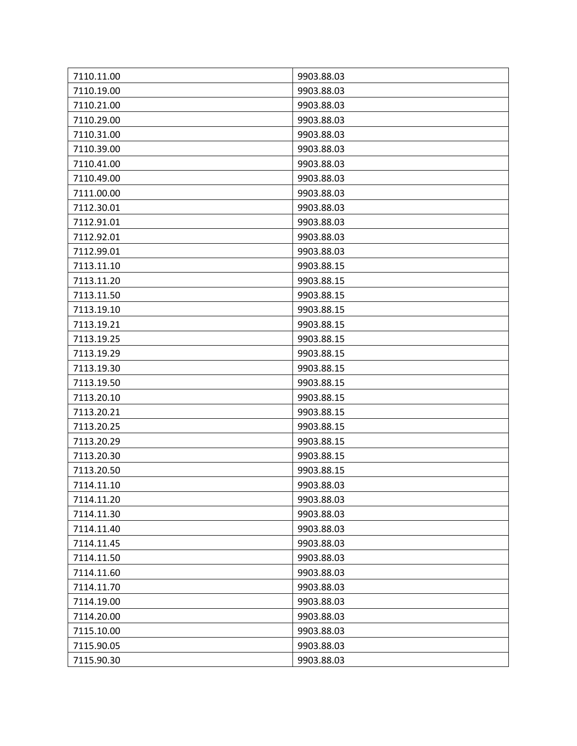| 7110.11.00 | 9903.88.03 |
| --- | --- |
| 7110.19.00 | 9903.88.03 |
| 7110.21.00 | 9903.88.03 |
| 7110.29.00 | 9903.88.03 |
| 7110.31.00 | 9903.88.03 |
| 7110.39.00 | 9903.88.03 |
| 7110.41.00 | 9903.88.03 |
| 7110.49.00 | 9903.88.03 |
| 7111.00.00 | 9903.88.03 |
| 7112.30.01 | 9903.88.03 |
| 7112.91.01 | 9903.88.03 |
| 7112.92.01 | 9903.88.03 |
| 7112.99.01 | 9903.88.03 |
| 7113.11.10 | 9903.88.15 |
| 7113.11.20 | 9903.88.15 |
| 7113.11.50 | 9903.88.15 |
| 7113.19.10 | 9903.88.15 |
| 7113.19.21 | 9903.88.15 |
| 7113.19.25 | 9903.88.15 |
| 7113.19.29 | 9903.88.15 |
| 7113.19.30 | 9903.88.15 |
| 7113.19.50 | 9903.88.15 |
| 7113.20.10 | 9903.88.15 |
| 7113.20.21 | 9903.88.15 |
| 7113.20.25 | 9903.88.15 |
| 7113.20.29 | 9903.88.15 |
| 7113.20.30 | 9903.88.15 |
| 7113.20.50 | 9903.88.15 |
| 7114.11.10 | 9903.88.03 |
| 7114.11.20 | 9903.88.03 |
| 7114.11.30 | 9903.88.03 |
| 7114.11.40 | 9903.88.03 |
| 7114.11.45 | 9903.88.03 |
| 7114.11.50 | 9903.88.03 |
| 7114.11.60 | 9903.88.03 |
| 7114.11.70 | 9903.88.03 |
| 7114.19.00 | 9903.88.03 |
| 7114.20.00 | 9903.88.03 |
| 7115.10.00 | 9903.88.03 |
| 7115.90.05 | 9903.88.03 |
| 7115.90.30 | 9903.88.03 |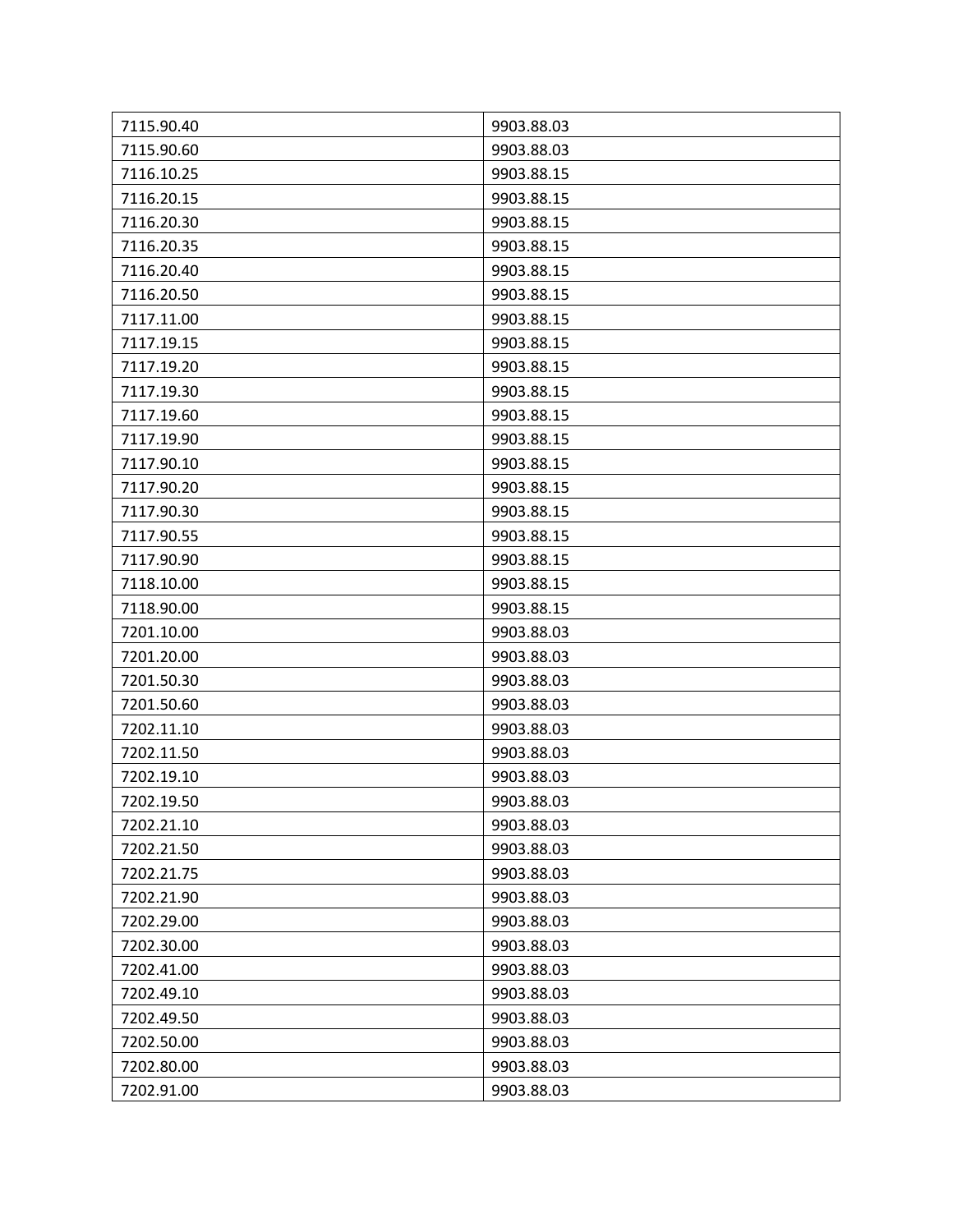| 7115.90.40 | 9903.88.03 |
| --- | --- |
| 7115.90.60 | 9903.88.03 |
| 7116.10.25 | 9903.88.15 |
| 7116.20.15 | 9903.88.15 |
| 7116.20.30 | 9903.88.15 |
| 7116.20.35 | 9903.88.15 |
| 7116.20.40 | 9903.88.15 |
| 7116.20.50 | 9903.88.15 |
| 7117.11.00 | 9903.88.15 |
| 7117.19.15 | 9903.88.15 |
| 7117.19.20 | 9903.88.15 |
| 7117.19.30 | 9903.88.15 |
| 7117.19.60 | 9903.88.15 |
| 7117.19.90 | 9903.88.15 |
| 7117.90.10 | 9903.88.15 |
| 7117.90.20 | 9903.88.15 |
| 7117.90.30 | 9903.88.15 |
| 7117.90.55 | 9903.88.15 |
| 7117.90.90 | 9903.88.15 |
| 7118.10.00 | 9903.88.15 |
| 7118.90.00 | 9903.88.15 |
| 7201.10.00 | 9903.88.03 |
| 7201.20.00 | 9903.88.03 |
| 7201.50.30 | 9903.88.03 |
| 7201.50.60 | 9903.88.03 |
| 7202.11.10 | 9903.88.03 |
| 7202.11.50 | 9903.88.03 |
| 7202.19.10 | 9903.88.03 |
| 7202.19.50 | 9903.88.03 |
| 7202.21.10 | 9903.88.03 |
| 7202.21.50 | 9903.88.03 |
| 7202.21.75 | 9903.88.03 |
| 7202.21.90 | 9903.88.03 |
| 7202.29.00 | 9903.88.03 |
| 7202.30.00 | 9903.88.03 |
| 7202.41.00 | 9903.88.03 |
| 7202.49.10 | 9903.88.03 |
| 7202.49.50 | 9903.88.03 |
| 7202.50.00 | 9903.88.03 |
| 7202.80.00 | 9903.88.03 |
| 7202.91.00 | 9903.88.03 |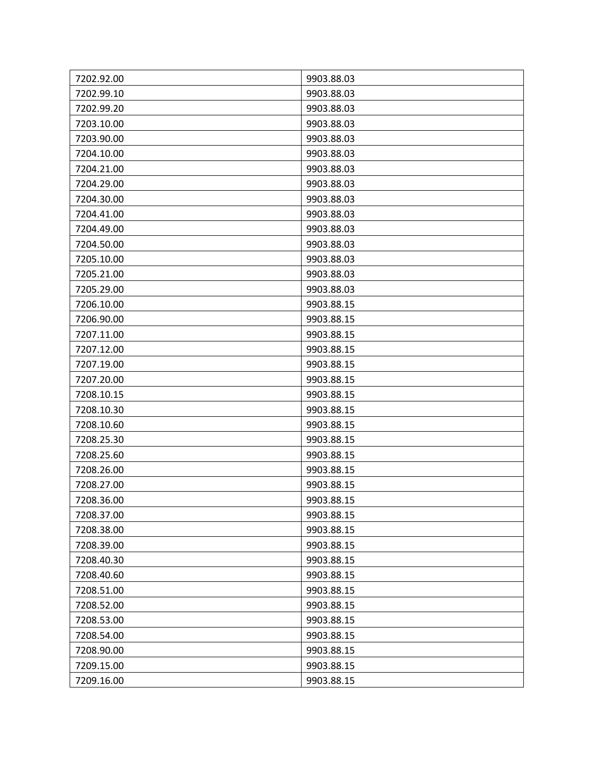| 7202.92.00 | 9903.88.03 |
|---|---|
| 7202.99.10 | 9903.88.03 |
| 7202.99.20 | 9903.88.03 |
| 7203.10.00 | 9903.88.03 |
| 7203.90.00 | 9903.88.03 |
| 7204.10.00 | 9903.88.03 |
| 7204.21.00 | 9903.88.03 |
| 7204.29.00 | 9903.88.03 |
| 7204.30.00 | 9903.88.03 |
| 7204.41.00 | 9903.88.03 |
| 7204.49.00 | 9903.88.03 |
| 7204.50.00 | 9903.88.03 |
| 7205.10.00 | 9903.88.03 |
| 7205.21.00 | 9903.88.03 |
| 7205.29.00 | 9903.88.03 |
| 7206.10.00 | 9903.88.15 |
| 7206.90.00 | 9903.88.15 |
| 7207.11.00 | 9903.88.15 |
| 7207.12.00 | 9903.88.15 |
| 7207.19.00 | 9903.88.15 |
| 7207.20.00 | 9903.88.15 |
| 7208.10.15 | 9903.88.15 |
| 7208.10.30 | 9903.88.15 |
| 7208.10.60 | 9903.88.15 |
| 7208.25.30 | 9903.88.15 |
| 7208.25.60 | 9903.88.15 |
| 7208.26.00 | 9903.88.15 |
| 7208.27.00 | 9903.88.15 |
| 7208.36.00 | 9903.88.15 |
| 7208.37.00 | 9903.88.15 |
| 7208.38.00 | 9903.88.15 |
| 7208.39.00 | 9903.88.15 |
| 7208.40.30 | 9903.88.15 |
| 7208.40.60 | 9903.88.15 |
| 7208.51.00 | 9903.88.15 |
| 7208.52.00 | 9903.88.15 |
| 7208.53.00 | 9903.88.15 |
| 7208.54.00 | 9903.88.15 |
| 7208.90.00 | 9903.88.15 |
| 7209.15.00 | 9903.88.15 |
| 7209.16.00 | 9903.88.15 |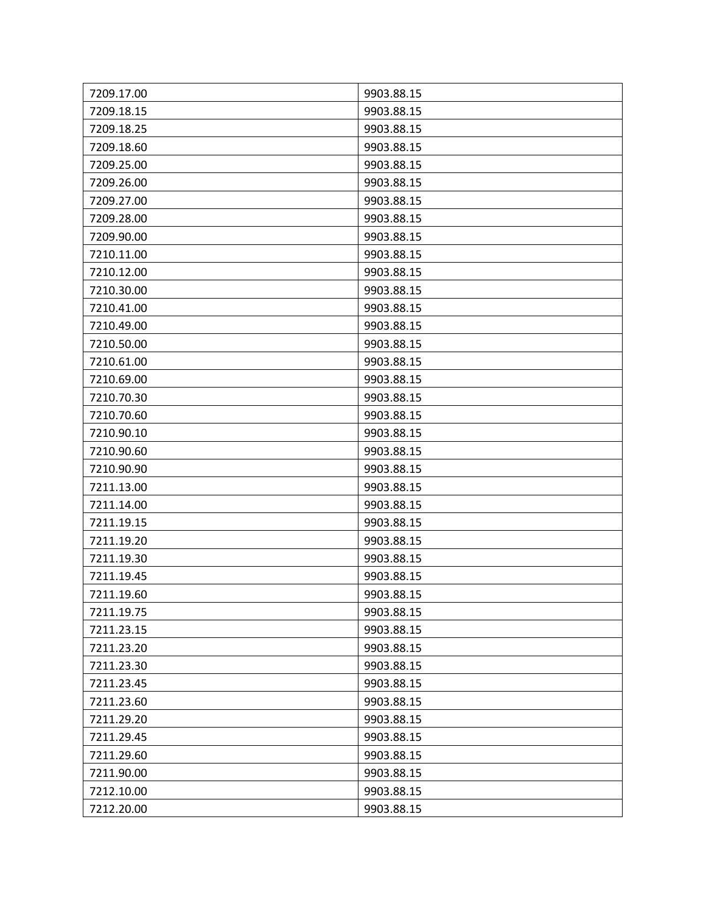| 7209.17.00 | 9903.88.15 |
|---|---|
| 7209.18.15 | 9903.88.15 |
| 7209.18.25 | 9903.88.15 |
| 7209.18.60 | 9903.88.15 |
| 7209.25.00 | 9903.88.15 |
| 7209.26.00 | 9903.88.15 |
| 7209.27.00 | 9903.88.15 |
| 7209.28.00 | 9903.88.15 |
| 7209.90.00 | 9903.88.15 |
| 7210.11.00 | 9903.88.15 |
| 7210.12.00 | 9903.88.15 |
| 7210.30.00 | 9903.88.15 |
| 7210.41.00 | 9903.88.15 |
| 7210.49.00 | 9903.88.15 |
| 7210.50.00 | 9903.88.15 |
| 7210.61.00 | 9903.88.15 |
| 7210.69.00 | 9903.88.15 |
| 7210.70.30 | 9903.88.15 |
| 7210.70.60 | 9903.88.15 |
| 7210.90.10 | 9903.88.15 |
| 7210.90.60 | 9903.88.15 |
| 7210.90.90 | 9903.88.15 |
| 7211.13.00 | 9903.88.15 |
| 7211.14.00 | 9903.88.15 |
| 7211.19.15 | 9903.88.15 |
| 7211.19.20 | 9903.88.15 |
| 7211.19.30 | 9903.88.15 |
| 7211.19.45 | 9903.88.15 |
| 7211.19.60 | 9903.88.15 |
| 7211.19.75 | 9903.88.15 |
| 7211.23.15 | 9903.88.15 |
| 7211.23.20 | 9903.88.15 |
| 7211.23.30 | 9903.88.15 |
| 7211.23.45 | 9903.88.15 |
| 7211.23.60 | 9903.88.15 |
| 7211.29.20 | 9903.88.15 |
| 7211.29.45 | 9903.88.15 |
| 7211.29.60 | 9903.88.15 |
| 7211.90.00 | 9903.88.15 |
| 7212.10.00 | 9903.88.15 |
| 7212.20.00 | 9903.88.15 |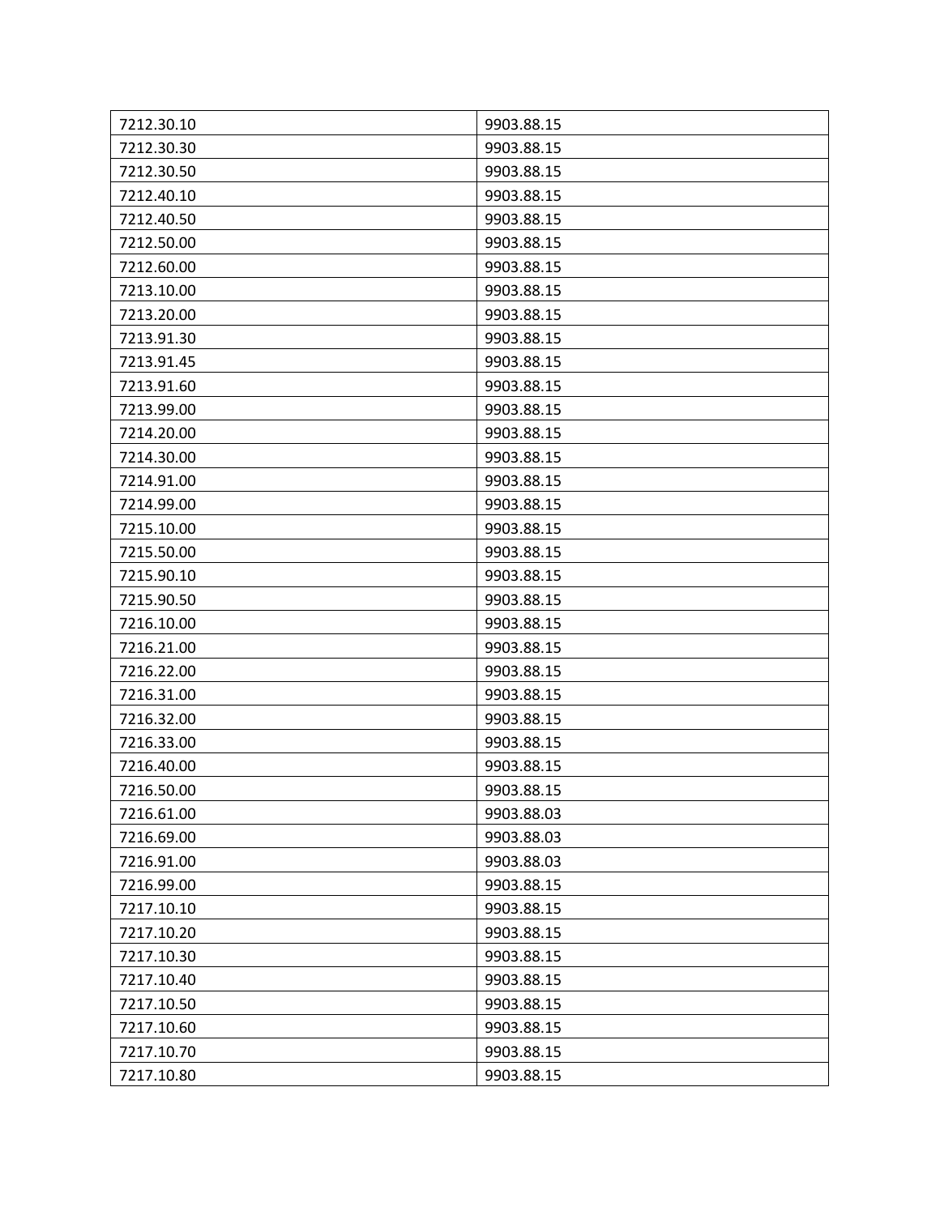| 7212.30.10 | 9903.88.15 |
|---|---|
| 7212.30.30 | 9903.88.15 |
| 7212.30.50 | 9903.88.15 |
| 7212.40.10 | 9903.88.15 |
| 7212.40.50 | 9903.88.15 |
| 7212.50.00 | 9903.88.15 |
| 7212.60.00 | 9903.88.15 |
| 7213.10.00 | 9903.88.15 |
| 7213.20.00 | 9903.88.15 |
| 7213.91.30 | 9903.88.15 |
| 7213.91.45 | 9903.88.15 |
| 7213.91.60 | 9903.88.15 |
| 7213.99.00 | 9903.88.15 |
| 7214.20.00 | 9903.88.15 |
| 7214.30.00 | 9903.88.15 |
| 7214.91.00 | 9903.88.15 |
| 7214.99.00 | 9903.88.15 |
| 7215.10.00 | 9903.88.15 |
| 7215.50.00 | 9903.88.15 |
| 7215.90.10 | 9903.88.15 |
| 7215.90.50 | 9903.88.15 |
| 7216.10.00 | 9903.88.15 |
| 7216.21.00 | 9903.88.15 |
| 7216.22.00 | 9903.88.15 |
| 7216.31.00 | 9903.88.15 |
| 7216.32.00 | 9903.88.15 |
| 7216.33.00 | 9903.88.15 |
| 7216.40.00 | 9903.88.15 |
| 7216.50.00 | 9903.88.15 |
| 7216.61.00 | 9903.88.03 |
| 7216.69.00 | 9903.88.03 |
| 7216.91.00 | 9903.88.03 |
| 7216.99.00 | 9903.88.15 |
| 7217.10.10 | 9903.88.15 |
| 7217.10.20 | 9903.88.15 |
| 7217.10.30 | 9903.88.15 |
| 7217.10.40 | 9903.88.15 |
| 7217.10.50 | 9903.88.15 |
| 7217.10.60 | 9903.88.15 |
| 7217.10.70 | 9903.88.15 |
| 7217.10.80 | 9903.88.15 |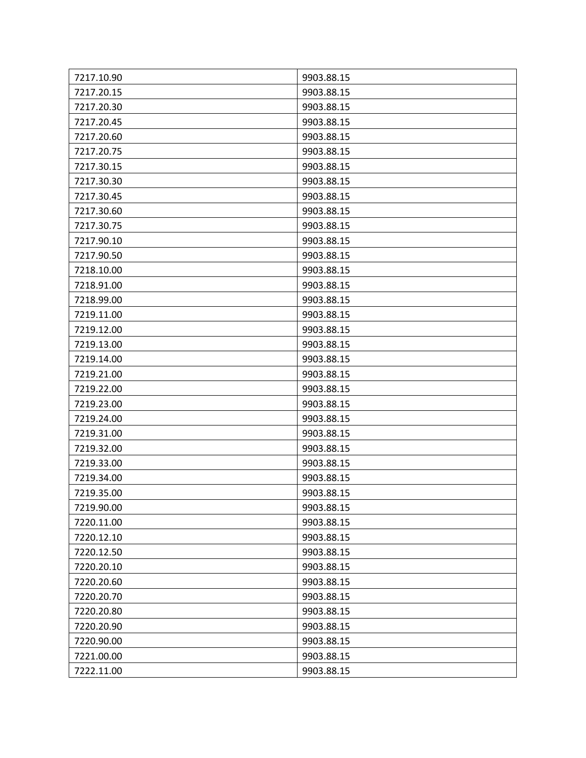| 7217.10.90 | 9903.88.15 |
|---|---|
| 7217.20.15 | 9903.88.15 |
| 7217.20.30 | 9903.88.15 |
| 7217.20.45 | 9903.88.15 |
| 7217.20.60 | 9903.88.15 |
| 7217.20.75 | 9903.88.15 |
| 7217.30.15 | 9903.88.15 |
| 7217.30.30 | 9903.88.15 |
| 7217.30.45 | 9903.88.15 |
| 7217.30.60 | 9903.88.15 |
| 7217.30.75 | 9903.88.15 |
| 7217.90.10 | 9903.88.15 |
| 7217.90.50 | 9903.88.15 |
| 7218.10.00 | 9903.88.15 |
| 7218.91.00 | 9903.88.15 |
| 7218.99.00 | 9903.88.15 |
| 7219.11.00 | 9903.88.15 |
| 7219.12.00 | 9903.88.15 |
| 7219.13.00 | 9903.88.15 |
| 7219.14.00 | 9903.88.15 |
| 7219.21.00 | 9903.88.15 |
| 7219.22.00 | 9903.88.15 |
| 7219.23.00 | 9903.88.15 |
| 7219.24.00 | 9903.88.15 |
| 7219.31.00 | 9903.88.15 |
| 7219.32.00 | 9903.88.15 |
| 7219.33.00 | 9903.88.15 |
| 7219.34.00 | 9903.88.15 |
| 7219.35.00 | 9903.88.15 |
| 7219.90.00 | 9903.88.15 |
| 7220.11.00 | 9903.88.15 |
| 7220.12.10 | 9903.88.15 |
| 7220.12.50 | 9903.88.15 |
| 7220.20.10 | 9903.88.15 |
| 7220.20.60 | 9903.88.15 |
| 7220.20.70 | 9903.88.15 |
| 7220.20.80 | 9903.88.15 |
| 7220.20.90 | 9903.88.15 |
| 7220.90.00 | 9903.88.15 |
| 7221.00.00 | 9903.88.15 |
| 7222.11.00 | 9903.88.15 |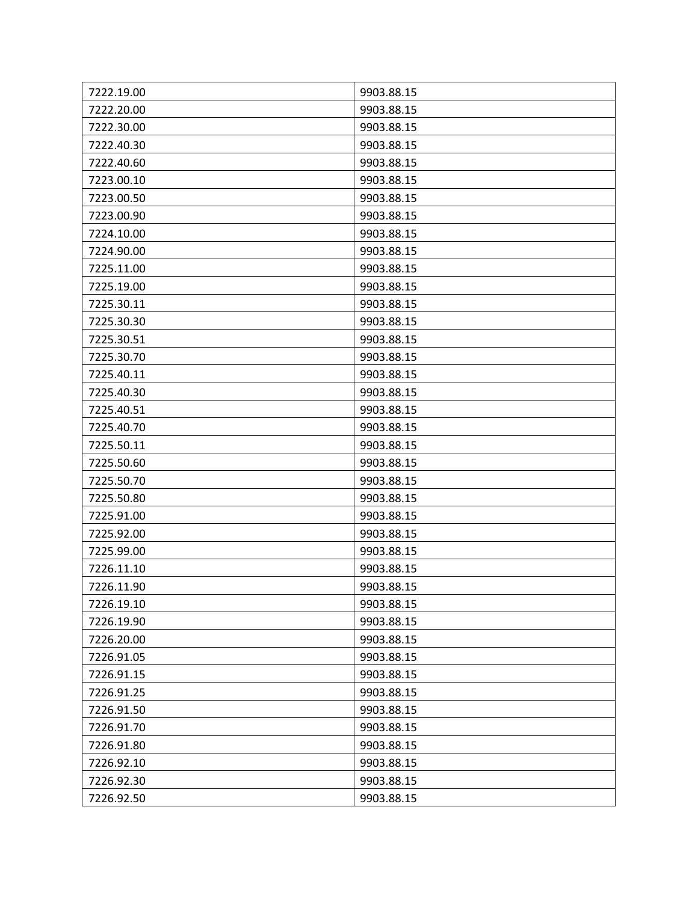| | |
|---|---|
| 7222.19.00 | 9903.88.15 |
| 7222.20.00 | 9903.88.15 |
| 7222.30.00 | 9903.88.15 |
| 7222.40.30 | 9903.88.15 |
| 7222.40.60 | 9903.88.15 |
| 7223.00.10 | 9903.88.15 |
| 7223.00.50 | 9903.88.15 |
| 7223.00.90 | 9903.88.15 |
| 7224.10.00 | 9903.88.15 |
| 7224.90.00 | 9903.88.15 |
| 7225.11.00 | 9903.88.15 |
| 7225.19.00 | 9903.88.15 |
| 7225.30.11 | 9903.88.15 |
| 7225.30.30 | 9903.88.15 |
| 7225.30.51 | 9903.88.15 |
| 7225.30.70 | 9903.88.15 |
| 7225.40.11 | 9903.88.15 |
| 7225.40.30 | 9903.88.15 |
| 7225.40.51 | 9903.88.15 |
| 7225.40.70 | 9903.88.15 |
| 7225.50.11 | 9903.88.15 |
| 7225.50.60 | 9903.88.15 |
| 7225.50.70 | 9903.88.15 |
| 7225.50.80 | 9903.88.15 |
| 7225.91.00 | 9903.88.15 |
| 7225.92.00 | 9903.88.15 |
| 7225.99.00 | 9903.88.15 |
| 7226.11.10 | 9903.88.15 |
| 7226.11.90 | 9903.88.15 |
| 7226.19.10 | 9903.88.15 |
| 7226.19.90 | 9903.88.15 |
| 7226.20.00 | 9903.88.15 |
| 7226.91.05 | 9903.88.15 |
| 7226.91.15 | 9903.88.15 |
| 7226.91.25 | 9903.88.15 |
| 7226.91.50 | 9903.88.15 |
| 7226.91.70 | 9903.88.15 |
| 7226.91.80 | 9903.88.15 |
| 7226.92.10 | 9903.88.15 |
| 7226.92.30 | 9903.88.15 |
| 7226.92.50 | 9903.88.15 |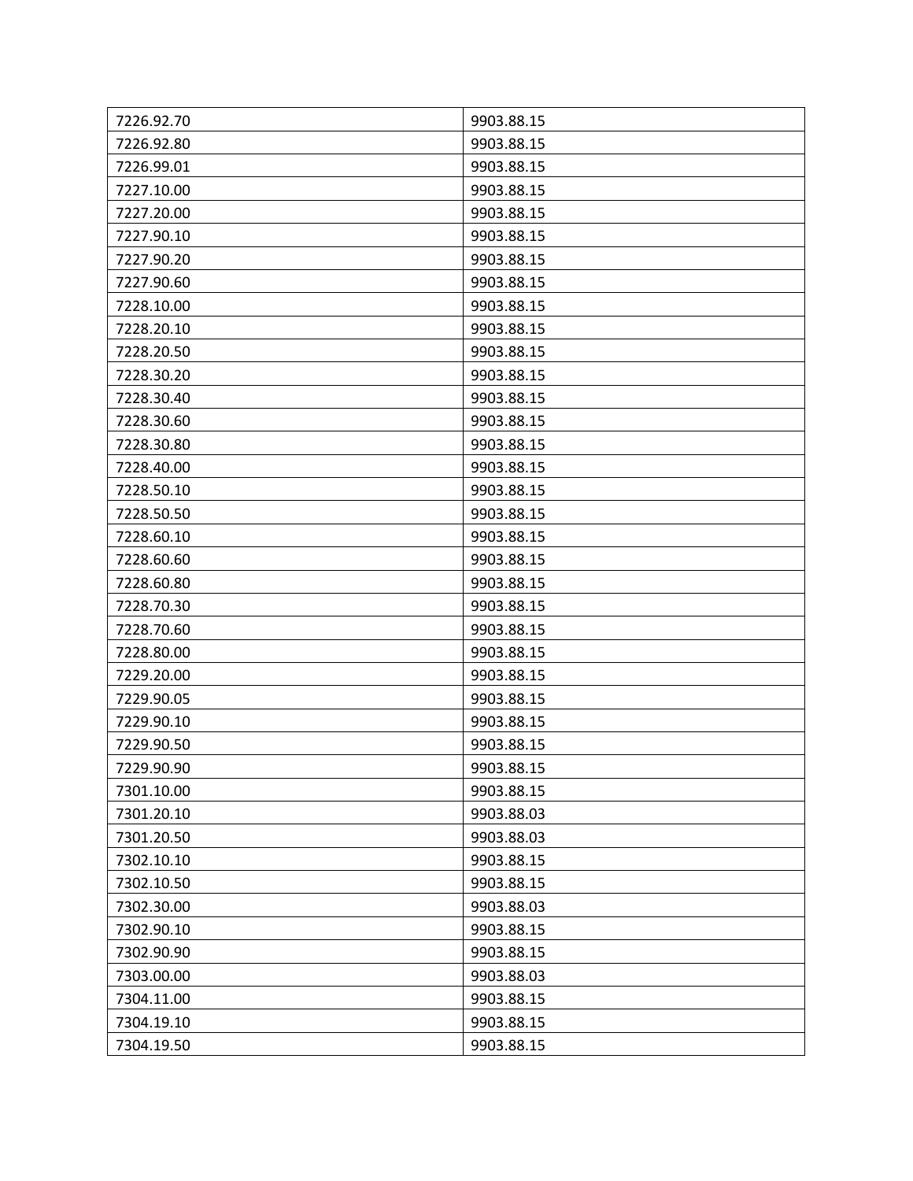| 7226.92.70 | 9903.88.15 |
|---|---|
| 7226.92.80 | 9903.88.15 |
| 7226.99.01 | 9903.88.15 |
| 7227.10.00 | 9903.88.15 |
| 7227.20.00 | 9903.88.15 |
| 7227.90.10 | 9903.88.15 |
| 7227.90.20 | 9903.88.15 |
| 7227.90.60 | 9903.88.15 |
| 7228.10.00 | 9903.88.15 |
| 7228.20.10 | 9903.88.15 |
| 7228.20.50 | 9903.88.15 |
| 7228.30.20 | 9903.88.15 |
| 7228.30.40 | 9903.88.15 |
| 7228.30.60 | 9903.88.15 |
| 7228.30.80 | 9903.88.15 |
| 7228.40.00 | 9903.88.15 |
| 7228.50.10 | 9903.88.15 |
| 7228.50.50 | 9903.88.15 |
| 7228.60.10 | 9903.88.15 |
| 7228.60.60 | 9903.88.15 |
| 7228.60.80 | 9903.88.15 |
| 7228.70.30 | 9903.88.15 |
| 7228.70.60 | 9903.88.15 |
| 7228.80.00 | 9903.88.15 |
| 7229.20.00 | 9903.88.15 |
| 7229.90.05 | 9903.88.15 |
| 7229.90.10 | 9903.88.15 |
| 7229.90.50 | 9903.88.15 |
| 7229.90.90 | 9903.88.15 |
| 7301.10.00 | 9903.88.15 |
| 7301.20.10 | 9903.88.03 |
| 7301.20.50 | 9903.88.03 |
| 7302.10.10 | 9903.88.15 |
| 7302.10.50 | 9903.88.15 |
| 7302.30.00 | 9903.88.03 |
| 7302.90.10 | 9903.88.15 |
| 7302.90.90 | 9903.88.15 |
| 7303.00.00 | 9903.88.03 |
| 7304.11.00 | 9903.88.15 |
| 7304.19.10 | 9903.88.15 |
| 7304.19.50 | 9903.88.15 |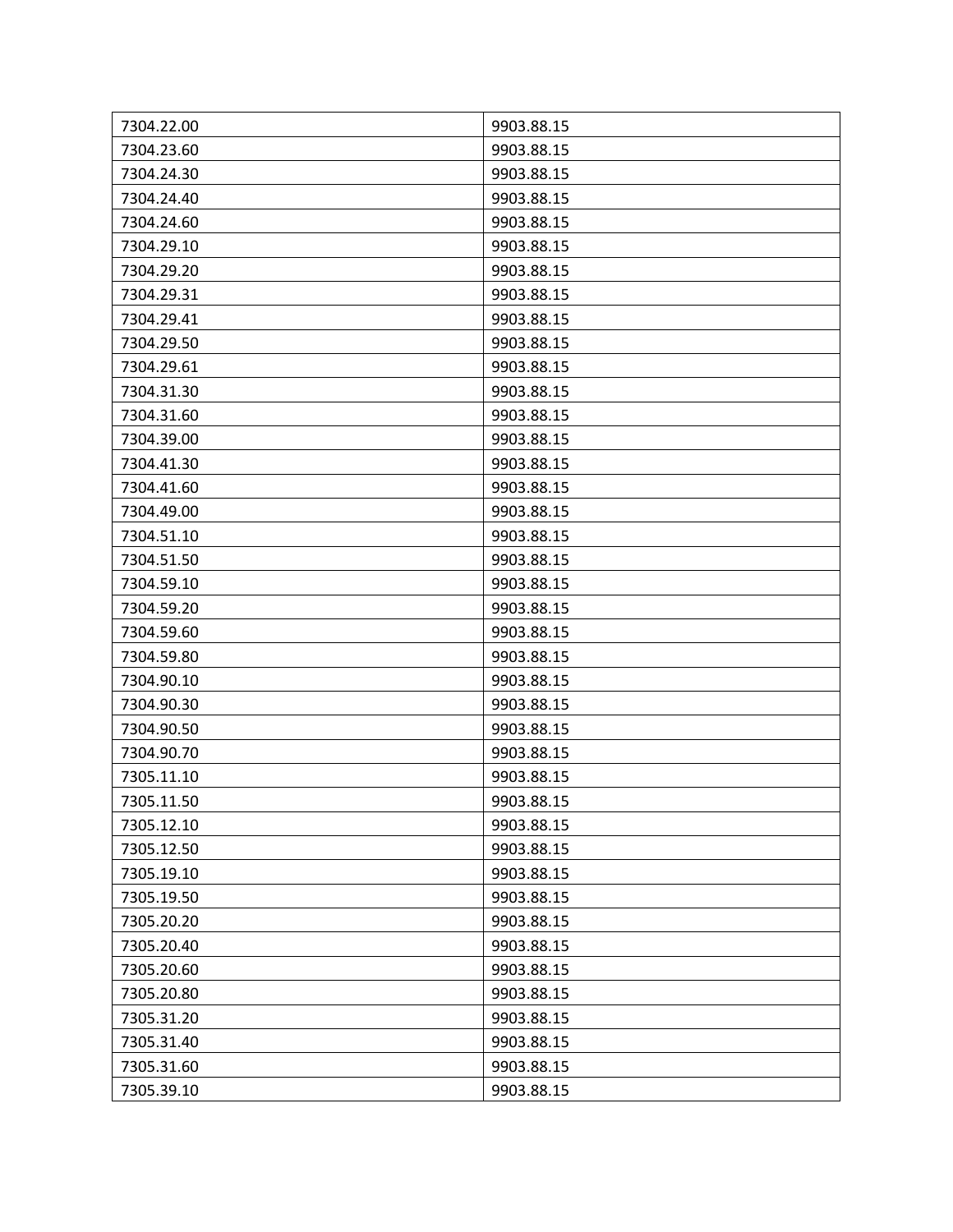| 7304.22.00 | 9903.88.15 |
|---|---|
| 7304.23.60 | 9903.88.15 |
| 7304.24.30 | 9903.88.15 |
| 7304.24.40 | 9903.88.15 |
| 7304.24.60 | 9903.88.15 |
| 7304.29.10 | 9903.88.15 |
| 7304.29.20 | 9903.88.15 |
| 7304.29.31 | 9903.88.15 |
| 7304.29.41 | 9903.88.15 |
| 7304.29.50 | 9903.88.15 |
| 7304.29.61 | 9903.88.15 |
| 7304.31.30 | 9903.88.15 |
| 7304.31.60 | 9903.88.15 |
| 7304.39.00 | 9903.88.15 |
| 7304.41.30 | 9903.88.15 |
| 7304.41.60 | 9903.88.15 |
| 7304.49.00 | 9903.88.15 |
| 7304.51.10 | 9903.88.15 |
| 7304.51.50 | 9903.88.15 |
| 7304.59.10 | 9903.88.15 |
| 7304.59.20 | 9903.88.15 |
| 7304.59.60 | 9903.88.15 |
| 7304.59.80 | 9903.88.15 |
| 7304.90.10 | 9903.88.15 |
| 7304.90.30 | 9903.88.15 |
| 7304.90.50 | 9903.88.15 |
| 7304.90.70 | 9903.88.15 |
| 7305.11.10 | 9903.88.15 |
| 7305.11.50 | 9903.88.15 |
| 7305.12.10 | 9903.88.15 |
| 7305.12.50 | 9903.88.15 |
| 7305.19.10 | 9903.88.15 |
| 7305.19.50 | 9903.88.15 |
| 7305.20.20 | 9903.88.15 |
| 7305.20.40 | 9903.88.15 |
| 7305.20.60 | 9903.88.15 |
| 7305.20.80 | 9903.88.15 |
| 7305.31.20 | 9903.88.15 |
| 7305.31.40 | 9903.88.15 |
| 7305.31.60 | 9903.88.15 |
| 7305.39.10 | 9903.88.15 |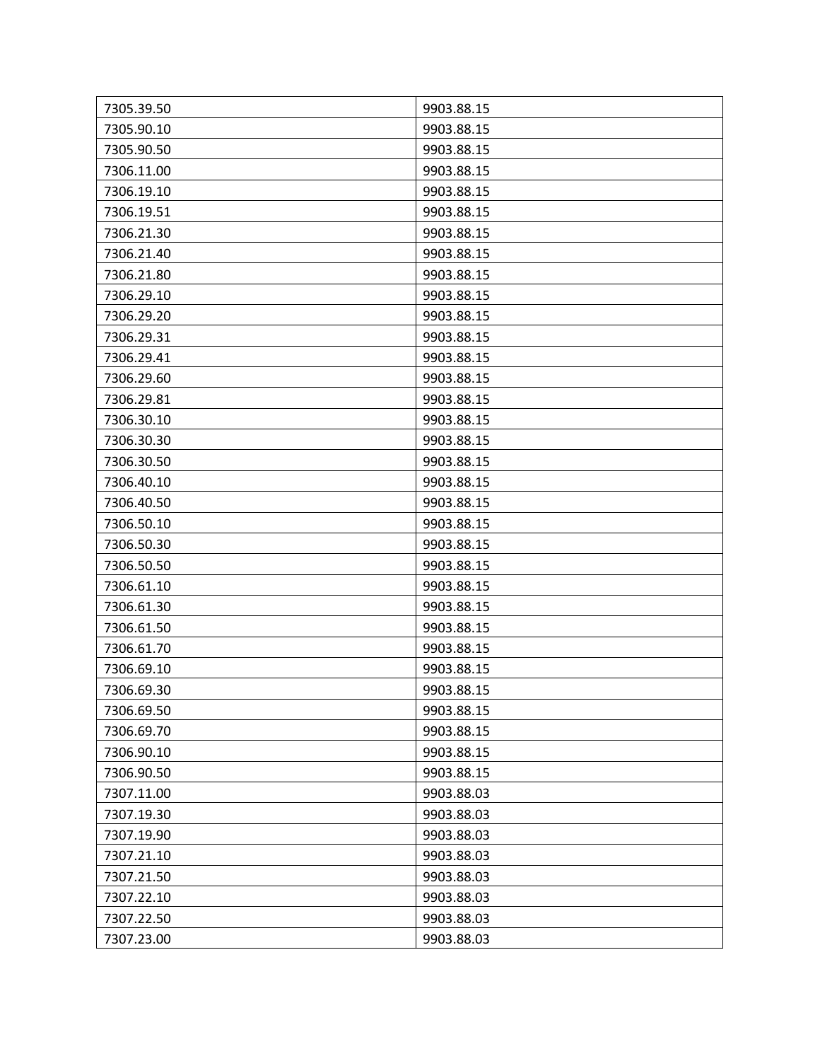| 7305.39.50 | 9903.88.15 |
|---|---|
| 7305.90.10 | 9903.88.15 |
| 7305.90.50 | 9903.88.15 |
| 7306.11.00 | 9903.88.15 |
| 7306.19.10 | 9903.88.15 |
| 7306.19.51 | 9903.88.15 |
| 7306.21.30 | 9903.88.15 |
| 7306.21.40 | 9903.88.15 |
| 7306.21.80 | 9903.88.15 |
| 7306.29.10 | 9903.88.15 |
| 7306.29.20 | 9903.88.15 |
| 7306.29.31 | 9903.88.15 |
| 7306.29.41 | 9903.88.15 |
| 7306.29.60 | 9903.88.15 |
| 7306.29.81 | 9903.88.15 |
| 7306.30.10 | 9903.88.15 |
| 7306.30.30 | 9903.88.15 |
| 7306.30.50 | 9903.88.15 |
| 7306.40.10 | 9903.88.15 |
| 7306.40.50 | 9903.88.15 |
| 7306.50.10 | 9903.88.15 |
| 7306.50.30 | 9903.88.15 |
| 7306.50.50 | 9903.88.15 |
| 7306.61.10 | 9903.88.15 |
| 7306.61.30 | 9903.88.15 |
| 7306.61.50 | 9903.88.15 |
| 7306.61.70 | 9903.88.15 |
| 7306.69.10 | 9903.88.15 |
| 7306.69.30 | 9903.88.15 |
| 7306.69.50 | 9903.88.15 |
| 7306.69.70 | 9903.88.15 |
| 7306.90.10 | 9903.88.15 |
| 7306.90.50 | 9903.88.15 |
| 7307.11.00 | 9903.88.03 |
| 7307.19.30 | 9903.88.03 |
| 7307.19.90 | 9903.88.03 |
| 7307.21.10 | 9903.88.03 |
| 7307.21.50 | 9903.88.03 |
| 7307.22.10 | 9903.88.03 |
| 7307.22.50 | 9903.88.03 |
| 7307.23.00 | 9903.88.03 |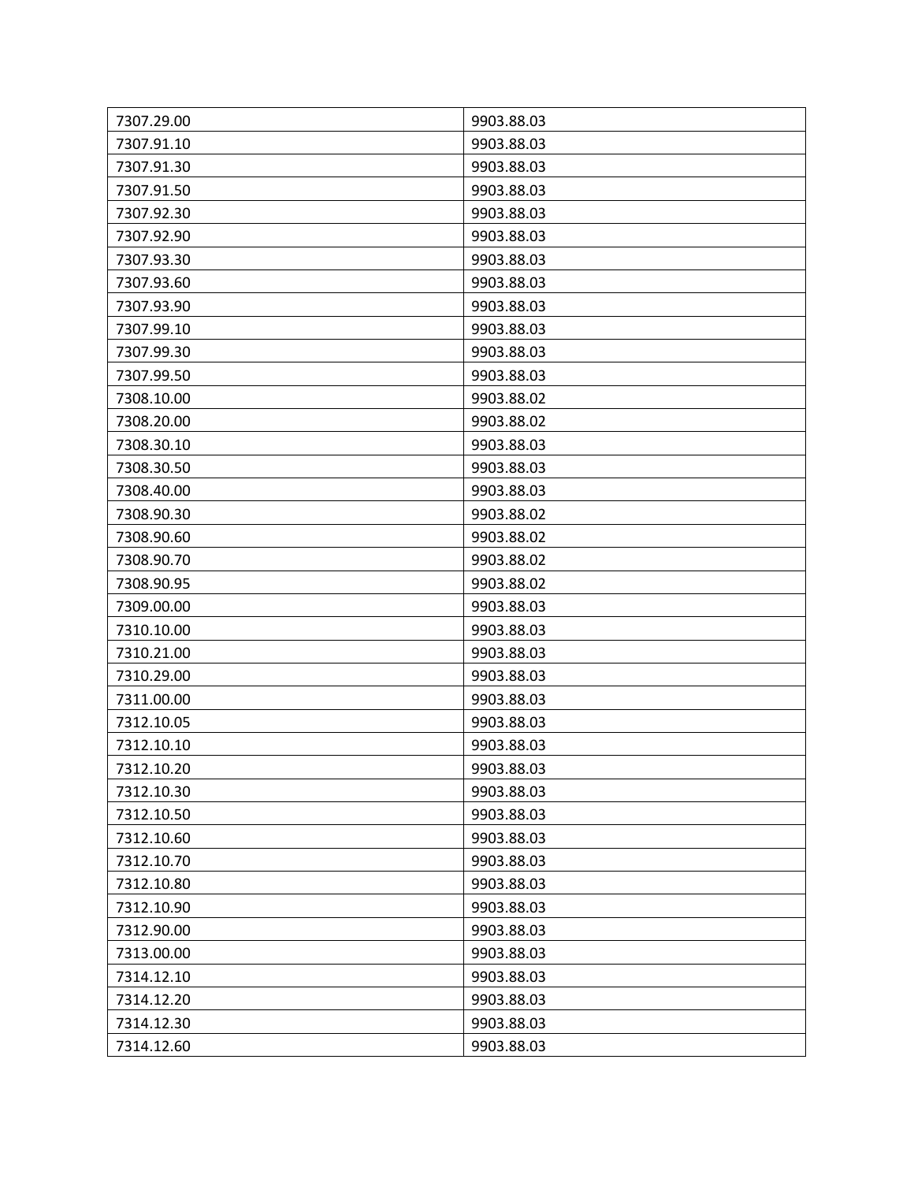| 7307.29.00 | 9903.88.03 |
| --- | --- |
| 7307.91.10 | 9903.88.03 |
| 7307.91.30 | 9903.88.03 |
| 7307.91.50 | 9903.88.03 |
| 7307.92.30 | 9903.88.03 |
| 7307.92.90 | 9903.88.03 |
| 7307.93.30 | 9903.88.03 |
| 7307.93.60 | 9903.88.03 |
| 7307.93.90 | 9903.88.03 |
| 7307.99.10 | 9903.88.03 |
| 7307.99.30 | 9903.88.03 |
| 7307.99.50 | 9903.88.03 |
| 7308.10.00 | 9903.88.02 |
| 7308.20.00 | 9903.88.02 |
| 7308.30.10 | 9903.88.03 |
| 7308.30.50 | 9903.88.03 |
| 7308.40.00 | 9903.88.03 |
| 7308.90.30 | 9903.88.02 |
| 7308.90.60 | 9903.88.02 |
| 7308.90.70 | 9903.88.02 |
| 7308.90.95 | 9903.88.02 |
| 7309.00.00 | 9903.88.03 |
| 7310.10.00 | 9903.88.03 |
| 7310.21.00 | 9903.88.03 |
| 7310.29.00 | 9903.88.03 |
| 7311.00.00 | 9903.88.03 |
| 7312.10.05 | 9903.88.03 |
| 7312.10.10 | 9903.88.03 |
| 7312.10.20 | 9903.88.03 |
| 7312.10.30 | 9903.88.03 |
| 7312.10.50 | 9903.88.03 |
| 7312.10.60 | 9903.88.03 |
| 7312.10.70 | 9903.88.03 |
| 7312.10.80 | 9903.88.03 |
| 7312.10.90 | 9903.88.03 |
| 7312.90.00 | 9903.88.03 |
| 7313.00.00 | 9903.88.03 |
| 7314.12.10 | 9903.88.03 |
| 7314.12.20 | 9903.88.03 |
| 7314.12.30 | 9903.88.03 |
| 7314.12.60 | 9903.88.03 |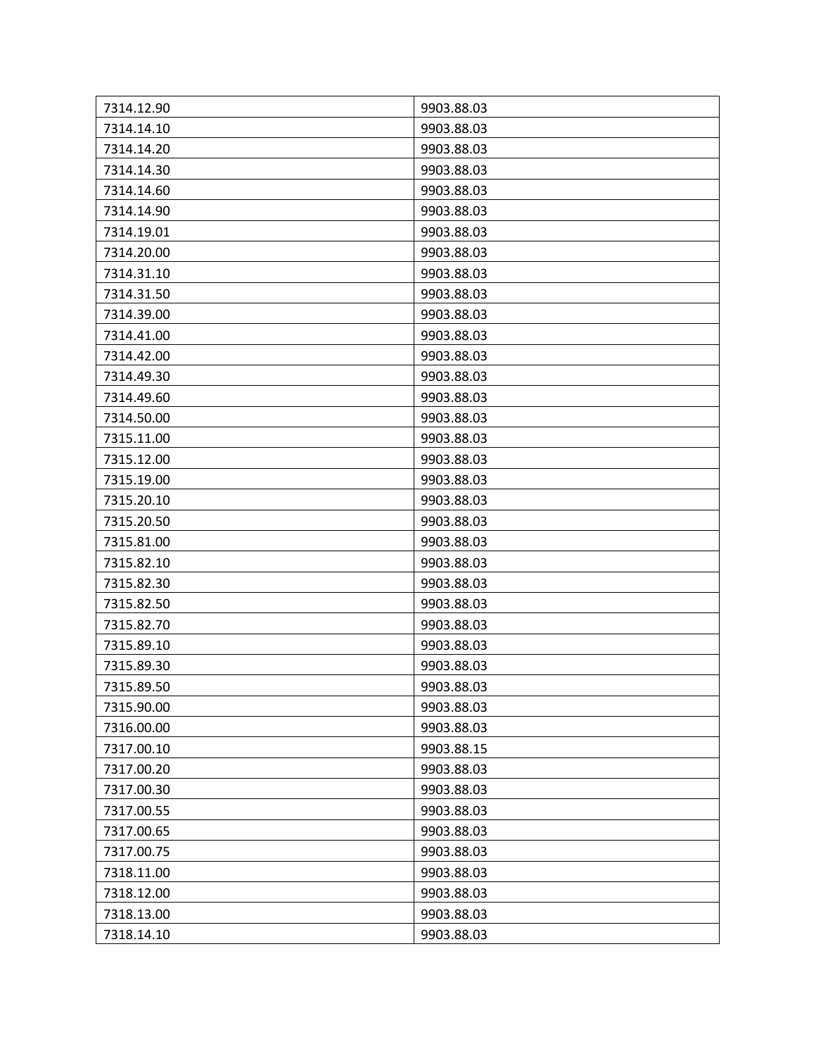| | |
|---|---|
| 7314.12.90 | 9903.88.03 |
| 7314.14.10 | 9903.88.03 |
| 7314.14.20 | 9903.88.03 |
| 7314.14.30 | 9903.88.03 |
| 7314.14.60 | 9903.88.03 |
| 7314.14.90 | 9903.88.03 |
| 7314.19.01 | 9903.88.03 |
| 7314.20.00 | 9903.88.03 |
| 7314.31.10 | 9903.88.03 |
| 7314.31.50 | 9903.88.03 |
| 7314.39.00 | 9903.88.03 |
| 7314.41.00 | 9903.88.03 |
| 7314.42.00 | 9903.88.03 |
| 7314.49.30 | 9903.88.03 |
| 7314.49.60 | 9903.88.03 |
| 7314.50.00 | 9903.88.03 |
| 7315.11.00 | 9903.88.03 |
| 7315.12.00 | 9903.88.03 |
| 7315.19.00 | 9903.88.03 |
| 7315.20.10 | 9903.88.03 |
| 7315.20.50 | 9903.88.03 |
| 7315.81.00 | 9903.88.03 |
| 7315.82.10 | 9903.88.03 |
| 7315.82.30 | 9903.88.03 |
| 7315.82.50 | 9903.88.03 |
| 7315.82.70 | 9903.88.03 |
| 7315.89.10 | 9903.88.03 |
| 7315.89.30 | 9903.88.03 |
| 7315.89.50 | 9903.88.03 |
| 7315.90.00 | 9903.88.03 |
| 7316.00.00 | 9903.88.03 |
| 7317.00.10 | 9903.88.15 |
| 7317.00.20 | 9903.88.03 |
| 7317.00.30 | 9903.88.03 |
| 7317.00.55 | 9903.88.03 |
| 7317.00.65 | 9903.88.03 |
| 7317.00.75 | 9903.88.03 |
| 7318.11.00 | 9903.88.03 |
| 7318.12.00 | 9903.88.03 |
| 7318.13.00 | 9903.88.03 |
| 7318.14.10 | 9903.88.03 |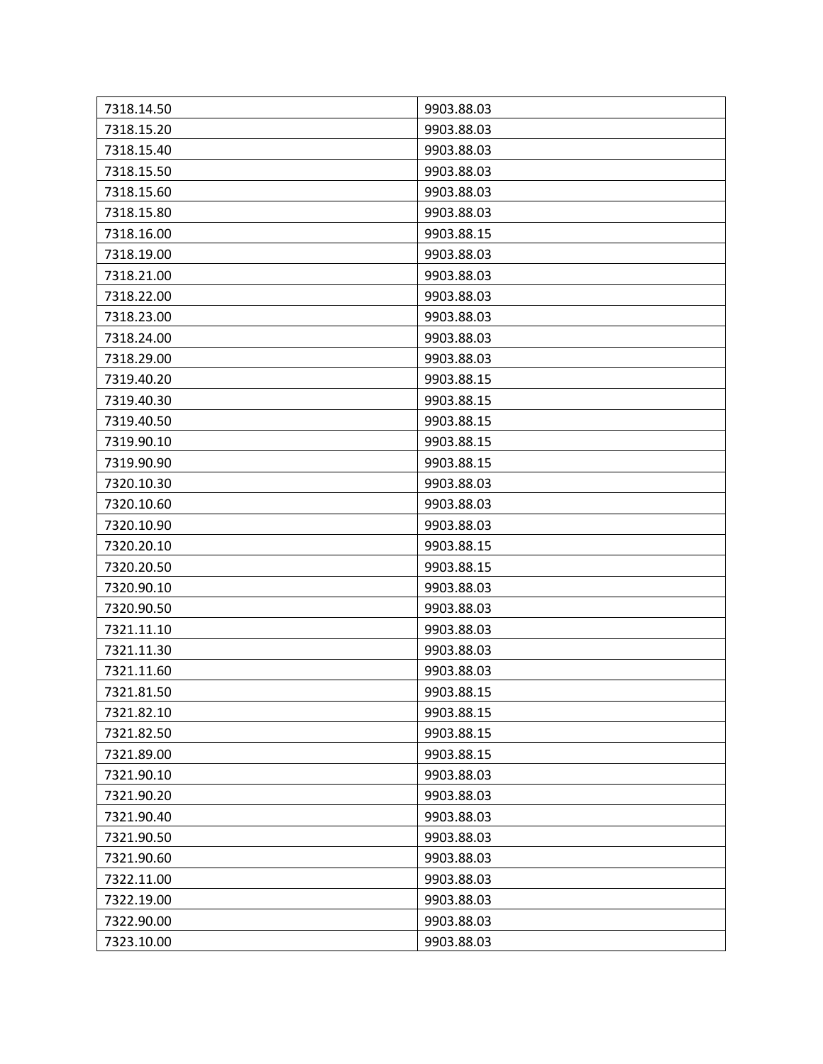| 7318.14.50 | 9903.88.03 |
|---|---|
| 7318.15.20 | 9903.88.03 |
| 7318.15.40 | 9903.88.03 |
| 7318.15.50 | 9903.88.03 |
| 7318.15.60 | 9903.88.03 |
| 7318.15.80 | 9903.88.03 |
| 7318.16.00 | 9903.88.15 |
| 7318.19.00 | 9903.88.03 |
| 7318.21.00 | 9903.88.03 |
| 7318.22.00 | 9903.88.03 |
| 7318.23.00 | 9903.88.03 |
| 7318.24.00 | 9903.88.03 |
| 7318.29.00 | 9903.88.03 |
| 7319.40.20 | 9903.88.15 |
| 7319.40.30 | 9903.88.15 |
| 7319.40.50 | 9903.88.15 |
| 7319.90.10 | 9903.88.15 |
| 7319.90.90 | 9903.88.15 |
| 7320.10.30 | 9903.88.03 |
| 7320.10.60 | 9903.88.03 |
| 7320.10.90 | 9903.88.03 |
| 7320.20.10 | 9903.88.15 |
| 7320.20.50 | 9903.88.15 |
| 7320.90.10 | 9903.88.03 |
| 7320.90.50 | 9903.88.03 |
| 7321.11.10 | 9903.88.03 |
| 7321.11.30 | 9903.88.03 |
| 7321.11.60 | 9903.88.03 |
| 7321.81.50 | 9903.88.15 |
| 7321.82.10 | 9903.88.15 |
| 7321.82.50 | 9903.88.15 |
| 7321.89.00 | 9903.88.15 |
| 7321.90.10 | 9903.88.03 |
| 7321.90.20 | 9903.88.03 |
| 7321.90.40 | 9903.88.03 |
| 7321.90.50 | 9903.88.03 |
| 7321.90.60 | 9903.88.03 |
| 7322.11.00 | 9903.88.03 |
| 7322.19.00 | 9903.88.03 |
| 7322.90.00 | 9903.88.03 |
| 7323.10.00 | 9903.88.03 |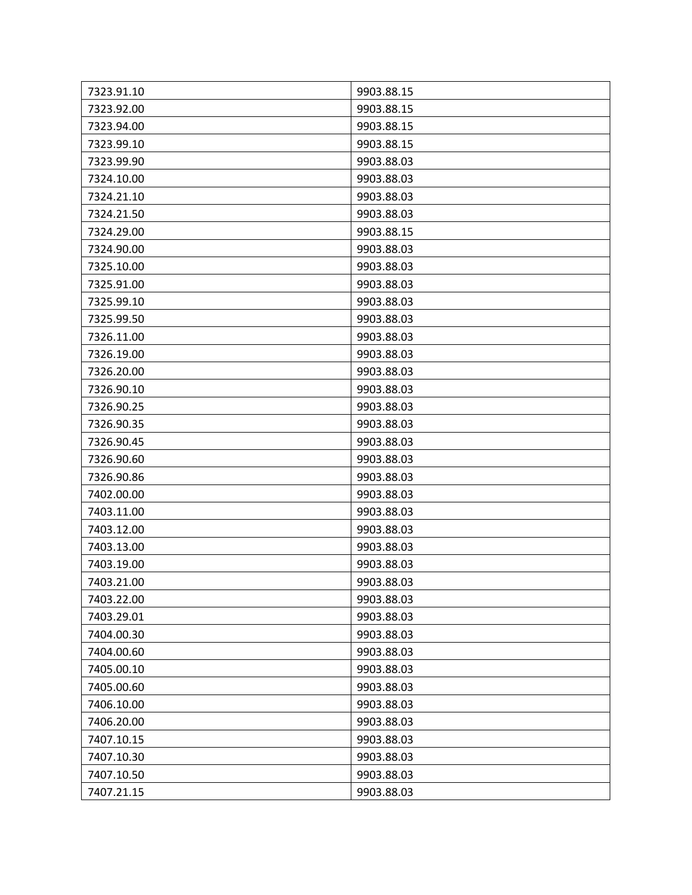| 7323.91.10 | 9903.88.15 |
|---|---|
| 7323.92.00 | 9903.88.15 |
| 7323.94.00 | 9903.88.15 |
| 7323.99.10 | 9903.88.15 |
| 7323.99.90 | 9903.88.03 |
| 7324.10.00 | 9903.88.03 |
| 7324.21.10 | 9903.88.03 |
| 7324.21.50 | 9903.88.03 |
| 7324.29.00 | 9903.88.15 |
| 7324.90.00 | 9903.88.03 |
| 7325.10.00 | 9903.88.03 |
| 7325.91.00 | 9903.88.03 |
| 7325.99.10 | 9903.88.03 |
| 7325.99.50 | 9903.88.03 |
| 7326.11.00 | 9903.88.03 |
| 7326.19.00 | 9903.88.03 |
| 7326.20.00 | 9903.88.03 |
| 7326.90.10 | 9903.88.03 |
| 7326.90.25 | 9903.88.03 |
| 7326.90.35 | 9903.88.03 |
| 7326.90.45 | 9903.88.03 |
| 7326.90.60 | 9903.88.03 |
| 7326.90.86 | 9903.88.03 |
| 7402.00.00 | 9903.88.03 |
| 7403.11.00 | 9903.88.03 |
| 7403.12.00 | 9903.88.03 |
| 7403.13.00 | 9903.88.03 |
| 7403.19.00 | 9903.88.03 |
| 7403.21.00 | 9903.88.03 |
| 7403.22.00 | 9903.88.03 |
| 7403.29.01 | 9903.88.03 |
| 7404.00.30 | 9903.88.03 |
| 7404.00.60 | 9903.88.03 |
| 7405.00.10 | 9903.88.03 |
| 7405.00.60 | 9903.88.03 |
| 7406.10.00 | 9903.88.03 |
| 7406.20.00 | 9903.88.03 |
| 7407.10.15 | 9903.88.03 |
| 7407.10.30 | 9903.88.03 |
| 7407.10.50 | 9903.88.03 |
| 7407.21.15 | 9903.88.03 |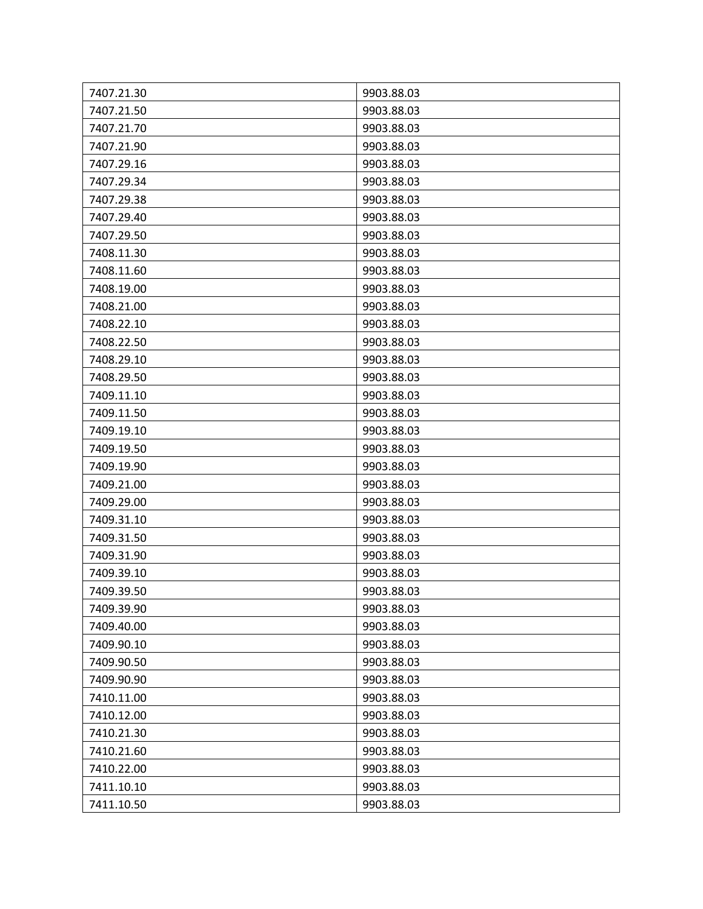| 7407.21.30 | 9903.88.03 |
|---|---|
| 7407.21.50 | 9903.88.03 |
| 7407.21.70 | 9903.88.03 |
| 7407.21.90 | 9903.88.03 |
| 7407.29.16 | 9903.88.03 |
| 7407.29.34 | 9903.88.03 |
| 7407.29.38 | 9903.88.03 |
| 7407.29.40 | 9903.88.03 |
| 7407.29.50 | 9903.88.03 |
| 7408.11.30 | 9903.88.03 |
| 7408.11.60 | 9903.88.03 |
| 7408.19.00 | 9903.88.03 |
| 7408.21.00 | 9903.88.03 |
| 7408.22.10 | 9903.88.03 |
| 7408.22.50 | 9903.88.03 |
| 7408.29.10 | 9903.88.03 |
| 7408.29.50 | 9903.88.03 |
| 7409.11.10 | 9903.88.03 |
| 7409.11.50 | 9903.88.03 |
| 7409.19.10 | 9903.88.03 |
| 7409.19.50 | 9903.88.03 |
| 7409.19.90 | 9903.88.03 |
| 7409.21.00 | 9903.88.03 |
| 7409.29.00 | 9903.88.03 |
| 7409.31.10 | 9903.88.03 |
| 7409.31.50 | 9903.88.03 |
| 7409.31.90 | 9903.88.03 |
| 7409.39.10 | 9903.88.03 |
| 7409.39.50 | 9903.88.03 |
| 7409.39.90 | 9903.88.03 |
| 7409.40.00 | 9903.88.03 |
| 7409.90.10 | 9903.88.03 |
| 7409.90.50 | 9903.88.03 |
| 7409.90.90 | 9903.88.03 |
| 7410.11.00 | 9903.88.03 |
| 7410.12.00 | 9903.88.03 |
| 7410.21.30 | 9903.88.03 |
| 7410.21.60 | 9903.88.03 |
| 7410.22.00 | 9903.88.03 |
| 7411.10.10 | 9903.88.03 |
| 7411.10.50 | 9903.88.03 |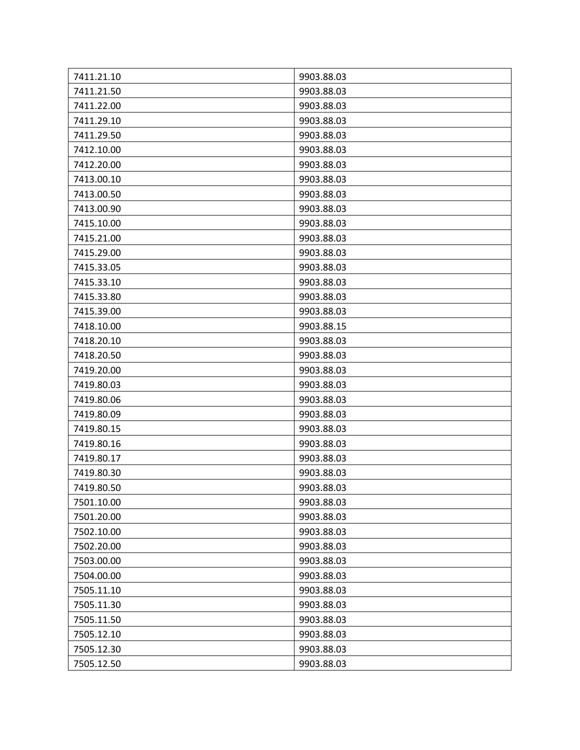| 7411.21.10 | 9903.88.03 |
|---|---|
| 7411.21.50 | 9903.88.03 |
| 7411.22.00 | 9903.88.03 |
| 7411.29.10 | 9903.88.03 |
| 7411.29.50 | 9903.88.03 |
| 7412.10.00 | 9903.88.03 |
| 7412.20.00 | 9903.88.03 |
| 7413.00.10 | 9903.88.03 |
| 7413.00.50 | 9903.88.03 |
| 7413.00.90 | 9903.88.03 |
| 7415.10.00 | 9903.88.03 |
| 7415.21.00 | 9903.88.03 |
| 7415.29.00 | 9903.88.03 |
| 7415.33.05 | 9903.88.03 |
| 7415.33.10 | 9903.88.03 |
| 7415.33.80 | 9903.88.03 |
| 7415.39.00 | 9903.88.03 |
| 7418.10.00 | 9903.88.15 |
| 7418.20.10 | 9903.88.03 |
| 7418.20.50 | 9903.88.03 |
| 7419.20.00 | 9903.88.03 |
| 7419.80.03 | 9903.88.03 |
| 7419.80.06 | 9903.88.03 |
| 7419.80.09 | 9903.88.03 |
| 7419.80.15 | 9903.88.03 |
| 7419.80.16 | 9903.88.03 |
| 7419.80.17 | 9903.88.03 |
| 7419.80.30 | 9903.88.03 |
| 7419.80.50 | 9903.88.03 |
| 7501.10.00 | 9903.88.03 |
| 7501.20.00 | 9903.88.03 |
| 7502.10.00 | 9903.88.03 |
| 7502.20.00 | 9903.88.03 |
| 7503.00.00 | 9903.88.03 |
| 7504.00.00 | 9903.88.03 |
| 7505.11.10 | 9903.88.03 |
| 7505.11.30 | 9903.88.03 |
| 7505.11.50 | 9903.88.03 |
| 7505.12.10 | 9903.88.03 |
| 7505.12.30 | 9903.88.03 |
| 7505.12.50 | 9903.88.03 |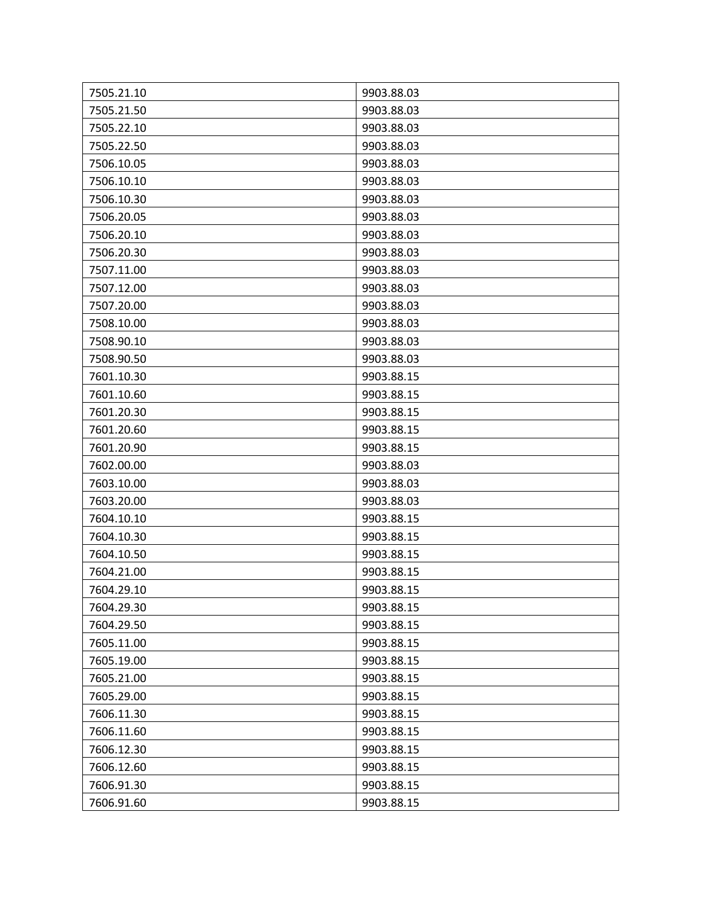| 7505.21.10 | 9903.88.03 |
|---|---|
| 7505.21.50 | 9903.88.03 |
| 7505.22.10 | 9903.88.03 |
| 7505.22.50 | 9903.88.03 |
| 7506.10.05 | 9903.88.03 |
| 7506.10.10 | 9903.88.03 |
| 7506.10.30 | 9903.88.03 |
| 7506.20.05 | 9903.88.03 |
| 7506.20.10 | 9903.88.03 |
| 7506.20.30 | 9903.88.03 |
| 7507.11.00 | 9903.88.03 |
| 7507.12.00 | 9903.88.03 |
| 7507.20.00 | 9903.88.03 |
| 7508.10.00 | 9903.88.03 |
| 7508.90.10 | 9903.88.03 |
| 7508.90.50 | 9903.88.03 |
| 7601.10.30 | 9903.88.15 |
| 7601.10.60 | 9903.88.15 |
| 7601.20.30 | 9903.88.15 |
| 7601.20.60 | 9903.88.15 |
| 7601.20.90 | 9903.88.15 |
| 7602.00.00 | 9903.88.03 |
| 7603.10.00 | 9903.88.03 |
| 7603.20.00 | 9903.88.03 |
| 7604.10.10 | 9903.88.15 |
| 7604.10.30 | 9903.88.15 |
| 7604.10.50 | 9903.88.15 |
| 7604.21.00 | 9903.88.15 |
| 7604.29.10 | 9903.88.15 |
| 7604.29.30 | 9903.88.15 |
| 7604.29.50 | 9903.88.15 |
| 7605.11.00 | 9903.88.15 |
| 7605.19.00 | 9903.88.15 |
| 7605.21.00 | 9903.88.15 |
| 7605.29.00 | 9903.88.15 |
| 7606.11.30 | 9903.88.15 |
| 7606.11.60 | 9903.88.15 |
| 7606.12.30 | 9903.88.15 |
| 7606.12.60 | 9903.88.15 |
| 7606.91.30 | 9903.88.15 |
| 7606.91.60 | 9903.88.15 |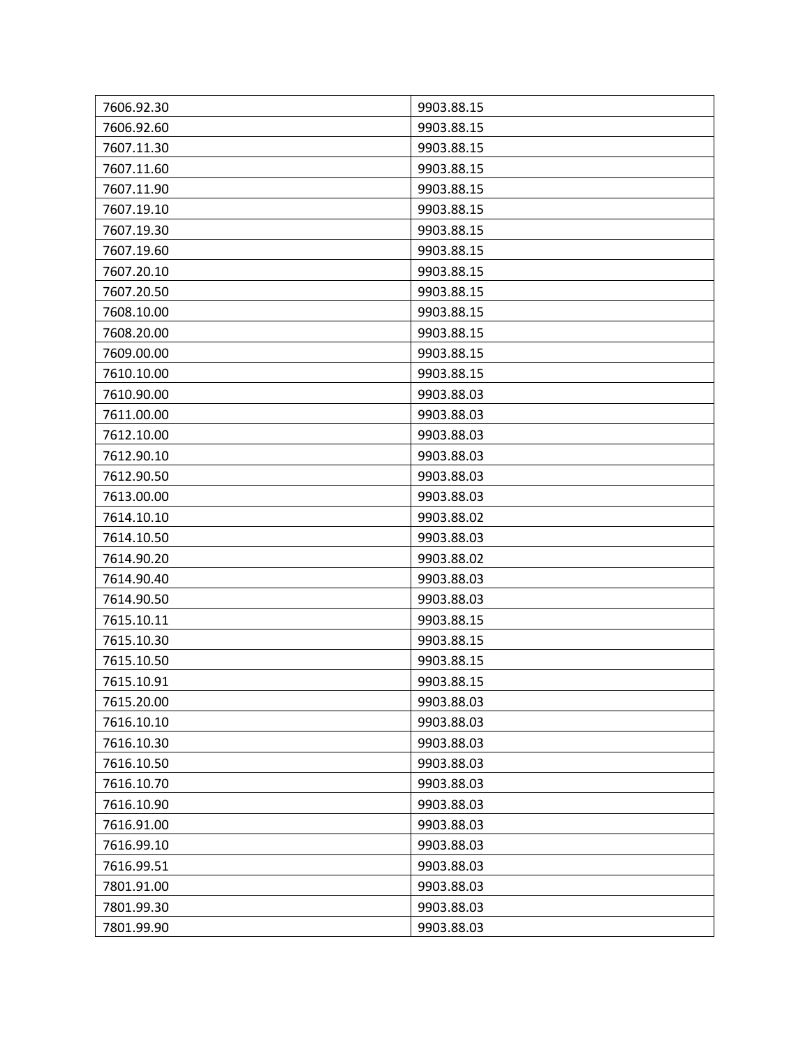| | |
|---|---|
| 7606.92.30 | 9903.88.15 |
| 7606.92.60 | 9903.88.15 |
| 7607.11.30 | 9903.88.15 |
| 7607.11.60 | 9903.88.15 |
| 7607.11.90 | 9903.88.15 |
| 7607.19.10 | 9903.88.15 |
| 7607.19.30 | 9903.88.15 |
| 7607.19.60 | 9903.88.15 |
| 7607.20.10 | 9903.88.15 |
| 7607.20.50 | 9903.88.15 |
| 7608.10.00 | 9903.88.15 |
| 7608.20.00 | 9903.88.15 |
| 7609.00.00 | 9903.88.15 |
| 7610.10.00 | 9903.88.15 |
| 7610.90.00 | 9903.88.03 |
| 7611.00.00 | 9903.88.03 |
| 7612.10.00 | 9903.88.03 |
| 7612.90.10 | 9903.88.03 |
| 7612.90.50 | 9903.88.03 |
| 7613.00.00 | 9903.88.03 |
| 7614.10.10 | 9903.88.02 |
| 7614.10.50 | 9903.88.03 |
| 7614.90.20 | 9903.88.02 |
| 7614.90.40 | 9903.88.03 |
| 7614.90.50 | 9903.88.03 |
| 7615.10.11 | 9903.88.15 |
| 7615.10.30 | 9903.88.15 |
| 7615.10.50 | 9903.88.15 |
| 7615.10.91 | 9903.88.15 |
| 7615.20.00 | 9903.88.03 |
| 7616.10.10 | 9903.88.03 |
| 7616.10.30 | 9903.88.03 |
| 7616.10.50 | 9903.88.03 |
| 7616.10.70 | 9903.88.03 |
| 7616.10.90 | 9903.88.03 |
| 7616.91.00 | 9903.88.03 |
| 7616.99.10 | 9903.88.03 |
| 7616.99.51 | 9903.88.03 |
| 7801.91.00 | 9903.88.03 |
| 7801.99.30 | 9903.88.03 |
| 7801.99.90 | 9903.88.03 |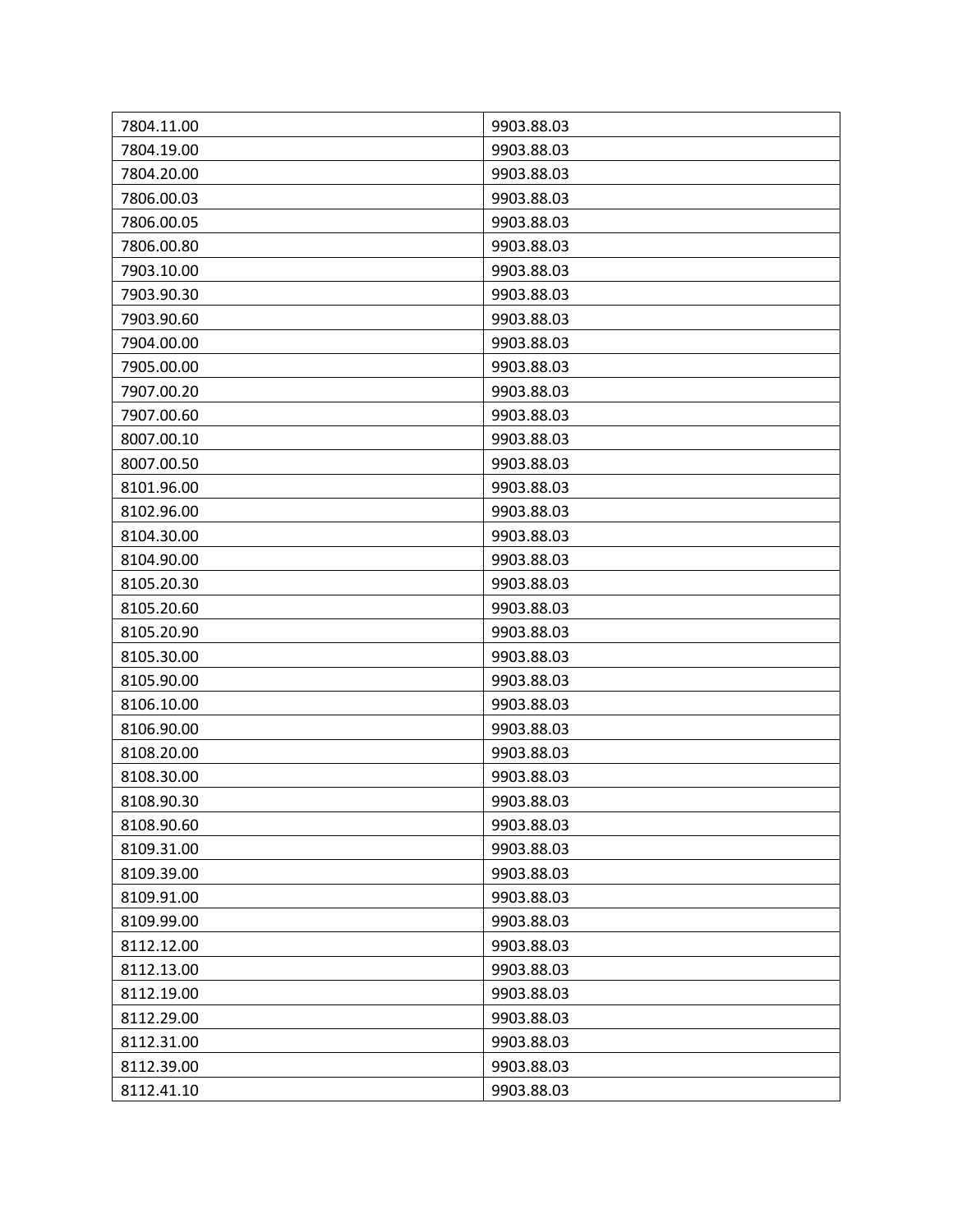| 7804.11.00 | 9903.88.03 |
| --- | --- |
| 7804.19.00 | 9903.88.03 |
| 7804.20.00 | 9903.88.03 |
| 7806.00.03 | 9903.88.03 |
| 7806.00.05 | 9903.88.03 |
| 7806.00.80 | 9903.88.03 |
| 7903.10.00 | 9903.88.03 |
| 7903.90.30 | 9903.88.03 |
| 7903.90.60 | 9903.88.03 |
| 7904.00.00 | 9903.88.03 |
| 7905.00.00 | 9903.88.03 |
| 7907.00.20 | 9903.88.03 |
| 7907.00.60 | 9903.88.03 |
| 8007.00.10 | 9903.88.03 |
| 8007.00.50 | 9903.88.03 |
| 8101.96.00 | 9903.88.03 |
| 8102.96.00 | 9903.88.03 |
| 8104.30.00 | 9903.88.03 |
| 8104.90.00 | 9903.88.03 |
| 8105.20.30 | 9903.88.03 |
| 8105.20.60 | 9903.88.03 |
| 8105.20.90 | 9903.88.03 |
| 8105.30.00 | 9903.88.03 |
| 8105.90.00 | 9903.88.03 |
| 8106.10.00 | 9903.88.03 |
| 8106.90.00 | 9903.88.03 |
| 8108.20.00 | 9903.88.03 |
| 8108.30.00 | 9903.88.03 |
| 8108.90.30 | 9903.88.03 |
| 8108.90.60 | 9903.88.03 |
| 8109.31.00 | 9903.88.03 |
| 8109.39.00 | 9903.88.03 |
| 8109.91.00 | 9903.88.03 |
| 8109.99.00 | 9903.88.03 |
| 8112.12.00 | 9903.88.03 |
| 8112.13.00 | 9903.88.03 |
| 8112.19.00 | 9903.88.03 |
| 8112.29.00 | 9903.88.03 |
| 8112.31.00 | 9903.88.03 |
| 8112.39.00 | 9903.88.03 |
| 8112.41.10 | 9903.88.03 |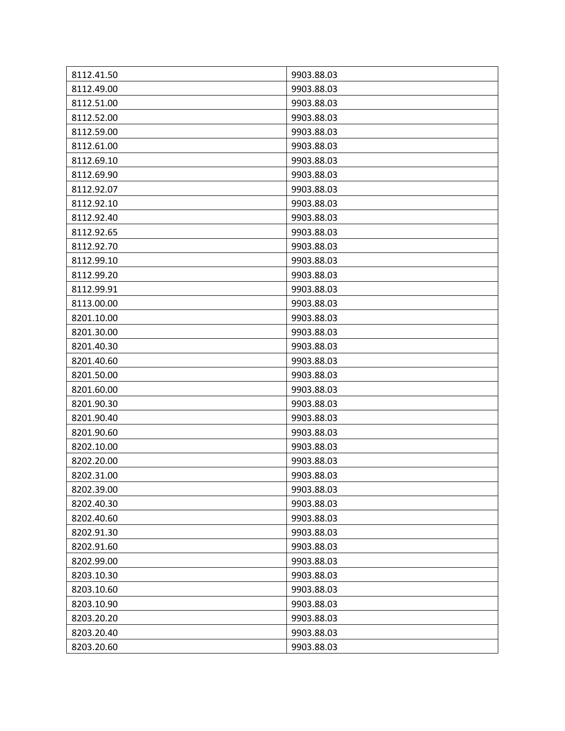| | |
|---|---|
| 8112.41.50 | 9903.88.03 |
| 8112.49.00 | 9903.88.03 |
| 8112.51.00 | 9903.88.03 |
| 8112.52.00 | 9903.88.03 |
| 8112.59.00 | 9903.88.03 |
| 8112.61.00 | 9903.88.03 |
| 8112.69.10 | 9903.88.03 |
| 8112.69.90 | 9903.88.03 |
| 8112.92.07 | 9903.88.03 |
| 8112.92.10 | 9903.88.03 |
| 8112.92.40 | 9903.88.03 |
| 8112.92.65 | 9903.88.03 |
| 8112.92.70 | 9903.88.03 |
| 8112.99.10 | 9903.88.03 |
| 8112.99.20 | 9903.88.03 |
| 8112.99.91 | 9903.88.03 |
| 8113.00.00 | 9903.88.03 |
| 8201.10.00 | 9903.88.03 |
| 8201.30.00 | 9903.88.03 |
| 8201.40.30 | 9903.88.03 |
| 8201.40.60 | 9903.88.03 |
| 8201.50.00 | 9903.88.03 |
| 8201.60.00 | 9903.88.03 |
| 8201.90.30 | 9903.88.03 |
| 8201.90.40 | 9903.88.03 |
| 8201.90.60 | 9903.88.03 |
| 8202.10.00 | 9903.88.03 |
| 8202.20.00 | 9903.88.03 |
| 8202.31.00 | 9903.88.03 |
| 8202.39.00 | 9903.88.03 |
| 8202.40.30 | 9903.88.03 |
| 8202.40.60 | 9903.88.03 |
| 8202.91.30 | 9903.88.03 |
| 8202.91.60 | 9903.88.03 |
| 8202.99.00 | 9903.88.03 |
| 8203.10.30 | 9903.88.03 |
| 8203.10.60 | 9903.88.03 |
| 8203.10.90 | 9903.88.03 |
| 8203.20.20 | 9903.88.03 |
| 8203.20.40 | 9903.88.03 |
| 8203.20.60 | 9903.88.03 |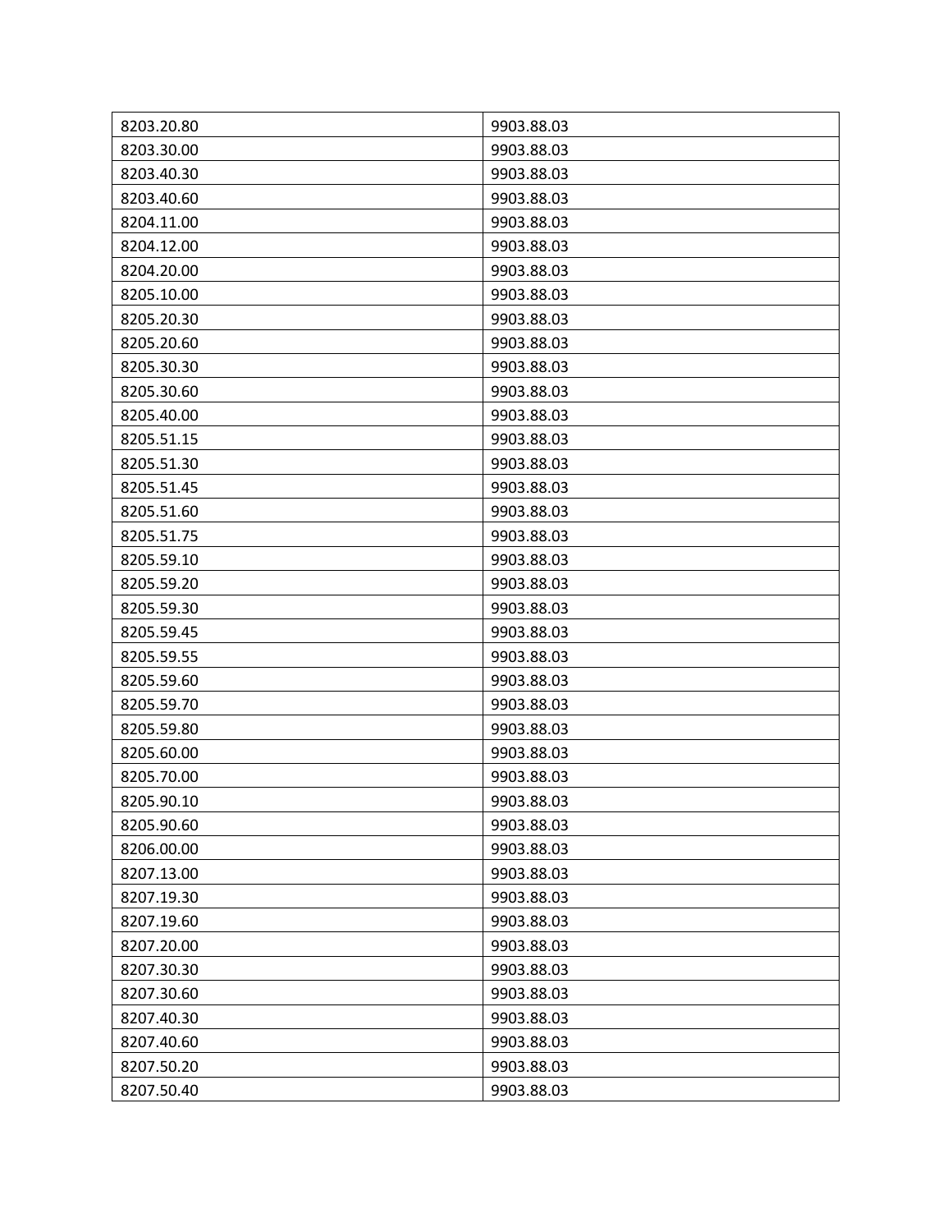| | |
|---|---|
| 8203.20.80 | 9903.88.03 |
| 8203.30.00 | 9903.88.03 |
| 8203.40.30 | 9903.88.03 |
| 8203.40.60 | 9903.88.03 |
| 8204.11.00 | 9903.88.03 |
| 8204.12.00 | 9903.88.03 |
| 8204.20.00 | 9903.88.03 |
| 8205.10.00 | 9903.88.03 |
| 8205.20.30 | 9903.88.03 |
| 8205.20.60 | 9903.88.03 |
| 8205.30.30 | 9903.88.03 |
| 8205.30.60 | 9903.88.03 |
| 8205.40.00 | 9903.88.03 |
| 8205.51.15 | 9903.88.03 |
| 8205.51.30 | 9903.88.03 |
| 8205.51.45 | 9903.88.03 |
| 8205.51.60 | 9903.88.03 |
| 8205.51.75 | 9903.88.03 |
| 8205.59.10 | 9903.88.03 |
| 8205.59.20 | 9903.88.03 |
| 8205.59.30 | 9903.88.03 |
| 8205.59.45 | 9903.88.03 |
| 8205.59.55 | 9903.88.03 |
| 8205.59.60 | 9903.88.03 |
| 8205.59.70 | 9903.88.03 |
| 8205.59.80 | 9903.88.03 |
| 8205.60.00 | 9903.88.03 |
| 8205.70.00 | 9903.88.03 |
| 8205.90.10 | 9903.88.03 |
| 8205.90.60 | 9903.88.03 |
| 8206.00.00 | 9903.88.03 |
| 8207.13.00 | 9903.88.03 |
| 8207.19.30 | 9903.88.03 |
| 8207.19.60 | 9903.88.03 |
| 8207.20.00 | 9903.88.03 |
| 8207.30.30 | 9903.88.03 |
| 8207.30.60 | 9903.88.03 |
| 8207.40.30 | 9903.88.03 |
| 8207.40.60 | 9903.88.03 |
| 8207.50.20 | 9903.88.03 |
| 8207.50.40 | 9903.88.03 |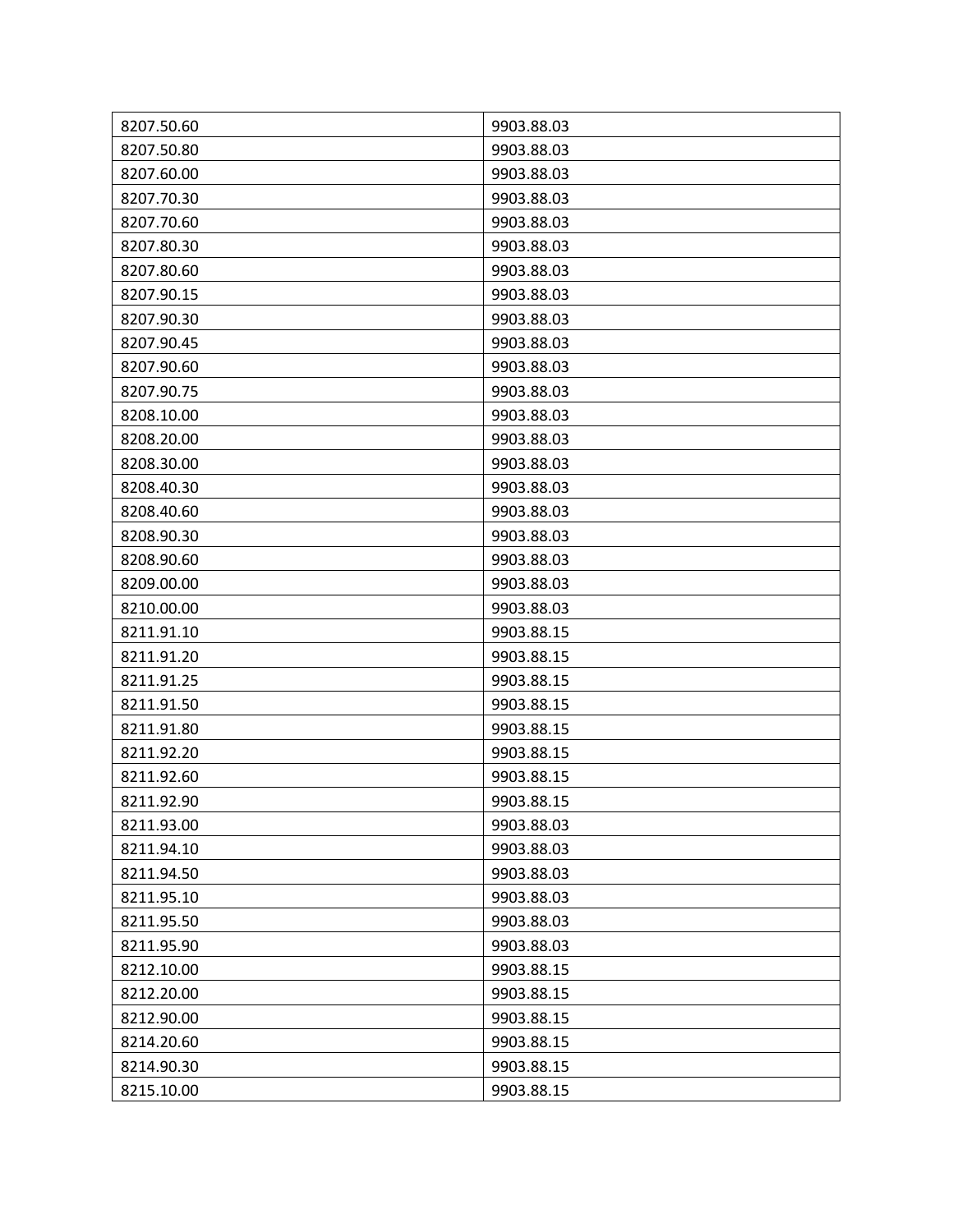| 8207.50.60 | 9903.88.03 |
|---|---|
| 8207.50.80 | 9903.88.03 |
| 8207.60.00 | 9903.88.03 |
| 8207.70.30 | 9903.88.03 |
| 8207.70.60 | 9903.88.03 |
| 8207.80.30 | 9903.88.03 |
| 8207.80.60 | 9903.88.03 |
| 8207.90.15 | 9903.88.03 |
| 8207.90.30 | 9903.88.03 |
| 8207.90.45 | 9903.88.03 |
| 8207.90.60 | 9903.88.03 |
| 8207.90.75 | 9903.88.03 |
| 8208.10.00 | 9903.88.03 |
| 8208.20.00 | 9903.88.03 |
| 8208.30.00 | 9903.88.03 |
| 8208.40.30 | 9903.88.03 |
| 8208.40.60 | 9903.88.03 |
| 8208.90.30 | 9903.88.03 |
| 8208.90.60 | 9903.88.03 |
| 8209.00.00 | 9903.88.03 |
| 8210.00.00 | 9903.88.03 |
| 8211.91.10 | 9903.88.15 |
| 8211.91.20 | 9903.88.15 |
| 8211.91.25 | 9903.88.15 |
| 8211.91.50 | 9903.88.15 |
| 8211.91.80 | 9903.88.15 |
| 8211.92.20 | 9903.88.15 |
| 8211.92.60 | 9903.88.15 |
| 8211.92.90 | 9903.88.15 |
| 8211.93.00 | 9903.88.03 |
| 8211.94.10 | 9903.88.03 |
| 8211.94.50 | 9903.88.03 |
| 8211.95.10 | 9903.88.03 |
| 8211.95.50 | 9903.88.03 |
| 8211.95.90 | 9903.88.03 |
| 8212.10.00 | 9903.88.15 |
| 8212.20.00 | 9903.88.15 |
| 8212.90.00 | 9903.88.15 |
| 8214.20.60 | 9903.88.15 |
| 8214.90.30 | 9903.88.15 |
| 8215.10.00 | 9903.88.15 |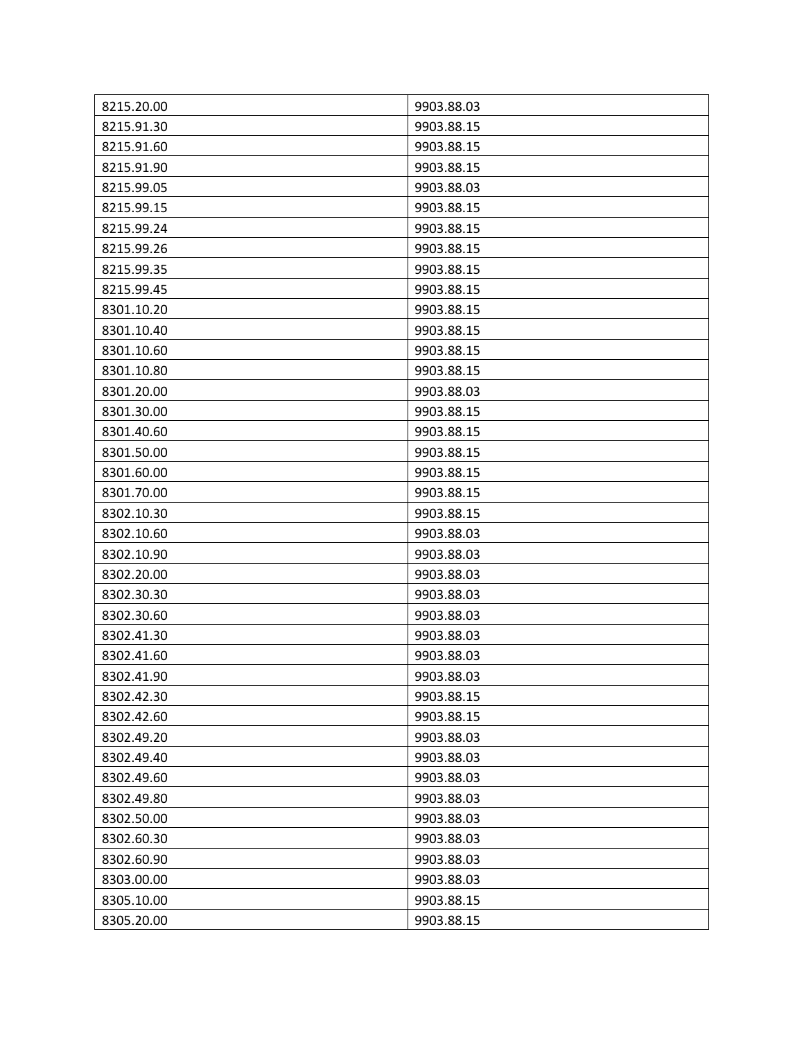| | |
|---|---|
| 8215.20.00 | 9903.88.03 |
| 8215.91.30 | 9903.88.15 |
| 8215.91.60 | 9903.88.15 |
| 8215.91.90 | 9903.88.15 |
| 8215.99.05 | 9903.88.03 |
| 8215.99.15 | 9903.88.15 |
| 8215.99.24 | 9903.88.15 |
| 8215.99.26 | 9903.88.15 |
| 8215.99.35 | 9903.88.15 |
| 8215.99.45 | 9903.88.15 |
| 8301.10.20 | 9903.88.15 |
| 8301.10.40 | 9903.88.15 |
| 8301.10.60 | 9903.88.15 |
| 8301.10.80 | 9903.88.15 |
| 8301.20.00 | 9903.88.03 |
| 8301.30.00 | 9903.88.15 |
| 8301.40.60 | 9903.88.15 |
| 8301.50.00 | 9903.88.15 |
| 8301.60.00 | 9903.88.15 |
| 8301.70.00 | 9903.88.15 |
| 8302.10.30 | 9903.88.15 |
| 8302.10.60 | 9903.88.03 |
| 8302.10.90 | 9903.88.03 |
| 8302.20.00 | 9903.88.03 |
| 8302.30.30 | 9903.88.03 |
| 8302.30.60 | 9903.88.03 |
| 8302.41.30 | 9903.88.03 |
| 8302.41.60 | 9903.88.03 |
| 8302.41.90 | 9903.88.03 |
| 8302.42.30 | 9903.88.15 |
| 8302.42.60 | 9903.88.15 |
| 8302.49.20 | 9903.88.03 |
| 8302.49.40 | 9903.88.03 |
| 8302.49.60 | 9903.88.03 |
| 8302.49.80 | 9903.88.03 |
| 8302.50.00 | 9903.88.03 |
| 8302.60.30 | 9903.88.03 |
| 8302.60.90 | 9903.88.03 |
| 8303.00.00 | 9903.88.03 |
| 8305.10.00 | 9903.88.15 |
| 8305.20.00 | 9903.88.15 |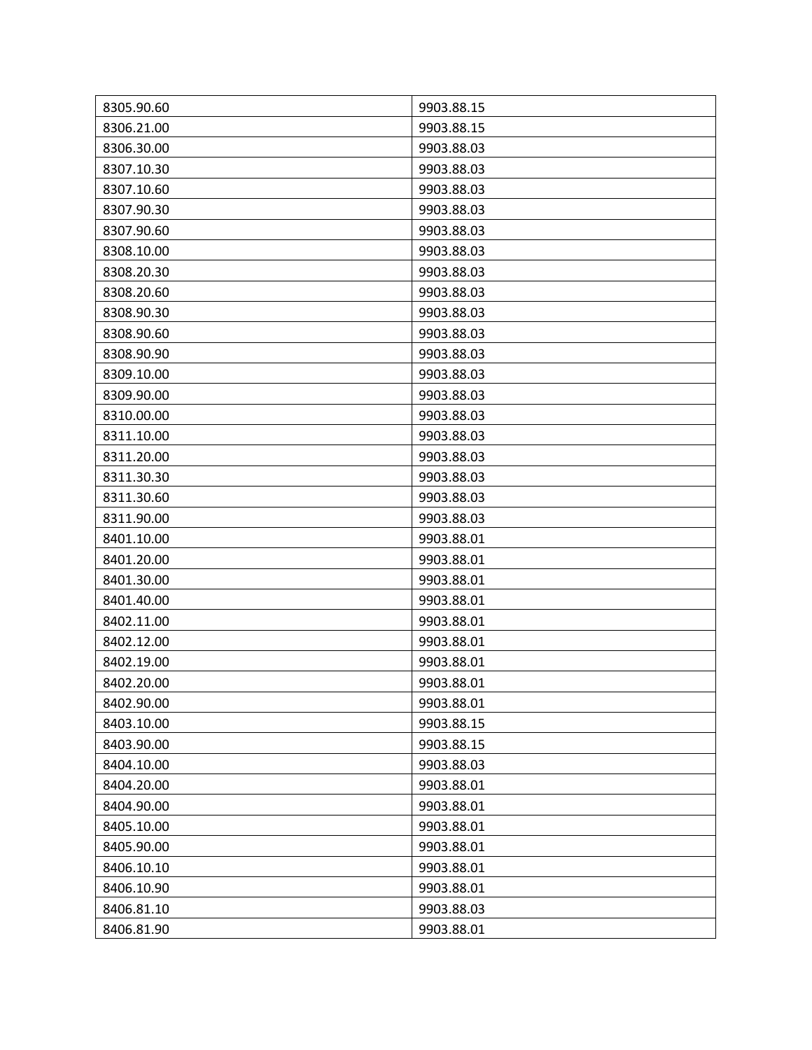| | |
|---|---|
| 8305.90.60 | 9903.88.15 |
| 8306.21.00 | 9903.88.15 |
| 8306.30.00 | 9903.88.03 |
| 8307.10.30 | 9903.88.03 |
| 8307.10.60 | 9903.88.03 |
| 8307.90.30 | 9903.88.03 |
| 8307.90.60 | 9903.88.03 |
| 8308.10.00 | 9903.88.03 |
| 8308.20.30 | 9903.88.03 |
| 8308.20.60 | 9903.88.03 |
| 8308.90.30 | 9903.88.03 |
| 8308.90.60 | 9903.88.03 |
| 8308.90.90 | 9903.88.03 |
| 8309.10.00 | 9903.88.03 |
| 8309.90.00 | 9903.88.03 |
| 8310.00.00 | 9903.88.03 |
| 8311.10.00 | 9903.88.03 |
| 8311.20.00 | 9903.88.03 |
| 8311.30.30 | 9903.88.03 |
| 8311.30.60 | 9903.88.03 |
| 8311.90.00 | 9903.88.03 |
| 8401.10.00 | 9903.88.01 |
| 8401.20.00 | 9903.88.01 |
| 8401.30.00 | 9903.88.01 |
| 8401.40.00 | 9903.88.01 |
| 8402.11.00 | 9903.88.01 |
| 8402.12.00 | 9903.88.01 |
| 8402.19.00 | 9903.88.01 |
| 8402.20.00 | 9903.88.01 |
| 8402.90.00 | 9903.88.01 |
| 8403.10.00 | 9903.88.15 |
| 8403.90.00 | 9903.88.15 |
| 8404.10.00 | 9903.88.03 |
| 8404.20.00 | 9903.88.01 |
| 8404.90.00 | 9903.88.01 |
| 8405.10.00 | 9903.88.01 |
| 8405.90.00 | 9903.88.01 |
| 8406.10.10 | 9903.88.01 |
| 8406.10.90 | 9903.88.01 |
| 8406.81.10 | 9903.88.03 |
| 8406.81.90 | 9903.88.01 |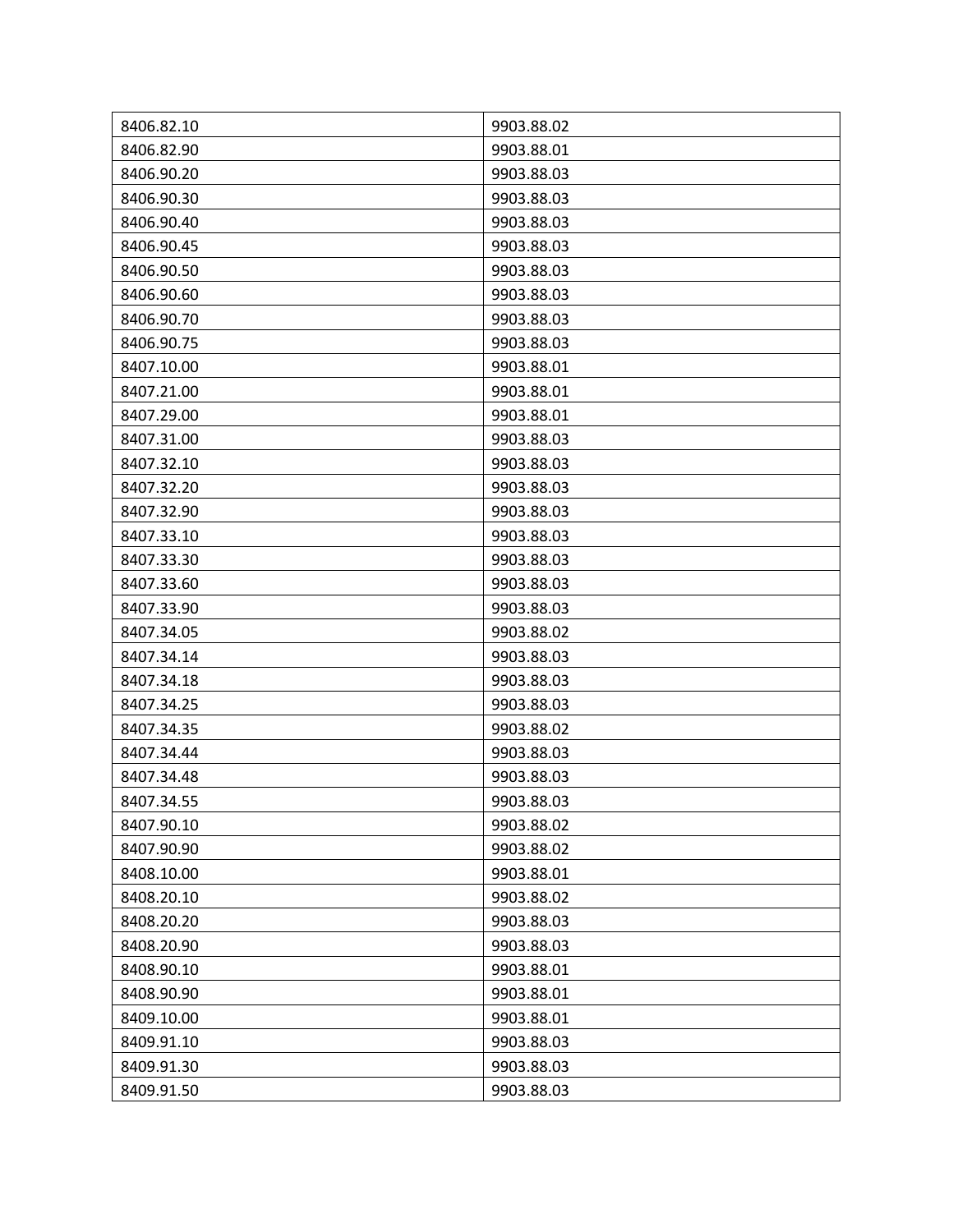| | |
|---|---|
| 8406.82.10 | 9903.88.02 |
| 8406.82.90 | 9903.88.01 |
| 8406.90.20 | 9903.88.03 |
| 8406.90.30 | 9903.88.03 |
| 8406.90.40 | 9903.88.03 |
| 8406.90.45 | 9903.88.03 |
| 8406.90.50 | 9903.88.03 |
| 8406.90.60 | 9903.88.03 |
| 8406.90.70 | 9903.88.03 |
| 8406.90.75 | 9903.88.03 |
| 8407.10.00 | 9903.88.01 |
| 8407.21.00 | 9903.88.01 |
| 8407.29.00 | 9903.88.01 |
| 8407.31.00 | 9903.88.03 |
| 8407.32.10 | 9903.88.03 |
| 8407.32.20 | 9903.88.03 |
| 8407.32.90 | 9903.88.03 |
| 8407.33.10 | 9903.88.03 |
| 8407.33.30 | 9903.88.03 |
| 8407.33.60 | 9903.88.03 |
| 8407.33.90 | 9903.88.03 |
| 8407.34.05 | 9903.88.02 |
| 8407.34.14 | 9903.88.03 |
| 8407.34.18 | 9903.88.03 |
| 8407.34.25 | 9903.88.03 |
| 8407.34.35 | 9903.88.02 |
| 8407.34.44 | 9903.88.03 |
| 8407.34.48 | 9903.88.03 |
| 8407.34.55 | 9903.88.03 |
| 8407.90.10 | 9903.88.02 |
| 8407.90.90 | 9903.88.02 |
| 8408.10.00 | 9903.88.01 |
| 8408.20.10 | 9903.88.02 |
| 8408.20.20 | 9903.88.03 |
| 8408.20.90 | 9903.88.03 |
| 8408.90.10 | 9903.88.01 |
| 8408.90.90 | 9903.88.01 |
| 8409.10.00 | 9903.88.01 |
| 8409.91.10 | 9903.88.03 |
| 8409.91.30 | 9903.88.03 |
| 8409.91.50 | 9903.88.03 |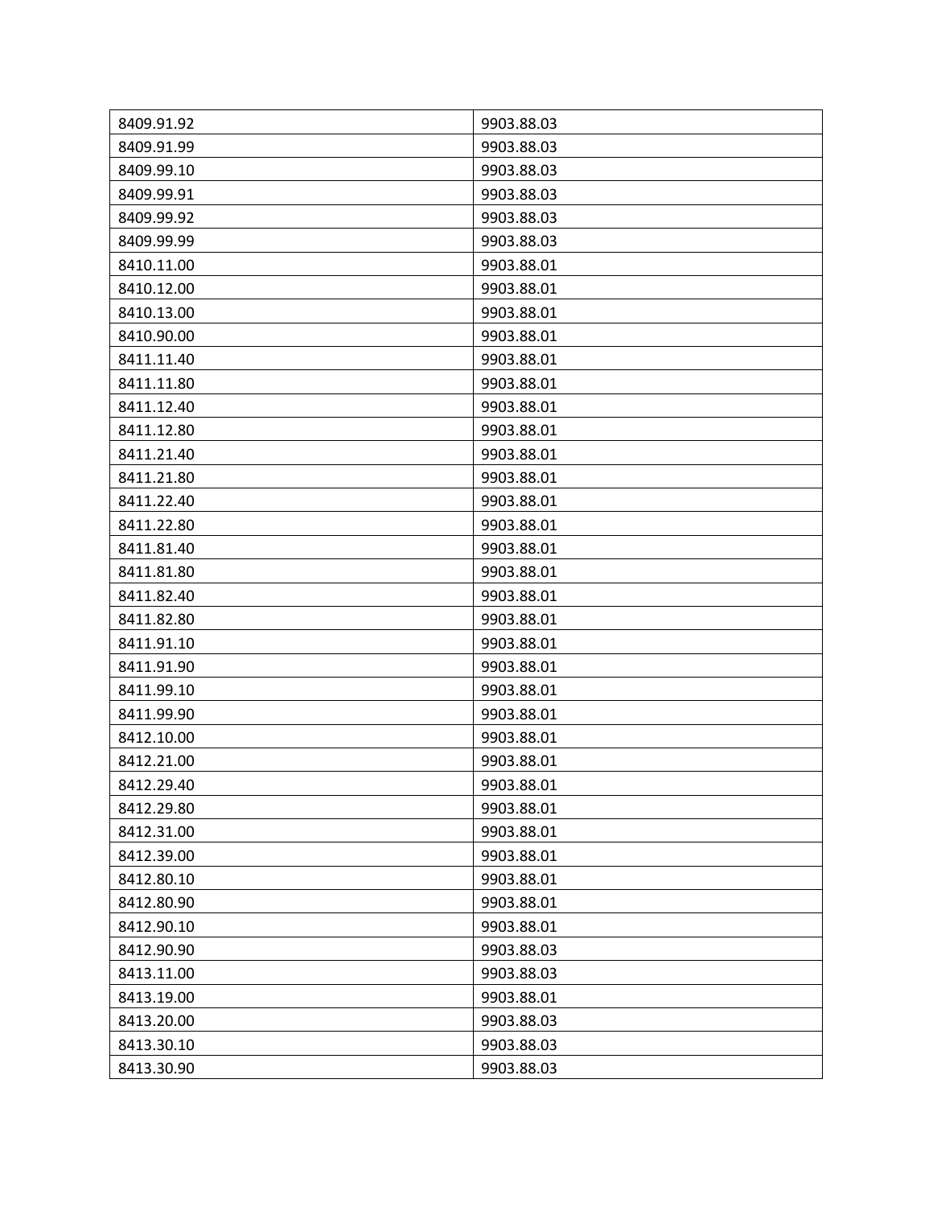| 8409.91.92 | 9903.88.03 |
|---|---|
| 8409.91.99 | 9903.88.03 |
| 8409.99.10 | 9903.88.03 |
| 8409.99.91 | 9903.88.03 |
| 8409.99.92 | 9903.88.03 |
| 8409.99.99 | 9903.88.03 |
| 8410.11.00 | 9903.88.01 |
| 8410.12.00 | 9903.88.01 |
| 8410.13.00 | 9903.88.01 |
| 8410.90.00 | 9903.88.01 |
| 8411.11.40 | 9903.88.01 |
| 8411.11.80 | 9903.88.01 |
| 8411.12.40 | 9903.88.01 |
| 8411.12.80 | 9903.88.01 |
| 8411.21.40 | 9903.88.01 |
| 8411.21.80 | 9903.88.01 |
| 8411.22.40 | 9903.88.01 |
| 8411.22.80 | 9903.88.01 |
| 8411.81.40 | 9903.88.01 |
| 8411.81.80 | 9903.88.01 |
| 8411.82.40 | 9903.88.01 |
| 8411.82.80 | 9903.88.01 |
| 8411.91.10 | 9903.88.01 |
| 8411.91.90 | 9903.88.01 |
| 8411.99.10 | 9903.88.01 |
| 8411.99.90 | 9903.88.01 |
| 8412.10.00 | 9903.88.01 |
| 8412.21.00 | 9903.88.01 |
| 8412.29.40 | 9903.88.01 |
| 8412.29.80 | 9903.88.01 |
| 8412.31.00 | 9903.88.01 |
| 8412.39.00 | 9903.88.01 |
| 8412.80.10 | 9903.88.01 |
| 8412.80.90 | 9903.88.01 |
| 8412.90.10 | 9903.88.01 |
| 8412.90.90 | 9903.88.03 |
| 8413.11.00 | 9903.88.03 |
| 8413.19.00 | 9903.88.01 |
| 8413.20.00 | 9903.88.03 |
| 8413.30.10 | 9903.88.03 |
| 8413.30.90 | 9903.88.03 |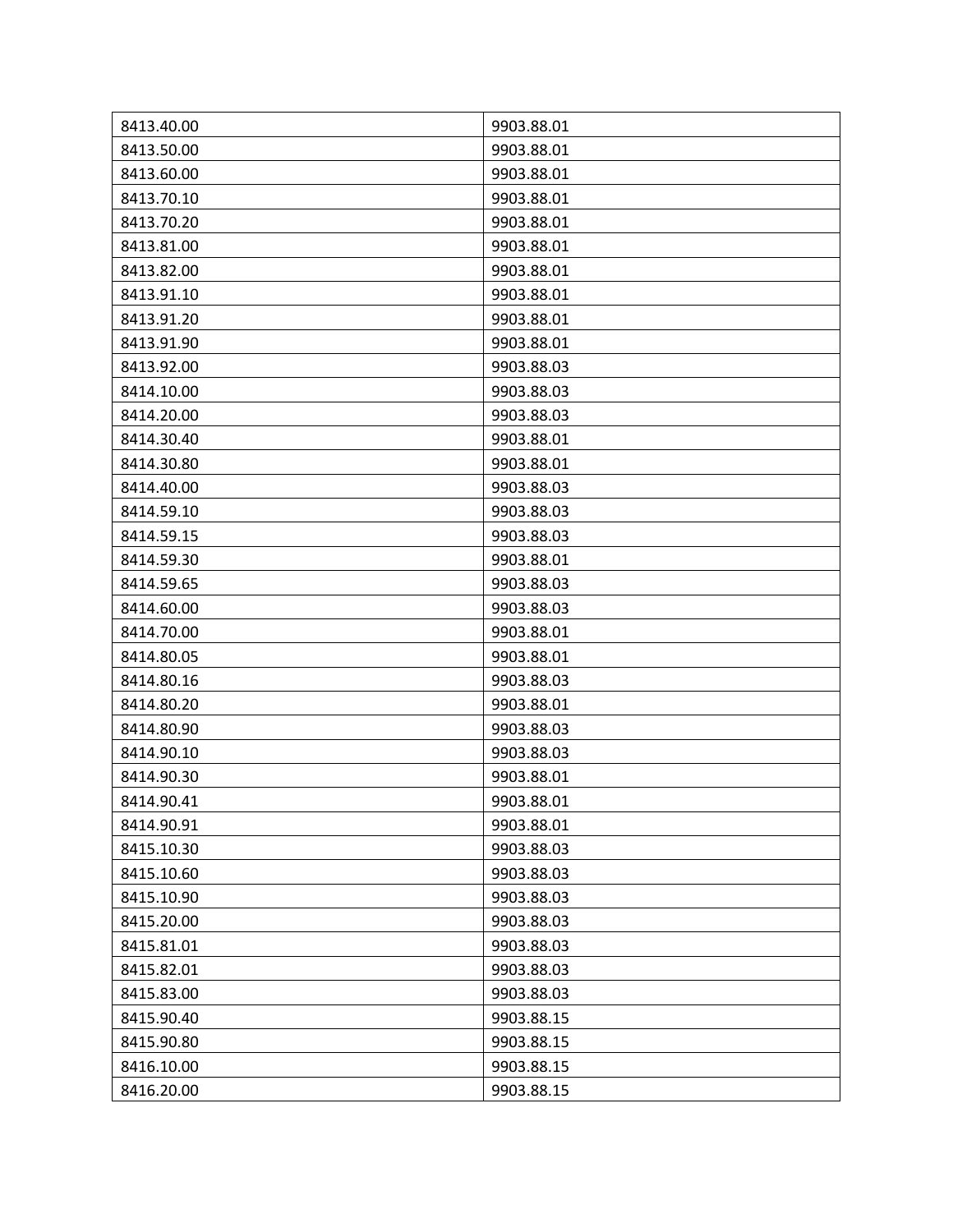| 8413.40.00 | 9903.88.01 |
|---|---|
| 8413.50.00 | 9903.88.01 |
| 8413.60.00 | 9903.88.01 |
| 8413.70.10 | 9903.88.01 |
| 8413.70.20 | 9903.88.01 |
| 8413.81.00 | 9903.88.01 |
| 8413.82.00 | 9903.88.01 |
| 8413.91.10 | 9903.88.01 |
| 8413.91.20 | 9903.88.01 |
| 8413.91.90 | 9903.88.01 |
| 8413.92.00 | 9903.88.03 |
| 8414.10.00 | 9903.88.03 |
| 8414.20.00 | 9903.88.03 |
| 8414.30.40 | 9903.88.01 |
| 8414.30.80 | 9903.88.01 |
| 8414.40.00 | 9903.88.03 |
| 8414.59.10 | 9903.88.03 |
| 8414.59.15 | 9903.88.03 |
| 8414.59.30 | 9903.88.01 |
| 8414.59.65 | 9903.88.03 |
| 8414.60.00 | 9903.88.03 |
| 8414.70.00 | 9903.88.01 |
| 8414.80.05 | 9903.88.01 |
| 8414.80.16 | 9903.88.03 |
| 8414.80.20 | 9903.88.01 |
| 8414.80.90 | 9903.88.03 |
| 8414.90.10 | 9903.88.03 |
| 8414.90.30 | 9903.88.01 |
| 8414.90.41 | 9903.88.01 |
| 8414.90.91 | 9903.88.01 |
| 8415.10.30 | 9903.88.03 |
| 8415.10.60 | 9903.88.03 |
| 8415.10.90 | 9903.88.03 |
| 8415.20.00 | 9903.88.03 |
| 8415.81.01 | 9903.88.03 |
| 8415.82.01 | 9903.88.03 |
| 8415.83.00 | 9903.88.03 |
| 8415.90.40 | 9903.88.15 |
| 8415.90.80 | 9903.88.15 |
| 8416.10.00 | 9903.88.15 |
| 8416.20.00 | 9903.88.15 |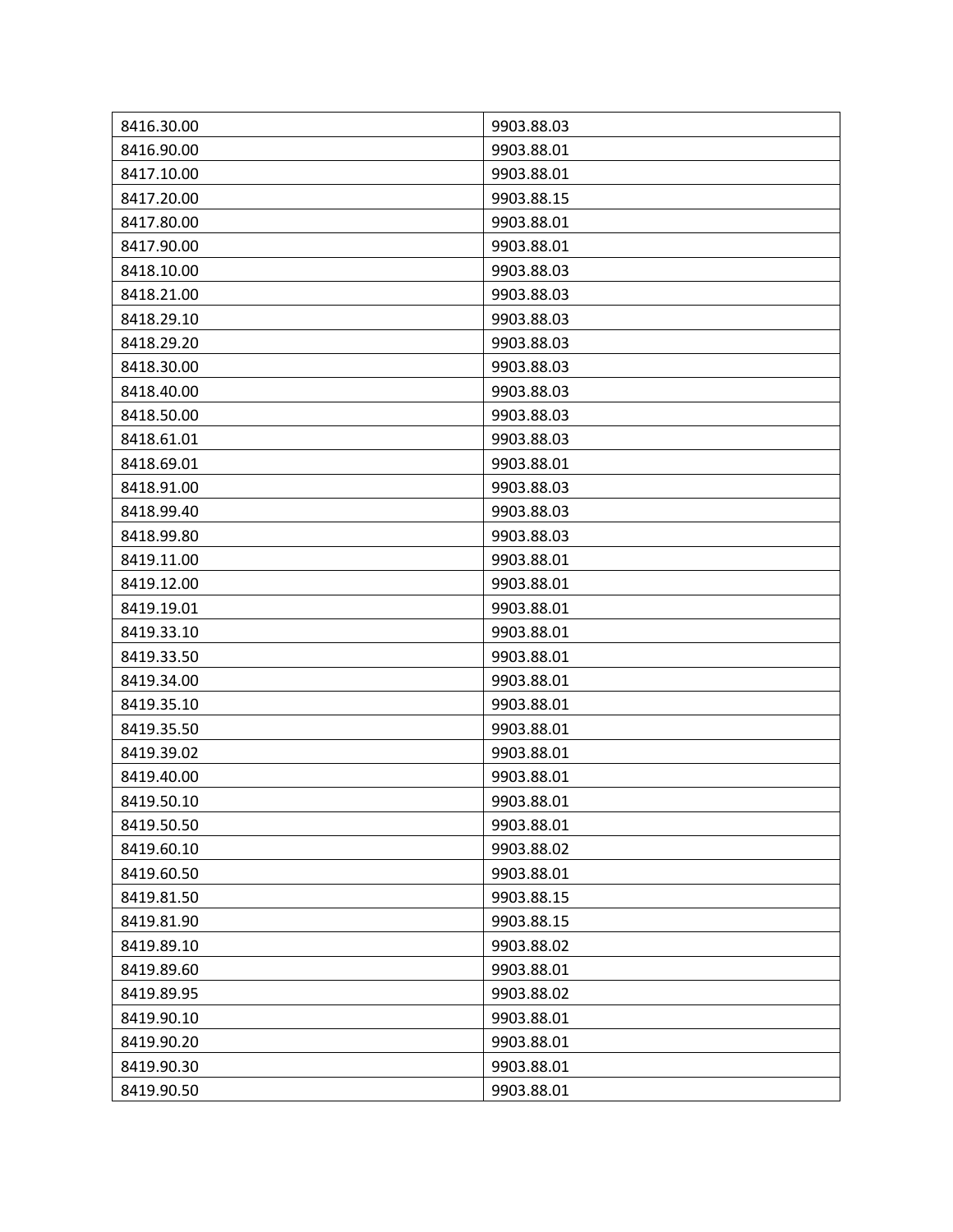| 8416.30.00 | 9903.88.03 |
|---|---|
| 8416.90.00 | 9903.88.01 |
| 8417.10.00 | 9903.88.01 |
| 8417.20.00 | 9903.88.15 |
| 8417.80.00 | 9903.88.01 |
| 8417.90.00 | 9903.88.01 |
| 8418.10.00 | 9903.88.03 |
| 8418.21.00 | 9903.88.03 |
| 8418.29.10 | 9903.88.03 |
| 8418.29.20 | 9903.88.03 |
| 8418.30.00 | 9903.88.03 |
| 8418.40.00 | 9903.88.03 |
| 8418.50.00 | 9903.88.03 |
| 8418.61.01 | 9903.88.03 |
| 8418.69.01 | 9903.88.01 |
| 8418.91.00 | 9903.88.03 |
| 8418.99.40 | 9903.88.03 |
| 8418.99.80 | 9903.88.03 |
| 8419.11.00 | 9903.88.01 |
| 8419.12.00 | 9903.88.01 |
| 8419.19.01 | 9903.88.01 |
| 8419.33.10 | 9903.88.01 |
| 8419.33.50 | 9903.88.01 |
| 8419.34.00 | 9903.88.01 |
| 8419.35.10 | 9903.88.01 |
| 8419.35.50 | 9903.88.01 |
| 8419.39.02 | 9903.88.01 |
| 8419.40.00 | 9903.88.01 |
| 8419.50.10 | 9903.88.01 |
| 8419.50.50 | 9903.88.01 |
| 8419.60.10 | 9903.88.02 |
| 8419.60.50 | 9903.88.01 |
| 8419.81.50 | 9903.88.15 |
| 8419.81.90 | 9903.88.15 |
| 8419.89.10 | 9903.88.02 |
| 8419.89.60 | 9903.88.01 |
| 8419.89.95 | 9903.88.02 |
| 8419.90.10 | 9903.88.01 |
| 8419.90.20 | 9903.88.01 |
| 8419.90.30 | 9903.88.01 |
| 8419.90.50 | 9903.88.01 |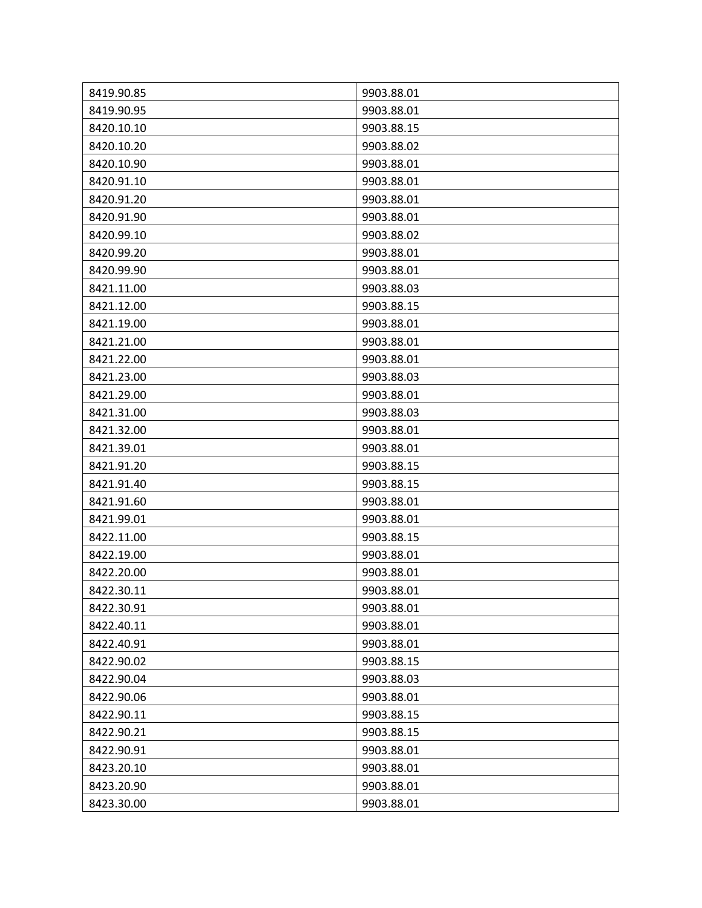| 8419.90.85 | 9903.88.01 |
|---|---|
| 8419.90.95 | 9903.88.01 |
| 8420.10.10 | 9903.88.15 |
| 8420.10.20 | 9903.88.02 |
| 8420.10.90 | 9903.88.01 |
| 8420.91.10 | 9903.88.01 |
| 8420.91.20 | 9903.88.01 |
| 8420.91.90 | 9903.88.01 |
| 8420.99.10 | 9903.88.02 |
| 8420.99.20 | 9903.88.01 |
| 8420.99.90 | 9903.88.01 |
| 8421.11.00 | 9903.88.03 |
| 8421.12.00 | 9903.88.15 |
| 8421.19.00 | 9903.88.01 |
| 8421.21.00 | 9903.88.01 |
| 8421.22.00 | 9903.88.01 |
| 8421.23.00 | 9903.88.03 |
| 8421.29.00 | 9903.88.01 |
| 8421.31.00 | 9903.88.03 |
| 8421.32.00 | 9903.88.01 |
| 8421.39.01 | 9903.88.01 |
| 8421.91.20 | 9903.88.15 |
| 8421.91.40 | 9903.88.15 |
| 8421.91.60 | 9903.88.01 |
| 8421.99.01 | 9903.88.01 |
| 8422.11.00 | 9903.88.15 |
| 8422.19.00 | 9903.88.01 |
| 8422.20.00 | 9903.88.01 |
| 8422.30.11 | 9903.88.01 |
| 8422.30.91 | 9903.88.01 |
| 8422.40.11 | 9903.88.01 |
| 8422.40.91 | 9903.88.01 |
| 8422.90.02 | 9903.88.15 |
| 8422.90.04 | 9903.88.03 |
| 8422.90.06 | 9903.88.01 |
| 8422.90.11 | 9903.88.15 |
| 8422.90.21 | 9903.88.15 |
| 8422.90.91 | 9903.88.01 |
| 8423.20.10 | 9903.88.01 |
| 8423.20.90 | 9903.88.01 |
| 8423.30.00 | 9903.88.01 |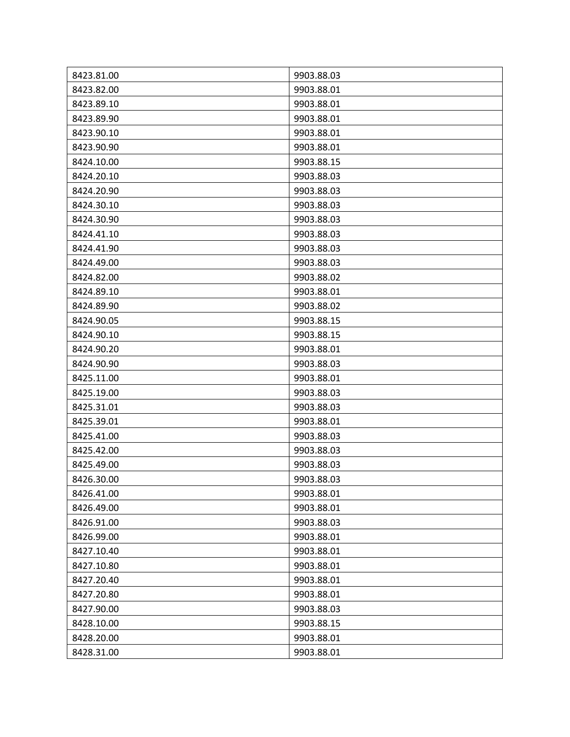| 8423.81.00 | 9903.88.03 |
|---|---|
| 8423.82.00 | 9903.88.01 |
| 8423.89.10 | 9903.88.01 |
| 8423.89.90 | 9903.88.01 |
| 8423.90.10 | 9903.88.01 |
| 8423.90.90 | 9903.88.01 |
| 8424.10.00 | 9903.88.15 |
| 8424.20.10 | 9903.88.03 |
| 8424.20.90 | 9903.88.03 |
| 8424.30.10 | 9903.88.03 |
| 8424.30.90 | 9903.88.03 |
| 8424.41.10 | 9903.88.03 |
| 8424.41.90 | 9903.88.03 |
| 8424.49.00 | 9903.88.03 |
| 8424.82.00 | 9903.88.02 |
| 8424.89.10 | 9903.88.01 |
| 8424.89.90 | 9903.88.02 |
| 8424.90.05 | 9903.88.15 |
| 8424.90.10 | 9903.88.15 |
| 8424.90.20 | 9903.88.01 |
| 8424.90.90 | 9903.88.03 |
| 8425.11.00 | 9903.88.01 |
| 8425.19.00 | 9903.88.03 |
| 8425.31.01 | 9903.88.03 |
| 8425.39.01 | 9903.88.01 |
| 8425.41.00 | 9903.88.03 |
| 8425.42.00 | 9903.88.03 |
| 8425.49.00 | 9903.88.03 |
| 8426.30.00 | 9903.88.03 |
| 8426.41.00 | 9903.88.01 |
| 8426.49.00 | 9903.88.01 |
| 8426.91.00 | 9903.88.03 |
| 8426.99.00 | 9903.88.01 |
| 8427.10.40 | 9903.88.01 |
| 8427.10.80 | 9903.88.01 |
| 8427.20.40 | 9903.88.01 |
| 8427.20.80 | 9903.88.01 |
| 8427.90.00 | 9903.88.03 |
| 8428.10.00 | 9903.88.15 |
| 8428.20.00 | 9903.88.01 |
| 8428.31.00 | 9903.88.01 |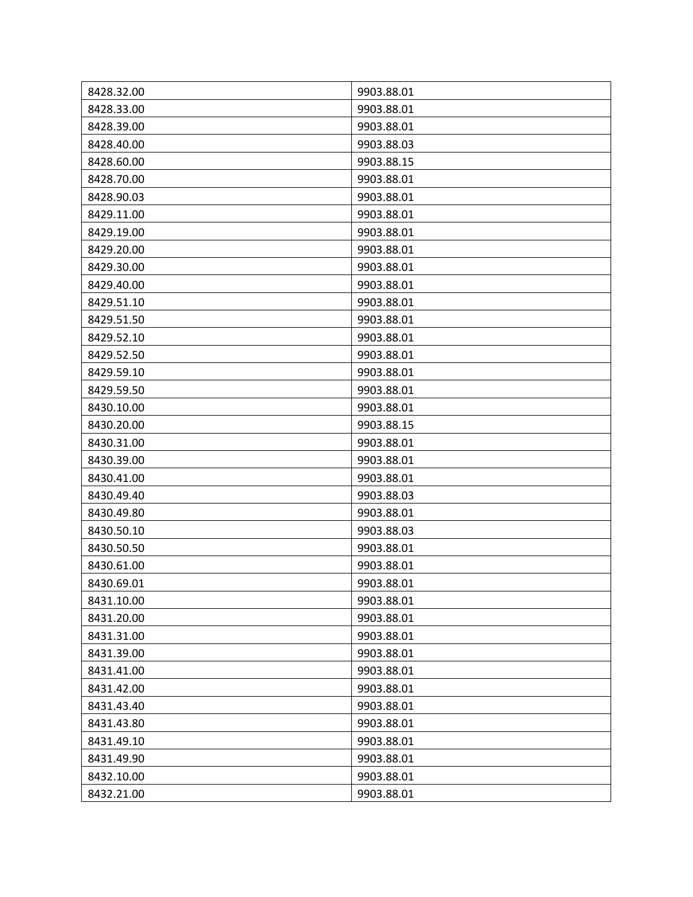| 8428.32.00 | 9903.88.01 |
|---|---|
| 8428.33.00 | 9903.88.01 |
| 8428.39.00 | 9903.88.01 |
| 8428.40.00 | 9903.88.03 |
| 8428.60.00 | 9903.88.15 |
| 8428.70.00 | 9903.88.01 |
| 8428.90.03 | 9903.88.01 |
| 8429.11.00 | 9903.88.01 |
| 8429.19.00 | 9903.88.01 |
| 8429.20.00 | 9903.88.01 |
| 8429.30.00 | 9903.88.01 |
| 8429.40.00 | 9903.88.01 |
| 8429.51.10 | 9903.88.01 |
| 8429.51.50 | 9903.88.01 |
| 8429.52.10 | 9903.88.01 |
| 8429.52.50 | 9903.88.01 |
| 8429.59.10 | 9903.88.01 |
| 8429.59.50 | 9903.88.01 |
| 8430.10.00 | 9903.88.01 |
| 8430.20.00 | 9903.88.15 |
| 8430.31.00 | 9903.88.01 |
| 8430.39.00 | 9903.88.01 |
| 8430.41.00 | 9903.88.01 |
| 8430.49.40 | 9903.88.03 |
| 8430.49.80 | 9903.88.01 |
| 8430.50.10 | 9903.88.03 |
| 8430.50.50 | 9903.88.01 |
| 8430.61.00 | 9903.88.01 |
| 8430.69.01 | 9903.88.01 |
| 8431.10.00 | 9903.88.01 |
| 8431.20.00 | 9903.88.01 |
| 8431.31.00 | 9903.88.01 |
| 8431.39.00 | 9903.88.01 |
| 8431.41.00 | 9903.88.01 |
| 8431.42.00 | 9903.88.01 |
| 8431.43.40 | 9903.88.01 |
| 8431.43.80 | 9903.88.01 |
| 8431.49.10 | 9903.88.01 |
| 8431.49.90 | 9903.88.01 |
| 8432.10.00 | 9903.88.01 |
| 8432.21.00 | 9903.88.01 |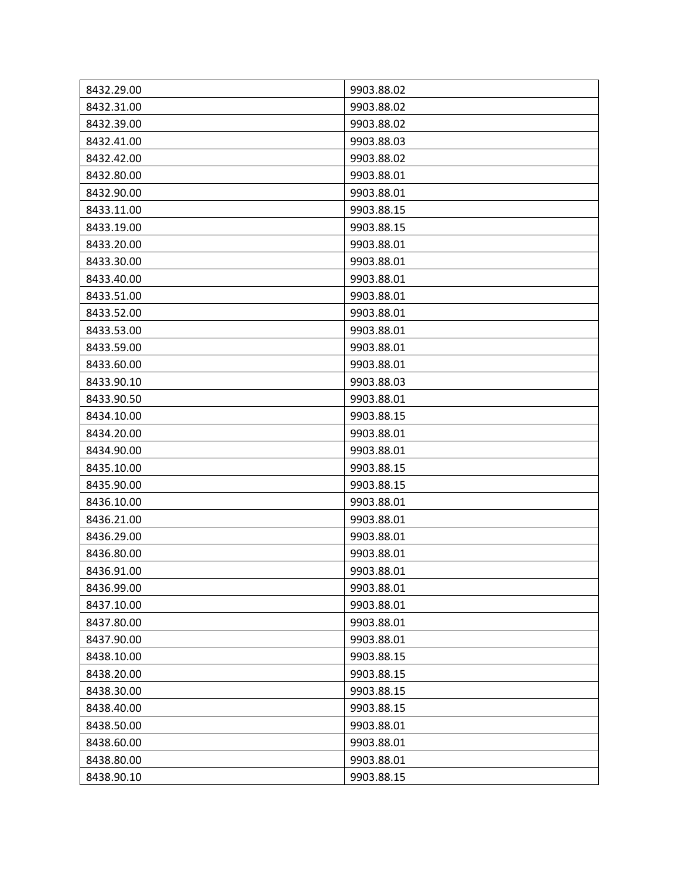| | |
|---|---|
| 8432.29.00 | 9903.88.02 |
| 8432.31.00 | 9903.88.02 |
| 8432.39.00 | 9903.88.02 |
| 8432.41.00 | 9903.88.03 |
| 8432.42.00 | 9903.88.02 |
| 8432.80.00 | 9903.88.01 |
| 8432.90.00 | 9903.88.01 |
| 8433.11.00 | 9903.88.15 |
| 8433.19.00 | 9903.88.15 |
| 8433.20.00 | 9903.88.01 |
| 8433.30.00 | 9903.88.01 |
| 8433.40.00 | 9903.88.01 |
| 8433.51.00 | 9903.88.01 |
| 8433.52.00 | 9903.88.01 |
| 8433.53.00 | 9903.88.01 |
| 8433.59.00 | 9903.88.01 |
| 8433.60.00 | 9903.88.01 |
| 8433.90.10 | 9903.88.03 |
| 8433.90.50 | 9903.88.01 |
| 8434.10.00 | 9903.88.15 |
| 8434.20.00 | 9903.88.01 |
| 8434.90.00 | 9903.88.01 |
| 8435.10.00 | 9903.88.15 |
| 8435.90.00 | 9903.88.15 |
| 8436.10.00 | 9903.88.01 |
| 8436.21.00 | 9903.88.01 |
| 8436.29.00 | 9903.88.01 |
| 8436.80.00 | 9903.88.01 |
| 8436.91.00 | 9903.88.01 |
| 8436.99.00 | 9903.88.01 |
| 8437.10.00 | 9903.88.01 |
| 8437.80.00 | 9903.88.01 |
| 8437.90.00 | 9903.88.01 |
| 8438.10.00 | 9903.88.15 |
| 8438.20.00 | 9903.88.15 |
| 8438.30.00 | 9903.88.15 |
| 8438.40.00 | 9903.88.15 |
| 8438.50.00 | 9903.88.01 |
| 8438.60.00 | 9903.88.01 |
| 8438.80.00 | 9903.88.01 |
| 8438.90.10 | 9903.88.15 |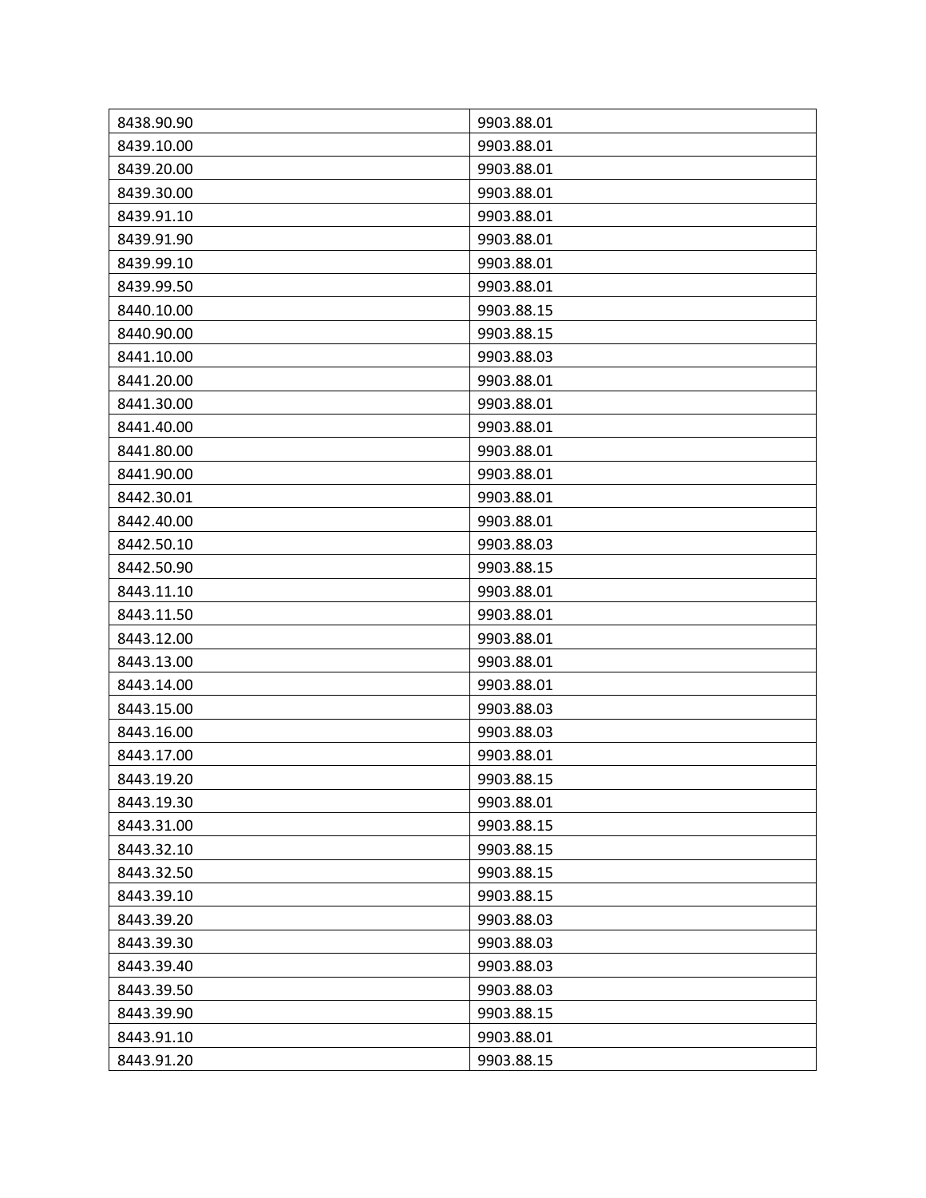| 8438.90.90 | 9903.88.01 |
|---|---|
| 8439.10.00 | 9903.88.01 |
| 8439.20.00 | 9903.88.01 |
| 8439.30.00 | 9903.88.01 |
| 8439.91.10 | 9903.88.01 |
| 8439.91.90 | 9903.88.01 |
| 8439.99.10 | 9903.88.01 |
| 8439.99.50 | 9903.88.01 |
| 8440.10.00 | 9903.88.15 |
| 8440.90.00 | 9903.88.15 |
| 8441.10.00 | 9903.88.03 |
| 8441.20.00 | 9903.88.01 |
| 8441.30.00 | 9903.88.01 |
| 8441.40.00 | 9903.88.01 |
| 8441.80.00 | 9903.88.01 |
| 8441.90.00 | 9903.88.01 |
| 8442.30.01 | 9903.88.01 |
| 8442.40.00 | 9903.88.01 |
| 8442.50.10 | 9903.88.03 |
| 8442.50.90 | 9903.88.15 |
| 8443.11.10 | 9903.88.01 |
| 8443.11.50 | 9903.88.01 |
| 8443.12.00 | 9903.88.01 |
| 8443.13.00 | 9903.88.01 |
| 8443.14.00 | 9903.88.01 |
| 8443.15.00 | 9903.88.03 |
| 8443.16.00 | 9903.88.03 |
| 8443.17.00 | 9903.88.01 |
| 8443.19.20 | 9903.88.15 |
| 8443.19.30 | 9903.88.01 |
| 8443.31.00 | 9903.88.15 |
| 8443.32.10 | 9903.88.15 |
| 8443.32.50 | 9903.88.15 |
| 8443.39.10 | 9903.88.15 |
| 8443.39.20 | 9903.88.03 |
| 8443.39.30 | 9903.88.03 |
| 8443.39.40 | 9903.88.03 |
| 8443.39.50 | 9903.88.03 |
| 8443.39.90 | 9903.88.15 |
| 8443.91.10 | 9903.88.01 |
| 8443.91.20 | 9903.88.15 |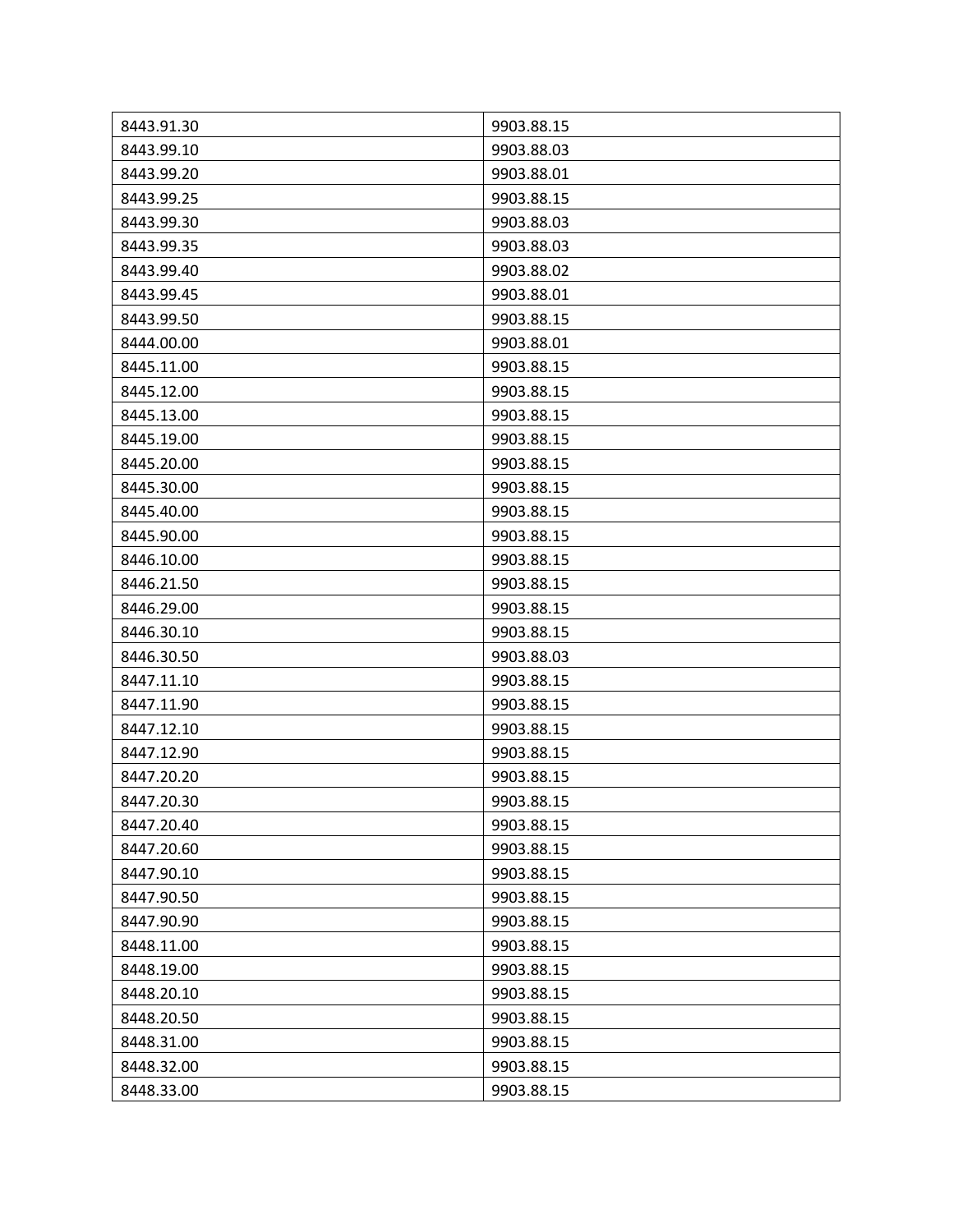| 8443.91.30 | 9903.88.15 |
|---|---|
| 8443.99.10 | 9903.88.03 |
| 8443.99.20 | 9903.88.01 |
| 8443.99.25 | 9903.88.15 |
| 8443.99.30 | 9903.88.03 |
| 8443.99.35 | 9903.88.03 |
| 8443.99.40 | 9903.88.02 |
| 8443.99.45 | 9903.88.01 |
| 8443.99.50 | 9903.88.15 |
| 8444.00.00 | 9903.88.01 |
| 8445.11.00 | 9903.88.15 |
| 8445.12.00 | 9903.88.15 |
| 8445.13.00 | 9903.88.15 |
| 8445.19.00 | 9903.88.15 |
| 8445.20.00 | 9903.88.15 |
| 8445.30.00 | 9903.88.15 |
| 8445.40.00 | 9903.88.15 |
| 8445.90.00 | 9903.88.15 |
| 8446.10.00 | 9903.88.15 |
| 8446.21.50 | 9903.88.15 |
| 8446.29.00 | 9903.88.15 |
| 8446.30.10 | 9903.88.15 |
| 8446.30.50 | 9903.88.03 |
| 8447.11.10 | 9903.88.15 |
| 8447.11.90 | 9903.88.15 |
| 8447.12.10 | 9903.88.15 |
| 8447.12.90 | 9903.88.15 |
| 8447.20.20 | 9903.88.15 |
| 8447.20.30 | 9903.88.15 |
| 8447.20.40 | 9903.88.15 |
| 8447.20.60 | 9903.88.15 |
| 8447.90.10 | 9903.88.15 |
| 8447.90.50 | 9903.88.15 |
| 8447.90.90 | 9903.88.15 |
| 8448.11.00 | 9903.88.15 |
| 8448.19.00 | 9903.88.15 |
| 8448.20.10 | 9903.88.15 |
| 8448.20.50 | 9903.88.15 |
| 8448.31.00 | 9903.88.15 |
| 8448.32.00 | 9903.88.15 |
| 8448.33.00 | 9903.88.15 |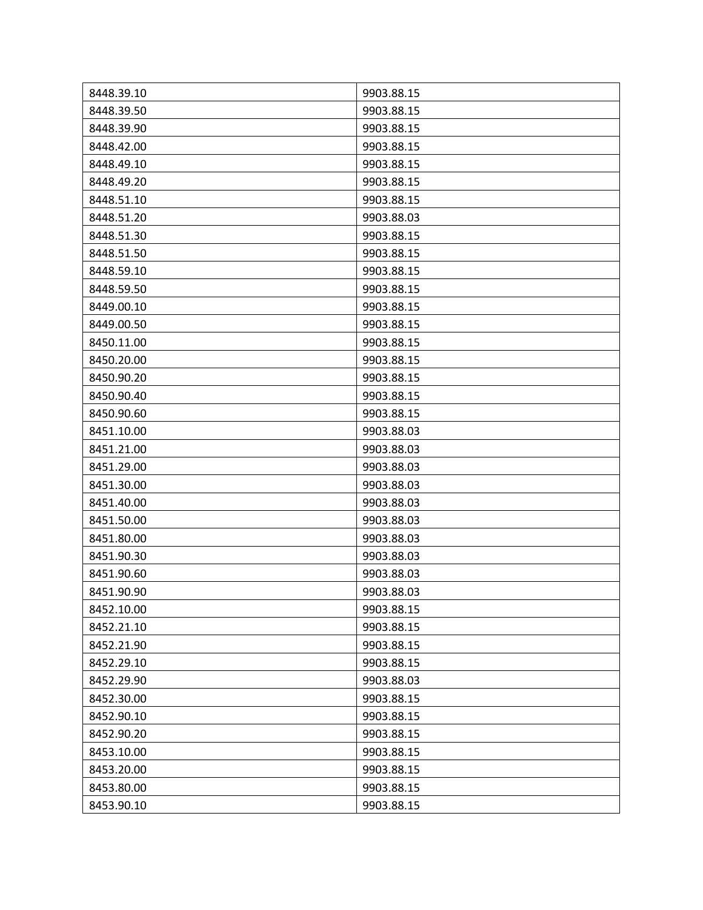| 8448.39.10 | 9903.88.15 |
|---|---|
| 8448.39.50 | 9903.88.15 |
| 8448.39.90 | 9903.88.15 |
| 8448.42.00 | 9903.88.15 |
| 8448.49.10 | 9903.88.15 |
| 8448.49.20 | 9903.88.15 |
| 8448.51.10 | 9903.88.15 |
| 8448.51.20 | 9903.88.03 |
| 8448.51.30 | 9903.88.15 |
| 8448.51.50 | 9903.88.15 |
| 8448.59.10 | 9903.88.15 |
| 8448.59.50 | 9903.88.15 |
| 8449.00.10 | 9903.88.15 |
| 8449.00.50 | 9903.88.15 |
| 8450.11.00 | 9903.88.15 |
| 8450.20.00 | 9903.88.15 |
| 8450.90.20 | 9903.88.15 |
| 8450.90.40 | 9903.88.15 |
| 8450.90.60 | 9903.88.15 |
| 8451.10.00 | 9903.88.03 |
| 8451.21.00 | 9903.88.03 |
| 8451.29.00 | 9903.88.03 |
| 8451.30.00 | 9903.88.03 |
| 8451.40.00 | 9903.88.03 |
| 8451.50.00 | 9903.88.03 |
| 8451.80.00 | 9903.88.03 |
| 8451.90.30 | 9903.88.03 |
| 8451.90.60 | 9903.88.03 |
| 8451.90.90 | 9903.88.03 |
| 8452.10.00 | 9903.88.15 |
| 8452.21.10 | 9903.88.15 |
| 8452.21.90 | 9903.88.15 |
| 8452.29.10 | 9903.88.15 |
| 8452.29.90 | 9903.88.03 |
| 8452.30.00 | 9903.88.15 |
| 8452.90.10 | 9903.88.15 |
| 8452.90.20 | 9903.88.15 |
| 8453.10.00 | 9903.88.15 |
| 8453.20.00 | 9903.88.15 |
| 8453.80.00 | 9903.88.15 |
| 8453.90.10 | 9903.88.15 |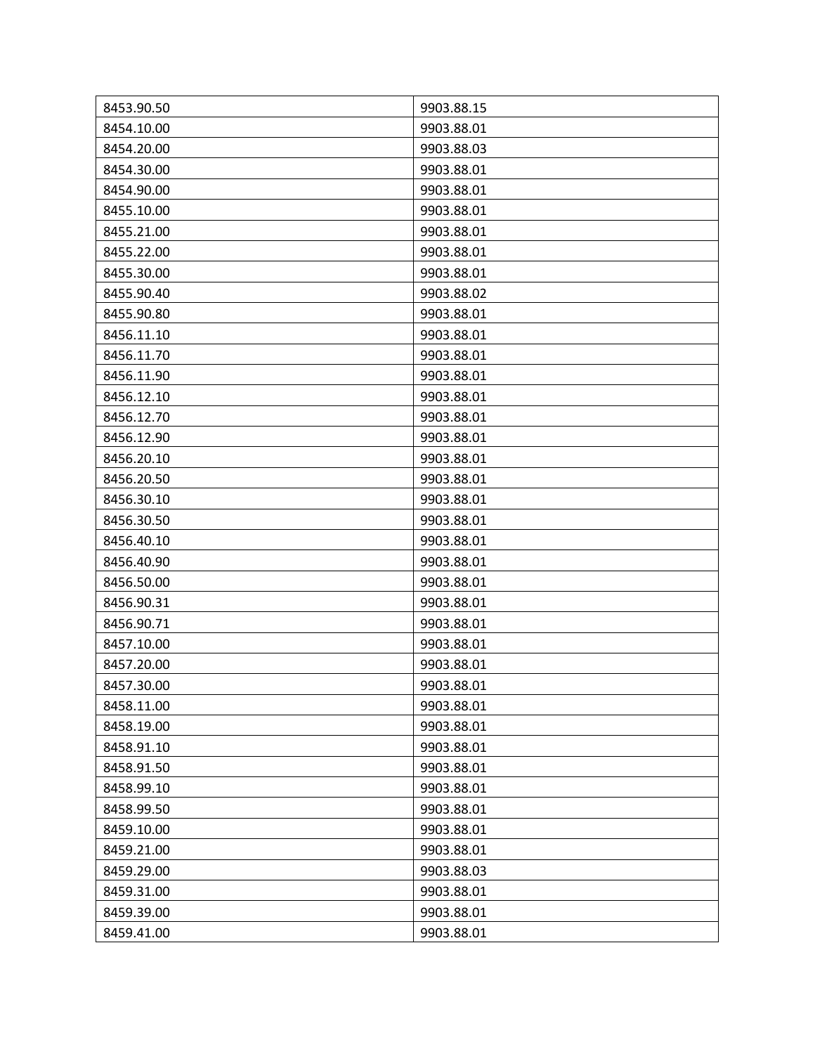| 8453.90.50 | 9903.88.15 |
| --- | --- |
| 8454.10.00 | 9903.88.01 |
| 8454.20.00 | 9903.88.03 |
| 8454.30.00 | 9903.88.01 |
| 8454.90.00 | 9903.88.01 |
| 8455.10.00 | 9903.88.01 |
| 8455.21.00 | 9903.88.01 |
| 8455.22.00 | 9903.88.01 |
| 8455.30.00 | 9903.88.01 |
| 8455.90.40 | 9903.88.02 |
| 8455.90.80 | 9903.88.01 |
| 8456.11.10 | 9903.88.01 |
| 8456.11.70 | 9903.88.01 |
| 8456.11.90 | 9903.88.01 |
| 8456.12.10 | 9903.88.01 |
| 8456.12.70 | 9903.88.01 |
| 8456.12.90 | 9903.88.01 |
| 8456.20.10 | 9903.88.01 |
| 8456.20.50 | 9903.88.01 |
| 8456.30.10 | 9903.88.01 |
| 8456.30.50 | 9903.88.01 |
| 8456.40.10 | 9903.88.01 |
| 8456.40.90 | 9903.88.01 |
| 8456.50.00 | 9903.88.01 |
| 8456.90.31 | 9903.88.01 |
| 8456.90.71 | 9903.88.01 |
| 8457.10.00 | 9903.88.01 |
| 8457.20.00 | 9903.88.01 |
| 8457.30.00 | 9903.88.01 |
| 8458.11.00 | 9903.88.01 |
| 8458.19.00 | 9903.88.01 |
| 8458.91.10 | 9903.88.01 |
| 8458.91.50 | 9903.88.01 |
| 8458.99.10 | 9903.88.01 |
| 8458.99.50 | 9903.88.01 |
| 8459.10.00 | 9903.88.01 |
| 8459.21.00 | 9903.88.01 |
| 8459.29.00 | 9903.88.03 |
| 8459.31.00 | 9903.88.01 |
| 8459.39.00 | 9903.88.01 |
| 8459.41.00 | 9903.88.01 |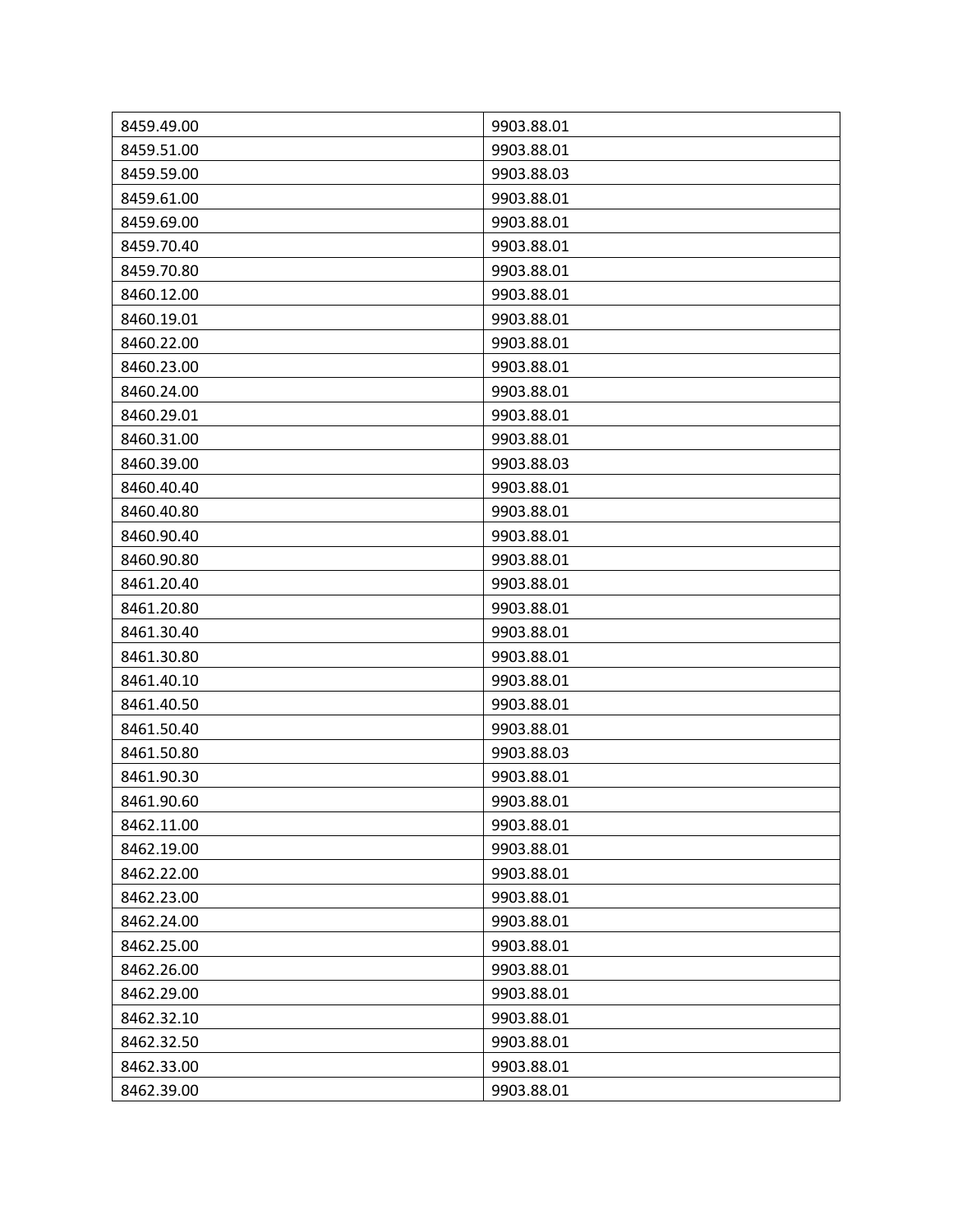| 8459.49.00 | 9903.88.01 |
| --- | --- |
| 8459.51.00 | 9903.88.01 |
| 8459.59.00 | 9903.88.03 |
| 8459.61.00 | 9903.88.01 |
| 8459.69.00 | 9903.88.01 |
| 8459.70.40 | 9903.88.01 |
| 8459.70.80 | 9903.88.01 |
| 8460.12.00 | 9903.88.01 |
| 8460.19.01 | 9903.88.01 |
| 8460.22.00 | 9903.88.01 |
| 8460.23.00 | 9903.88.01 |
| 8460.24.00 | 9903.88.01 |
| 8460.29.01 | 9903.88.01 |
| 8460.31.00 | 9903.88.01 |
| 8460.39.00 | 9903.88.03 |
| 8460.40.40 | 9903.88.01 |
| 8460.40.80 | 9903.88.01 |
| 8460.90.40 | 9903.88.01 |
| 8460.90.80 | 9903.88.01 |
| 8461.20.40 | 9903.88.01 |
| 8461.20.80 | 9903.88.01 |
| 8461.30.40 | 9903.88.01 |
| 8461.30.80 | 9903.88.01 |
| 8461.40.10 | 9903.88.01 |
| 8461.40.50 | 9903.88.01 |
| 8461.50.40 | 9903.88.01 |
| 8461.50.80 | 9903.88.03 |
| 8461.90.30 | 9903.88.01 |
| 8461.90.60 | 9903.88.01 |
| 8462.11.00 | 9903.88.01 |
| 8462.19.00 | 9903.88.01 |
| 8462.22.00 | 9903.88.01 |
| 8462.23.00 | 9903.88.01 |
| 8462.24.00 | 9903.88.01 |
| 8462.25.00 | 9903.88.01 |
| 8462.26.00 | 9903.88.01 |
| 8462.29.00 | 9903.88.01 |
| 8462.32.10 | 9903.88.01 |
| 8462.32.50 | 9903.88.01 |
| 8462.33.00 | 9903.88.01 |
| 8462.39.00 | 9903.88.01 |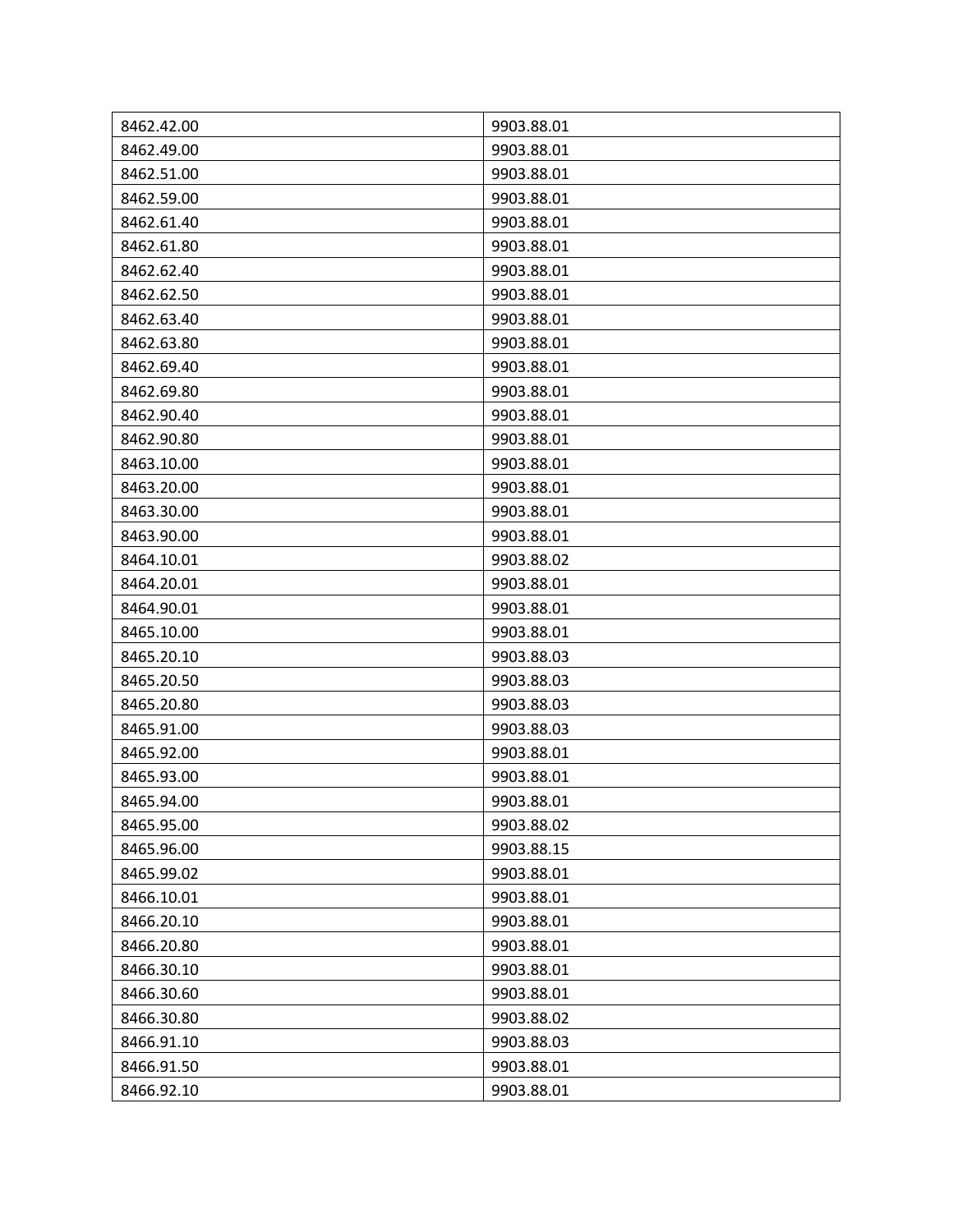| | |
|---|---|
| 8462.42.00 | 9903.88.01 |
| 8462.49.00 | 9903.88.01 |
| 8462.51.00 | 9903.88.01 |
| 8462.59.00 | 9903.88.01 |
| 8462.61.40 | 9903.88.01 |
| 8462.61.80 | 9903.88.01 |
| 8462.62.40 | 9903.88.01 |
| 8462.62.50 | 9903.88.01 |
| 8462.63.40 | 9903.88.01 |
| 8462.63.80 | 9903.88.01 |
| 8462.69.40 | 9903.88.01 |
| 8462.69.80 | 9903.88.01 |
| 8462.90.40 | 9903.88.01 |
| 8462.90.80 | 9903.88.01 |
| 8463.10.00 | 9903.88.01 |
| 8463.20.00 | 9903.88.01 |
| 8463.30.00 | 9903.88.01 |
| 8463.90.00 | 9903.88.01 |
| 8464.10.01 | 9903.88.02 |
| 8464.20.01 | 9903.88.01 |
| 8464.90.01 | 9903.88.01 |
| 8465.10.00 | 9903.88.01 |
| 8465.20.10 | 9903.88.03 |
| 8465.20.50 | 9903.88.03 |
| 8465.20.80 | 9903.88.03 |
| 8465.91.00 | 9903.88.03 |
| 8465.92.00 | 9903.88.01 |
| 8465.93.00 | 9903.88.01 |
| 8465.94.00 | 9903.88.01 |
| 8465.95.00 | 9903.88.02 |
| 8465.96.00 | 9903.88.15 |
| 8465.99.02 | 9903.88.01 |
| 8466.10.01 | 9903.88.01 |
| 8466.20.10 | 9903.88.01 |
| 8466.20.80 | 9903.88.01 |
| 8466.30.10 | 9903.88.01 |
| 8466.30.60 | 9903.88.01 |
| 8466.30.80 | 9903.88.02 |
| 8466.91.10 | 9903.88.03 |
| 8466.91.50 | 9903.88.01 |
| 8466.92.10 | 9903.88.01 |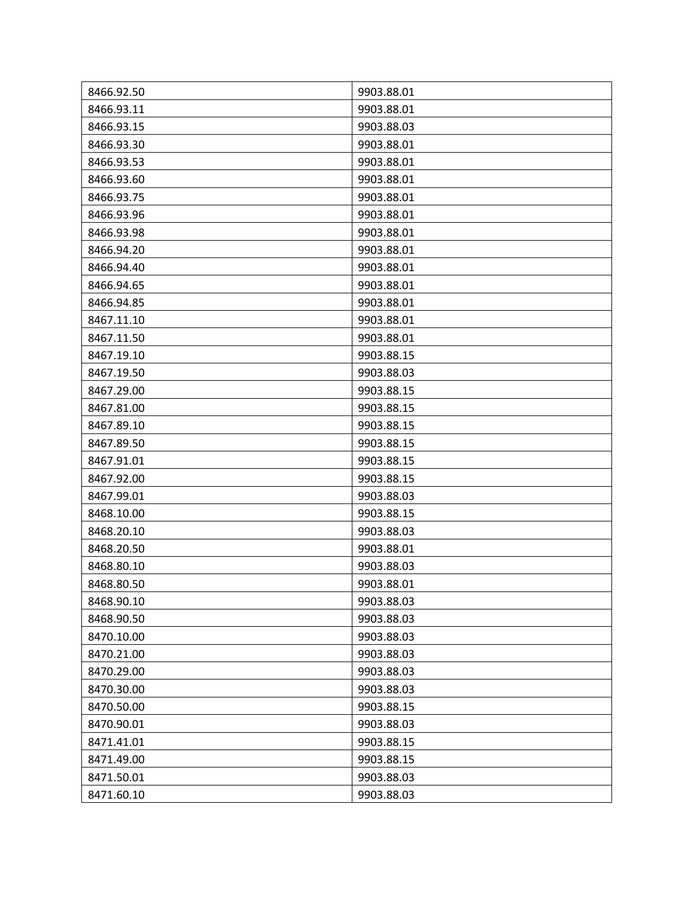| 8466.92.50 | 9903.88.01 |
|---|---|
| 8466.93.11 | 9903.88.01 |
| 8466.93.15 | 9903.88.03 |
| 8466.93.30 | 9903.88.01 |
| 8466.93.53 | 9903.88.01 |
| 8466.93.60 | 9903.88.01 |
| 8466.93.75 | 9903.88.01 |
| 8466.93.96 | 9903.88.01 |
| 8466.93.98 | 9903.88.01 |
| 8466.94.20 | 9903.88.01 |
| 8466.94.40 | 9903.88.01 |
| 8466.94.65 | 9903.88.01 |
| 8466.94.85 | 9903.88.01 |
| 8467.11.10 | 9903.88.01 |
| 8467.11.50 | 9903.88.01 |
| 8467.19.10 | 9903.88.15 |
| 8467.19.50 | 9903.88.03 |
| 8467.29.00 | 9903.88.15 |
| 8467.81.00 | 9903.88.15 |
| 8467.89.10 | 9903.88.15 |
| 8467.89.50 | 9903.88.15 |
| 8467.91.01 | 9903.88.15 |
| 8467.92.00 | 9903.88.15 |
| 8467.99.01 | 9903.88.03 |
| 8468.10.00 | 9903.88.15 |
| 8468.20.10 | 9903.88.03 |
| 8468.20.50 | 9903.88.01 |
| 8468.80.10 | 9903.88.03 |
| 8468.80.50 | 9903.88.01 |
| 8468.90.10 | 9903.88.03 |
| 8468.90.50 | 9903.88.03 |
| 8470.10.00 | 9903.88.03 |
| 8470.21.00 | 9903.88.03 |
| 8470.29.00 | 9903.88.03 |
| 8470.30.00 | 9903.88.03 |
| 8470.50.00 | 9903.88.15 |
| 8470.90.01 | 9903.88.03 |
| 8471.41.01 | 9903.88.15 |
| 8471.49.00 | 9903.88.15 |
| 8471.50.01 | 9903.88.03 |
| 8471.60.10 | 9903.88.03 |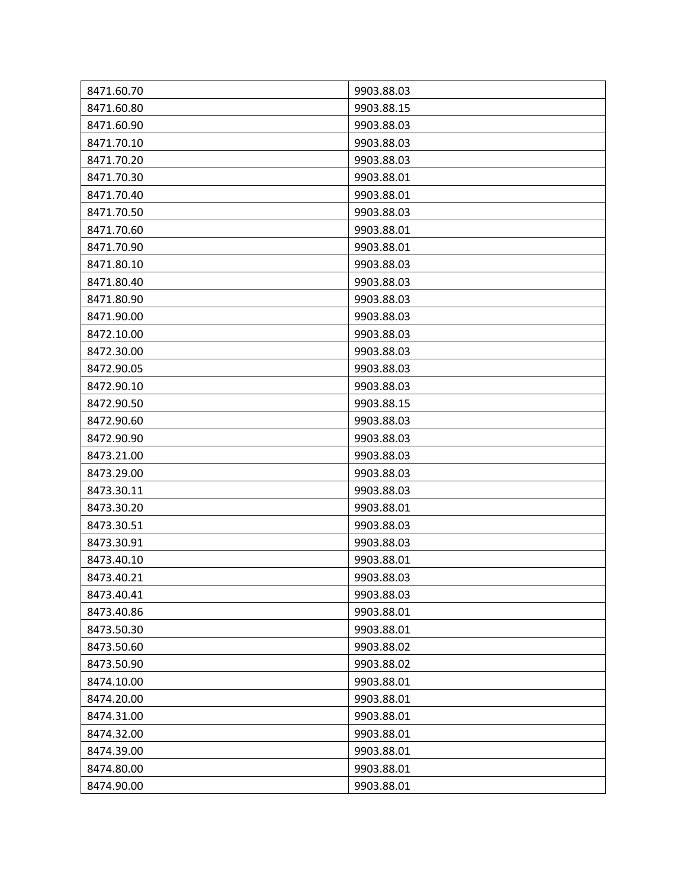| 8471.60.70 | 9903.88.03 |
|---|---|
| 8471.60.80 | 9903.88.15 |
| 8471.60.90 | 9903.88.03 |
| 8471.70.10 | 9903.88.03 |
| 8471.70.20 | 9903.88.03 |
| 8471.70.30 | 9903.88.01 |
| 8471.70.40 | 9903.88.01 |
| 8471.70.50 | 9903.88.03 |
| 8471.70.60 | 9903.88.01 |
| 8471.70.90 | 9903.88.01 |
| 8471.80.10 | 9903.88.03 |
| 8471.80.40 | 9903.88.03 |
| 8471.80.90 | 9903.88.03 |
| 8471.90.00 | 9903.88.03 |
| 8472.10.00 | 9903.88.03 |
| 8472.30.00 | 9903.88.03 |
| 8472.90.05 | 9903.88.03 |
| 8472.90.10 | 9903.88.03 |
| 8472.90.50 | 9903.88.15 |
| 8472.90.60 | 9903.88.03 |
| 8472.90.90 | 9903.88.03 |
| 8473.21.00 | 9903.88.03 |
| 8473.29.00 | 9903.88.03 |
| 8473.30.11 | 9903.88.03 |
| 8473.30.20 | 9903.88.01 |
| 8473.30.51 | 9903.88.03 |
| 8473.30.91 | 9903.88.03 |
| 8473.40.10 | 9903.88.01 |
| 8473.40.21 | 9903.88.03 |
| 8473.40.41 | 9903.88.03 |
| 8473.40.86 | 9903.88.01 |
| 8473.50.30 | 9903.88.01 |
| 8473.50.60 | 9903.88.02 |
| 8473.50.90 | 9903.88.02 |
| 8474.10.00 | 9903.88.01 |
| 8474.20.00 | 9903.88.01 |
| 8474.31.00 | 9903.88.01 |
| 8474.32.00 | 9903.88.01 |
| 8474.39.00 | 9903.88.01 |
| 8474.80.00 | 9903.88.01 |
| 8474.90.00 | 9903.88.01 |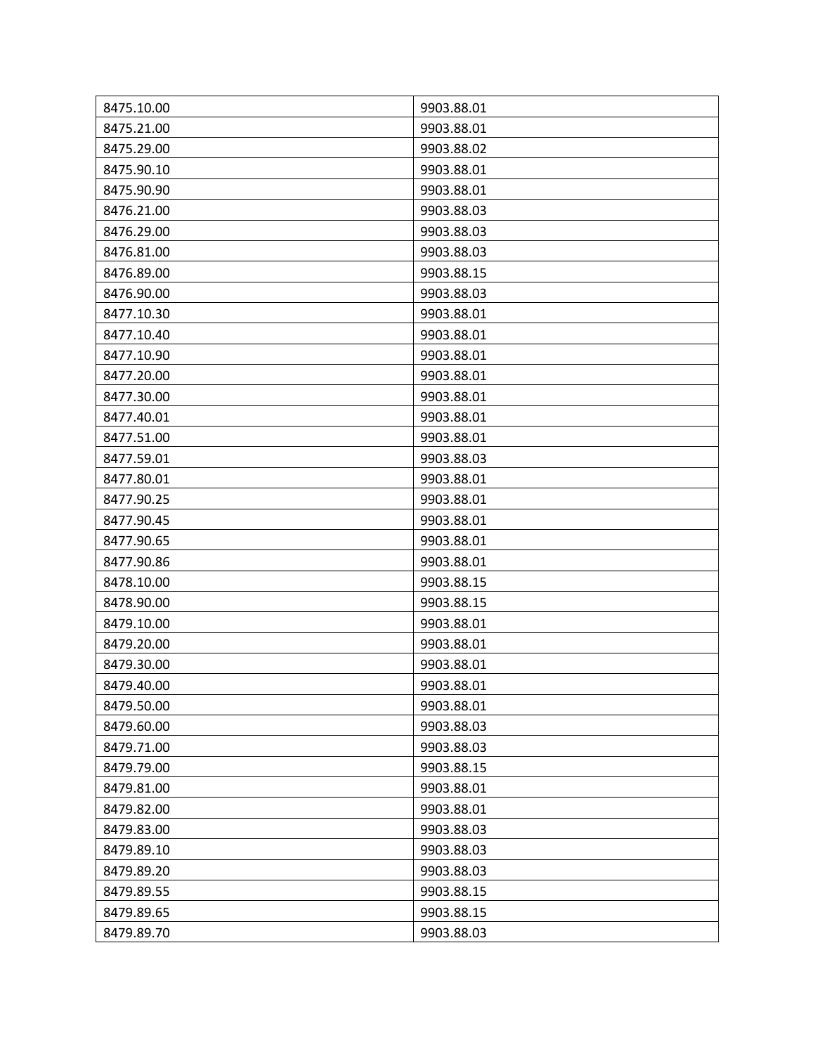| 8475.10.00 | 9903.88.01 |
|---|---|
| 8475.21.00 | 9903.88.01 |
| 8475.29.00 | 9903.88.02 |
| 8475.90.10 | 9903.88.01 |
| 8475.90.90 | 9903.88.01 |
| 8476.21.00 | 9903.88.03 |
| 8476.29.00 | 9903.88.03 |
| 8476.81.00 | 9903.88.03 |
| 8476.89.00 | 9903.88.15 |
| 8476.90.00 | 9903.88.03 |
| 8477.10.30 | 9903.88.01 |
| 8477.10.40 | 9903.88.01 |
| 8477.10.90 | 9903.88.01 |
| 8477.20.00 | 9903.88.01 |
| 8477.30.00 | 9903.88.01 |
| 8477.40.01 | 9903.88.01 |
| 8477.51.00 | 9903.88.01 |
| 8477.59.01 | 9903.88.03 |
| 8477.80.01 | 9903.88.01 |
| 8477.90.25 | 9903.88.01 |
| 8477.90.45 | 9903.88.01 |
| 8477.90.65 | 9903.88.01 |
| 8477.90.86 | 9903.88.01 |
| 8478.10.00 | 9903.88.15 |
| 8478.90.00 | 9903.88.15 |
| 8479.10.00 | 9903.88.01 |
| 8479.20.00 | 9903.88.01 |
| 8479.30.00 | 9903.88.01 |
| 8479.40.00 | 9903.88.01 |
| 8479.50.00 | 9903.88.01 |
| 8479.60.00 | 9903.88.03 |
| 8479.71.00 | 9903.88.03 |
| 8479.79.00 | 9903.88.15 |
| 8479.81.00 | 9903.88.01 |
| 8479.82.00 | 9903.88.01 |
| 8479.83.00 | 9903.88.03 |
| 8479.89.10 | 9903.88.03 |
| 8479.89.20 | 9903.88.03 |
| 8479.89.55 | 9903.88.15 |
| 8479.89.65 | 9903.88.15 |
| 8479.89.70 | 9903.88.03 |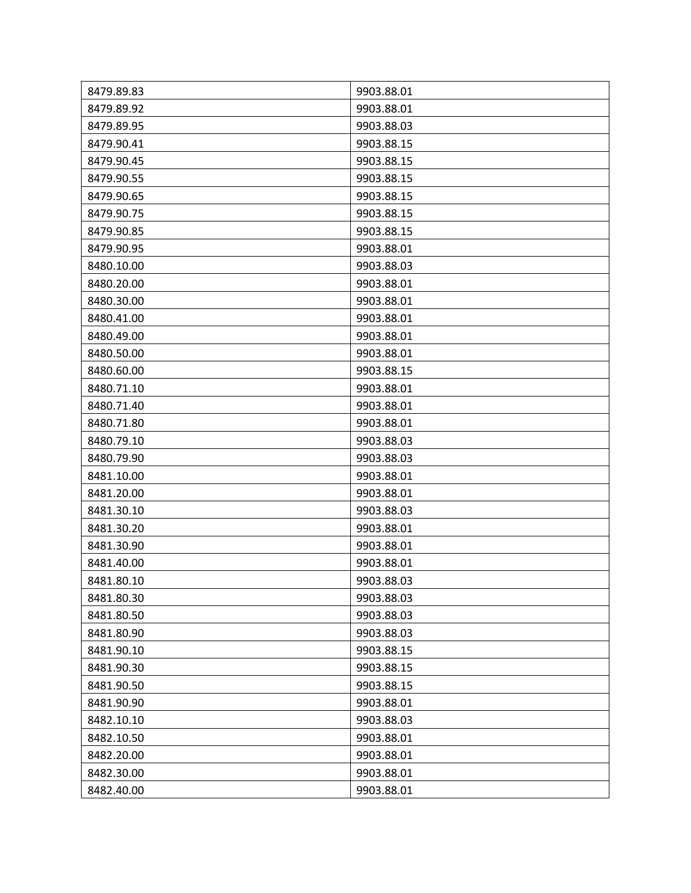| 8479.89.83 | 9903.88.01 |
|---|---|
| 8479.89.92 | 9903.88.01 |
| 8479.89.95 | 9903.88.03 |
| 8479.90.41 | 9903.88.15 |
| 8479.90.45 | 9903.88.15 |
| 8479.90.55 | 9903.88.15 |
| 8479.90.65 | 9903.88.15 |
| 8479.90.75 | 9903.88.15 |
| 8479.90.85 | 9903.88.15 |
| 8479.90.95 | 9903.88.01 |
| 8480.10.00 | 9903.88.03 |
| 8480.20.00 | 9903.88.01 |
| 8480.30.00 | 9903.88.01 |
| 8480.41.00 | 9903.88.01 |
| 8480.49.00 | 9903.88.01 |
| 8480.50.00 | 9903.88.01 |
| 8480.60.00 | 9903.88.15 |
| 8480.71.10 | 9903.88.01 |
| 8480.71.40 | 9903.88.01 |
| 8480.71.80 | 9903.88.01 |
| 8480.79.10 | 9903.88.03 |
| 8480.79.90 | 9903.88.03 |
| 8481.10.00 | 9903.88.01 |
| 8481.20.00 | 9903.88.01 |
| 8481.30.10 | 9903.88.03 |
| 8481.30.20 | 9903.88.01 |
| 8481.30.90 | 9903.88.01 |
| 8481.40.00 | 9903.88.01 |
| 8481.80.10 | 9903.88.03 |
| 8481.80.30 | 9903.88.03 |
| 8481.80.50 | 9903.88.03 |
| 8481.80.90 | 9903.88.03 |
| 8481.90.10 | 9903.88.15 |
| 8481.90.30 | 9903.88.15 |
| 8481.90.50 | 9903.88.15 |
| 8481.90.90 | 9903.88.01 |
| 8482.10.10 | 9903.88.03 |
| 8482.10.50 | 9903.88.01 |
| 8482.20.00 | 9903.88.01 |
| 8482.30.00 | 9903.88.01 |
| 8482.40.00 | 9903.88.01 |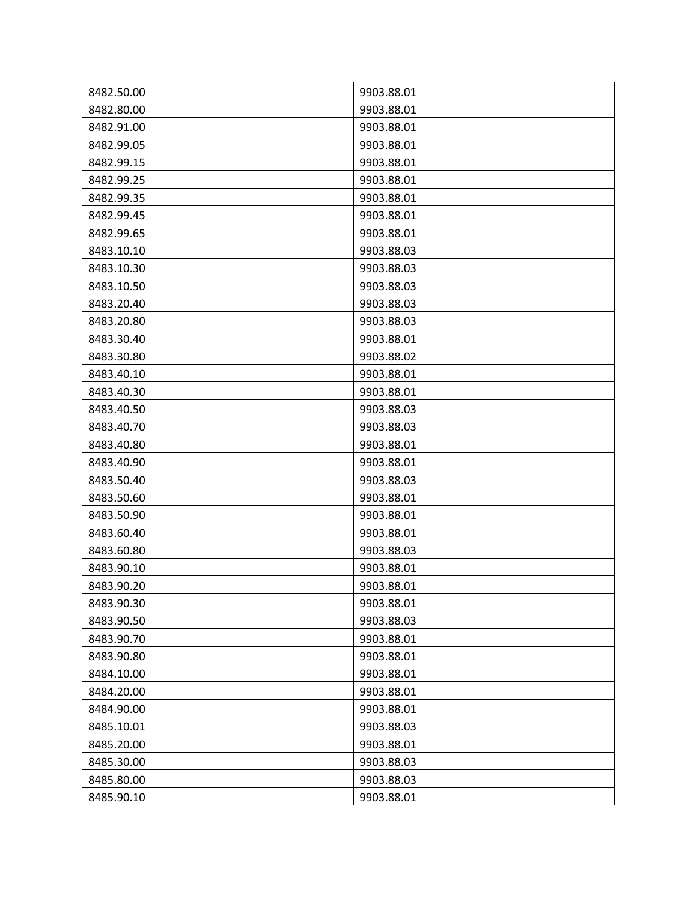| | |
|---|---|
| 8482.50.00 | 9903.88.01 |
| 8482.80.00 | 9903.88.01 |
| 8482.91.00 | 9903.88.01 |
| 8482.99.05 | 9903.88.01 |
| 8482.99.15 | 9903.88.01 |
| 8482.99.25 | 9903.88.01 |
| 8482.99.35 | 9903.88.01 |
| 8482.99.45 | 9903.88.01 |
| 8482.99.65 | 9903.88.01 |
| 8483.10.10 | 9903.88.03 |
| 8483.10.30 | 9903.88.03 |
| 8483.10.50 | 9903.88.03 |
| 8483.20.40 | 9903.88.03 |
| 8483.20.80 | 9903.88.03 |
| 8483.30.40 | 9903.88.01 |
| 8483.30.80 | 9903.88.02 |
| 8483.40.10 | 9903.88.01 |
| 8483.40.30 | 9903.88.01 |
| 8483.40.50 | 9903.88.03 |
| 8483.40.70 | 9903.88.03 |
| 8483.40.80 | 9903.88.01 |
| 8483.40.90 | 9903.88.01 |
| 8483.50.40 | 9903.88.03 |
| 8483.50.60 | 9903.88.01 |
| 8483.50.90 | 9903.88.01 |
| 8483.60.40 | 9903.88.01 |
| 8483.60.80 | 9903.88.03 |
| 8483.90.10 | 9903.88.01 |
| 8483.90.20 | 9903.88.01 |
| 8483.90.30 | 9903.88.01 |
| 8483.90.50 | 9903.88.03 |
| 8483.90.70 | 9903.88.01 |
| 8483.90.80 | 9903.88.01 |
| 8484.10.00 | 9903.88.01 |
| 8484.20.00 | 9903.88.01 |
| 8484.90.00 | 9903.88.01 |
| 8485.10.01 | 9903.88.03 |
| 8485.20.00 | 9903.88.01 |
| 8485.30.00 | 9903.88.03 |
| 8485.80.00 | 9903.88.03 |
| 8485.90.10 | 9903.88.01 |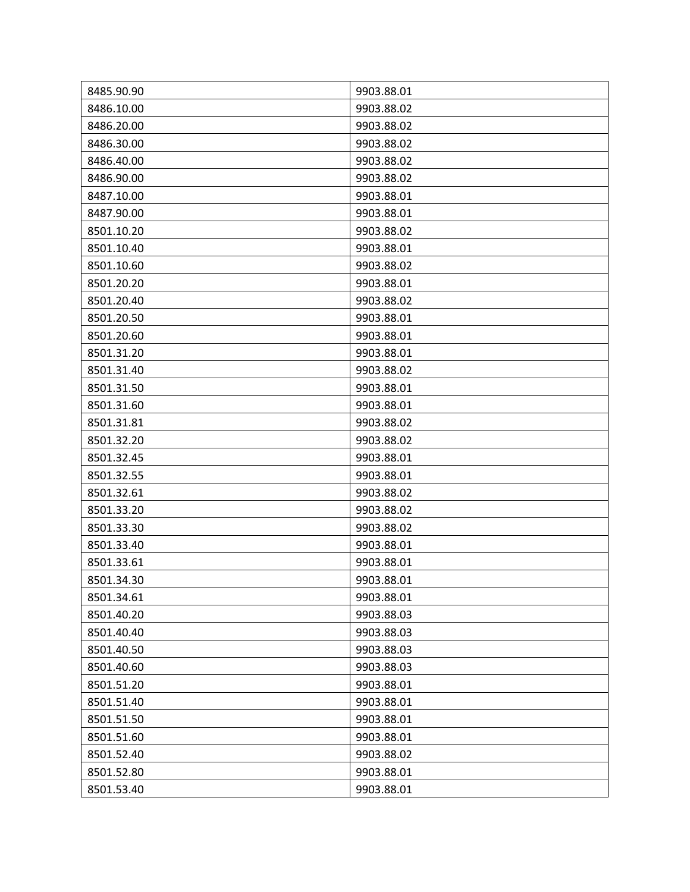| 8485.90.90 | 9903.88.01 |
| --- | --- |
| 8486.10.00 | 9903.88.02 |
| 8486.20.00 | 9903.88.02 |
| 8486.30.00 | 9903.88.02 |
| 8486.40.00 | 9903.88.02 |
| 8486.90.00 | 9903.88.02 |
| 8487.10.00 | 9903.88.01 |
| 8487.90.00 | 9903.88.01 |
| 8501.10.20 | 9903.88.02 |
| 8501.10.40 | 9903.88.01 |
| 8501.10.60 | 9903.88.02 |
| 8501.20.20 | 9903.88.01 |
| 8501.20.40 | 9903.88.02 |
| 8501.20.50 | 9903.88.01 |
| 8501.20.60 | 9903.88.01 |
| 8501.31.20 | 9903.88.01 |
| 8501.31.40 | 9903.88.02 |
| 8501.31.50 | 9903.88.01 |
| 8501.31.60 | 9903.88.01 |
| 8501.31.81 | 9903.88.02 |
| 8501.32.20 | 9903.88.02 |
| 8501.32.45 | 9903.88.01 |
| 8501.32.55 | 9903.88.01 |
| 8501.32.61 | 9903.88.02 |
| 8501.33.20 | 9903.88.02 |
| 8501.33.30 | 9903.88.02 |
| 8501.33.40 | 9903.88.01 |
| 8501.33.61 | 9903.88.01 |
| 8501.34.30 | 9903.88.01 |
| 8501.34.61 | 9903.88.01 |
| 8501.40.20 | 9903.88.03 |
| 8501.40.40 | 9903.88.03 |
| 8501.40.50 | 9903.88.03 |
| 8501.40.60 | 9903.88.03 |
| 8501.51.20 | 9903.88.01 |
| 8501.51.40 | 9903.88.01 |
| 8501.51.50 | 9903.88.01 |
| 8501.51.60 | 9903.88.01 |
| 8501.52.40 | 9903.88.02 |
| 8501.52.80 | 9903.88.01 |
| 8501.53.40 | 9903.88.01 |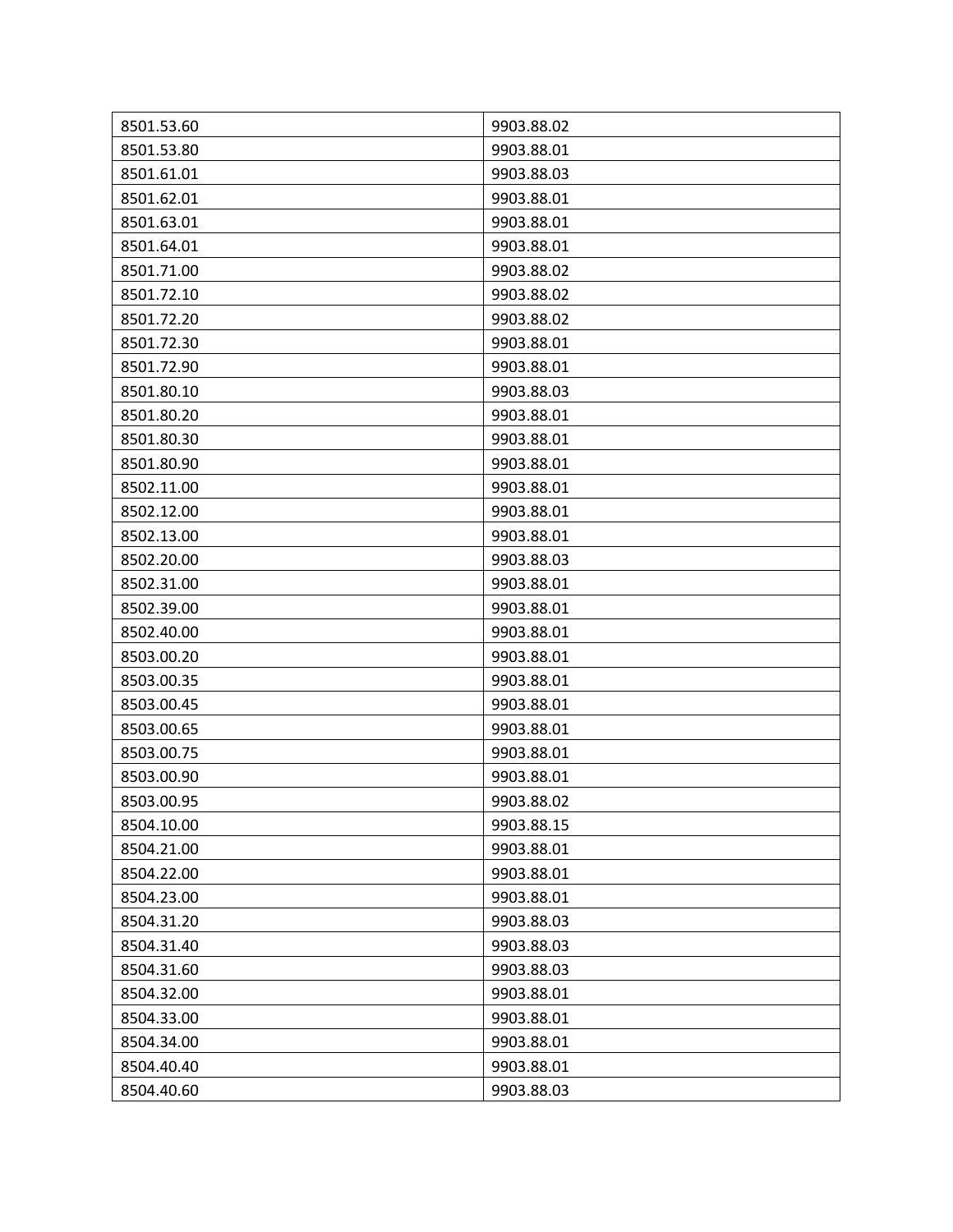| 8501.53.60 | 9903.88.02 |
|---|---|
| 8501.53.80 | 9903.88.01 |
| 8501.61.01 | 9903.88.03 |
| 8501.62.01 | 9903.88.01 |
| 8501.63.01 | 9903.88.01 |
| 8501.64.01 | 9903.88.01 |
| 8501.71.00 | 9903.88.02 |
| 8501.72.10 | 9903.88.02 |
| 8501.72.20 | 9903.88.02 |
| 8501.72.30 | 9903.88.01 |
| 8501.72.90 | 9903.88.01 |
| 8501.80.10 | 9903.88.03 |
| 8501.80.20 | 9903.88.01 |
| 8501.80.30 | 9903.88.01 |
| 8501.80.90 | 9903.88.01 |
| 8502.11.00 | 9903.88.01 |
| 8502.12.00 | 9903.88.01 |
| 8502.13.00 | 9903.88.01 |
| 8502.20.00 | 9903.88.03 |
| 8502.31.00 | 9903.88.01 |
| 8502.39.00 | 9903.88.01 |
| 8502.40.00 | 9903.88.01 |
| 8503.00.20 | 9903.88.01 |
| 8503.00.35 | 9903.88.01 |
| 8503.00.45 | 9903.88.01 |
| 8503.00.65 | 9903.88.01 |
| 8503.00.75 | 9903.88.01 |
| 8503.00.90 | 9903.88.01 |
| 8503.00.95 | 9903.88.02 |
| 8504.10.00 | 9903.88.15 |
| 8504.21.00 | 9903.88.01 |
| 8504.22.00 | 9903.88.01 |
| 8504.23.00 | 9903.88.01 |
| 8504.31.20 | 9903.88.03 |
| 8504.31.40 | 9903.88.03 |
| 8504.31.60 | 9903.88.03 |
| 8504.32.00 | 9903.88.01 |
| 8504.33.00 | 9903.88.01 |
| 8504.34.00 | 9903.88.01 |
| 8504.40.40 | 9903.88.01 |
| 8504.40.60 | 9903.88.03 |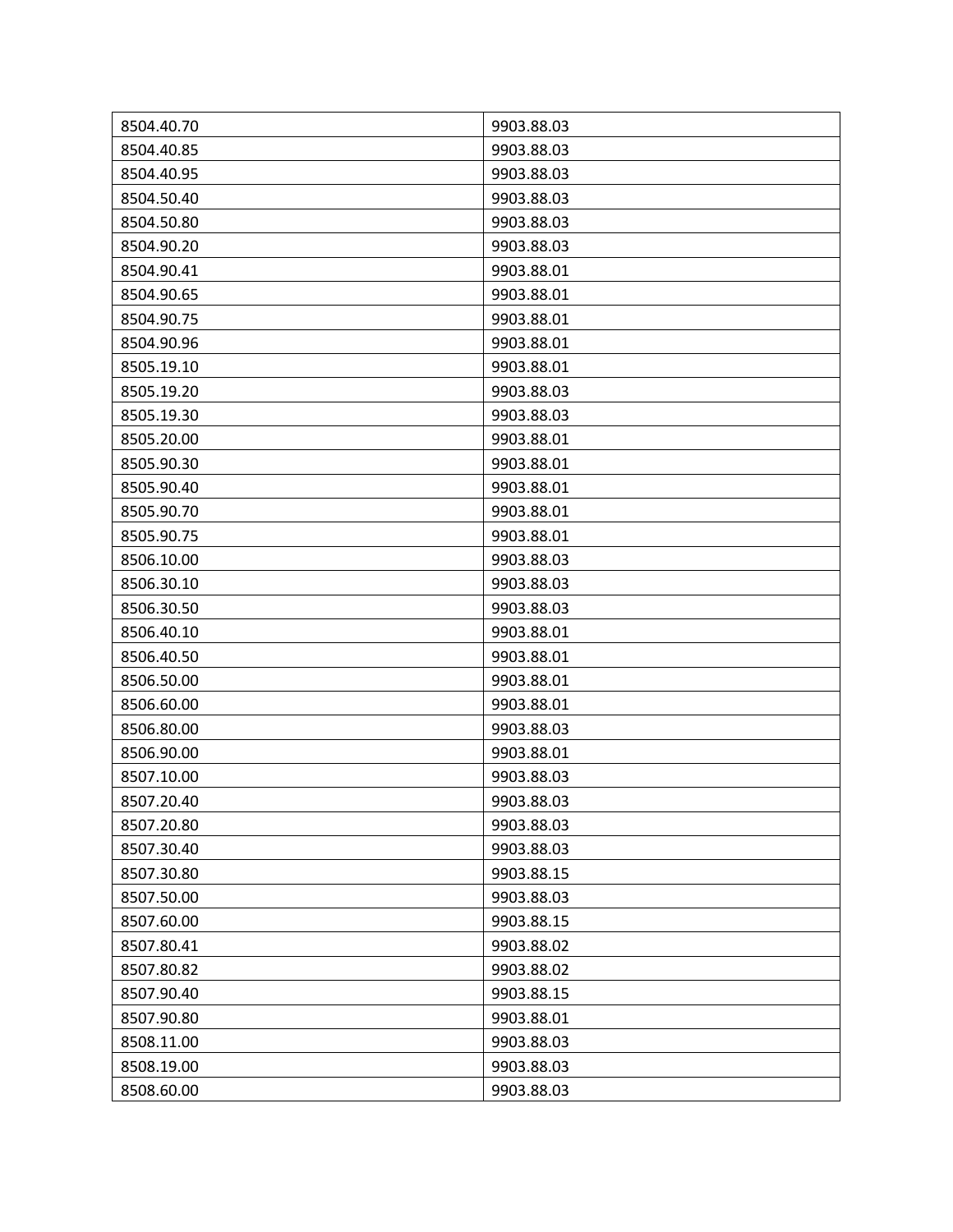| 8504.40.70 | 9903.88.03 |
|---|---|
| 8504.40.85 | 9903.88.03 |
| 8504.40.95 | 9903.88.03 |
| 8504.50.40 | 9903.88.03 |
| 8504.50.80 | 9903.88.03 |
| 8504.90.20 | 9903.88.03 |
| 8504.90.41 | 9903.88.01 |
| 8504.90.65 | 9903.88.01 |
| 8504.90.75 | 9903.88.01 |
| 8504.90.96 | 9903.88.01 |
| 8505.19.10 | 9903.88.01 |
| 8505.19.20 | 9903.88.03 |
| 8505.19.30 | 9903.88.03 |
| 8505.20.00 | 9903.88.01 |
| 8505.90.30 | 9903.88.01 |
| 8505.90.40 | 9903.88.01 |
| 8505.90.70 | 9903.88.01 |
| 8505.90.75 | 9903.88.01 |
| 8506.10.00 | 9903.88.03 |
| 8506.30.10 | 9903.88.03 |
| 8506.30.50 | 9903.88.03 |
| 8506.40.10 | 9903.88.01 |
| 8506.40.50 | 9903.88.01 |
| 8506.50.00 | 9903.88.01 |
| 8506.60.00 | 9903.88.01 |
| 8506.80.00 | 9903.88.03 |
| 8506.90.00 | 9903.88.01 |
| 8507.10.00 | 9903.88.03 |
| 8507.20.40 | 9903.88.03 |
| 8507.20.80 | 9903.88.03 |
| 8507.30.40 | 9903.88.03 |
| 8507.30.80 | 9903.88.15 |
| 8507.50.00 | 9903.88.03 |
| 8507.60.00 | 9903.88.15 |
| 8507.80.41 | 9903.88.02 |
| 8507.80.82 | 9903.88.02 |
| 8507.90.40 | 9903.88.15 |
| 8507.90.80 | 9903.88.01 |
| 8508.11.00 | 9903.88.03 |
| 8508.19.00 | 9903.88.03 |
| 8508.60.00 | 9903.88.03 |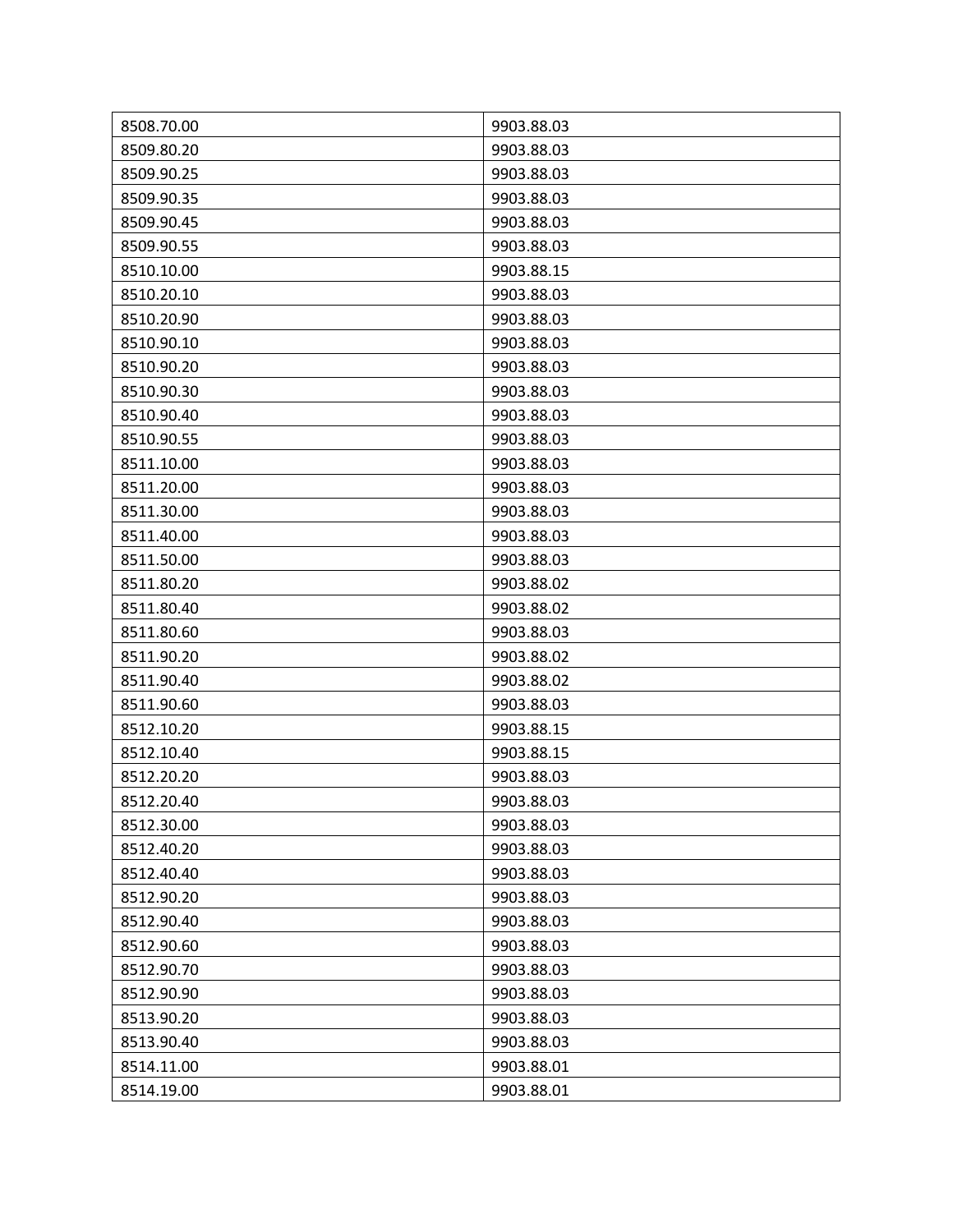| 8508.70.00 | 9903.88.03 |
|---|---|
| 8509.80.20 | 9903.88.03 |
| 8509.90.25 | 9903.88.03 |
| 8509.90.35 | 9903.88.03 |
| 8509.90.45 | 9903.88.03 |
| 8509.90.55 | 9903.88.03 |
| 8510.10.00 | 9903.88.15 |
| 8510.20.10 | 9903.88.03 |
| 8510.20.90 | 9903.88.03 |
| 8510.90.10 | 9903.88.03 |
| 8510.90.20 | 9903.88.03 |
| 8510.90.30 | 9903.88.03 |
| 8510.90.40 | 9903.88.03 |
| 8510.90.55 | 9903.88.03 |
| 8511.10.00 | 9903.88.03 |
| 8511.20.00 | 9903.88.03 |
| 8511.30.00 | 9903.88.03 |
| 8511.40.00 | 9903.88.03 |
| 8511.50.00 | 9903.88.03 |
| 8511.80.20 | 9903.88.02 |
| 8511.80.40 | 9903.88.02 |
| 8511.80.60 | 9903.88.03 |
| 8511.90.20 | 9903.88.02 |
| 8511.90.40 | 9903.88.02 |
| 8511.90.60 | 9903.88.03 |
| 8512.10.20 | 9903.88.15 |
| 8512.10.40 | 9903.88.15 |
| 8512.20.20 | 9903.88.03 |
| 8512.20.40 | 9903.88.03 |
| 8512.30.00 | 9903.88.03 |
| 8512.40.20 | 9903.88.03 |
| 8512.40.40 | 9903.88.03 |
| 8512.90.20 | 9903.88.03 |
| 8512.90.40 | 9903.88.03 |
| 8512.90.60 | 9903.88.03 |
| 8512.90.70 | 9903.88.03 |
| 8512.90.90 | 9903.88.03 |
| 8513.90.20 | 9903.88.03 |
| 8513.90.40 | 9903.88.03 |
| 8514.11.00 | 9903.88.01 |
| 8514.19.00 | 9903.88.01 |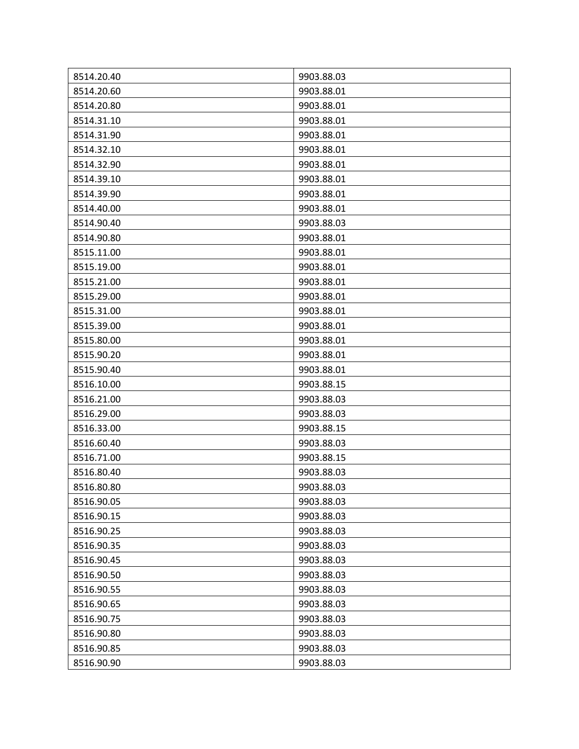| 8514.20.40 | 9903.88.03 |
| --- | --- |
| 8514.20.60 | 9903.88.01 |
| 8514.20.80 | 9903.88.01 |
| 8514.31.10 | 9903.88.01 |
| 8514.31.90 | 9903.88.01 |
| 8514.32.10 | 9903.88.01 |
| 8514.32.90 | 9903.88.01 |
| 8514.39.10 | 9903.88.01 |
| 8514.39.90 | 9903.88.01 |
| 8514.40.00 | 9903.88.01 |
| 8514.90.40 | 9903.88.03 |
| 8514.90.80 | 9903.88.01 |
| 8515.11.00 | 9903.88.01 |
| 8515.19.00 | 9903.88.01 |
| 8515.21.00 | 9903.88.01 |
| 8515.29.00 | 9903.88.01 |
| 8515.31.00 | 9903.88.01 |
| 8515.39.00 | 9903.88.01 |
| 8515.80.00 | 9903.88.01 |
| 8515.90.20 | 9903.88.01 |
| 8515.90.40 | 9903.88.01 |
| 8516.10.00 | 9903.88.15 |
| 8516.21.00 | 9903.88.03 |
| 8516.29.00 | 9903.88.03 |
| 8516.33.00 | 9903.88.15 |
| 8516.60.40 | 9903.88.03 |
| 8516.71.00 | 9903.88.15 |
| 8516.80.40 | 9903.88.03 |
| 8516.80.80 | 9903.88.03 |
| 8516.90.05 | 9903.88.03 |
| 8516.90.15 | 9903.88.03 |
| 8516.90.25 | 9903.88.03 |
| 8516.90.35 | 9903.88.03 |
| 8516.90.45 | 9903.88.03 |
| 8516.90.50 | 9903.88.03 |
| 8516.90.55 | 9903.88.03 |
| 8516.90.65 | 9903.88.03 |
| 8516.90.75 | 9903.88.03 |
| 8516.90.80 | 9903.88.03 |
| 8516.90.85 | 9903.88.03 |
| 8516.90.90 | 9903.88.03 |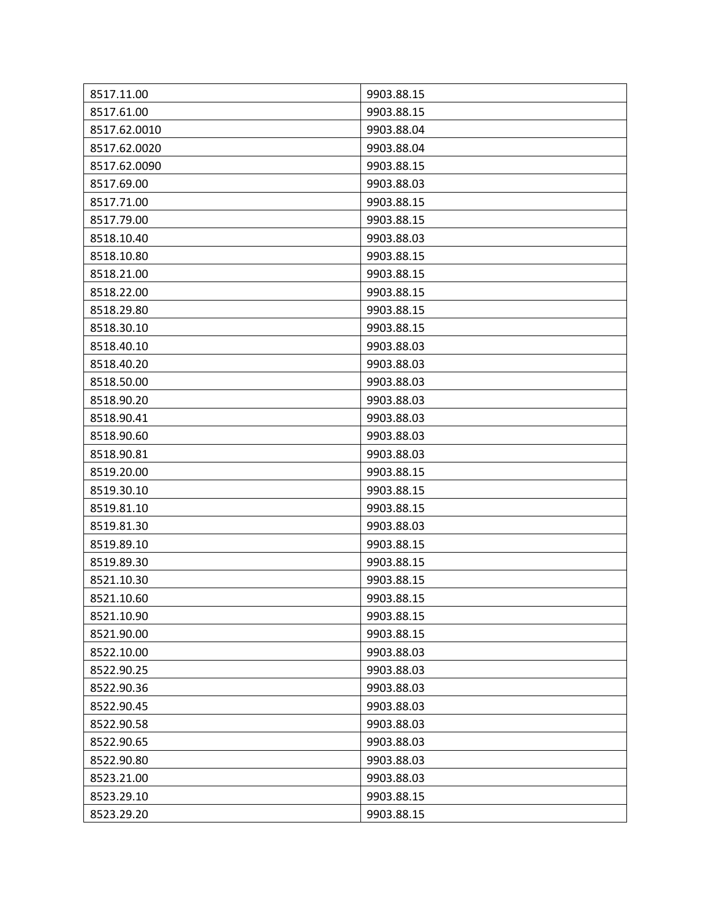| 8517.11.00 | 9903.88.15 |
|---|---|
| 8517.61.00 | 9903.88.15 |
| 8517.62.0010 | 9903.88.04 |
| 8517.62.0020 | 9903.88.04 |
| 8517.62.0090 | 9903.88.15 |
| 8517.69.00 | 9903.88.03 |
| 8517.71.00 | 9903.88.15 |
| 8517.79.00 | 9903.88.15 |
| 8518.10.40 | 9903.88.03 |
| 8518.10.80 | 9903.88.15 |
| 8518.21.00 | 9903.88.15 |
| 8518.22.00 | 9903.88.15 |
| 8518.29.80 | 9903.88.15 |
| 8518.30.10 | 9903.88.15 |
| 8518.40.10 | 9903.88.03 |
| 8518.40.20 | 9903.88.03 |
| 8518.50.00 | 9903.88.03 |
| 8518.90.20 | 9903.88.03 |
| 8518.90.41 | 9903.88.03 |
| 8518.90.60 | 9903.88.03 |
| 8518.90.81 | 9903.88.03 |
| 8519.20.00 | 9903.88.15 |
| 8519.30.10 | 9903.88.15 |
| 8519.81.10 | 9903.88.15 |
| 8519.81.30 | 9903.88.03 |
| 8519.89.10 | 9903.88.15 |
| 8519.89.30 | 9903.88.15 |
| 8521.10.30 | 9903.88.15 |
| 8521.10.60 | 9903.88.15 |
| 8521.10.90 | 9903.88.15 |
| 8521.90.00 | 9903.88.15 |
| 8522.10.00 | 9903.88.03 |
| 8522.90.25 | 9903.88.03 |
| 8522.90.36 | 9903.88.03 |
| 8522.90.45 | 9903.88.03 |
| 8522.90.58 | 9903.88.03 |
| 8522.90.65 | 9903.88.03 |
| 8522.90.80 | 9903.88.03 |
| 8523.21.00 | 9903.88.03 |
| 8523.29.10 | 9903.88.15 |
| 8523.29.20 | 9903.88.15 |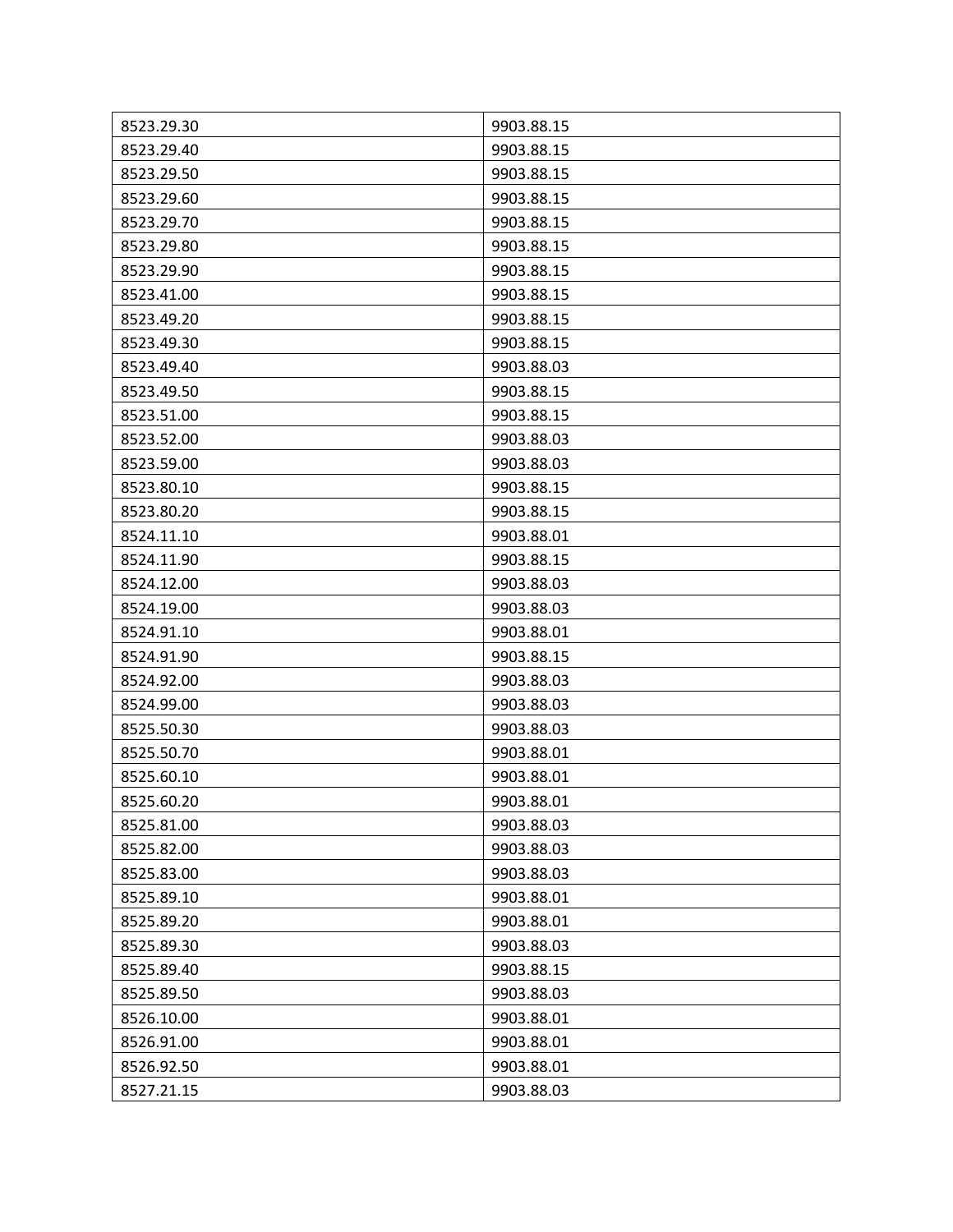| | |
|---|---|
| 8523.29.30 | 9903.88.15 |
| 8523.29.40 | 9903.88.15 |
| 8523.29.50 | 9903.88.15 |
| 8523.29.60 | 9903.88.15 |
| 8523.29.70 | 9903.88.15 |
| 8523.29.80 | 9903.88.15 |
| 8523.29.90 | 9903.88.15 |
| 8523.41.00 | 9903.88.15 |
| 8523.49.20 | 9903.88.15 |
| 8523.49.30 | 9903.88.15 |
| 8523.49.40 | 9903.88.03 |
| 8523.49.50 | 9903.88.15 |
| 8523.51.00 | 9903.88.15 |
| 8523.52.00 | 9903.88.03 |
| 8523.59.00 | 9903.88.03 |
| 8523.80.10 | 9903.88.15 |
| 8523.80.20 | 9903.88.15 |
| 8524.11.10 | 9903.88.01 |
| 8524.11.90 | 9903.88.15 |
| 8524.12.00 | 9903.88.03 |
| 8524.19.00 | 9903.88.03 |
| 8524.91.10 | 9903.88.01 |
| 8524.91.90 | 9903.88.15 |
| 8524.92.00 | 9903.88.03 |
| 8524.99.00 | 9903.88.03 |
| 8525.50.30 | 9903.88.03 |
| 8525.50.70 | 9903.88.01 |
| 8525.60.10 | 9903.88.01 |
| 8525.60.20 | 9903.88.01 |
| 8525.81.00 | 9903.88.03 |
| 8525.82.00 | 9903.88.03 |
| 8525.83.00 | 9903.88.03 |
| 8525.89.10 | 9903.88.01 |
| 8525.89.20 | 9903.88.01 |
| 8525.89.30 | 9903.88.03 |
| 8525.89.40 | 9903.88.15 |
| 8525.89.50 | 9903.88.03 |
| 8526.10.00 | 9903.88.01 |
| 8526.91.00 | 9903.88.01 |
| 8526.92.50 | 9903.88.01 |
| 8527.21.15 | 9903.88.03 |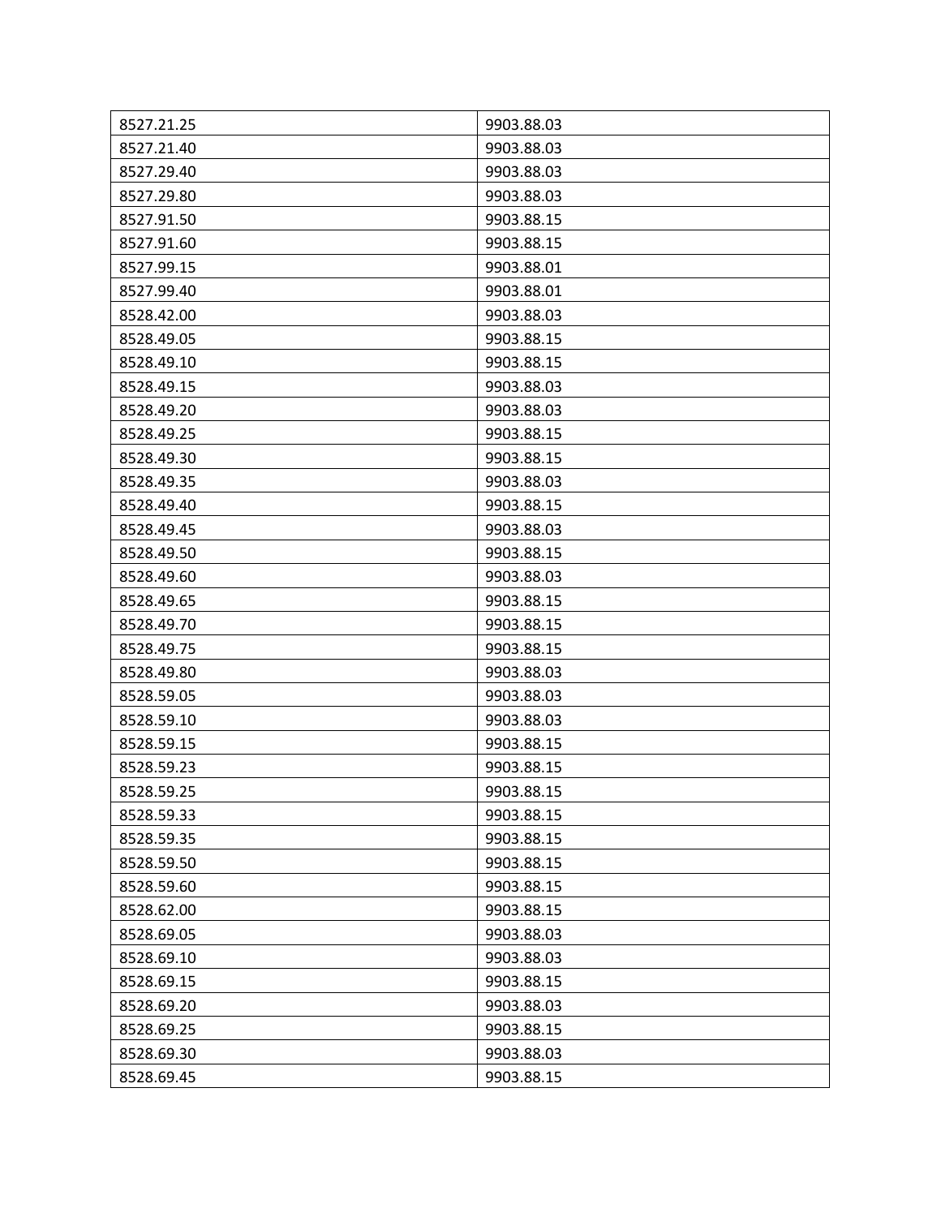| 8527.21.25 | 9903.88.03 |
| --- | --- |
| 8527.21.40 | 9903.88.03 |
| 8527.29.40 | 9903.88.03 |
| 8527.29.80 | 9903.88.03 |
| 8527.91.50 | 9903.88.15 |
| 8527.91.60 | 9903.88.15 |
| 8527.99.15 | 9903.88.01 |
| 8527.99.40 | 9903.88.01 |
| 8528.42.00 | 9903.88.03 |
| 8528.49.05 | 9903.88.15 |
| 8528.49.10 | 9903.88.15 |
| 8528.49.15 | 9903.88.03 |
| 8528.49.20 | 9903.88.03 |
| 8528.49.25 | 9903.88.15 |
| 8528.49.30 | 9903.88.15 |
| 8528.49.35 | 9903.88.03 |
| 8528.49.40 | 9903.88.15 |
| 8528.49.45 | 9903.88.03 |
| 8528.49.50 | 9903.88.15 |
| 8528.49.60 | 9903.88.03 |
| 8528.49.65 | 9903.88.15 |
| 8528.49.70 | 9903.88.15 |
| 8528.49.75 | 9903.88.15 |
| 8528.49.80 | 9903.88.03 |
| 8528.59.05 | 9903.88.03 |
| 8528.59.10 | 9903.88.03 |
| 8528.59.15 | 9903.88.15 |
| 8528.59.23 | 9903.88.15 |
| 8528.59.25 | 9903.88.15 |
| 8528.59.33 | 9903.88.15 |
| 8528.59.35 | 9903.88.15 |
| 8528.59.50 | 9903.88.15 |
| 8528.59.60 | 9903.88.15 |
| 8528.62.00 | 9903.88.15 |
| 8528.69.05 | 9903.88.03 |
| 8528.69.10 | 9903.88.03 |
| 8528.69.15 | 9903.88.15 |
| 8528.69.20 | 9903.88.03 |
| 8528.69.25 | 9903.88.15 |
| 8528.69.30 | 9903.88.03 |
| 8528.69.45 | 9903.88.15 |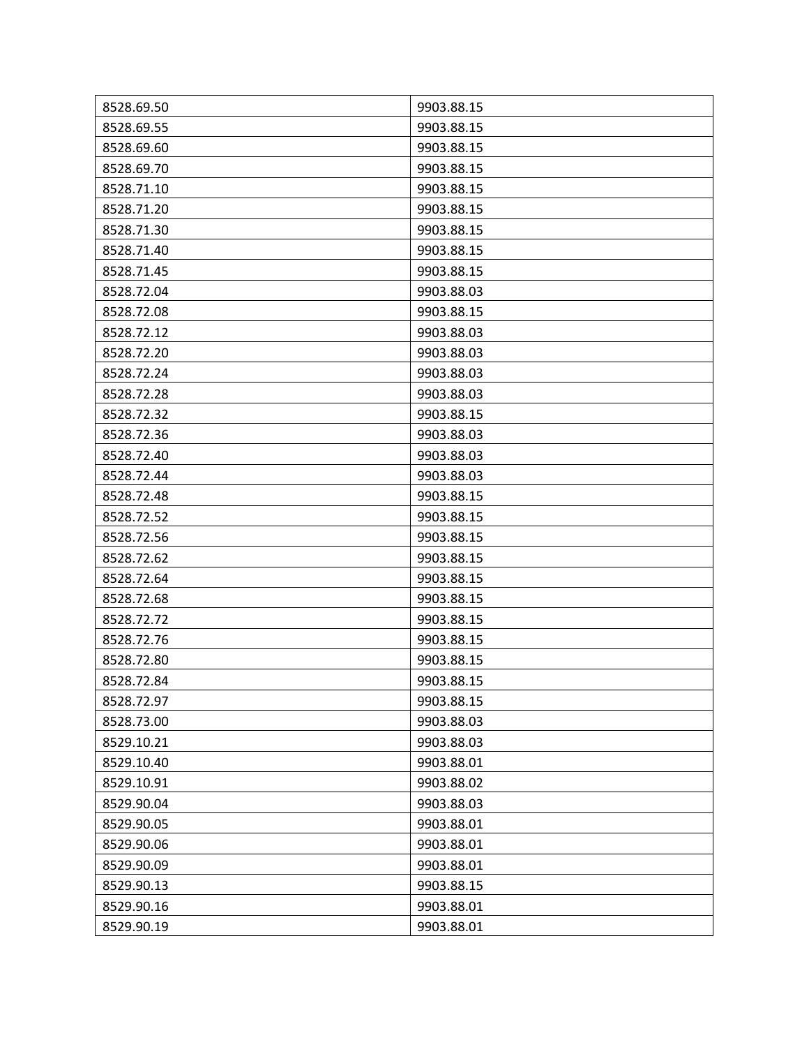| | |
|---|---|
| 8528.69.50 | 9903.88.15 |
| 8528.69.55 | 9903.88.15 |
| 8528.69.60 | 9903.88.15 |
| 8528.69.70 | 9903.88.15 |
| 8528.71.10 | 9903.88.15 |
| 8528.71.20 | 9903.88.15 |
| 8528.71.30 | 9903.88.15 |
| 8528.71.40 | 9903.88.15 |
| 8528.71.45 | 9903.88.15 |
| 8528.72.04 | 9903.88.03 |
| 8528.72.08 | 9903.88.15 |
| 8528.72.12 | 9903.88.03 |
| 8528.72.20 | 9903.88.03 |
| 8528.72.24 | 9903.88.03 |
| 8528.72.28 | 9903.88.03 |
| 8528.72.32 | 9903.88.15 |
| 8528.72.36 | 9903.88.03 |
| 8528.72.40 | 9903.88.03 |
| 8528.72.44 | 9903.88.03 |
| 8528.72.48 | 9903.88.15 |
| 8528.72.52 | 9903.88.15 |
| 8528.72.56 | 9903.88.15 |
| 8528.72.62 | 9903.88.15 |
| 8528.72.64 | 9903.88.15 |
| 8528.72.68 | 9903.88.15 |
| 8528.72.72 | 9903.88.15 |
| 8528.72.76 | 9903.88.15 |
| 8528.72.80 | 9903.88.15 |
| 8528.72.84 | 9903.88.15 |
| 8528.72.97 | 9903.88.15 |
| 8528.73.00 | 9903.88.03 |
| 8529.10.21 | 9903.88.03 |
| 8529.10.40 | 9903.88.01 |
| 8529.10.91 | 9903.88.02 |
| 8529.90.04 | 9903.88.03 |
| 8529.90.05 | 9903.88.01 |
| 8529.90.06 | 9903.88.01 |
| 8529.90.09 | 9903.88.01 |
| 8529.90.13 | 9903.88.15 |
| 8529.90.16 | 9903.88.01 |
| 8529.90.19 | 9903.88.01 |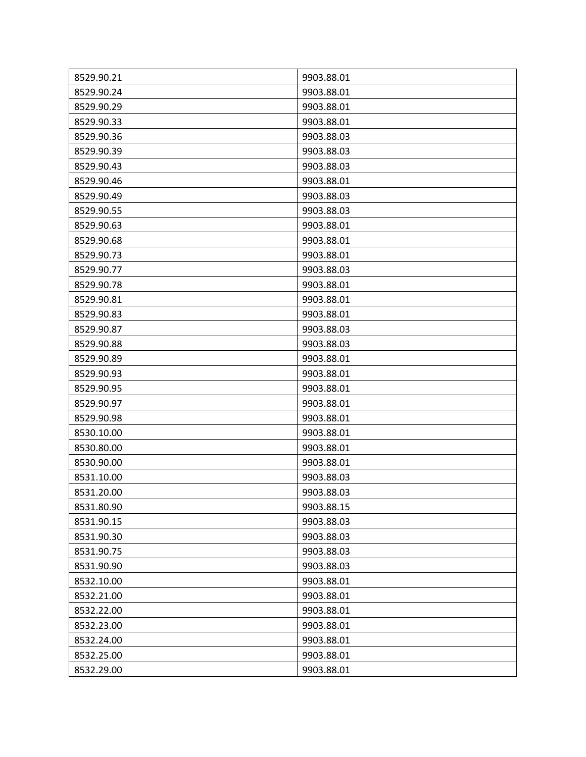| | |
|---|---|
| 8529.90.21 | 9903.88.01 |
| 8529.90.24 | 9903.88.01 |
| 8529.90.29 | 9903.88.01 |
| 8529.90.33 | 9903.88.01 |
| 8529.90.36 | 9903.88.03 |
| 8529.90.39 | 9903.88.03 |
| 8529.90.43 | 9903.88.03 |
| 8529.90.46 | 9903.88.01 |
| 8529.90.49 | 9903.88.03 |
| 8529.90.55 | 9903.88.03 |
| 8529.90.63 | 9903.88.01 |
| 8529.90.68 | 9903.88.01 |
| 8529.90.73 | 9903.88.01 |
| 8529.90.77 | 9903.88.03 |
| 8529.90.78 | 9903.88.01 |
| 8529.90.81 | 9903.88.01 |
| 8529.90.83 | 9903.88.01 |
| 8529.90.87 | 9903.88.03 |
| 8529.90.88 | 9903.88.03 |
| 8529.90.89 | 9903.88.01 |
| 8529.90.93 | 9903.88.01 |
| 8529.90.95 | 9903.88.01 |
| 8529.90.97 | 9903.88.01 |
| 8529.90.98 | 9903.88.01 |
| 8530.10.00 | 9903.88.01 |
| 8530.80.00 | 9903.88.01 |
| 8530.90.00 | 9903.88.01 |
| 8531.10.00 | 9903.88.03 |
| 8531.20.00 | 9903.88.03 |
| 8531.80.90 | 9903.88.15 |
| 8531.90.15 | 9903.88.03 |
| 8531.90.30 | 9903.88.03 |
| 8531.90.75 | 9903.88.03 |
| 8531.90.90 | 9903.88.03 |
| 8532.10.00 | 9903.88.01 |
| 8532.21.00 | 9903.88.01 |
| 8532.22.00 | 9903.88.01 |
| 8532.23.00 | 9903.88.01 |
| 8532.24.00 | 9903.88.01 |
| 8532.25.00 | 9903.88.01 |
| 8532.29.00 | 9903.88.01 |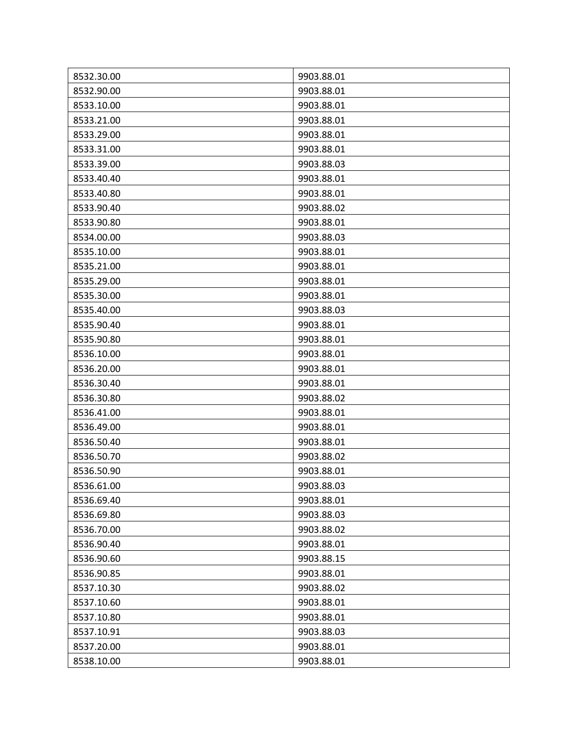| 8532.30.00 | 9903.88.01 |
|---|---|
| 8532.90.00 | 9903.88.01 |
| 8533.10.00 | 9903.88.01 |
| 8533.21.00 | 9903.88.01 |
| 8533.29.00 | 9903.88.01 |
| 8533.31.00 | 9903.88.01 |
| 8533.39.00 | 9903.88.03 |
| 8533.40.40 | 9903.88.01 |
| 8533.40.80 | 9903.88.01 |
| 8533.90.40 | 9903.88.02 |
| 8533.90.80 | 9903.88.01 |
| 8534.00.00 | 9903.88.03 |
| 8535.10.00 | 9903.88.01 |
| 8535.21.00 | 9903.88.01 |
| 8535.29.00 | 9903.88.01 |
| 8535.30.00 | 9903.88.01 |
| 8535.40.00 | 9903.88.03 |
| 8535.90.40 | 9903.88.01 |
| 8535.90.80 | 9903.88.01 |
| 8536.10.00 | 9903.88.01 |
| 8536.20.00 | 9903.88.01 |
| 8536.30.40 | 9903.88.01 |
| 8536.30.80 | 9903.88.02 |
| 8536.41.00 | 9903.88.01 |
| 8536.49.00 | 9903.88.01 |
| 8536.50.40 | 9903.88.01 |
| 8536.50.70 | 9903.88.02 |
| 8536.50.90 | 9903.88.01 |
| 8536.61.00 | 9903.88.03 |
| 8536.69.40 | 9903.88.01 |
| 8536.69.80 | 9903.88.03 |
| 8536.70.00 | 9903.88.02 |
| 8536.90.40 | 9903.88.01 |
| 8536.90.60 | 9903.88.15 |
| 8536.90.85 | 9903.88.01 |
| 8537.10.30 | 9903.88.02 |
| 8537.10.60 | 9903.88.01 |
| 8537.10.80 | 9903.88.01 |
| 8537.10.91 | 9903.88.03 |
| 8537.20.00 | 9903.88.01 |
| 8538.10.00 | 9903.88.01 |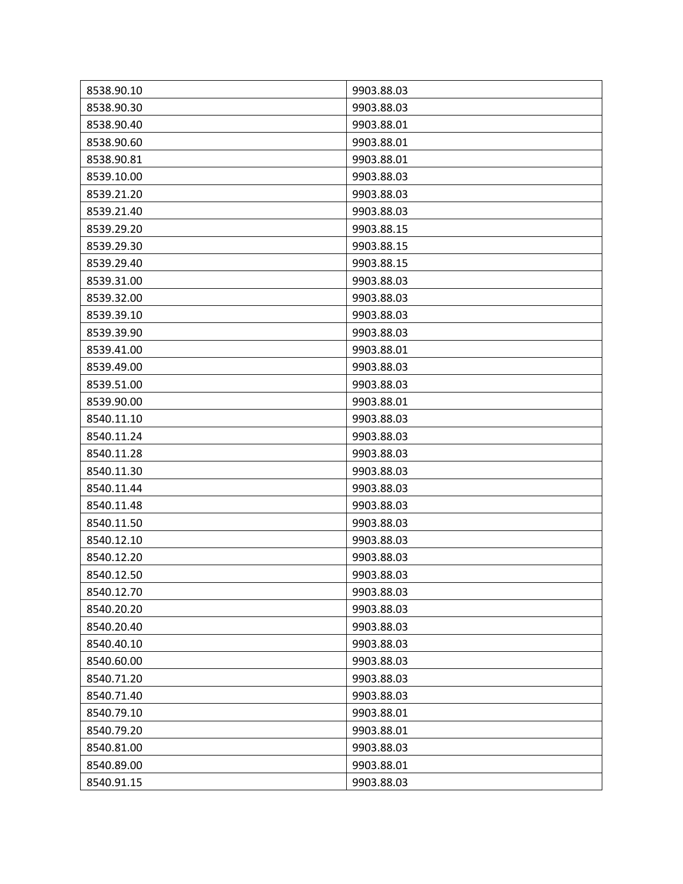| 8538.90.10 | 9903.88.03 |
| --- | --- |
| 8538.90.30 | 9903.88.03 |
| 8538.90.40 | 9903.88.01 |
| 8538.90.60 | 9903.88.01 |
| 8538.90.81 | 9903.88.01 |
| 8539.10.00 | 9903.88.03 |
| 8539.21.20 | 9903.88.03 |
| 8539.21.40 | 9903.88.03 |
| 8539.29.20 | 9903.88.15 |
| 8539.29.30 | 9903.88.15 |
| 8539.29.40 | 9903.88.15 |
| 8539.31.00 | 9903.88.03 |
| 8539.32.00 | 9903.88.03 |
| 8539.39.10 | 9903.88.03 |
| 8539.39.90 | 9903.88.03 |
| 8539.41.00 | 9903.88.01 |
| 8539.49.00 | 9903.88.03 |
| 8539.51.00 | 9903.88.03 |
| 8539.90.00 | 9903.88.01 |
| 8540.11.10 | 9903.88.03 |
| 8540.11.24 | 9903.88.03 |
| 8540.11.28 | 9903.88.03 |
| 8540.11.30 | 9903.88.03 |
| 8540.11.44 | 9903.88.03 |
| 8540.11.48 | 9903.88.03 |
| 8540.11.50 | 9903.88.03 |
| 8540.12.10 | 9903.88.03 |
| 8540.12.20 | 9903.88.03 |
| 8540.12.50 | 9903.88.03 |
| 8540.12.70 | 9903.88.03 |
| 8540.20.20 | 9903.88.03 |
| 8540.20.40 | 9903.88.03 |
| 8540.40.10 | 9903.88.03 |
| 8540.60.00 | 9903.88.03 |
| 8540.71.20 | 9903.88.03 |
| 8540.71.40 | 9903.88.03 |
| 8540.79.10 | 9903.88.01 |
| 8540.79.20 | 9903.88.01 |
| 8540.81.00 | 9903.88.03 |
| 8540.89.00 | 9903.88.01 |
| 8540.91.15 | 9903.88.03 |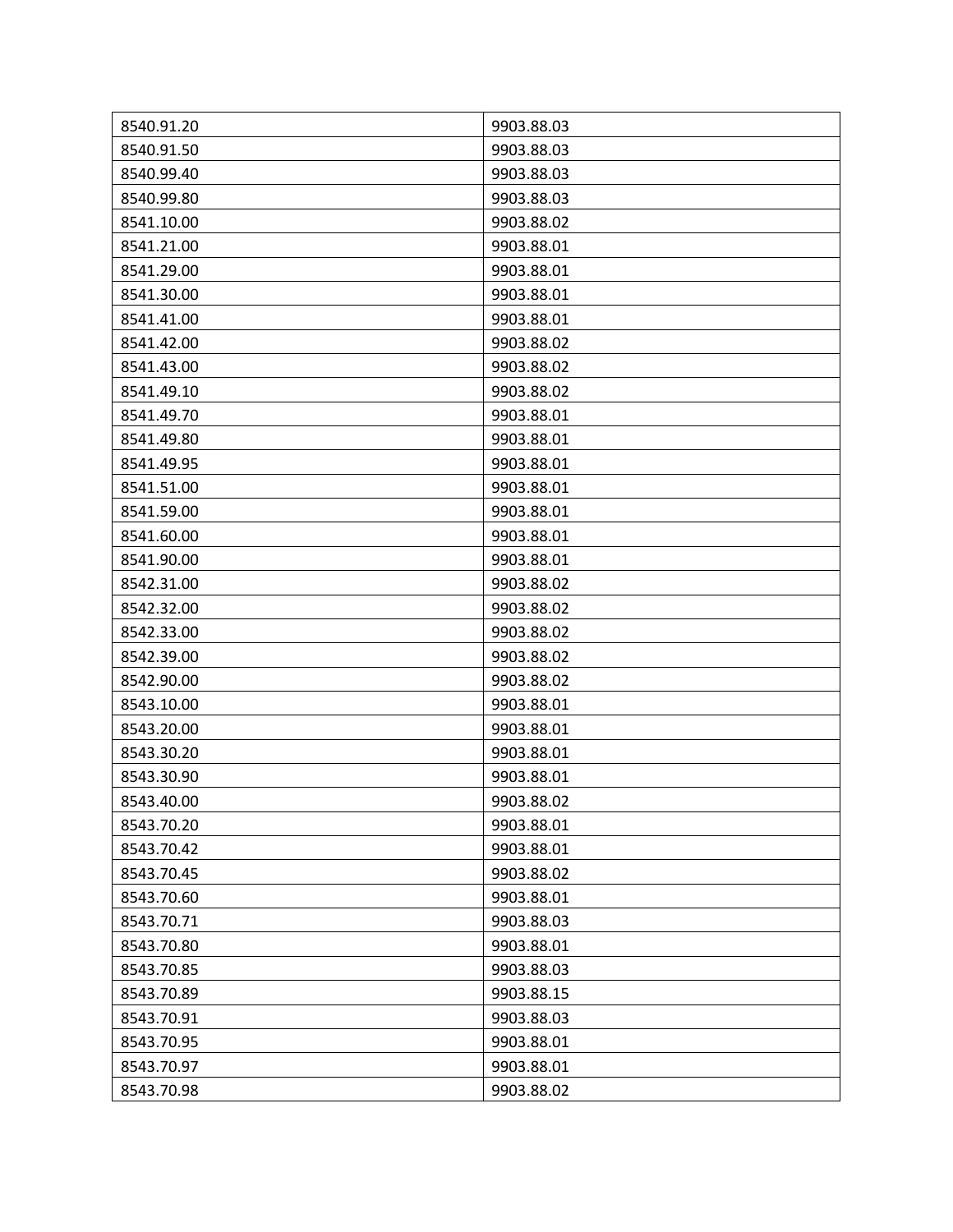| 8540.91.20 | 9903.88.03 |
|---|---|
| 8540.91.50 | 9903.88.03 |
| 8540.99.40 | 9903.88.03 |
| 8540.99.80 | 9903.88.03 |
| 8541.10.00 | 9903.88.02 |
| 8541.21.00 | 9903.88.01 |
| 8541.29.00 | 9903.88.01 |
| 8541.30.00 | 9903.88.01 |
| 8541.41.00 | 9903.88.01 |
| 8541.42.00 | 9903.88.02 |
| 8541.43.00 | 9903.88.02 |
| 8541.49.10 | 9903.88.02 |
| 8541.49.70 | 9903.88.01 |
| 8541.49.80 | 9903.88.01 |
| 8541.49.95 | 9903.88.01 |
| 8541.51.00 | 9903.88.01 |
| 8541.59.00 | 9903.88.01 |
| 8541.60.00 | 9903.88.01 |
| 8541.90.00 | 9903.88.01 |
| 8542.31.00 | 9903.88.02 |
| 8542.32.00 | 9903.88.02 |
| 8542.33.00 | 9903.88.02 |
| 8542.39.00 | 9903.88.02 |
| 8542.90.00 | 9903.88.02 |
| 8543.10.00 | 9903.88.01 |
| 8543.20.00 | 9903.88.01 |
| 8543.30.20 | 9903.88.01 |
| 8543.30.90 | 9903.88.01 |
| 8543.40.00 | 9903.88.02 |
| 8543.70.20 | 9903.88.01 |
| 8543.70.42 | 9903.88.01 |
| 8543.70.45 | 9903.88.02 |
| 8543.70.60 | 9903.88.01 |
| 8543.70.71 | 9903.88.03 |
| 8543.70.80 | 9903.88.01 |
| 8543.70.85 | 9903.88.03 |
| 8543.70.89 | 9903.88.15 |
| 8543.70.91 | 9903.88.03 |
| 8543.70.95 | 9903.88.01 |
| 8543.70.97 | 9903.88.01 |
| 8543.70.98 | 9903.88.02 |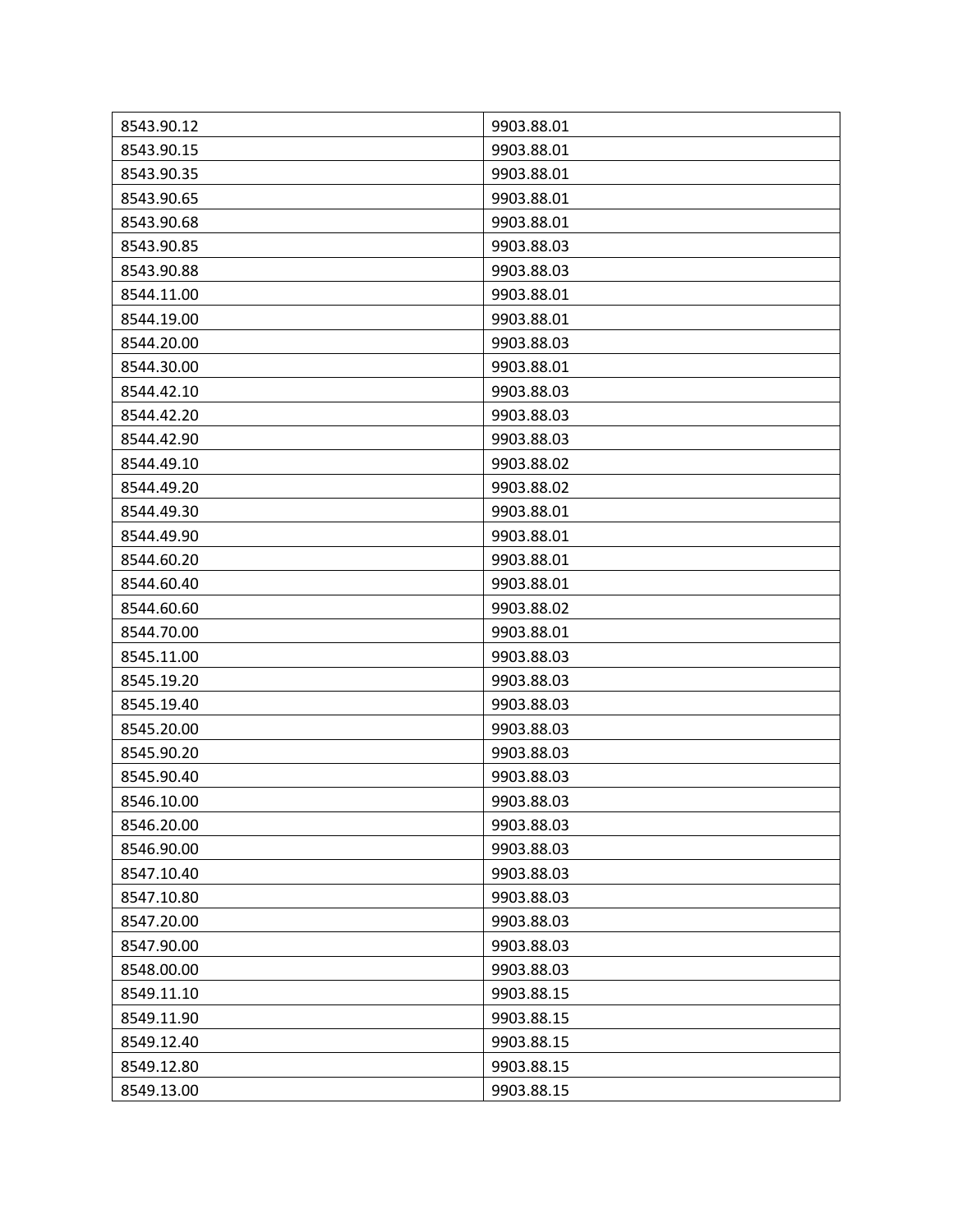| 8543.90.12 | 9903.88.01 |
|---|---|
| 8543.90.15 | 9903.88.01 |
| 8543.90.35 | 9903.88.01 |
| 8543.90.65 | 9903.88.01 |
| 8543.90.68 | 9903.88.01 |
| 8543.90.85 | 9903.88.03 |
| 8543.90.88 | 9903.88.03 |
| 8544.11.00 | 9903.88.01 |
| 8544.19.00 | 9903.88.01 |
| 8544.20.00 | 9903.88.03 |
| 8544.30.00 | 9903.88.01 |
| 8544.42.10 | 9903.88.03 |
| 8544.42.20 | 9903.88.03 |
| 8544.42.90 | 9903.88.03 |
| 8544.49.10 | 9903.88.02 |
| 8544.49.20 | 9903.88.02 |
| 8544.49.30 | 9903.88.01 |
| 8544.49.90 | 9903.88.01 |
| 8544.60.20 | 9903.88.01 |
| 8544.60.40 | 9903.88.01 |
| 8544.60.60 | 9903.88.02 |
| 8544.70.00 | 9903.88.01 |
| 8545.11.00 | 9903.88.03 |
| 8545.19.20 | 9903.88.03 |
| 8545.19.40 | 9903.88.03 |
| 8545.20.00 | 9903.88.03 |
| 8545.90.20 | 9903.88.03 |
| 8545.90.40 | 9903.88.03 |
| 8546.10.00 | 9903.88.03 |
| 8546.20.00 | 9903.88.03 |
| 8546.90.00 | 9903.88.03 |
| 8547.10.40 | 9903.88.03 |
| 8547.10.80 | 9903.88.03 |
| 8547.20.00 | 9903.88.03 |
| 8547.90.00 | 9903.88.03 |
| 8548.00.00 | 9903.88.03 |
| 8549.11.10 | 9903.88.15 |
| 8549.11.90 | 9903.88.15 |
| 8549.12.40 | 9903.88.15 |
| 8549.12.80 | 9903.88.15 |
| 8549.13.00 | 9903.88.15 |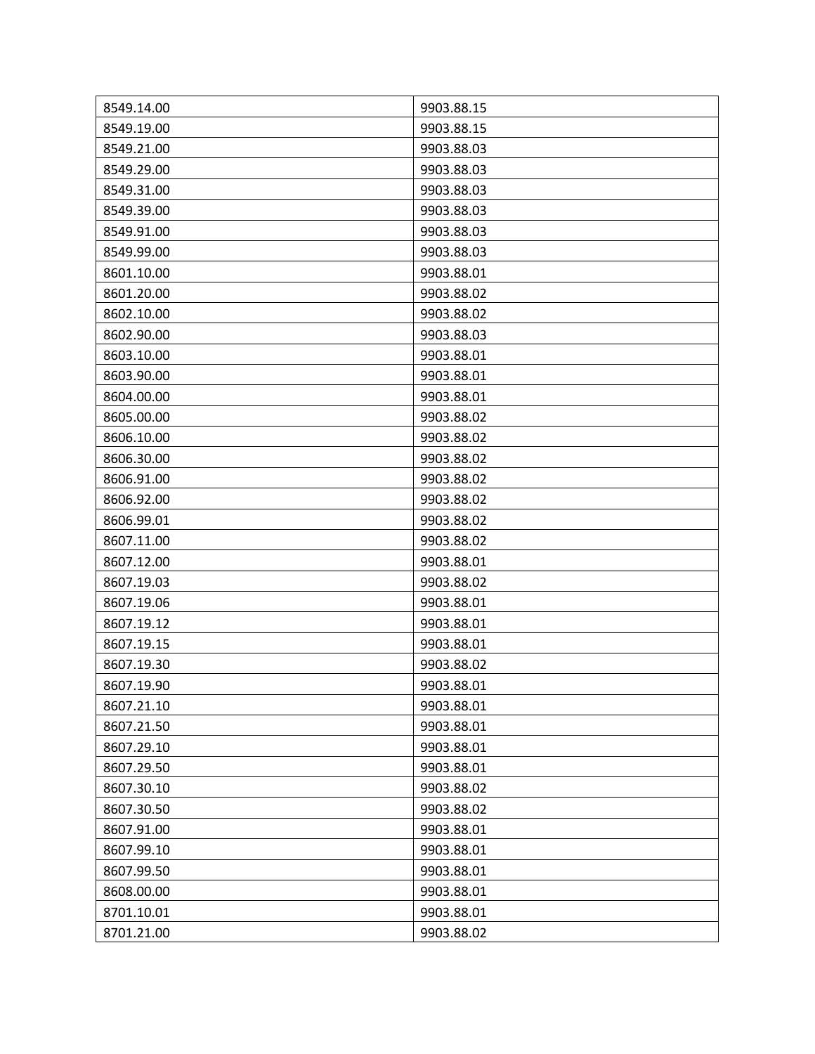| | |
|---|---|
| 8549.14.00 | 9903.88.15 |
| 8549.19.00 | 9903.88.15 |
| 8549.21.00 | 9903.88.03 |
| 8549.29.00 | 9903.88.03 |
| 8549.31.00 | 9903.88.03 |
| 8549.39.00 | 9903.88.03 |
| 8549.91.00 | 9903.88.03 |
| 8549.99.00 | 9903.88.03 |
| 8601.10.00 | 9903.88.01 |
| 8601.20.00 | 9903.88.02 |
| 8602.10.00 | 9903.88.02 |
| 8602.90.00 | 9903.88.03 |
| 8603.10.00 | 9903.88.01 |
| 8603.90.00 | 9903.88.01 |
| 8604.00.00 | 9903.88.01 |
| 8605.00.00 | 9903.88.02 |
| 8606.10.00 | 9903.88.02 |
| 8606.30.00 | 9903.88.02 |
| 8606.91.00 | 9903.88.02 |
| 8606.92.00 | 9903.88.02 |
| 8606.99.01 | 9903.88.02 |
| 8607.11.00 | 9903.88.02 |
| 8607.12.00 | 9903.88.01 |
| 8607.19.03 | 9903.88.02 |
| 8607.19.06 | 9903.88.01 |
| 8607.19.12 | 9903.88.01 |
| 8607.19.15 | 9903.88.01 |
| 8607.19.30 | 9903.88.02 |
| 8607.19.90 | 9903.88.01 |
| 8607.21.10 | 9903.88.01 |
| 8607.21.50 | 9903.88.01 |
| 8607.29.10 | 9903.88.01 |
| 8607.29.50 | 9903.88.01 |
| 8607.30.10 | 9903.88.02 |
| 8607.30.50 | 9903.88.02 |
| 8607.91.00 | 9903.88.01 |
| 8607.99.10 | 9903.88.01 |
| 8607.99.50 | 9903.88.01 |
| 8608.00.00 | 9903.88.01 |
| 8701.10.01 | 9903.88.01 |
| 8701.21.00 | 9903.88.02 |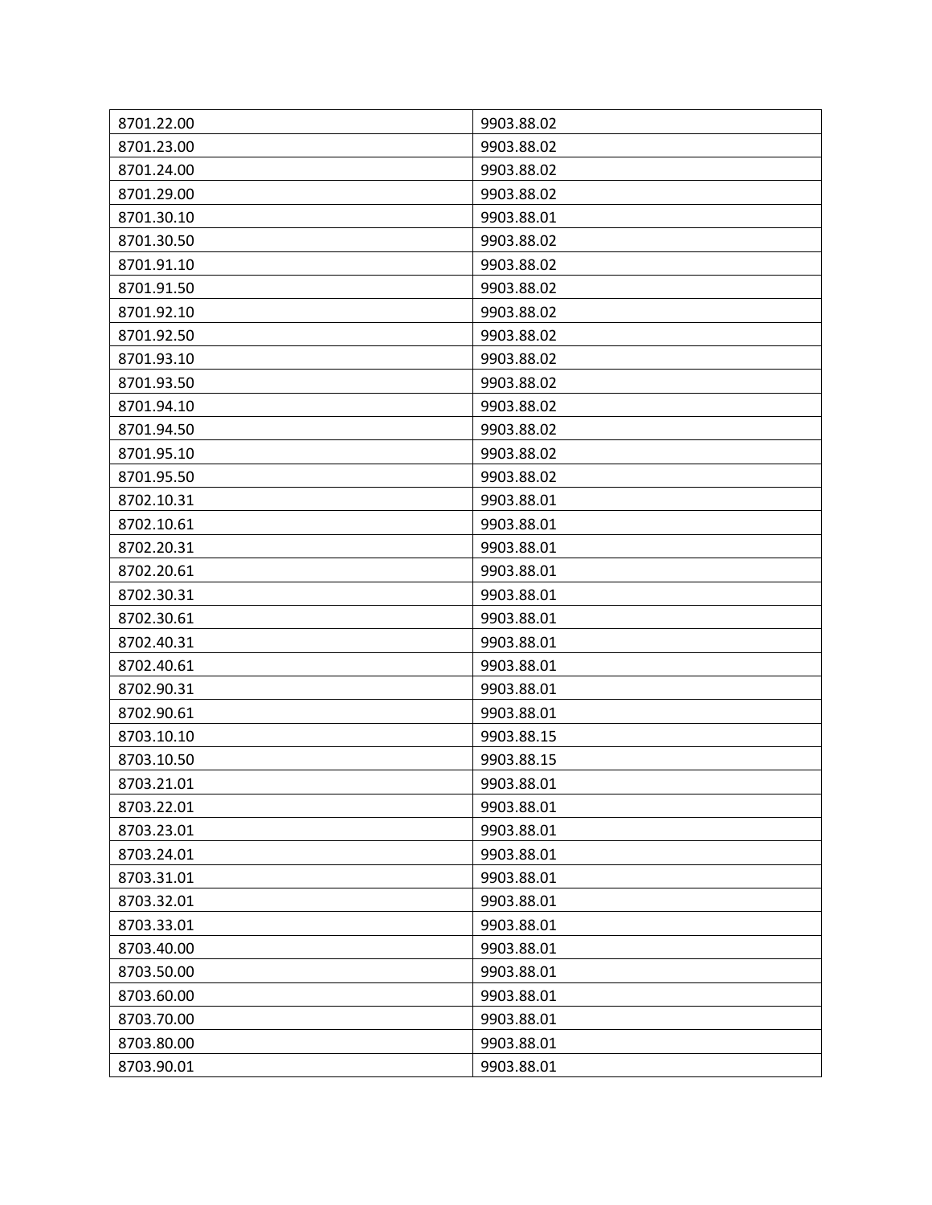| 8701.22.00 | 9903.88.02 |
|---|---|
| 8701.23.00 | 9903.88.02 |
| 8701.24.00 | 9903.88.02 |
| 8701.29.00 | 9903.88.02 |
| 8701.30.10 | 9903.88.01 |
| 8701.30.50 | 9903.88.02 |
| 8701.91.10 | 9903.88.02 |
| 8701.91.50 | 9903.88.02 |
| 8701.92.10 | 9903.88.02 |
| 8701.92.50 | 9903.88.02 |
| 8701.93.10 | 9903.88.02 |
| 8701.93.50 | 9903.88.02 |
| 8701.94.10 | 9903.88.02 |
| 8701.94.50 | 9903.88.02 |
| 8701.95.10 | 9903.88.02 |
| 8701.95.50 | 9903.88.02 |
| 8702.10.31 | 9903.88.01 |
| 8702.10.61 | 9903.88.01 |
| 8702.20.31 | 9903.88.01 |
| 8702.20.61 | 9903.88.01 |
| 8702.30.31 | 9903.88.01 |
| 8702.30.61 | 9903.88.01 |
| 8702.40.31 | 9903.88.01 |
| 8702.40.61 | 9903.88.01 |
| 8702.90.31 | 9903.88.01 |
| 8702.90.61 | 9903.88.01 |
| 8703.10.10 | 9903.88.15 |
| 8703.10.50 | 9903.88.15 |
| 8703.21.01 | 9903.88.01 |
| 8703.22.01 | 9903.88.01 |
| 8703.23.01 | 9903.88.01 |
| 8703.24.01 | 9903.88.01 |
| 8703.31.01 | 9903.88.01 |
| 8703.32.01 | 9903.88.01 |
| 8703.33.01 | 9903.88.01 |
| 8703.40.00 | 9903.88.01 |
| 8703.50.00 | 9903.88.01 |
| 8703.60.00 | 9903.88.01 |
| 8703.70.00 | 9903.88.01 |
| 8703.80.00 | 9903.88.01 |
| 8703.90.01 | 9903.88.01 |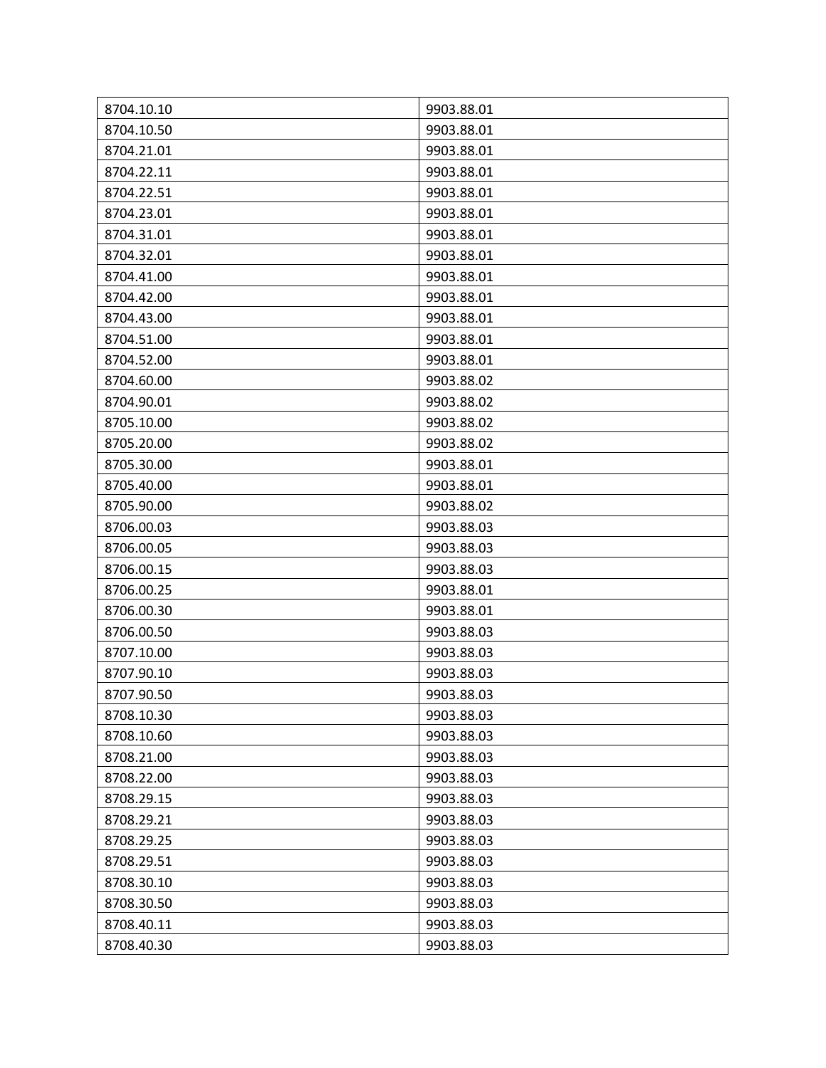| | |
|---|---|
| 8704.10.10 | 9903.88.01 |
| 8704.10.50 | 9903.88.01 |
| 8704.21.01 | 9903.88.01 |
| 8704.22.11 | 9903.88.01 |
| 8704.22.51 | 9903.88.01 |
| 8704.23.01 | 9903.88.01 |
| 8704.31.01 | 9903.88.01 |
| 8704.32.01 | 9903.88.01 |
| 8704.41.00 | 9903.88.01 |
| 8704.42.00 | 9903.88.01 |
| 8704.43.00 | 9903.88.01 |
| 8704.51.00 | 9903.88.01 |
| 8704.52.00 | 9903.88.01 |
| 8704.60.00 | 9903.88.02 |
| 8704.90.01 | 9903.88.02 |
| 8705.10.00 | 9903.88.02 |
| 8705.20.00 | 9903.88.02 |
| 8705.30.00 | 9903.88.01 |
| 8705.40.00 | 9903.88.01 |
| 8705.90.00 | 9903.88.02 |
| 8706.00.03 | 9903.88.03 |
| 8706.00.05 | 9903.88.03 |
| 8706.00.15 | 9903.88.03 |
| 8706.00.25 | 9903.88.01 |
| 8706.00.30 | 9903.88.01 |
| 8706.00.50 | 9903.88.03 |
| 8707.10.00 | 9903.88.03 |
| 8707.90.10 | 9903.88.03 |
| 8707.90.50 | 9903.88.03 |
| 8708.10.30 | 9903.88.03 |
| 8708.10.60 | 9903.88.03 |
| 8708.21.00 | 9903.88.03 |
| 8708.22.00 | 9903.88.03 |
| 8708.29.15 | 9903.88.03 |
| 8708.29.21 | 9903.88.03 |
| 8708.29.25 | 9903.88.03 |
| 8708.29.51 | 9903.88.03 |
| 8708.30.10 | 9903.88.03 |
| 8708.30.50 | 9903.88.03 |
| 8708.40.11 | 9903.88.03 |
| 8708.40.30 | 9903.88.03 |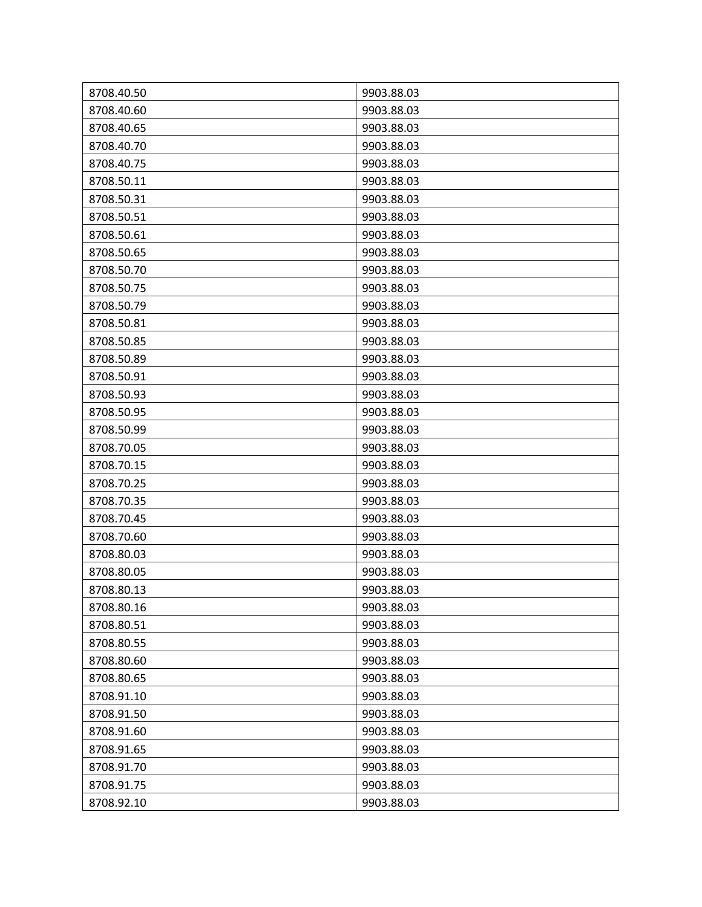| 8708.40.50 | 9903.88.03 |
|---|---|
| 8708.40.60 | 9903.88.03 |
| 8708.40.65 | 9903.88.03 |
| 8708.40.70 | 9903.88.03 |
| 8708.40.75 | 9903.88.03 |
| 8708.50.11 | 9903.88.03 |
| 8708.50.31 | 9903.88.03 |
| 8708.50.51 | 9903.88.03 |
| 8708.50.61 | 9903.88.03 |
| 8708.50.65 | 9903.88.03 |
| 8708.50.70 | 9903.88.03 |
| 8708.50.75 | 9903.88.03 |
| 8708.50.79 | 9903.88.03 |
| 8708.50.81 | 9903.88.03 |
| 8708.50.85 | 9903.88.03 |
| 8708.50.89 | 9903.88.03 |
| 8708.50.91 | 9903.88.03 |
| 8708.50.93 | 9903.88.03 |
| 8708.50.95 | 9903.88.03 |
| 8708.50.99 | 9903.88.03 |
| 8708.70.05 | 9903.88.03 |
| 8708.70.15 | 9903.88.03 |
| 8708.70.25 | 9903.88.03 |
| 8708.70.35 | 9903.88.03 |
| 8708.70.45 | 9903.88.03 |
| 8708.70.60 | 9903.88.03 |
| 8708.80.03 | 9903.88.03 |
| 8708.80.05 | 9903.88.03 |
| 8708.80.13 | 9903.88.03 |
| 8708.80.16 | 9903.88.03 |
| 8708.80.51 | 9903.88.03 |
| 8708.80.55 | 9903.88.03 |
| 8708.80.60 | 9903.88.03 |
| 8708.80.65 | 9903.88.03 |
| 8708.91.10 | 9903.88.03 |
| 8708.91.50 | 9903.88.03 |
| 8708.91.60 | 9903.88.03 |
| 8708.91.65 | 9903.88.03 |
| 8708.91.70 | 9903.88.03 |
| 8708.91.75 | 9903.88.03 |
| 8708.92.10 | 9903.88.03 |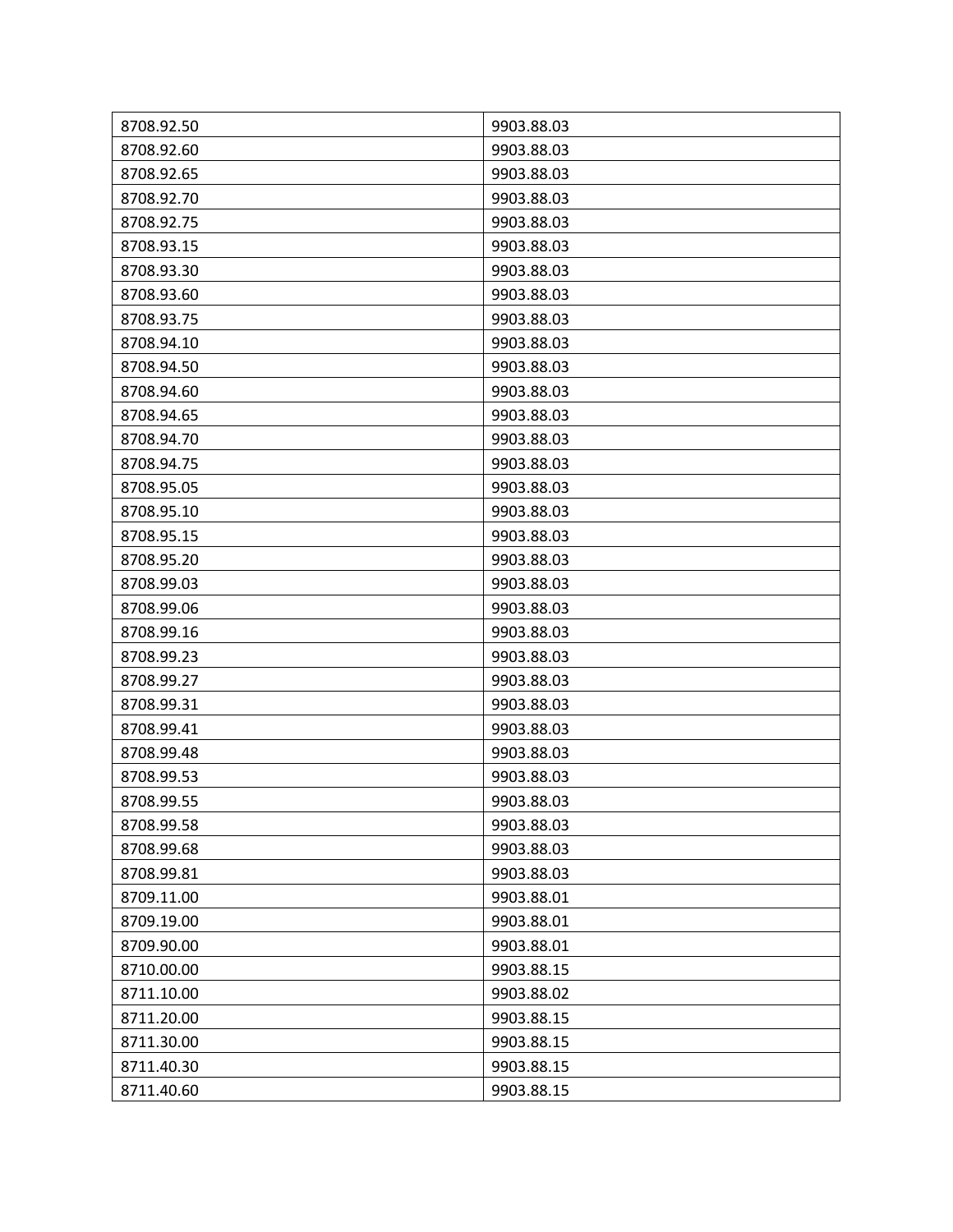| 8708.92.50 | 9903.88.03 |
|---|---|
| 8708.92.60 | 9903.88.03 |
| 8708.92.65 | 9903.88.03 |
| 8708.92.70 | 9903.88.03 |
| 8708.92.75 | 9903.88.03 |
| 8708.93.15 | 9903.88.03 |
| 8708.93.30 | 9903.88.03 |
| 8708.93.60 | 9903.88.03 |
| 8708.93.75 | 9903.88.03 |
| 8708.94.10 | 9903.88.03 |
| 8708.94.50 | 9903.88.03 |
| 8708.94.60 | 9903.88.03 |
| 8708.94.65 | 9903.88.03 |
| 8708.94.70 | 9903.88.03 |
| 8708.94.75 | 9903.88.03 |
| 8708.95.05 | 9903.88.03 |
| 8708.95.10 | 9903.88.03 |
| 8708.95.15 | 9903.88.03 |
| 8708.95.20 | 9903.88.03 |
| 8708.99.03 | 9903.88.03 |
| 8708.99.06 | 9903.88.03 |
| 8708.99.16 | 9903.88.03 |
| 8708.99.23 | 9903.88.03 |
| 8708.99.27 | 9903.88.03 |
| 8708.99.31 | 9903.88.03 |
| 8708.99.41 | 9903.88.03 |
| 8708.99.48 | 9903.88.03 |
| 8708.99.53 | 9903.88.03 |
| 8708.99.55 | 9903.88.03 |
| 8708.99.58 | 9903.88.03 |
| 8708.99.68 | 9903.88.03 |
| 8708.99.81 | 9903.88.03 |
| 8709.11.00 | 9903.88.01 |
| 8709.19.00 | 9903.88.01 |
| 8709.90.00 | 9903.88.01 |
| 8710.00.00 | 9903.88.15 |
| 8711.10.00 | 9903.88.02 |
| 8711.20.00 | 9903.88.15 |
| 8711.30.00 | 9903.88.15 |
| 8711.40.30 | 9903.88.15 |
| 8711.40.60 | 9903.88.15 |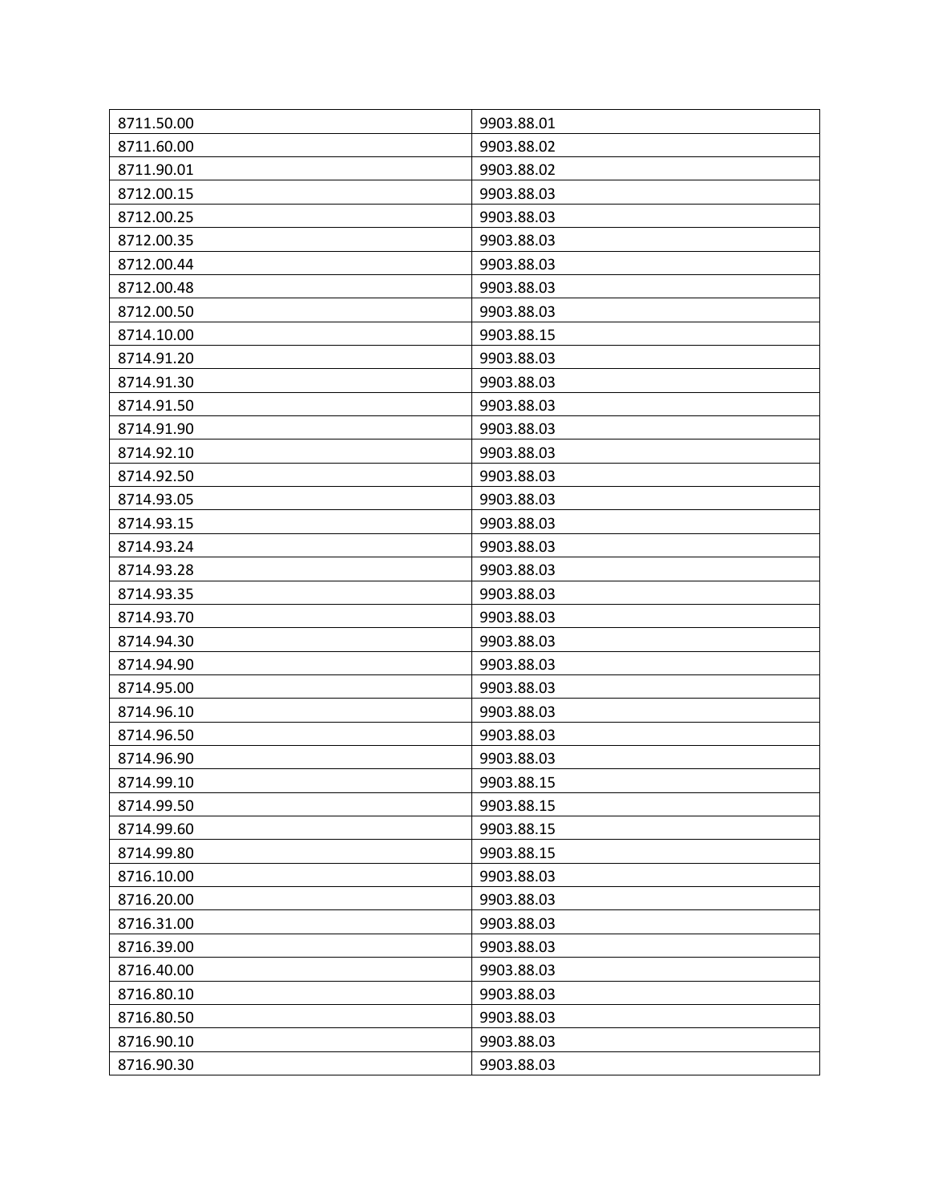| 8711.50.00 | 9903.88.01 |
| --- | --- |
| 8711.60.00 | 9903.88.02 |
| 8711.90.01 | 9903.88.02 |
| 8712.00.15 | 9903.88.03 |
| 8712.00.25 | 9903.88.03 |
| 8712.00.35 | 9903.88.03 |
| 8712.00.44 | 9903.88.03 |
| 8712.00.48 | 9903.88.03 |
| 8712.00.50 | 9903.88.03 |
| 8714.10.00 | 9903.88.15 |
| 8714.91.20 | 9903.88.03 |
| 8714.91.30 | 9903.88.03 |
| 8714.91.50 | 9903.88.03 |
| 8714.91.90 | 9903.88.03 |
| 8714.92.10 | 9903.88.03 |
| 8714.92.50 | 9903.88.03 |
| 8714.93.05 | 9903.88.03 |
| 8714.93.15 | 9903.88.03 |
| 8714.93.24 | 9903.88.03 |
| 8714.93.28 | 9903.88.03 |
| 8714.93.35 | 9903.88.03 |
| 8714.93.70 | 9903.88.03 |
| 8714.94.30 | 9903.88.03 |
| 8714.94.90 | 9903.88.03 |
| 8714.95.00 | 9903.88.03 |
| 8714.96.10 | 9903.88.03 |
| 8714.96.50 | 9903.88.03 |
| 8714.96.90 | 9903.88.03 |
| 8714.99.10 | 9903.88.15 |
| 8714.99.50 | 9903.88.15 |
| 8714.99.60 | 9903.88.15 |
| 8714.99.80 | 9903.88.15 |
| 8716.10.00 | 9903.88.03 |
| 8716.20.00 | 9903.88.03 |
| 8716.31.00 | 9903.88.03 |
| 8716.39.00 | 9903.88.03 |
| 8716.40.00 | 9903.88.03 |
| 8716.80.10 | 9903.88.03 |
| 8716.80.50 | 9903.88.03 |
| 8716.90.10 | 9903.88.03 |
| 8716.90.30 | 9903.88.03 |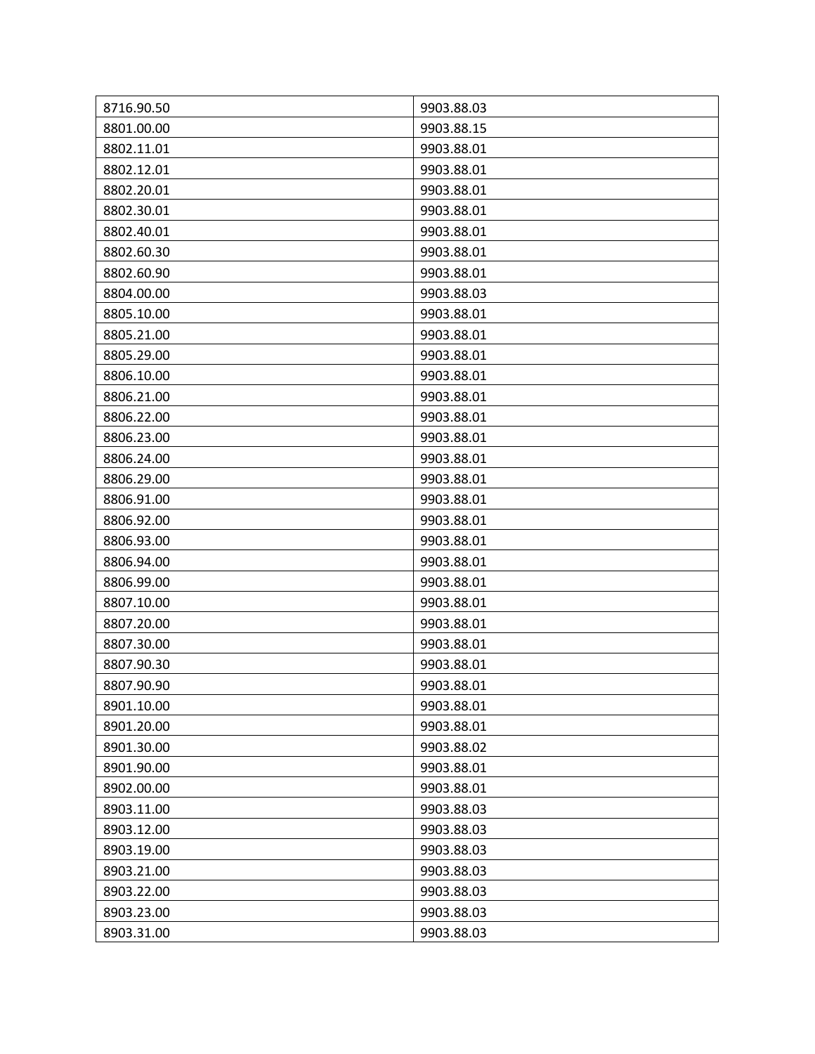| 8716.90.50 | 9903.88.03 |
|---|---|
| 8801.00.00 | 9903.88.15 |
| 8802.11.01 | 9903.88.01 |
| 8802.12.01 | 9903.88.01 |
| 8802.20.01 | 9903.88.01 |
| 8802.30.01 | 9903.88.01 |
| 8802.40.01 | 9903.88.01 |
| 8802.60.30 | 9903.88.01 |
| 8802.60.90 | 9903.88.01 |
| 8804.00.00 | 9903.88.03 |
| 8805.10.00 | 9903.88.01 |
| 8805.21.00 | 9903.88.01 |
| 8805.29.00 | 9903.88.01 |
| 8806.10.00 | 9903.88.01 |
| 8806.21.00 | 9903.88.01 |
| 8806.22.00 | 9903.88.01 |
| 8806.23.00 | 9903.88.01 |
| 8806.24.00 | 9903.88.01 |
| 8806.29.00 | 9903.88.01 |
| 8806.91.00 | 9903.88.01 |
| 8806.92.00 | 9903.88.01 |
| 8806.93.00 | 9903.88.01 |
| 8806.94.00 | 9903.88.01 |
| 8806.99.00 | 9903.88.01 |
| 8807.10.00 | 9903.88.01 |
| 8807.20.00 | 9903.88.01 |
| 8807.30.00 | 9903.88.01 |
| 8807.90.30 | 9903.88.01 |
| 8807.90.90 | 9903.88.01 |
| 8901.10.00 | 9903.88.01 |
| 8901.20.00 | 9903.88.01 |
| 8901.30.00 | 9903.88.02 |
| 8901.90.00 | 9903.88.01 |
| 8902.00.00 | 9903.88.01 |
| 8903.11.00 | 9903.88.03 |
| 8903.12.00 | 9903.88.03 |
| 8903.19.00 | 9903.88.03 |
| 8903.21.00 | 9903.88.03 |
| 8903.22.00 | 9903.88.03 |
| 8903.23.00 | 9903.88.03 |
| 8903.31.00 | 9903.88.03 |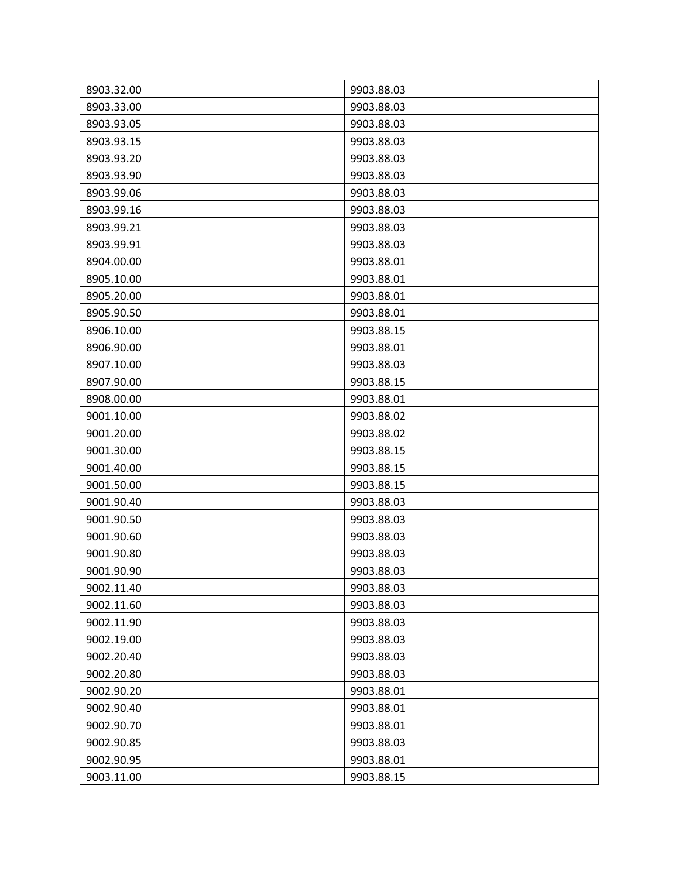| 8903.32.00 | 9903.88.03 |
|---|---|
| 8903.33.00 | 9903.88.03 |
| 8903.93.05 | 9903.88.03 |
| 8903.93.15 | 9903.88.03 |
| 8903.93.20 | 9903.88.03 |
| 8903.93.90 | 9903.88.03 |
| 8903.99.06 | 9903.88.03 |
| 8903.99.16 | 9903.88.03 |
| 8903.99.21 | 9903.88.03 |
| 8903.99.91 | 9903.88.03 |
| 8904.00.00 | 9903.88.01 |
| 8905.10.00 | 9903.88.01 |
| 8905.20.00 | 9903.88.01 |
| 8905.90.50 | 9903.88.01 |
| 8906.10.00 | 9903.88.15 |
| 8906.90.00 | 9903.88.01 |
| 8907.10.00 | 9903.88.03 |
| 8907.90.00 | 9903.88.15 |
| 8908.00.00 | 9903.88.01 |
| 9001.10.00 | 9903.88.02 |
| 9001.20.00 | 9903.88.02 |
| 9001.30.00 | 9903.88.15 |
| 9001.40.00 | 9903.88.15 |
| 9001.50.00 | 9903.88.15 |
| 9001.90.40 | 9903.88.03 |
| 9001.90.50 | 9903.88.03 |
| 9001.90.60 | 9903.88.03 |
| 9001.90.80 | 9903.88.03 |
| 9001.90.90 | 9903.88.03 |
| 9002.11.40 | 9903.88.03 |
| 9002.11.60 | 9903.88.03 |
| 9002.11.90 | 9903.88.03 |
| 9002.19.00 | 9903.88.03 |
| 9002.20.40 | 9903.88.03 |
| 9002.20.80 | 9903.88.03 |
| 9002.90.20 | 9903.88.01 |
| 9002.90.40 | 9903.88.01 |
| 9002.90.70 | 9903.88.01 |
| 9002.90.85 | 9903.88.03 |
| 9002.90.95 | 9903.88.01 |
| 9003.11.00 | 9903.88.15 |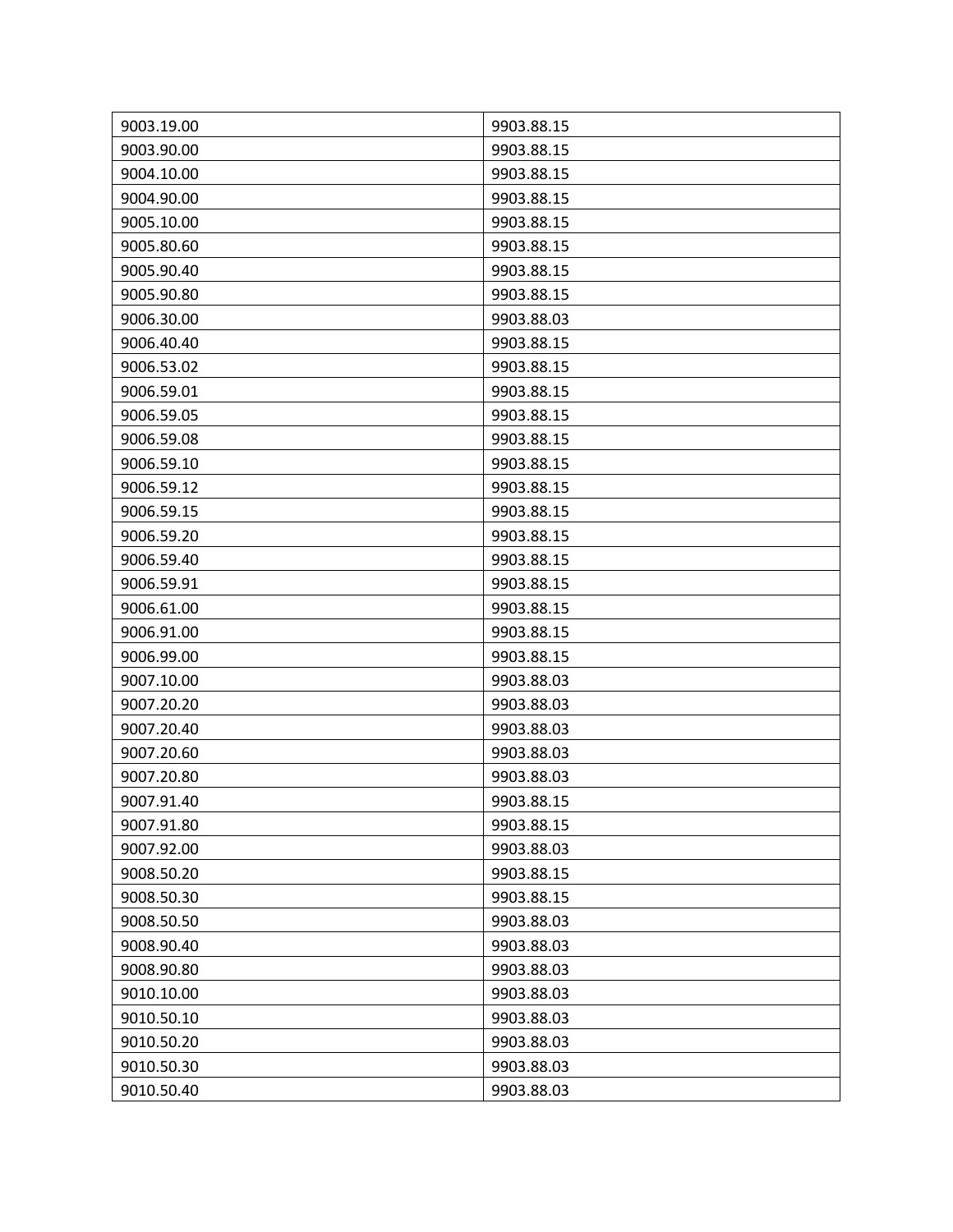| 9003.19.00 | 9903.88.15 |
|---|---|
| 9003.90.00 | 9903.88.15 |
| 9004.10.00 | 9903.88.15 |
| 9004.90.00 | 9903.88.15 |
| 9005.10.00 | 9903.88.15 |
| 9005.80.60 | 9903.88.15 |
| 9005.90.40 | 9903.88.15 |
| 9005.90.80 | 9903.88.15 |
| 9006.30.00 | 9903.88.03 |
| 9006.40.40 | 9903.88.15 |
| 9006.53.02 | 9903.88.15 |
| 9006.59.01 | 9903.88.15 |
| 9006.59.05 | 9903.88.15 |
| 9006.59.08 | 9903.88.15 |
| 9006.59.10 | 9903.88.15 |
| 9006.59.12 | 9903.88.15 |
| 9006.59.15 | 9903.88.15 |
| 9006.59.20 | 9903.88.15 |
| 9006.59.40 | 9903.88.15 |
| 9006.59.91 | 9903.88.15 |
| 9006.61.00 | 9903.88.15 |
| 9006.91.00 | 9903.88.15 |
| 9006.99.00 | 9903.88.15 |
| 9007.10.00 | 9903.88.03 |
| 9007.20.20 | 9903.88.03 |
| 9007.20.40 | 9903.88.03 |
| 9007.20.60 | 9903.88.03 |
| 9007.20.80 | 9903.88.03 |
| 9007.91.40 | 9903.88.15 |
| 9007.91.80 | 9903.88.15 |
| 9007.92.00 | 9903.88.03 |
| 9008.50.20 | 9903.88.15 |
| 9008.50.30 | 9903.88.15 |
| 9008.50.50 | 9903.88.03 |
| 9008.90.40 | 9903.88.03 |
| 9008.90.80 | 9903.88.03 |
| 9010.10.00 | 9903.88.03 |
| 9010.50.10 | 9903.88.03 |
| 9010.50.20 | 9903.88.03 |
| 9010.50.30 | 9903.88.03 |
| 9010.50.40 | 9903.88.03 |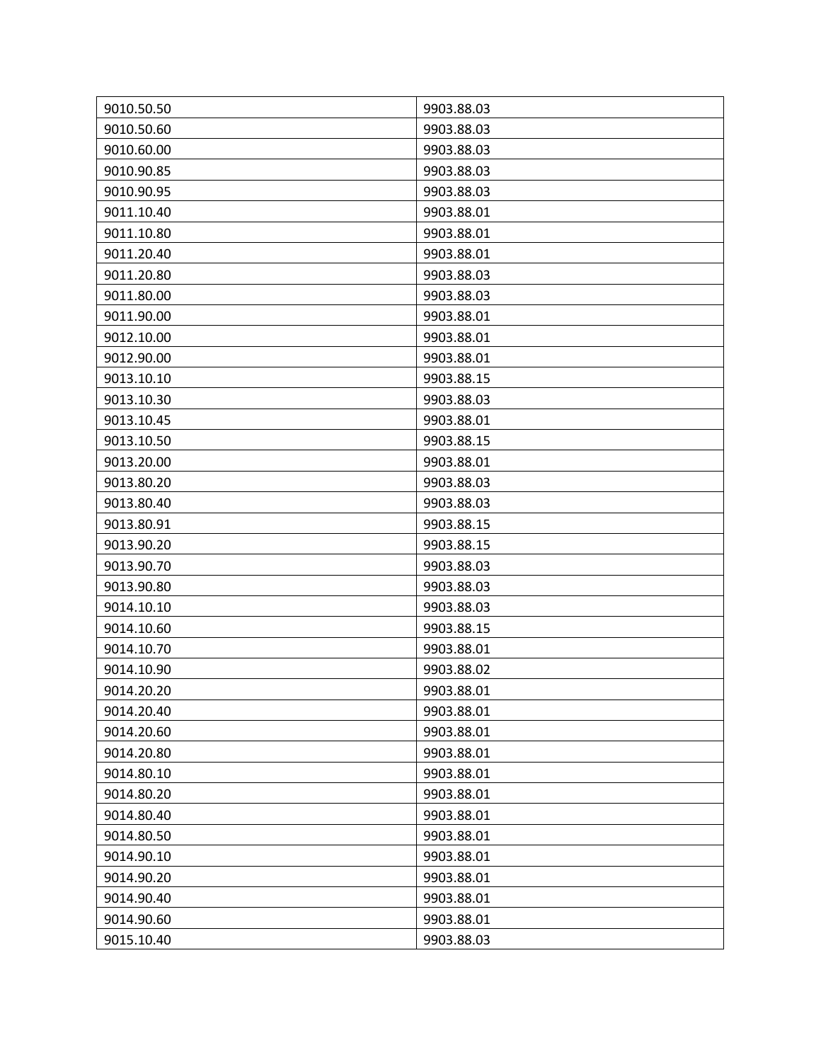| | |
|---|---|
| 9010.50.50 | 9903.88.03 |
| 9010.50.60 | 9903.88.03 |
| 9010.60.00 | 9903.88.03 |
| 9010.90.85 | 9903.88.03 |
| 9010.90.95 | 9903.88.03 |
| 9011.10.40 | 9903.88.01 |
| 9011.10.80 | 9903.88.01 |
| 9011.20.40 | 9903.88.01 |
| 9011.20.80 | 9903.88.03 |
| 9011.80.00 | 9903.88.03 |
| 9011.90.00 | 9903.88.01 |
| 9012.10.00 | 9903.88.01 |
| 9012.90.00 | 9903.88.01 |
| 9013.10.10 | 9903.88.15 |
| 9013.10.30 | 9903.88.03 |
| 9013.10.45 | 9903.88.01 |
| 9013.10.50 | 9903.88.15 |
| 9013.20.00 | 9903.88.01 |
| 9013.80.20 | 9903.88.03 |
| 9013.80.40 | 9903.88.03 |
| 9013.80.91 | 9903.88.15 |
| 9013.90.20 | 9903.88.15 |
| 9013.90.70 | 9903.88.03 |
| 9013.90.80 | 9903.88.03 |
| 9014.10.10 | 9903.88.03 |
| 9014.10.60 | 9903.88.15 |
| 9014.10.70 | 9903.88.01 |
| 9014.10.90 | 9903.88.02 |
| 9014.20.20 | 9903.88.01 |
| 9014.20.40 | 9903.88.01 |
| 9014.20.60 | 9903.88.01 |
| 9014.20.80 | 9903.88.01 |
| 9014.80.10 | 9903.88.01 |
| 9014.80.20 | 9903.88.01 |
| 9014.80.40 | 9903.88.01 |
| 9014.80.50 | 9903.88.01 |
| 9014.90.10 | 9903.88.01 |
| 9014.90.20 | 9903.88.01 |
| 9014.90.40 | 9903.88.01 |
| 9014.90.60 | 9903.88.01 |
| 9015.10.40 | 9903.88.03 |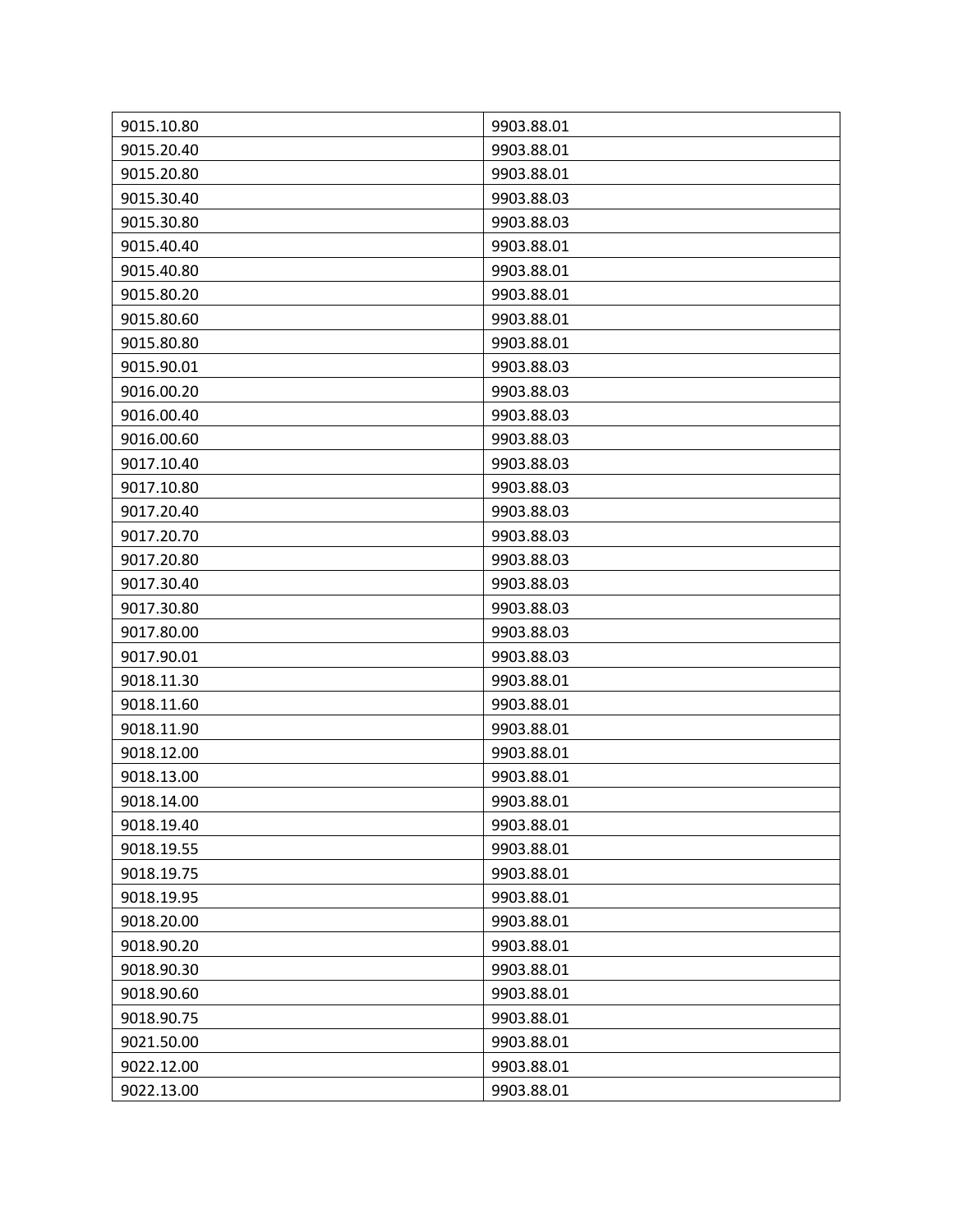| 9015.10.80 | 9903.88.01 |
|---|---|
| 9015.20.40 | 9903.88.01 |
| 9015.20.80 | 9903.88.01 |
| 9015.30.40 | 9903.88.03 |
| 9015.30.80 | 9903.88.03 |
| 9015.40.40 | 9903.88.01 |
| 9015.40.80 | 9903.88.01 |
| 9015.80.20 | 9903.88.01 |
| 9015.80.60 | 9903.88.01 |
| 9015.80.80 | 9903.88.01 |
| 9015.90.01 | 9903.88.03 |
| 9016.00.20 | 9903.88.03 |
| 9016.00.40 | 9903.88.03 |
| 9016.00.60 | 9903.88.03 |
| 9017.10.40 | 9903.88.03 |
| 9017.10.80 | 9903.88.03 |
| 9017.20.40 | 9903.88.03 |
| 9017.20.70 | 9903.88.03 |
| 9017.20.80 | 9903.88.03 |
| 9017.30.40 | 9903.88.03 |
| 9017.30.80 | 9903.88.03 |
| 9017.80.00 | 9903.88.03 |
| 9017.90.01 | 9903.88.03 |
| 9018.11.30 | 9903.88.01 |
| 9018.11.60 | 9903.88.01 |
| 9018.11.90 | 9903.88.01 |
| 9018.12.00 | 9903.88.01 |
| 9018.13.00 | 9903.88.01 |
| 9018.14.00 | 9903.88.01 |
| 9018.19.40 | 9903.88.01 |
| 9018.19.55 | 9903.88.01 |
| 9018.19.75 | 9903.88.01 |
| 9018.19.95 | 9903.88.01 |
| 9018.20.00 | 9903.88.01 |
| 9018.90.20 | 9903.88.01 |
| 9018.90.30 | 9903.88.01 |
| 9018.90.60 | 9903.88.01 |
| 9018.90.75 | 9903.88.01 |
| 9021.50.00 | 9903.88.01 |
| 9022.12.00 | 9903.88.01 |
| 9022.13.00 | 9903.88.01 |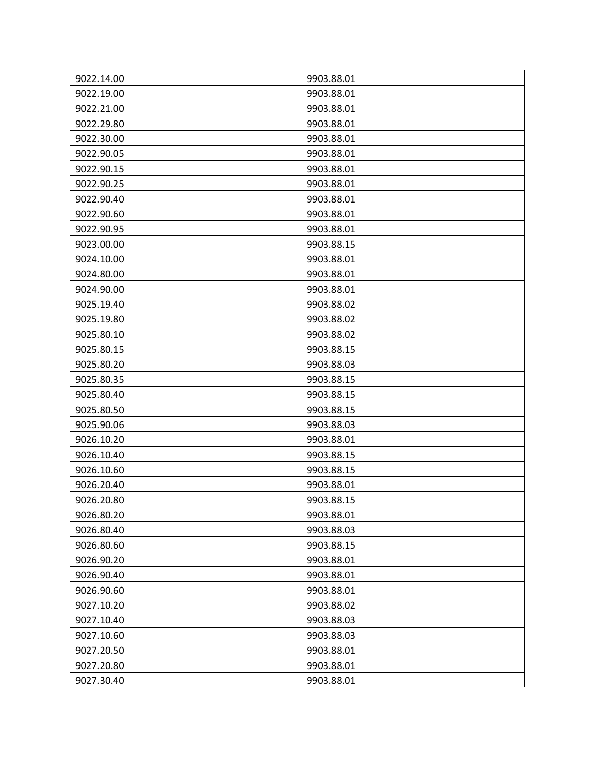| 9022.14.00 | 9903.88.01 |
|---|---|
| 9022.19.00 | 9903.88.01 |
| 9022.21.00 | 9903.88.01 |
| 9022.29.80 | 9903.88.01 |
| 9022.30.00 | 9903.88.01 |
| 9022.90.05 | 9903.88.01 |
| 9022.90.15 | 9903.88.01 |
| 9022.90.25 | 9903.88.01 |
| 9022.90.40 | 9903.88.01 |
| 9022.90.60 | 9903.88.01 |
| 9022.90.95 | 9903.88.01 |
| 9023.00.00 | 9903.88.15 |
| 9024.10.00 | 9903.88.01 |
| 9024.80.00 | 9903.88.01 |
| 9024.90.00 | 9903.88.01 |
| 9025.19.40 | 9903.88.02 |
| 9025.19.80 | 9903.88.02 |
| 9025.80.10 | 9903.88.02 |
| 9025.80.15 | 9903.88.15 |
| 9025.80.20 | 9903.88.03 |
| 9025.80.35 | 9903.88.15 |
| 9025.80.40 | 9903.88.15 |
| 9025.80.50 | 9903.88.15 |
| 9025.90.06 | 9903.88.03 |
| 9026.10.20 | 9903.88.01 |
| 9026.10.40 | 9903.88.15 |
| 9026.10.60 | 9903.88.15 |
| 9026.20.40 | 9903.88.01 |
| 9026.20.80 | 9903.88.15 |
| 9026.80.20 | 9903.88.01 |
| 9026.80.40 | 9903.88.03 |
| 9026.80.60 | 9903.88.15 |
| 9026.90.20 | 9903.88.01 |
| 9026.90.40 | 9903.88.01 |
| 9026.90.60 | 9903.88.01 |
| 9027.10.20 | 9903.88.02 |
| 9027.10.40 | 9903.88.03 |
| 9027.10.60 | 9903.88.03 |
| 9027.20.50 | 9903.88.01 |
| 9027.20.80 | 9903.88.01 |
| 9027.30.40 | 9903.88.01 |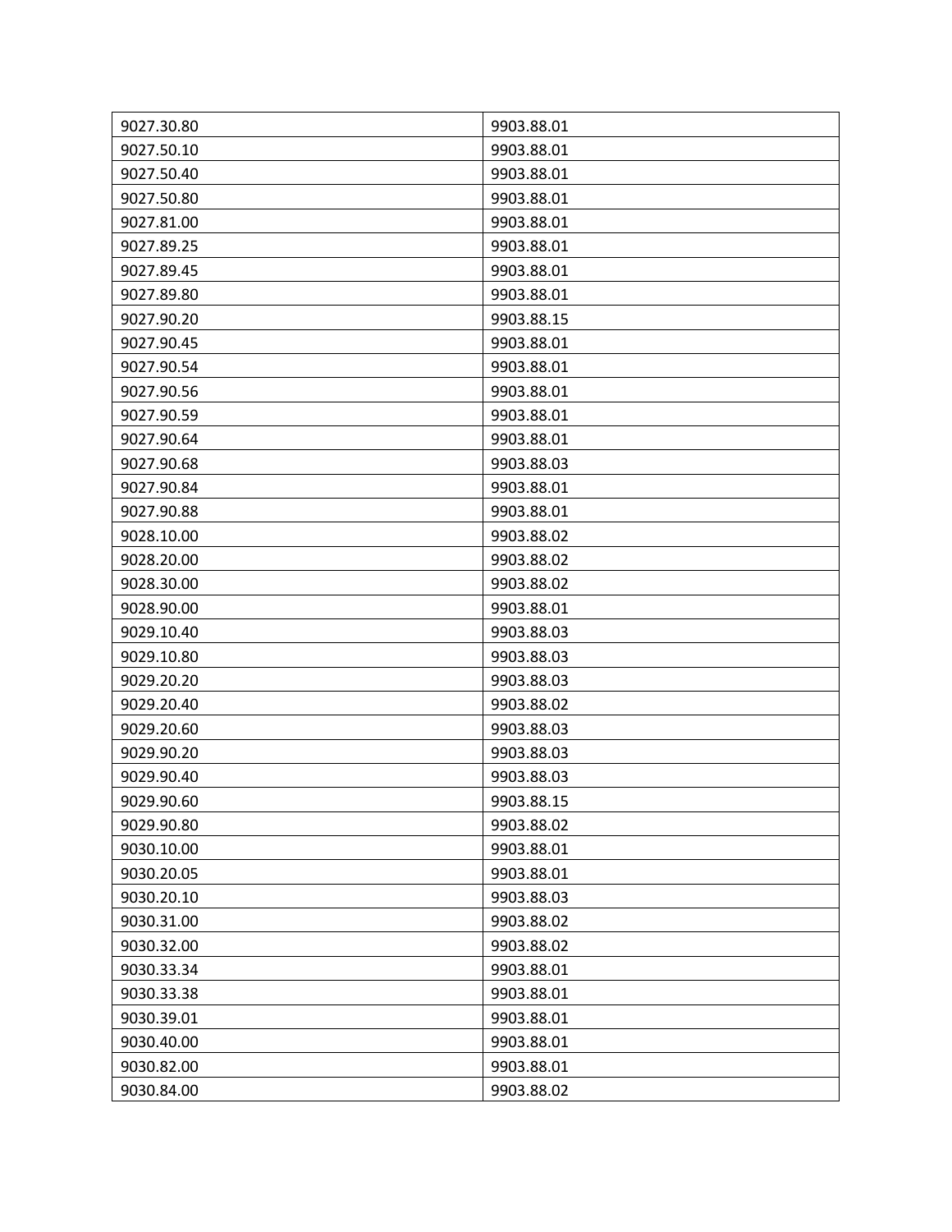| 9027.30.80 | 9903.88.01 |
|---|---|
| 9027.50.10 | 9903.88.01 |
| 9027.50.40 | 9903.88.01 |
| 9027.50.80 | 9903.88.01 |
| 9027.81.00 | 9903.88.01 |
| 9027.89.25 | 9903.88.01 |
| 9027.89.45 | 9903.88.01 |
| 9027.89.80 | 9903.88.01 |
| 9027.90.20 | 9903.88.15 |
| 9027.90.45 | 9903.88.01 |
| 9027.90.54 | 9903.88.01 |
| 9027.90.56 | 9903.88.01 |
| 9027.90.59 | 9903.88.01 |
| 9027.90.64 | 9903.88.01 |
| 9027.90.68 | 9903.88.03 |
| 9027.90.84 | 9903.88.01 |
| 9027.90.88 | 9903.88.01 |
| 9028.10.00 | 9903.88.02 |
| 9028.20.00 | 9903.88.02 |
| 9028.30.00 | 9903.88.02 |
| 9028.90.00 | 9903.88.01 |
| 9029.10.40 | 9903.88.03 |
| 9029.10.80 | 9903.88.03 |
| 9029.20.20 | 9903.88.03 |
| 9029.20.40 | 9903.88.02 |
| 9029.20.60 | 9903.88.03 |
| 9029.90.20 | 9903.88.03 |
| 9029.90.40 | 9903.88.03 |
| 9029.90.60 | 9903.88.15 |
| 9029.90.80 | 9903.88.02 |
| 9030.10.00 | 9903.88.01 |
| 9030.20.05 | 9903.88.01 |
| 9030.20.10 | 9903.88.03 |
| 9030.31.00 | 9903.88.02 |
| 9030.32.00 | 9903.88.02 |
| 9030.33.34 | 9903.88.01 |
| 9030.33.38 | 9903.88.01 |
| 9030.39.01 | 9903.88.01 |
| 9030.40.00 | 9903.88.01 |
| 9030.82.00 | 9903.88.01 |
| 9030.84.00 | 9903.88.02 |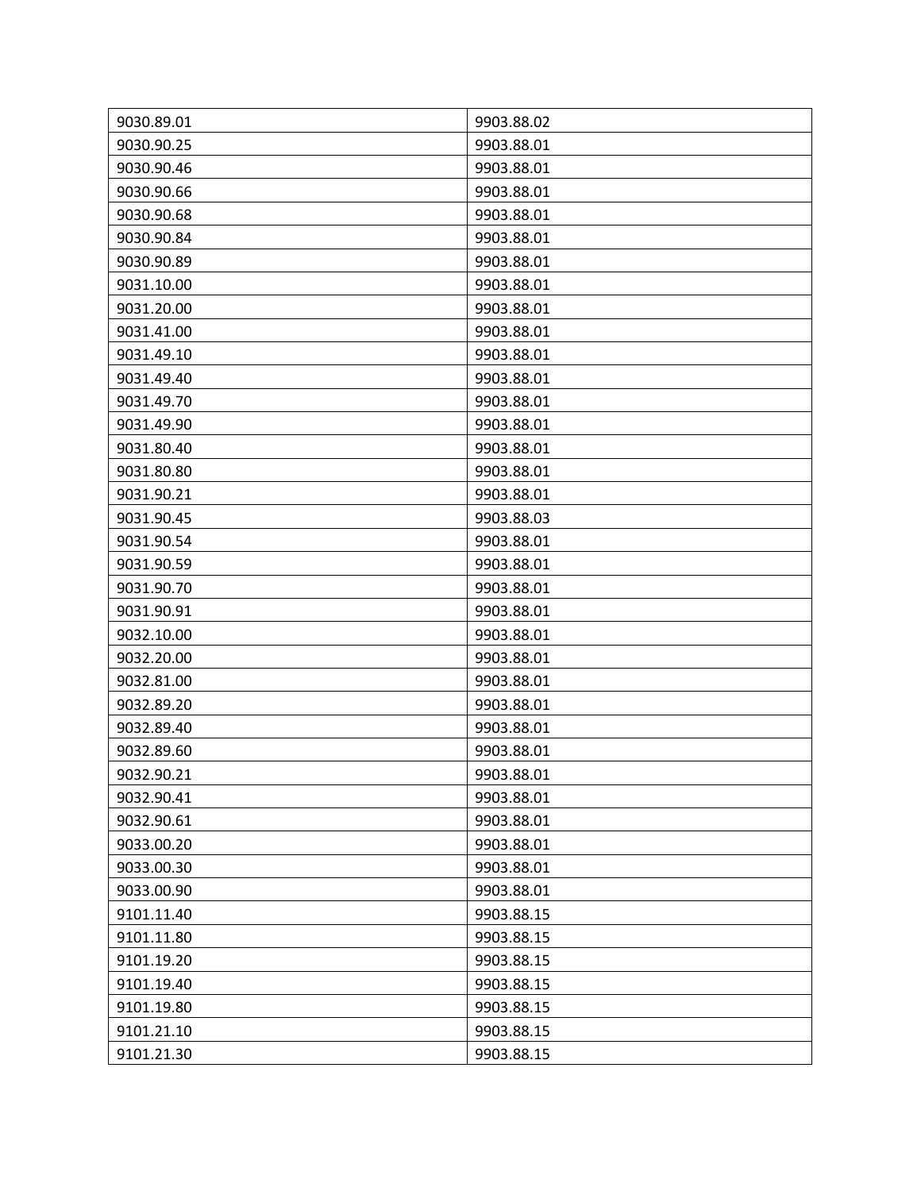| 9030.89.01 | 9903.88.02 |
| --- | --- |
| 9030.90.25 | 9903.88.01 |
| 9030.90.46 | 9903.88.01 |
| 9030.90.66 | 9903.88.01 |
| 9030.90.68 | 9903.88.01 |
| 9030.90.84 | 9903.88.01 |
| 9030.90.89 | 9903.88.01 |
| 9031.10.00 | 9903.88.01 |
| 9031.20.00 | 9903.88.01 |
| 9031.41.00 | 9903.88.01 |
| 9031.49.10 | 9903.88.01 |
| 9031.49.40 | 9903.88.01 |
| 9031.49.70 | 9903.88.01 |
| 9031.49.90 | 9903.88.01 |
| 9031.80.40 | 9903.88.01 |
| 9031.80.80 | 9903.88.01 |
| 9031.90.21 | 9903.88.01 |
| 9031.90.45 | 9903.88.03 |
| 9031.90.54 | 9903.88.01 |
| 9031.90.59 | 9903.88.01 |
| 9031.90.70 | 9903.88.01 |
| 9031.90.91 | 9903.88.01 |
| 9032.10.00 | 9903.88.01 |
| 9032.20.00 | 9903.88.01 |
| 9032.81.00 | 9903.88.01 |
| 9032.89.20 | 9903.88.01 |
| 9032.89.40 | 9903.88.01 |
| 9032.89.60 | 9903.88.01 |
| 9032.90.21 | 9903.88.01 |
| 9032.90.41 | 9903.88.01 |
| 9032.90.61 | 9903.88.01 |
| 9033.00.20 | 9903.88.01 |
| 9033.00.30 | 9903.88.01 |
| 9033.00.90 | 9903.88.01 |
| 9101.11.40 | 9903.88.15 |
| 9101.11.80 | 9903.88.15 |
| 9101.19.20 | 9903.88.15 |
| 9101.19.40 | 9903.88.15 |
| 9101.19.80 | 9903.88.15 |
| 9101.21.10 | 9903.88.15 |
| 9101.21.30 | 9903.88.15 |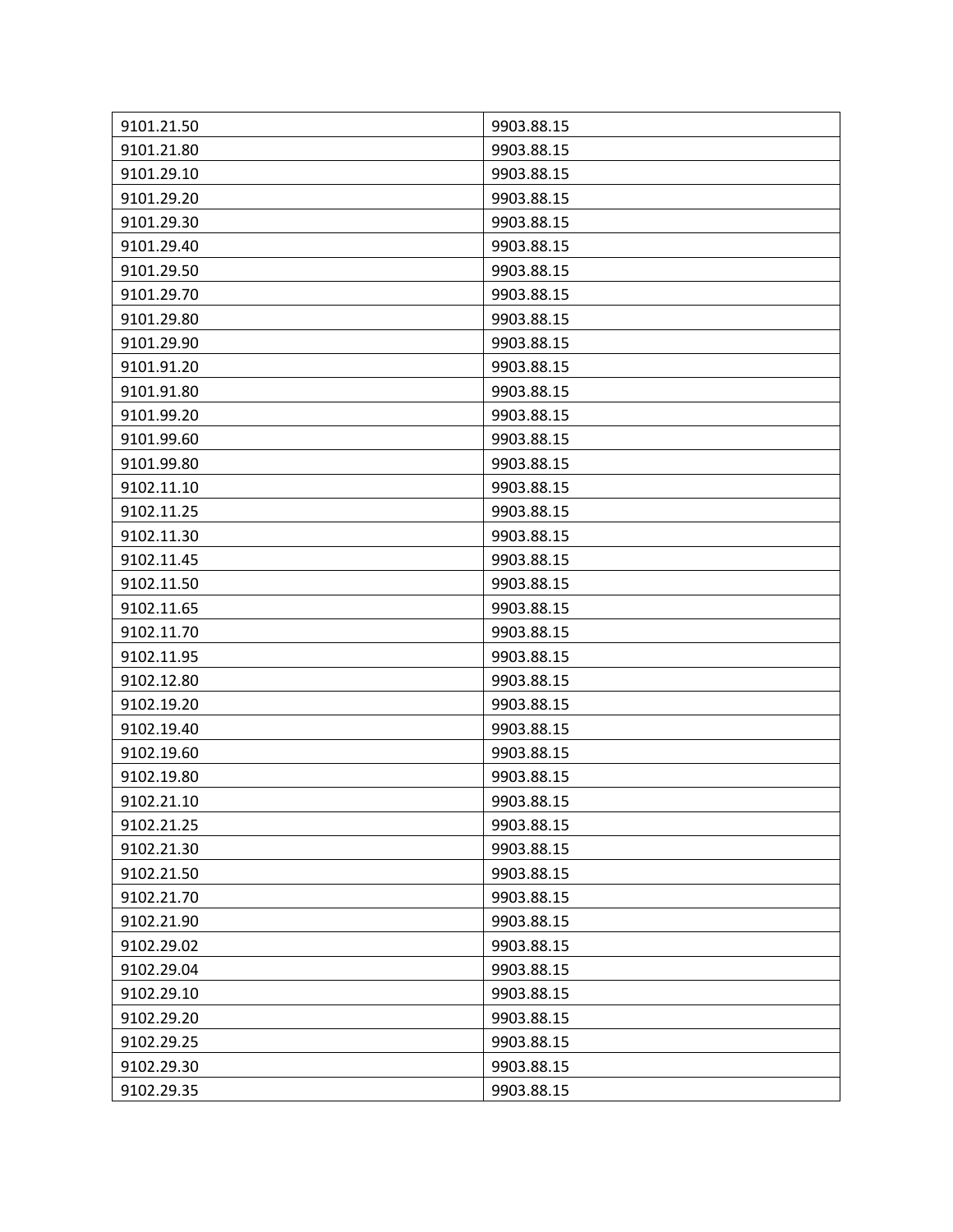| 9101.21.50 | 9903.88.15 |
| --- | --- |
| 9101.21.80 | 9903.88.15 |
| 9101.29.10 | 9903.88.15 |
| 9101.29.20 | 9903.88.15 |
| 9101.29.30 | 9903.88.15 |
| 9101.29.40 | 9903.88.15 |
| 9101.29.50 | 9903.88.15 |
| 9101.29.70 | 9903.88.15 |
| 9101.29.80 | 9903.88.15 |
| 9101.29.90 | 9903.88.15 |
| 9101.91.20 | 9903.88.15 |
| 9101.91.80 | 9903.88.15 |
| 9101.99.20 | 9903.88.15 |
| 9101.99.60 | 9903.88.15 |
| 9101.99.80 | 9903.88.15 |
| 9102.11.10 | 9903.88.15 |
| 9102.11.25 | 9903.88.15 |
| 9102.11.30 | 9903.88.15 |
| 9102.11.45 | 9903.88.15 |
| 9102.11.50 | 9903.88.15 |
| 9102.11.65 | 9903.88.15 |
| 9102.11.70 | 9903.88.15 |
| 9102.11.95 | 9903.88.15 |
| 9102.12.80 | 9903.88.15 |
| 9102.19.20 | 9903.88.15 |
| 9102.19.40 | 9903.88.15 |
| 9102.19.60 | 9903.88.15 |
| 9102.19.80 | 9903.88.15 |
| 9102.21.10 | 9903.88.15 |
| 9102.21.25 | 9903.88.15 |
| 9102.21.30 | 9903.88.15 |
| 9102.21.50 | 9903.88.15 |
| 9102.21.70 | 9903.88.15 |
| 9102.21.90 | 9903.88.15 |
| 9102.29.02 | 9903.88.15 |
| 9102.29.04 | 9903.88.15 |
| 9102.29.10 | 9903.88.15 |
| 9102.29.20 | 9903.88.15 |
| 9102.29.25 | 9903.88.15 |
| 9102.29.30 | 9903.88.15 |
| 9102.29.35 | 9903.88.15 |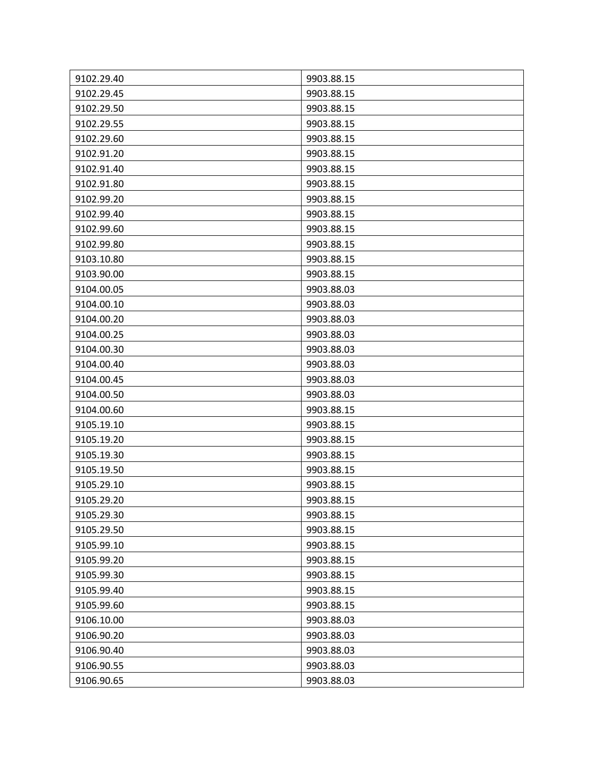| 9102.29.40 | 9903.88.15 |
|---|---|
| 9102.29.45 | 9903.88.15 |
| 9102.29.50 | 9903.88.15 |
| 9102.29.55 | 9903.88.15 |
| 9102.29.60 | 9903.88.15 |
| 9102.91.20 | 9903.88.15 |
| 9102.91.40 | 9903.88.15 |
| 9102.91.80 | 9903.88.15 |
| 9102.99.20 | 9903.88.15 |
| 9102.99.40 | 9903.88.15 |
| 9102.99.60 | 9903.88.15 |
| 9102.99.80 | 9903.88.15 |
| 9103.10.80 | 9903.88.15 |
| 9103.90.00 | 9903.88.15 |
| 9104.00.05 | 9903.88.03 |
| 9104.00.10 | 9903.88.03 |
| 9104.00.20 | 9903.88.03 |
| 9104.00.25 | 9903.88.03 |
| 9104.00.30 | 9903.88.03 |
| 9104.00.40 | 9903.88.03 |
| 9104.00.45 | 9903.88.03 |
| 9104.00.50 | 9903.88.03 |
| 9104.00.60 | 9903.88.15 |
| 9105.19.10 | 9903.88.15 |
| 9105.19.20 | 9903.88.15 |
| 9105.19.30 | 9903.88.15 |
| 9105.19.50 | 9903.88.15 |
| 9105.29.10 | 9903.88.15 |
| 9105.29.20 | 9903.88.15 |
| 9105.29.30 | 9903.88.15 |
| 9105.29.50 | 9903.88.15 |
| 9105.99.10 | 9903.88.15 |
| 9105.99.20 | 9903.88.15 |
| 9105.99.30 | 9903.88.15 |
| 9105.99.40 | 9903.88.15 |
| 9105.99.60 | 9903.88.15 |
| 9106.10.00 | 9903.88.03 |
| 9106.90.20 | 9903.88.03 |
| 9106.90.40 | 9903.88.03 |
| 9106.90.55 | 9903.88.03 |
| 9106.90.65 | 9903.88.03 |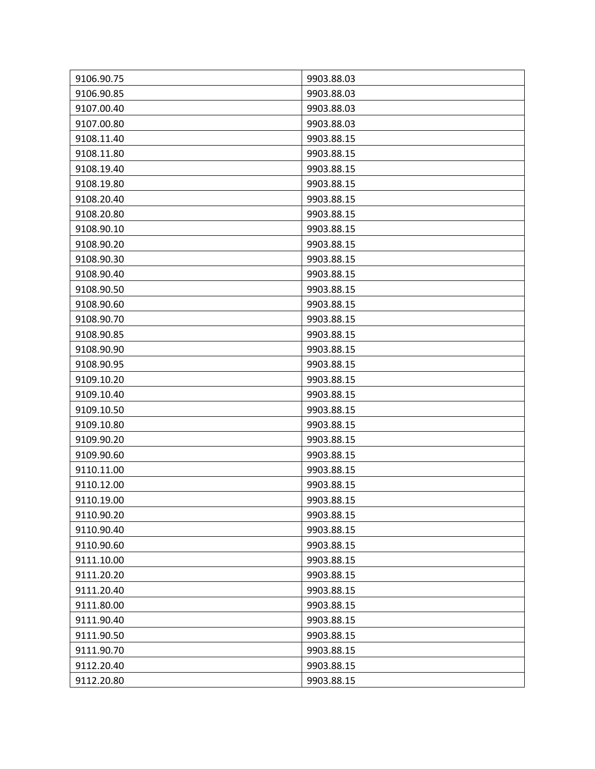| 9106.90.75 | 9903.88.03 |
|---|---|
| 9106.90.85 | 9903.88.03 |
| 9107.00.40 | 9903.88.03 |
| 9107.00.80 | 9903.88.03 |
| 9108.11.40 | 9903.88.15 |
| 9108.11.80 | 9903.88.15 |
| 9108.19.40 | 9903.88.15 |
| 9108.19.80 | 9903.88.15 |
| 9108.20.40 | 9903.88.15 |
| 9108.20.80 | 9903.88.15 |
| 9108.90.10 | 9903.88.15 |
| 9108.90.20 | 9903.88.15 |
| 9108.90.30 | 9903.88.15 |
| 9108.90.40 | 9903.88.15 |
| 9108.90.50 | 9903.88.15 |
| 9108.90.60 | 9903.88.15 |
| 9108.90.70 | 9903.88.15 |
| 9108.90.85 | 9903.88.15 |
| 9108.90.90 | 9903.88.15 |
| 9108.90.95 | 9903.88.15 |
| 9109.10.20 | 9903.88.15 |
| 9109.10.40 | 9903.88.15 |
| 9109.10.50 | 9903.88.15 |
| 9109.10.80 | 9903.88.15 |
| 9109.90.20 | 9903.88.15 |
| 9109.90.60 | 9903.88.15 |
| 9110.11.00 | 9903.88.15 |
| 9110.12.00 | 9903.88.15 |
| 9110.19.00 | 9903.88.15 |
| 9110.90.20 | 9903.88.15 |
| 9110.90.40 | 9903.88.15 |
| 9110.90.60 | 9903.88.15 |
| 9111.10.00 | 9903.88.15 |
| 9111.20.20 | 9903.88.15 |
| 9111.20.40 | 9903.88.15 |
| 9111.80.00 | 9903.88.15 |
| 9111.90.40 | 9903.88.15 |
| 9111.90.50 | 9903.88.15 |
| 9111.90.70 | 9903.88.15 |
| 9112.20.40 | 9903.88.15 |
| 9112.20.80 | 9903.88.15 |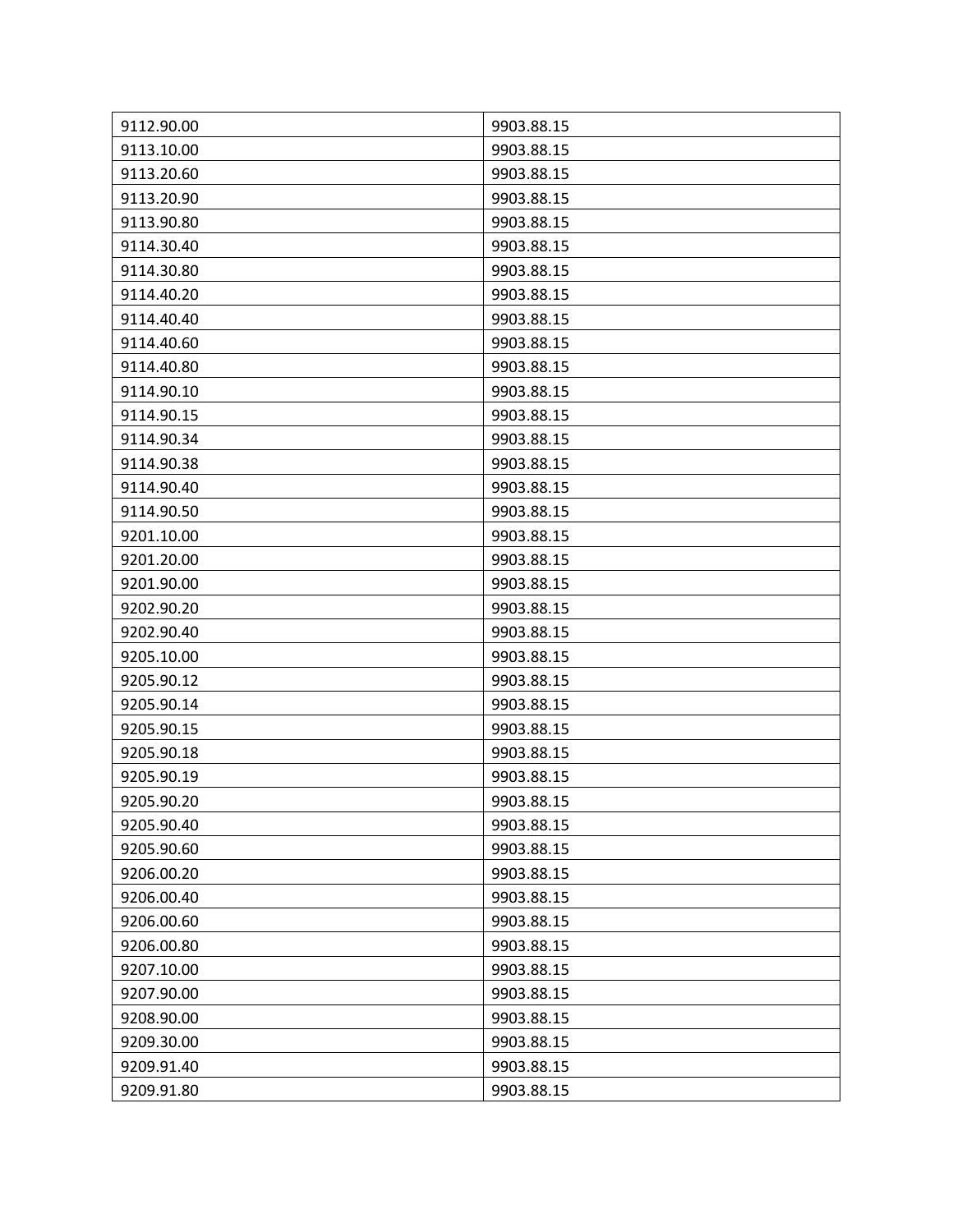| 9112.90.00 | 9903.88.15 |
|---|---|
| 9113.10.00 | 9903.88.15 |
| 9113.20.60 | 9903.88.15 |
| 9113.20.90 | 9903.88.15 |
| 9113.90.80 | 9903.88.15 |
| 9114.30.40 | 9903.88.15 |
| 9114.30.80 | 9903.88.15 |
| 9114.40.20 | 9903.88.15 |
| 9114.40.40 | 9903.88.15 |
| 9114.40.60 | 9903.88.15 |
| 9114.40.80 | 9903.88.15 |
| 9114.90.10 | 9903.88.15 |
| 9114.90.15 | 9903.88.15 |
| 9114.90.34 | 9903.88.15 |
| 9114.90.38 | 9903.88.15 |
| 9114.90.40 | 9903.88.15 |
| 9114.90.50 | 9903.88.15 |
| 9201.10.00 | 9903.88.15 |
| 9201.20.00 | 9903.88.15 |
| 9201.90.00 | 9903.88.15 |
| 9202.90.20 | 9903.88.15 |
| 9202.90.40 | 9903.88.15 |
| 9205.10.00 | 9903.88.15 |
| 9205.90.12 | 9903.88.15 |
| 9205.90.14 | 9903.88.15 |
| 9205.90.15 | 9903.88.15 |
| 9205.90.18 | 9903.88.15 |
| 9205.90.19 | 9903.88.15 |
| 9205.90.20 | 9903.88.15 |
| 9205.90.40 | 9903.88.15 |
| 9205.90.60 | 9903.88.15 |
| 9206.00.20 | 9903.88.15 |
| 9206.00.40 | 9903.88.15 |
| 9206.00.60 | 9903.88.15 |
| 9206.00.80 | 9903.88.15 |
| 9207.10.00 | 9903.88.15 |
| 9207.90.00 | 9903.88.15 |
| 9208.90.00 | 9903.88.15 |
| 9209.30.00 | 9903.88.15 |
| 9209.91.40 | 9903.88.15 |
| 9209.91.80 | 9903.88.15 |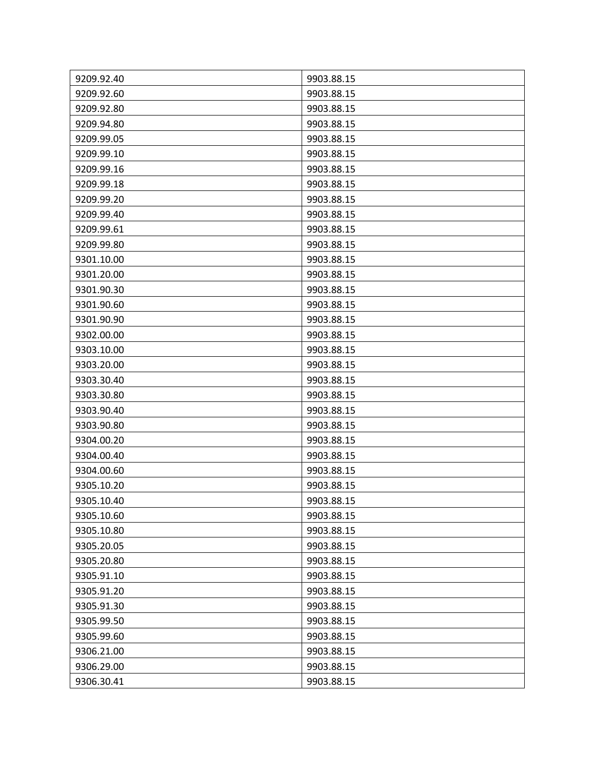| 9209.92.40 | 9903.88.15 |
| --- | --- |
| 9209.92.60 | 9903.88.15 |
| 9209.92.80 | 9903.88.15 |
| 9209.94.80 | 9903.88.15 |
| 9209.99.05 | 9903.88.15 |
| 9209.99.10 | 9903.88.15 |
| 9209.99.16 | 9903.88.15 |
| 9209.99.18 | 9903.88.15 |
| 9209.99.20 | 9903.88.15 |
| 9209.99.40 | 9903.88.15 |
| 9209.99.61 | 9903.88.15 |
| 9209.99.80 | 9903.88.15 |
| 9301.10.00 | 9903.88.15 |
| 9301.20.00 | 9903.88.15 |
| 9301.90.30 | 9903.88.15 |
| 9301.90.60 | 9903.88.15 |
| 9301.90.90 | 9903.88.15 |
| 9302.00.00 | 9903.88.15 |
| 9303.10.00 | 9903.88.15 |
| 9303.20.00 | 9903.88.15 |
| 9303.30.40 | 9903.88.15 |
| 9303.30.80 | 9903.88.15 |
| 9303.90.40 | 9903.88.15 |
| 9303.90.80 | 9903.88.15 |
| 9304.00.20 | 9903.88.15 |
| 9304.00.40 | 9903.88.15 |
| 9304.00.60 | 9903.88.15 |
| 9305.10.20 | 9903.88.15 |
| 9305.10.40 | 9903.88.15 |
| 9305.10.60 | 9903.88.15 |
| 9305.10.80 | 9903.88.15 |
| 9305.20.05 | 9903.88.15 |
| 9305.20.80 | 9903.88.15 |
| 9305.91.10 | 9903.88.15 |
| 9305.91.20 | 9903.88.15 |
| 9305.91.30 | 9903.88.15 |
| 9305.99.50 | 9903.88.15 |
| 9305.99.60 | 9903.88.15 |
| 9306.21.00 | 9903.88.15 |
| 9306.29.00 | 9903.88.15 |
| 9306.30.41 | 9903.88.15 |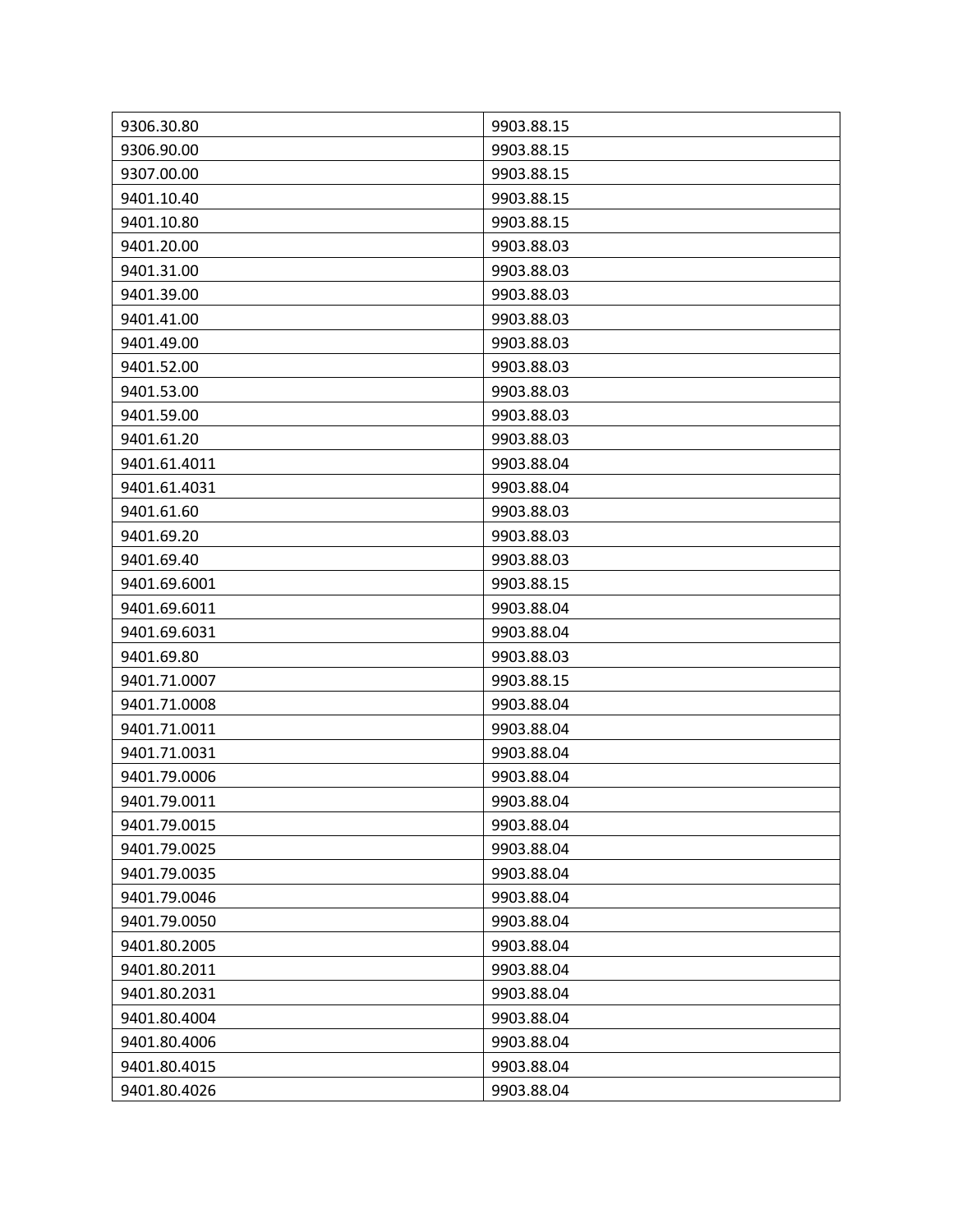| | |
|---|---|
| 9306.30.80 | 9903.88.15 |
| 9306.90.00 | 9903.88.15 |
| 9307.00.00 | 9903.88.15 |
| 9401.10.40 | 9903.88.15 |
| 9401.10.80 | 9903.88.15 |
| 9401.20.00 | 9903.88.03 |
| 9401.31.00 | 9903.88.03 |
| 9401.39.00 | 9903.88.03 |
| 9401.41.00 | 9903.88.03 |
| 9401.49.00 | 9903.88.03 |
| 9401.52.00 | 9903.88.03 |
| 9401.53.00 | 9903.88.03 |
| 9401.59.00 | 9903.88.03 |
| 9401.61.20 | 9903.88.03 |
| 9401.61.4011 | 9903.88.04 |
| 9401.61.4031 | 9903.88.04 |
| 9401.61.60 | 9903.88.03 |
| 9401.69.20 | 9903.88.03 |
| 9401.69.40 | 9903.88.03 |
| 9401.69.6001 | 9903.88.15 |
| 9401.69.6011 | 9903.88.04 |
| 9401.69.6031 | 9903.88.04 |
| 9401.69.80 | 9903.88.03 |
| 9401.71.0007 | 9903.88.15 |
| 9401.71.0008 | 9903.88.04 |
| 9401.71.0011 | 9903.88.04 |
| 9401.71.0031 | 9903.88.04 |
| 9401.79.0006 | 9903.88.04 |
| 9401.79.0011 | 9903.88.04 |
| 9401.79.0015 | 9903.88.04 |
| 9401.79.0025 | 9903.88.04 |
| 9401.79.0035 | 9903.88.04 |
| 9401.79.0046 | 9903.88.04 |
| 9401.79.0050 | 9903.88.04 |
| 9401.80.2005 | 9903.88.04 |
| 9401.80.2011 | 9903.88.04 |
| 9401.80.2031 | 9903.88.04 |
| 9401.80.4004 | 9903.88.04 |
| 9401.80.4006 | 9903.88.04 |
| 9401.80.4015 | 9903.88.04 |
| 9401.80.4026 | 9903.88.04 |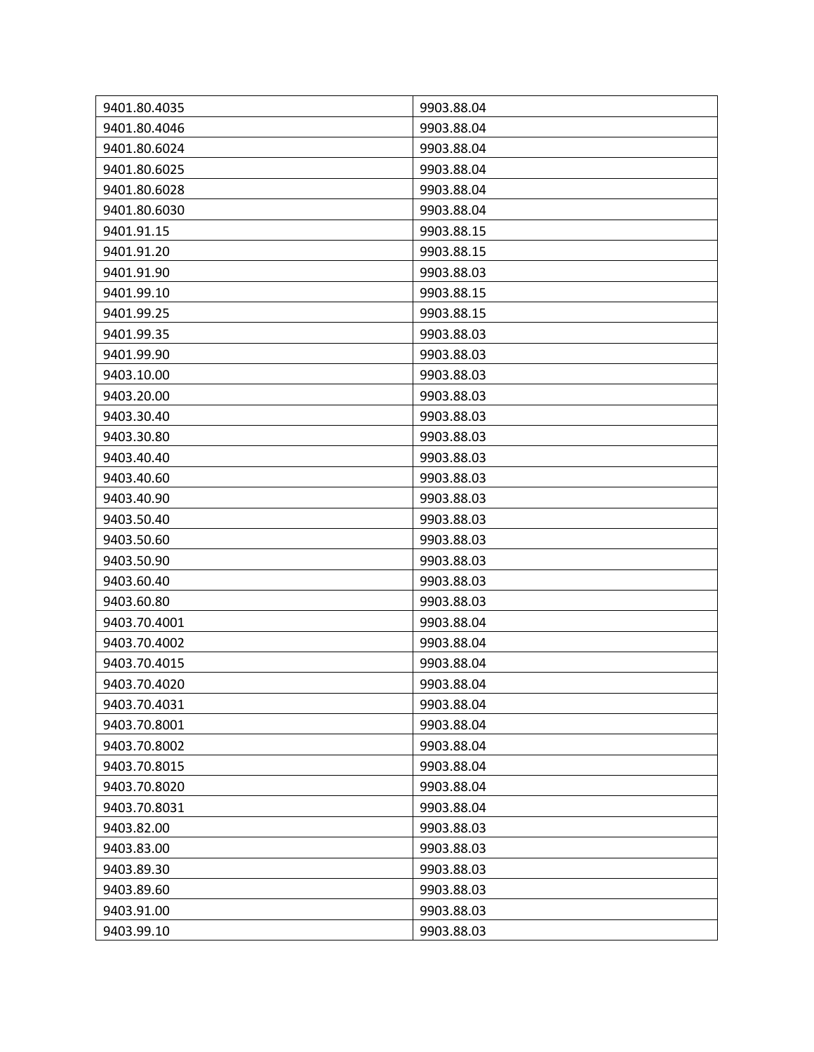| | |
|---|---|
| 9401.80.4035 | 9903.88.04 |
| 9401.80.4046 | 9903.88.04 |
| 9401.80.6024 | 9903.88.04 |
| 9401.80.6025 | 9903.88.04 |
| 9401.80.6028 | 9903.88.04 |
| 9401.80.6030 | 9903.88.04 |
| 9401.91.15 | 9903.88.15 |
| 9401.91.20 | 9903.88.15 |
| 9401.91.90 | 9903.88.03 |
| 9401.99.10 | 9903.88.15 |
| 9401.99.25 | 9903.88.15 |
| 9401.99.35 | 9903.88.03 |
| 9401.99.90 | 9903.88.03 |
| 9403.10.00 | 9903.88.03 |
| 9403.20.00 | 9903.88.03 |
| 9403.30.40 | 9903.88.03 |
| 9403.30.80 | 9903.88.03 |
| 9403.40.40 | 9903.88.03 |
| 9403.40.60 | 9903.88.03 |
| 9403.40.90 | 9903.88.03 |
| 9403.50.40 | 9903.88.03 |
| 9403.50.60 | 9903.88.03 |
| 9403.50.90 | 9903.88.03 |
| 9403.60.40 | 9903.88.03 |
| 9403.60.80 | 9903.88.03 |
| 9403.70.4001 | 9903.88.04 |
| 9403.70.4002 | 9903.88.04 |
| 9403.70.4015 | 9903.88.04 |
| 9403.70.4020 | 9903.88.04 |
| 9403.70.4031 | 9903.88.04 |
| 9403.70.8001 | 9903.88.04 |
| 9403.70.8002 | 9903.88.04 |
| 9403.70.8015 | 9903.88.04 |
| 9403.70.8020 | 9903.88.04 |
| 9403.70.8031 | 9903.88.04 |
| 9403.82.00 | 9903.88.03 |
| 9403.83.00 | 9903.88.03 |
| 9403.89.30 | 9903.88.03 |
| 9403.89.60 | 9903.88.03 |
| 9403.91.00 | 9903.88.03 |
| 9403.99.10 | 9903.88.03 |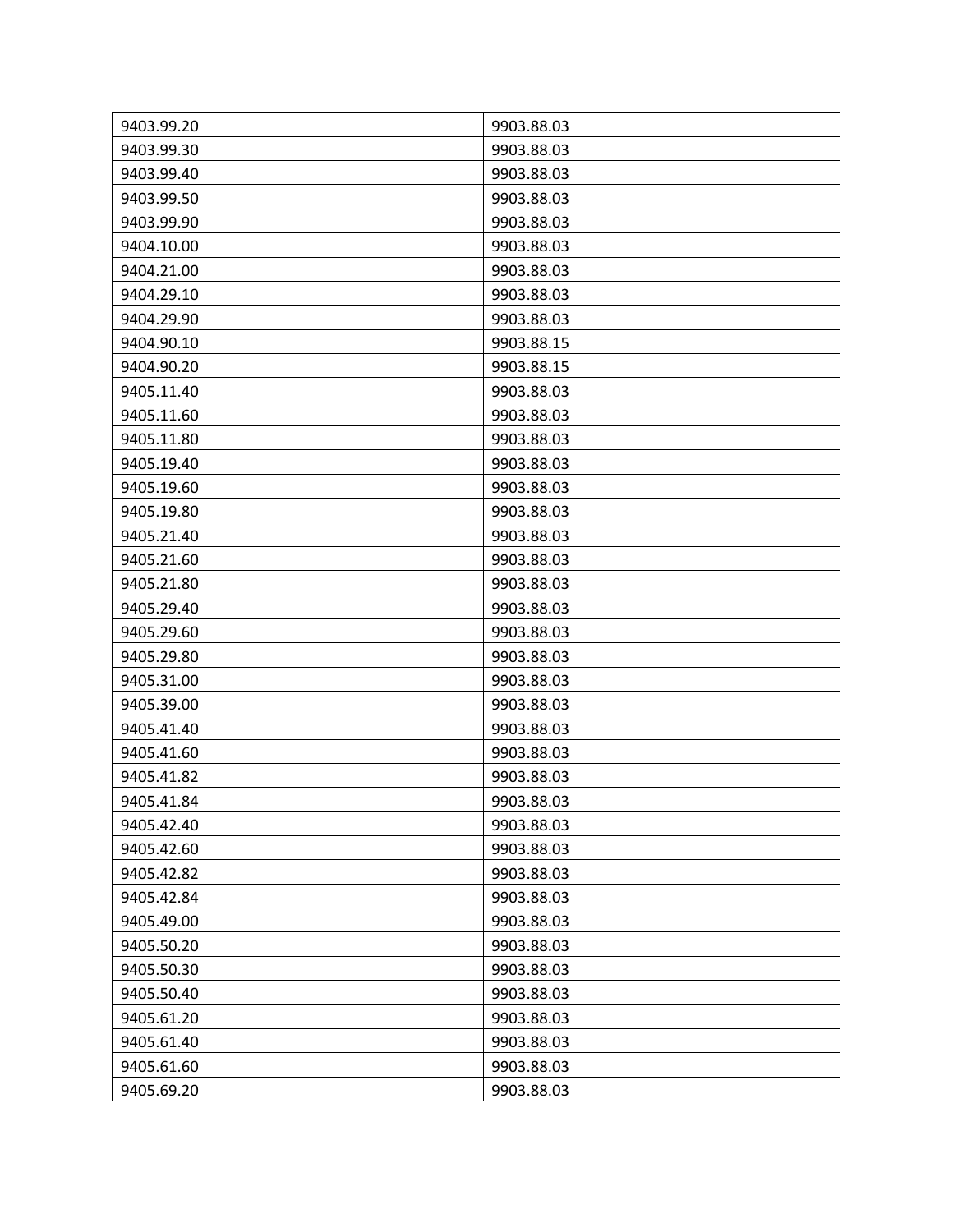| | |
|---|---|
| 9403.99.20 | 9903.88.03 |
| 9403.99.30 | 9903.88.03 |
| 9403.99.40 | 9903.88.03 |
| 9403.99.50 | 9903.88.03 |
| 9403.99.90 | 9903.88.03 |
| 9404.10.00 | 9903.88.03 |
| 9404.21.00 | 9903.88.03 |
| 9404.29.10 | 9903.88.03 |
| 9404.29.90 | 9903.88.03 |
| 9404.90.10 | 9903.88.15 |
| 9404.90.20 | 9903.88.15 |
| 9405.11.40 | 9903.88.03 |
| 9405.11.60 | 9903.88.03 |
| 9405.11.80 | 9903.88.03 |
| 9405.19.40 | 9903.88.03 |
| 9405.19.60 | 9903.88.03 |
| 9405.19.80 | 9903.88.03 |
| 9405.21.40 | 9903.88.03 |
| 9405.21.60 | 9903.88.03 |
| 9405.21.80 | 9903.88.03 |
| 9405.29.40 | 9903.88.03 |
| 9405.29.60 | 9903.88.03 |
| 9405.29.80 | 9903.88.03 |
| 9405.31.00 | 9903.88.03 |
| 9405.39.00 | 9903.88.03 |
| 9405.41.40 | 9903.88.03 |
| 9405.41.60 | 9903.88.03 |
| 9405.41.82 | 9903.88.03 |
| 9405.41.84 | 9903.88.03 |
| 9405.42.40 | 9903.88.03 |
| 9405.42.60 | 9903.88.03 |
| 9405.42.82 | 9903.88.03 |
| 9405.42.84 | 9903.88.03 |
| 9405.49.00 | 9903.88.03 |
| 9405.50.20 | 9903.88.03 |
| 9405.50.30 | 9903.88.03 |
| 9405.50.40 | 9903.88.03 |
| 9405.61.20 | 9903.88.03 |
| 9405.61.40 | 9903.88.03 |
| 9405.61.60 | 9903.88.03 |
| 9405.69.20 | 9903.88.03 |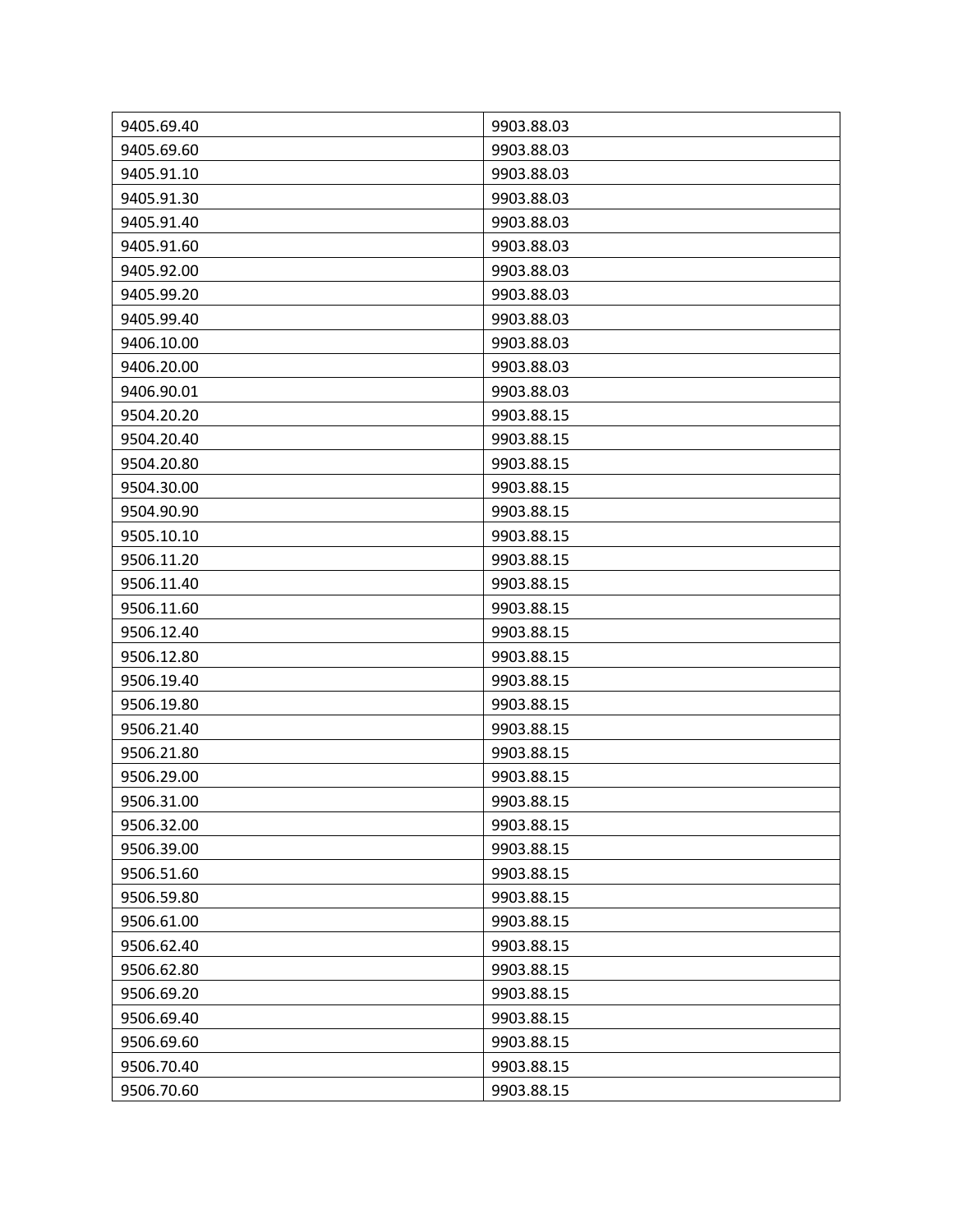| 9405.69.40 | 9903.88.03 |
|---|---|
| 9405.69.60 | 9903.88.03 |
| 9405.91.10 | 9903.88.03 |
| 9405.91.30 | 9903.88.03 |
| 9405.91.40 | 9903.88.03 |
| 9405.91.60 | 9903.88.03 |
| 9405.92.00 | 9903.88.03 |
| 9405.99.20 | 9903.88.03 |
| 9405.99.40 | 9903.88.03 |
| 9406.10.00 | 9903.88.03 |
| 9406.20.00 | 9903.88.03 |
| 9406.90.01 | 9903.88.03 |
| 9504.20.20 | 9903.88.15 |
| 9504.20.40 | 9903.88.15 |
| 9504.20.80 | 9903.88.15 |
| 9504.30.00 | 9903.88.15 |
| 9504.90.90 | 9903.88.15 |
| 9505.10.10 | 9903.88.15 |
| 9506.11.20 | 9903.88.15 |
| 9506.11.40 | 9903.88.15 |
| 9506.11.60 | 9903.88.15 |
| 9506.12.40 | 9903.88.15 |
| 9506.12.80 | 9903.88.15 |
| 9506.19.40 | 9903.88.15 |
| 9506.19.80 | 9903.88.15 |
| 9506.21.40 | 9903.88.15 |
| 9506.21.80 | 9903.88.15 |
| 9506.29.00 | 9903.88.15 |
| 9506.31.00 | 9903.88.15 |
| 9506.32.00 | 9903.88.15 |
| 9506.39.00 | 9903.88.15 |
| 9506.51.60 | 9903.88.15 |
| 9506.59.80 | 9903.88.15 |
| 9506.61.00 | 9903.88.15 |
| 9506.62.40 | 9903.88.15 |
| 9506.62.80 | 9903.88.15 |
| 9506.69.20 | 9903.88.15 |
| 9506.69.40 | 9903.88.15 |
| 9506.69.60 | 9903.88.15 |
| 9506.70.40 | 9903.88.15 |
| 9506.70.60 | 9903.88.15 |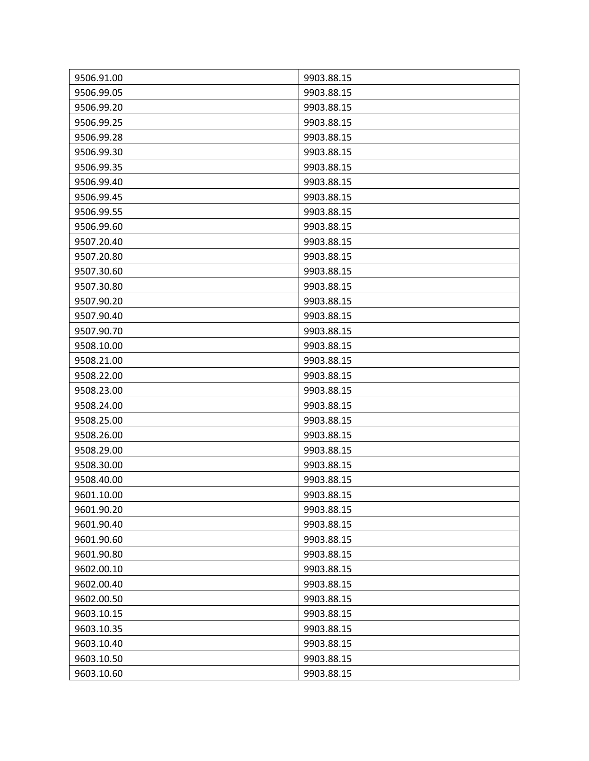| 9506.91.00 | 9903.88.15 |
| --- | --- |
| 9506.99.05 | 9903.88.15 |
| 9506.99.20 | 9903.88.15 |
| 9506.99.25 | 9903.88.15 |
| 9506.99.28 | 9903.88.15 |
| 9506.99.30 | 9903.88.15 |
| 9506.99.35 | 9903.88.15 |
| 9506.99.40 | 9903.88.15 |
| 9506.99.45 | 9903.88.15 |
| 9506.99.55 | 9903.88.15 |
| 9506.99.60 | 9903.88.15 |
| 9507.20.40 | 9903.88.15 |
| 9507.20.80 | 9903.88.15 |
| 9507.30.60 | 9903.88.15 |
| 9507.30.80 | 9903.88.15 |
| 9507.90.20 | 9903.88.15 |
| 9507.90.40 | 9903.88.15 |
| 9507.90.70 | 9903.88.15 |
| 9508.10.00 | 9903.88.15 |
| 9508.21.00 | 9903.88.15 |
| 9508.22.00 | 9903.88.15 |
| 9508.23.00 | 9903.88.15 |
| 9508.24.00 | 9903.88.15 |
| 9508.25.00 | 9903.88.15 |
| 9508.26.00 | 9903.88.15 |
| 9508.29.00 | 9903.88.15 |
| 9508.30.00 | 9903.88.15 |
| 9508.40.00 | 9903.88.15 |
| 9601.10.00 | 9903.88.15 |
| 9601.90.20 | 9903.88.15 |
| 9601.90.40 | 9903.88.15 |
| 9601.90.60 | 9903.88.15 |
| 9601.90.80 | 9903.88.15 |
| 9602.00.10 | 9903.88.15 |
| 9602.00.40 | 9903.88.15 |
| 9602.00.50 | 9903.88.15 |
| 9603.10.15 | 9903.88.15 |
| 9603.10.35 | 9903.88.15 |
| 9603.10.40 | 9903.88.15 |
| 9603.10.50 | 9903.88.15 |
| 9603.10.60 | 9903.88.15 |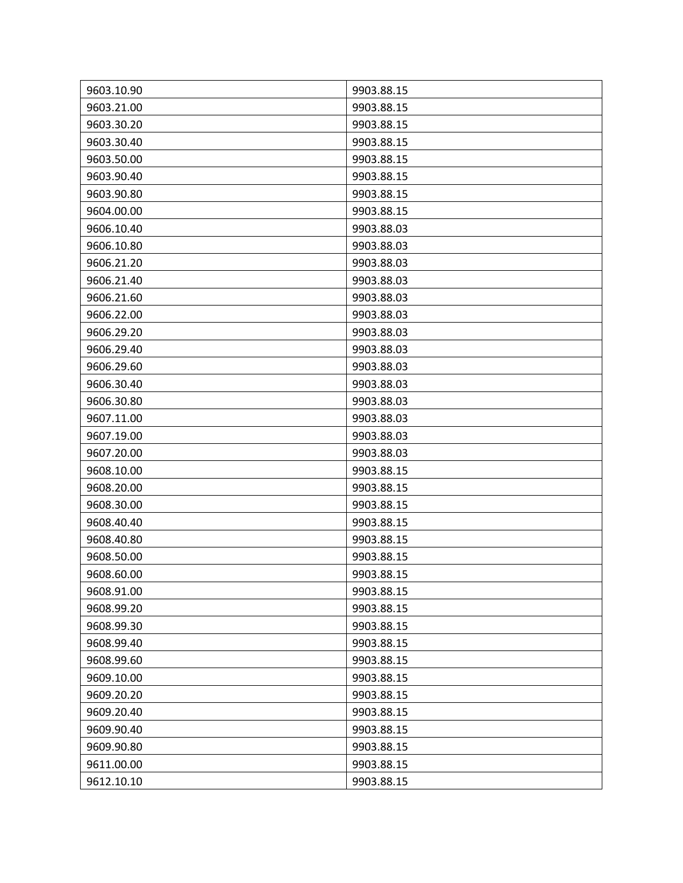| 9603.10.90 | 9903.88.15 |
| --- | --- |
| 9603.21.00 | 9903.88.15 |
| 9603.30.20 | 9903.88.15 |
| 9603.30.40 | 9903.88.15 |
| 9603.50.00 | 9903.88.15 |
| 9603.90.40 | 9903.88.15 |
| 9603.90.80 | 9903.88.15 |
| 9604.00.00 | 9903.88.15 |
| 9606.10.40 | 9903.88.03 |
| 9606.10.80 | 9903.88.03 |
| 9606.21.20 | 9903.88.03 |
| 9606.21.40 | 9903.88.03 |
| 9606.21.60 | 9903.88.03 |
| 9606.22.00 | 9903.88.03 |
| 9606.29.20 | 9903.88.03 |
| 9606.29.40 | 9903.88.03 |
| 9606.29.60 | 9903.88.03 |
| 9606.30.40 | 9903.88.03 |
| 9606.30.80 | 9903.88.03 |
| 9607.11.00 | 9903.88.03 |
| 9607.19.00 | 9903.88.03 |
| 9607.20.00 | 9903.88.03 |
| 9608.10.00 | 9903.88.15 |
| 9608.20.00 | 9903.88.15 |
| 9608.30.00 | 9903.88.15 |
| 9608.40.40 | 9903.88.15 |
| 9608.40.80 | 9903.88.15 |
| 9608.50.00 | 9903.88.15 |
| 9608.60.00 | 9903.88.15 |
| 9608.91.00 | 9903.88.15 |
| 9608.99.20 | 9903.88.15 |
| 9608.99.30 | 9903.88.15 |
| 9608.99.40 | 9903.88.15 |
| 9608.99.60 | 9903.88.15 |
| 9609.10.00 | 9903.88.15 |
| 9609.20.20 | 9903.88.15 |
| 9609.20.40 | 9903.88.15 |
| 9609.90.40 | 9903.88.15 |
| 9609.90.80 | 9903.88.15 |
| 9611.00.00 | 9903.88.15 |
| 9612.10.10 | 9903.88.15 |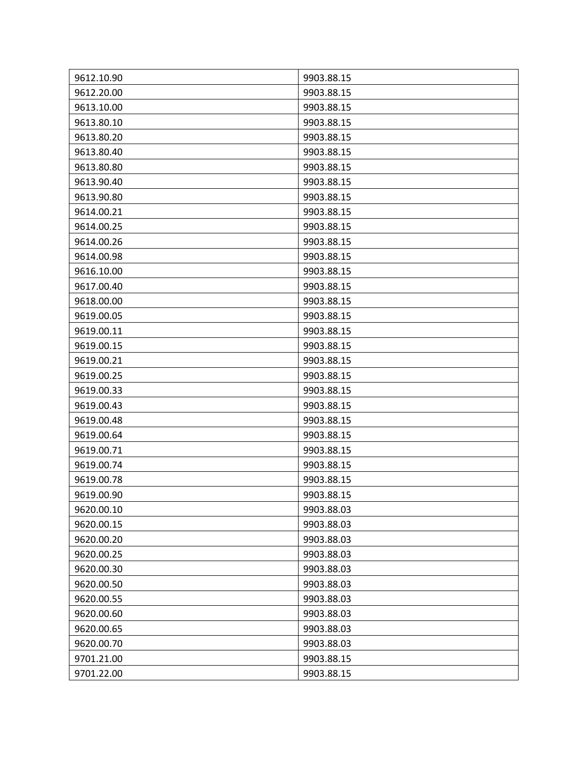| 9612.10.90 | 9903.88.15 |
|---|---|
| 9612.20.00 | 9903.88.15 |
| 9613.10.00 | 9903.88.15 |
| 9613.80.10 | 9903.88.15 |
| 9613.80.20 | 9903.88.15 |
| 9613.80.40 | 9903.88.15 |
| 9613.80.80 | 9903.88.15 |
| 9613.90.40 | 9903.88.15 |
| 9613.90.80 | 9903.88.15 |
| 9614.00.21 | 9903.88.15 |
| 9614.00.25 | 9903.88.15 |
| 9614.00.26 | 9903.88.15 |
| 9614.00.98 | 9903.88.15 |
| 9616.10.00 | 9903.88.15 |
| 9617.00.40 | 9903.88.15 |
| 9618.00.00 | 9903.88.15 |
| 9619.00.05 | 9903.88.15 |
| 9619.00.11 | 9903.88.15 |
| 9619.00.15 | 9903.88.15 |
| 9619.00.21 | 9903.88.15 |
| 9619.00.25 | 9903.88.15 |
| 9619.00.33 | 9903.88.15 |
| 9619.00.43 | 9903.88.15 |
| 9619.00.48 | 9903.88.15 |
| 9619.00.64 | 9903.88.15 |
| 9619.00.71 | 9903.88.15 |
| 9619.00.74 | 9903.88.15 |
| 9619.00.78 | 9903.88.15 |
| 9619.00.90 | 9903.88.15 |
| 9620.00.10 | 9903.88.03 |
| 9620.00.15 | 9903.88.03 |
| 9620.00.20 | 9903.88.03 |
| 9620.00.25 | 9903.88.03 |
| 9620.00.30 | 9903.88.03 |
| 9620.00.50 | 9903.88.03 |
| 9620.00.55 | 9903.88.03 |
| 9620.00.60 | 9903.88.03 |
| 9620.00.65 | 9903.88.03 |
| 9620.00.70 | 9903.88.03 |
| 9701.21.00 | 9903.88.15 |
| 9701.22.00 | 9903.88.15 |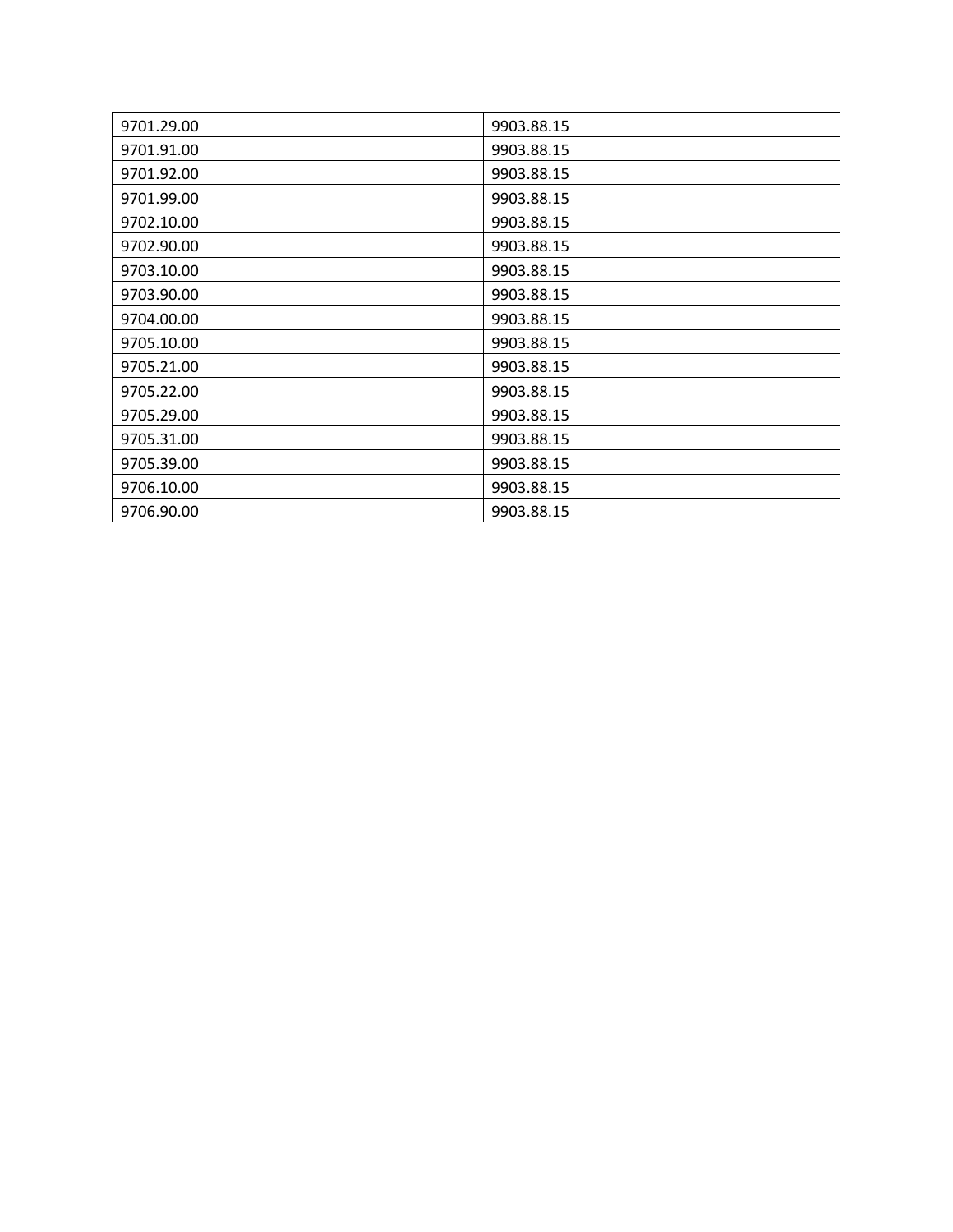| | |
|---|---|
| 9701.29.00 | 9903.88.15 |
| 9701.91.00 | 9903.88.15 |
| 9701.92.00 | 9903.88.15 |
| 9701.99.00 | 9903.88.15 |
| 9702.10.00 | 9903.88.15 |
| 9702.90.00 | 9903.88.15 |
| 9703.10.00 | 9903.88.15 |
| 9703.90.00 | 9903.88.15 |
| 9704.00.00 | 9903.88.15 |
| 9705.10.00 | 9903.88.15 |
| 9705.21.00 | 9903.88.15 |
| 9705.22.00 | 9903.88.15 |
| 9705.29.00 | 9903.88.15 |
| 9705.31.00 | 9903.88.15 |
| 9705.39.00 | 9903.88.15 |
| 9706.10.00 | 9903.88.15 |
| 9706.90.00 | 9903.88.15 |